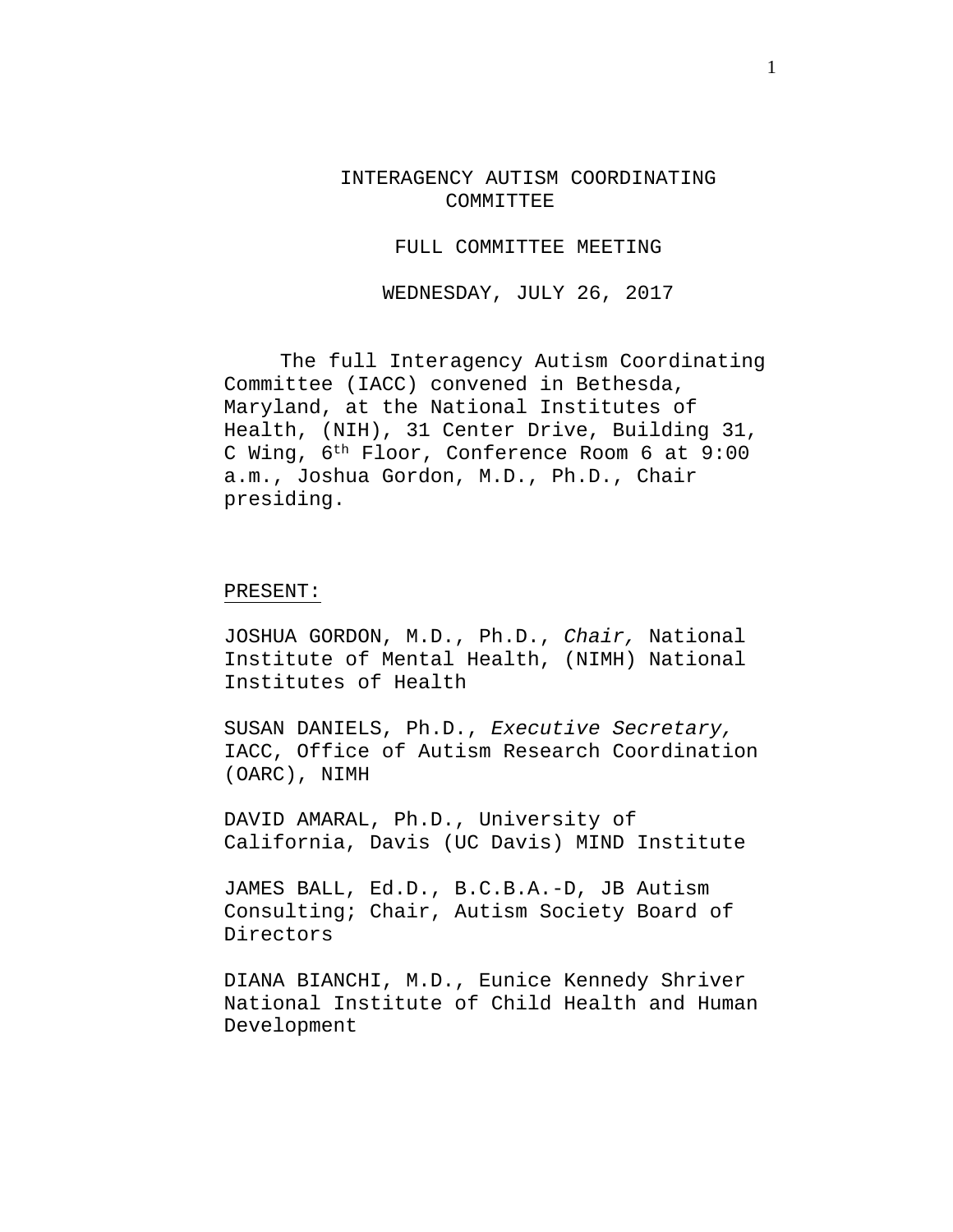# INTERAGENCY AUTISM COORDINATING COMMITTEE

## FULL COMMITTEE MEETING

## WEDNESDAY, JULY 26, 2017

The full Interagency Autism Coordinating Committee (IACC) convened in Bethesda, Maryland, at the National Institutes of Health, (NIH), 31 Center Drive, Building 31, C Wing, 6th Floor, Conference Room 6 at 9:00 a.m., Joshua Gordon, M.D., Ph.D., Chair presiding.

PRESENT:

JOSHUA GORDON, M.D., Ph.D., *Chair,* National Institute of Mental Health, (NIMH) National Institutes of Health

SUSAN DANIELS, Ph.D., *Executive Secretary,* IACC, Office of Autism Research Coordination (OARC), NIMH

DAVID AMARAL, Ph.D., University of California, Davis (UC Davis) MIND Institute

JAMES BALL, Ed.D., B.C.B.A.-D, JB Autism Consulting; Chair, Autism Society Board of Directors

DIANA BIANCHI, M.D., Eunice Kennedy Shriver National Institute of Child Health and Human Development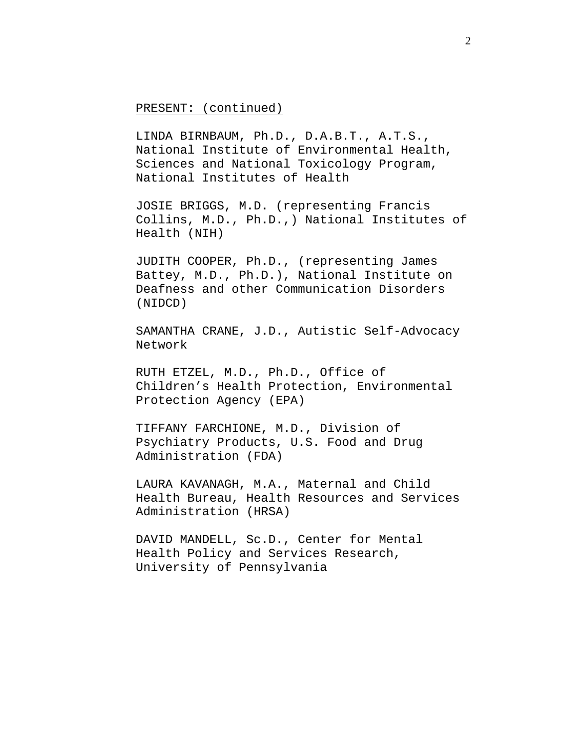PRESENT: (continued)

LINDA BIRNBAUM, Ph.D., D.A.B.T., A.T.S., National Institute of Environmental Health, Sciences and National Toxicology Program, National Institutes of Health

JOSIE BRIGGS, M.D. (representing Francis Collins, M.D., Ph.D.,) National Institutes of Health (NIH)

JUDITH COOPER, Ph.D., (representing James Battey, M.D., Ph.D.), National Institute on Deafness and other Communication Disorders (NIDCD)

SAMANTHA CRANE, J.D., Autistic Self-Advocacy Network

RUTH ETZEL, M.D., Ph.D., Office of Children’s Health Protection, Environmental Protection Agency (EPA)

TIFFANY FARCHIONE, M.D., Division of Psychiatry Products, U.S. Food and Drug Administration (FDA)

LAURA KAVANAGH, M.A., Maternal and Child Health Bureau, Health Resources and Services Administration (HRSA)

DAVID MANDELL, Sc.D., Center for Mental Health Policy and Services Research, University of Pennsylvania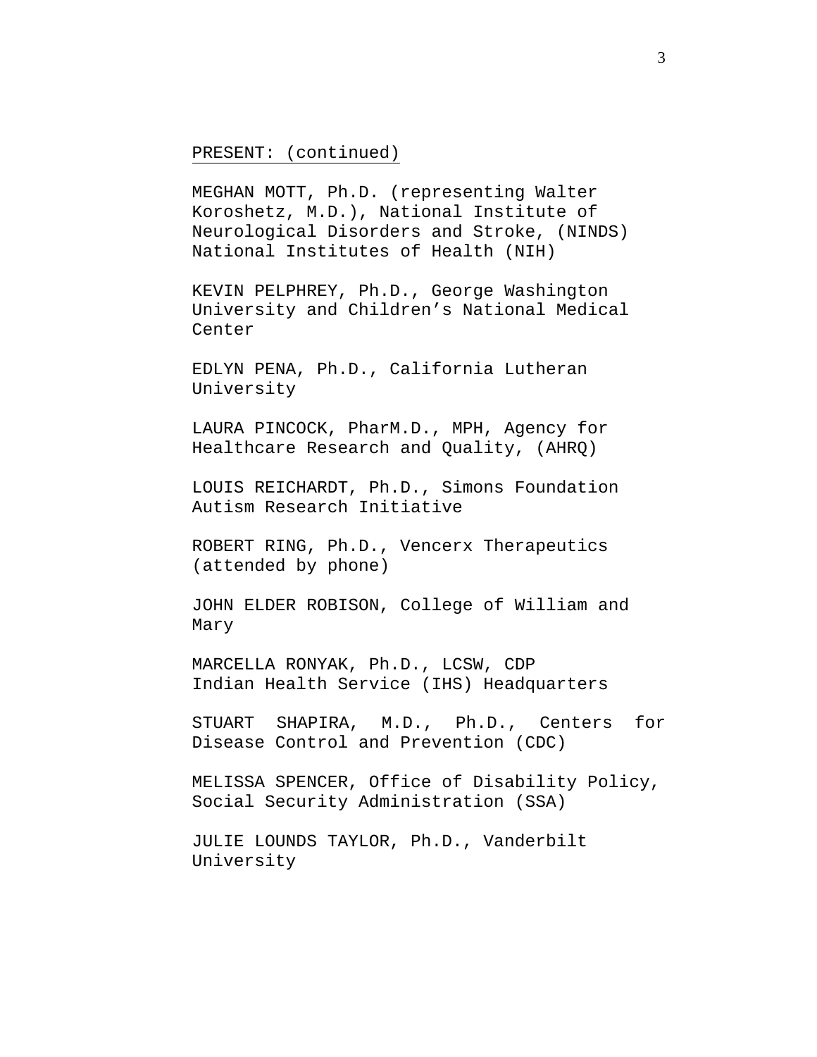PRESENT: (continued)

MEGHAN MOTT, Ph.D. (representing Walter Koroshetz, M.D.), National Institute of Neurological Disorders and Stroke, (NINDS) National Institutes of Health (NIH)

KEVIN PELPHREY, Ph.D., George Washington University and Children's National Medical Center

EDLYN PENA, Ph.D., California Lutheran University

LAURA PINCOCK, PharM.D., MPH, Agency for Healthcare Research and Quality, (AHRQ)

LOUIS REICHARDT, Ph.D., Simons Foundation Autism Research Initiative

ROBERT RING, Ph.D., Vencerx Therapeutics (attended by phone)

JOHN ELDER ROBISON, College of William and Mary

MARCELLA RONYAK, Ph.D., LCSW, CDP Indian Health Service (IHS) Headquarters

STUART SHAPIRA, M.D., Ph.D., Centers for Disease Control and Prevention (CDC)

MELISSA SPENCER, Office of Disability Policy, Social Security Administration (SSA)

JULIE LOUNDS TAYLOR, Ph.D., Vanderbilt University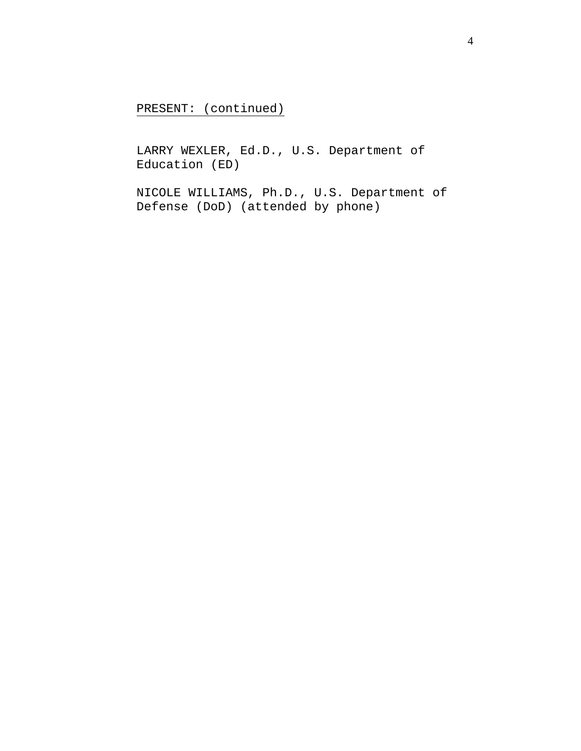PRESENT: (continued)

LARRY WEXLER, Ed.D., U.S. Department of Education (ED)

NICOLE WILLIAMS, Ph.D., U.S. Department of Defense (DoD) (attended by phone)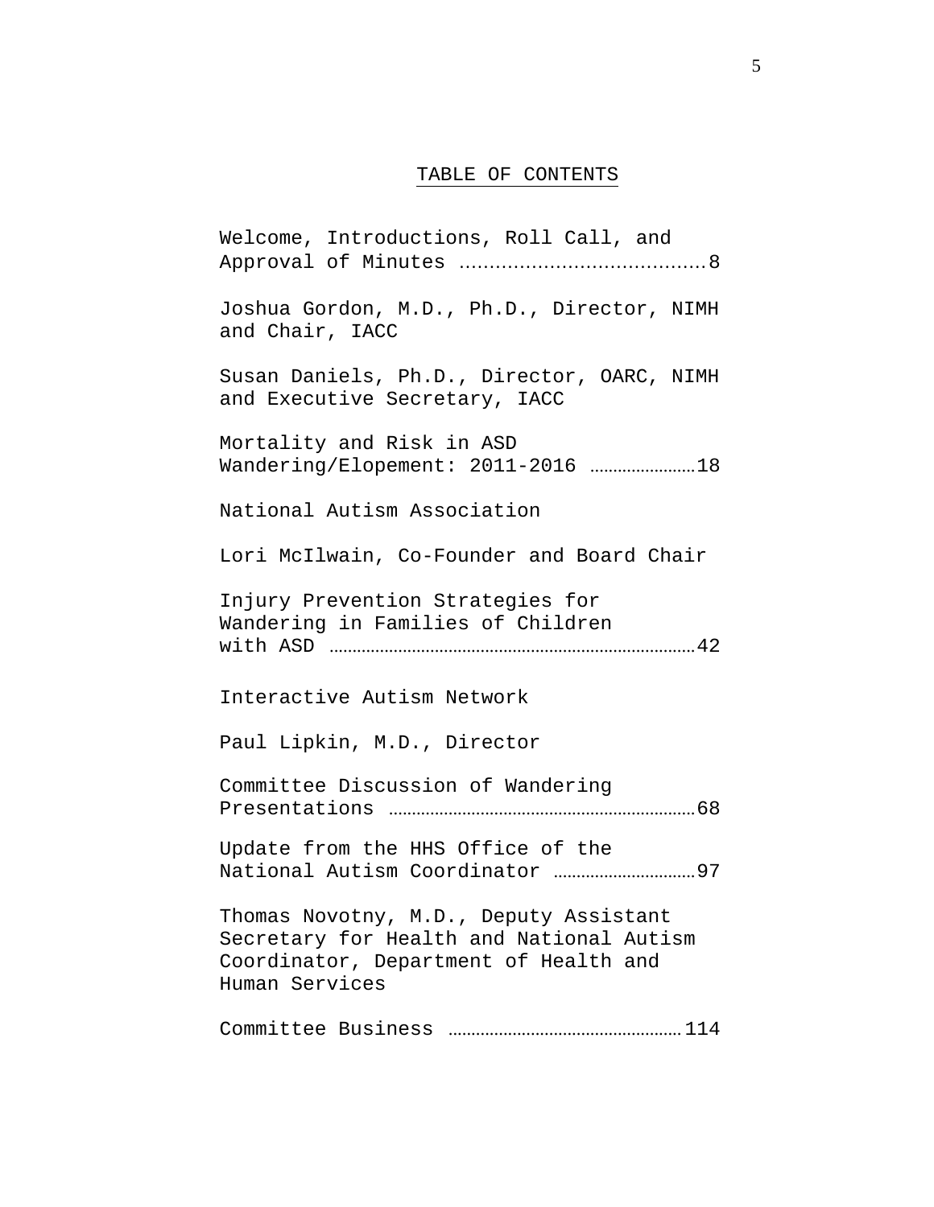# TABLE OF CONTENTS

Welcome, Introductions, Roll Call, and Approval of Minutes ........................................8

Joshua Gordon, M.D., Ph.D., Director, NIMH and Chair, IACC

Susan Daniels, Ph.D., Director, OARC, NIMH and Executive Secretary, IACC

Mortality and Risk in ASD Wandering/Elopement: 2011-2016 ......................18

National Autism Association

Lori McIlwain, Co-Founder and Board Chair

Injury Prevention Strategies for Wandering in Families of Children with ASD .............................................................................42

Interactive Autism Network

Paul Lipkin, M.D., Director

Committee Discussion of Wandering Presentations .................................................................68

Update from the HHS Office of the National Autism Coordinator ..............................97

Thomas Novotny, M.D., Deputy Assistant Secretary for Health and National Autism Coordinator, Department of Health and Human Services

Committee Business ..................................................114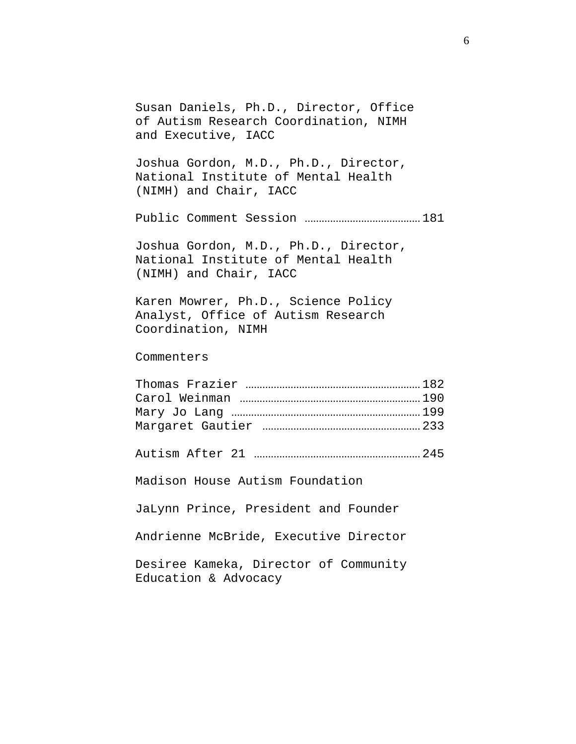Susan Daniels, Ph.D., Director, Office of Autism Research Coordination, NIMH and Executive, IACC

Joshua Gordon, M.D., Ph.D., Director, National Institute of Mental Health (NIMH) and Chair, IACC

Public Comment Session .......................................... 181

Joshua Gordon, M.D., Ph.D., Director, National Institute of Mental Health (NIMH) and Chair, IACC

Karen Mowrer, Ph.D., Science Policy Analyst, Office of Autism Research Coordination, NIMH

Commenters

Thomas Frazier .................................................. 182
Carol Weinman .................................................. 190
Mary Jo Lang .................................................... 199
Margaret Gautier ............................................... 233

Autism After 21 ................................................ 245

Madison House Autism Foundation

JaLynn Prince, President and Founder

Andrienne McBride, Executive Director

Desiree Kameka, Director of Community Education & Advocacy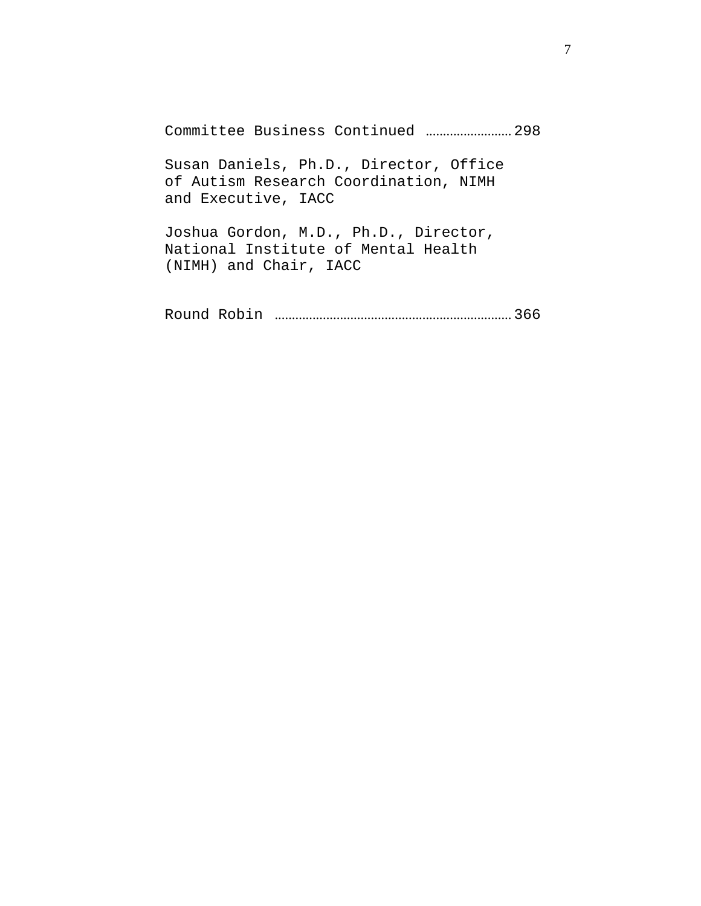Committee Business Continued ........................ 298

Susan Daniels, Ph.D., Director, Office of Autism Research Coordination, NIMH and Executive, IACC

Joshua Gordon, M.D., Ph.D., Director, National Institute of Mental Health (NIMH) and Chair, IACC

Round Robin .................................................................... 366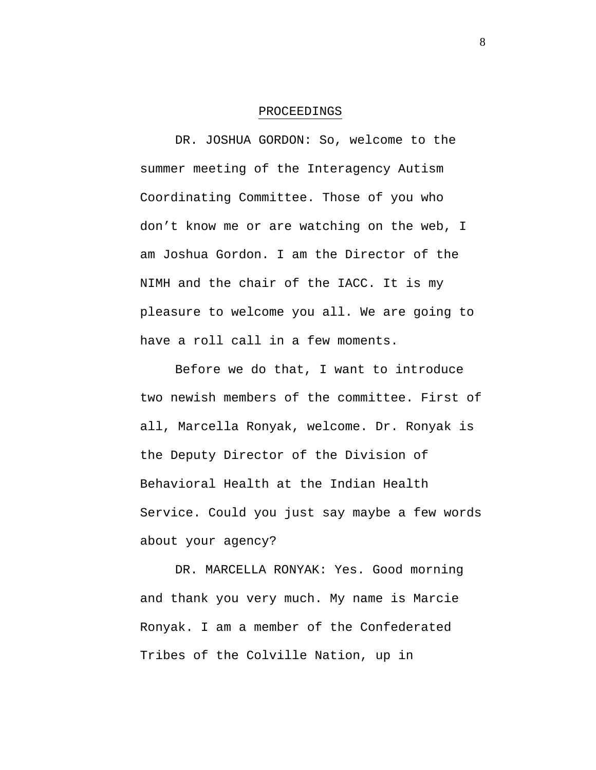## PROCEEDINGS

DR. JOSHUA GORDON: So, welcome to the summer meeting of the Interagency Autism Coordinating Committee. Those of you who don't know me or are watching on the web, I am Joshua Gordon. I am the Director of the NIMH and the chair of the IACC. It is my pleasure to welcome you all. We are going to have a roll call in a few moments.

Before we do that, I want to introduce two newish members of the committee. First of all, Marcella Ronyak, welcome. Dr. Ronyak is the Deputy Director of the Division of Behavioral Health at the Indian Health Service. Could you just say maybe a few words about your agency?

DR. MARCELLA RONYAK: Yes. Good morning and thank you very much. My name is Marcie Ronyak. I am a member of the Confederated Tribes of the Colville Nation, up in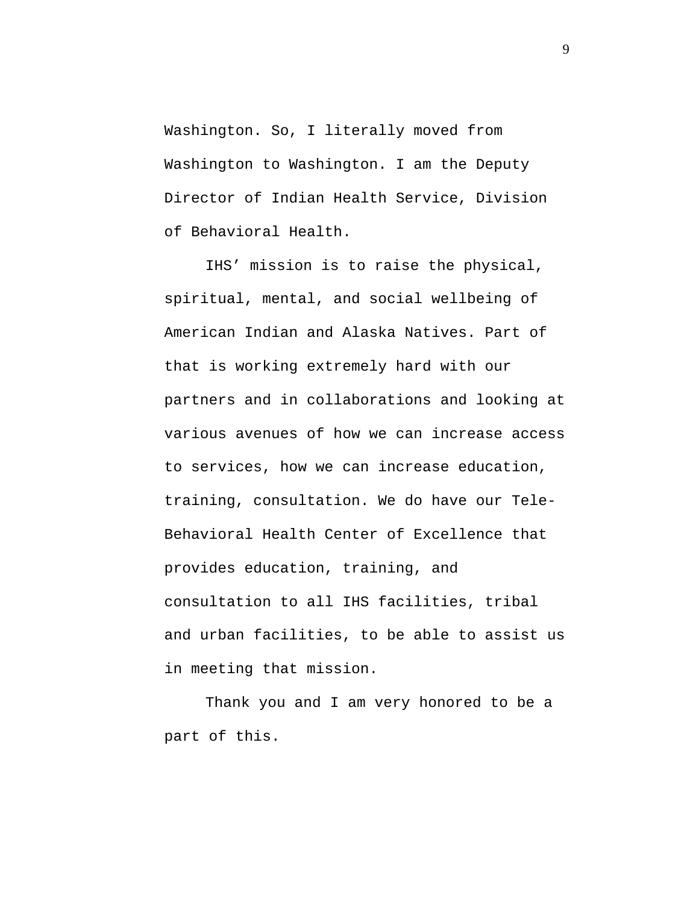Washington. So, I literally moved from Washington to Washington. I am the Deputy Director of Indian Health Service, Division of Behavioral Health.

IHS’ mission is to raise the physical, spiritual, mental, and social wellbeing of American Indian and Alaska Natives. Part of that is working extremely hard with our partners and in collaborations and looking at various avenues of how we can increase access to services, how we can increase education, training, consultation. We do have our Tele-Behavioral Health Center of Excellence that provides education, training, and consultation to all IHS facilities, tribal and urban facilities, to be able to assist us in meeting that mission.

Thank you and I am very honored to be a part of this.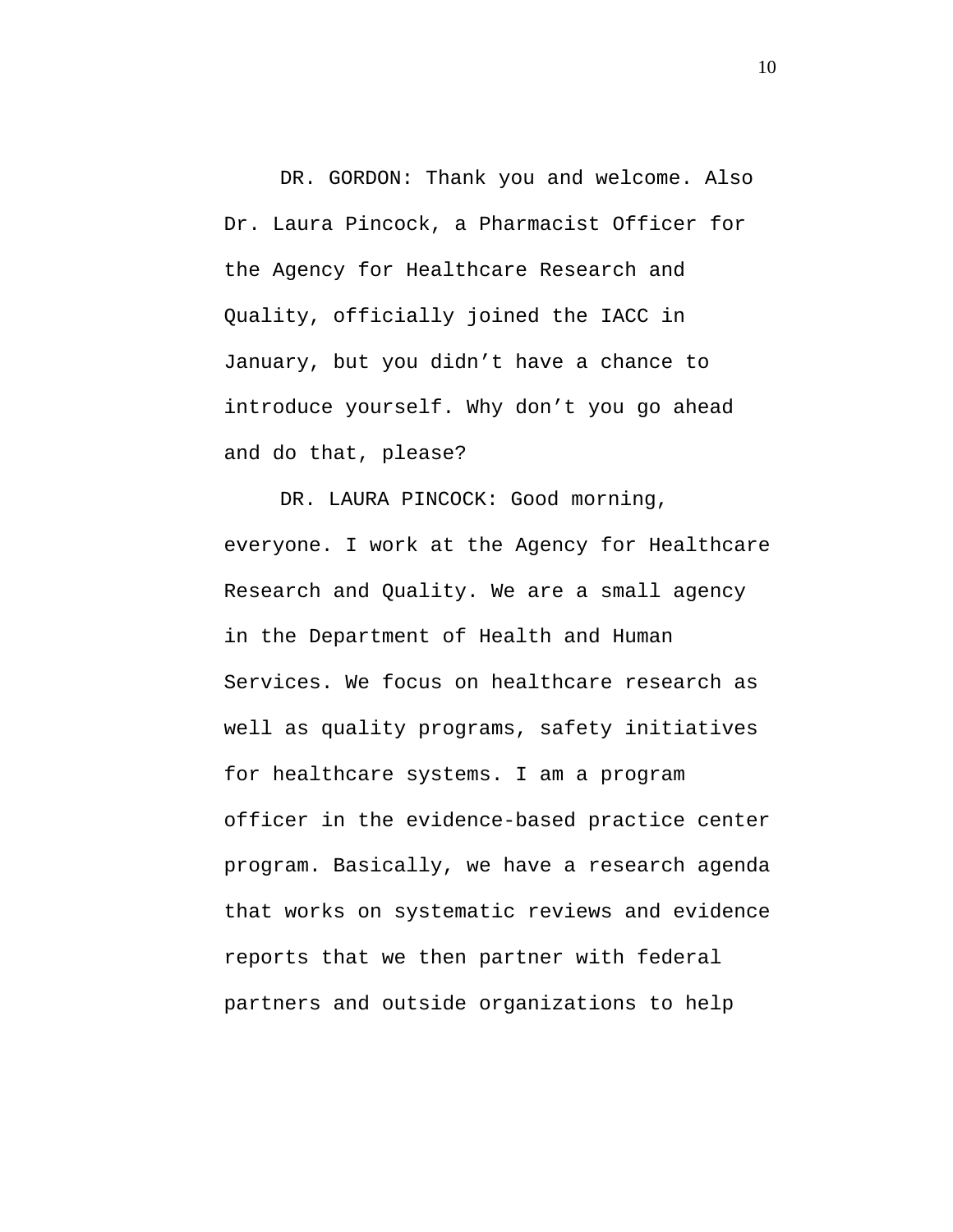DR. GORDON: Thank you and welcome. Also Dr. Laura Pincock, a Pharmacist Officer for the Agency for Healthcare Research and Quality, officially joined the IACC in January, but you didn’t have a chance to introduce yourself. Why don’t you go ahead and do that, please?

DR. LAURA PINCOCK: Good morning, everyone. I work at the Agency for Healthcare Research and Quality. We are a small agency in the Department of Health and Human Services. We focus on healthcare research as well as quality programs, safety initiatives for healthcare systems. I am a program officer in the evidence-based practice center program. Basically, we have a research agenda that works on systematic reviews and evidence reports that we then partner with federal partners and outside organizations to help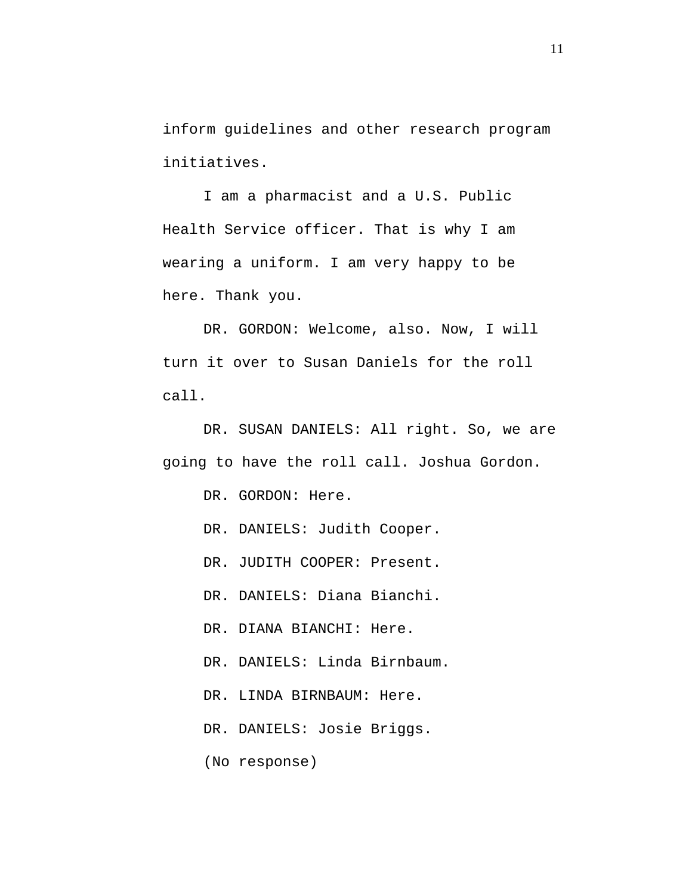inform guidelines and other research program initiatives.

I am a pharmacist and a U.S. Public Health Service officer. That is why I am wearing a uniform. I am very happy to be here. Thank you.

DR. GORDON: Welcome, also. Now, I will turn it over to Susan Daniels for the roll call.

DR. SUSAN DANIELS: All right. So, we are going to have the roll call. Joshua Gordon.

DR. GORDON: Here.

DR. DANIELS: Judith Cooper.

DR. JUDITH COOPER: Present.

DR. DANIELS: Diana Bianchi.

DR. DIANA BIANCHI: Here.

DR. DANIELS: Linda Birnbaum.

DR. LINDA BIRNBAUM: Here.

DR. DANIELS: Josie Briggs.

(No response)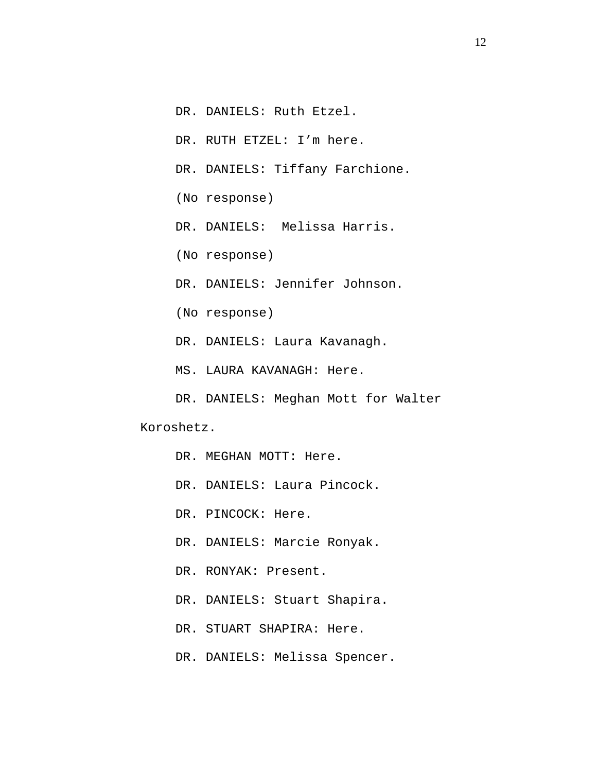DR. DANIELS: Ruth Etzel.

DR. RUTH ETZEL: I'm here.

DR. DANIELS: Tiffany Farchione.

(No response)

DR. DANIELS:  Melissa Harris.

(No response)

DR. DANIELS: Jennifer Johnson.

(No response)

DR. DANIELS: Laura Kavanagh.

MS. LAURA KAVANAGH: Here.

DR. DANIELS: Meghan Mott for Walter Koroshetz.

DR. MEGHAN MOTT: Here.

DR. DANIELS: Laura Pincock.

DR. PINCOCK: Here.

DR. DANIELS: Marcie Ronyak.

DR. RONYAK: Present.

DR. DANIELS: Stuart Shapira.

DR. STUART SHAPIRA: Here.

DR. DANIELS: Melissa Spencer.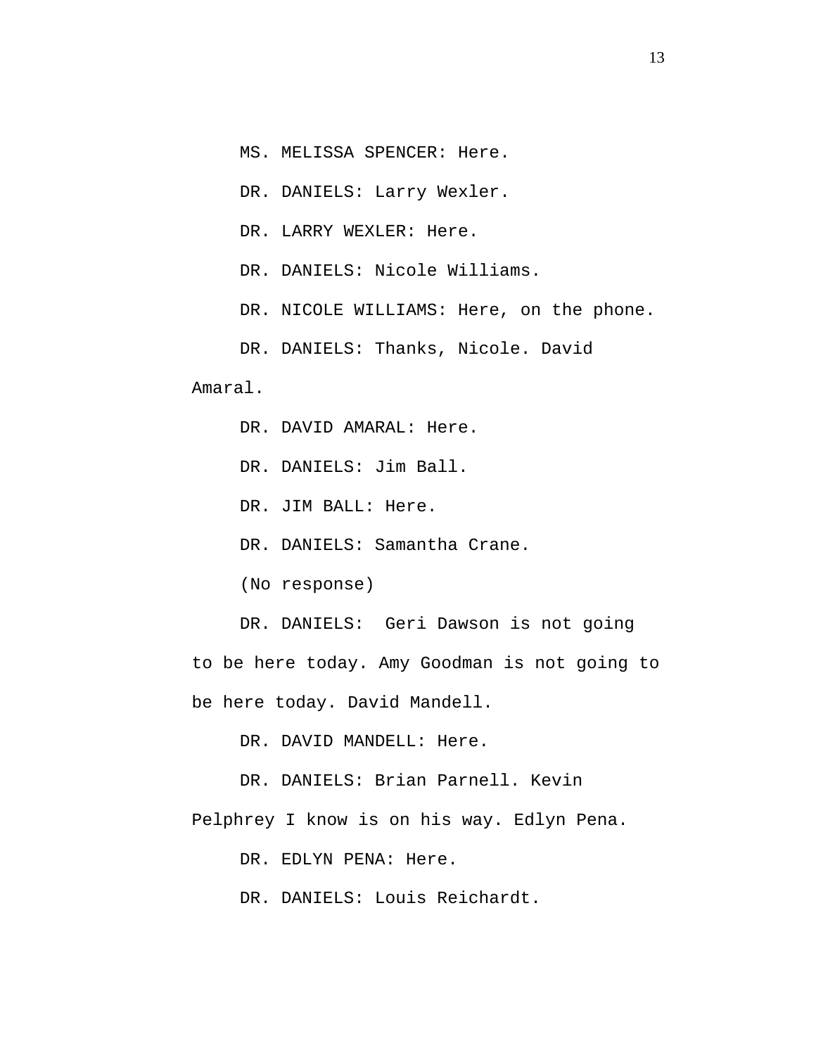MS. MELISSA SPENCER: Here.

DR. DANIELS: Larry Wexler.

DR. LARRY WEXLER: Here.

DR. DANIELS: Nicole Williams.

DR. NICOLE WILLIAMS: Here, on the phone.

DR. DANIELS: Thanks, Nicole. David Amaral.

DR. DAVID AMARAL: Here.

DR. DANIELS: Jim Ball.

DR. JIM BALL: Here.

DR. DANIELS: Samantha Crane.

(No response)

DR. DANIELS: Geri Dawson is not going to be here today. Amy Goodman is not going to be here today. David Mandell.

DR. DAVID MANDELL: Here.

DR. DANIELS: Brian Parnell. Kevin Pelphrey I know is on his way. Edlyn Pena.

DR. EDLYN PENA: Here.

DR. DANIELS: Louis Reichardt.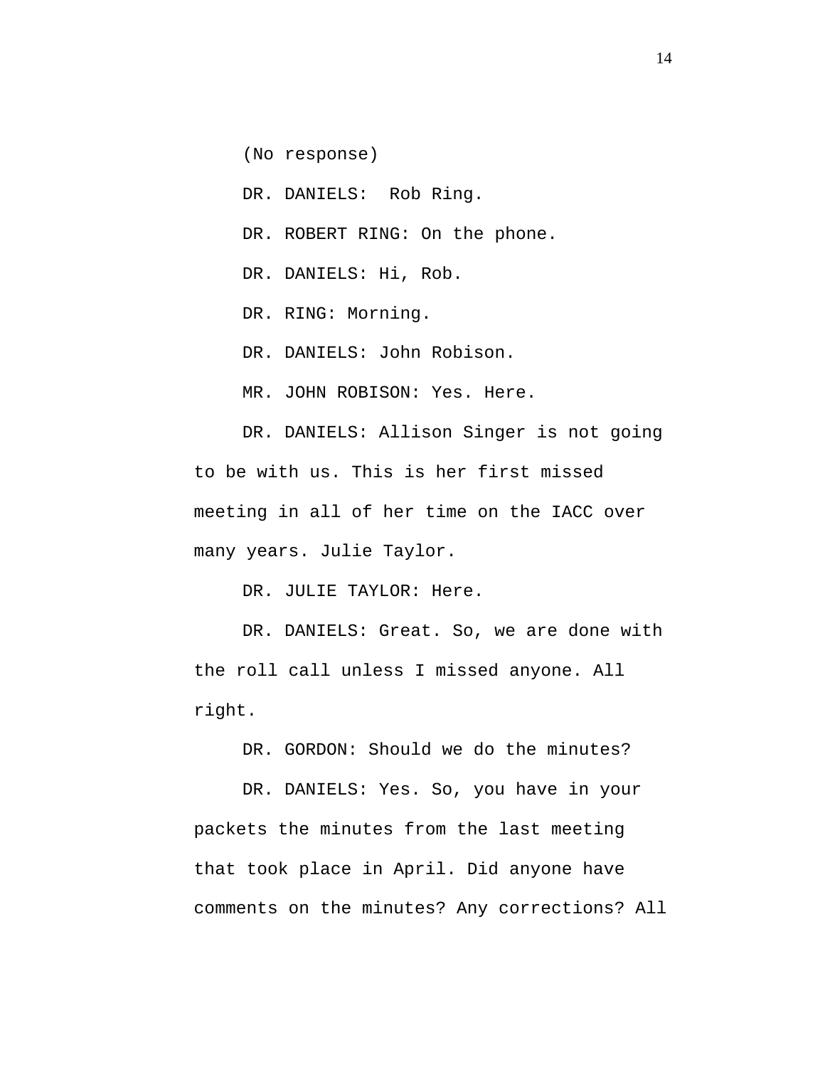(No response)

DR. DANIELS:  Rob Ring.

DR. ROBERT RING: On the phone.

DR. DANIELS: Hi, Rob.

DR. RING: Morning.

DR. DANIELS: John Robison.

MR. JOHN ROBISON: Yes. Here.

DR. DANIELS: Allison Singer is not going to be with us. This is her first missed meeting in all of her time on the IACC over many years. Julie Taylor.

DR. JULIE TAYLOR: Here.

DR. DANIELS: Great. So, we are done with the roll call unless I missed anyone. All right.

DR. GORDON: Should we do the minutes?

DR. DANIELS: Yes. So, you have in your packets the minutes from the last meeting that took place in April. Did anyone have comments on the minutes? Any corrections? All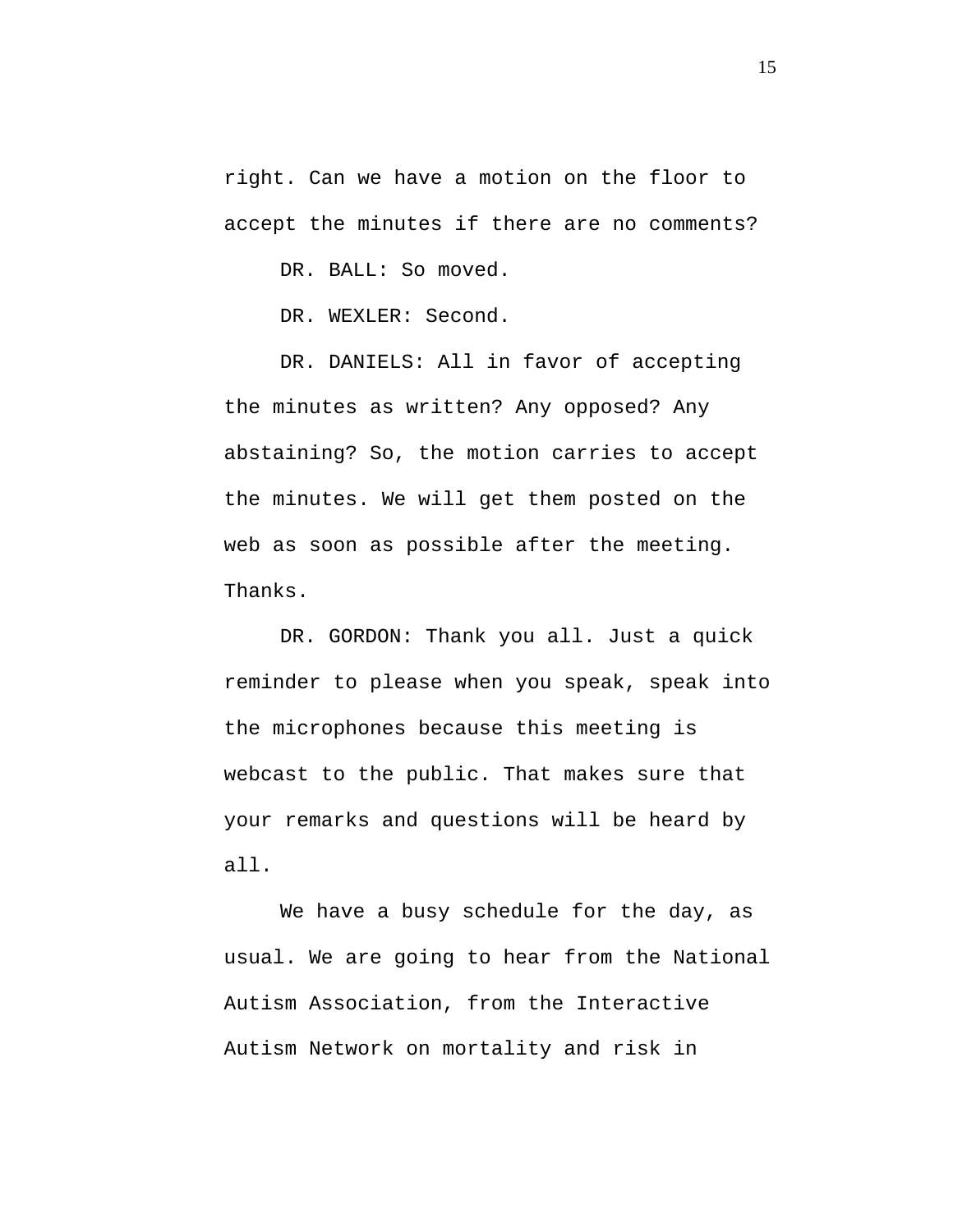right. Can we have a motion on the floor to accept the minutes if there are no comments?

DR. BALL: So moved.

DR. WEXLER: Second.

DR. DANIELS: All in favor of accepting the minutes as written? Any opposed? Any abstaining? So, the motion carries to accept the minutes. We will get them posted on the web as soon as possible after the meeting. Thanks.

DR. GORDON: Thank you all. Just a quick reminder to please when you speak, speak into the microphones because this meeting is webcast to the public. That makes sure that your remarks and questions will be heard by all.

We have a busy schedule for the day, as usual. We are going to hear from the National Autism Association, from the Interactive Autism Network on mortality and risk in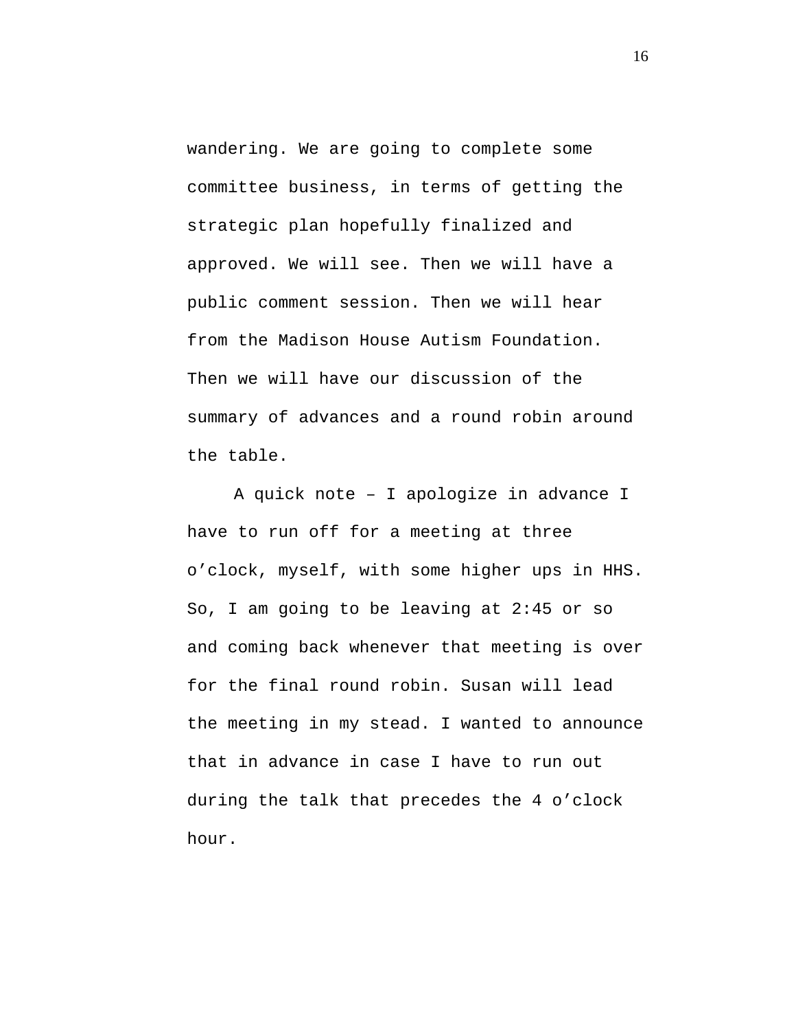wandering. We are going to complete some committee business, in terms of getting the strategic plan hopefully finalized and approved. We will see. Then we will have a public comment session. Then we will hear from the Madison House Autism Foundation. Then we will have our discussion of the summary of advances and a round robin around the table.

A quick note – I apologize in advance I have to run off for a meeting at three o’clock, myself, with some higher ups in HHS. So, I am going to be leaving at 2:45 or so and coming back whenever that meeting is over for the final round robin. Susan will lead the meeting in my stead. I wanted to announce that in advance in case I have to run out during the talk that precedes the 4 o’clock hour.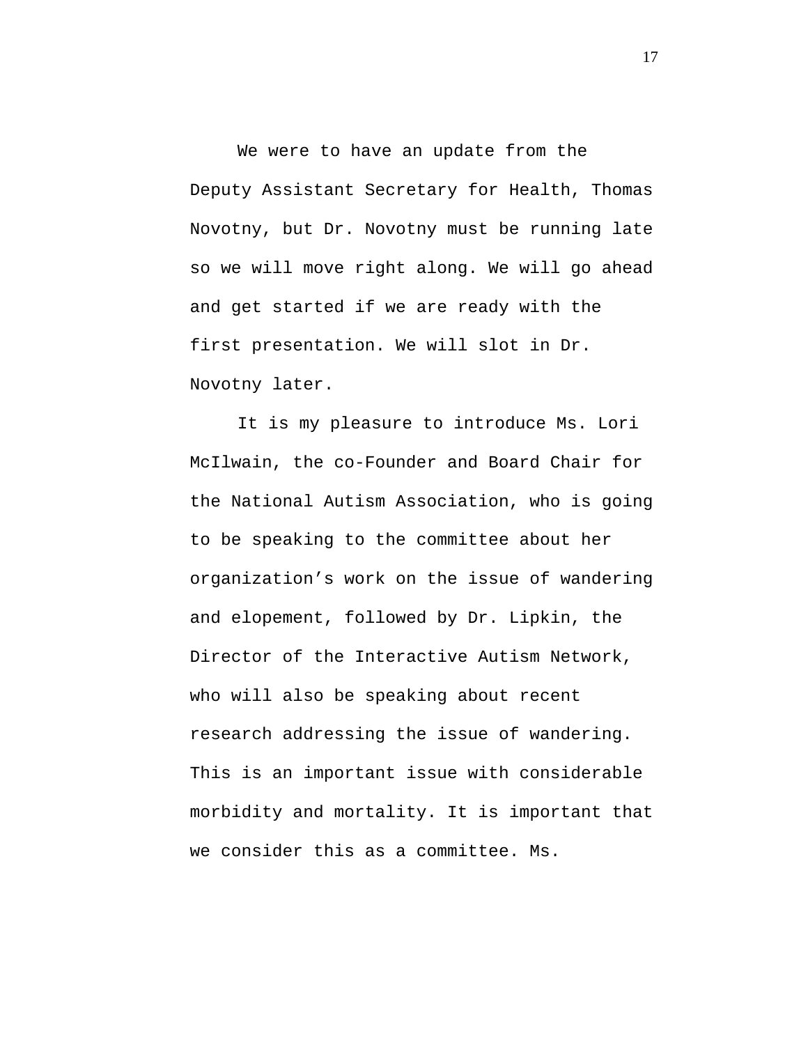We were to have an update from the Deputy Assistant Secretary for Health, Thomas Novotny, but Dr. Novotny must be running late so we will move right along. We will go ahead and get started if we are ready with the first presentation. We will slot in Dr. Novotny later.

It is my pleasure to introduce Ms. Lori McIlwain, the co-Founder and Board Chair for the National Autism Association, who is going to be speaking to the committee about her organization's work on the issue of wandering and elopement, followed by Dr. Lipkin, the Director of the Interactive Autism Network, who will also be speaking about recent research addressing the issue of wandering. This is an important issue with considerable morbidity and mortality. It is important that we consider this as a committee. Ms.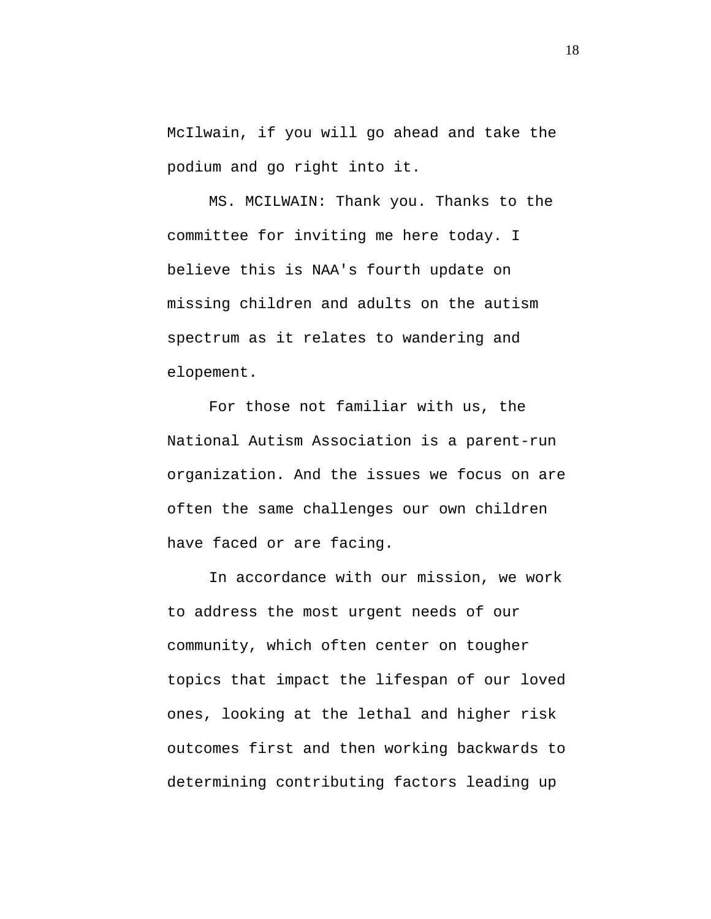McIlwain, if you will go ahead and take the podium and go right into it.

MS. MCILWAIN: Thank you. Thanks to the committee for inviting me here today. I believe this is NAA's fourth update on missing children and adults on the autism spectrum as it relates to wandering and elopement.

For those not familiar with us, the National Autism Association is a parent-run organization. And the issues we focus on are often the same challenges our own children have faced or are facing.

In accordance with our mission, we work to address the most urgent needs of our community, which often center on tougher topics that impact the lifespan of our loved ones, looking at the lethal and higher risk outcomes first and then working backwards to determining contributing factors leading up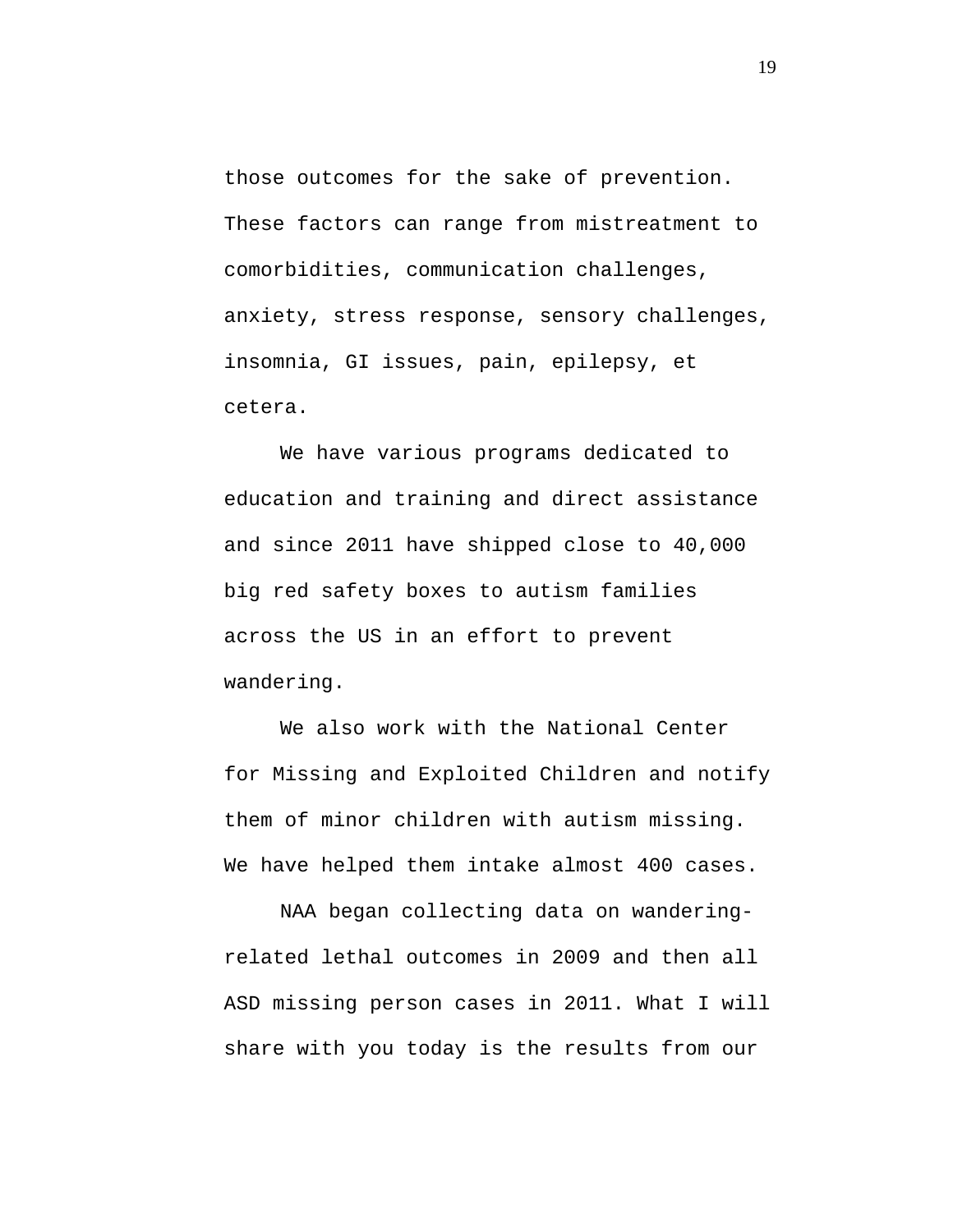those outcomes for the sake of prevention. These factors can range from mistreatment to comorbidities, communication challenges, anxiety, stress response, sensory challenges, insomnia, GI issues, pain, epilepsy, et cetera.

We have various programs dedicated to education and training and direct assistance and since 2011 have shipped close to 40,000 big red safety boxes to autism families across the US in an effort to prevent wandering.

We also work with the National Center for Missing and Exploited Children and notify them of minor children with autism missing. We have helped them intake almost 400 cases.

NAA began collecting data on wandering-related lethal outcomes in 2009 and then all ASD missing person cases in 2011. What I will share with you today is the results from our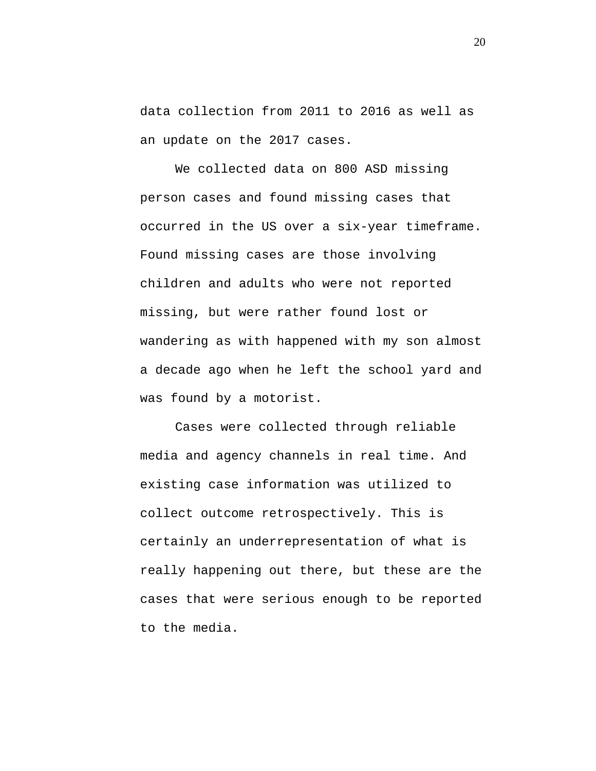data collection from 2011 to 2016 as well as an update on the 2017 cases.

We collected data on 800 ASD missing person cases and found missing cases that occurred in the US over a six-year timeframe. Found missing cases are those involving children and adults who were not reported missing, but were rather found lost or wandering as with happened with my son almost a decade ago when he left the school yard and was found by a motorist.

Cases were collected through reliable media and agency channels in real time. And existing case information was utilized to collect outcome retrospectively. This is certainly an underrepresentation of what is really happening out there, but these are the cases that were serious enough to be reported to the media.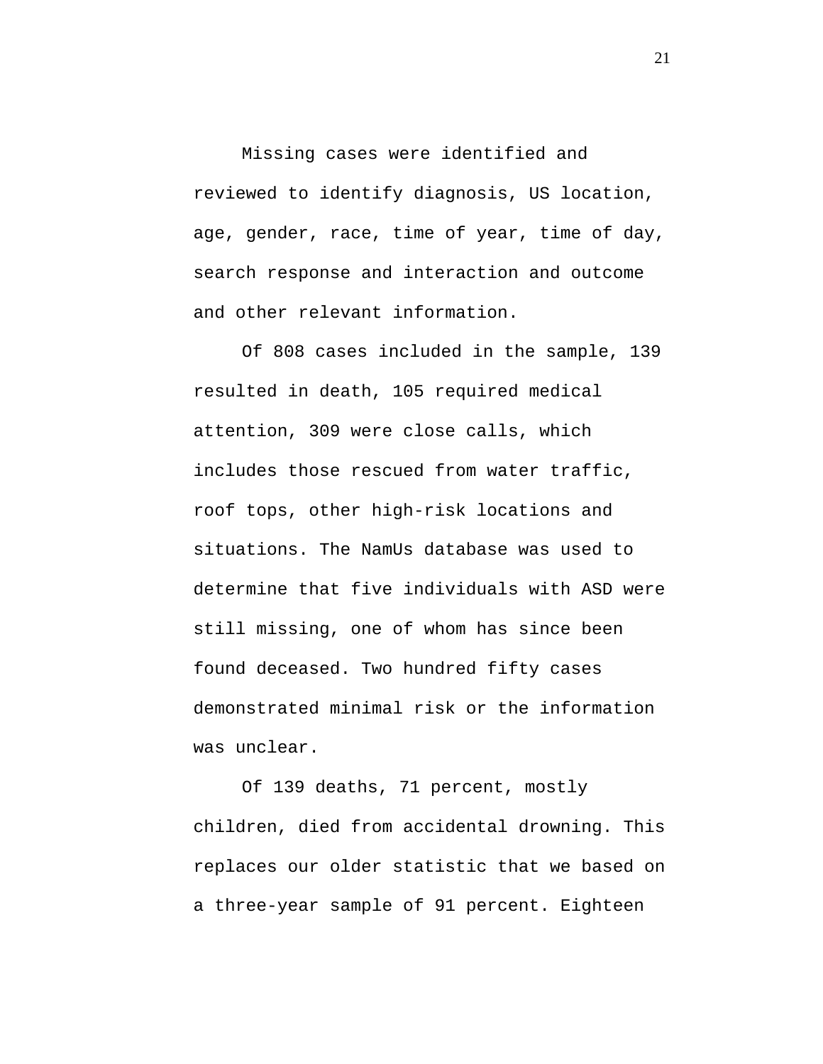Missing cases were identified and reviewed to identify diagnosis, US location, age, gender, race, time of year, time of day, search response and interaction and outcome and other relevant information.

Of 808 cases included in the sample, 139 resulted in death, 105 required medical attention, 309 were close calls, which includes those rescued from water traffic, roof tops, other high-risk locations and situations. The NamUs database was used to determine that five individuals with ASD were still missing, one of whom has since been found deceased. Two hundred fifty cases demonstrated minimal risk or the information was unclear.

Of 139 deaths, 71 percent, mostly children, died from accidental drowning. This replaces our older statistic that we based on a three-year sample of 91 percent. Eighteen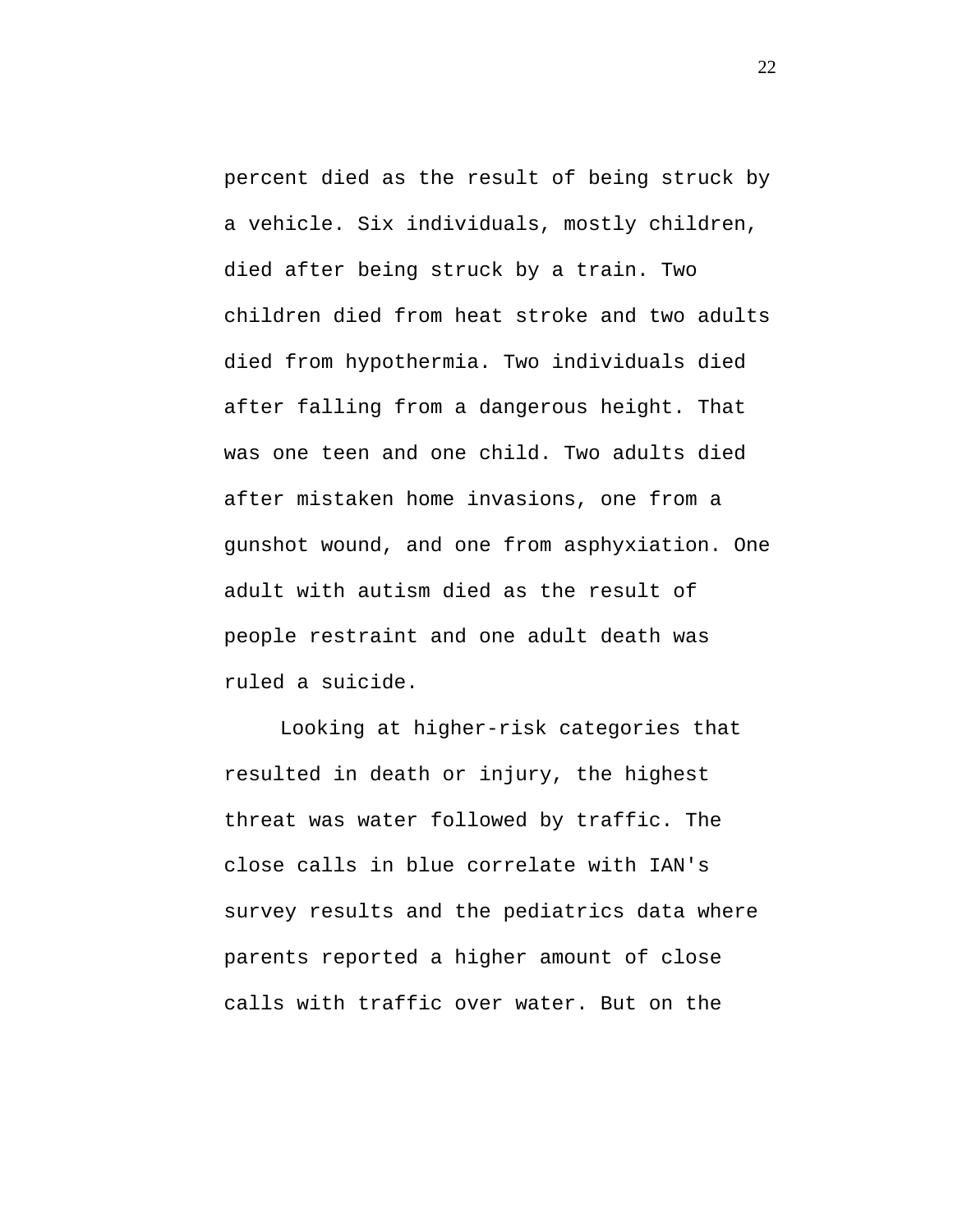percent died as the result of being struck by a vehicle. Six individuals, mostly children, died after being struck by a train. Two children died from heat stroke and two adults died from hypothermia. Two individuals died after falling from a dangerous height. That was one teen and one child. Two adults died after mistaken home invasions, one from a gunshot wound, and one from asphyxiation. One adult with autism died as the result of people restraint and one adult death was ruled a suicide.

Looking at higher-risk categories that resulted in death or injury, the highest threat was water followed by traffic. The close calls in blue correlate with IAN's survey results and the pediatrics data where parents reported a higher amount of close calls with traffic over water. But on the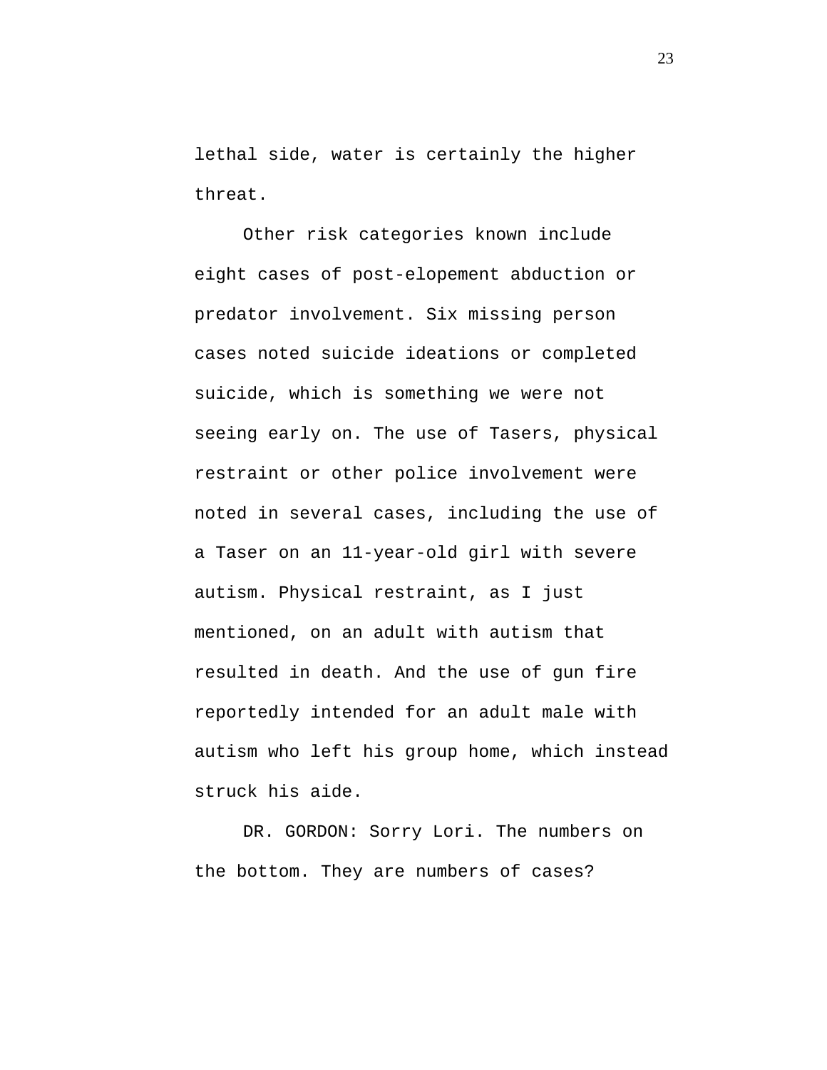lethal side, water is certainly the higher threat.

Other risk categories known include eight cases of post-elopement abduction or predator involvement. Six missing person cases noted suicide ideations or completed suicide, which is something we were not seeing early on. The use of Tasers, physical restraint or other police involvement were noted in several cases, including the use of a Taser on an 11-year-old girl with severe autism. Physical restraint, as I just mentioned, on an adult with autism that resulted in death. And the use of gun fire reportedly intended for an adult male with autism who left his group home, which instead struck his aide.

DR. GORDON: Sorry Lori. The numbers on the bottom. They are numbers of cases?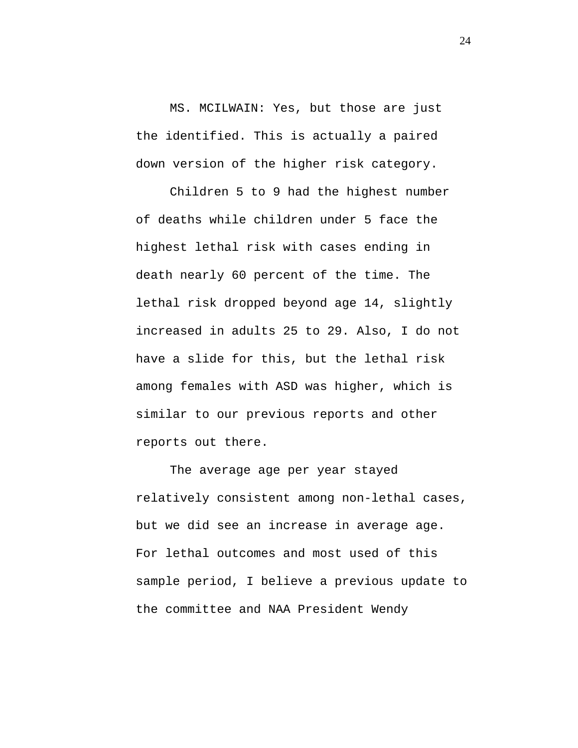MS. MCILWAIN: Yes, but those are just the identified. This is actually a paired down version of the higher risk category.

Children 5 to 9 had the highest number of deaths while children under 5 face the highest lethal risk with cases ending in death nearly 60 percent of the time. The lethal risk dropped beyond age 14, slightly increased in adults 25 to 29. Also, I do not have a slide for this, but the lethal risk among females with ASD was higher, which is similar to our previous reports and other reports out there.

The average age per year stayed relatively consistent among non-lethal cases, but we did see an increase in average age. For lethal outcomes and most used of this sample period, I believe a previous update to the committee and NAA President Wendy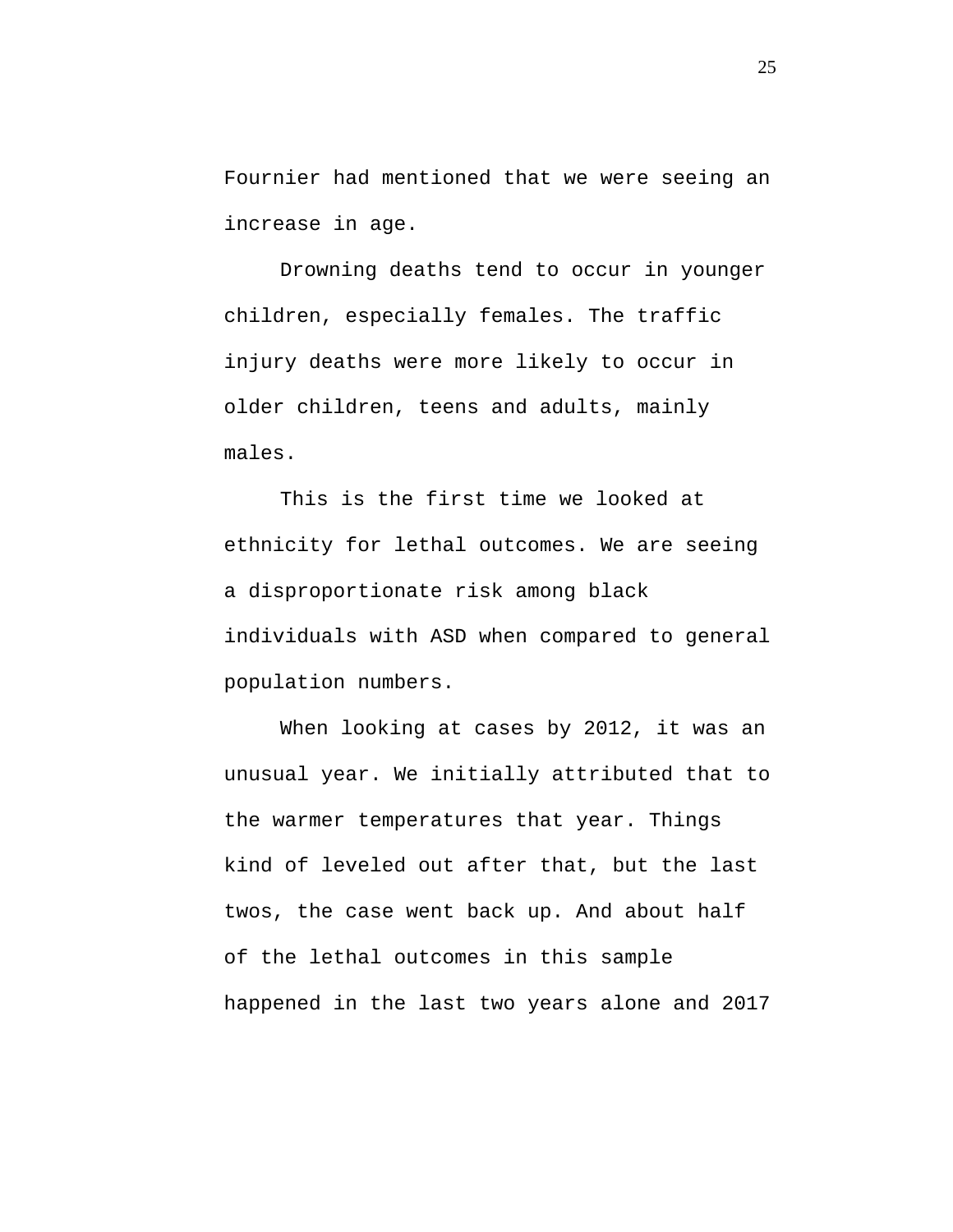Fournier had mentioned that we were seeing an increase in age.

Drowning deaths tend to occur in younger children, especially females. The traffic injury deaths were more likely to occur in older children, teens and adults, mainly males.

This is the first time we looked at ethnicity for lethal outcomes. We are seeing a disproportionate risk among black individuals with ASD when compared to general population numbers.

When looking at cases by 2012, it was an unusual year. We initially attributed that to the warmer temperatures that year. Things kind of leveled out after that, but the last twos, the case went back up. And about half of the lethal outcomes in this sample happened in the last two years alone and 2017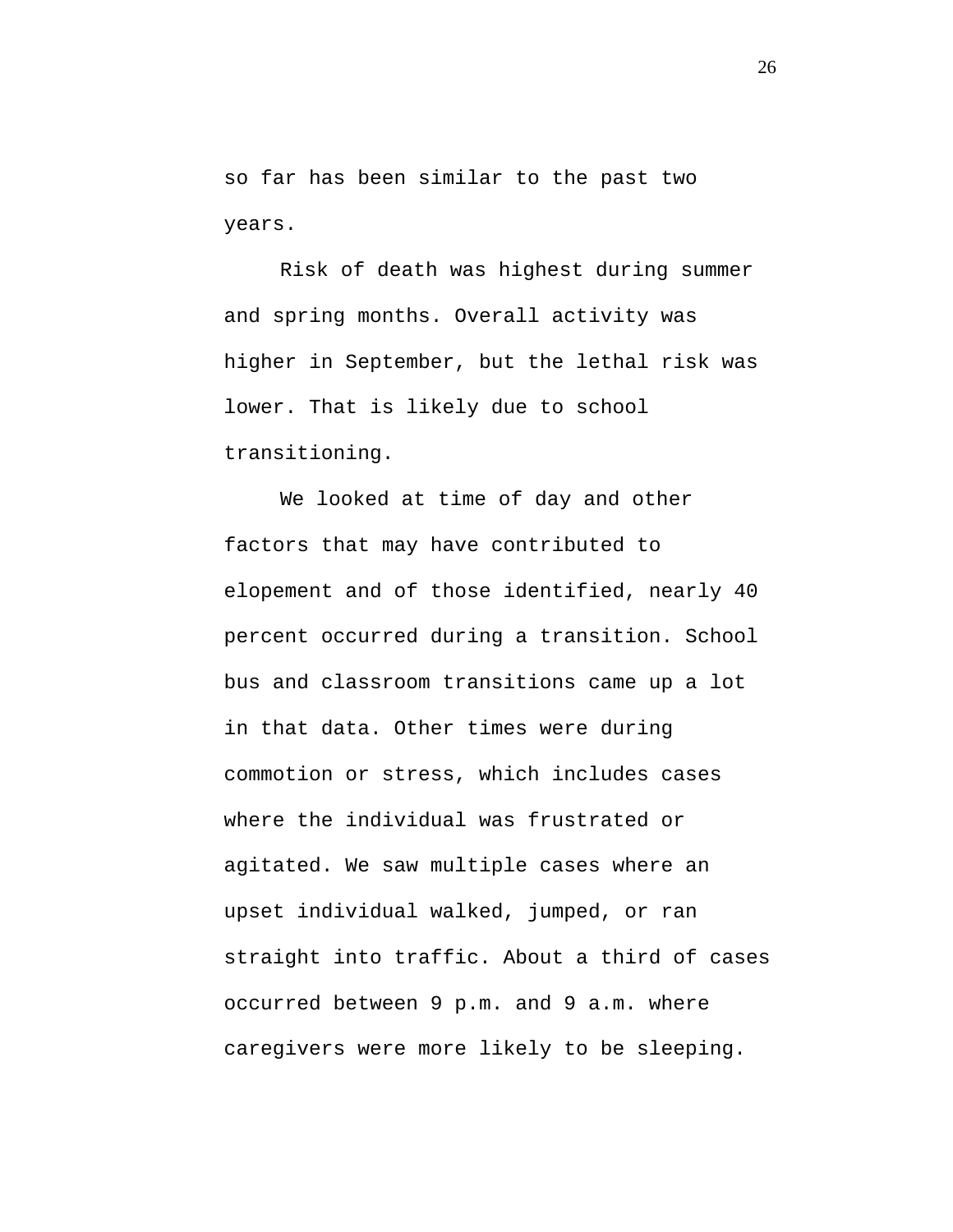so far has been similar to the past two years.

Risk of death was highest during summer and spring months. Overall activity was higher in September, but the lethal risk was lower. That is likely due to school transitioning.

We looked at time of day and other factors that may have contributed to elopement and of those identified, nearly 40 percent occurred during a transition. School bus and classroom transitions came up a lot in that data. Other times were during commotion or stress, which includes cases where the individual was frustrated or agitated. We saw multiple cases where an upset individual walked, jumped, or ran straight into traffic. About a third of cases occurred between 9 p.m. and 9 a.m. where caregivers were more likely to be sleeping.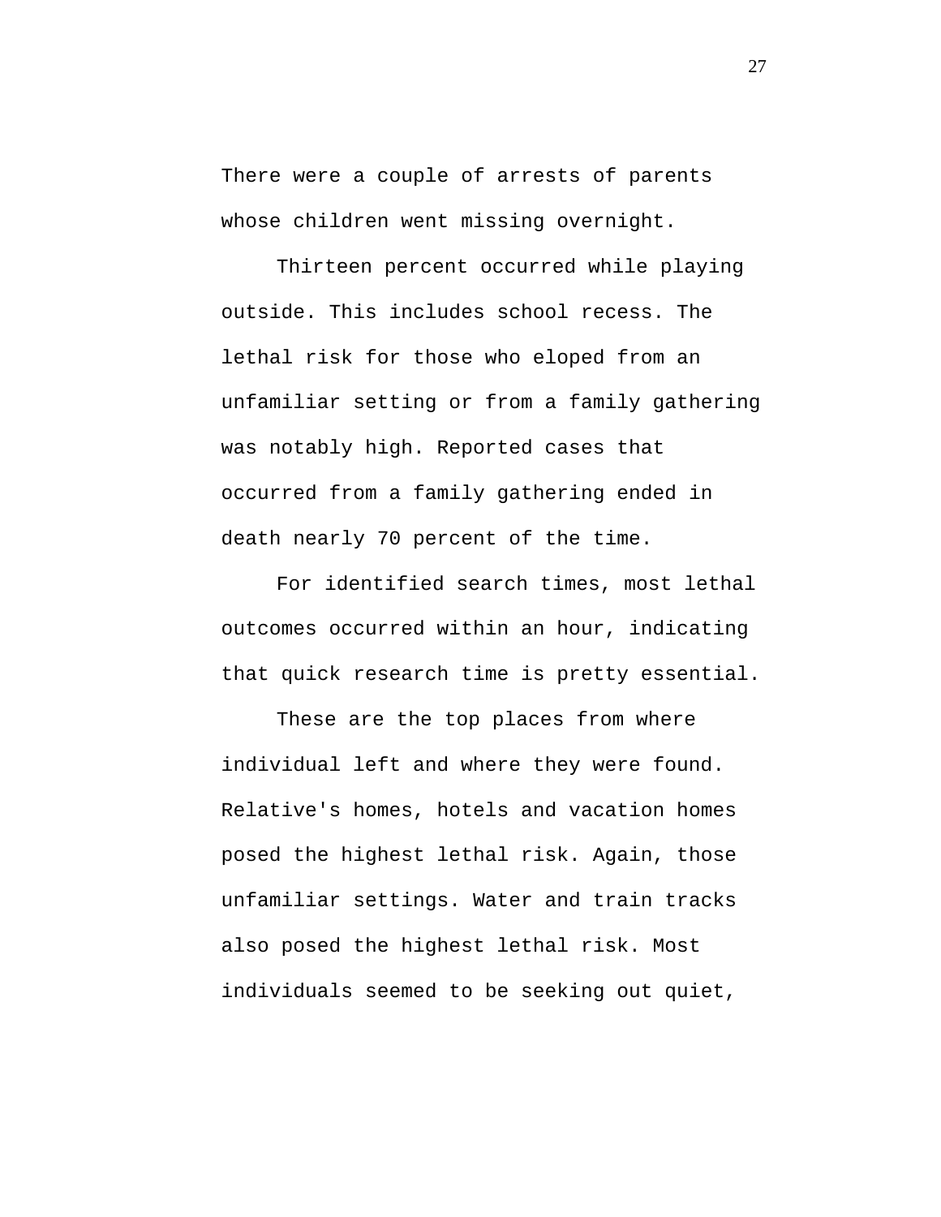There were a couple of arrests of parents whose children went missing overnight.

Thirteen percent occurred while playing outside. This includes school recess. The lethal risk for those who eloped from an unfamiliar setting or from a family gathering was notably high. Reported cases that occurred from a family gathering ended in death nearly 70 percent of the time.

For identified search times, most lethal outcomes occurred within an hour, indicating that quick research time is pretty essential.

These are the top places from where individual left and where they were found. Relative's homes, hotels and vacation homes posed the highest lethal risk. Again, those unfamiliar settings. Water and train tracks also posed the highest lethal risk. Most individuals seemed to be seeking out quiet,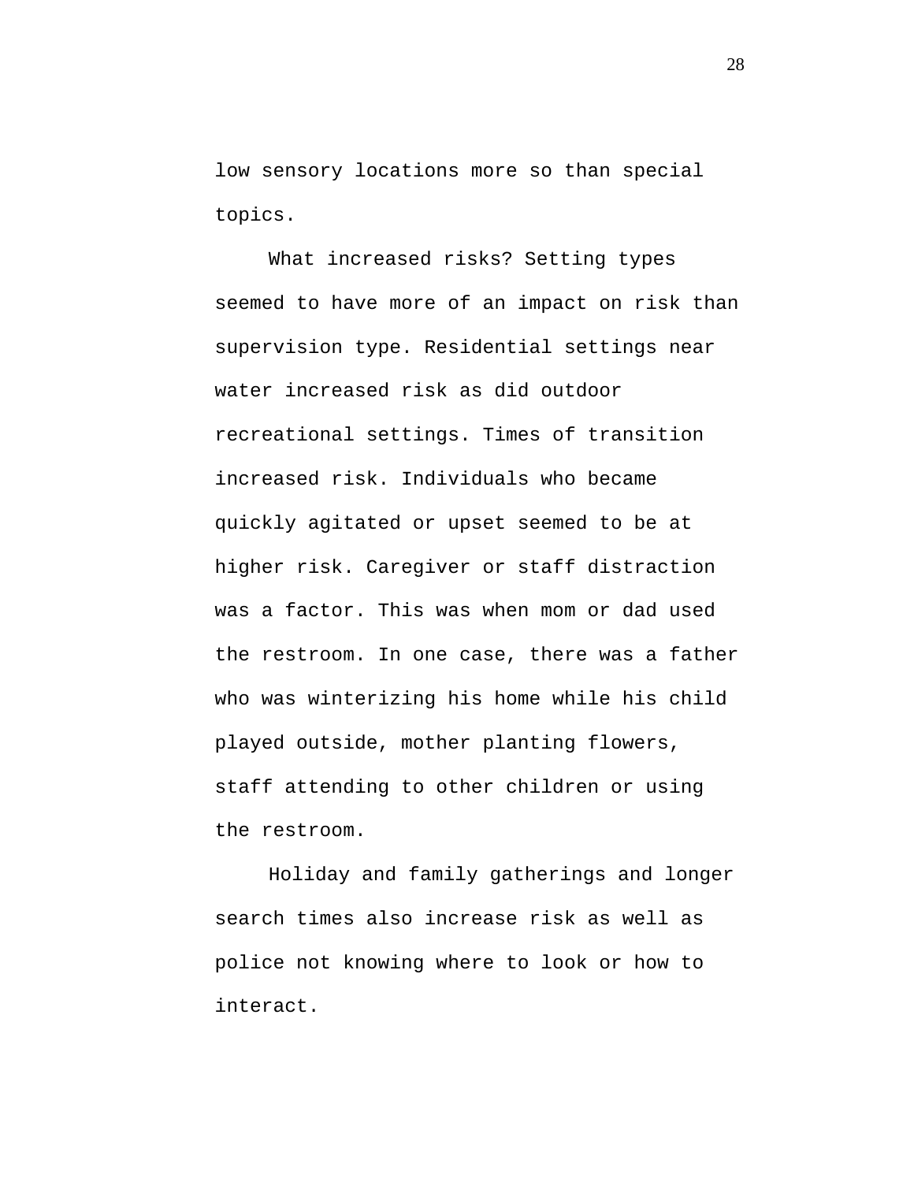low sensory locations more so than special topics.

What increased risks? Setting types seemed to have more of an impact on risk than supervision type. Residential settings near water increased risk as did outdoor recreational settings. Times of transition increased risk. Individuals who became quickly agitated or upset seemed to be at higher risk. Caregiver or staff distraction was a factor. This was when mom or dad used the restroom. In one case, there was a father who was winterizing his home while his child played outside, mother planting flowers, staff attending to other children or using the restroom.

Holiday and family gatherings and longer search times also increase risk as well as police not knowing where to look or how to interact.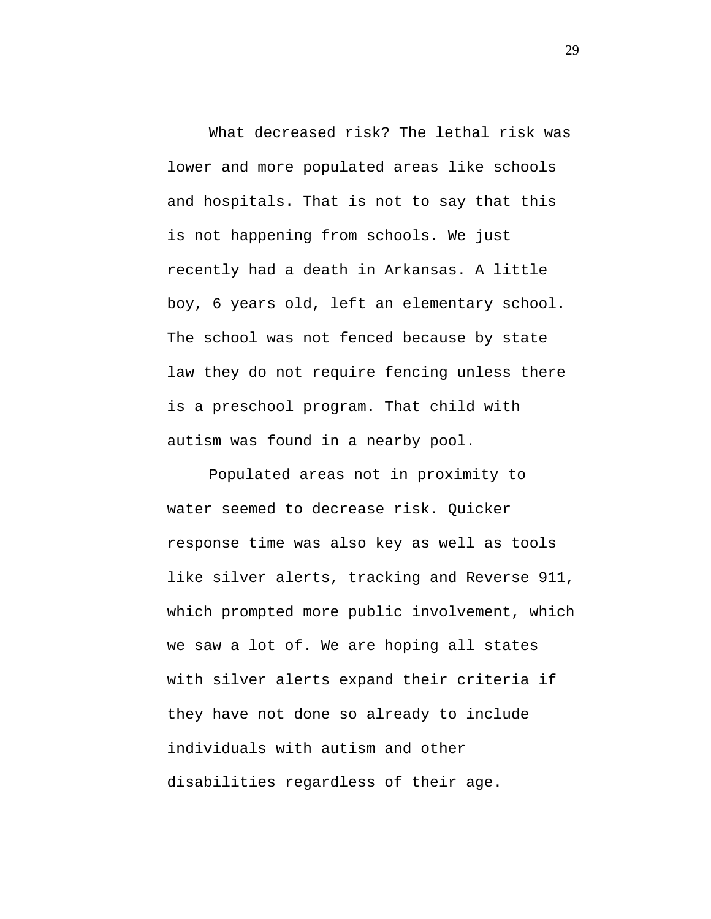What decreased risk? The lethal risk was lower and more populated areas like schools and hospitals. That is not to say that this is not happening from schools. We just recently had a death in Arkansas. A little boy, 6 years old, left an elementary school. The school was not fenced because by state law they do not require fencing unless there is a preschool program. That child with autism was found in a nearby pool.

Populated areas not in proximity to water seemed to decrease risk. Quicker response time was also key as well as tools like silver alerts, tracking and Reverse 911, which prompted more public involvement, which we saw a lot of. We are hoping all states with silver alerts expand their criteria if they have not done so already to include individuals with autism and other disabilities regardless of their age.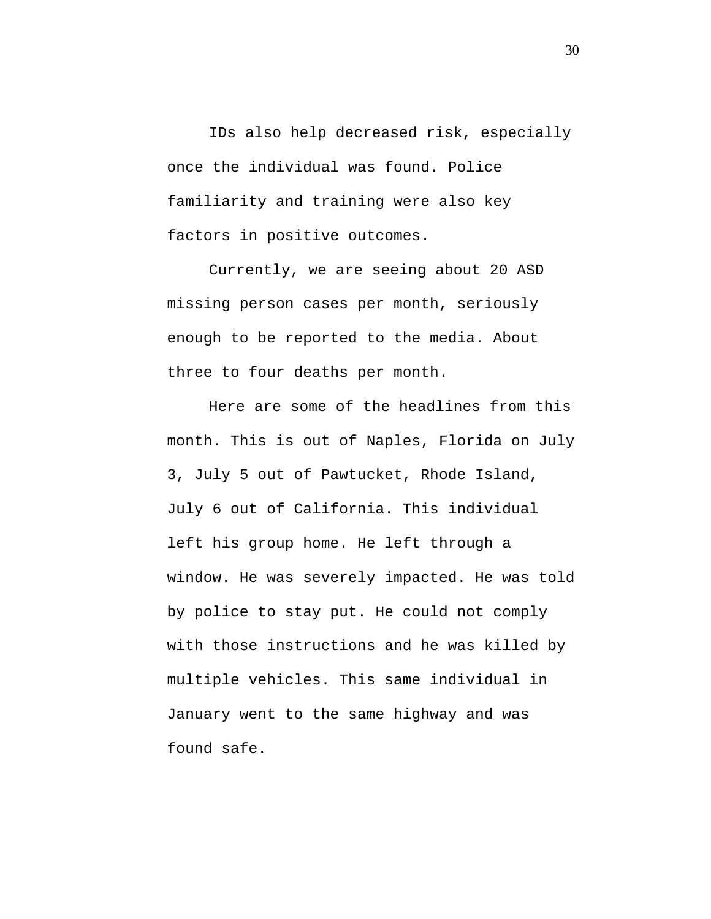IDs also help decreased risk, especially once the individual was found. Police familiarity and training were also key factors in positive outcomes.

Currently, we are seeing about 20 ASD missing person cases per month, seriously enough to be reported to the media. About three to four deaths per month.

Here are some of the headlines from this month. This is out of Naples, Florida on July 3, July 5 out of Pawtucket, Rhode Island, July 6 out of California. This individual left his group home. He left through a window. He was severely impacted. He was told by police to stay put. He could not comply with those instructions and he was killed by multiple vehicles. This same individual in January went to the same highway and was found safe.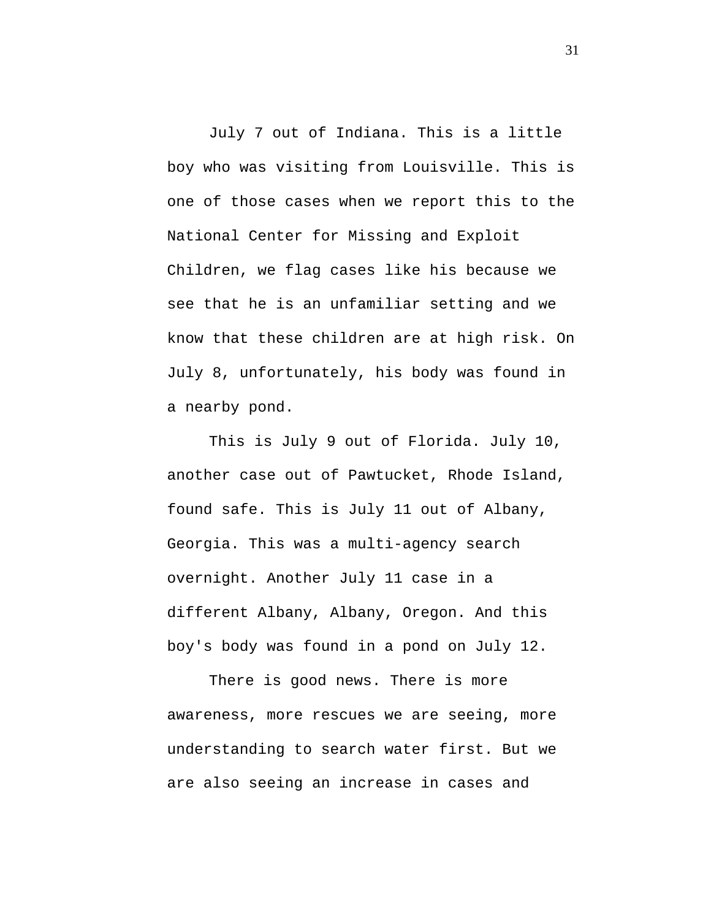July 7 out of Indiana. This is a little boy who was visiting from Louisville. This is one of those cases when we report this to the National Center for Missing and Exploit Children, we flag cases like his because we see that he is an unfamiliar setting and we know that these children are at high risk. On July 8, unfortunately, his body was found in a nearby pond.

This is July 9 out of Florida. July 10, another case out of Pawtucket, Rhode Island, found safe. This is July 11 out of Albany, Georgia. This was a multi-agency search overnight. Another July 11 case in a different Albany, Albany, Oregon. And this boy's body was found in a pond on July 12.

There is good news. There is more awareness, more rescues we are seeing, more understanding to search water first. But we are also seeing an increase in cases and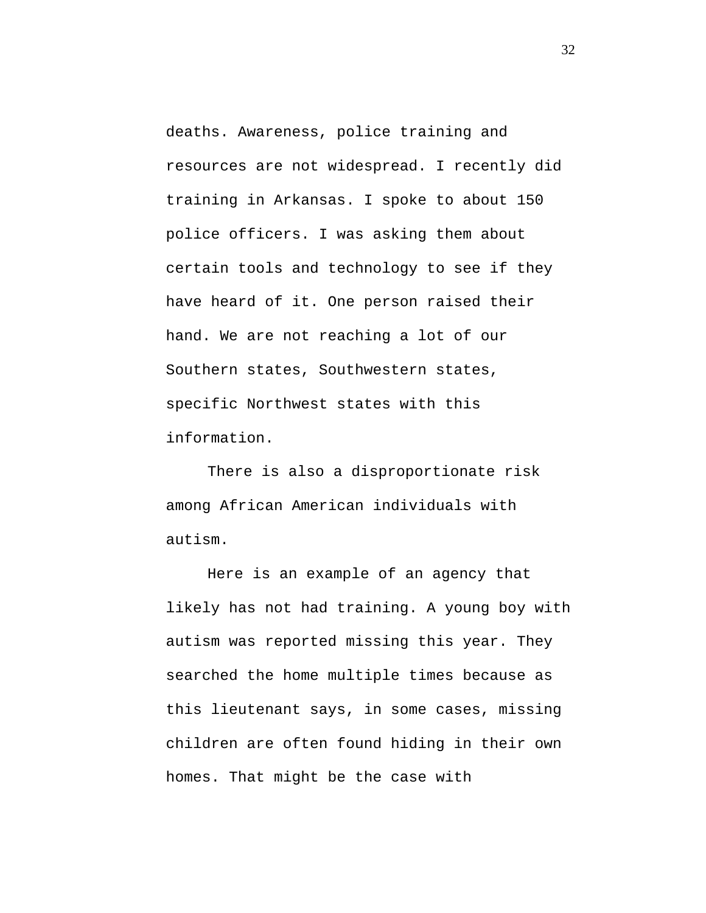deaths. Awareness, police training and resources are not widespread. I recently did training in Arkansas. I spoke to about 150 police officers. I was asking them about certain tools and technology to see if they have heard of it. One person raised their hand. We are not reaching a lot of our Southern states, Southwestern states, specific Northwest states with this information.

There is also a disproportionate risk among African American individuals with autism.

Here is an example of an agency that likely has not had training. A young boy with autism was reported missing this year. They searched the home multiple times because as this lieutenant says, in some cases, missing children are often found hiding in their own homes. That might be the case with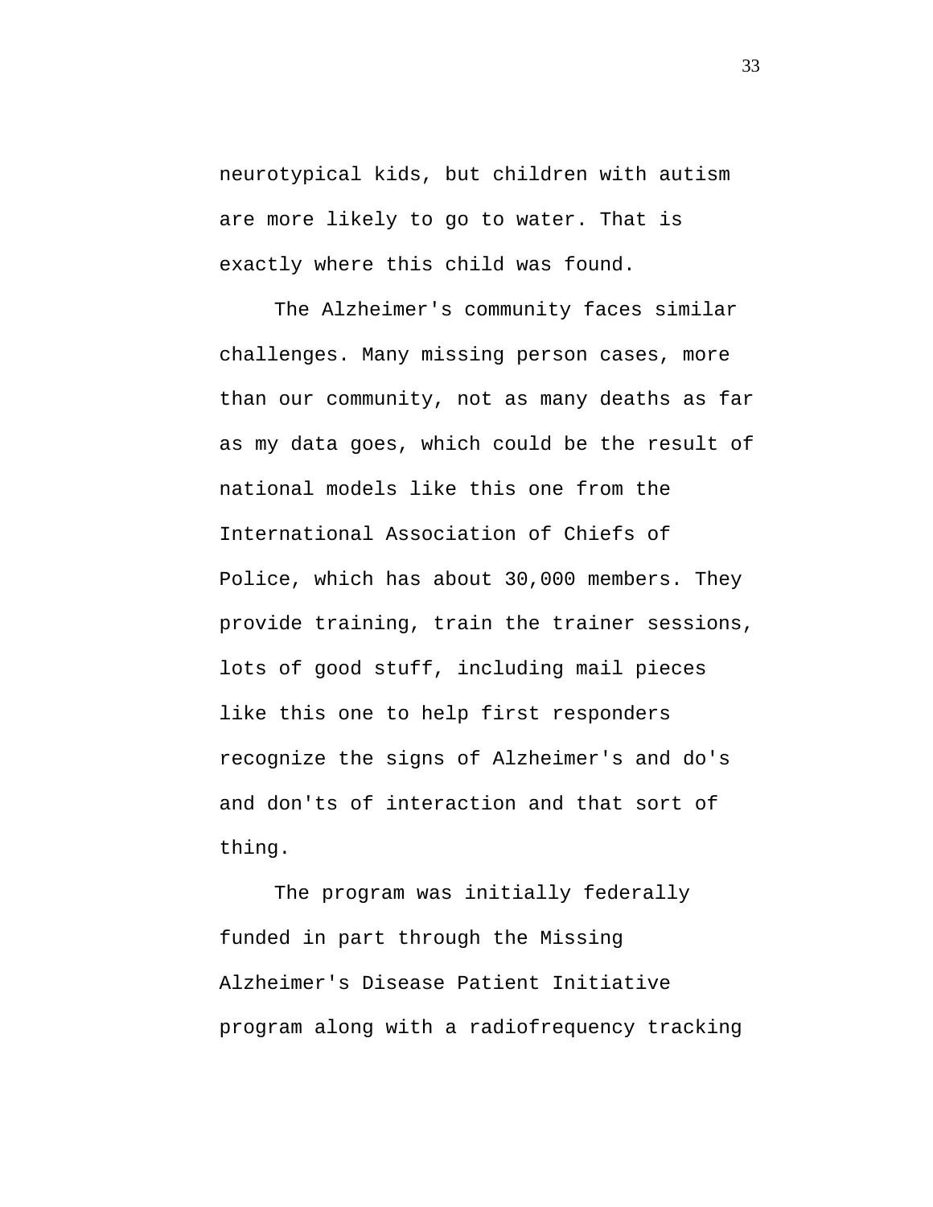neurotypical kids, but children with autism are more likely to go to water. That is exactly where this child was found.

The Alzheimer's community faces similar challenges. Many missing person cases, more than our community, not as many deaths as far as my data goes, which could be the result of national models like this one from the International Association of Chiefs of Police, which has about 30,000 members. They provide training, train the trainer sessions, lots of good stuff, including mail pieces like this one to help first responders recognize the signs of Alzheimer's and do's and don'ts of interaction and that sort of thing.

The program was initially federally funded in part through the Missing Alzheimer's Disease Patient Initiative program along with a radiofrequency tracking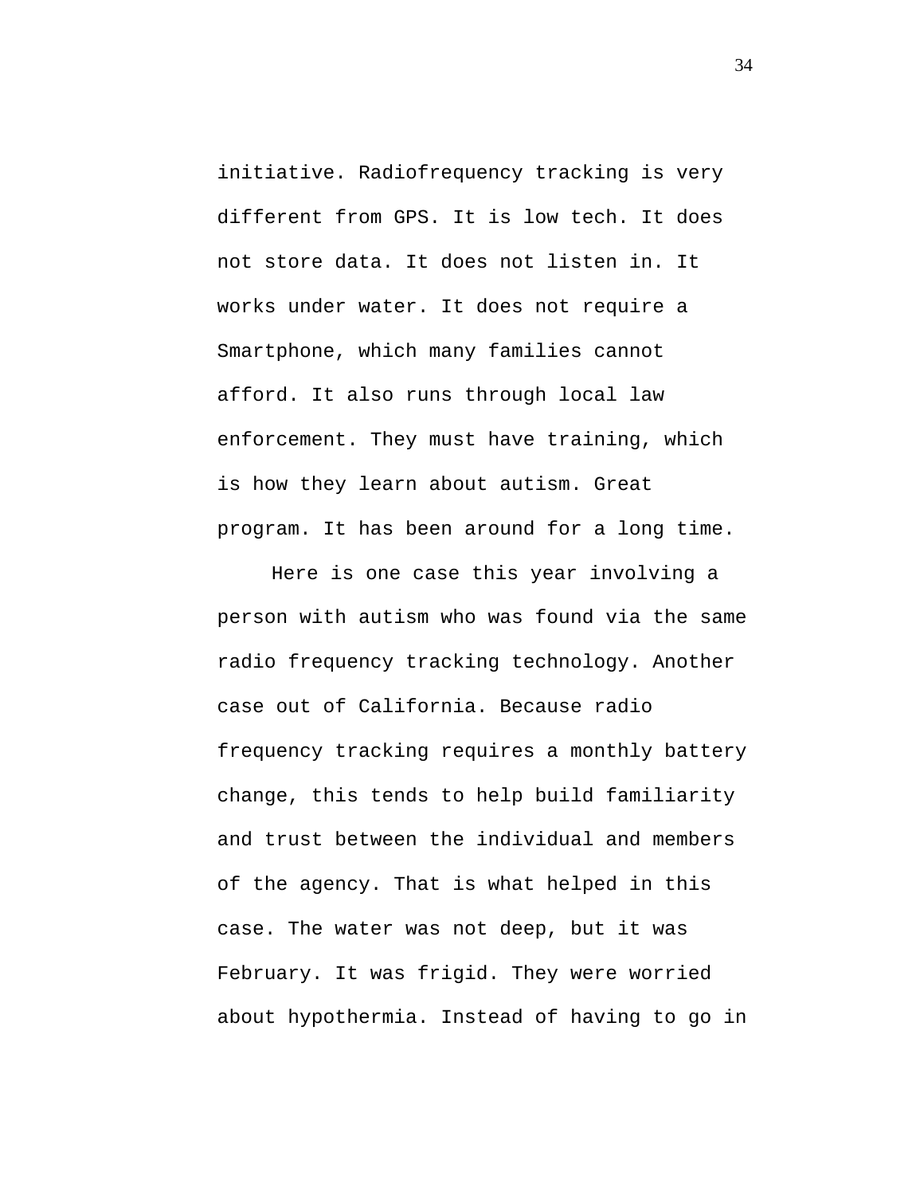initiative. Radiofrequency tracking is very different from GPS. It is low tech. It does not store data. It does not listen in. It works under water. It does not require a Smartphone, which many families cannot afford. It also runs through local law enforcement. They must have training, which is how they learn about autism. Great program. It has been around for a long time.

Here is one case this year involving a person with autism who was found via the same radio frequency tracking technology. Another case out of California. Because radio frequency tracking requires a monthly battery change, this tends to help build familiarity and trust between the individual and members of the agency. That is what helped in this case. The water was not deep, but it was February. It was frigid. They were worried about hypothermia. Instead of having to go in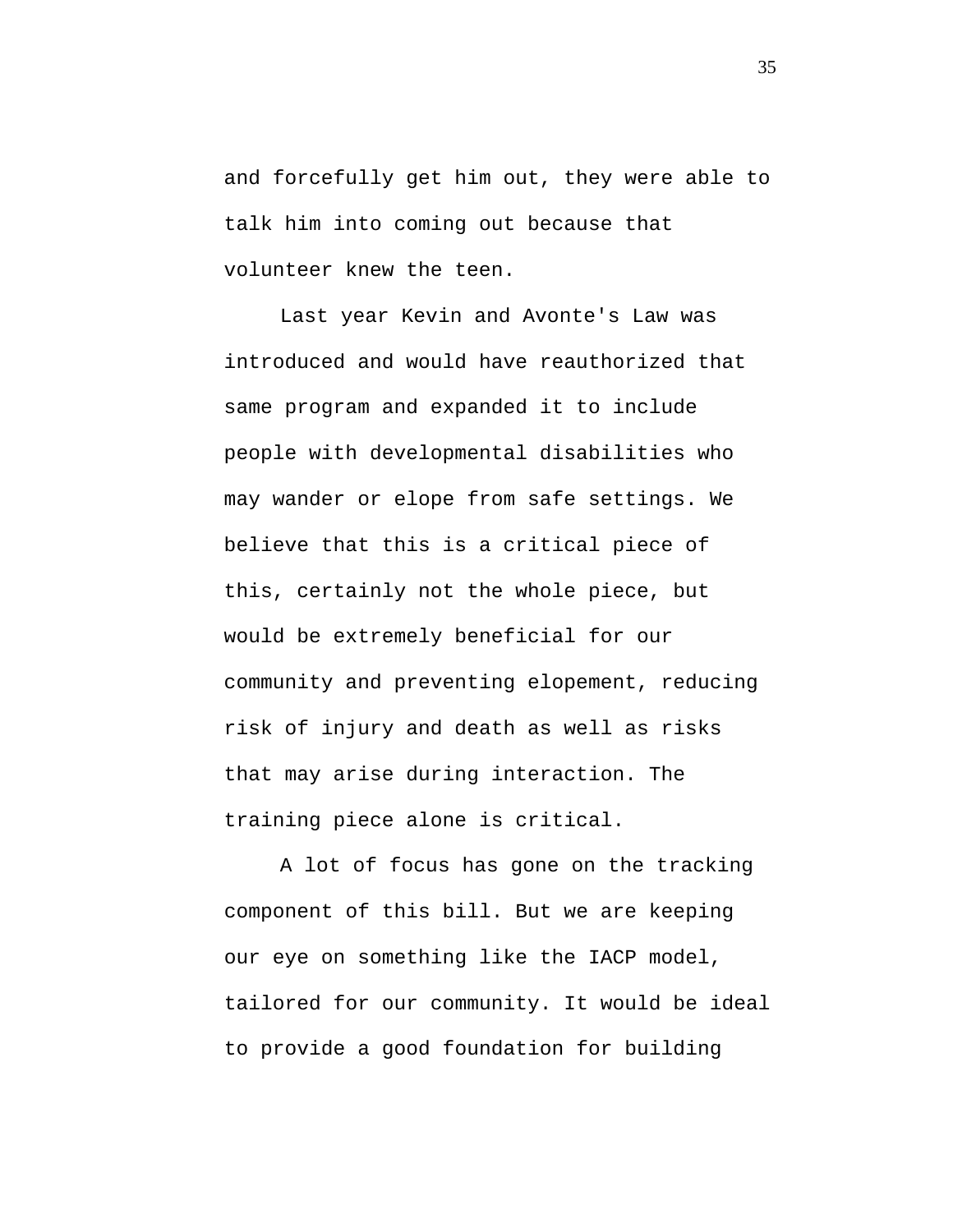and forcefully get him out, they were able to talk him into coming out because that volunteer knew the teen.

Last year Kevin and Avonte's Law was introduced and would have reauthorized that same program and expanded it to include people with developmental disabilities who may wander or elope from safe settings. We believe that this is a critical piece of this, certainly not the whole piece, but would be extremely beneficial for our community and preventing elopement, reducing risk of injury and death as well as risks that may arise during interaction. The training piece alone is critical.

A lot of focus has gone on the tracking component of this bill. But we are keeping our eye on something like the IACP model, tailored for our community. It would be ideal to provide a good foundation for building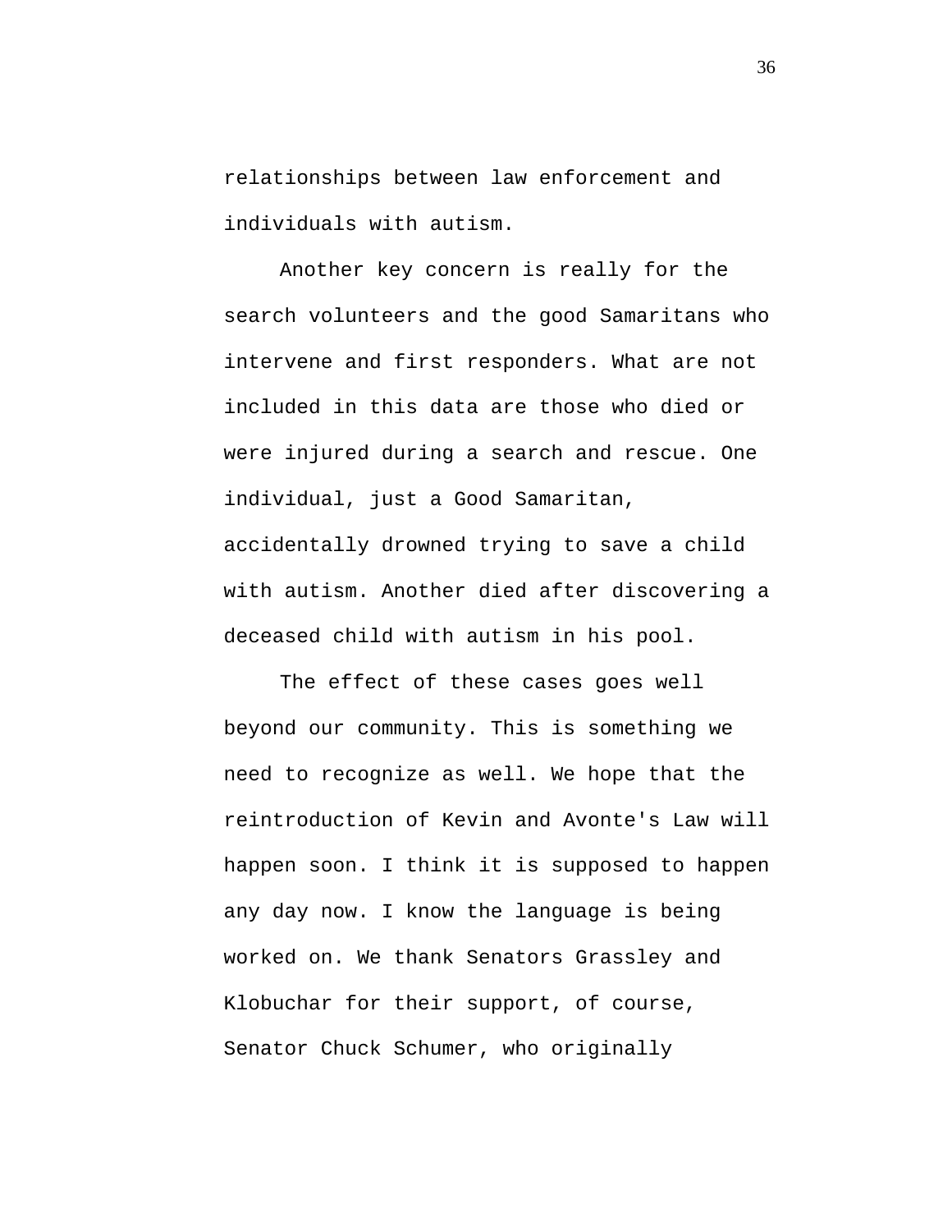relationships between law enforcement and individuals with autism.

Another key concern is really for the search volunteers and the good Samaritans who intervene and first responders. What are not included in this data are those who died or were injured during a search and rescue. One individual, just a Good Samaritan, accidentally drowned trying to save a child with autism. Another died after discovering a deceased child with autism in his pool.

The effect of these cases goes well beyond our community. This is something we need to recognize as well. We hope that the reintroduction of Kevin and Avonte's Law will happen soon. I think it is supposed to happen any day now. I know the language is being worked on. We thank Senators Grassley and Klobuchar for their support, of course, Senator Chuck Schumer, who originally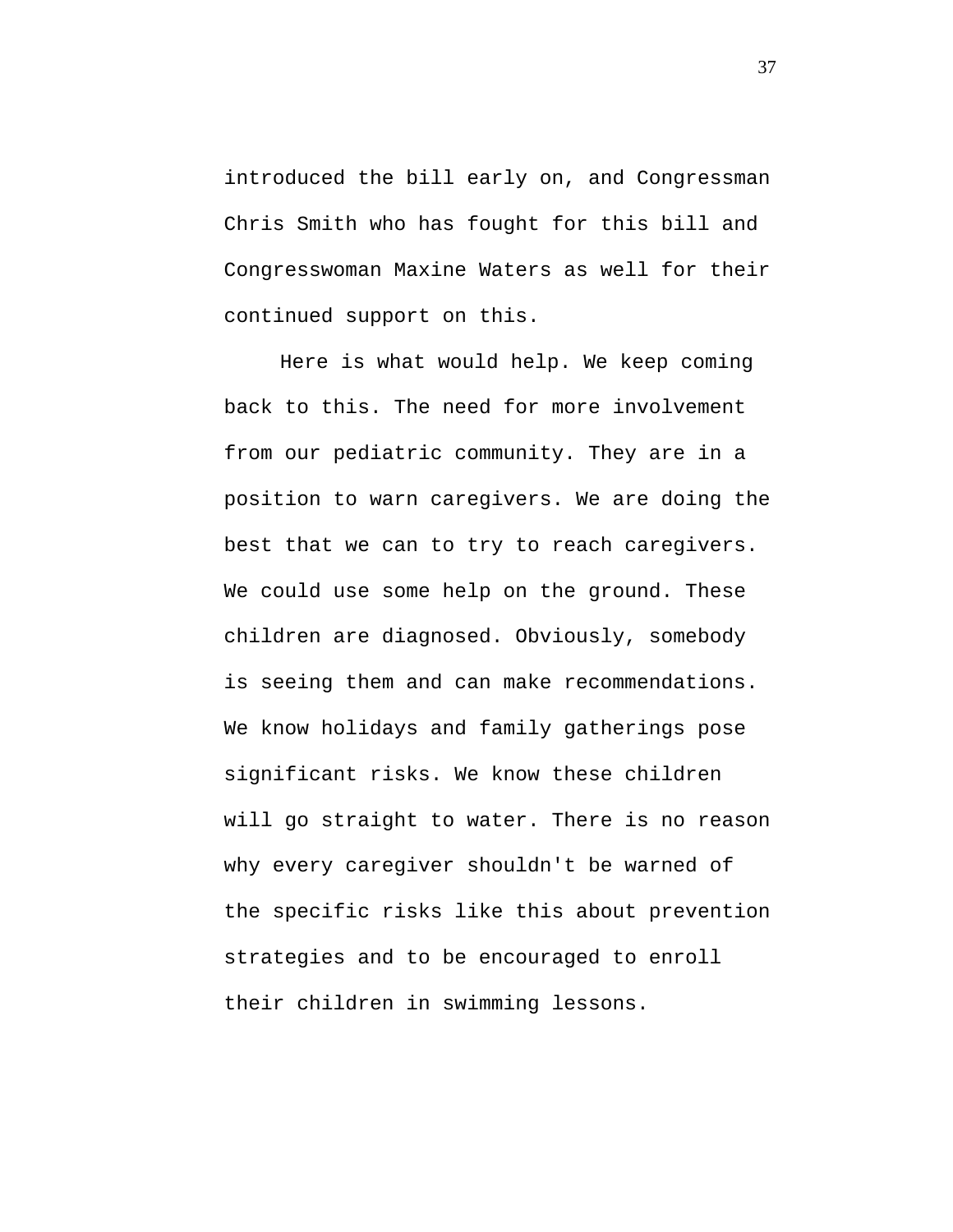introduced the bill early on, and Congressman Chris Smith who has fought for this bill and Congresswoman Maxine Waters as well for their continued support on this.

Here is what would help. We keep coming back to this. The need for more involvement from our pediatric community. They are in a position to warn caregivers. We are doing the best that we can to try to reach caregivers. We could use some help on the ground. These children are diagnosed. Obviously, somebody is seeing them and can make recommendations. We know holidays and family gatherings pose significant risks. We know these children will go straight to water. There is no reason why every caregiver shouldn't be warned of the specific risks like this about prevention strategies and to be encouraged to enroll their children in swimming lessons.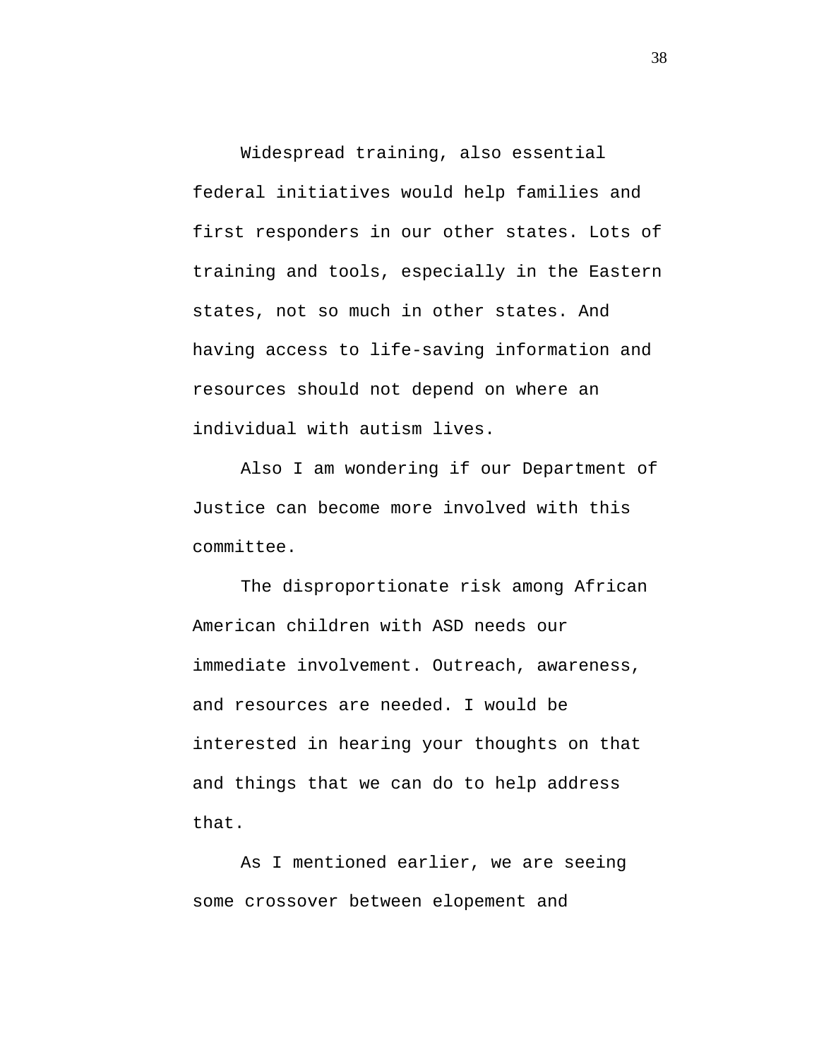Widespread training, also essential federal initiatives would help families and first responders in our other states. Lots of training and tools, especially in the Eastern states, not so much in other states. And having access to life-saving information and resources should not depend on where an individual with autism lives.

Also I am wondering if our Department of Justice can become more involved with this committee.

The disproportionate risk among African American children with ASD needs our immediate involvement. Outreach, awareness, and resources are needed. I would be interested in hearing your thoughts on that and things that we can do to help address that.

As I mentioned earlier, we are seeing some crossover between elopement and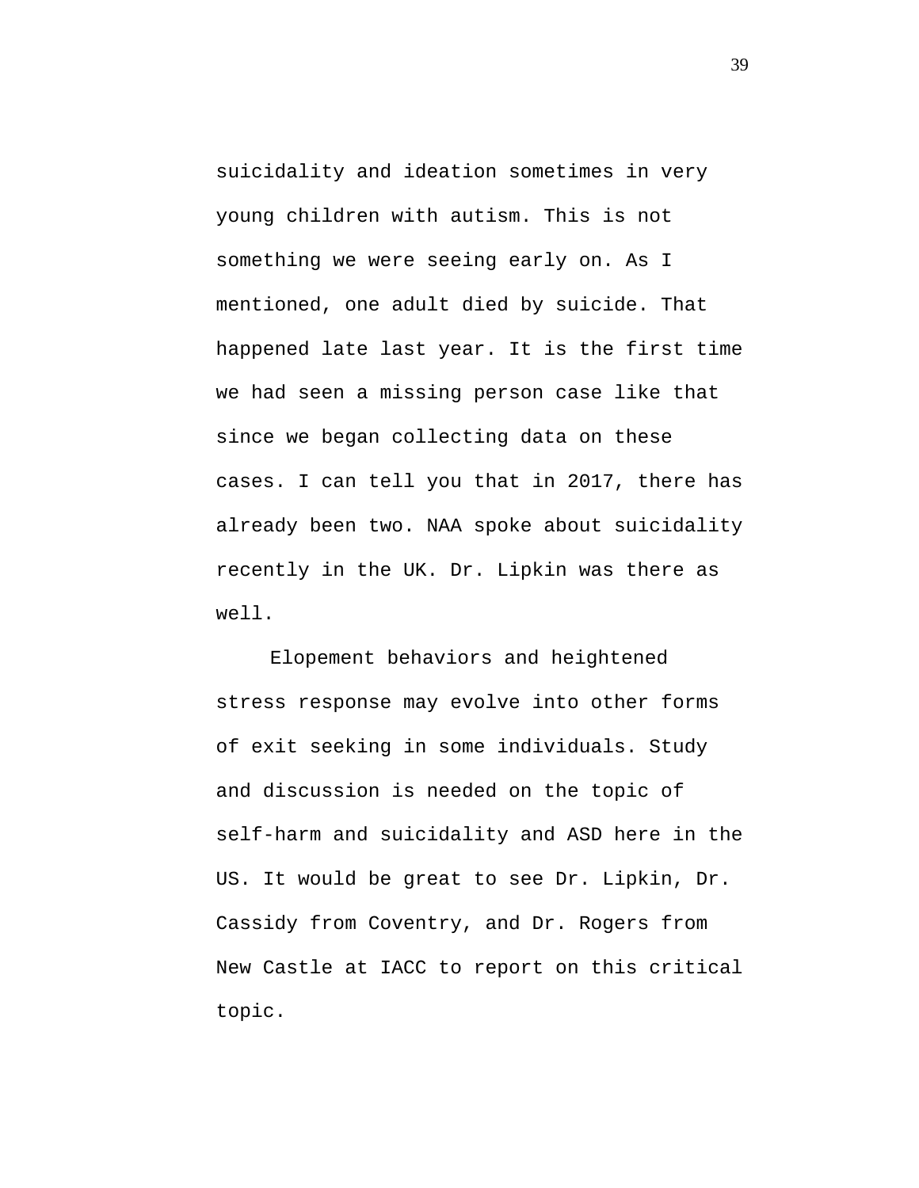suicidality and ideation sometimes in very young children with autism. This is not something we were seeing early on. As I mentioned, one adult died by suicide. That happened late last year. It is the first time we had seen a missing person case like that since we began collecting data on these cases. I can tell you that in 2017, there has already been two. NAA spoke about suicidality recently in the UK. Dr. Lipkin was there as well.

Elopement behaviors and heightened stress response may evolve into other forms of exit seeking in some individuals. Study and discussion is needed on the topic of self-harm and suicidality and ASD here in the US. It would be great to see Dr. Lipkin, Dr. Cassidy from Coventry, and Dr. Rogers from New Castle at IACC to report on this critical topic.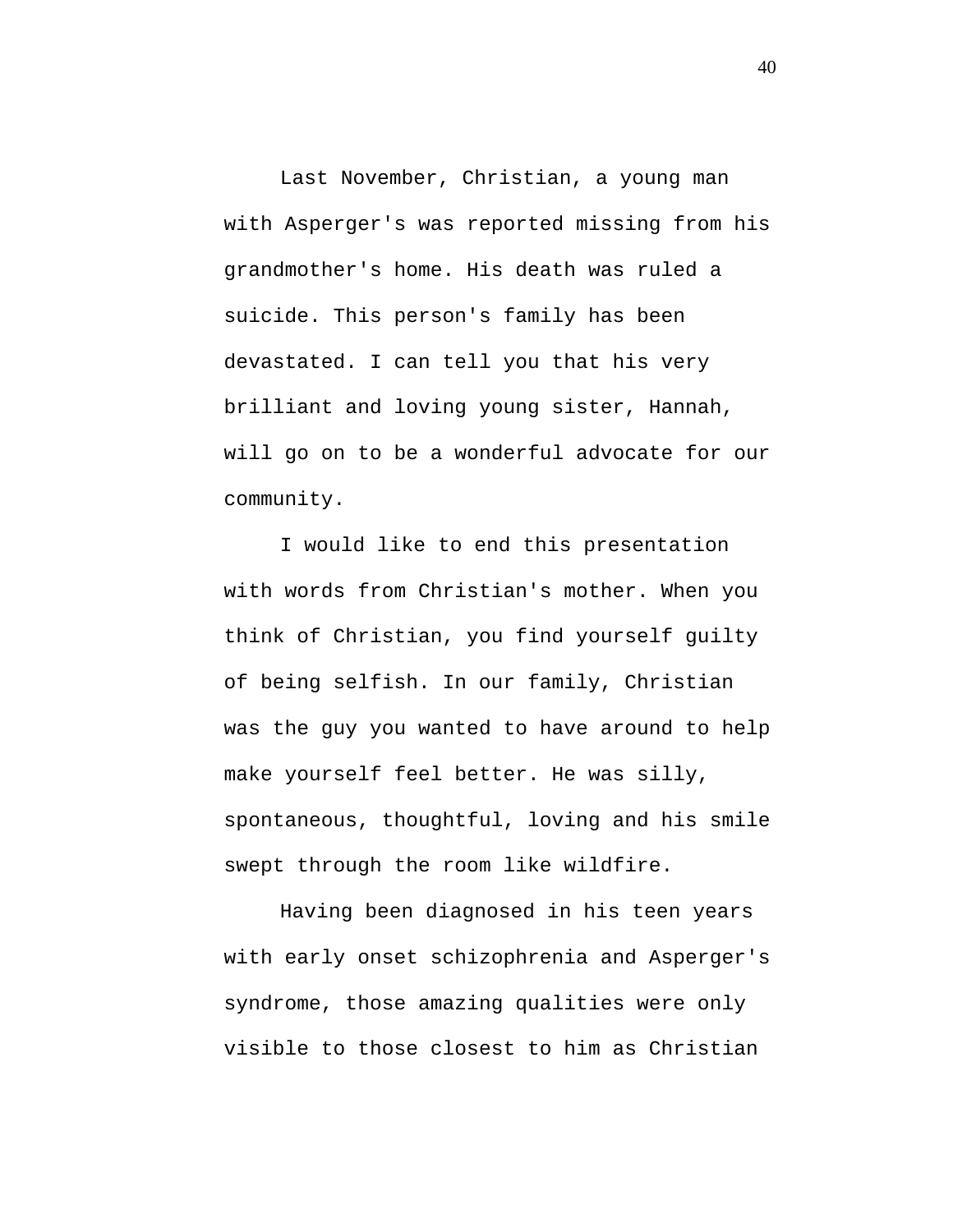Last November, Christian, a young man with Asperger's was reported missing from his grandmother's home. His death was ruled a suicide. This person's family has been devastated. I can tell you that his very brilliant and loving young sister, Hannah, will go on to be a wonderful advocate for our community.

I would like to end this presentation with words from Christian's mother. When you think of Christian, you find yourself guilty of being selfish. In our family, Christian was the guy you wanted to have around to help make yourself feel better. He was silly, spontaneous, thoughtful, loving and his smile swept through the room like wildfire.

Having been diagnosed in his teen years with early onset schizophrenia and Asperger's syndrome, those amazing qualities were only visible to those closest to him as Christian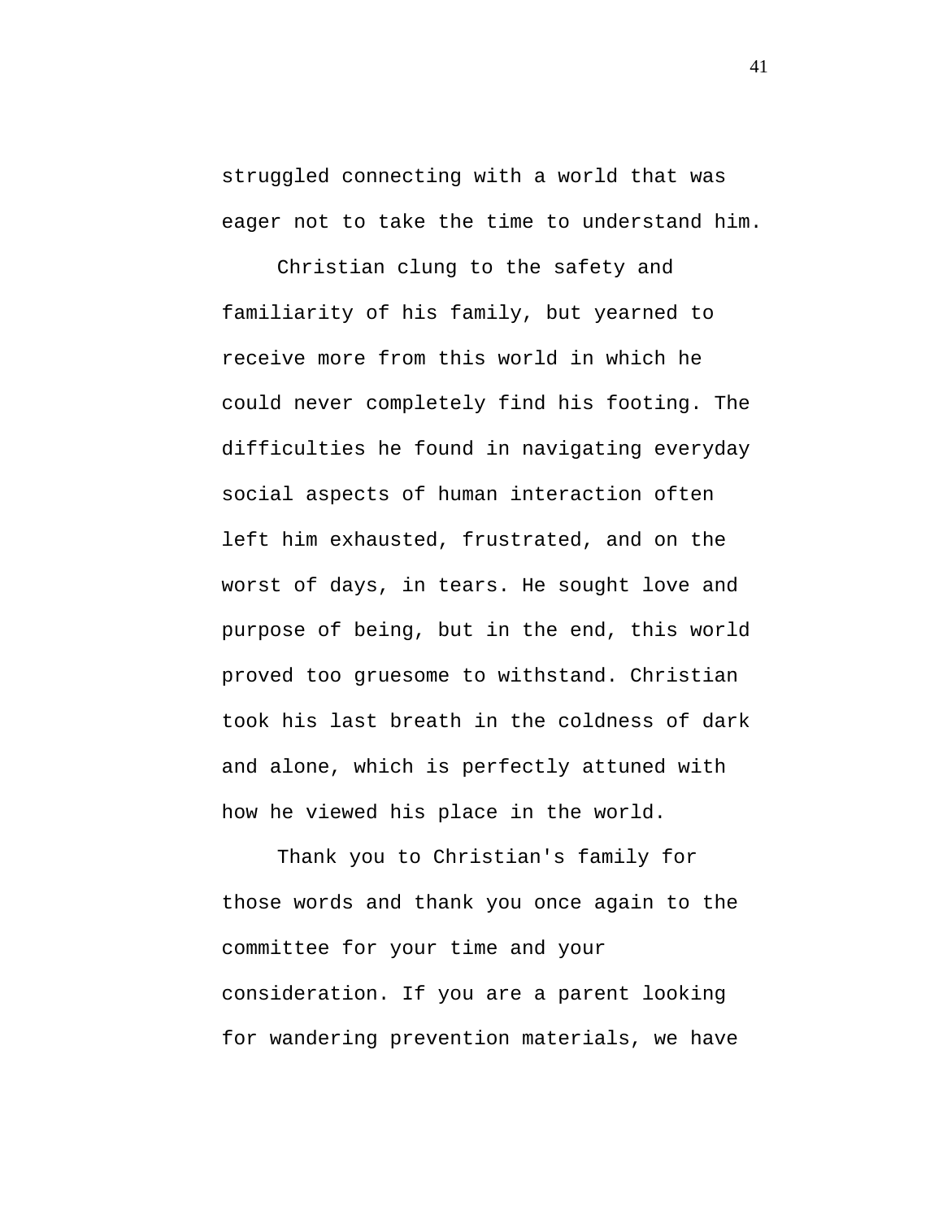struggled connecting with a world that was eager not to take the time to understand him.

Christian clung to the safety and familiarity of his family, but yearned to receive more from this world in which he could never completely find his footing. The difficulties he found in navigating everyday social aspects of human interaction often left him exhausted, frustrated, and on the worst of days, in tears. He sought love and purpose of being, but in the end, this world proved too gruesome to withstand. Christian took his last breath in the coldness of dark and alone, which is perfectly attuned with how he viewed his place in the world.

Thank you to Christian's family for those words and thank you once again to the committee for your time and your consideration. If you are a parent looking for wandering prevention materials, we have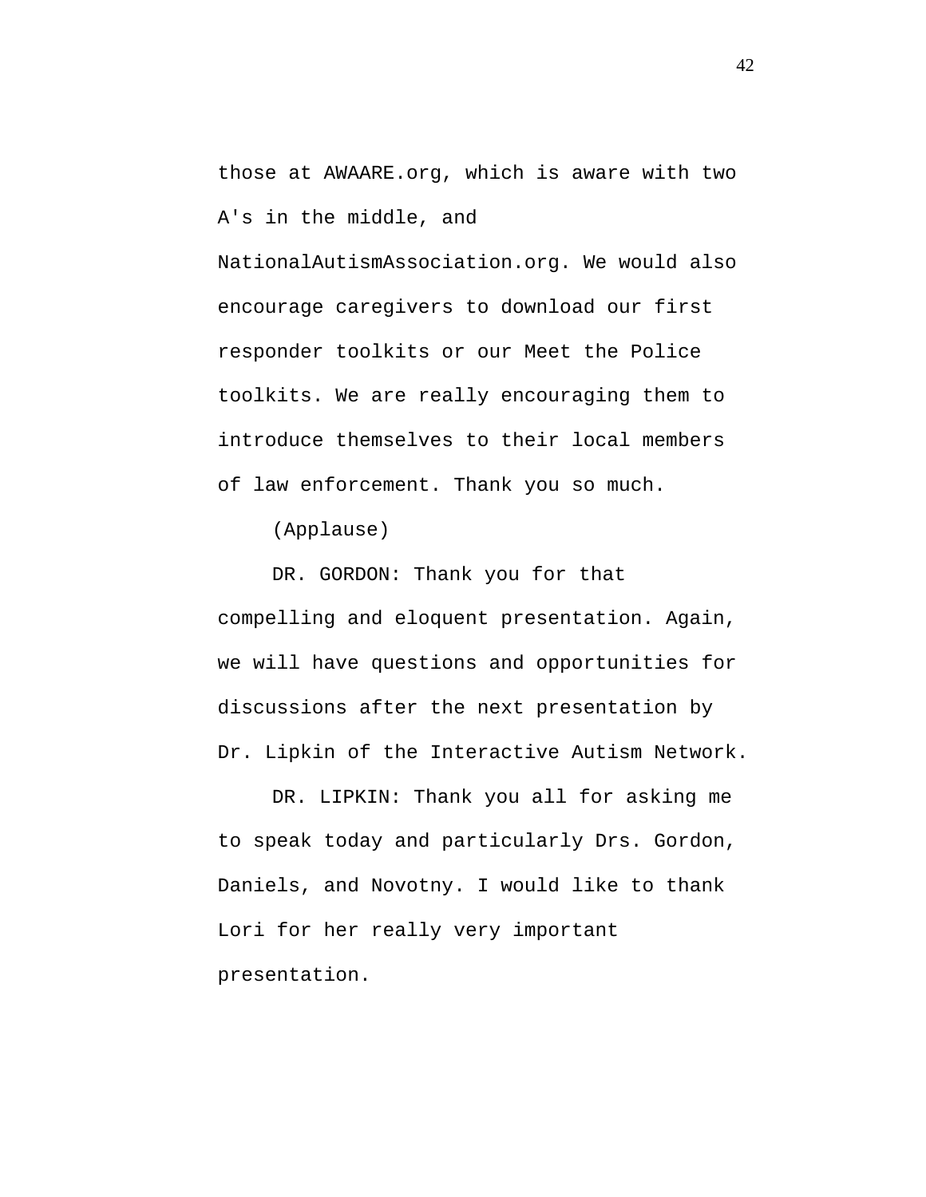those at AWAARE.org, which is aware with two A's in the middle, and NationalAutismAssociation.org. We would also encourage caregivers to download our first responder toolkits or our Meet the Police toolkits. We are really encouraging them to introduce themselves to their local members of law enforcement. Thank you so much.

(Applause)

DR. GORDON: Thank you for that compelling and eloquent presentation. Again, we will have questions and opportunities for discussions after the next presentation by Dr. Lipkin of the Interactive Autism Network.

DR. LIPKIN: Thank you all for asking me to speak today and particularly Drs. Gordon, Daniels, and Novotny. I would like to thank Lori for her really very important presentation.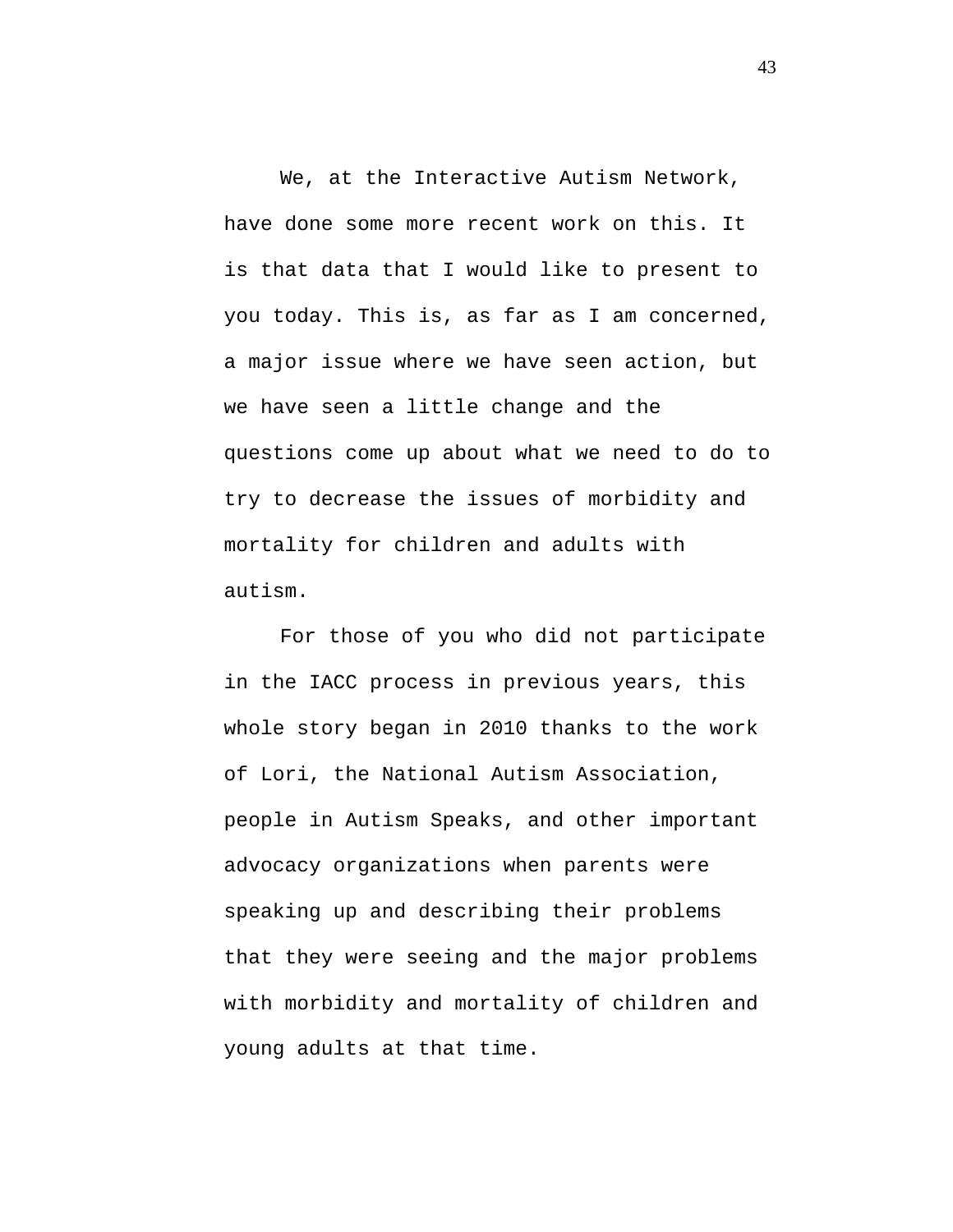We, at the Interactive Autism Network, have done some more recent work on this. It is that data that I would like to present to you today. This is, as far as I am concerned, a major issue where we have seen action, but we have seen a little change and the questions come up about what we need to do to try to decrease the issues of morbidity and mortality for children and adults with autism.

For those of you who did not participate in the IACC process in previous years, this whole story began in 2010 thanks to the work of Lori, the National Autism Association, people in Autism Speaks, and other important advocacy organizations when parents were speaking up and describing their problems that they were seeing and the major problems with morbidity and mortality of children and young adults at that time.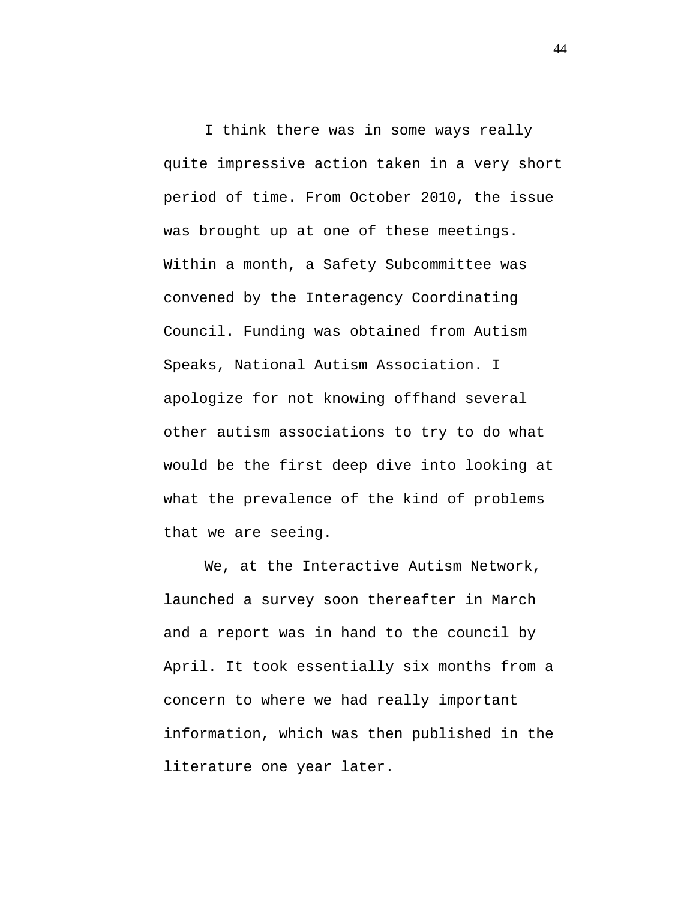I think there was in some ways really quite impressive action taken in a very short period of time. From October 2010, the issue was brought up at one of these meetings. Within a month, a Safety Subcommittee was convened by the Interagency Coordinating Council. Funding was obtained from Autism Speaks, National Autism Association. I apologize for not knowing offhand several other autism associations to try to do what would be the first deep dive into looking at what the prevalence of the kind of problems that we are seeing.

We, at the Interactive Autism Network, launched a survey soon thereafter in March and a report was in hand to the council by April. It took essentially six months from a concern to where we had really important information, which was then published in the literature one year later.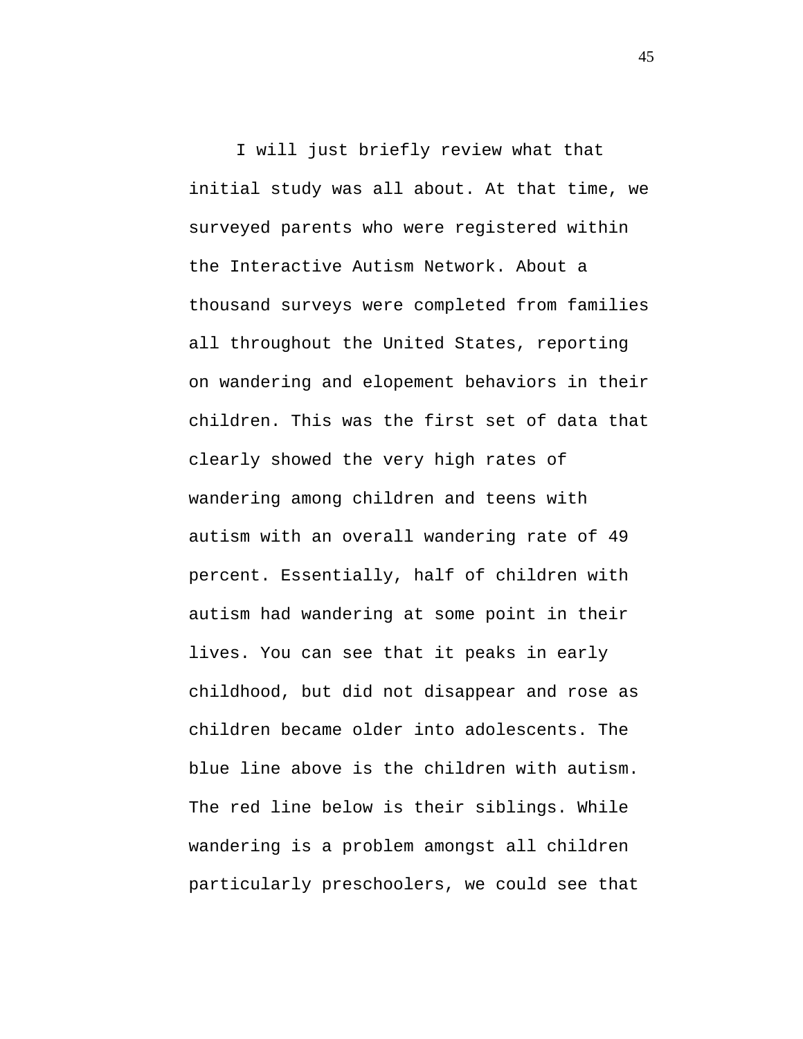I will just briefly review what that initial study was all about. At that time, we surveyed parents who were registered within the Interactive Autism Network. About a thousand surveys were completed from families all throughout the United States, reporting on wandering and elopement behaviors in their children. This was the first set of data that clearly showed the very high rates of wandering among children and teens with autism with an overall wandering rate of 49 percent. Essentially, half of children with autism had wandering at some point in their lives. You can see that it peaks in early childhood, but did not disappear and rose as children became older into adolescents. The blue line above is the children with autism. The red line below is their siblings. While wandering is a problem amongst all children particularly preschoolers, we could see that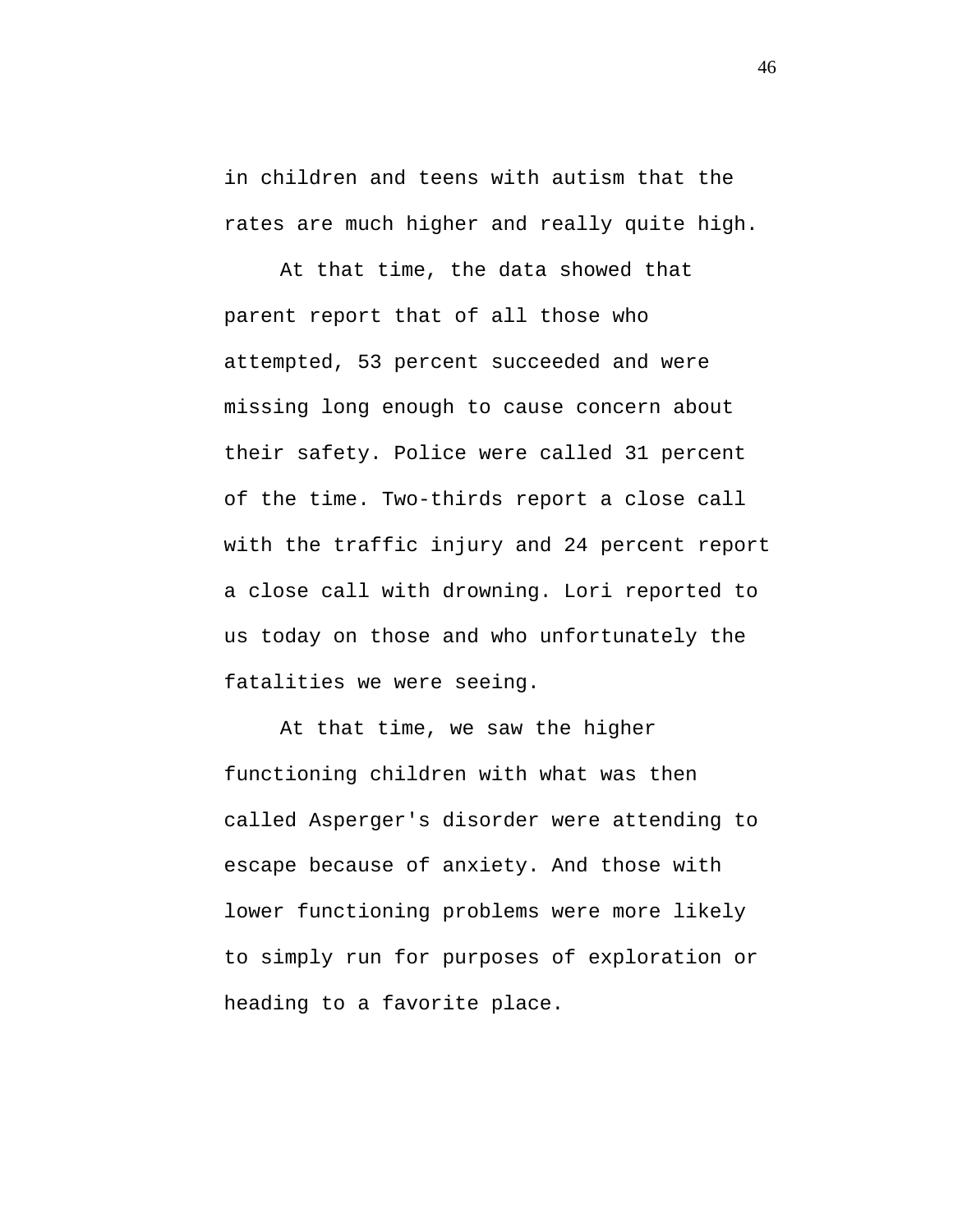in children and teens with autism that the rates are much higher and really quite high.

At that time, the data showed that parent report that of all those who attempted, 53 percent succeeded and were missing long enough to cause concern about their safety. Police were called 31 percent of the time. Two-thirds report a close call with the traffic injury and 24 percent report a close call with drowning. Lori reported to us today on those and who unfortunately the fatalities we were seeing.

At that time, we saw the higher functioning children with what was then called Asperger's disorder were attending to escape because of anxiety. And those with lower functioning problems were more likely to simply run for purposes of exploration or heading to a favorite place.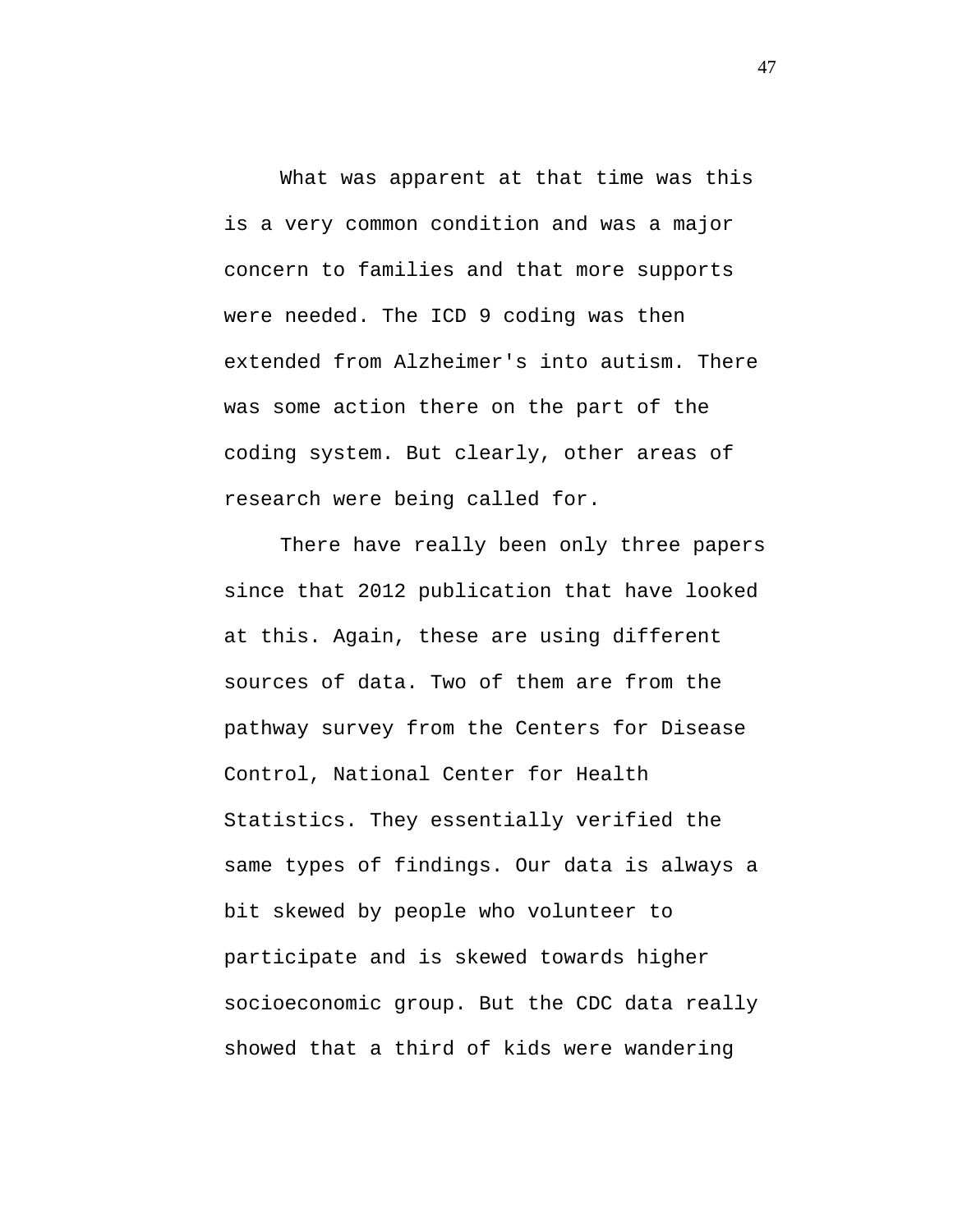What was apparent at that time was this is a very common condition and was a major concern to families and that more supports were needed. The ICD 9 coding was then extended from Alzheimer's into autism. There was some action there on the part of the coding system. But clearly, other areas of research were being called for.

There have really been only three papers since that 2012 publication that have looked at this. Again, these are using different sources of data. Two of them are from the pathway survey from the Centers for Disease Control, National Center for Health Statistics. They essentially verified the same types of findings. Our data is always a bit skewed by people who volunteer to participate and is skewed towards higher socioeconomic group. But the CDC data really showed that a third of kids were wandering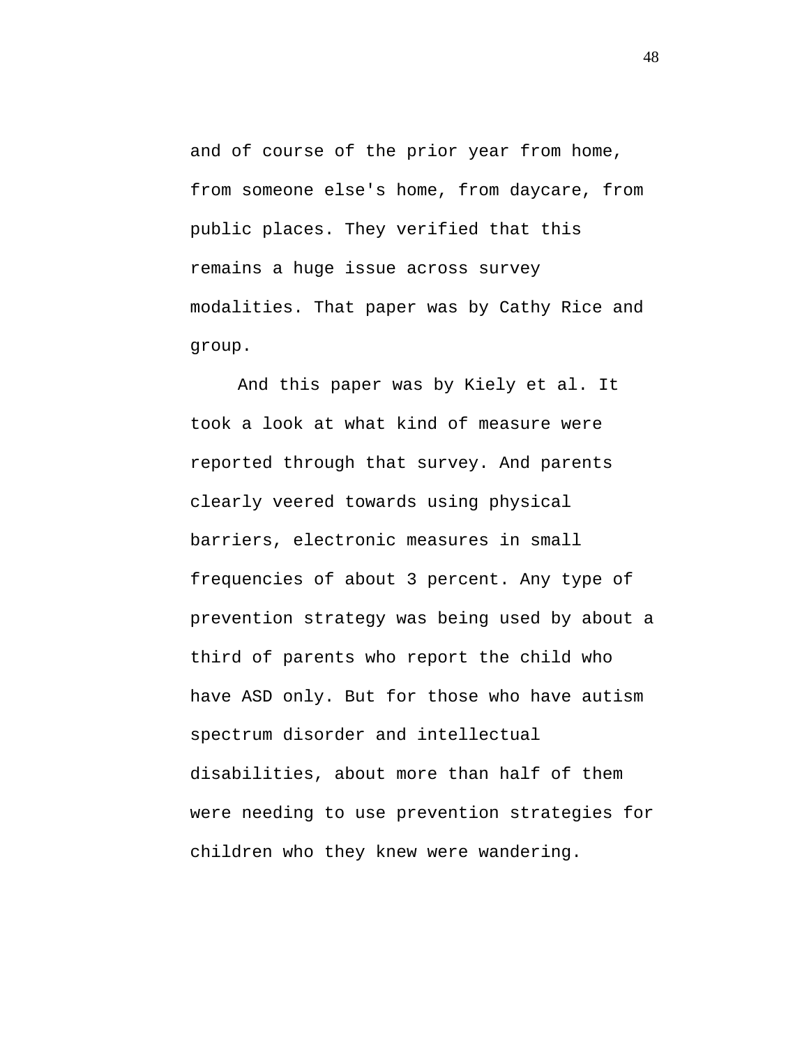and of course of the prior year from home, from someone else's home, from daycare, from public places. They verified that this remains a huge issue across survey modalities. That paper was by Cathy Rice and group.

And this paper was by Kiely et al. It took a look at what kind of measure were reported through that survey. And parents clearly veered towards using physical barriers, electronic measures in small frequencies of about 3 percent. Any type of prevention strategy was being used by about a third of parents who report the child who have ASD only. But for those who have autism spectrum disorder and intellectual disabilities, about more than half of them were needing to use prevention strategies for children who they knew were wandering.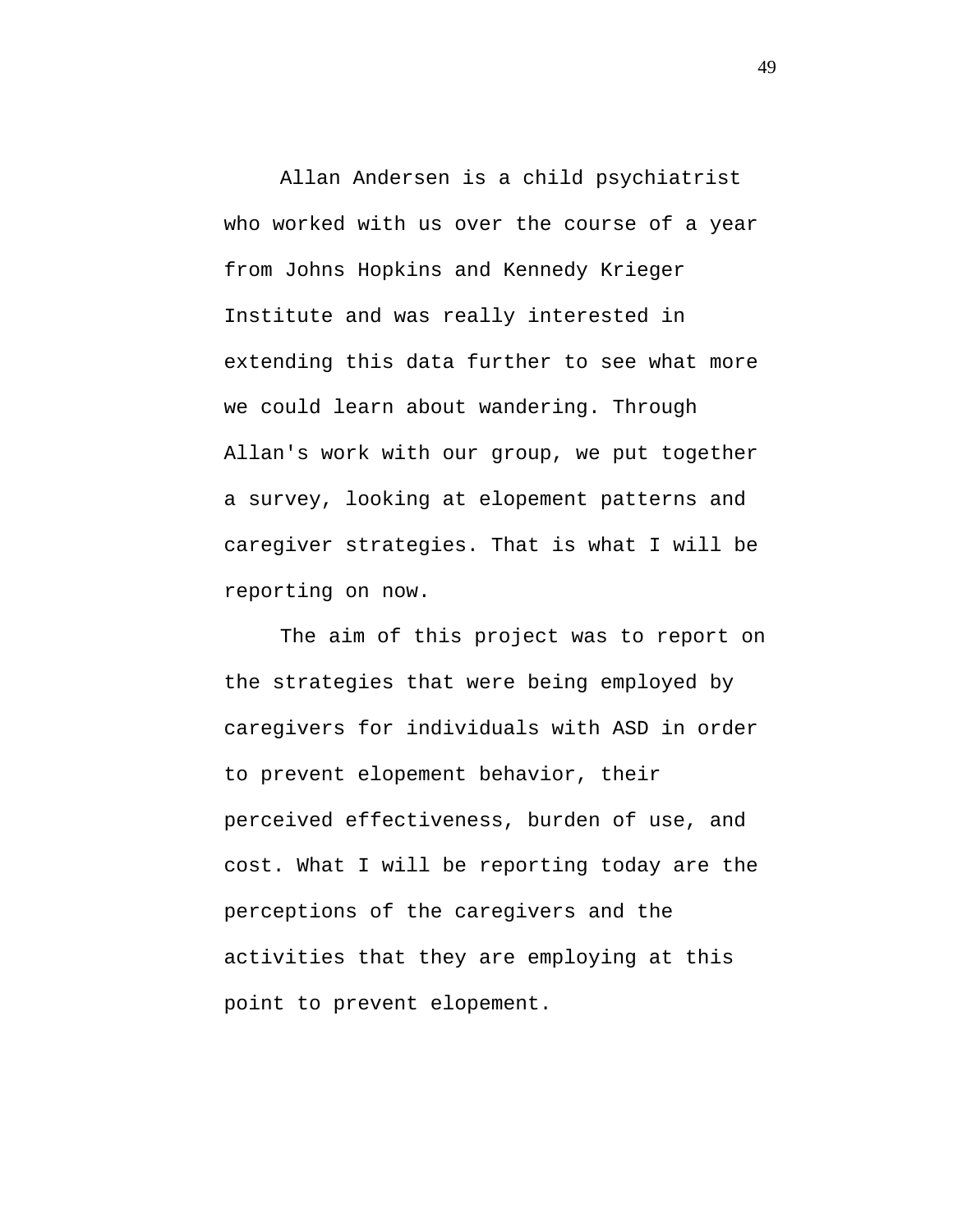Allan Andersen is a child psychiatrist who worked with us over the course of a year from Johns Hopkins and Kennedy Krieger Institute and was really interested in extending this data further to see what more we could learn about wandering. Through Allan's work with our group, we put together a survey, looking at elopement patterns and caregiver strategies. That is what I will be reporting on now.

The aim of this project was to report on the strategies that were being employed by caregivers for individuals with ASD in order to prevent elopement behavior, their perceived effectiveness, burden of use, and cost. What I will be reporting today are the perceptions of the caregivers and the activities that they are employing at this point to prevent elopement.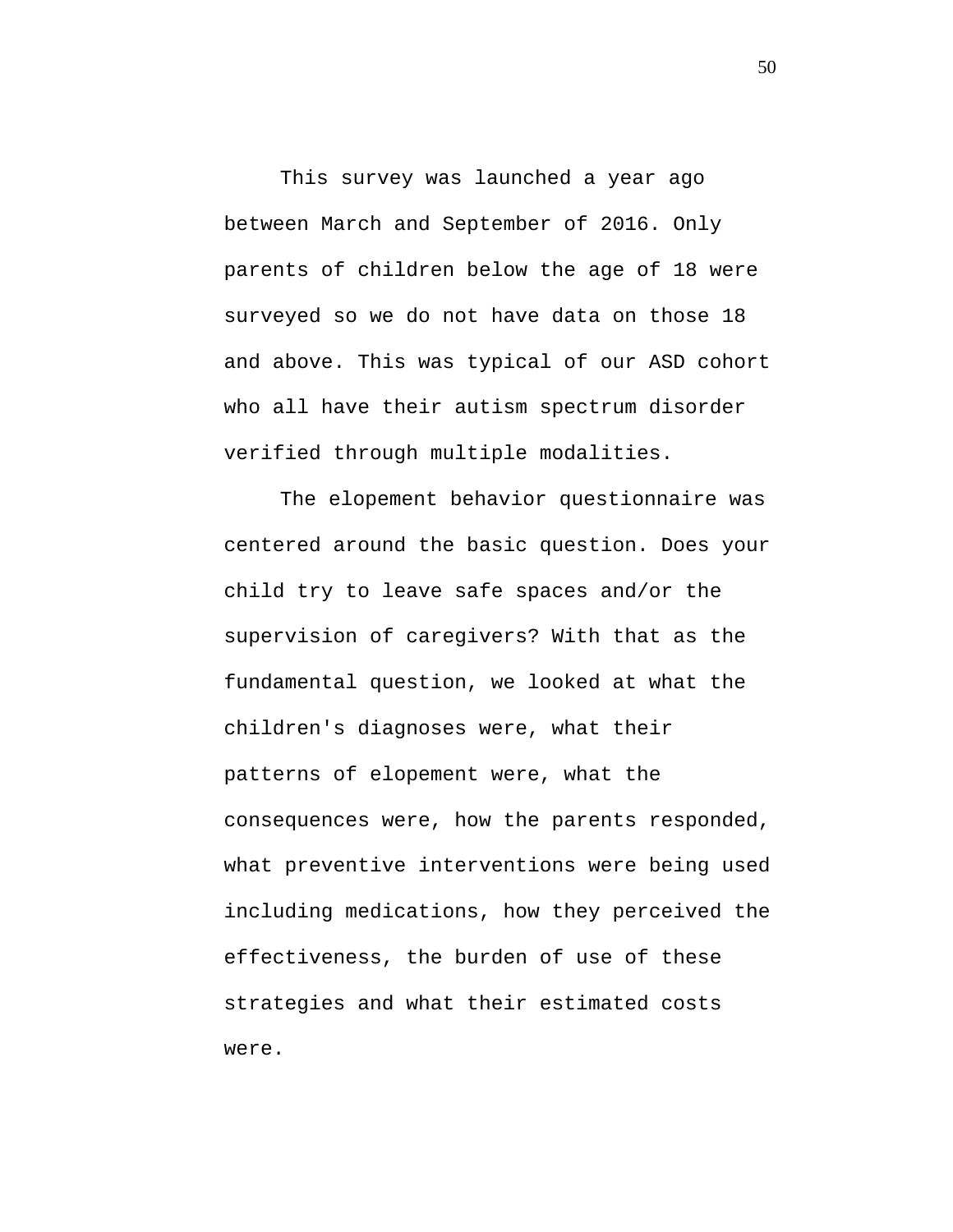This survey was launched a year ago between March and September of 2016. Only parents of children below the age of 18 were surveyed so we do not have data on those 18 and above. This was typical of our ASD cohort who all have their autism spectrum disorder verified through multiple modalities.

The elopement behavior questionnaire was centered around the basic question. Does your child try to leave safe spaces and/or the supervision of caregivers? With that as the fundamental question, we looked at what the children's diagnoses were, what their patterns of elopement were, what the consequences were, how the parents responded, what preventive interventions were being used including medications, how they perceived the effectiveness, the burden of use of these strategies and what their estimated costs were.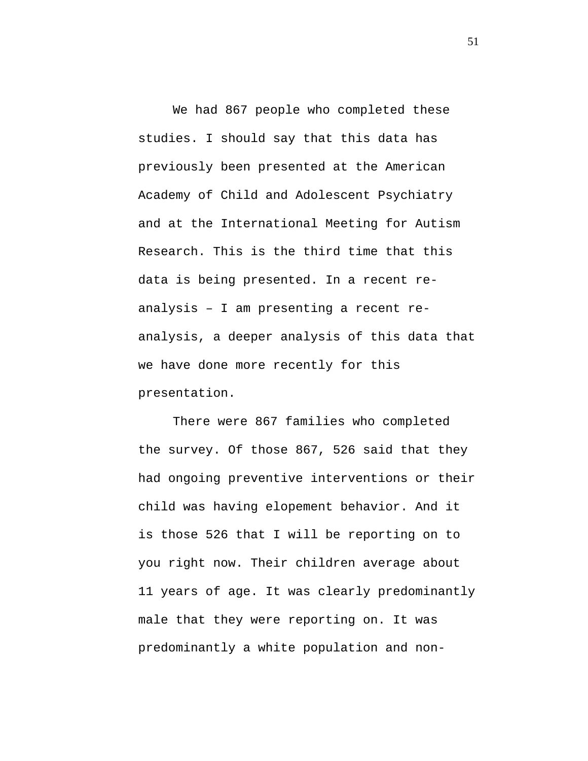We had 867 people who completed these studies. I should say that this data has previously been presented at the American Academy of Child and Adolescent Psychiatry and at the International Meeting for Autism Research. This is the third time that this data is being presented. In a recent re-analysis – I am presenting a recent re-analysis, a deeper analysis of this data that we have done more recently for this presentation.

There were 867 families who completed the survey. Of those 867, 526 said that they had ongoing preventive interventions or their child was having elopement behavior. And it is those 526 that I will be reporting on to you right now. Their children average about 11 years of age. It was clearly predominantly male that they were reporting on. It was predominantly a white population and non-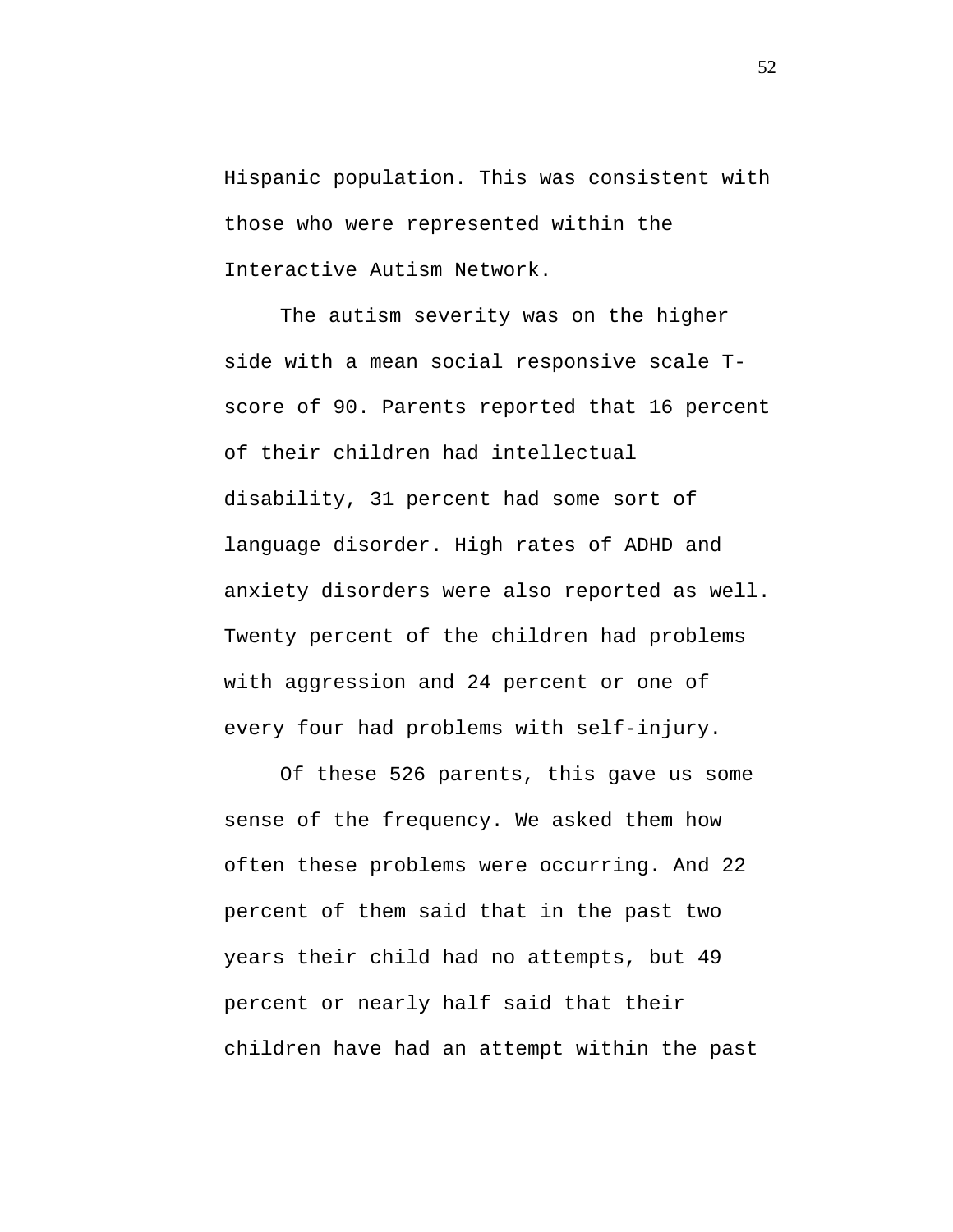Hispanic population. This was consistent with those who were represented within the Interactive Autism Network.

The autism severity was on the higher side with a mean social responsive scale T-score of 90. Parents reported that 16 percent of their children had intellectual disability, 31 percent had some sort of language disorder. High rates of ADHD and anxiety disorders were also reported as well. Twenty percent of the children had problems with aggression and 24 percent or one of every four had problems with self-injury.

Of these 526 parents, this gave us some sense of the frequency. We asked them how often these problems were occurring. And 22 percent of them said that in the past two years their child had no attempts, but 49 percent or nearly half said that their children have had an attempt within the past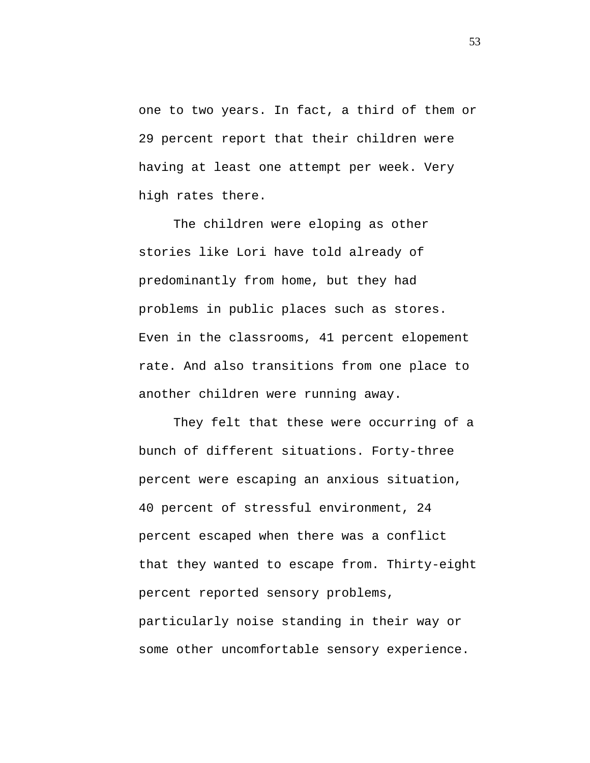one to two years. In fact, a third of them or 29 percent report that their children were having at least one attempt per week. Very high rates there.

The children were eloping as other stories like Lori have told already of predominantly from home, but they had problems in public places such as stores. Even in the classrooms, 41 percent elopement rate. And also transitions from one place to another children were running away.

They felt that these were occurring of a bunch of different situations. Forty-three percent were escaping an anxious situation, 40 percent of stressful environment, 24 percent escaped when there was a conflict that they wanted to escape from. Thirty-eight percent reported sensory problems, particularly noise standing in their way or some other uncomfortable sensory experience.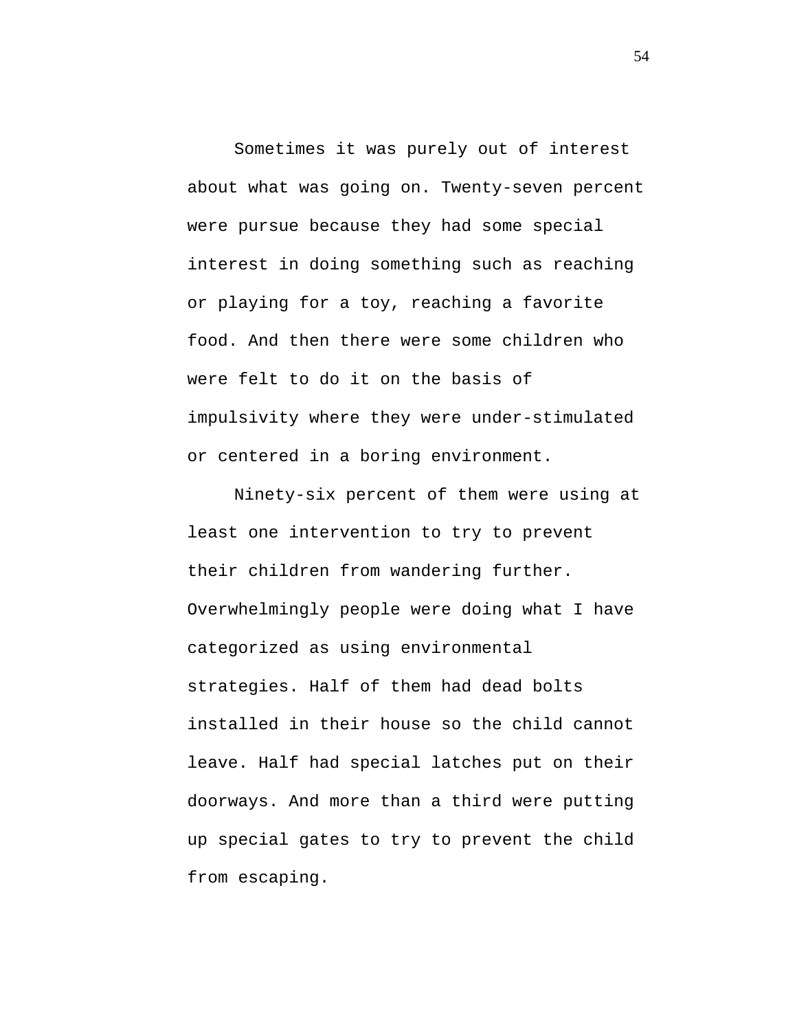Sometimes it was purely out of interest about what was going on. Twenty-seven percent were pursue because they had some special interest in doing something such as reaching or playing for a toy, reaching a favorite food. And then there were some children who were felt to do it on the basis of impulsivity where they were under-stimulated or centered in a boring environment.

Ninety-six percent of them were using at least one intervention to try to prevent their children from wandering further. Overwhelmingly people were doing what I have categorized as using environmental strategies. Half of them had dead bolts installed in their house so the child cannot leave. Half had special latches put on their doorways. And more than a third were putting up special gates to try to prevent the child from escaping.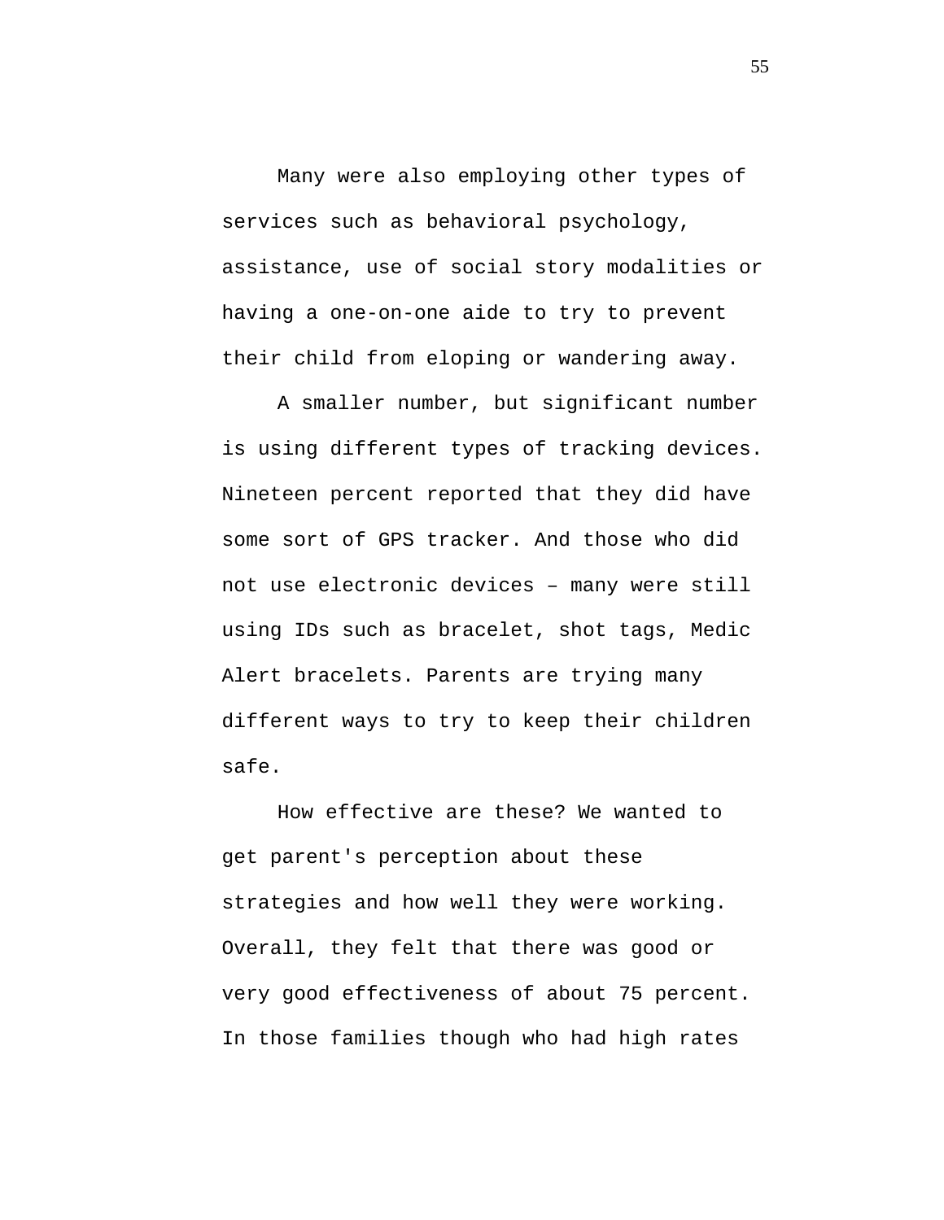Many were also employing other types of services such as behavioral psychology, assistance, use of social story modalities or having a one-on-one aide to try to prevent their child from eloping or wandering away.

A smaller number, but significant number is using different types of tracking devices. Nineteen percent reported that they did have some sort of GPS tracker. And those who did not use electronic devices – many were still using IDs such as bracelet, shot tags, Medic Alert bracelets. Parents are trying many different ways to try to keep their children safe.

How effective are these? We wanted to get parent's perception about these strategies and how well they were working. Overall, they felt that there was good or very good effectiveness of about 75 percent. In those families though who had high rates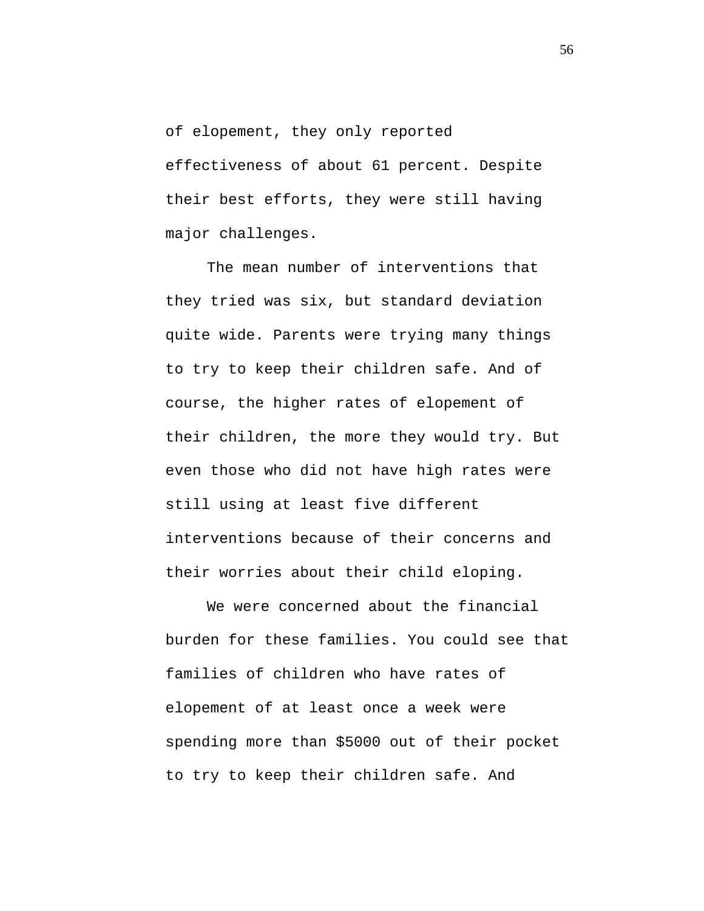of elopement, they only reported effectiveness of about 61 percent. Despite their best efforts, they were still having major challenges.

The mean number of interventions that they tried was six, but standard deviation quite wide. Parents were trying many things to try to keep their children safe. And of course, the higher rates of elopement of their children, the more they would try. But even those who did not have high rates were still using at least five different interventions because of their concerns and their worries about their child eloping.

We were concerned about the financial burden for these families. You could see that families of children who have rates of elopement of at least once a week were spending more than $5000 out of their pocket to try to keep their children safe. And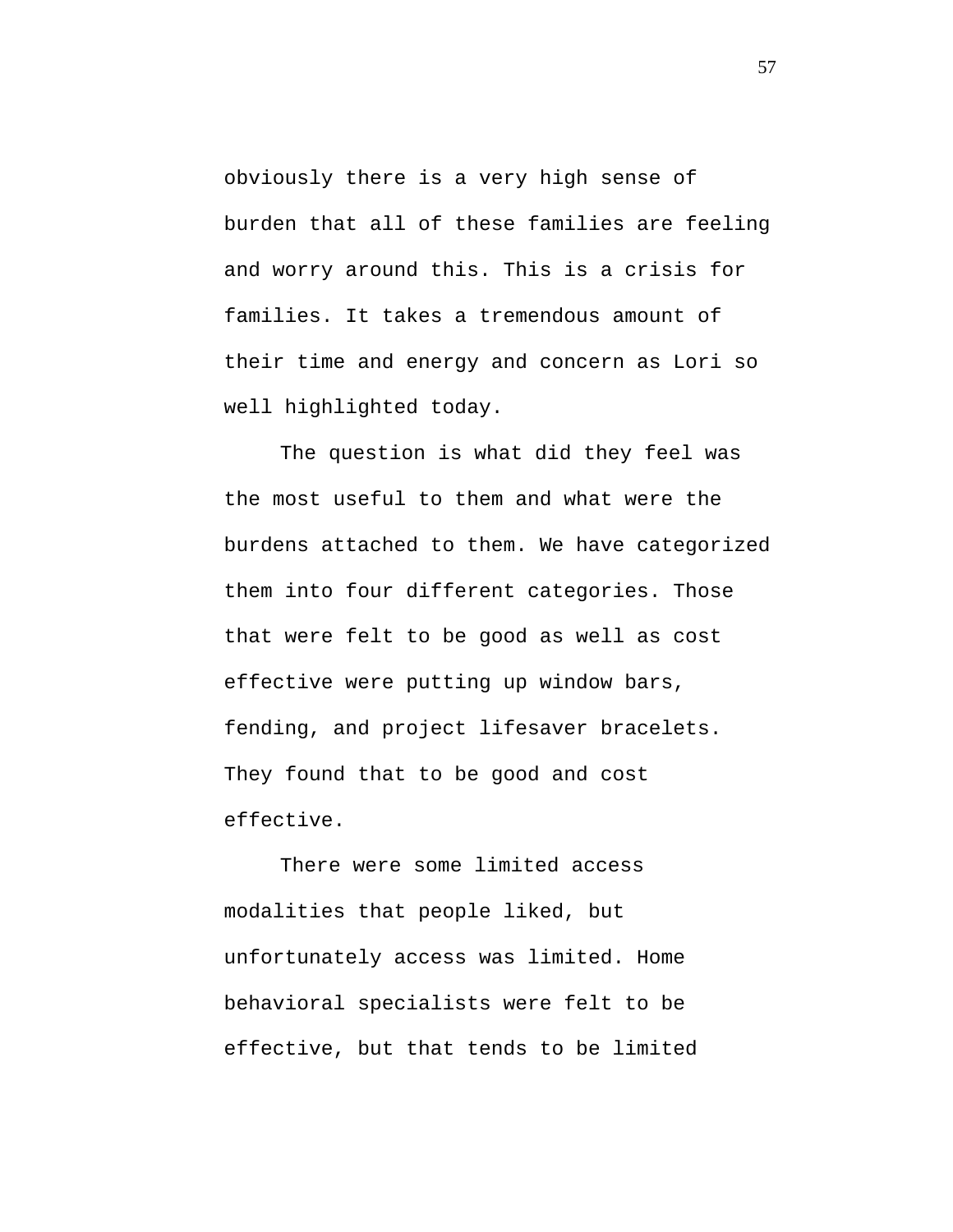obviously there is a very high sense of burden that all of these families are feeling and worry around this. This is a crisis for families. It takes a tremendous amount of their time and energy and concern as Lori so well highlighted today.

The question is what did they feel was the most useful to them and what were the burdens attached to them. We have categorized them into four different categories. Those that were felt to be good as well as cost effective were putting up window bars, fending, and project lifesaver bracelets. They found that to be good and cost effective.

There were some limited access modalities that people liked, but unfortunately access was limited. Home behavioral specialists were felt to be effective, but that tends to be limited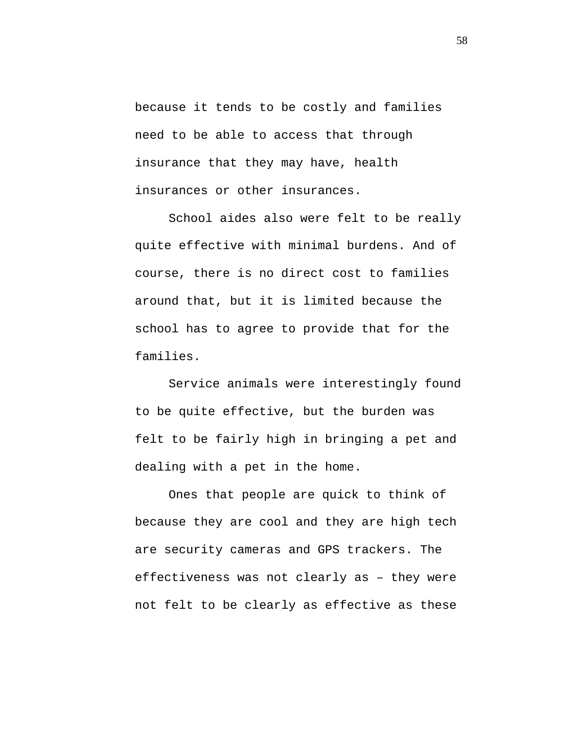because it tends to be costly and families need to be able to access that through insurance that they may have, health insurances or other insurances.

School aides also were felt to be really quite effective with minimal burdens. And of course, there is no direct cost to families around that, but it is limited because the school has to agree to provide that for the families.

Service animals were interestingly found to be quite effective, but the burden was felt to be fairly high in bringing a pet and dealing with a pet in the home.

Ones that people are quick to think of because they are cool and they are high tech are security cameras and GPS trackers. The effectiveness was not clearly as – they were not felt to be clearly as effective as these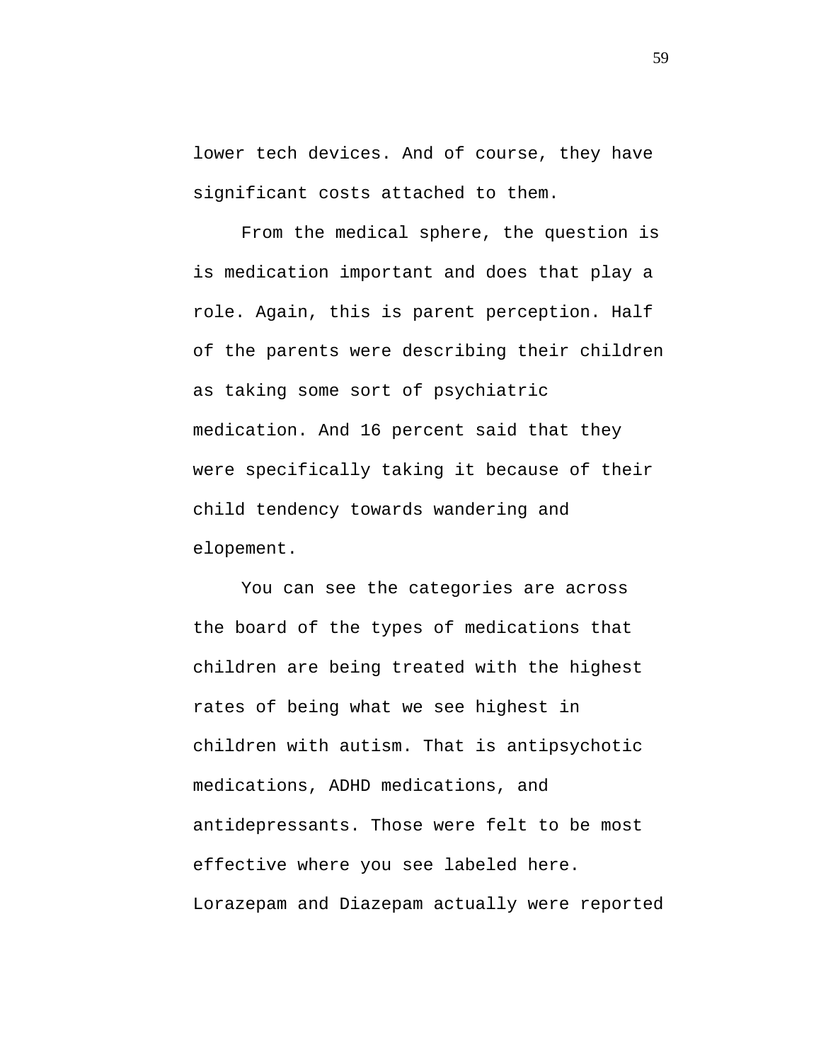lower tech devices. And of course, they have significant costs attached to them.

From the medical sphere, the question is is medication important and does that play a role. Again, this is parent perception. Half of the parents were describing their children as taking some sort of psychiatric medication. And 16 percent said that they were specifically taking it because of their child tendency towards wandering and elopement.

You can see the categories are across the board of the types of medications that children are being treated with the highest rates of being what we see highest in children with autism. That is antipsychotic medications, ADHD medications, and antidepressants. Those were felt to be most effective where you see labeled here. Lorazepam and Diazepam actually were reported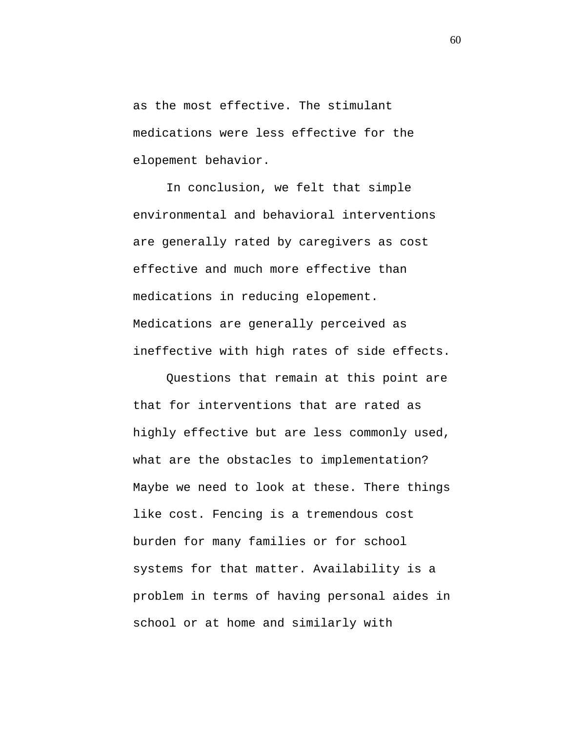as the most effective. The stimulant medications were less effective for the elopement behavior.

In conclusion, we felt that simple environmental and behavioral interventions are generally rated by caregivers as cost effective and much more effective than medications in reducing elopement. Medications are generally perceived as ineffective with high rates of side effects.

Questions that remain at this point are that for interventions that are rated as highly effective but are less commonly used, what are the obstacles to implementation? Maybe we need to look at these. There things like cost. Fencing is a tremendous cost burden for many families or for school systems for that matter. Availability is a problem in terms of having personal aides in school or at home and similarly with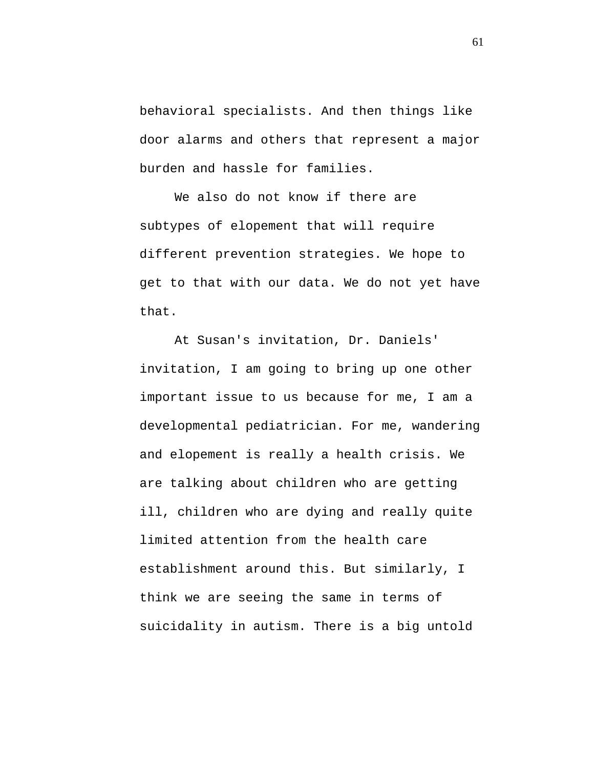behavioral specialists. And then things like door alarms and others that represent a major burden and hassle for families.

We also do not know if there are subtypes of elopement that will require different prevention strategies. We hope to get to that with our data. We do not yet have that.

At Susan's invitation, Dr. Daniels' invitation, I am going to bring up one other important issue to us because for me, I am a developmental pediatrician. For me, wandering and elopement is really a health crisis. We are talking about children who are getting ill, children who are dying and really quite limited attention from the health care establishment around this. But similarly, I think we are seeing the same in terms of suicidality in autism. There is a big untold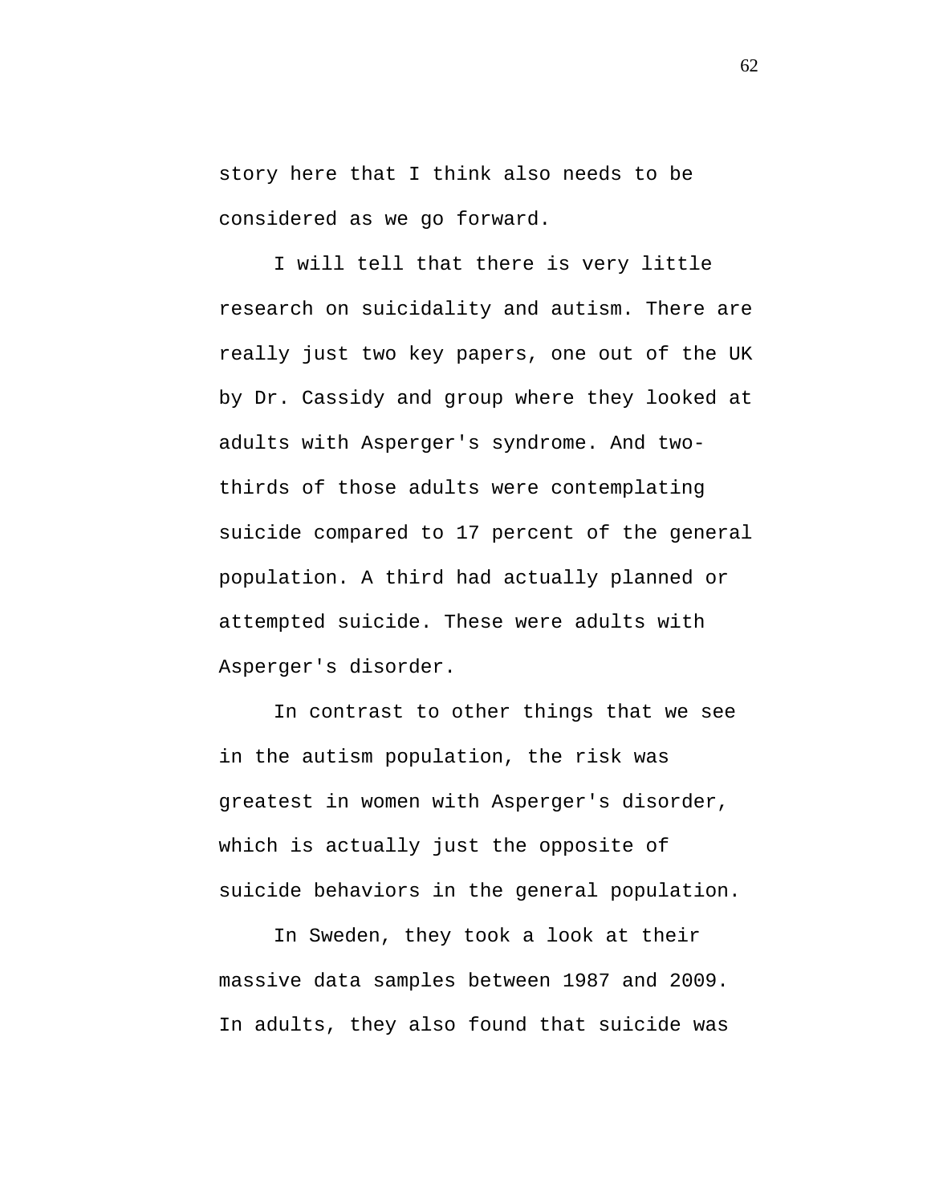story here that I think also needs to be considered as we go forward.

I will tell that there is very little research on suicidality and autism. There are really just two key papers, one out of the UK by Dr. Cassidy and group where they looked at adults with Asperger's syndrome. And two-thirds of those adults were contemplating suicide compared to 17 percent of the general population. A third had actually planned or attempted suicide. These were adults with Asperger's disorder.

In contrast to other things that we see in the autism population, the risk was greatest in women with Asperger's disorder, which is actually just the opposite of suicide behaviors in the general population.

In Sweden, they took a look at their massive data samples between 1987 and 2009. In adults, they also found that suicide was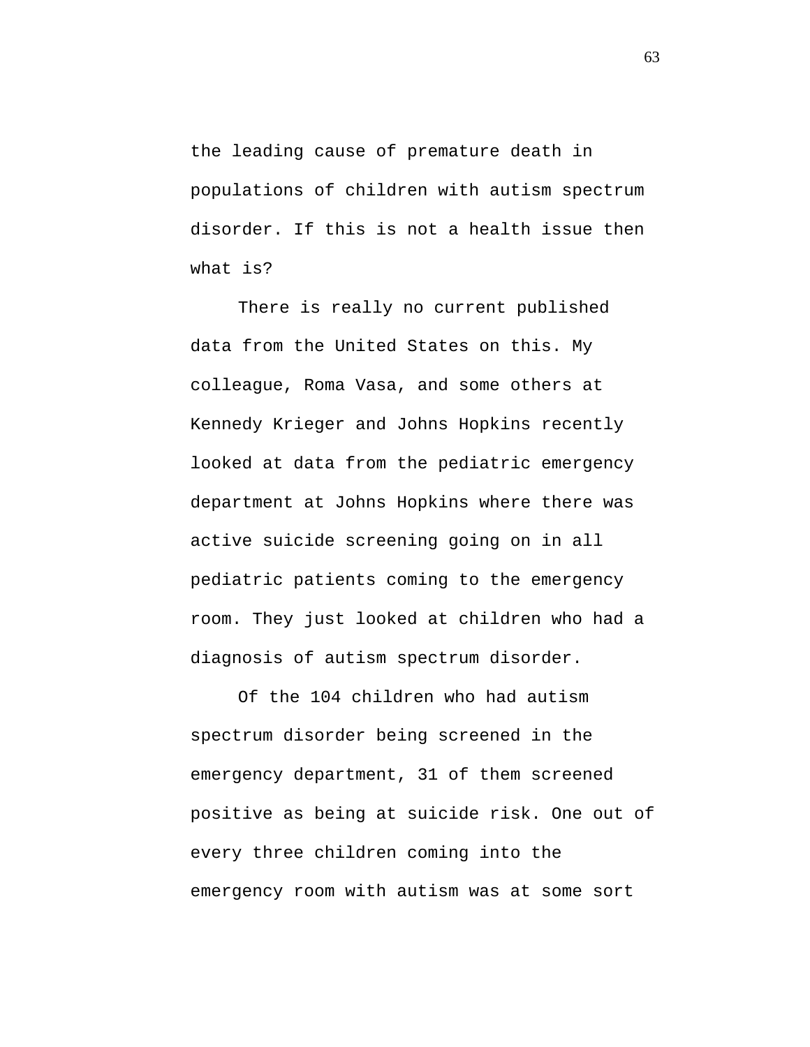the leading cause of premature death in populations of children with autism spectrum disorder. If this is not a health issue then what is?

There is really no current published data from the United States on this. My colleague, Roma Vasa, and some others at Kennedy Krieger and Johns Hopkins recently looked at data from the pediatric emergency department at Johns Hopkins where there was active suicide screening going on in all pediatric patients coming to the emergency room. They just looked at children who had a diagnosis of autism spectrum disorder.

Of the 104 children who had autism spectrum disorder being screened in the emergency department, 31 of them screened positive as being at suicide risk. One out of every three children coming into the emergency room with autism was at some sort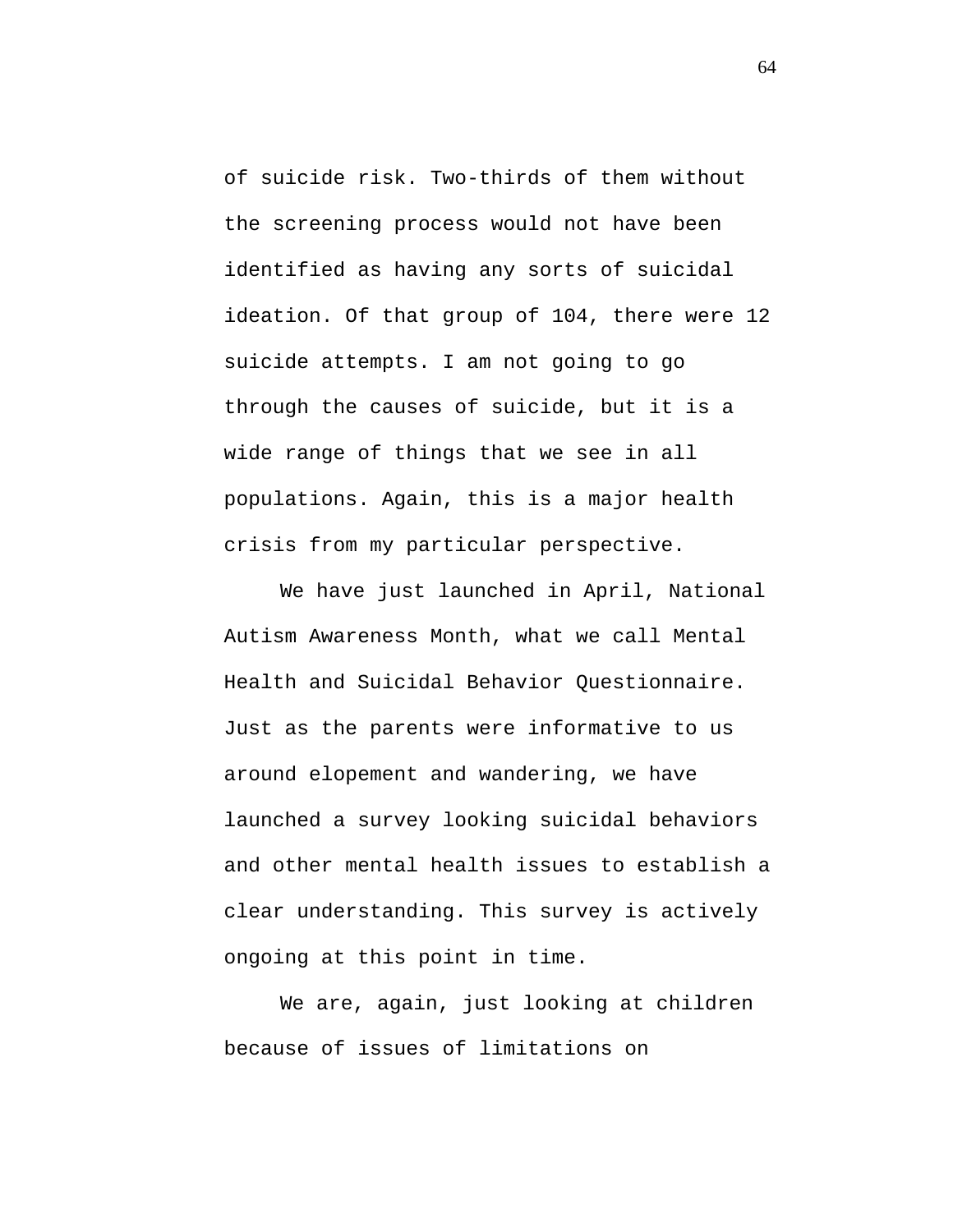of suicide risk. Two-thirds of them without the screening process would not have been identified as having any sorts of suicidal ideation. Of that group of 104, there were 12 suicide attempts. I am not going to go through the causes of suicide, but it is a wide range of things that we see in all populations. Again, this is a major health crisis from my particular perspective.

We have just launched in April, National Autism Awareness Month, what we call Mental Health and Suicidal Behavior Questionnaire. Just as the parents were informative to us around elopement and wandering, we have launched a survey looking suicidal behaviors and other mental health issues to establish a clear understanding. This survey is actively ongoing at this point in time.

We are, again, just looking at children because of issues of limitations on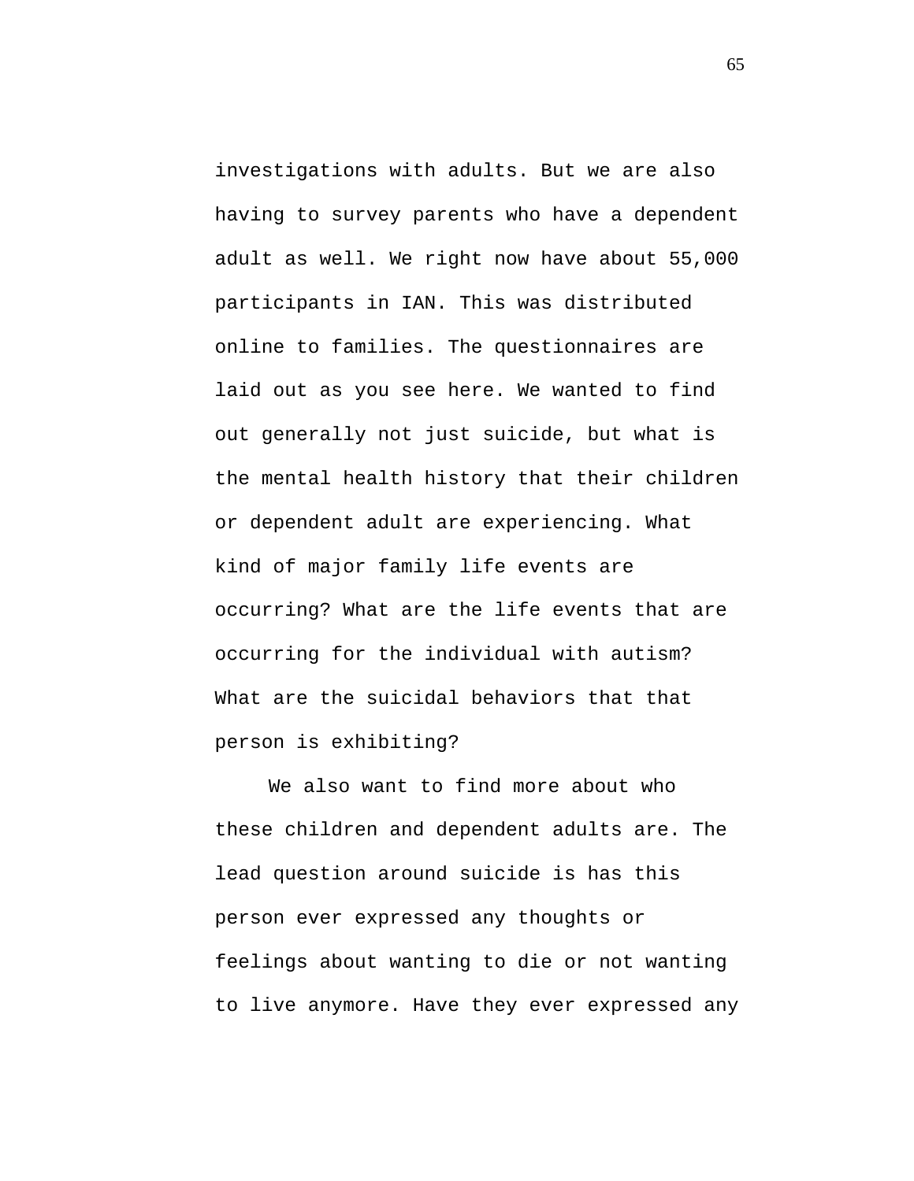investigations with adults. But we are also having to survey parents who have a dependent adult as well. We right now have about 55,000 participants in IAN. This was distributed online to families. The questionnaires are laid out as you see here. We wanted to find out generally not just suicide, but what is the mental health history that their children or dependent adult are experiencing. What kind of major family life events are occurring? What are the life events that are occurring for the individual with autism? What are the suicidal behaviors that that person is exhibiting?

We also want to find more about who these children and dependent adults are. The lead question around suicide is has this person ever expressed any thoughts or feelings about wanting to die or not wanting to live anymore. Have they ever expressed any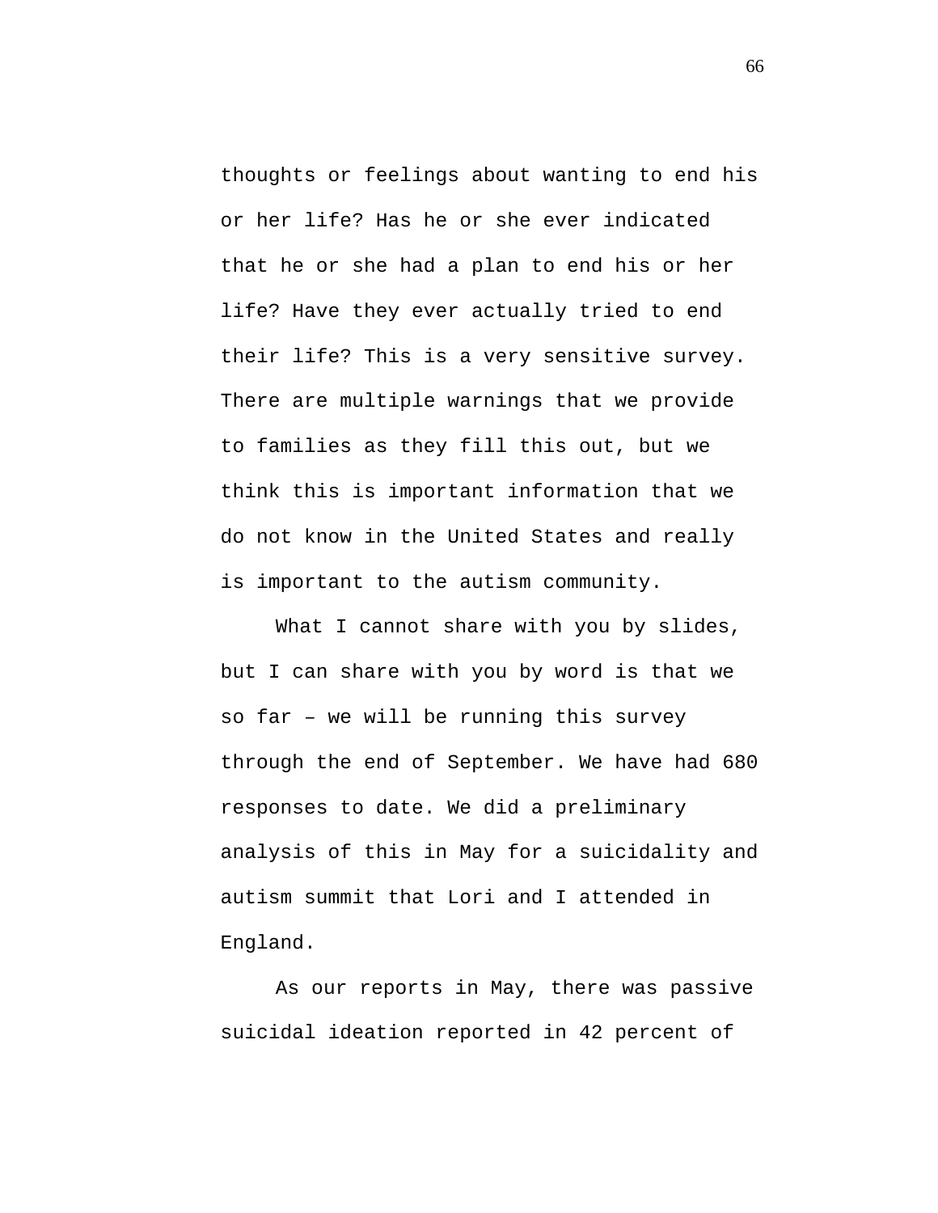thoughts or feelings about wanting to end his or her life? Has he or she ever indicated that he or she had a plan to end his or her life? Have they ever actually tried to end their life? This is a very sensitive survey. There are multiple warnings that we provide to families as they fill this out, but we think this is important information that we do not know in the United States and really is important to the autism community.

What I cannot share with you by slides, but I can share with you by word is that we so far – we will be running this survey through the end of September. We have had 680 responses to date. We did a preliminary analysis of this in May for a suicidality and autism summit that Lori and I attended in England.

As our reports in May, there was passive suicidal ideation reported in 42 percent of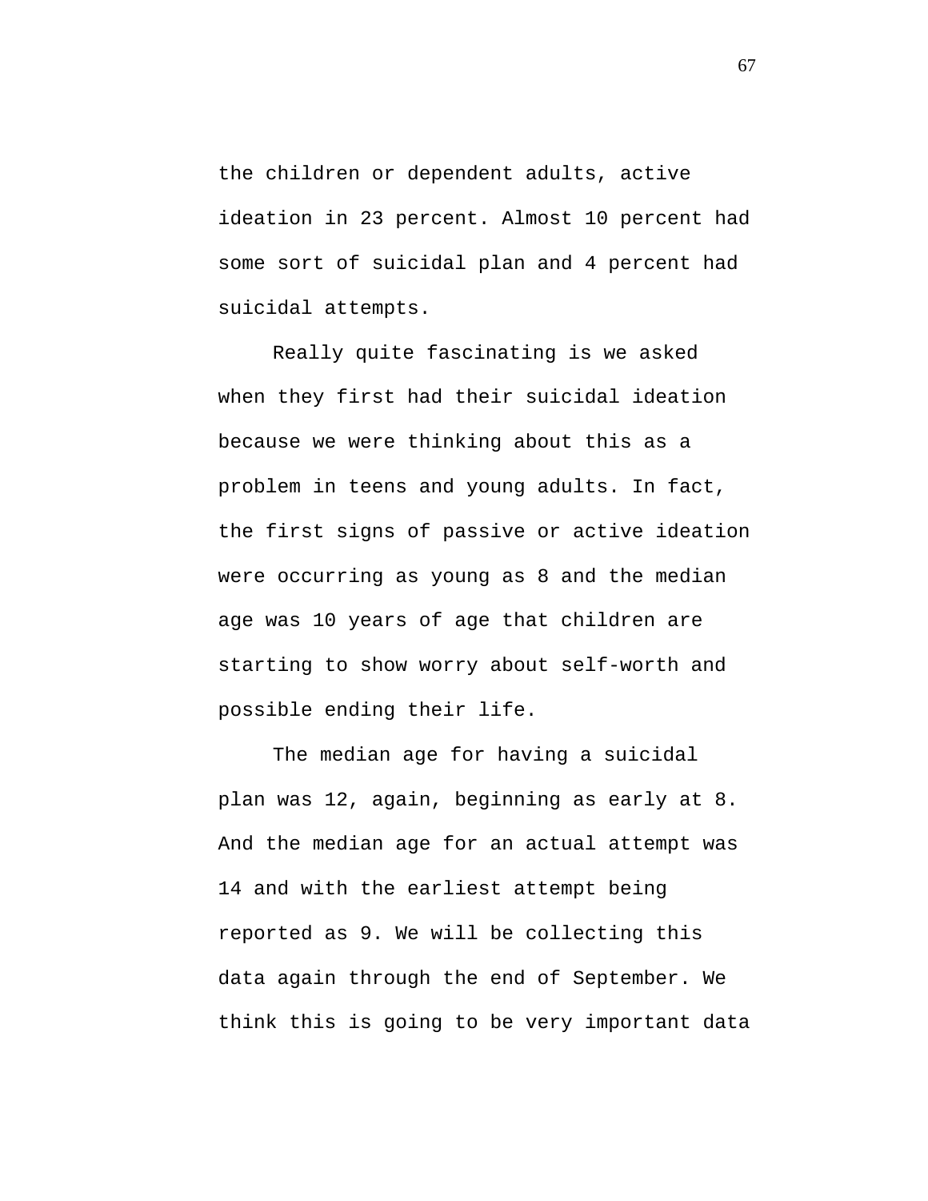the children or dependent adults, active ideation in 23 percent. Almost 10 percent had some sort of suicidal plan and 4 percent had suicidal attempts.

Really quite fascinating is we asked when they first had their suicidal ideation because we were thinking about this as a problem in teens and young adults. In fact, the first signs of passive or active ideation were occurring as young as 8 and the median age was 10 years of age that children are starting to show worry about self-worth and possible ending their life.

The median age for having a suicidal plan was 12, again, beginning as early at 8. And the median age for an actual attempt was 14 and with the earliest attempt being reported as 9. We will be collecting this data again through the end of September. We think this is going to be very important data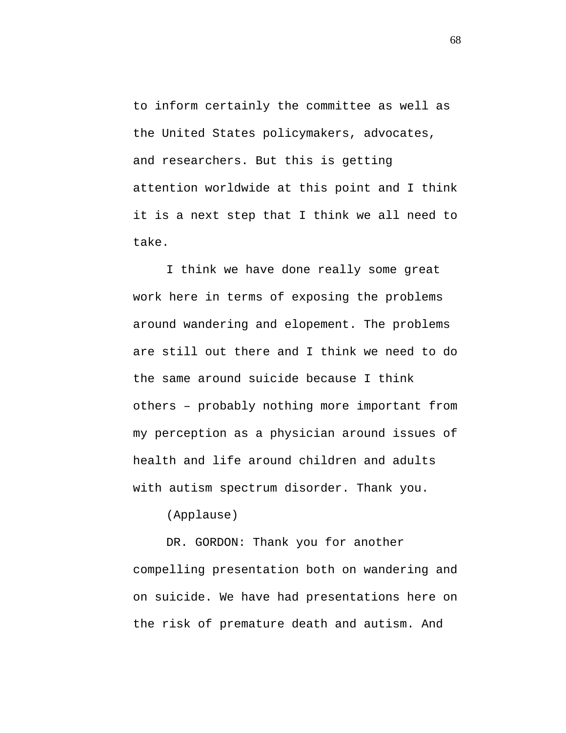to inform certainly the committee as well as the United States policymakers, advocates, and researchers. But this is getting attention worldwide at this point and I think it is a next step that I think we all need to take.

I think we have done really some great work here in terms of exposing the problems around wandering and elopement. The problems are still out there and I think we need to do the same around suicide because I think others – probably nothing more important from my perception as a physician around issues of health and life around children and adults with autism spectrum disorder. Thank you.

(Applause)

DR. GORDON: Thank you for another compelling presentation both on wandering and on suicide. We have had presentations here on the risk of premature death and autism. And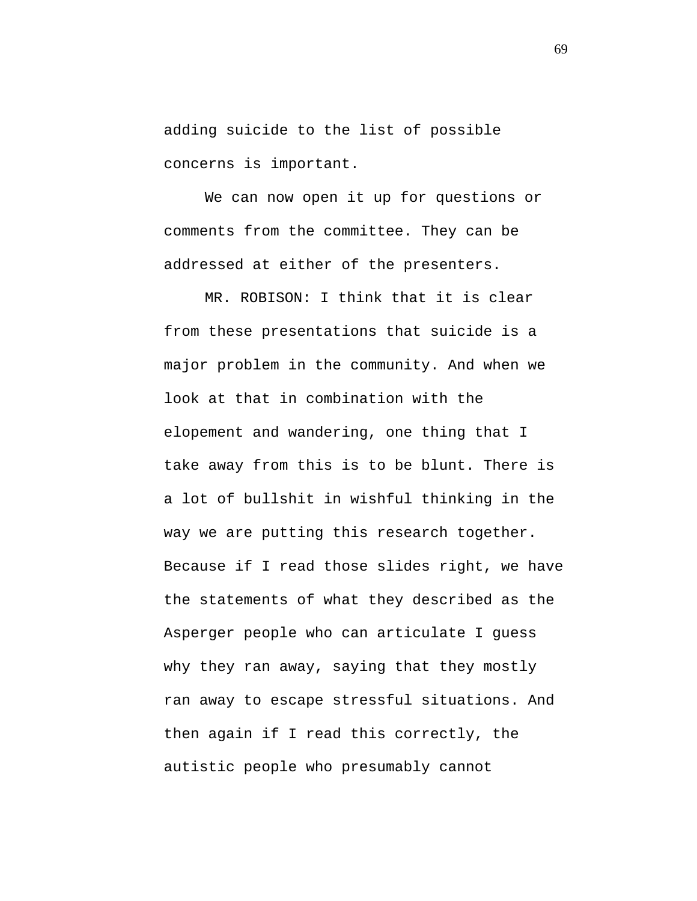adding suicide to the list of possible concerns is important.

We can now open it up for questions or comments from the committee. They can be addressed at either of the presenters.

MR. ROBISON: I think that it is clear from these presentations that suicide is a major problem in the community. And when we look at that in combination with the elopement and wandering, one thing that I take away from this is to be blunt. There is a lot of bullshit in wishful thinking in the way we are putting this research together. Because if I read those slides right, we have the statements of what they described as the Asperger people who can articulate I guess why they ran away, saying that they mostly ran away to escape stressful situations. And then again if I read this correctly, the autistic people who presumably cannot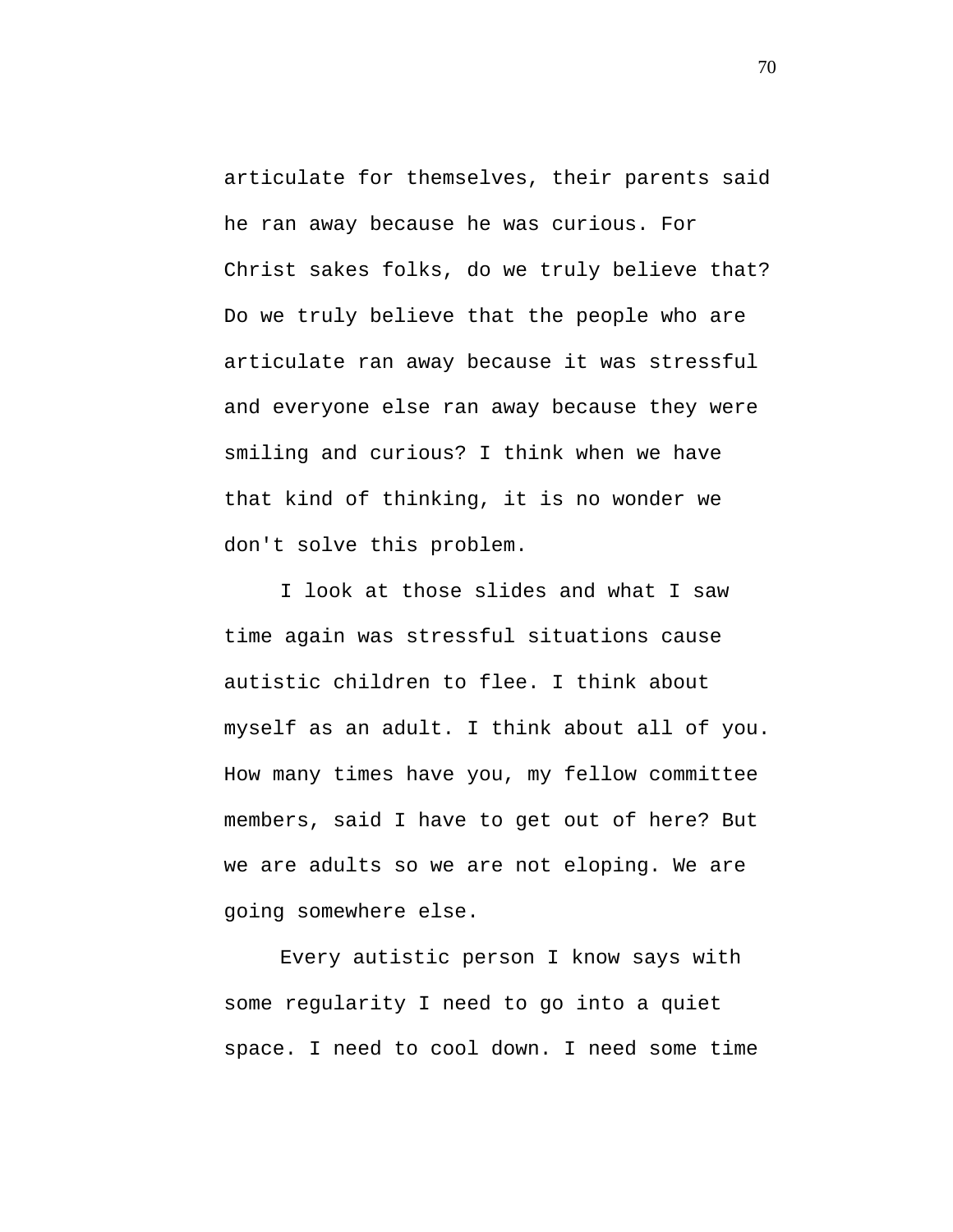articulate for themselves, their parents said he ran away because he was curious. For Christ sakes folks, do we truly believe that? Do we truly believe that the people who are articulate ran away because it was stressful and everyone else ran away because they were smiling and curious? I think when we have that kind of thinking, it is no wonder we don't solve this problem.

I look at those slides and what I saw time again was stressful situations cause autistic children to flee. I think about myself as an adult. I think about all of you. How many times have you, my fellow committee members, said I have to get out of here? But we are adults so we are not eloping. We are going somewhere else.

Every autistic person I know says with some regularity I need to go into a quiet space. I need to cool down. I need some time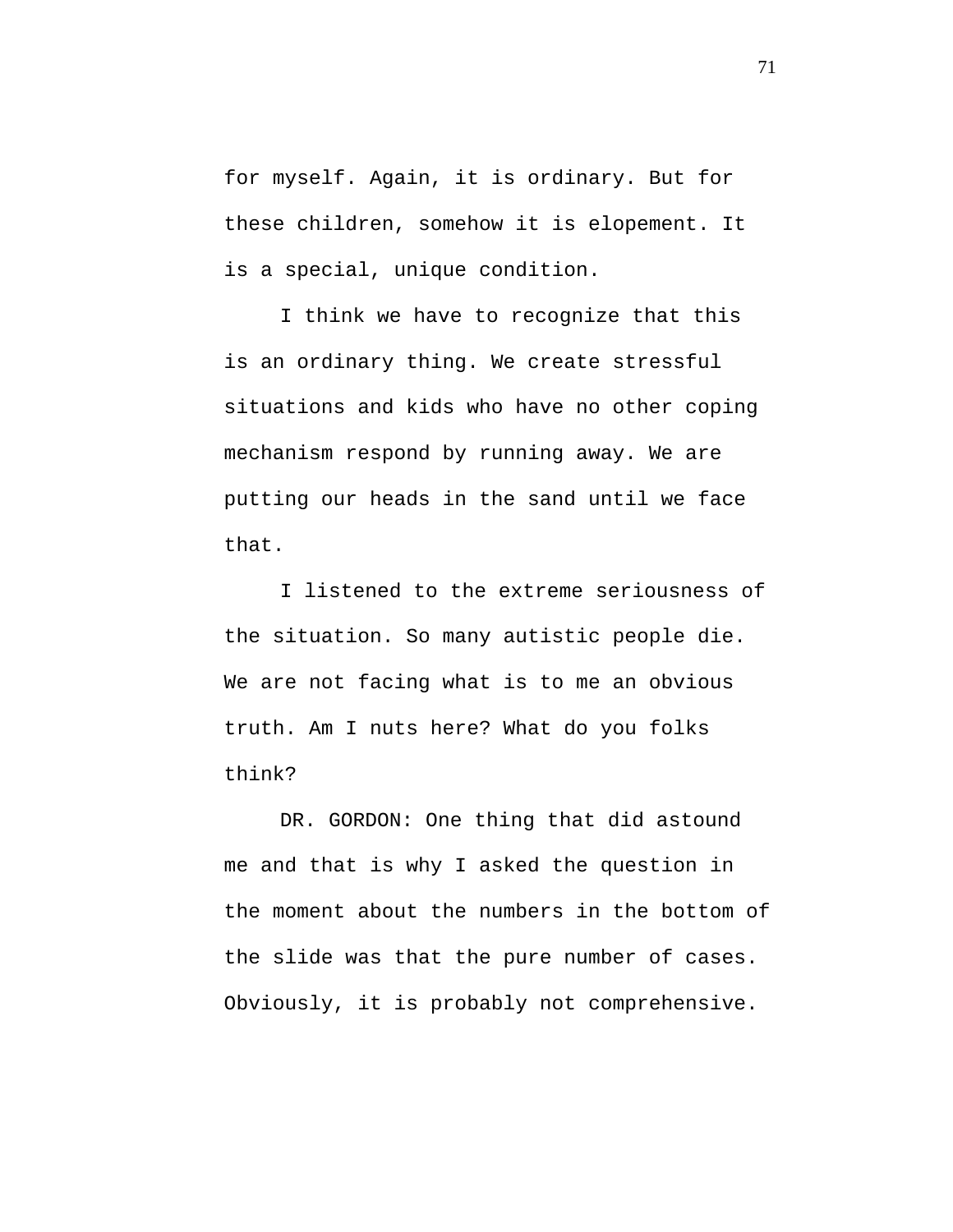for myself. Again, it is ordinary. But for these children, somehow it is elopement. It is a special, unique condition.

I think we have to recognize that this is an ordinary thing. We create stressful situations and kids who have no other coping mechanism respond by running away. We are putting our heads in the sand until we face that.

I listened to the extreme seriousness of the situation. So many autistic people die. We are not facing what is to me an obvious truth. Am I nuts here? What do you folks think?

DR. GORDON: One thing that did astound me and that is why I asked the question in the moment about the numbers in the bottom of the slide was that the pure number of cases. Obviously, it is probably not comprehensive.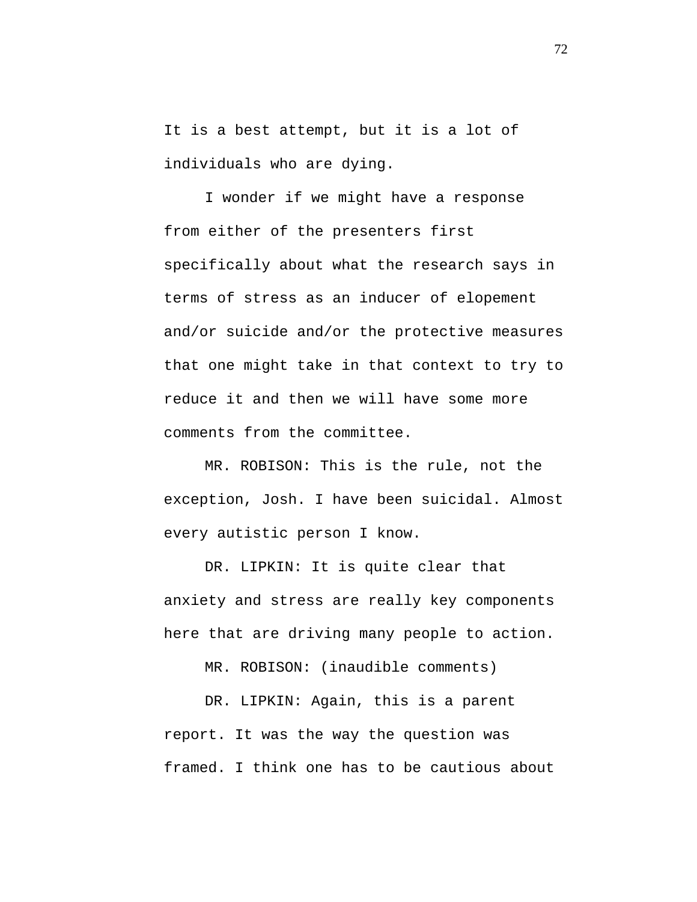It is a best attempt, but it is a lot of individuals who are dying.

I wonder if we might have a response from either of the presenters first specifically about what the research says in terms of stress as an inducer of elopement and/or suicide and/or the protective measures that one might take in that context to try to reduce it and then we will have some more comments from the committee.

MR. ROBISON: This is the rule, not the exception, Josh. I have been suicidal. Almost every autistic person I know.

DR. LIPKIN: It is quite clear that anxiety and stress are really key components here that are driving many people to action.

MR. ROBISON: (inaudible comments)

DR. LIPKIN: Again, this is a parent report. It was the way the question was framed. I think one has to be cautious about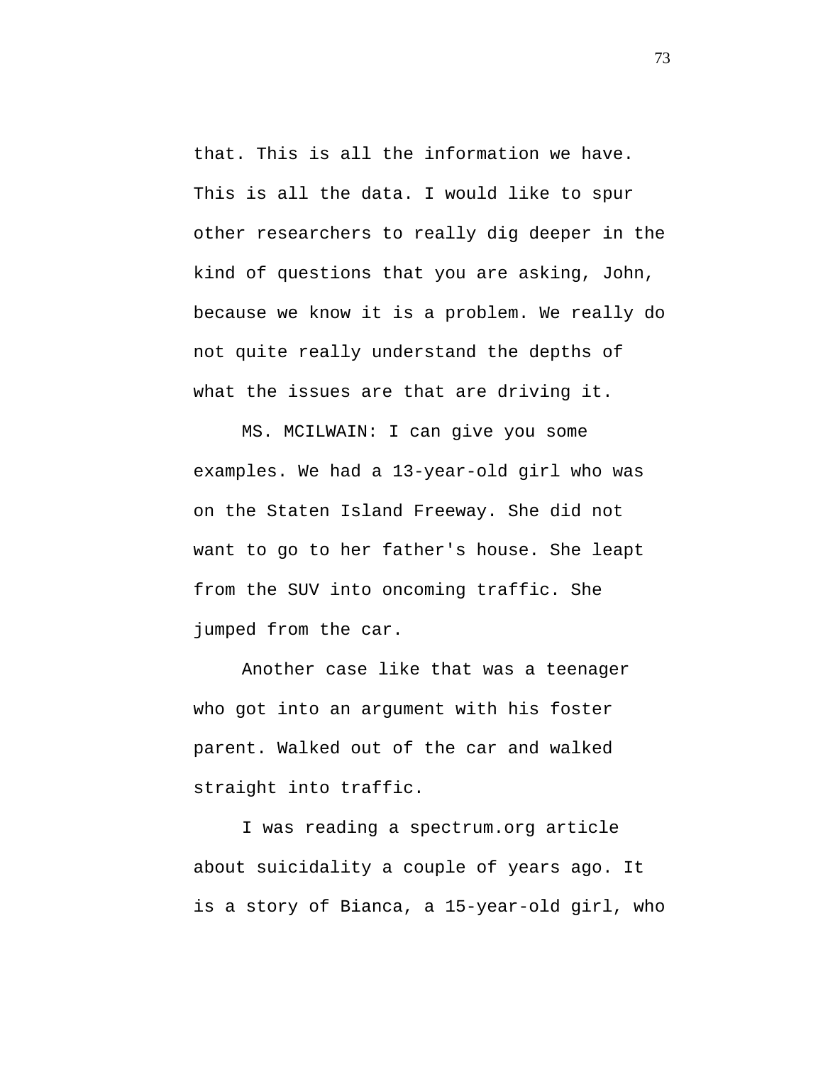that. This is all the information we have. This is all the data. I would like to spur other researchers to really dig deeper in the kind of questions that you are asking, John, because we know it is a problem. We really do not quite really understand the depths of what the issues are that are driving it.

MS. MCILWAIN: I can give you some examples. We had a 13-year-old girl who was on the Staten Island Freeway. She did not want to go to her father's house. She leapt from the SUV into oncoming traffic. She jumped from the car.

Another case like that was a teenager who got into an argument with his foster parent. Walked out of the car and walked straight into traffic.

I was reading a spectrum.org article about suicidality a couple of years ago. It is a story of Bianca, a 15-year-old girl, who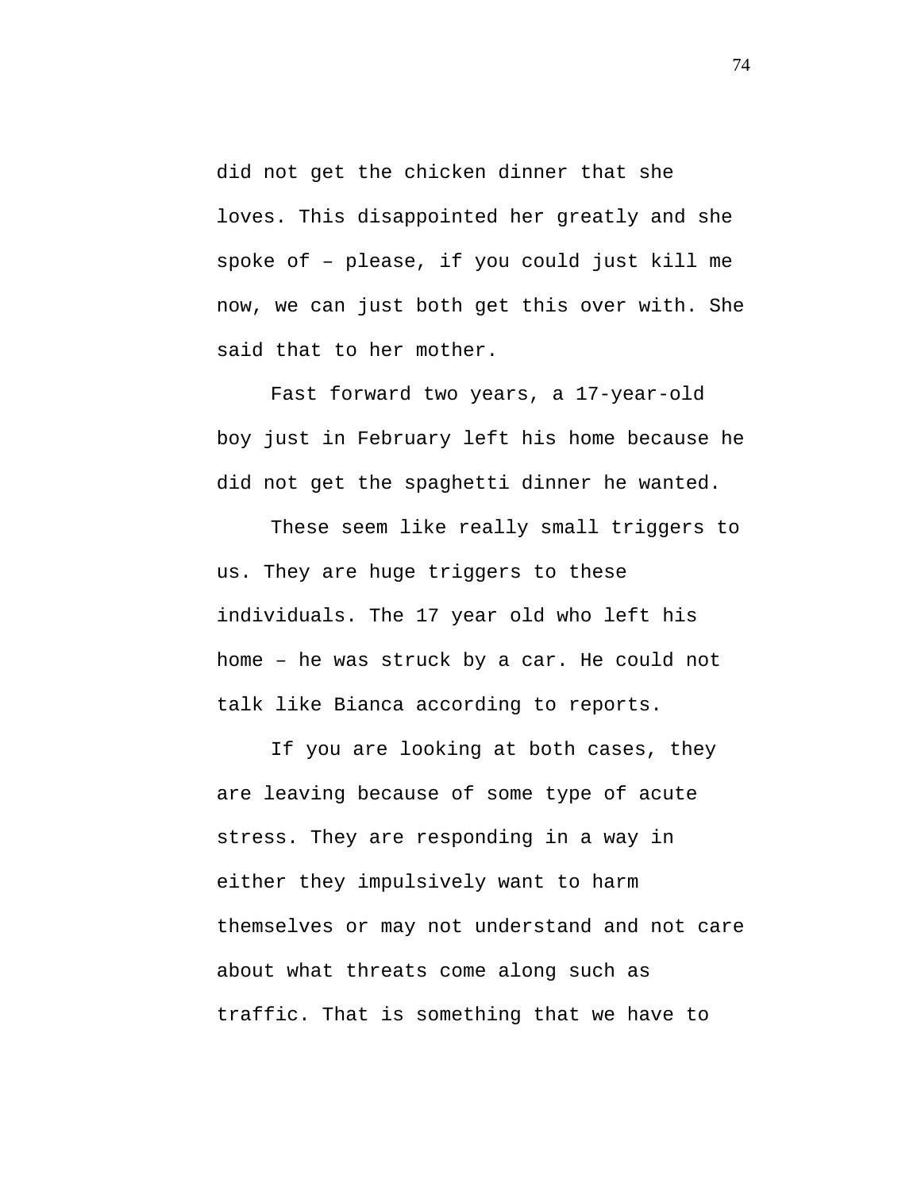did not get the chicken dinner that she loves. This disappointed her greatly and she spoke of – please, if you could just kill me now, we can just both get this over with. She said that to her mother.

Fast forward two years, a 17-year-old boy just in February left his home because he did not get the spaghetti dinner he wanted.

These seem like really small triggers to us. They are huge triggers to these individuals. The 17 year old who left his home – he was struck by a car. He could not talk like Bianca according to reports.

If you are looking at both cases, they are leaving because of some type of acute stress. They are responding in a way in either they impulsively want to harm themselves or may not understand and not care about what threats come along such as traffic. That is something that we have to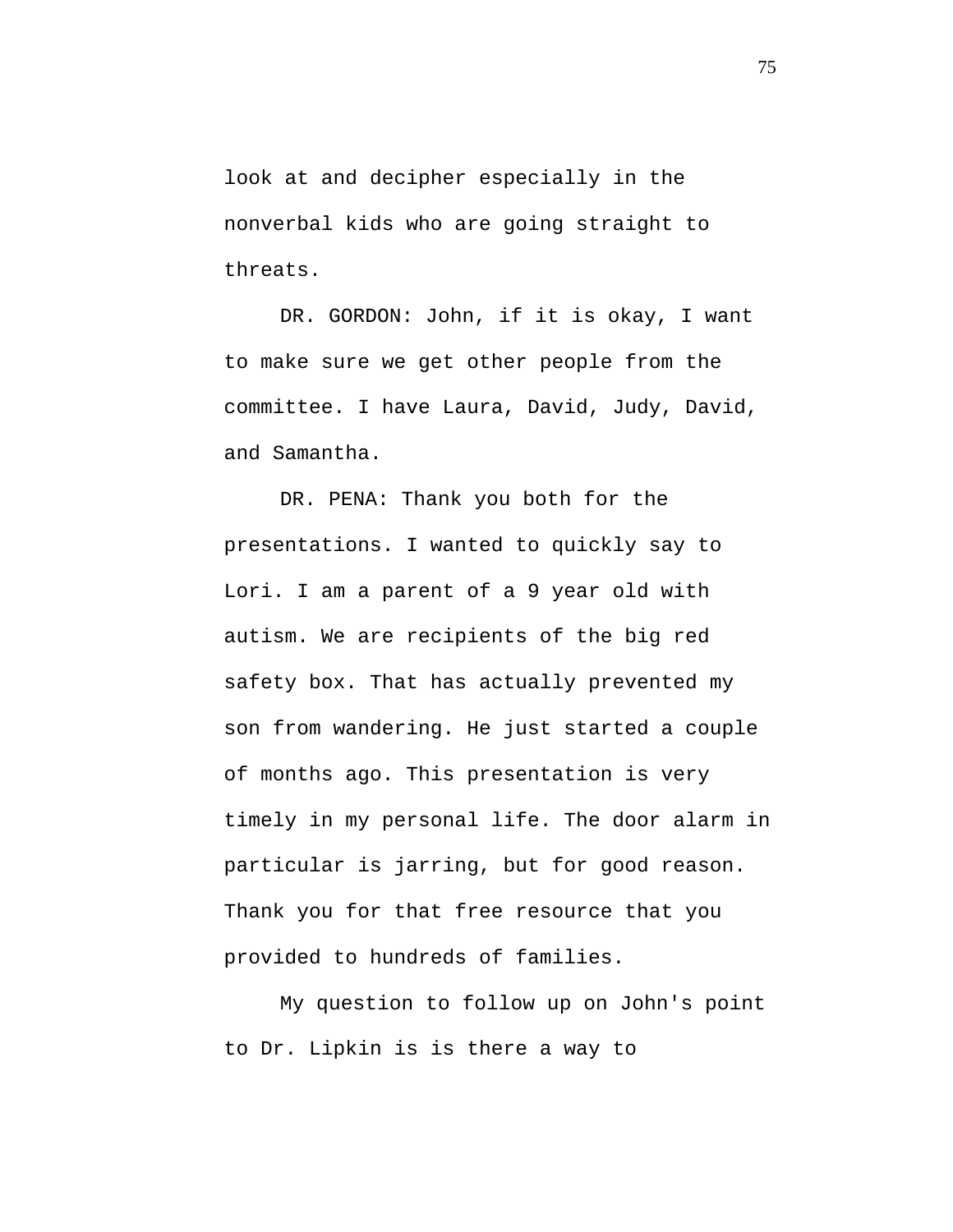look at and decipher especially in the nonverbal kids who are going straight to threats.

DR. GORDON: John, if it is okay, I want to make sure we get other people from the committee. I have Laura, David, Judy, David, and Samantha.

DR. PENA: Thank you both for the presentations. I wanted to quickly say to Lori. I am a parent of a 9 year old with autism. We are recipients of the big red safety box. That has actually prevented my son from wandering. He just started a couple of months ago. This presentation is very timely in my personal life. The door alarm in particular is jarring, but for good reason. Thank you for that free resource that you provided to hundreds of families.

My question to follow up on John's point to Dr. Lipkin is is there a way to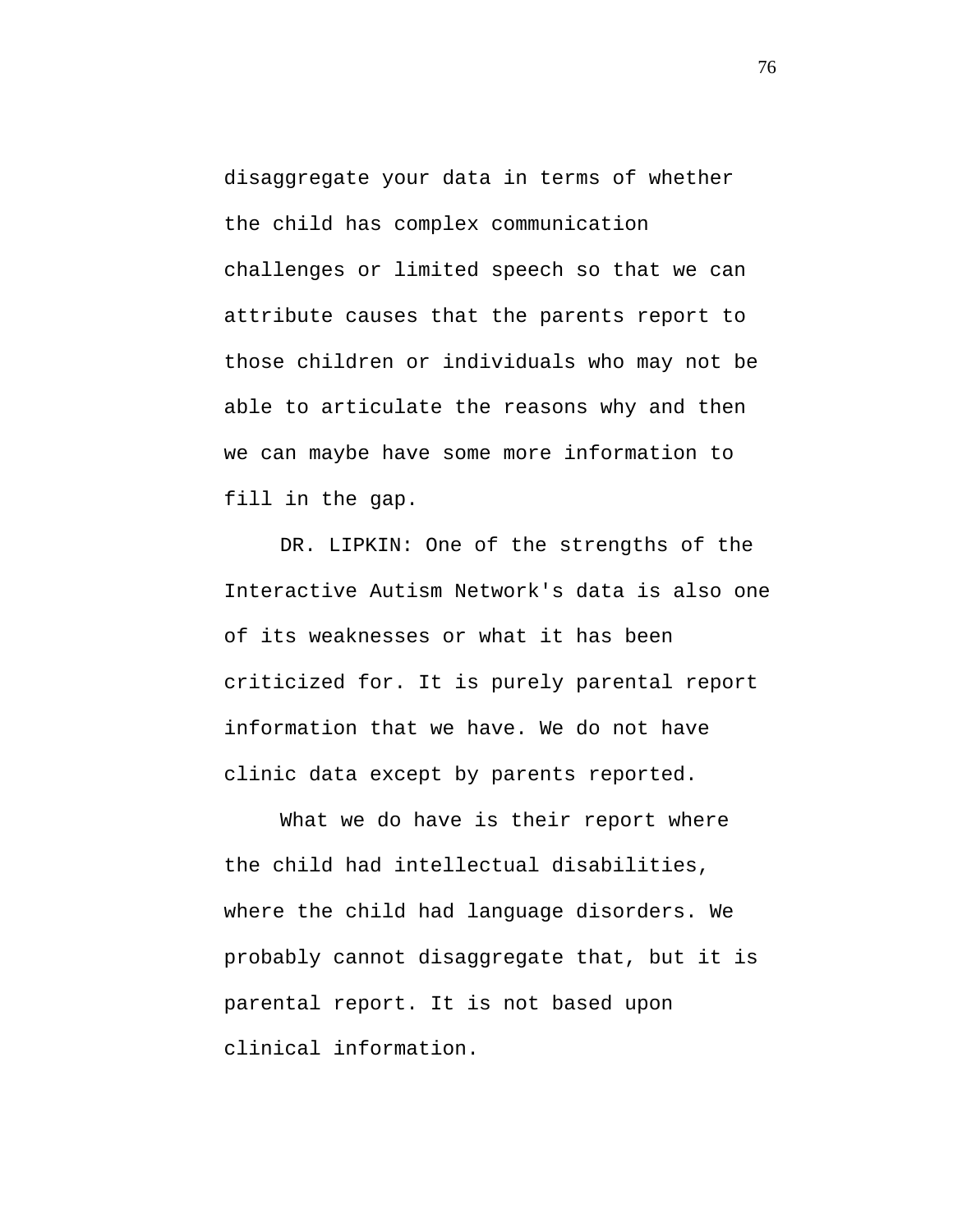disaggregate your data in terms of whether the child has complex communication challenges or limited speech so that we can attribute causes that the parents report to those children or individuals who may not be able to articulate the reasons why and then we can maybe have some more information to fill in the gap.

DR. LIPKIN: One of the strengths of the Interactive Autism Network's data is also one of its weaknesses or what it has been criticized for. It is purely parental report information that we have. We do not have clinic data except by parents reported.

What we do have is their report where the child had intellectual disabilities, where the child had language disorders. We probably cannot disaggregate that, but it is parental report. It is not based upon clinical information.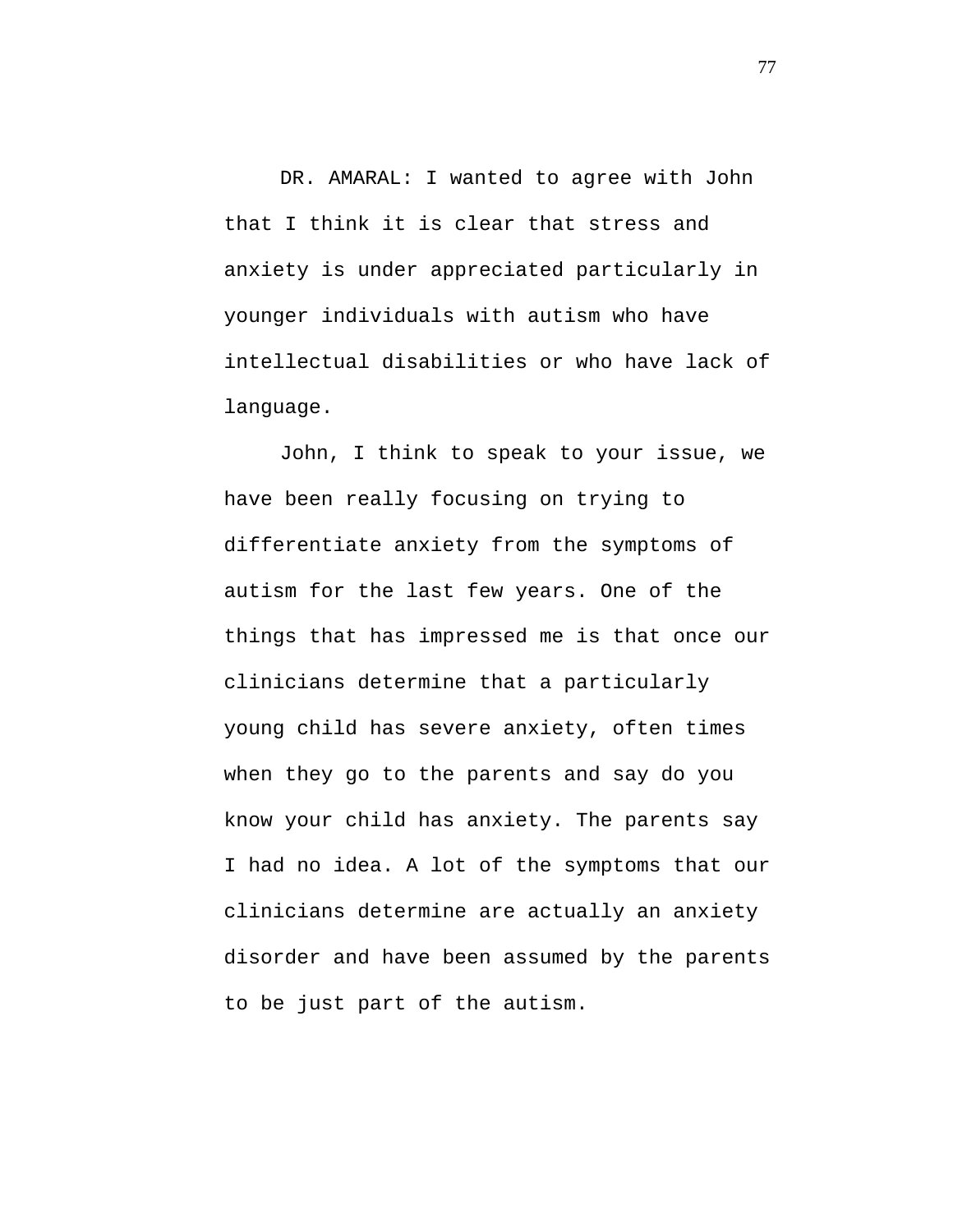DR. AMARAL: I wanted to agree with John that I think it is clear that stress and anxiety is under appreciated particularly in younger individuals with autism who have intellectual disabilities or who have lack of language.

John, I think to speak to your issue, we have been really focusing on trying to differentiate anxiety from the symptoms of autism for the last few years. One of the things that has impressed me is that once our clinicians determine that a particularly young child has severe anxiety, often times when they go to the parents and say do you know your child has anxiety. The parents say I had no idea. A lot of the symptoms that our clinicians determine are actually an anxiety disorder and have been assumed by the parents to be just part of the autism.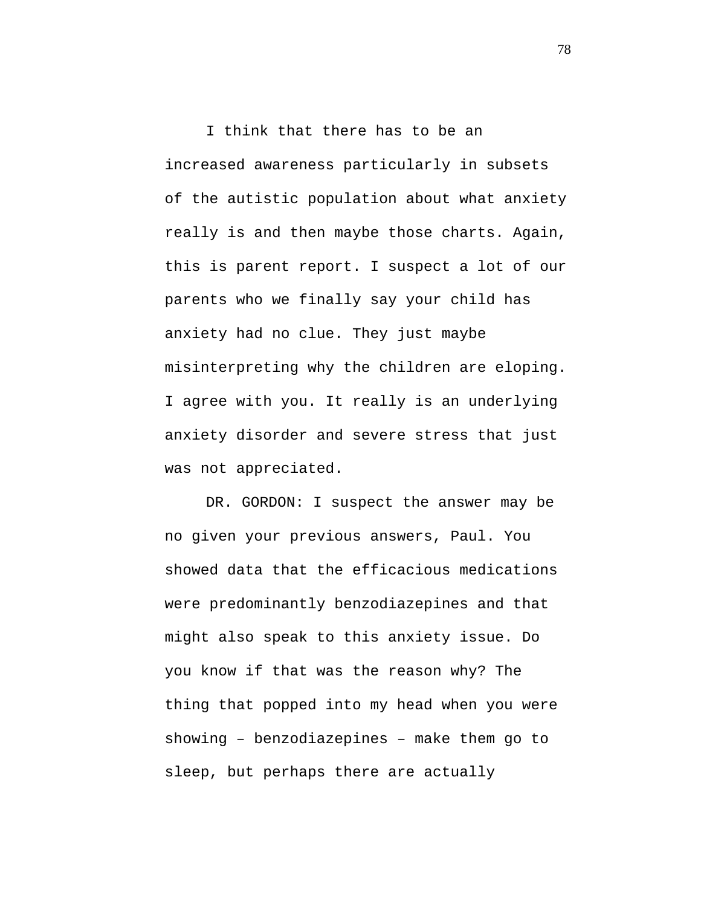I think that there has to be an increased awareness particularly in subsets of the autistic population about what anxiety really is and then maybe those charts. Again, this is parent report. I suspect a lot of our parents who we finally say your child has anxiety had no clue. They just maybe misinterpreting why the children are eloping. I agree with you. It really is an underlying anxiety disorder and severe stress that just was not appreciated.

DR. GORDON: I suspect the answer may be no given your previous answers, Paul. You showed data that the efficacious medications were predominantly benzodiazepines and that might also speak to this anxiety issue. Do you know if that was the reason why? The thing that popped into my head when you were showing – benzodiazepines – make them go to sleep, but perhaps there are actually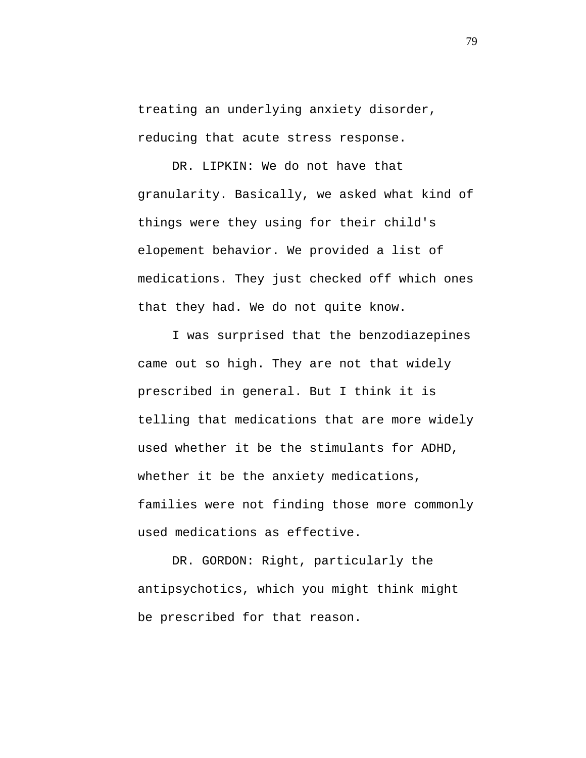treating an underlying anxiety disorder, reducing that acute stress response.

DR. LIPKIN: We do not have that granularity. Basically, we asked what kind of things were they using for their child's elopement behavior. We provided a list of medications. They just checked off which ones that they had. We do not quite know.

I was surprised that the benzodiazepines came out so high. They are not that widely prescribed in general. But I think it is telling that medications that are more widely used whether it be the stimulants for ADHD, whether it be the anxiety medications, families were not finding those more commonly used medications as effective.

DR. GORDON: Right, particularly the antipsychotics, which you might think might be prescribed for that reason.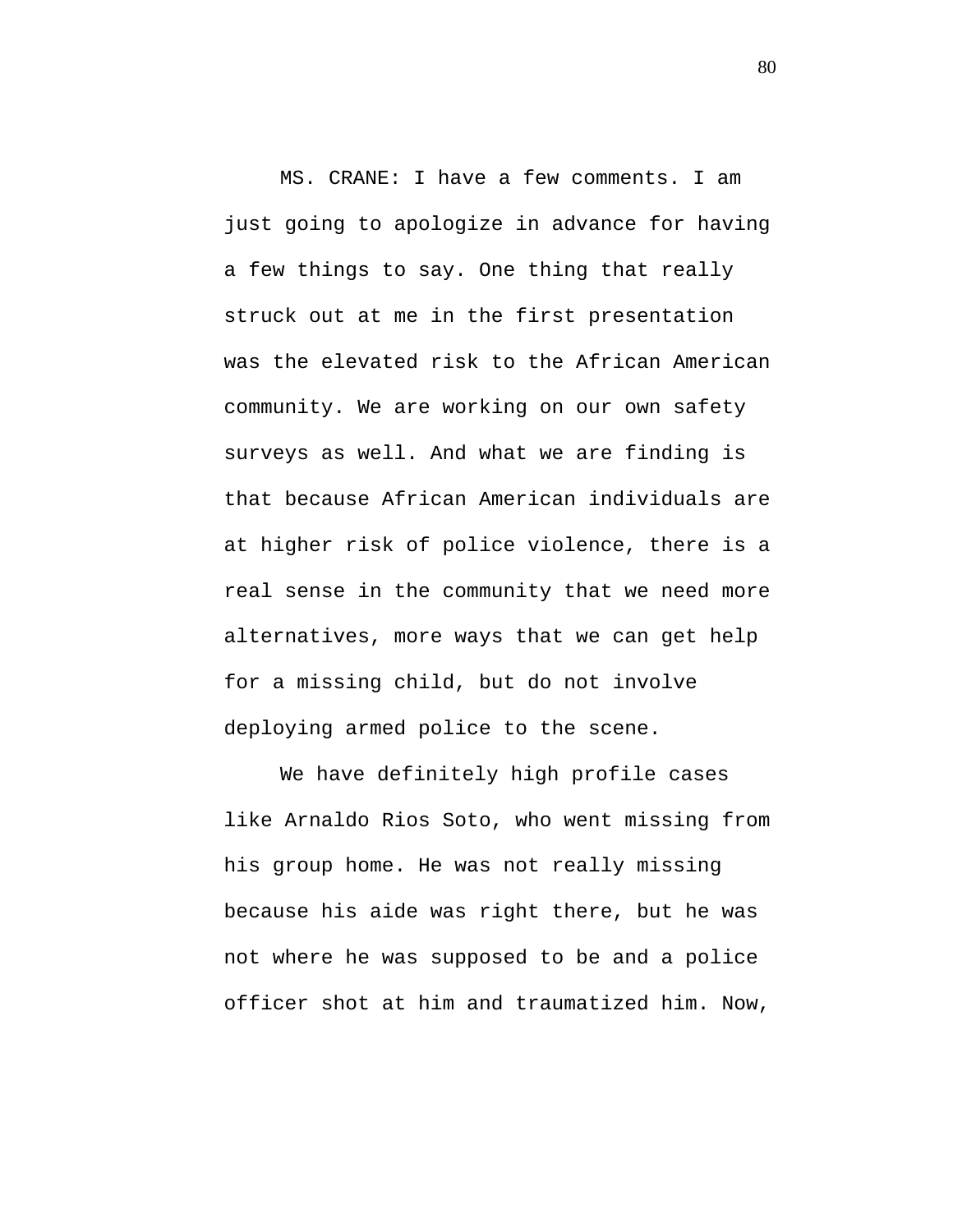MS. CRANE: I have a few comments. I am just going to apologize in advance for having a few things to say. One thing that really struck out at me in the first presentation was the elevated risk to the African American community. We are working on our own safety surveys as well. And what we are finding is that because African American individuals are at higher risk of police violence, there is a real sense in the community that we need more alternatives, more ways that we can get help for a missing child, but do not involve deploying armed police to the scene.

We have definitely high profile cases like Arnaldo Rios Soto, who went missing from his group home. He was not really missing because his aide was right there, but he was not where he was supposed to be and a police officer shot at him and traumatized him. Now,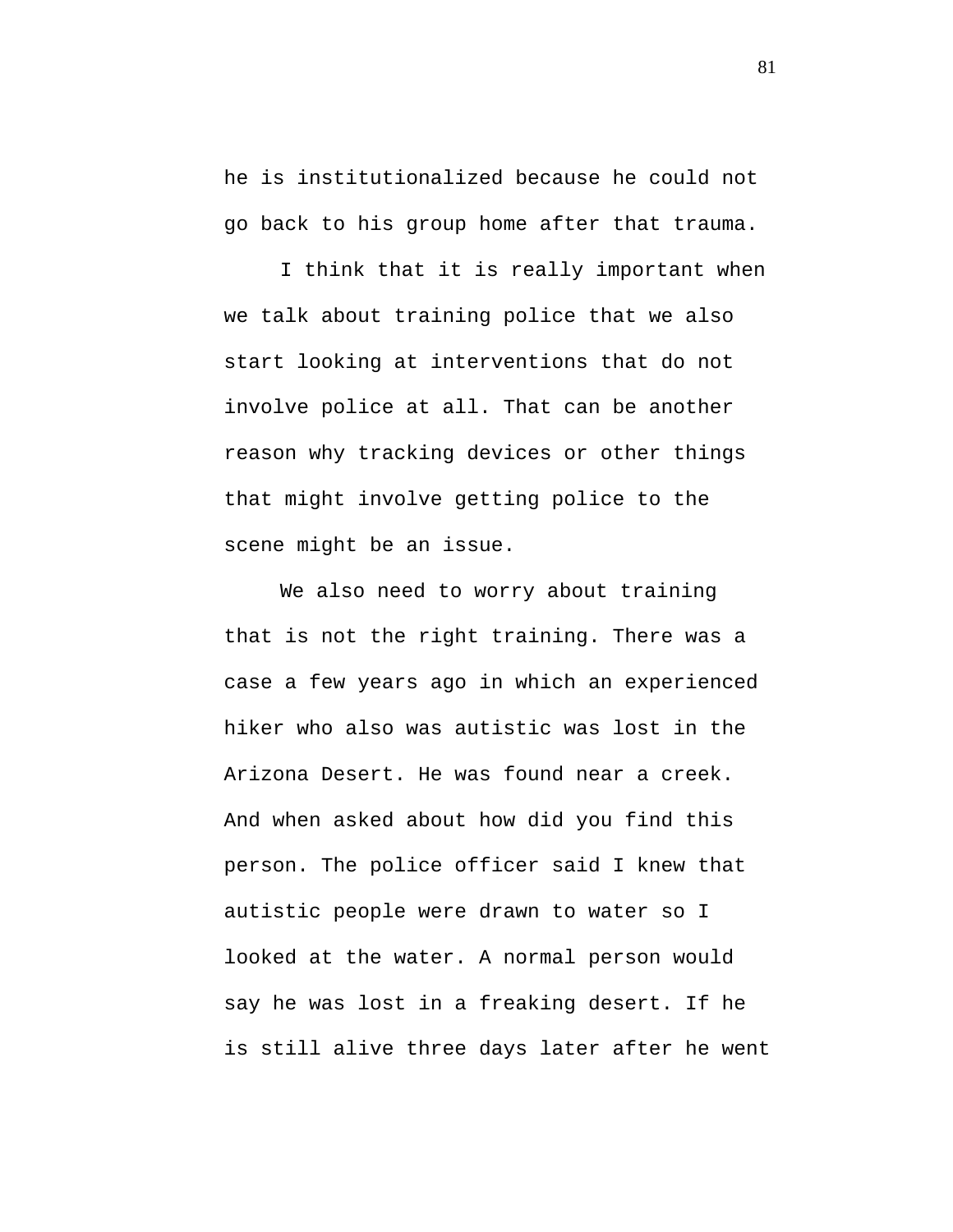he is institutionalized because he could not go back to his group home after that trauma.

I think that it is really important when we talk about training police that we also start looking at interventions that do not involve police at all. That can be another reason why tracking devices or other things that might involve getting police to the scene might be an issue.

We also need to worry about training that is not the right training. There was a case a few years ago in which an experienced hiker who also was autistic was lost in the Arizona Desert. He was found near a creek. And when asked about how did you find this person. The police officer said I knew that autistic people were drawn to water so I looked at the water. A normal person would say he was lost in a freaking desert. If he is still alive three days later after he went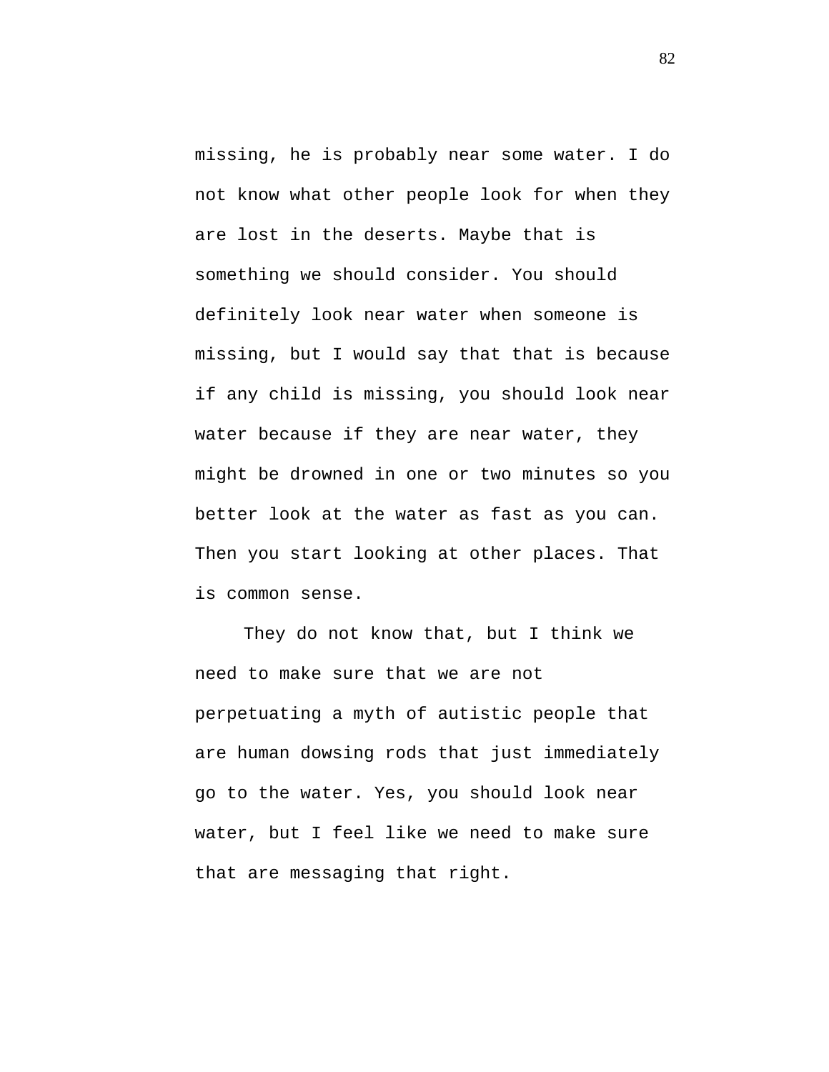missing, he is probably near some water. I do not know what other people look for when they are lost in the deserts. Maybe that is something we should consider. You should definitely look near water when someone is missing, but I would say that that is because if any child is missing, you should look near water because if they are near water, they might be drowned in one or two minutes so you better look at the water as fast as you can. Then you start looking at other places. That is common sense.

They do not know that, but I think we need to make sure that we are not perpetuating a myth of autistic people that are human dowsing rods that just immediately go to the water. Yes, you should look near water, but I feel like we need to make sure that are messaging that right.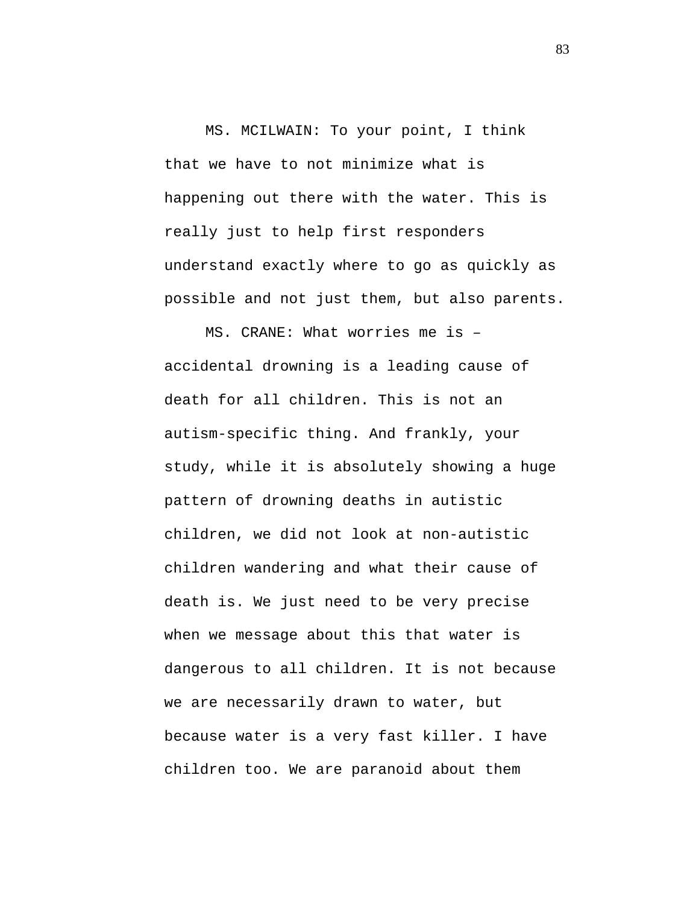MS. MCILWAIN: To your point, I think that we have to not minimize what is happening out there with the water. This is really just to help first responders understand exactly where to go as quickly as possible and not just them, but also parents.

MS. CRANE: What worries me is – accidental drowning is a leading cause of death for all children. This is not an autism-specific thing. And frankly, your study, while it is absolutely showing a huge pattern of drowning deaths in autistic children, we did not look at non-autistic children wandering and what their cause of death is. We just need to be very precise when we message about this that water is dangerous to all children. It is not because we are necessarily drawn to water, but because water is a very fast killer. I have children too. We are paranoid about them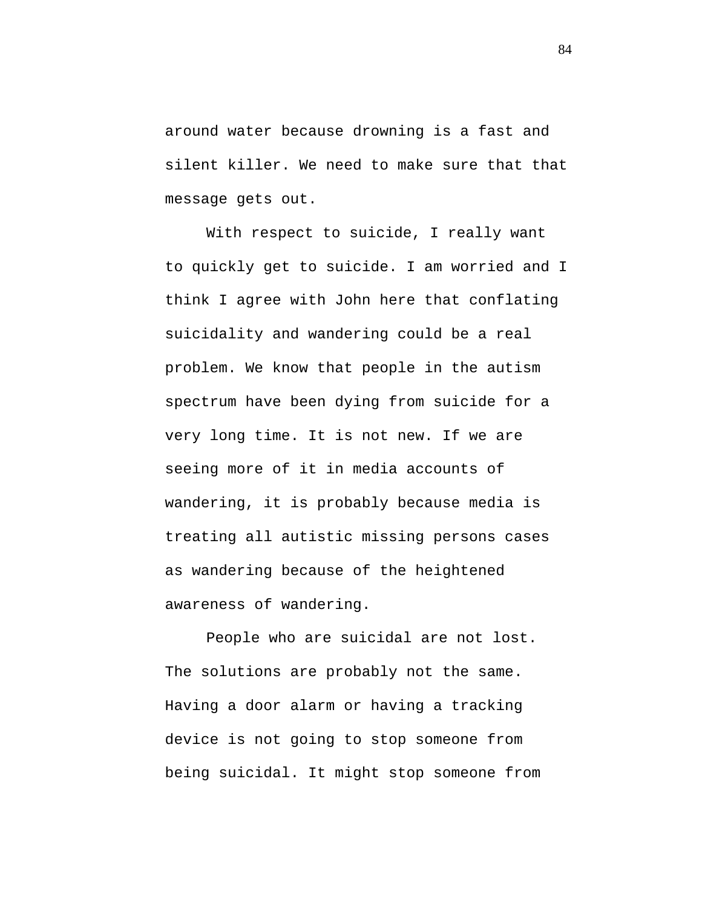around water because drowning is a fast and silent killer. We need to make sure that that message gets out.

With respect to suicide, I really want to quickly get to suicide. I am worried and I think I agree with John here that conflating suicidality and wandering could be a real problem. We know that people in the autism spectrum have been dying from suicide for a very long time. It is not new. If we are seeing more of it in media accounts of wandering, it is probably because media is treating all autistic missing persons cases as wandering because of the heightened awareness of wandering.

People who are suicidal are not lost. The solutions are probably not the same. Having a door alarm or having a tracking device is not going to stop someone from being suicidal. It might stop someone from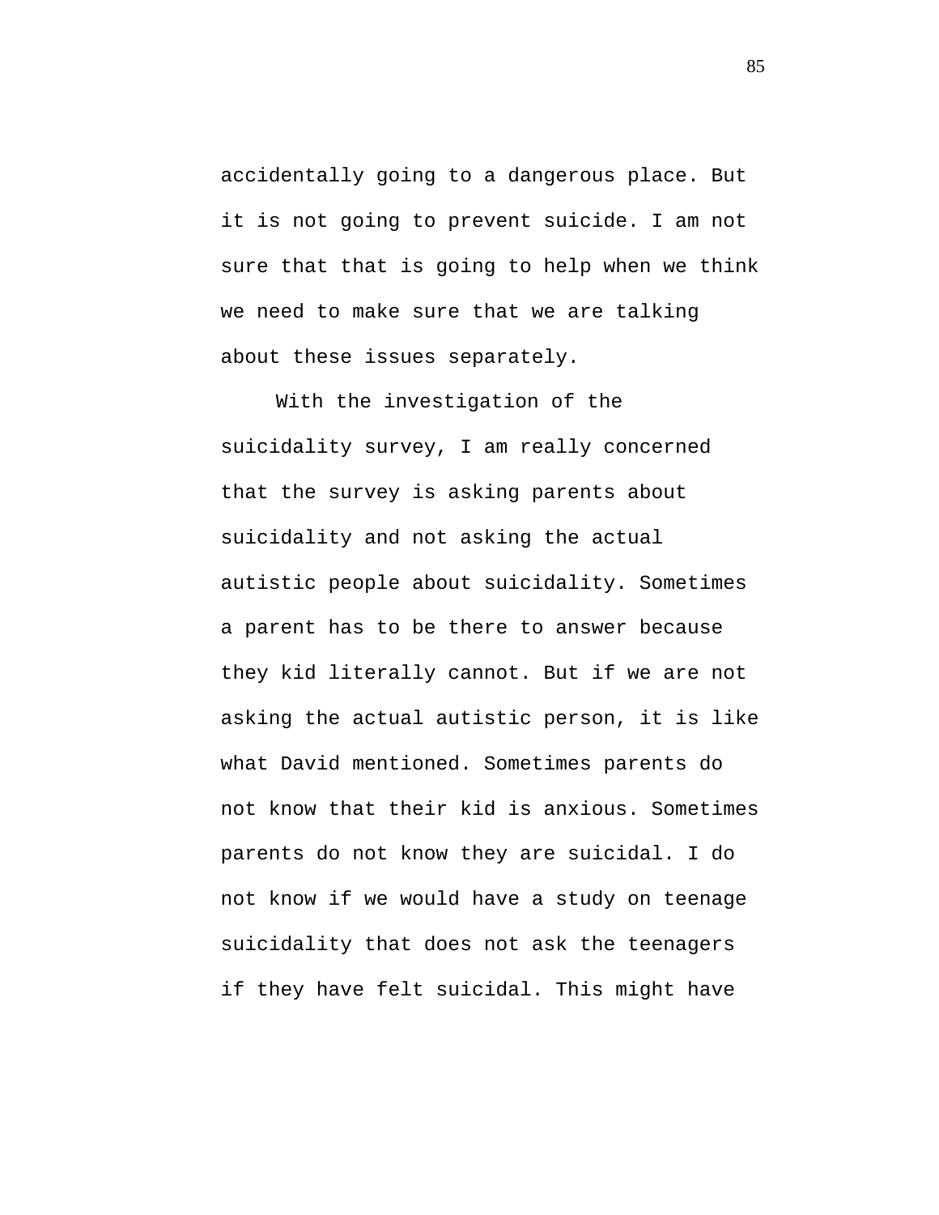accidentally going to a dangerous place. But it is not going to prevent suicide. I am not sure that that is going to help when we think we need to make sure that we are talking about these issues separately.

With the investigation of the suicidality survey, I am really concerned that the survey is asking parents about suicidality and not asking the actual autistic people about suicidality. Sometimes a parent has to be there to answer because they kid literally cannot. But if we are not asking the actual autistic person, it is like what David mentioned. Sometimes parents do not know that their kid is anxious. Sometimes parents do not know they are suicidal. I do not know if we would have a study on teenage suicidality that does not ask the teenagers if they have felt suicidal. This might have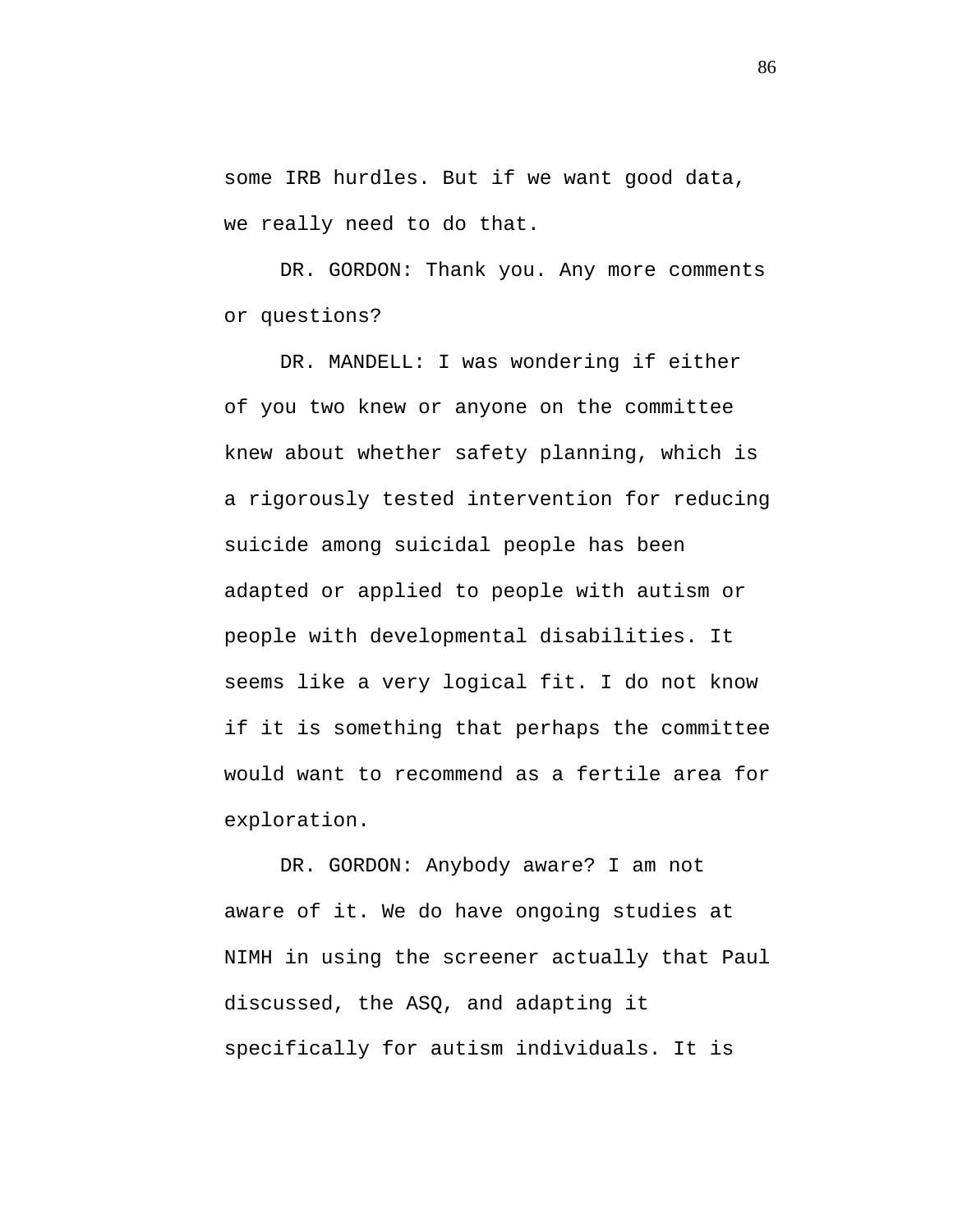some IRB hurdles. But if we want good data, we really need to do that.

DR. GORDON: Thank you. Any more comments or questions?

DR. MANDELL: I was wondering if either of you two knew or anyone on the committee knew about whether safety planning, which is a rigorously tested intervention for reducing suicide among suicidal people has been adapted or applied to people with autism or people with developmental disabilities. It seems like a very logical fit. I do not know if it is something that perhaps the committee would want to recommend as a fertile area for exploration.

DR. GORDON: Anybody aware? I am not aware of it. We do have ongoing studies at NIMH in using the screener actually that Paul discussed, the ASQ, and adapting it specifically for autism individuals. It is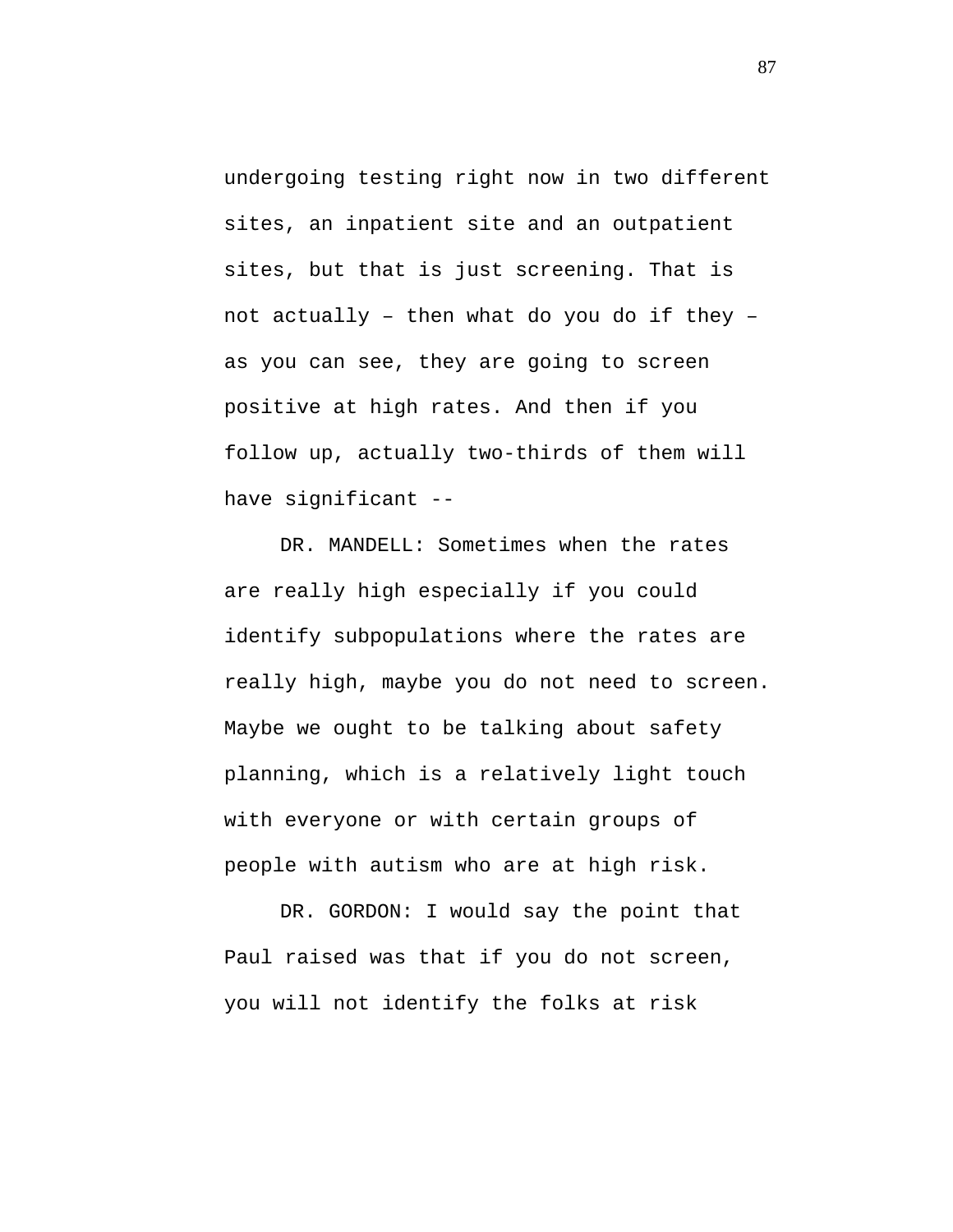undergoing testing right now in two different sites, an inpatient site and an outpatient sites, but that is just screening. That is not actually – then what do you do if they – as you can see, they are going to screen positive at high rates. And then if you follow up, actually two-thirds of them will have significant --

DR. MANDELL: Sometimes when the rates are really high especially if you could identify subpopulations where the rates are really high, maybe you do not need to screen. Maybe we ought to be talking about safety planning, which is a relatively light touch with everyone or with certain groups of people with autism who are at high risk.

DR. GORDON: I would say the point that Paul raised was that if you do not screen, you will not identify the folks at risk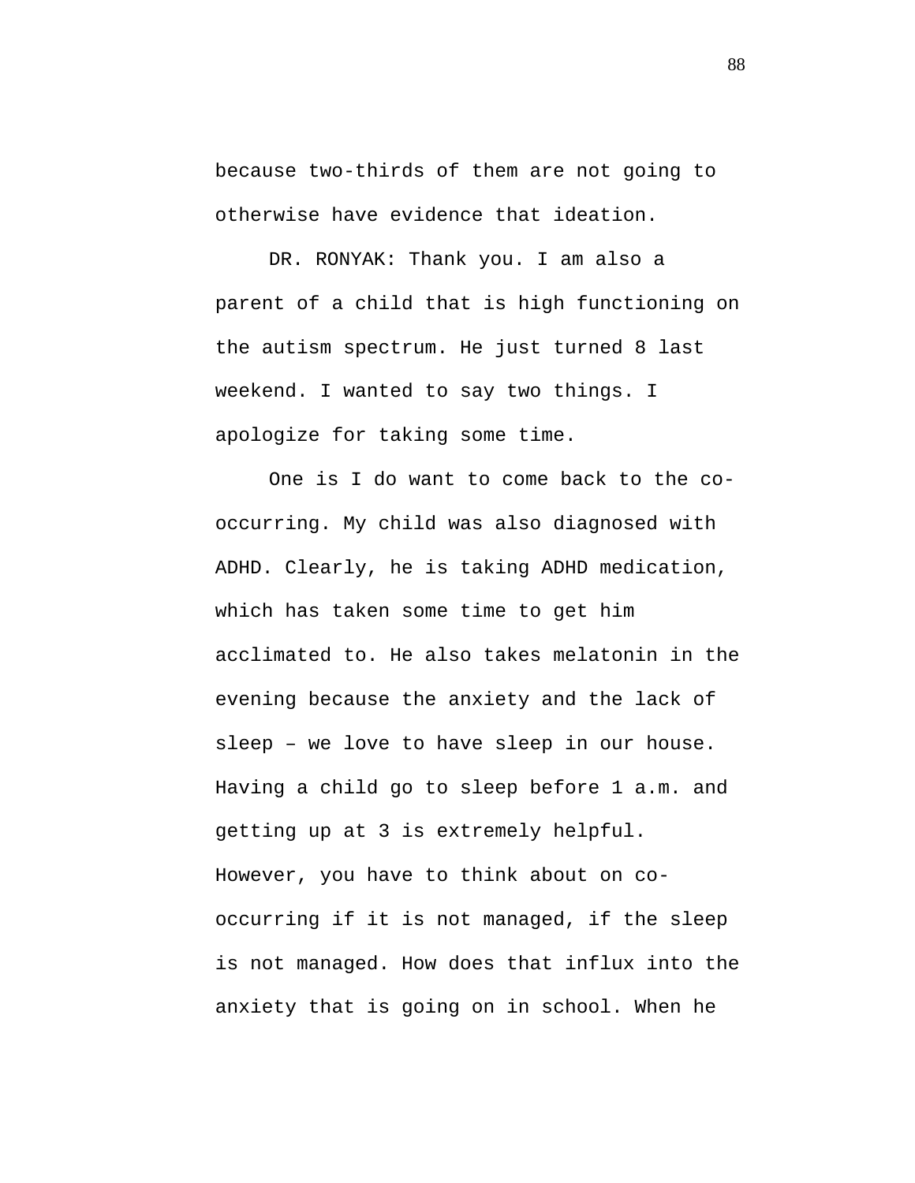because two-thirds of them are not going to otherwise have evidence that ideation.

DR. RONYAK: Thank you. I am also a parent of a child that is high functioning on the autism spectrum. He just turned 8 last weekend. I wanted to say two things. I apologize for taking some time.

One is I do want to come back to the co-occurring. My child was also diagnosed with ADHD. Clearly, he is taking ADHD medication, which has taken some time to get him acclimated to. He also takes melatonin in the evening because the anxiety and the lack of sleep – we love to have sleep in our house. Having a child go to sleep before 1 a.m. and getting up at 3 is extremely helpful. However, you have to think about on co-occurring if it is not managed, if the sleep is not managed. How does that influx into the anxiety that is going on in school. When he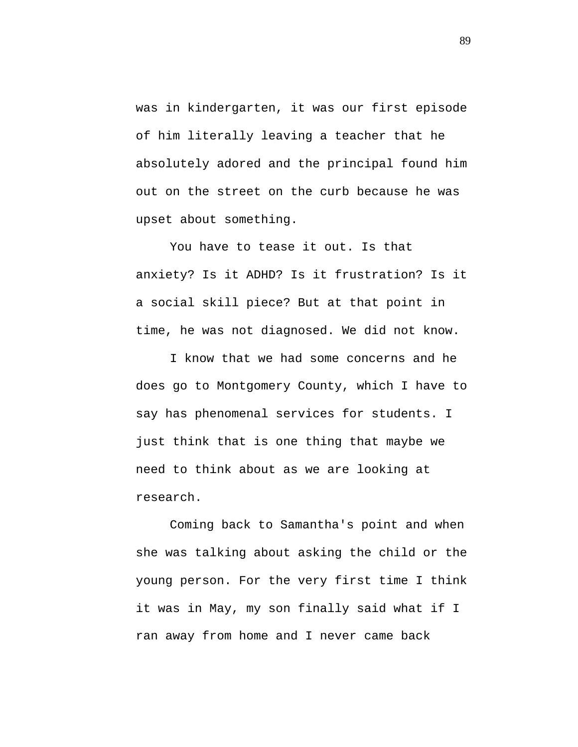was in kindergarten, it was our first episode of him literally leaving a teacher that he absolutely adored and the principal found him out on the street on the curb because he was upset about something.

You have to tease it out. Is that anxiety? Is it ADHD? Is it frustration? Is it a social skill piece? But at that point in time, he was not diagnosed. We did not know.

I know that we had some concerns and he does go to Montgomery County, which I have to say has phenomenal services for students. I just think that is one thing that maybe we need to think about as we are looking at research.

Coming back to Samantha's point and when she was talking about asking the child or the young person. For the very first time I think it was in May, my son finally said what if I ran away from home and I never came back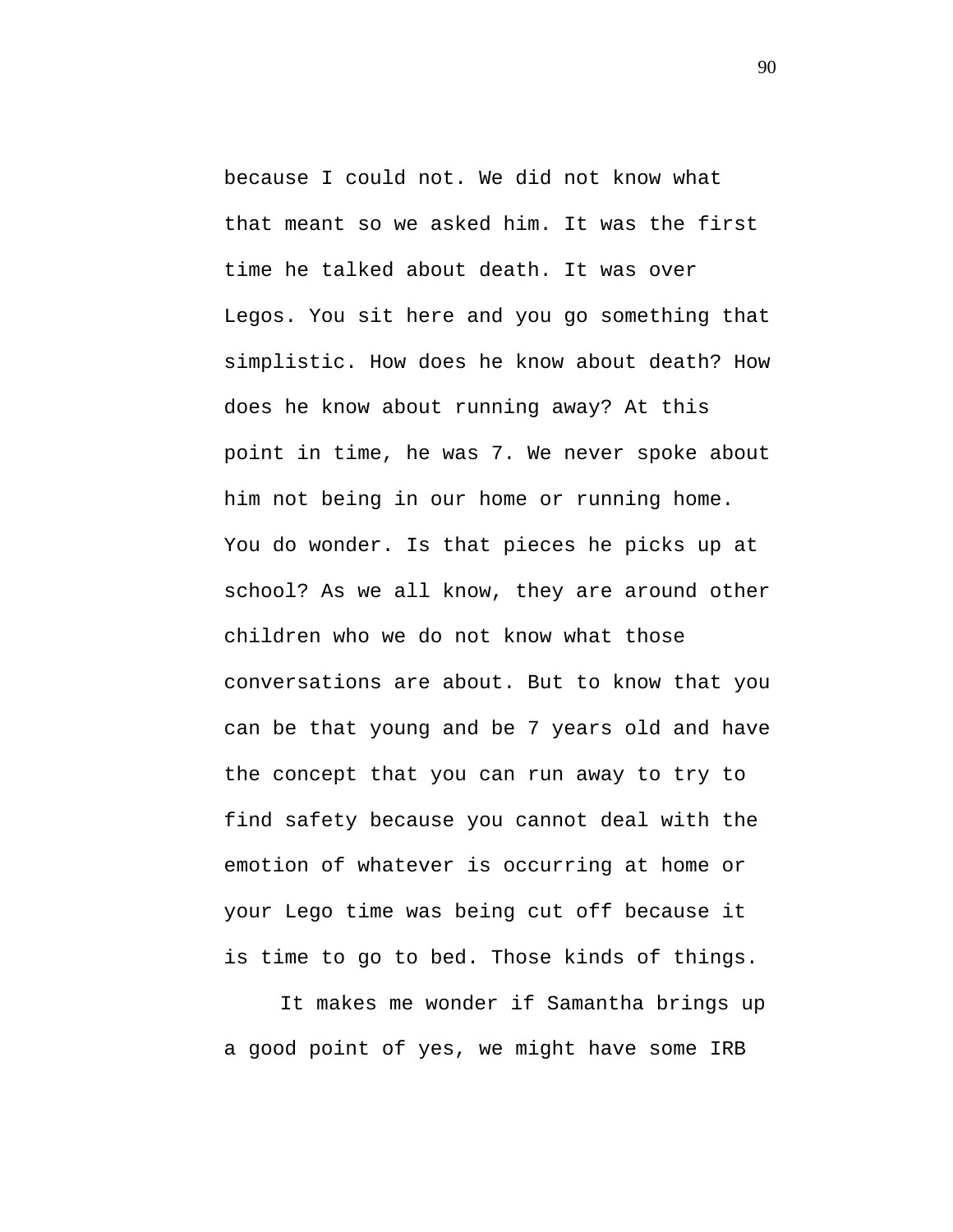because I could not. We did not know what that meant so we asked him. It was the first time he talked about death. It was over Legos. You sit here and you go something that simplistic. How does he know about death? How does he know about running away? At this point in time, he was 7. We never spoke about him not being in our home or running home. You do wonder. Is that pieces he picks up at school? As we all know, they are around other children who we do not know what those conversations are about. But to know that you can be that young and be 7 years old and have the concept that you can run away to try to find safety because you cannot deal with the emotion of whatever is occurring at home or your Lego time was being cut off because it is time to go to bed. Those kinds of things.

It makes me wonder if Samantha brings up a good point of yes, we might have some IRB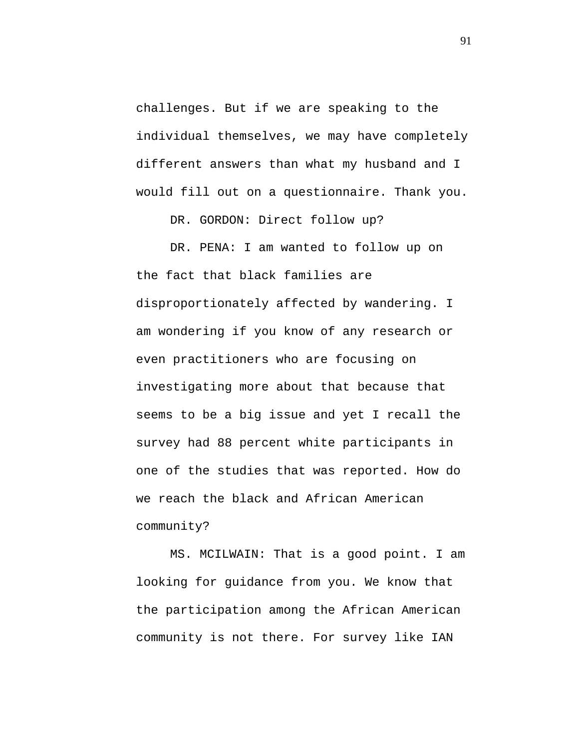challenges. But if we are speaking to the individual themselves, we may have completely different answers than what my husband and I would fill out on a questionnaire. Thank you.

DR. GORDON: Direct follow up?

DR. PENA: I am wanted to follow up on the fact that black families are disproportionately affected by wandering. I am wondering if you know of any research or even practitioners who are focusing on investigating more about that because that seems to be a big issue and yet I recall the survey had 88 percent white participants in one of the studies that was reported. How do we reach the black and African American community?

MS. MCILWAIN: That is a good point. I am looking for guidance from you. We know that the participation among the African American community is not there. For survey like IAN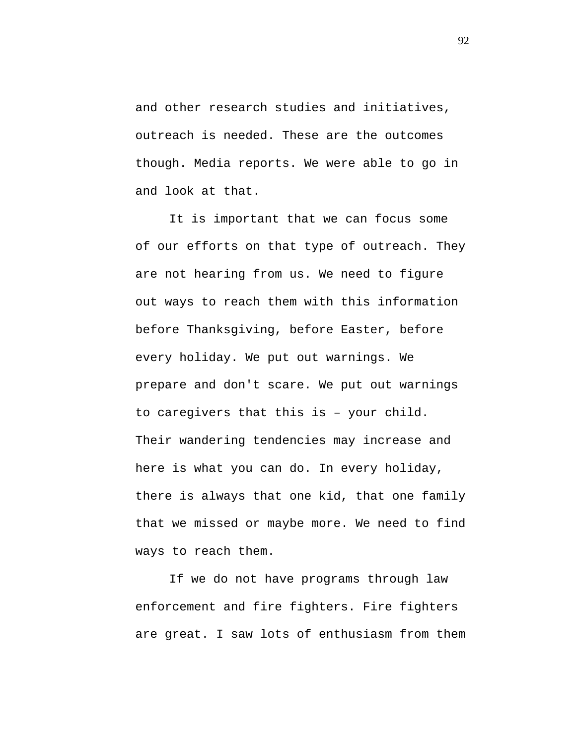and other research studies and initiatives, outreach is needed. These are the outcomes though. Media reports. We were able to go in and look at that.

It is important that we can focus some of our efforts on that type of outreach. They are not hearing from us. We need to figure out ways to reach them with this information before Thanksgiving, before Easter, before every holiday. We put out warnings. We prepare and don't scare. We put out warnings to caregivers that this is – your child. Their wandering tendencies may increase and here is what you can do. In every holiday, there is always that one kid, that one family that we missed or maybe more. We need to find ways to reach them.

If we do not have programs through law enforcement and fire fighters. Fire fighters are great. I saw lots of enthusiasm from them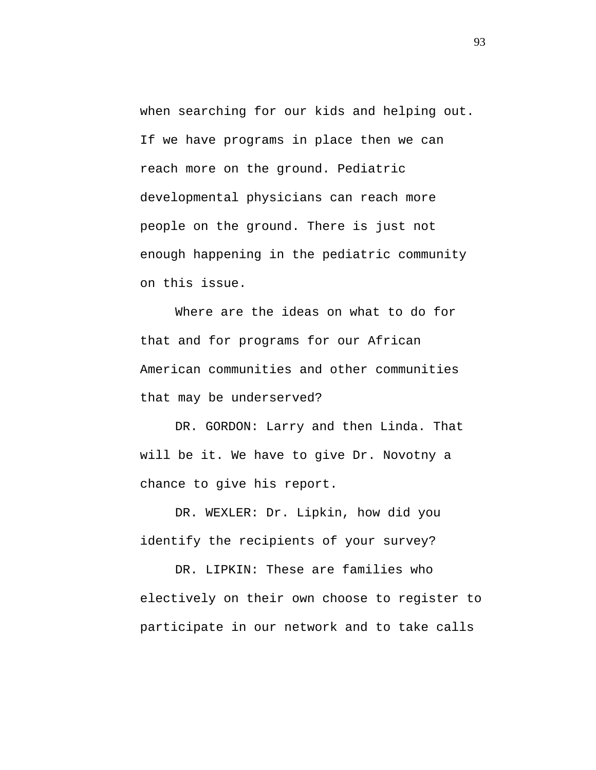when searching for our kids and helping out. If we have programs in place then we can reach more on the ground. Pediatric developmental physicians can reach more people on the ground. There is just not enough happening in the pediatric community on this issue.

Where are the ideas on what to do for that and for programs for our African American communities and other communities that may be underserved?

DR. GORDON: Larry and then Linda. That will be it. We have to give Dr. Novotny a chance to give his report.

DR. WEXLER: Dr. Lipkin, how did you identify the recipients of your survey?

DR. LIPKIN: These are families who electively on their own choose to register to participate in our network and to take calls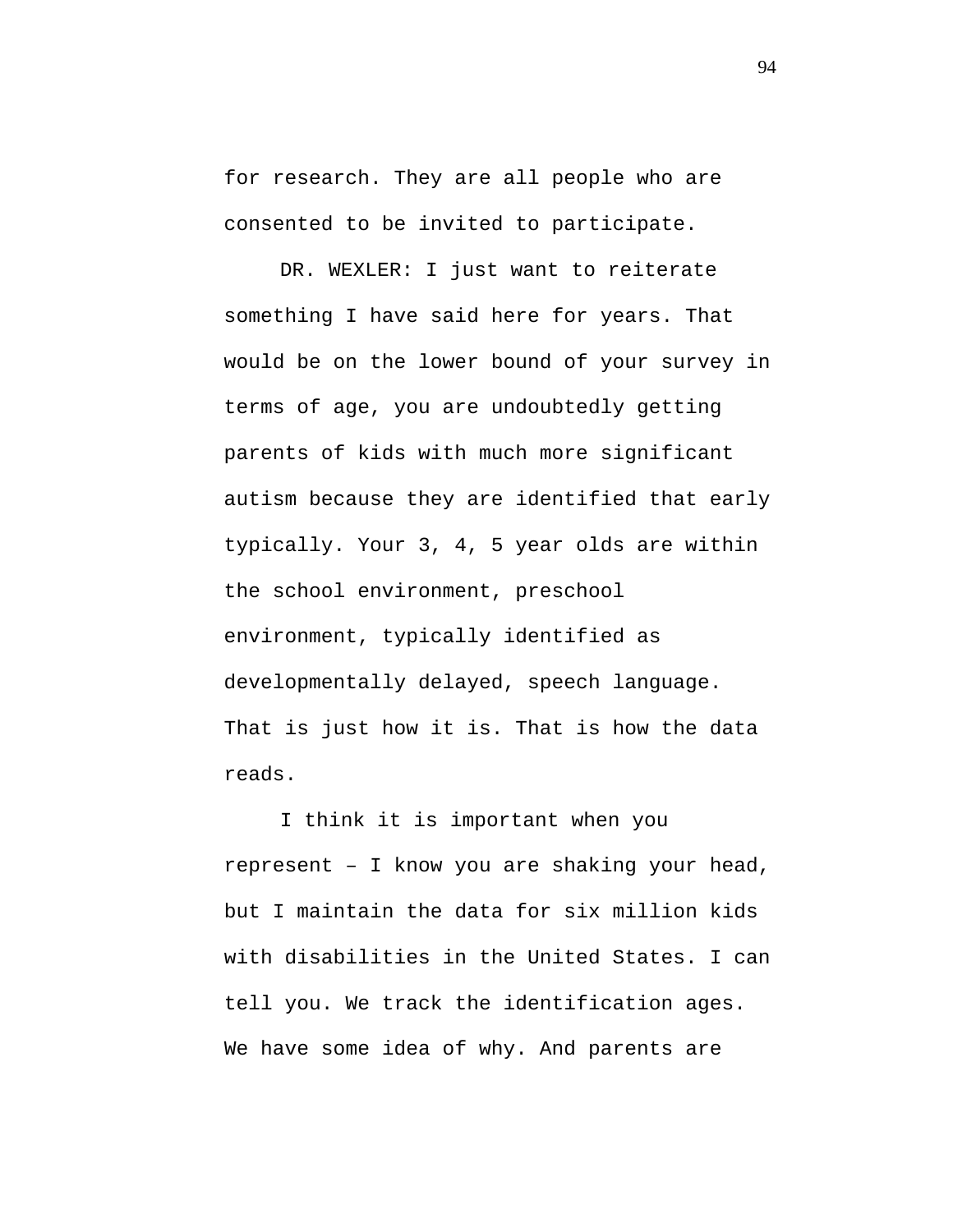for research. They are all people who are consented to be invited to participate.

DR. WEXLER: I just want to reiterate something I have said here for years. That would be on the lower bound of your survey in terms of age, you are undoubtedly getting parents of kids with much more significant autism because they are identified that early typically. Your 3, 4, 5 year olds are within the school environment, preschool environment, typically identified as developmentally delayed, speech language. That is just how it is. That is how the data reads.

I think it is important when you represent – I know you are shaking your head, but I maintain the data for six million kids with disabilities in the United States. I can tell you. We track the identification ages. We have some idea of why. And parents are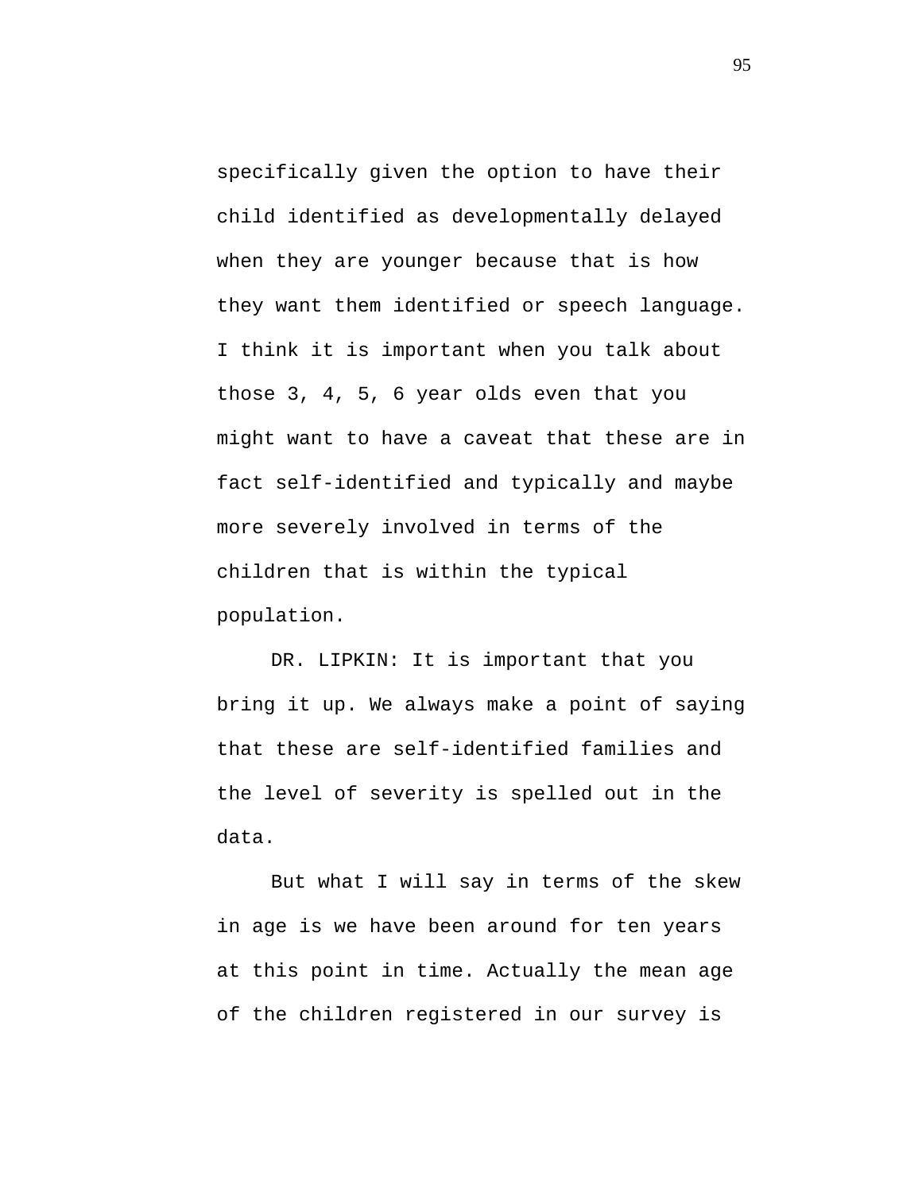specifically given the option to have their child identified as developmentally delayed when they are younger because that is how they want them identified or speech language. I think it is important when you talk about those 3, 4, 5, 6 year olds even that you might want to have a caveat that these are in fact self-identified and typically and maybe more severely involved in terms of the children that is within the typical population.

DR. LIPKIN: It is important that you bring it up. We always make a point of saying that these are self-identified families and the level of severity is spelled out in the data.

But what I will say in terms of the skew in age is we have been around for ten years at this point in time. Actually the mean age of the children registered in our survey is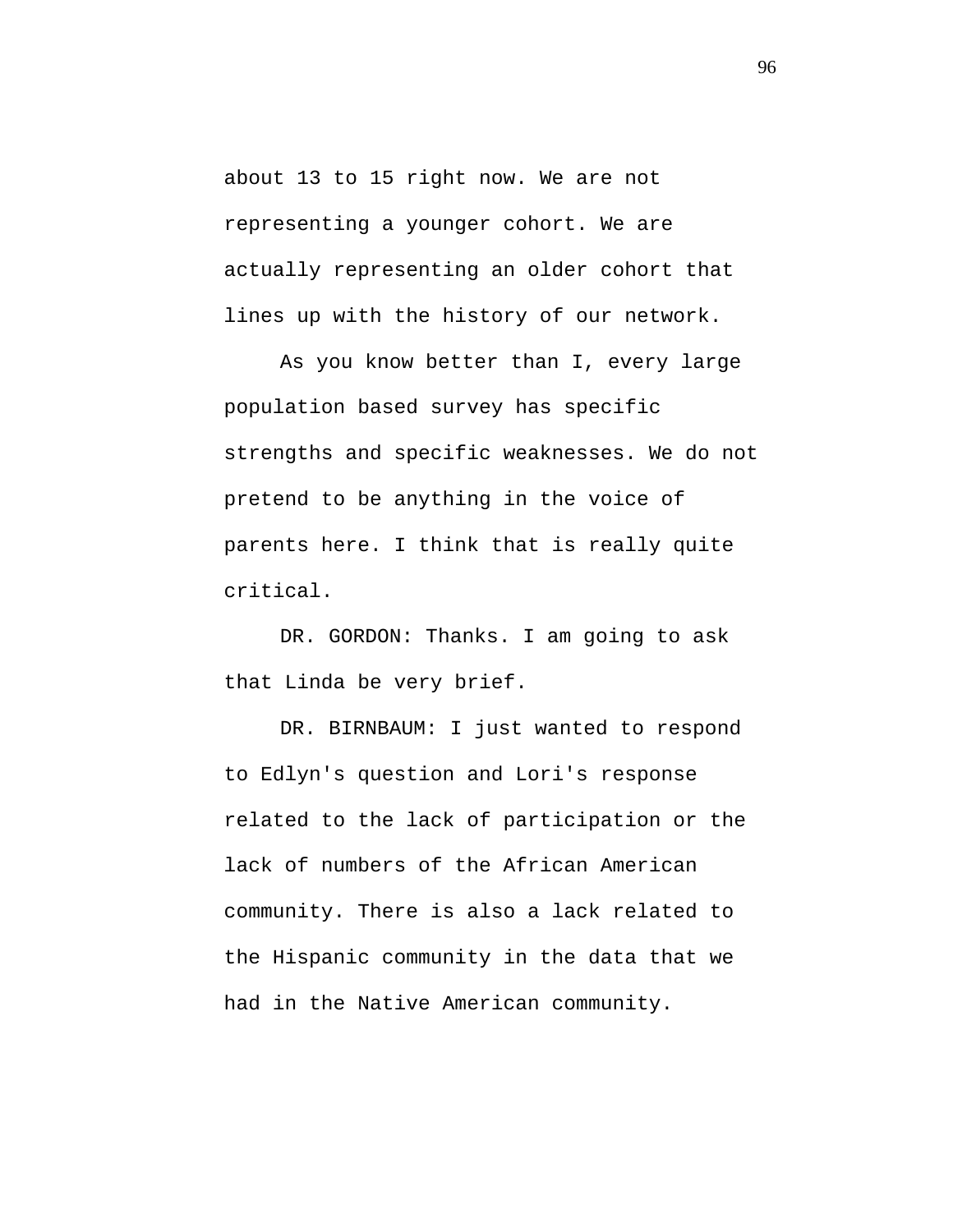about 13 to 15 right now. We are not representing a younger cohort. We are actually representing an older cohort that lines up with the history of our network.

As you know better than I, every large population based survey has specific strengths and specific weaknesses. We do not pretend to be anything in the voice of parents here. I think that is really quite critical.

DR. GORDON: Thanks. I am going to ask that Linda be very brief.

DR. BIRNBAUM: I just wanted to respond to Edlyn's question and Lori's response related to the lack of participation or the lack of numbers of the African American community. There is also a lack related to the Hispanic community in the data that we had in the Native American community.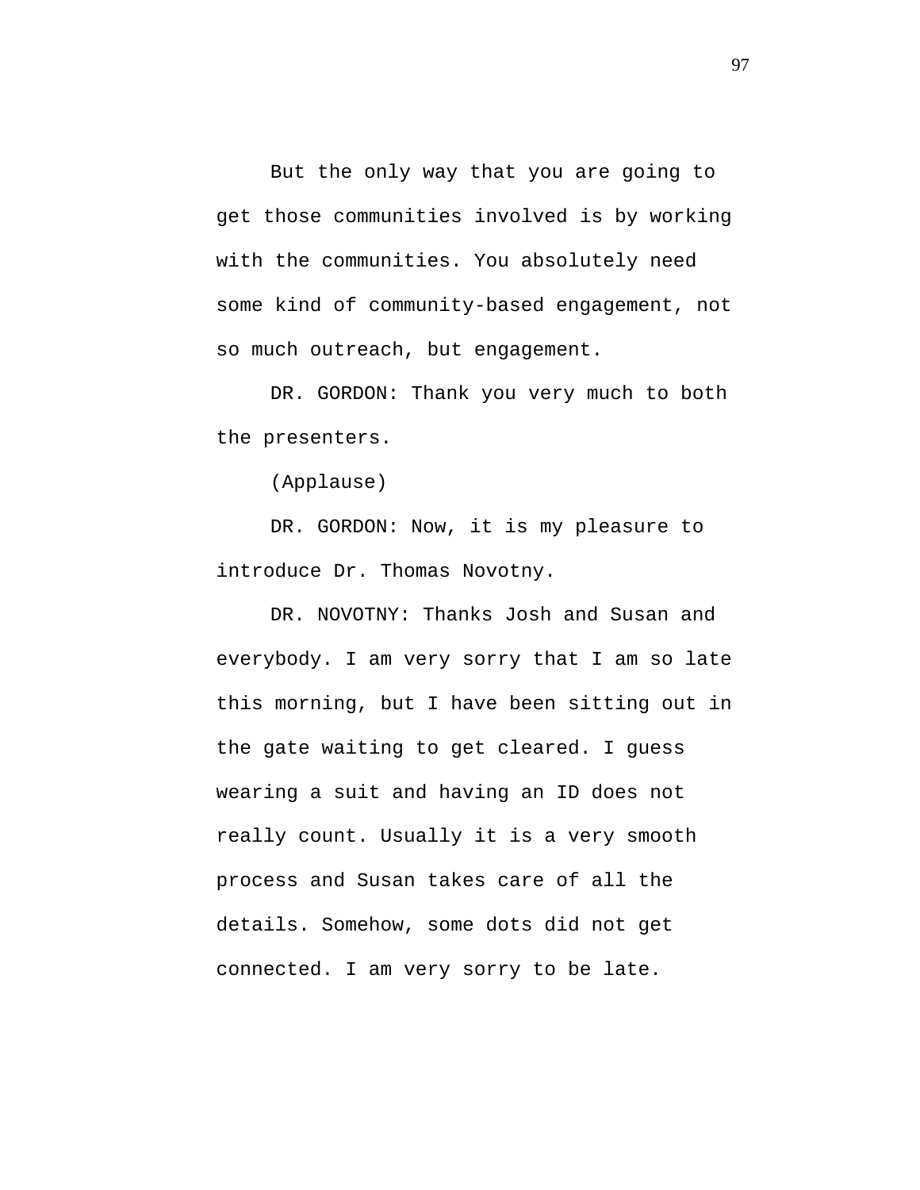But the only way that you are going to get those communities involved is by working with the communities. You absolutely need some kind of community-based engagement, not so much outreach, but engagement.

DR. GORDON: Thank you very much to both the presenters.

(Applause)

DR. GORDON: Now, it is my pleasure to introduce Dr. Thomas Novotny.

DR. NOVOTNY: Thanks Josh and Susan and everybody. I am very sorry that I am so late this morning, but I have been sitting out in the gate waiting to get cleared. I guess wearing a suit and having an ID does not really count. Usually it is a very smooth process and Susan takes care of all the details. Somehow, some dots did not get connected. I am very sorry to be late.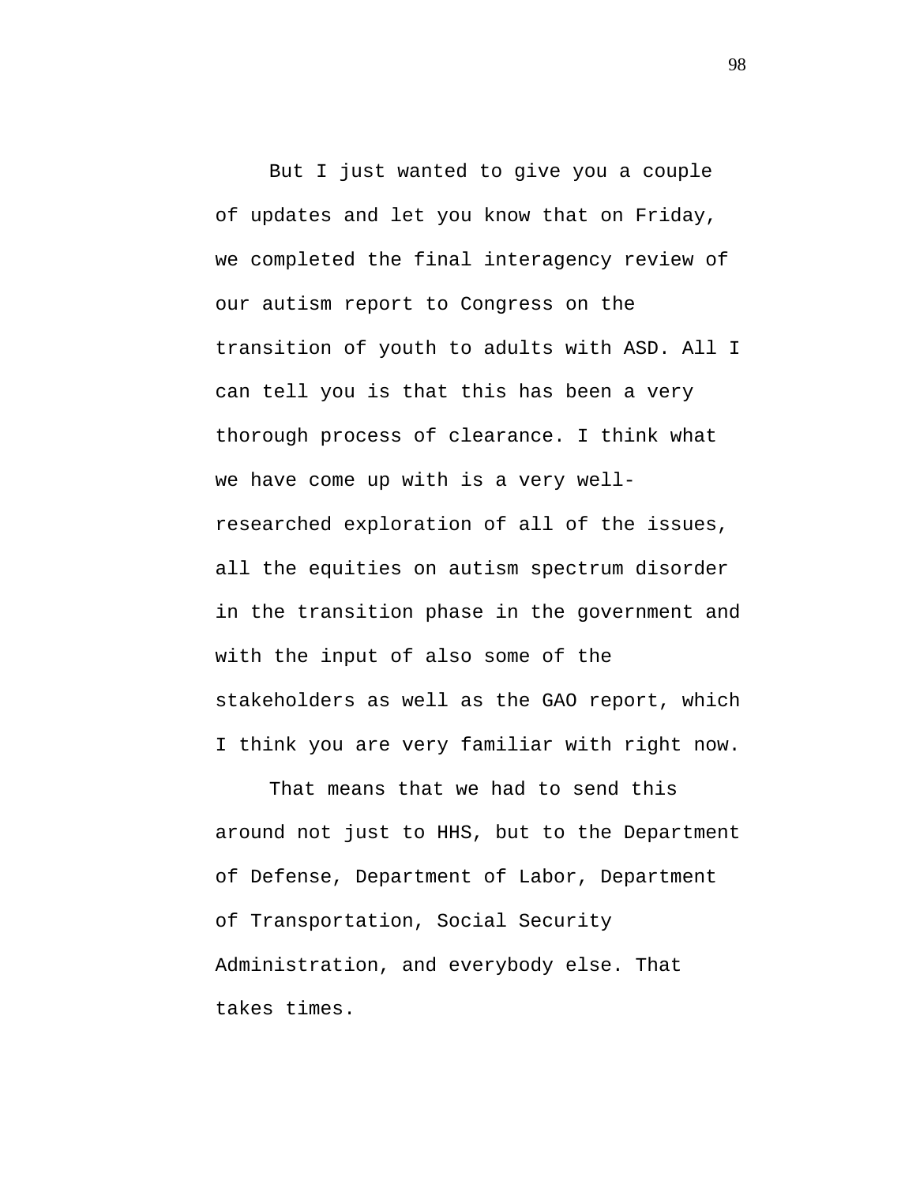But I just wanted to give you a couple of updates and let you know that on Friday, we completed the final interagency review of our autism report to Congress on the transition of youth to adults with ASD. All I can tell you is that this has been a very thorough process of clearance. I think what we have come up with is a very well-researched exploration of all of the issues, all the equities on autism spectrum disorder in the transition phase in the government and with the input of also some of the stakeholders as well as the GAO report, which I think you are very familiar with right now.

That means that we had to send this around not just to HHS, but to the Department of Defense, Department of Labor, Department of Transportation, Social Security Administration, and everybody else. That takes times.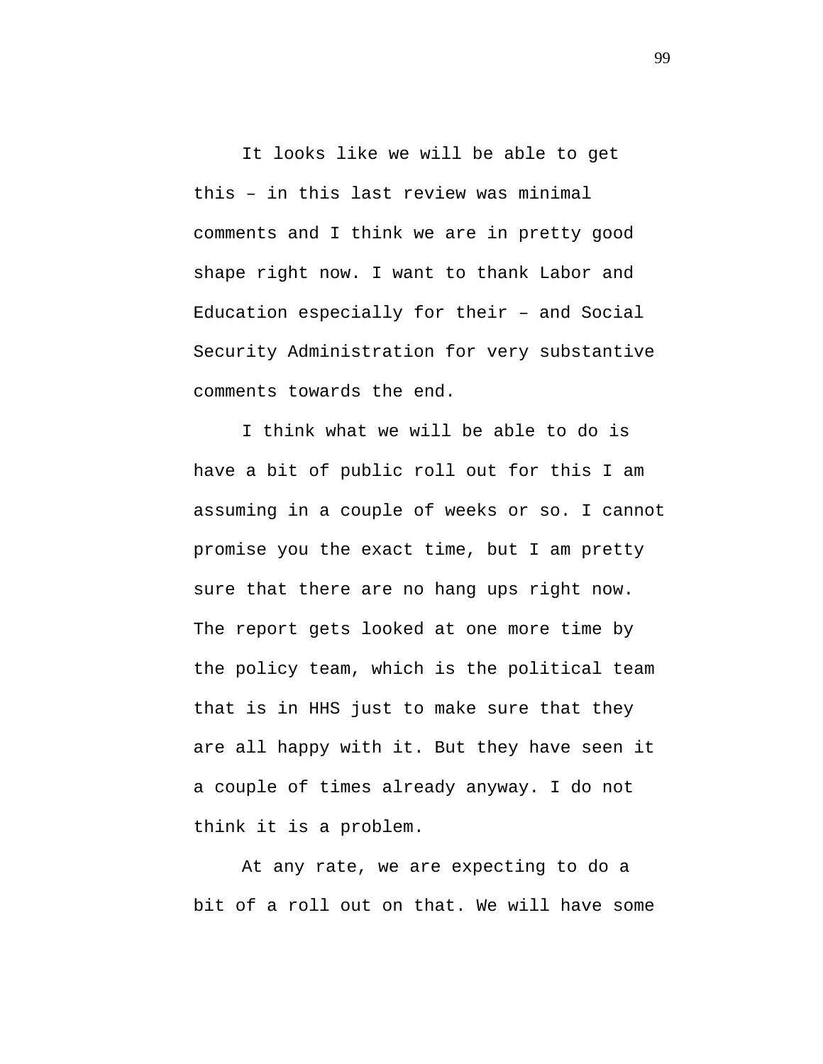It looks like we will be able to get this – in this last review was minimal comments and I think we are in pretty good shape right now. I want to thank Labor and Education especially for their – and Social Security Administration for very substantive comments towards the end.

I think what we will be able to do is have a bit of public roll out for this I am assuming in a couple of weeks or so. I cannot promise you the exact time, but I am pretty sure that there are no hang ups right now. The report gets looked at one more time by the policy team, which is the political team that is in HHS just to make sure that they are all happy with it. But they have seen it a couple of times already anyway. I do not think it is a problem.

At any rate, we are expecting to do a bit of a roll out on that. We will have some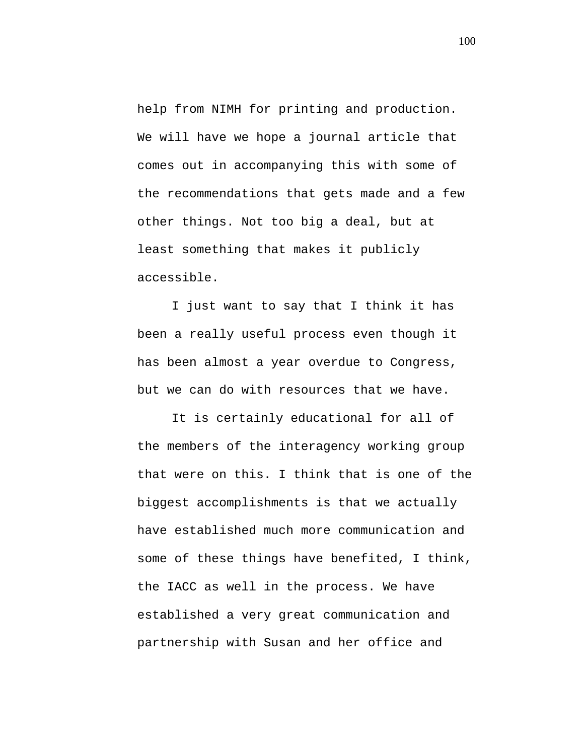help from NIMH for printing and production. We will have we hope a journal article that comes out in accompanying this with some of the recommendations that gets made and a few other things. Not too big a deal, but at least something that makes it publicly accessible.

I just want to say that I think it has been a really useful process even though it has been almost a year overdue to Congress, but we can do with resources that we have.

It is certainly educational for all of the members of the interagency working group that were on this. I think that is one of the biggest accomplishments is that we actually have established much more communication and some of these things have benefited, I think, the IACC as well in the process. We have established a very great communication and partnership with Susan and her office and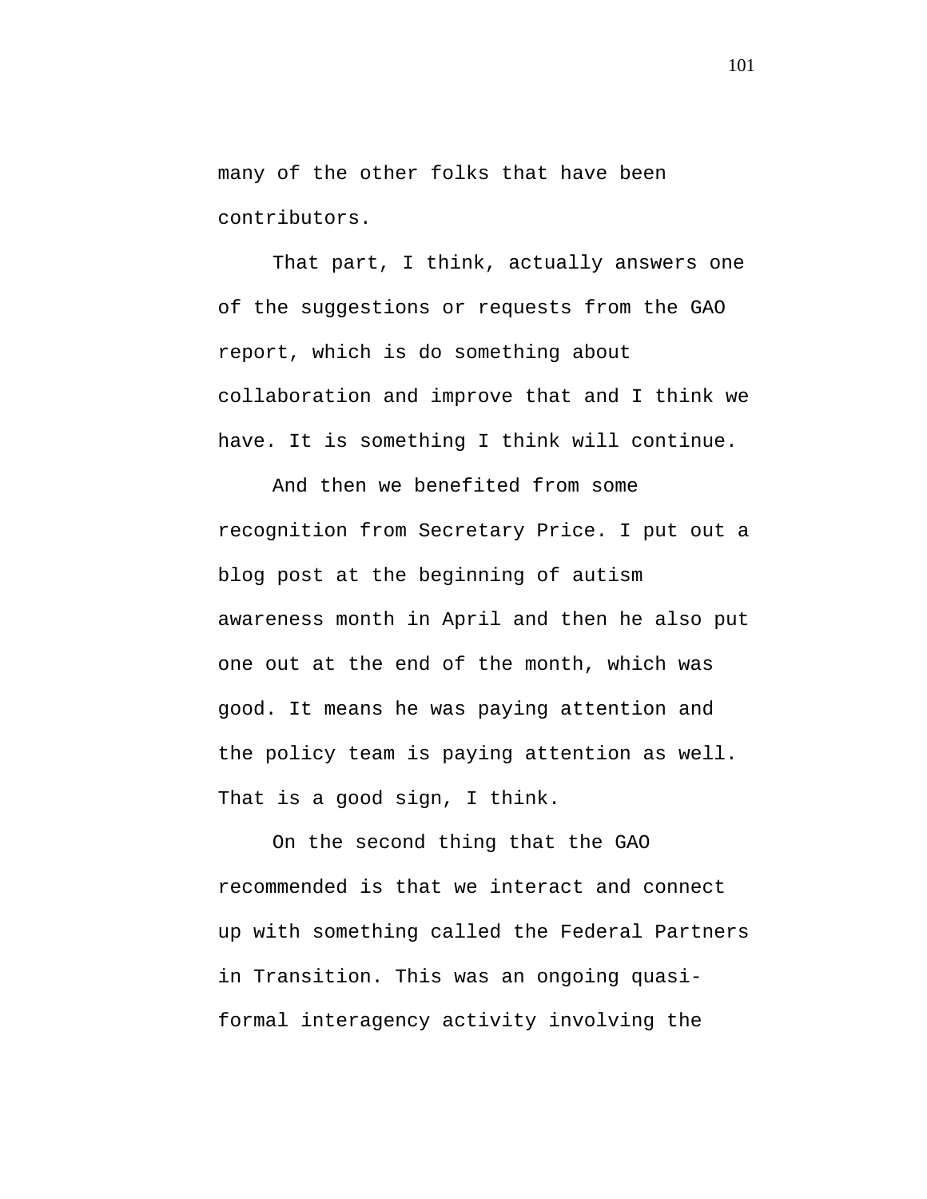many of the other folks that have been contributors.

That part, I think, actually answers one of the suggestions or requests from the GAO report, which is do something about collaboration and improve that and I think we have. It is something I think will continue.

And then we benefited from some recognition from Secretary Price. I put out a blog post at the beginning of autism awareness month in April and then he also put one out at the end of the month, which was good. It means he was paying attention and the policy team is paying attention as well. That is a good sign, I think.

On the second thing that the GAO recommended is that we interact and connect up with something called the Federal Partners in Transition. This was an ongoing quasi-formal interagency activity involving the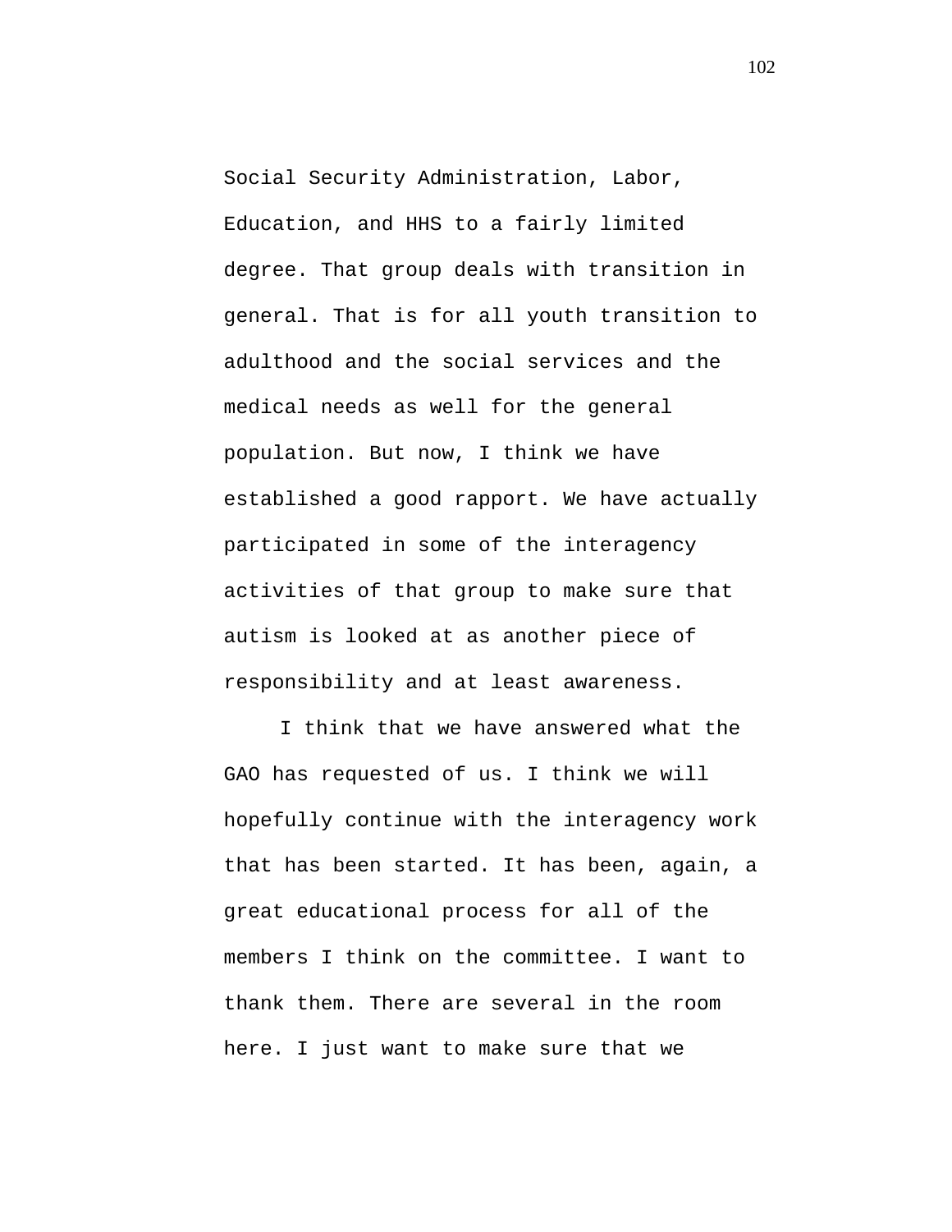Social Security Administration, Labor, Education, and HHS to a fairly limited degree. That group deals with transition in general. That is for all youth transition to adulthood and the social services and the medical needs as well for the general population. But now, I think we have established a good rapport. We have actually participated in some of the interagency activities of that group to make sure that autism is looked at as another piece of responsibility and at least awareness.

I think that we have answered what the GAO has requested of us. I think we will hopefully continue with the interagency work that has been started. It has been, again, a great educational process for all of the members I think on the committee. I want to thank them. There are several in the room here. I just want to make sure that we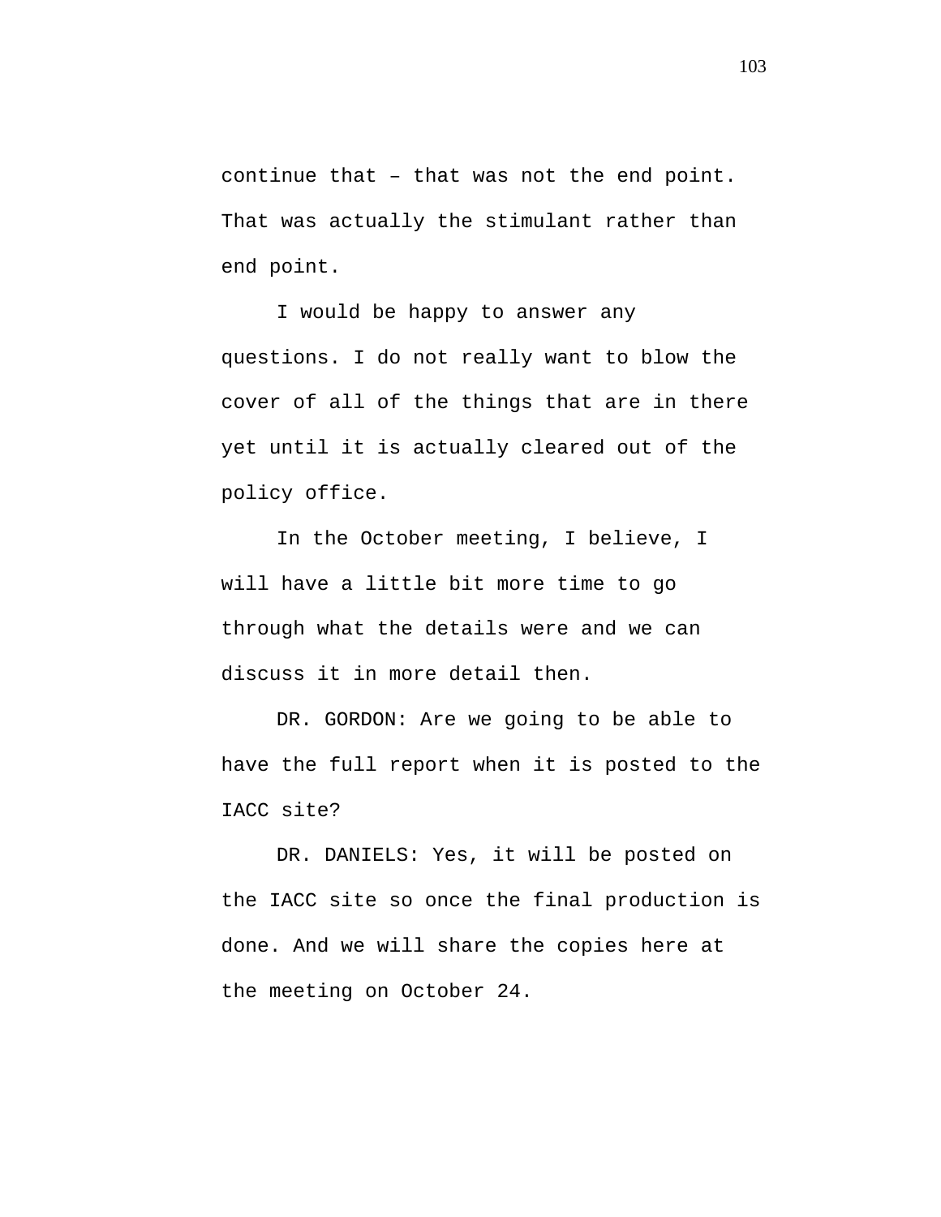continue that – that was not the end point. That was actually the stimulant rather than end point.

I would be happy to answer any questions. I do not really want to blow the cover of all of the things that are in there yet until it is actually cleared out of the policy office.

In the October meeting, I believe, I will have a little bit more time to go through what the details were and we can discuss it in more detail then.

DR. GORDON: Are we going to be able to have the full report when it is posted to the IACC site?

DR. DANIELS: Yes, it will be posted on the IACC site so once the final production is done. And we will share the copies here at the meeting on October 24.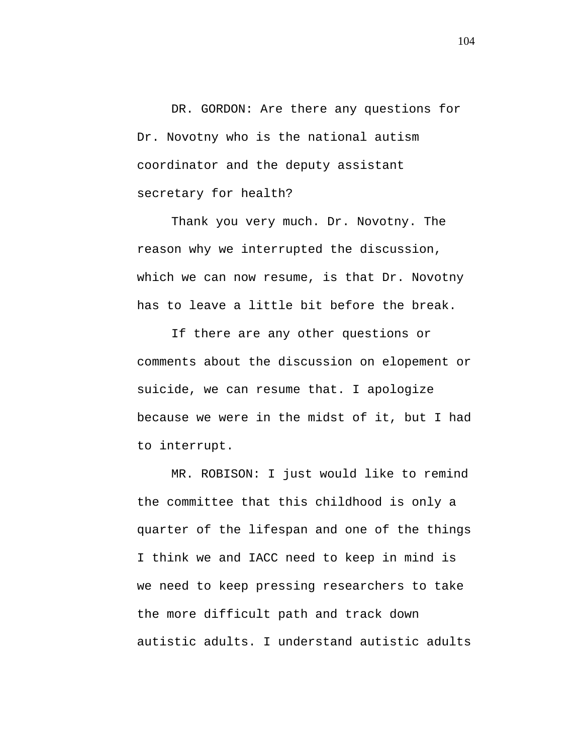DR. GORDON: Are there any questions for Dr. Novotny who is the national autism coordinator and the deputy assistant secretary for health?

Thank you very much. Dr. Novotny. The reason why we interrupted the discussion, which we can now resume, is that Dr. Novotny has to leave a little bit before the break.

If there are any other questions or comments about the discussion on elopement or suicide, we can resume that. I apologize because we were in the midst of it, but I had to interrupt.

MR. ROBISON: I just would like to remind the committee that this childhood is only a quarter of the lifespan and one of the things I think we and IACC need to keep in mind is we need to keep pressing researchers to take the more difficult path and track down autistic adults. I understand autistic adults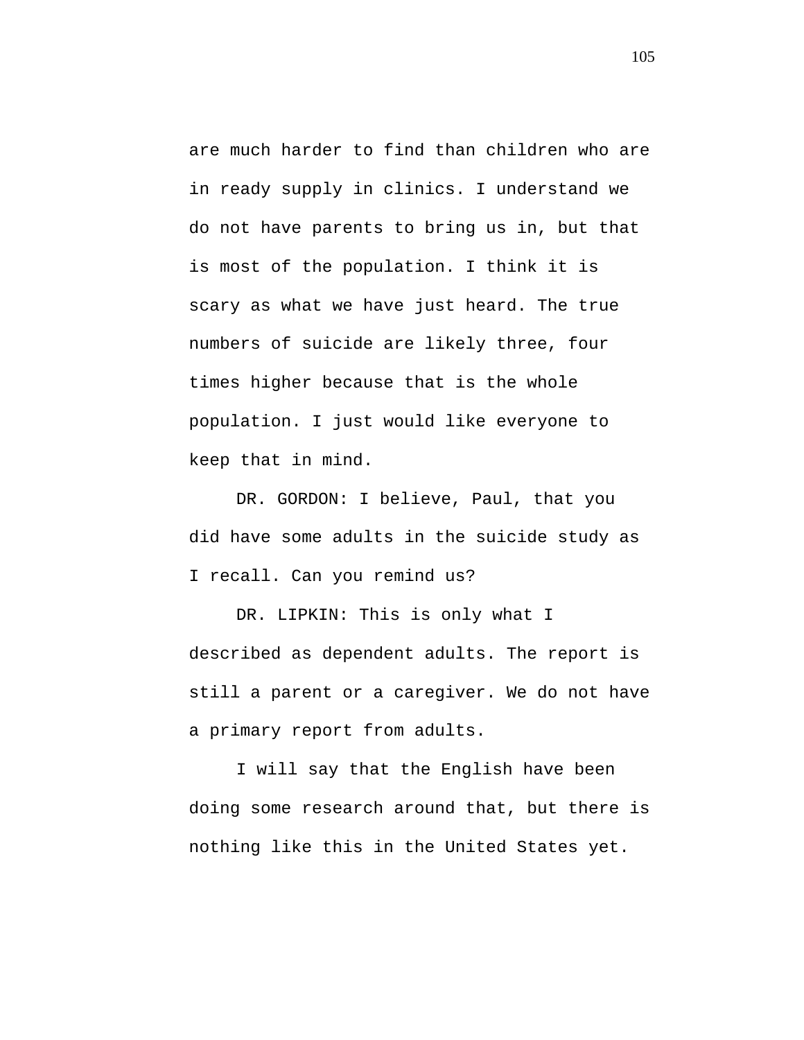are much harder to find than children who are in ready supply in clinics. I understand we do not have parents to bring us in, but that is most of the population. I think it is scary as what we have just heard. The true numbers of suicide are likely three, four times higher because that is the whole population. I just would like everyone to keep that in mind.

DR. GORDON: I believe, Paul, that you did have some adults in the suicide study as I recall. Can you remind us?

DR. LIPKIN: This is only what I described as dependent adults. The report is still a parent or a caregiver. We do not have a primary report from adults.

I will say that the English have been doing some research around that, but there is nothing like this in the United States yet.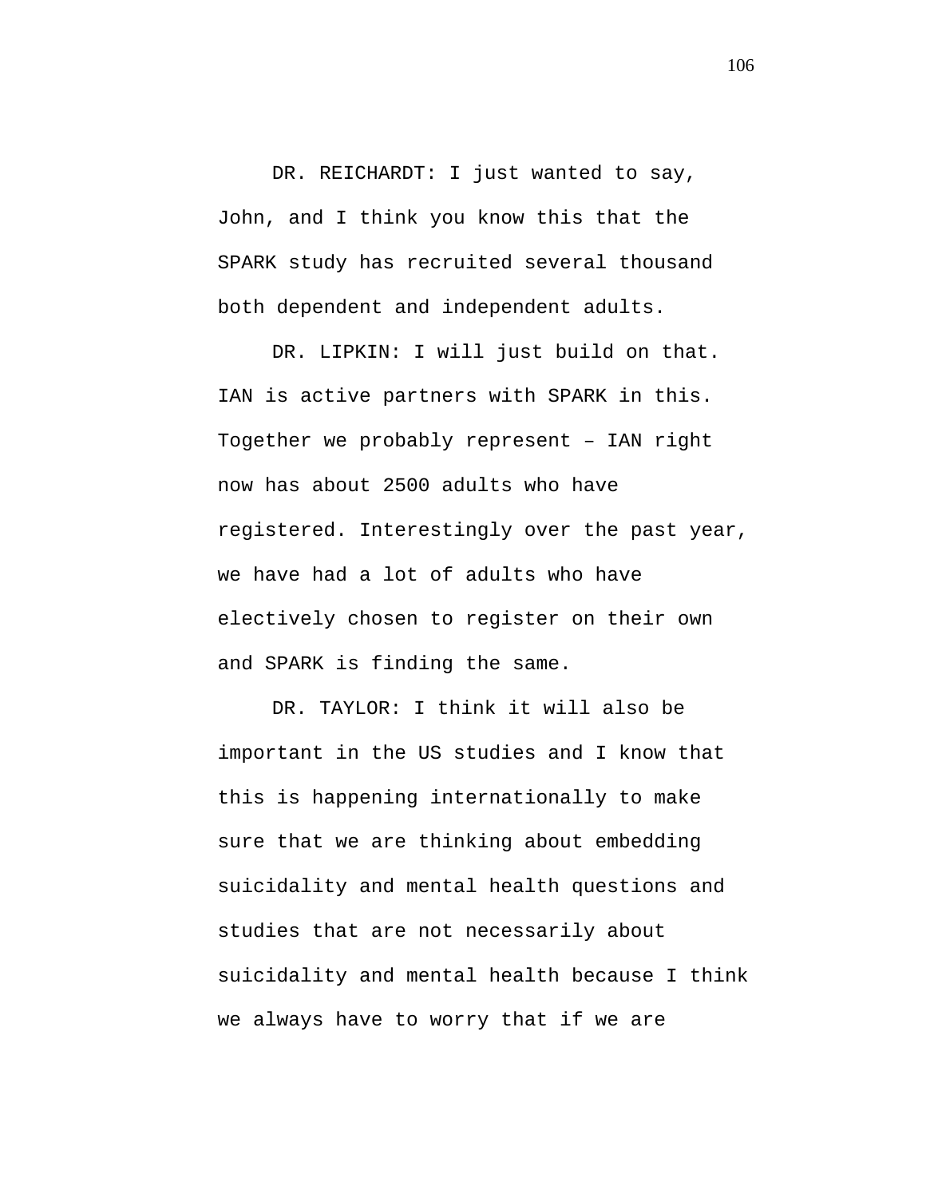DR. REICHARDT: I just wanted to say, John, and I think you know this that the SPARK study has recruited several thousand both dependent and independent adults.

DR. LIPKIN: I will just build on that. IAN is active partners with SPARK in this. Together we probably represent – IAN right now has about 2500 adults who have registered. Interestingly over the past year, we have had a lot of adults who have electively chosen to register on their own and SPARK is finding the same.

DR. TAYLOR: I think it will also be important in the US studies and I know that this is happening internationally to make sure that we are thinking about embedding suicidality and mental health questions and studies that are not necessarily about suicidality and mental health because I think we always have to worry that if we are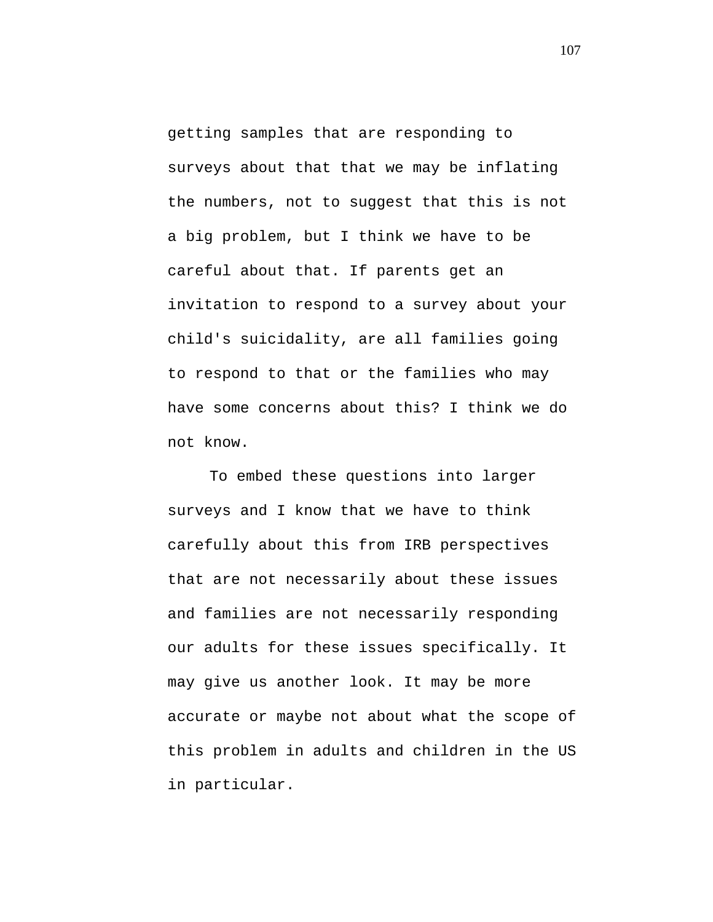getting samples that are responding to surveys about that that we may be inflating the numbers, not to suggest that this is not a big problem, but I think we have to be careful about that. If parents get an invitation to respond to a survey about your child's suicidality, are all families going to respond to that or the families who may have some concerns about this? I think we do not know.

To embed these questions into larger surveys and I know that we have to think carefully about this from IRB perspectives that are not necessarily about these issues and families are not necessarily responding our adults for these issues specifically. It may give us another look. It may be more accurate or maybe not about what the scope of this problem in adults and children in the US in particular.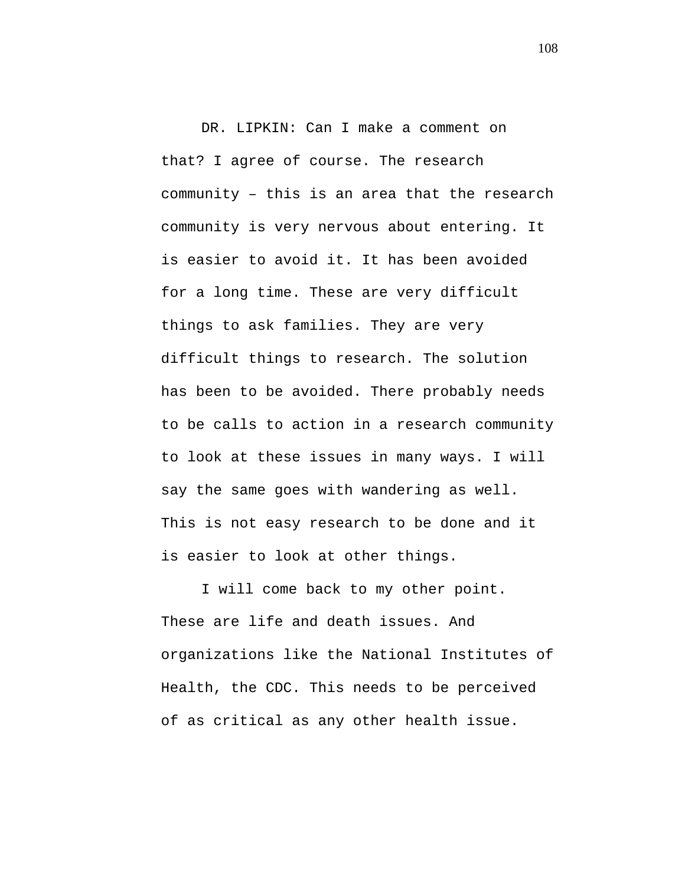DR. LIPKIN: Can I make a comment on that? I agree of course. The research community – this is an area that the research community is very nervous about entering. It is easier to avoid it. It has been avoided for a long time. These are very difficult things to ask families. They are very difficult things to research. The solution has been to be avoided. There probably needs to be calls to action in a research community to look at these issues in many ways. I will say the same goes with wandering as well. This is not easy research to be done and it is easier to look at other things.

I will come back to my other point. These are life and death issues. And organizations like the National Institutes of Health, the CDC. This needs to be perceived of as critical as any other health issue.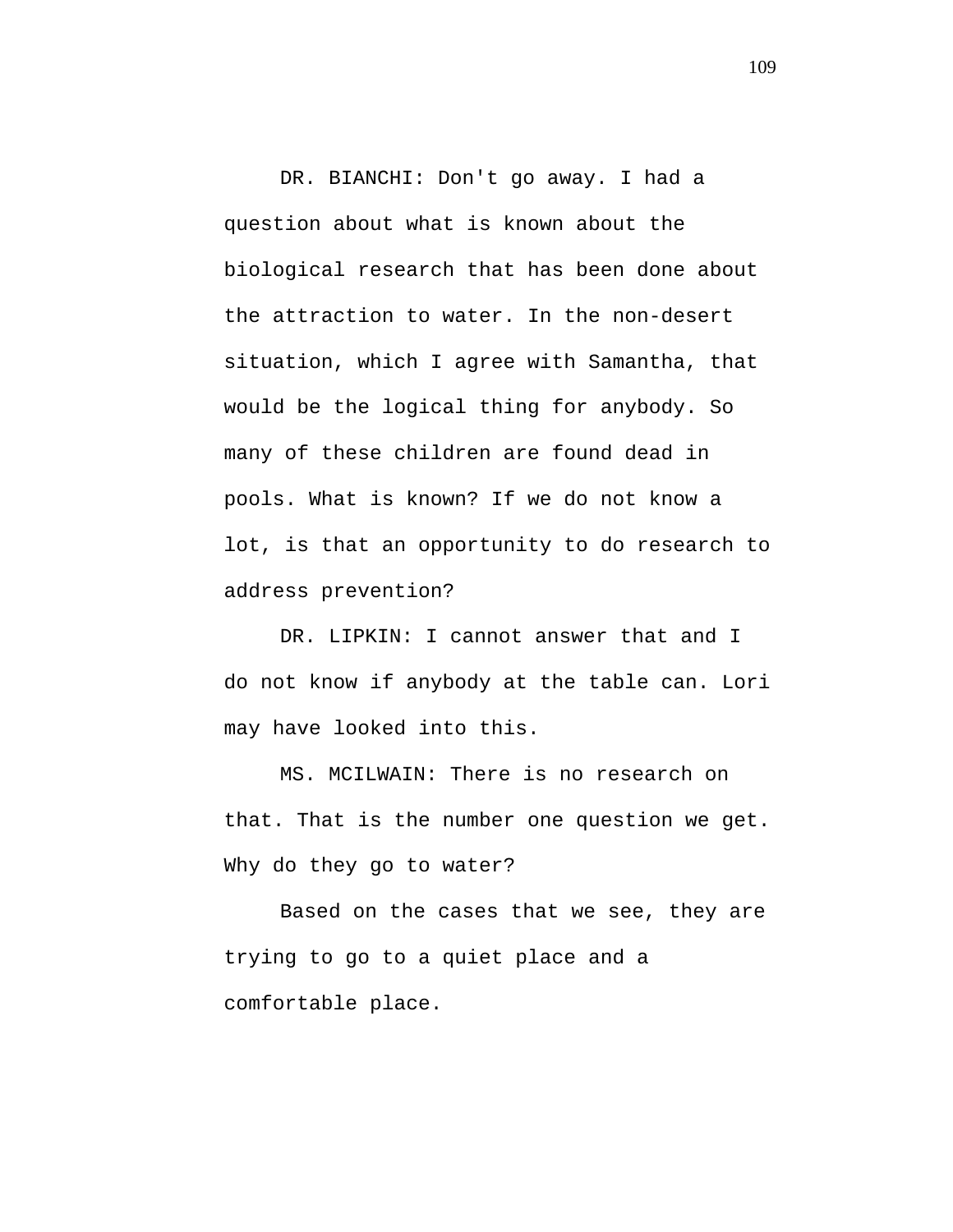DR. BIANCHI: Don't go away. I had a question about what is known about the biological research that has been done about the attraction to water. In the non-desert situation, which I agree with Samantha, that would be the logical thing for anybody. So many of these children are found dead in pools. What is known? If we do not know a lot, is that an opportunity to do research to address prevention?

DR. LIPKIN: I cannot answer that and I do not know if anybody at the table can. Lori may have looked into this.

MS. MCILWAIN: There is no research on that. That is the number one question we get. Why do they go to water?

Based on the cases that we see, they are trying to go to a quiet place and a comfortable place.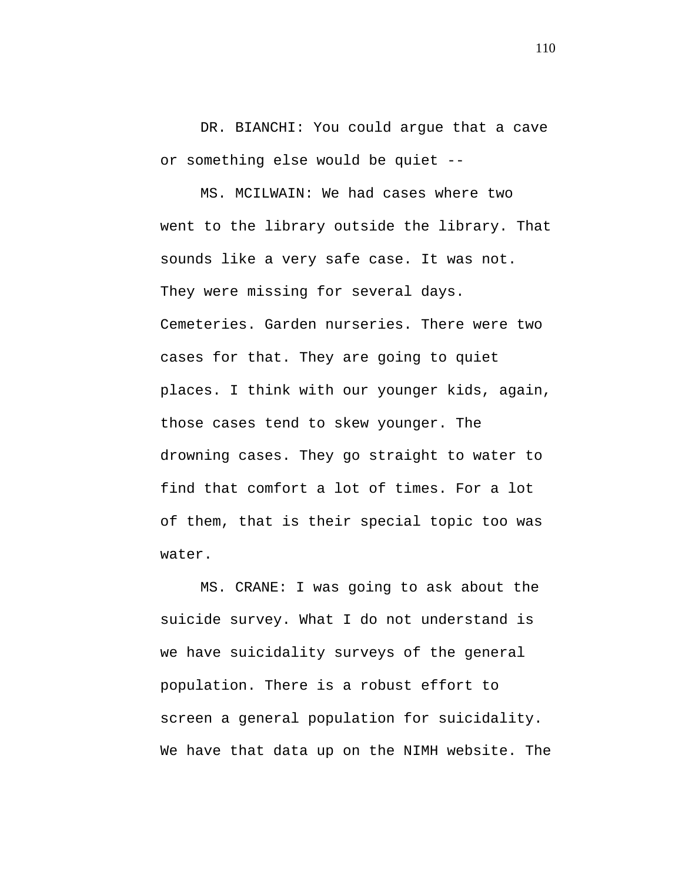DR. BIANCHI: You could argue that a cave or something else would be quiet --

MS. MCILWAIN: We had cases where two went to the library outside the library. That sounds like a very safe case. It was not. They were missing for several days. Cemeteries. Garden nurseries. There were two cases for that. They are going to quiet places. I think with our younger kids, again, those cases tend to skew younger. The drowning cases. They go straight to water to find that comfort a lot of times. For a lot of them, that is their special topic too was water.

MS. CRANE: I was going to ask about the suicide survey. What I do not understand is we have suicidality surveys of the general population. There is a robust effort to screen a general population for suicidality. We have that data up on the NIMH website. The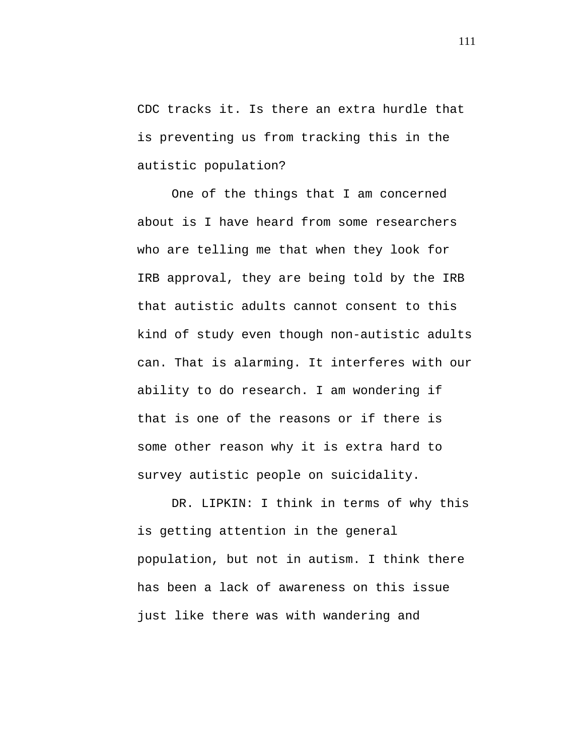CDC tracks it. Is there an extra hurdle that is preventing us from tracking this in the autistic population?

One of the things that I am concerned about is I have heard from some researchers who are telling me that when they look for IRB approval, they are being told by the IRB that autistic adults cannot consent to this kind of study even though non-autistic adults can. That is alarming. It interferes with our ability to do research. I am wondering if that is one of the reasons or if there is some other reason why it is extra hard to survey autistic people on suicidality.

DR. LIPKIN: I think in terms of why this is getting attention in the general population, but not in autism. I think there has been a lack of awareness on this issue just like there was with wandering and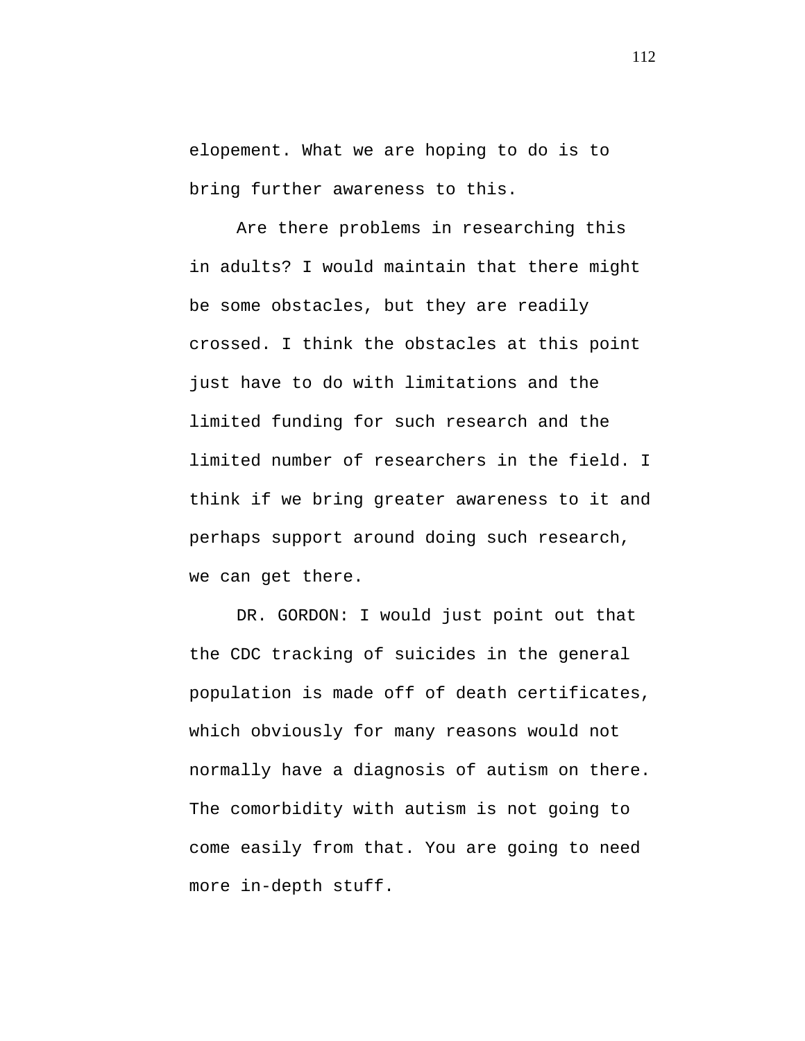elopement. What we are hoping to do is to bring further awareness to this.

Are there problems in researching this in adults? I would maintain that there might be some obstacles, but they are readily crossed. I think the obstacles at this point just have to do with limitations and the limited funding for such research and the limited number of researchers in the field. I think if we bring greater awareness to it and perhaps support around doing such research, we can get there.

DR. GORDON: I would just point out that the CDC tracking of suicides in the general population is made off of death certificates, which obviously for many reasons would not normally have a diagnosis of autism on there. The comorbidity with autism is not going to come easily from that. You are going to need more in-depth stuff.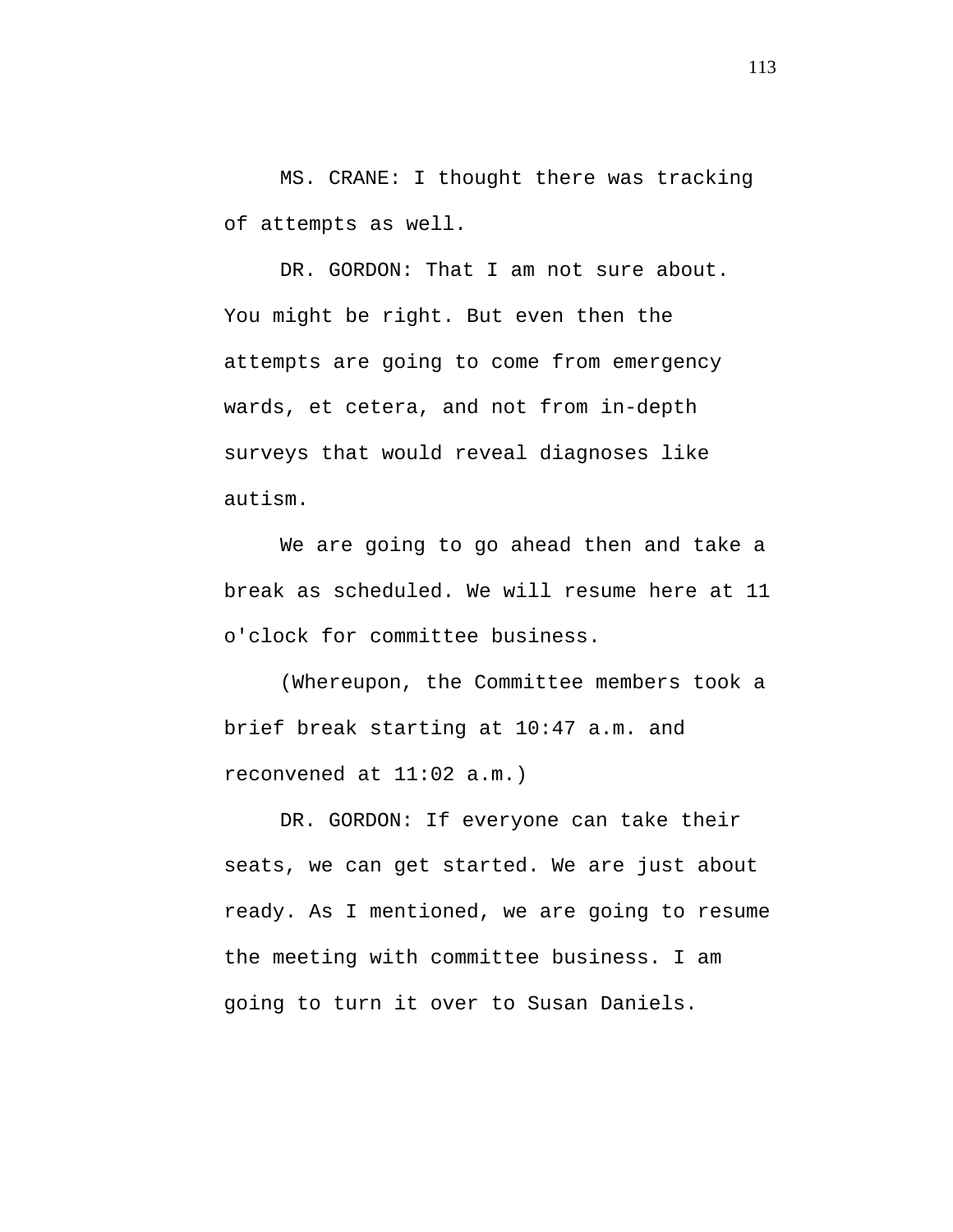MS. CRANE: I thought there was tracking of attempts as well.

DR. GORDON: That I am not sure about. You might be right. But even then the attempts are going to come from emergency wards, et cetera, and not from in-depth surveys that would reveal diagnoses like autism.

We are going to go ahead then and take a break as scheduled. We will resume here at 11 o'clock for committee business.

(Whereupon, the Committee members took a brief break starting at 10:47 a.m. and reconvened at 11:02 a.m.)

DR. GORDON: If everyone can take their seats, we can get started. We are just about ready. As I mentioned, we are going to resume the meeting with committee business. I am going to turn it over to Susan Daniels.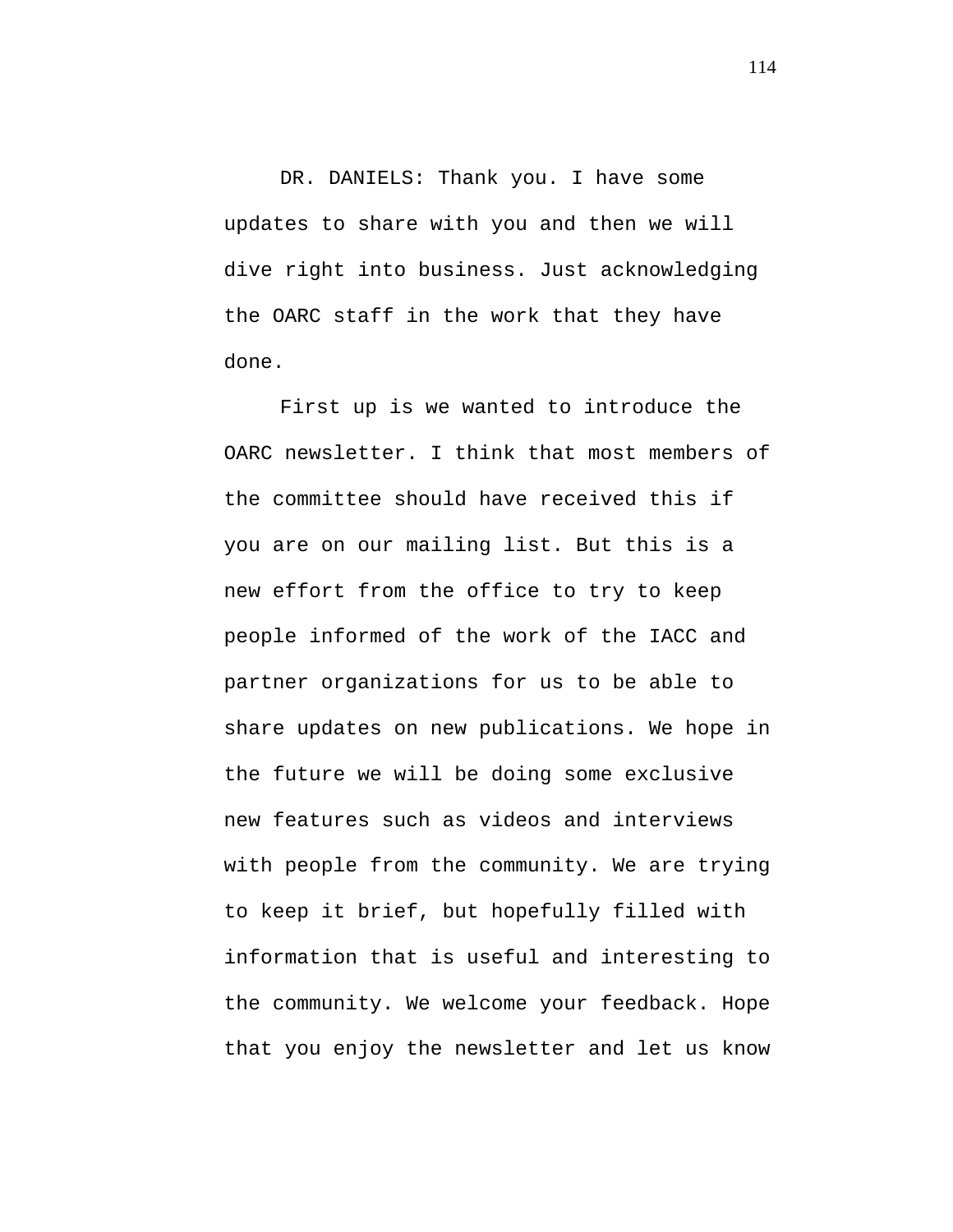DR. DANIELS: Thank you. I have some updates to share with you and then we will dive right into business. Just acknowledging the OARC staff in the work that they have done.

First up is we wanted to introduce the OARC newsletter. I think that most members of the committee should have received this if you are on our mailing list. But this is a new effort from the office to try to keep people informed of the work of the IACC and partner organizations for us to be able to share updates on new publications. We hope in the future we will be doing some exclusive new features such as videos and interviews with people from the community. We are trying to keep it brief, but hopefully filled with information that is useful and interesting to the community. We welcome your feedback. Hope that you enjoy the newsletter and let us know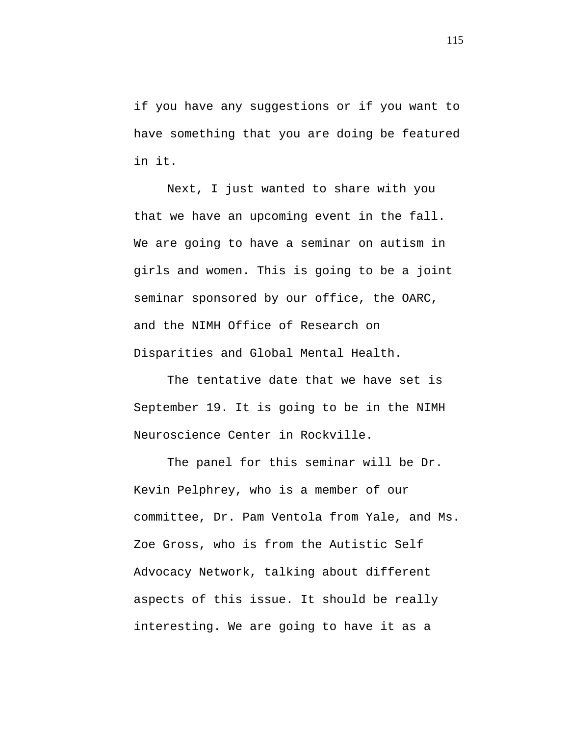if you have any suggestions or if you want to have something that you are doing be featured in it.

Next, I just wanted to share with you that we have an upcoming event in the fall. We are going to have a seminar on autism in girls and women. This is going to be a joint seminar sponsored by our office, the OARC, and the NIMH Office of Research on Disparities and Global Mental Health.

The tentative date that we have set is September 19. It is going to be in the NIMH Neuroscience Center in Rockville.

The panel for this seminar will be Dr. Kevin Pelphrey, who is a member of our committee, Dr. Pam Ventola from Yale, and Ms. Zoe Gross, who is from the Autistic Self Advocacy Network, talking about different aspects of this issue. It should be really interesting. We are going to have it as a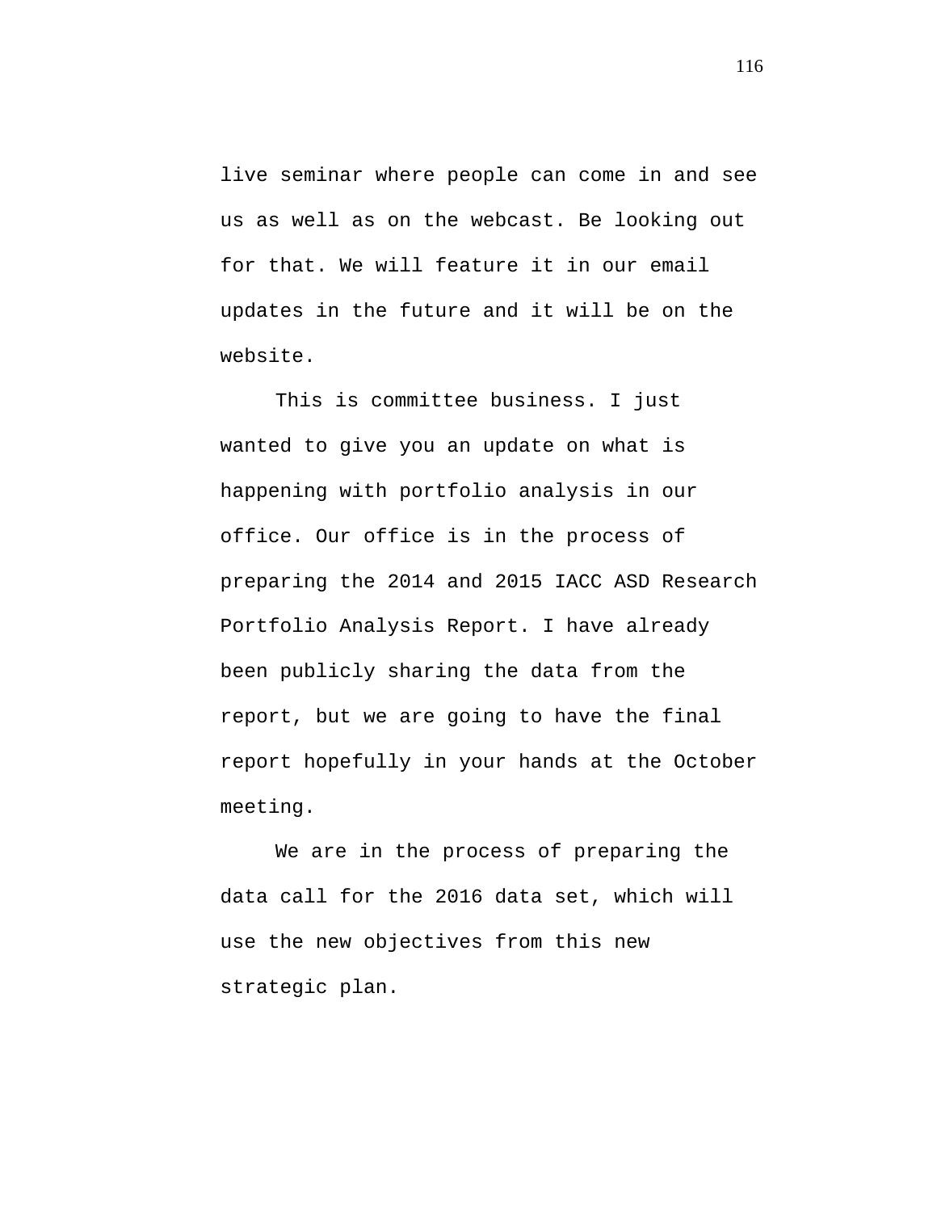live seminar where people can come in and see us as well as on the webcast. Be looking out for that. We will feature it in our email updates in the future and it will be on the website.

This is committee business. I just wanted to give you an update on what is happening with portfolio analysis in our office. Our office is in the process of preparing the 2014 and 2015 IACC ASD Research Portfolio Analysis Report. I have already been publicly sharing the data from the report, but we are going to have the final report hopefully in your hands at the October meeting.

We are in the process of preparing the data call for the 2016 data set, which will use the new objectives from this new strategic plan.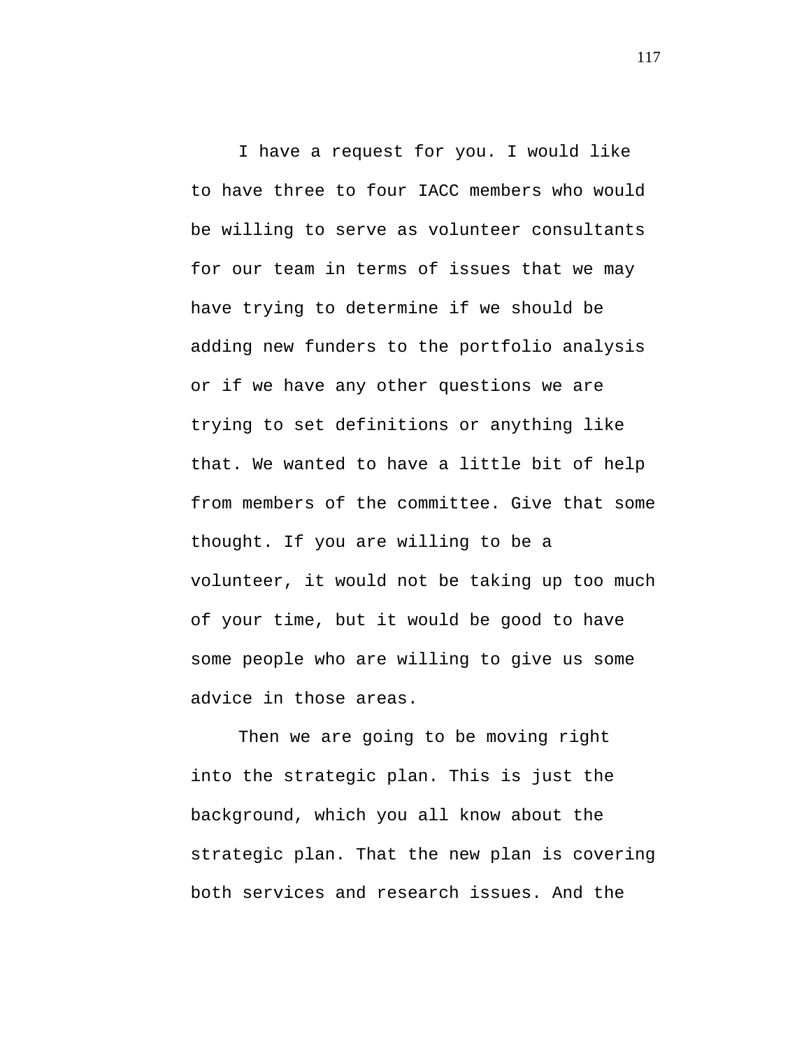I have a request for you. I would like to have three to four IACC members who would be willing to serve as volunteer consultants for our team in terms of issues that we may have trying to determine if we should be adding new funders to the portfolio analysis or if we have any other questions we are trying to set definitions or anything like that. We wanted to have a little bit of help from members of the committee. Give that some thought. If you are willing to be a volunteer, it would not be taking up too much of your time, but it would be good to have some people who are willing to give us some advice in those areas.

Then we are going to be moving right into the strategic plan. This is just the background, which you all know about the strategic plan. That the new plan is covering both services and research issues. And the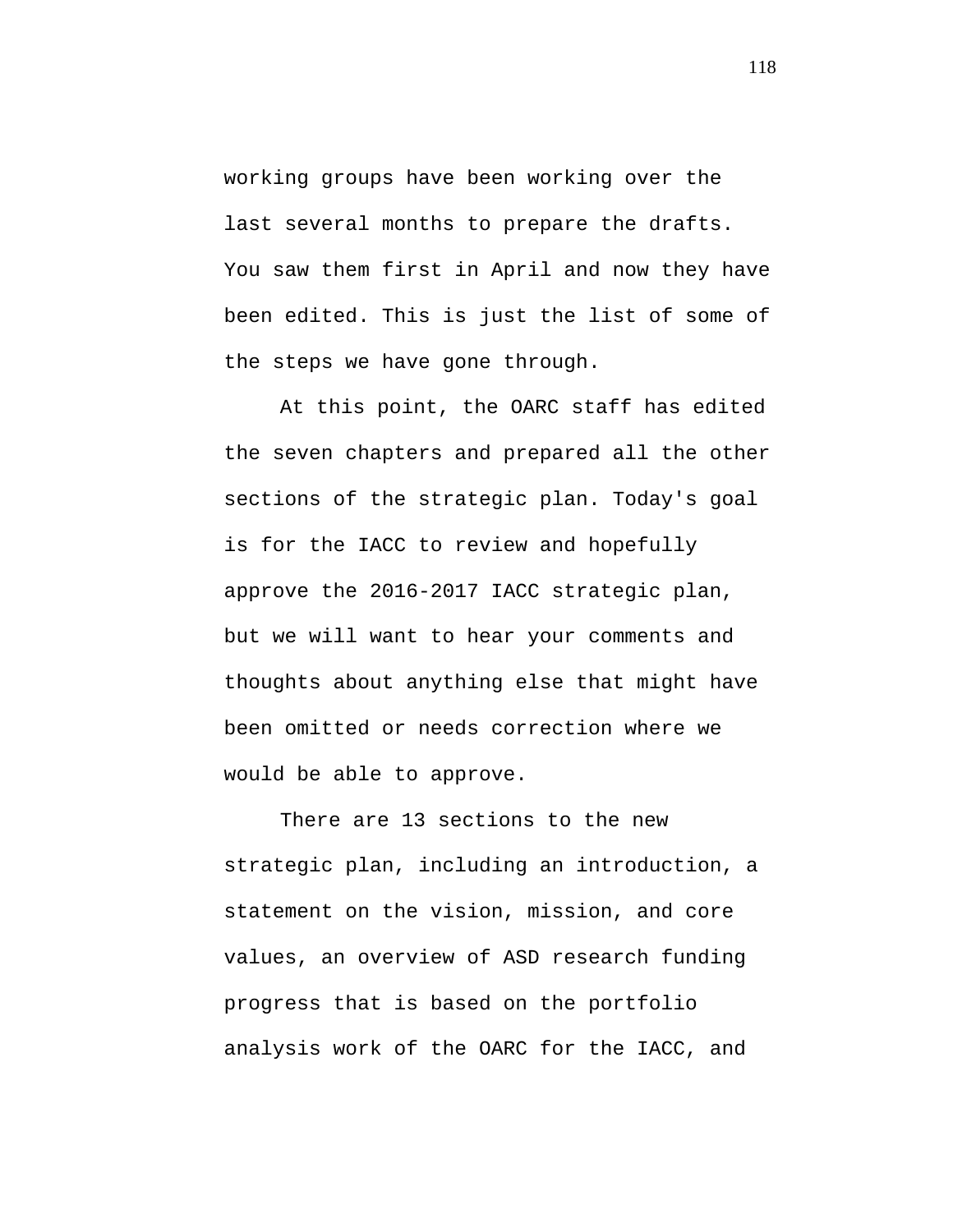working groups have been working over the last several months to prepare the drafts. You saw them first in April and now they have been edited. This is just the list of some of the steps we have gone through.

At this point, the OARC staff has edited the seven chapters and prepared all the other sections of the strategic plan. Today's goal is for the IACC to review and hopefully approve the 2016-2017 IACC strategic plan, but we will want to hear your comments and thoughts about anything else that might have been omitted or needs correction where we would be able to approve.

There are 13 sections to the new strategic plan, including an introduction, a statement on the vision, mission, and core values, an overview of ASD research funding progress that is based on the portfolio analysis work of the OARC for the IACC, and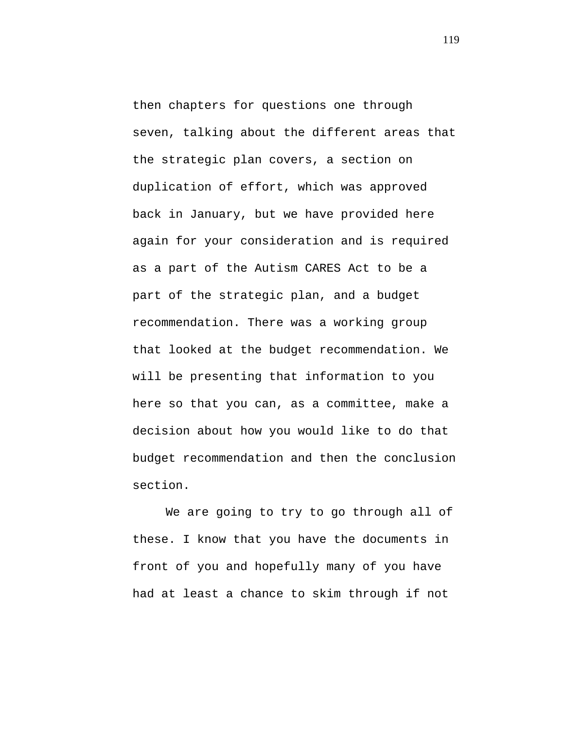then chapters for questions one through seven, talking about the different areas that the strategic plan covers, a section on duplication of effort, which was approved back in January, but we have provided here again for your consideration and is required as a part of the Autism CARES Act to be a part of the strategic plan, and a budget recommendation. There was a working group that looked at the budget recommendation. We will be presenting that information to you here so that you can, as a committee, make a decision about how you would like to do that budget recommendation and then the conclusion section.

We are going to try to go through all of these. I know that you have the documents in front of you and hopefully many of you have had at least a chance to skim through if not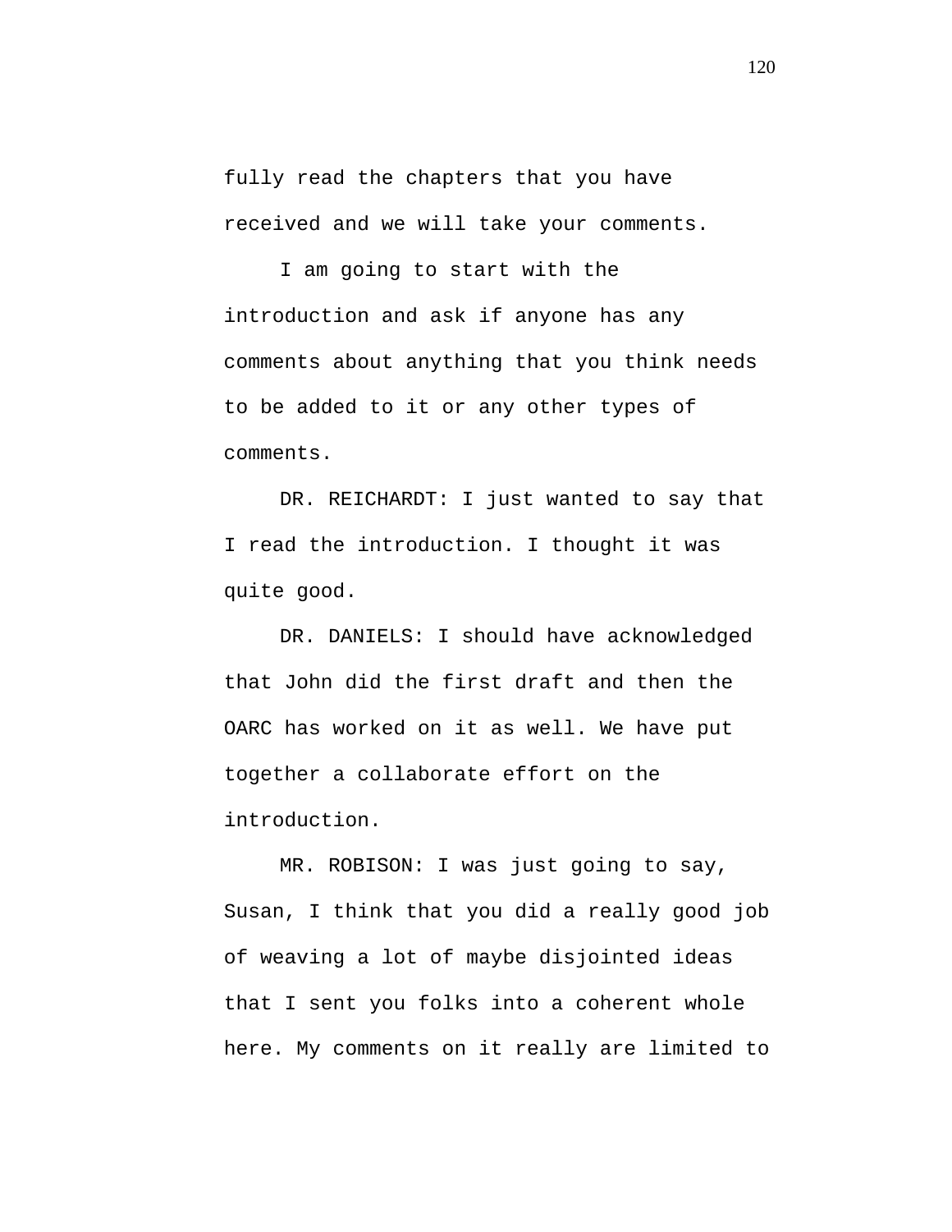fully read the chapters that you have received and we will take your comments.

I am going to start with the introduction and ask if anyone has any comments about anything that you think needs to be added to it or any other types of comments.

DR. REICHARDT: I just wanted to say that I read the introduction. I thought it was quite good.

DR. DANIELS: I should have acknowledged that John did the first draft and then the OARC has worked on it as well. We have put together a collaborate effort on the introduction.

MR. ROBISON: I was just going to say, Susan, I think that you did a really good job of weaving a lot of maybe disjointed ideas that I sent you folks into a coherent whole here. My comments on it really are limited to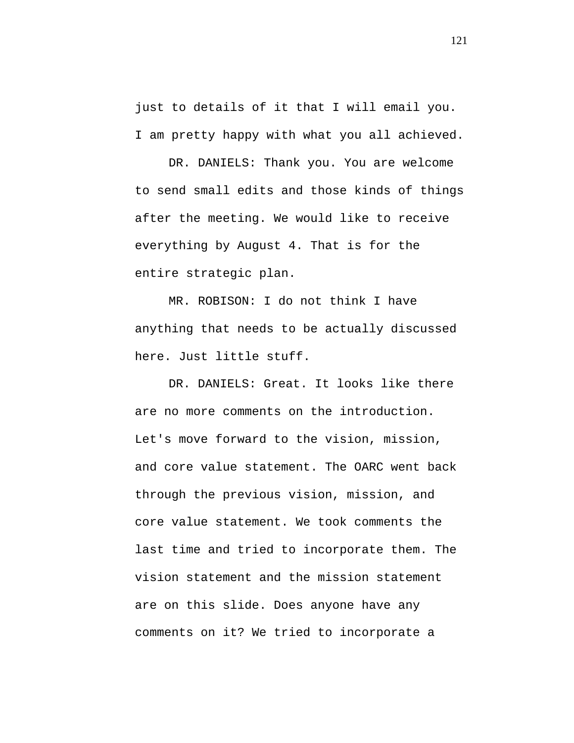just to details of it that I will email you. I am pretty happy with what you all achieved.

DR. DANIELS: Thank you. You are welcome to send small edits and those kinds of things after the meeting. We would like to receive everything by August 4. That is for the entire strategic plan.

MR. ROBISON: I do not think I have anything that needs to be actually discussed here. Just little stuff.

DR. DANIELS: Great. It looks like there are no more comments on the introduction. Let's move forward to the vision, mission, and core value statement. The OARC went back through the previous vision, mission, and core value statement. We took comments the last time and tried to incorporate them. The vision statement and the mission statement are on this slide. Does anyone have any comments on it? We tried to incorporate a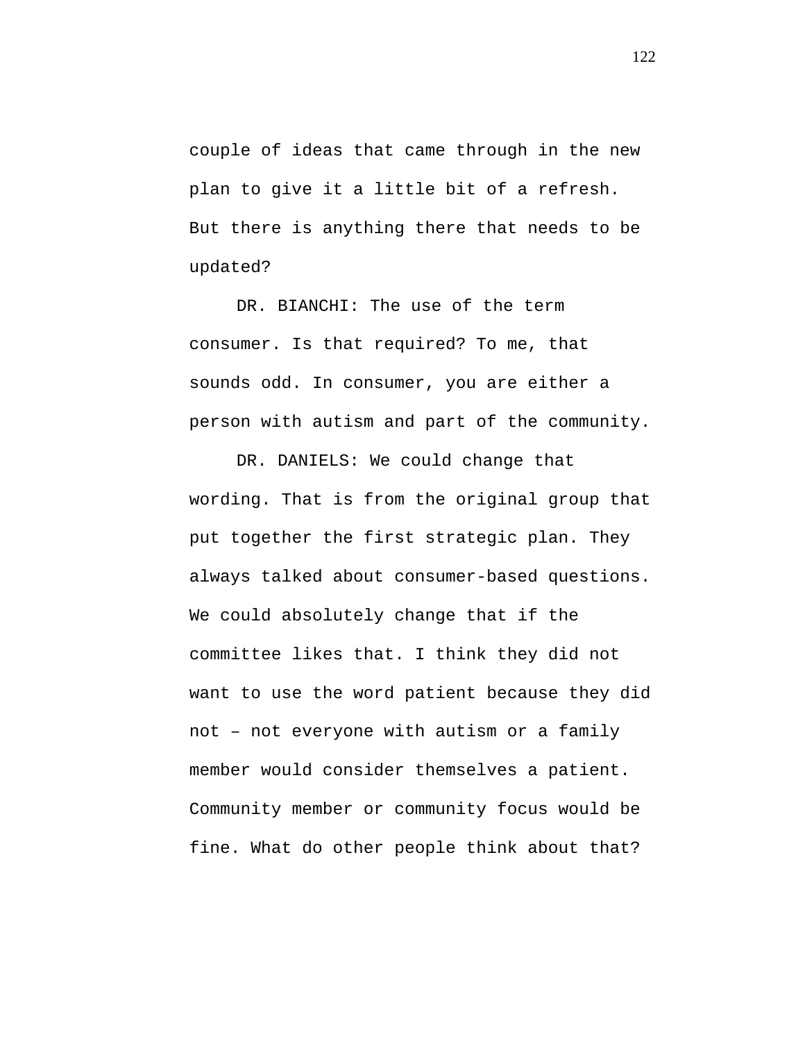couple of ideas that came through in the new plan to give it a little bit of a refresh. But there is anything there that needs to be updated?

DR. BIANCHI: The use of the term consumer. Is that required? To me, that sounds odd. In consumer, you are either a person with autism and part of the community.

DR. DANIELS: We could change that wording. That is from the original group that put together the first strategic plan. They always talked about consumer-based questions. We could absolutely change that if the committee likes that. I think they did not want to use the word patient because they did not – not everyone with autism or a family member would consider themselves a patient. Community member or community focus would be fine. What do other people think about that?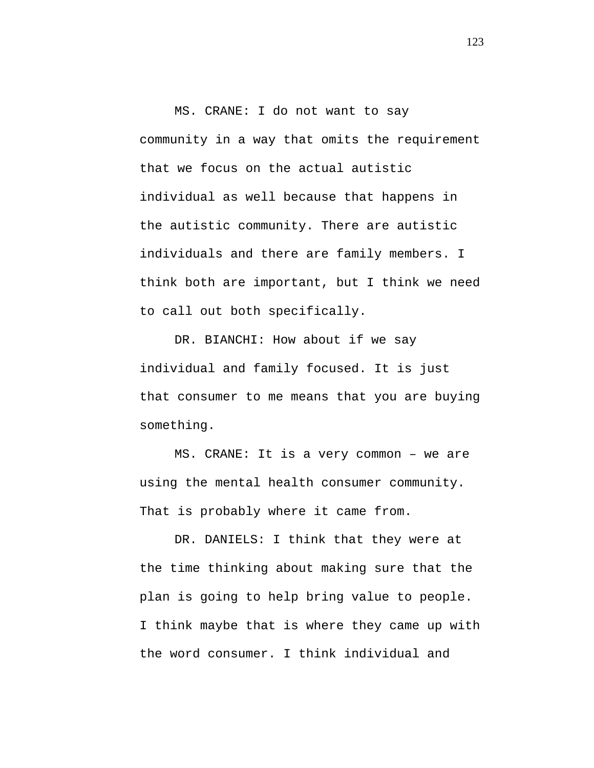MS. CRANE: I do not want to say community in a way that omits the requirement that we focus on the actual autistic individual as well because that happens in the autistic community. There are autistic individuals and there are family members. I think both are important, but I think we need to call out both specifically.

DR. BIANCHI: How about if we say individual and family focused. It is just that consumer to me means that you are buying something.

MS. CRANE: It is a very common – we are using the mental health consumer community. That is probably where it came from.

DR. DANIELS: I think that they were at the time thinking about making sure that the plan is going to help bring value to people. I think maybe that is where they came up with the word consumer. I think individual and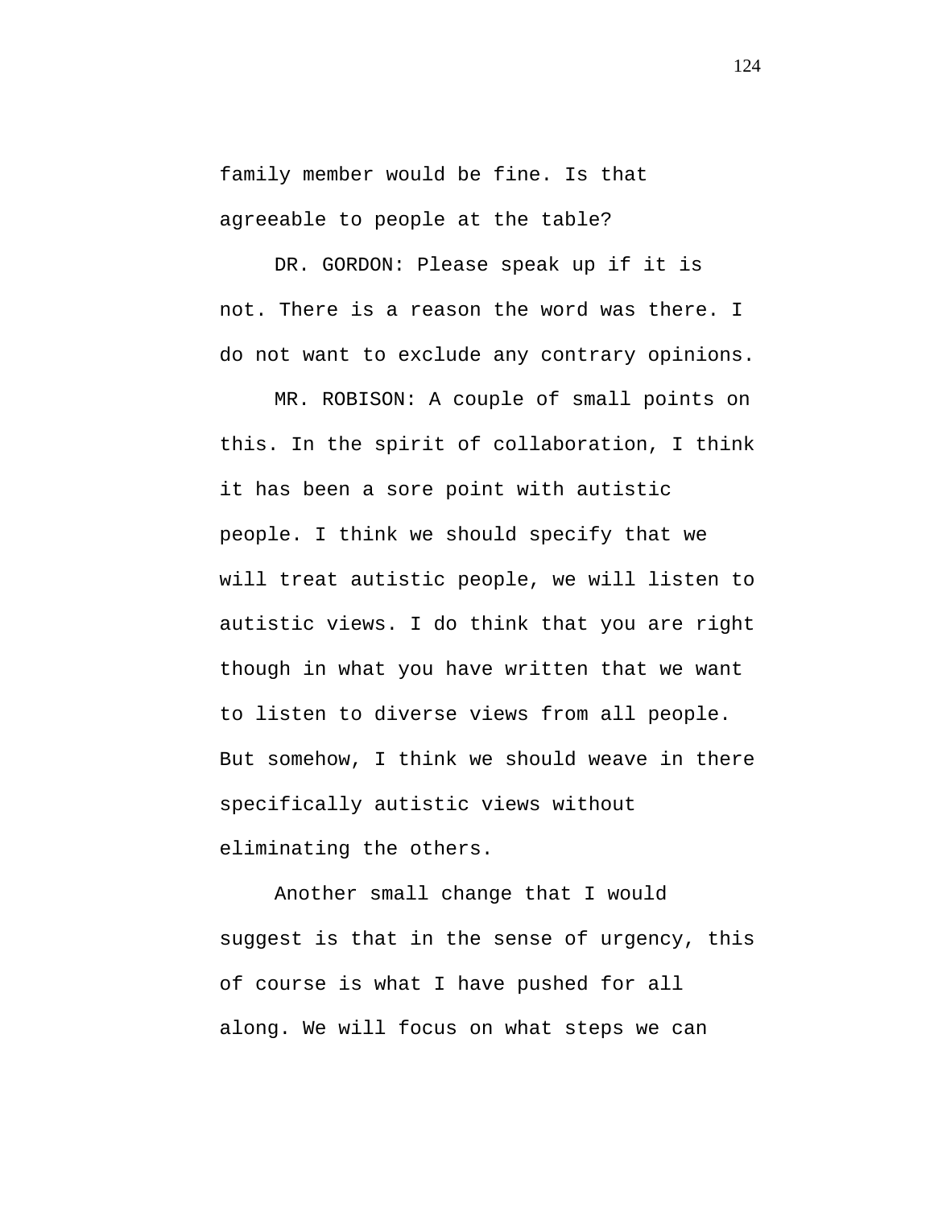family member would be fine. Is that agreeable to people at the table?

DR. GORDON: Please speak up if it is not. There is a reason the word was there. I do not want to exclude any contrary opinions.

MR. ROBISON: A couple of small points on this. In the spirit of collaboration, I think it has been a sore point with autistic people. I think we should specify that we will treat autistic people, we will listen to autistic views. I do think that you are right though in what you have written that we want to listen to diverse views from all people. But somehow, I think we should weave in there specifically autistic views without eliminating the others.

Another small change that I would suggest is that in the sense of urgency, this of course is what I have pushed for all along. We will focus on what steps we can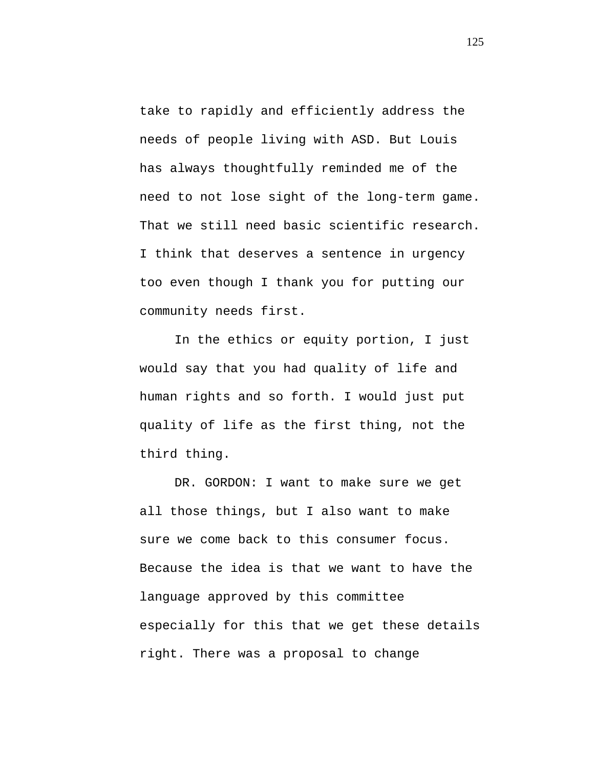take to rapidly and efficiently address the needs of people living with ASD. But Louis has always thoughtfully reminded me of the need to not lose sight of the long-term game. That we still need basic scientific research. I think that deserves a sentence in urgency too even though I thank you for putting our community needs first.

In the ethics or equity portion, I just would say that you had quality of life and human rights and so forth. I would just put quality of life as the first thing, not the third thing.

DR. GORDON: I want to make sure we get all those things, but I also want to make sure we come back to this consumer focus. Because the idea is that we want to have the language approved by this committee especially for this that we get these details right. There was a proposal to change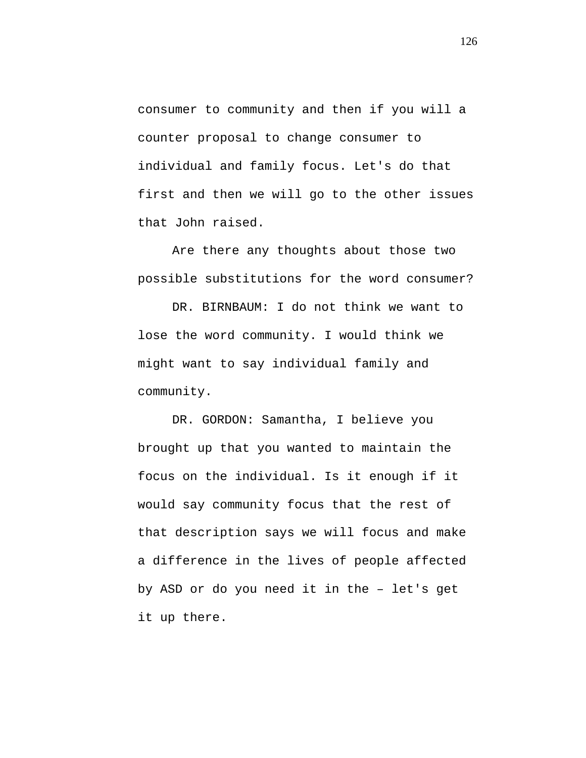consumer to community and then if you will a counter proposal to change consumer to individual and family focus. Let's do that first and then we will go to the other issues that John raised.

Are there any thoughts about those two possible substitutions for the word consumer?

DR. BIRNBAUM: I do not think we want to lose the word community. I would think we might want to say individual family and community.

DR. GORDON: Samantha, I believe you brought up that you wanted to maintain the focus on the individual. Is it enough if it would say community focus that the rest of that description says we will focus and make a difference in the lives of people affected by ASD or do you need it in the – let's get it up there.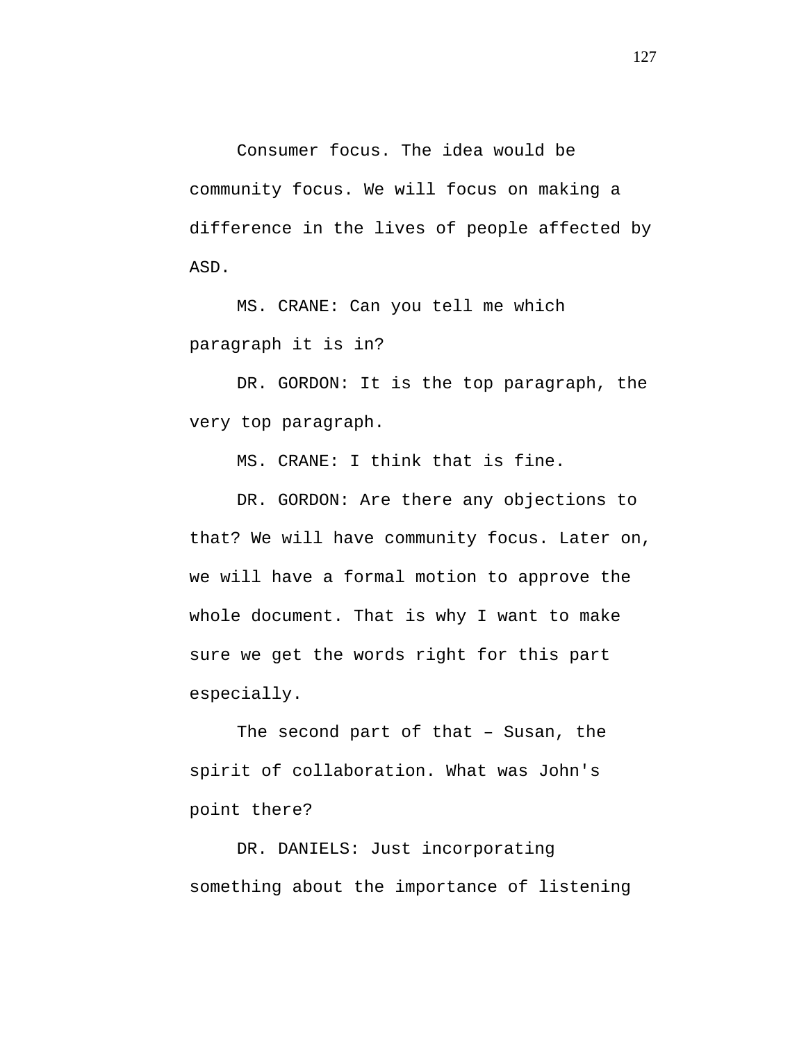Consumer focus. The idea would be community focus. We will focus on making a difference in the lives of people affected by ASD.

MS. CRANE: Can you tell me which paragraph it is in?

DR. GORDON: It is the top paragraph, the very top paragraph.

MS. CRANE: I think that is fine.

DR. GORDON: Are there any objections to that? We will have community focus. Later on, we will have a formal motion to approve the whole document. That is why I want to make sure we get the words right for this part especially.

The second part of that – Susan, the spirit of collaboration. What was John's point there?

DR. DANIELS: Just incorporating something about the importance of listening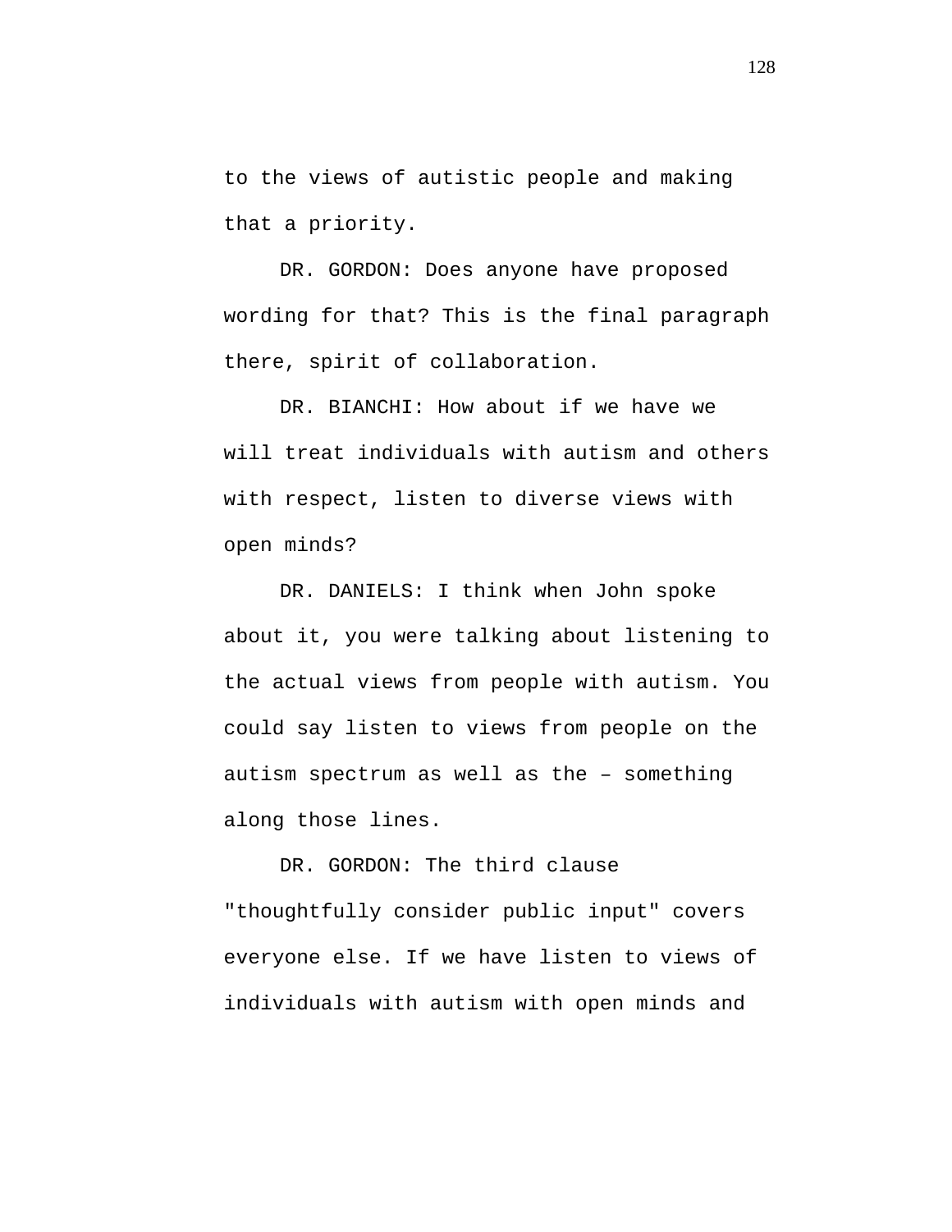to the views of autistic people and making that a priority.

DR. GORDON: Does anyone have proposed wording for that? This is the final paragraph there, spirit of collaboration.

DR. BIANCHI: How about if we have we will treat individuals with autism and others with respect, listen to diverse views with open minds?

DR. DANIELS: I think when John spoke about it, you were talking about listening to the actual views from people with autism. You could say listen to views from people on the autism spectrum as well as the – something along those lines.

DR. GORDON: The third clause "thoughtfully consider public input" covers everyone else. If we have listen to views of individuals with autism with open minds and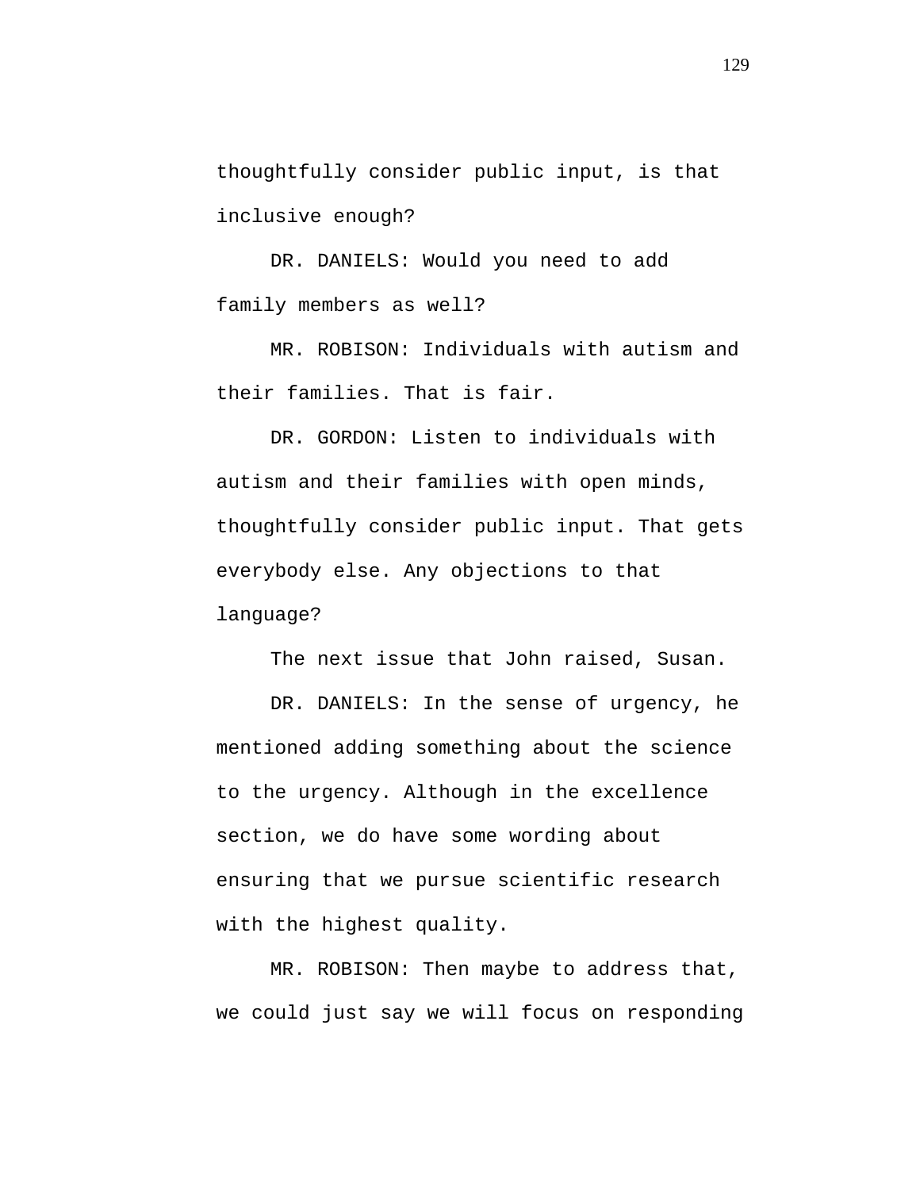thoughtfully consider public input, is that inclusive enough?

DR. DANIELS: Would you need to add family members as well?

MR. ROBISON: Individuals with autism and their families. That is fair.

DR. GORDON: Listen to individuals with autism and their families with open minds, thoughtfully consider public input. That gets everybody else. Any objections to that language?

The next issue that John raised, Susan.

DR. DANIELS: In the sense of urgency, he mentioned adding something about the science to the urgency. Although in the excellence section, we do have some wording about ensuring that we pursue scientific research with the highest quality.

MR. ROBISON: Then maybe to address that, we could just say we will focus on responding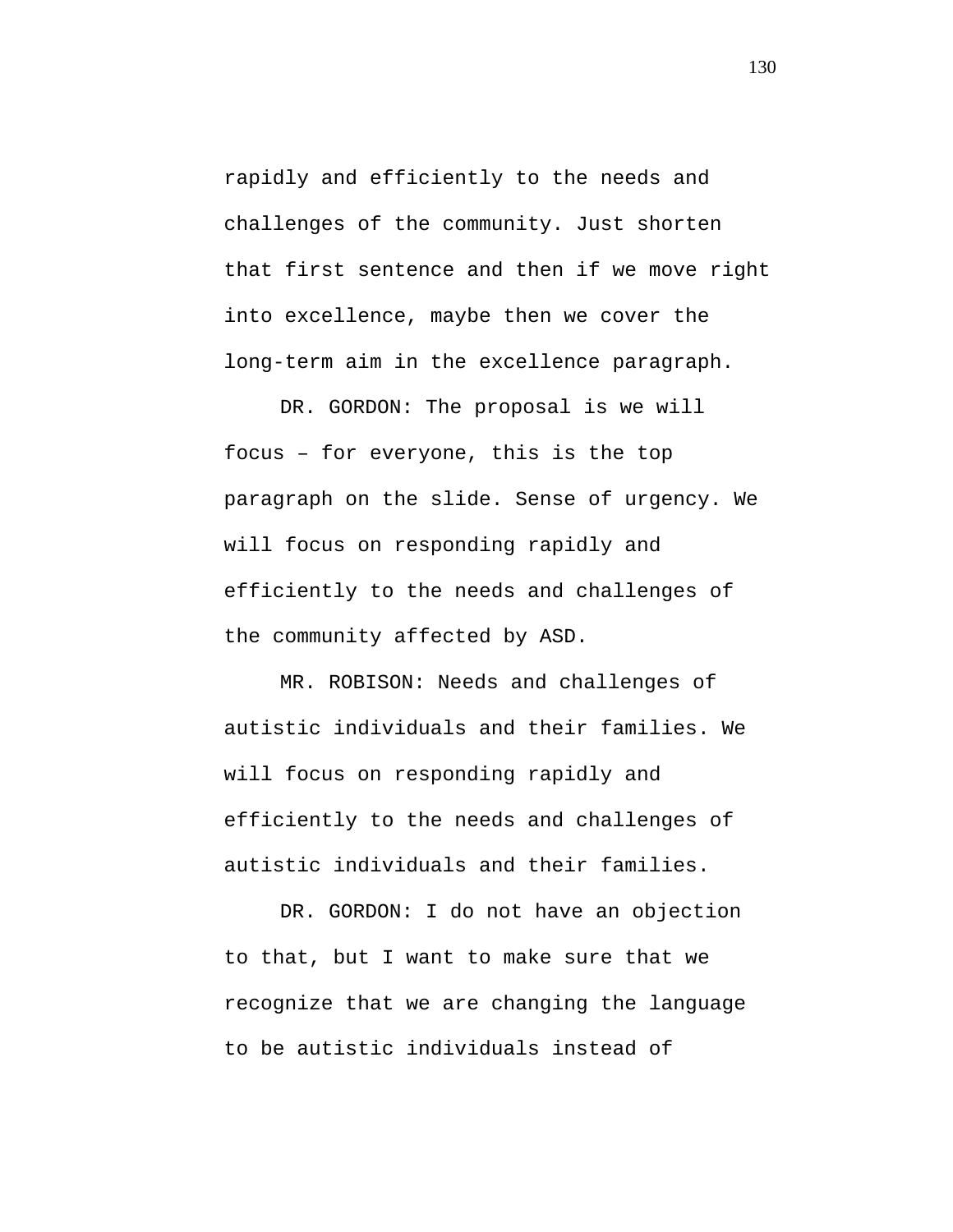rapidly and efficiently to the needs and challenges of the community. Just shorten that first sentence and then if we move right into excellence, maybe then we cover the long-term aim in the excellence paragraph.

DR. GORDON: The proposal is we will focus – for everyone, this is the top paragraph on the slide. Sense of urgency. We will focus on responding rapidly and efficiently to the needs and challenges of the community affected by ASD.

MR. ROBISON: Needs and challenges of autistic individuals and their families. We will focus on responding rapidly and efficiently to the needs and challenges of autistic individuals and their families.

DR. GORDON: I do not have an objection to that, but I want to make sure that we recognize that we are changing the language to be autistic individuals instead of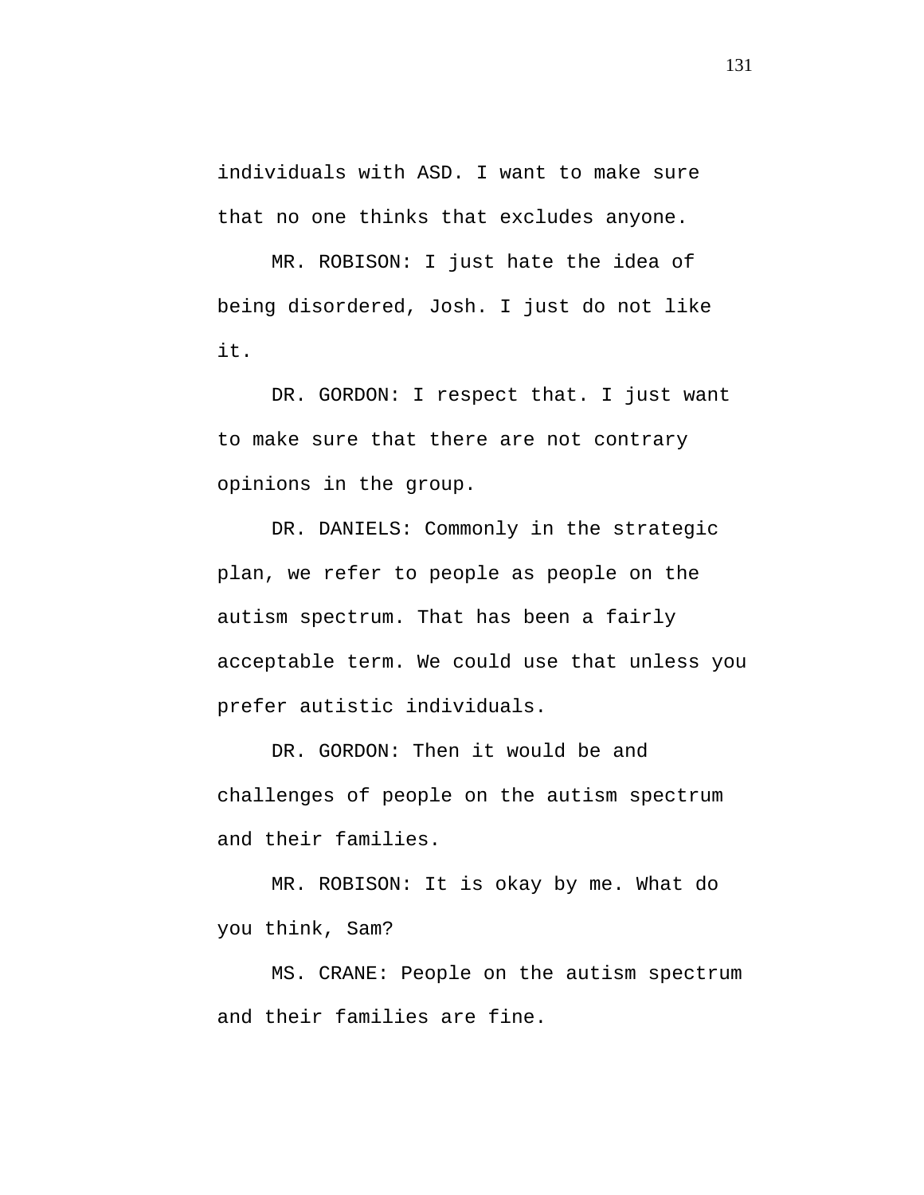individuals with ASD. I want to make sure that no one thinks that excludes anyone.

MR. ROBISON: I just hate the idea of being disordered, Josh. I just do not like it.

DR. GORDON: I respect that. I just want to make sure that there are not contrary opinions in the group.

DR. DANIELS: Commonly in the strategic plan, we refer to people as people on the autism spectrum. That has been a fairly acceptable term. We could use that unless you prefer autistic individuals.

DR. GORDON: Then it would be and challenges of people on the autism spectrum and their families.

MR. ROBISON: It is okay by me. What do you think, Sam?

MS. CRANE: People on the autism spectrum and their families are fine.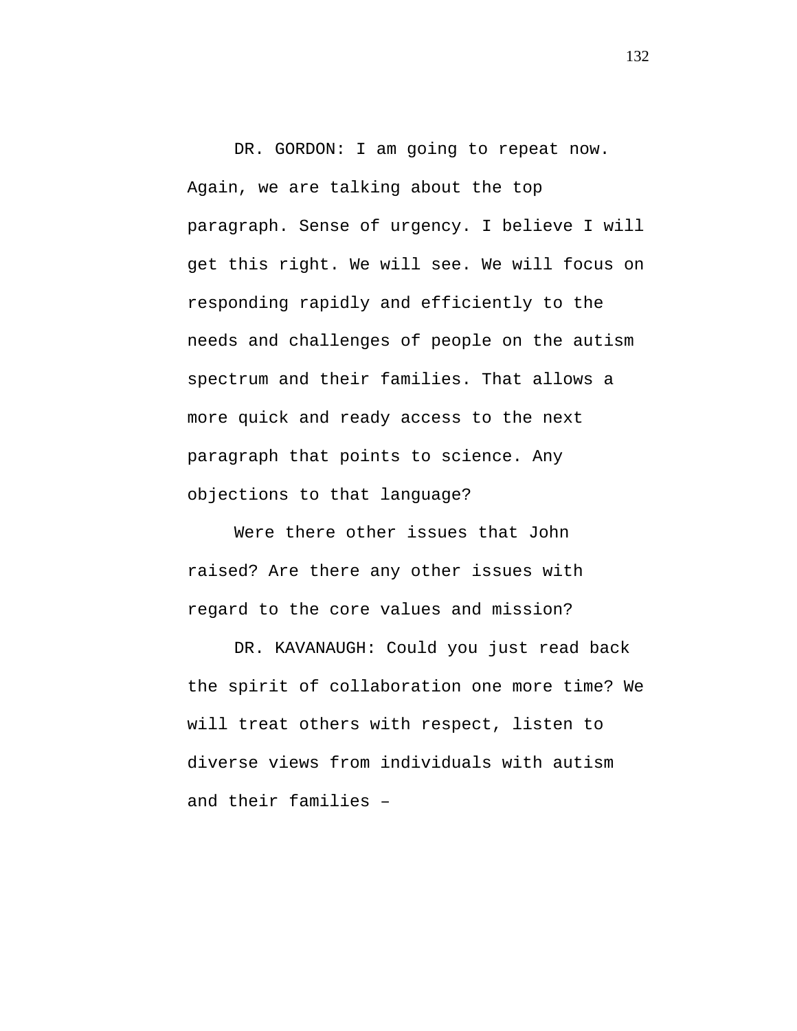DR. GORDON: I am going to repeat now. Again, we are talking about the top paragraph. Sense of urgency. I believe I will get this right. We will see. We will focus on responding rapidly and efficiently to the needs and challenges of people on the autism spectrum and their families. That allows a more quick and ready access to the next paragraph that points to science. Any objections to that language?

Were there other issues that John raised? Are there any other issues with regard to the core values and mission?

DR. KAVANAUGH: Could you just read back the spirit of collaboration one more time? We will treat others with respect, listen to diverse views from individuals with autism and their families –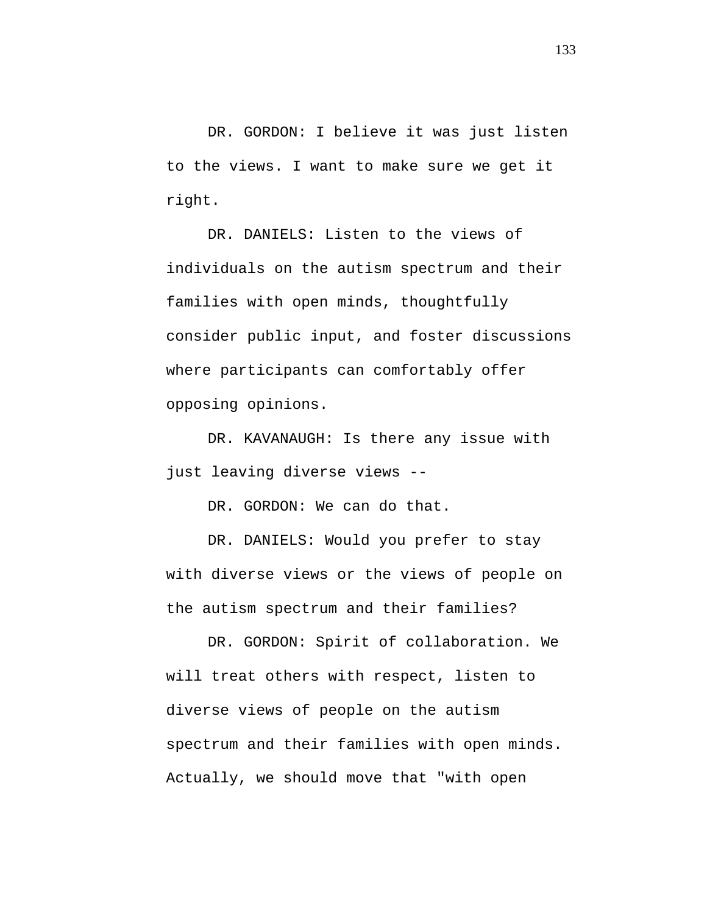DR. GORDON: I believe it was just listen to the views. I want to make sure we get it right.

DR. DANIELS: Listen to the views of individuals on the autism spectrum and their families with open minds, thoughtfully consider public input, and foster discussions where participants can comfortably offer opposing opinions.

DR. KAVANAUGH: Is there any issue with just leaving diverse views --

DR. GORDON: We can do that.

DR. DANIELS: Would you prefer to stay with diverse views or the views of people on the autism spectrum and their families?

DR. GORDON: Spirit of collaboration. We will treat others with respect, listen to diverse views of people on the autism spectrum and their families with open minds. Actually, we should move that "with open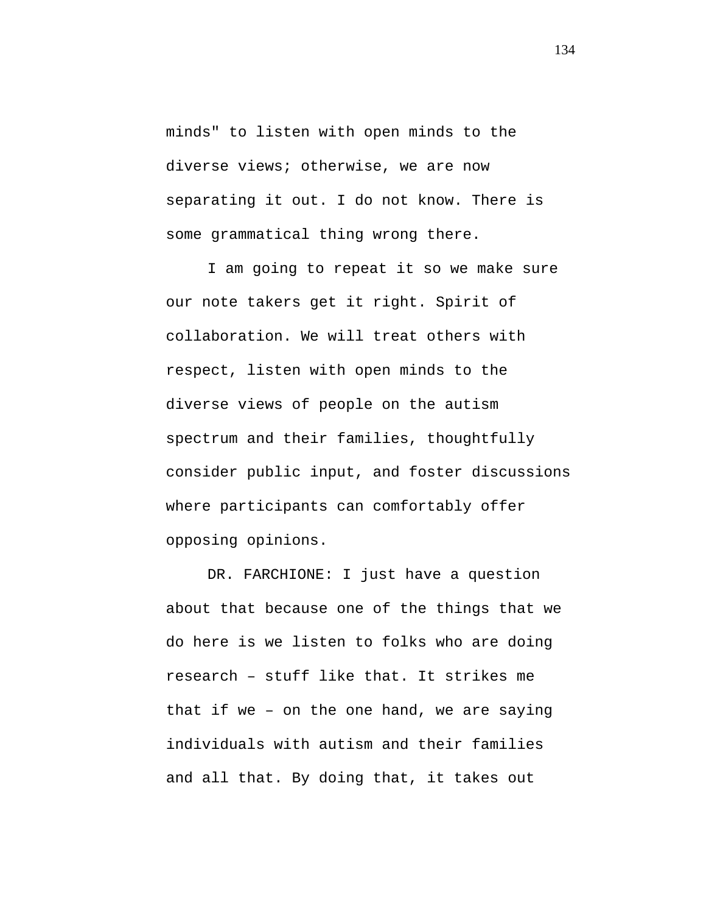minds" to listen with open minds to the diverse views; otherwise, we are now separating it out. I do not know. There is some grammatical thing wrong there.

I am going to repeat it so we make sure our note takers get it right. Spirit of collaboration. We will treat others with respect, listen with open minds to the diverse views of people on the autism spectrum and their families, thoughtfully consider public input, and foster discussions where participants can comfortably offer opposing opinions.

DR. FARCHIONE: I just have a question about that because one of the things that we do here is we listen to folks who are doing research – stuff like that. It strikes me that if we – on the one hand, we are saying individuals with autism and their families and all that. By doing that, it takes out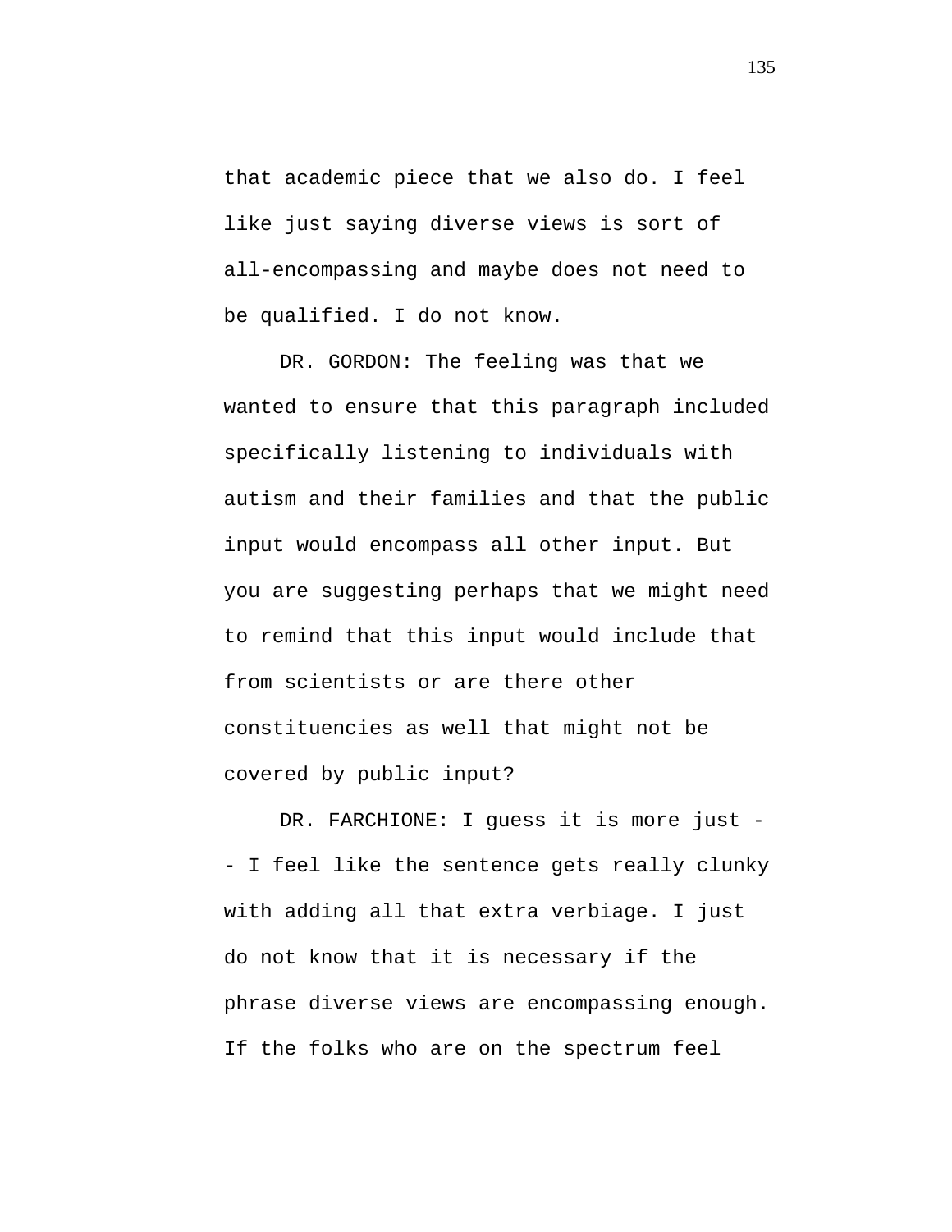that academic piece that we also do. I feel like just saying diverse views is sort of all-encompassing and maybe does not need to be qualified. I do not know.

DR. GORDON: The feeling was that we wanted to ensure that this paragraph included specifically listening to individuals with autism and their families and that the public input would encompass all other input. But you are suggesting perhaps that we might need to remind that this input would include that from scientists or are there other constituencies as well that might not be covered by public input?

DR. FARCHIONE: I guess it is more just -- I feel like the sentence gets really clunky with adding all that extra verbiage. I just do not know that it is necessary if the phrase diverse views are encompassing enough. If the folks who are on the spectrum feel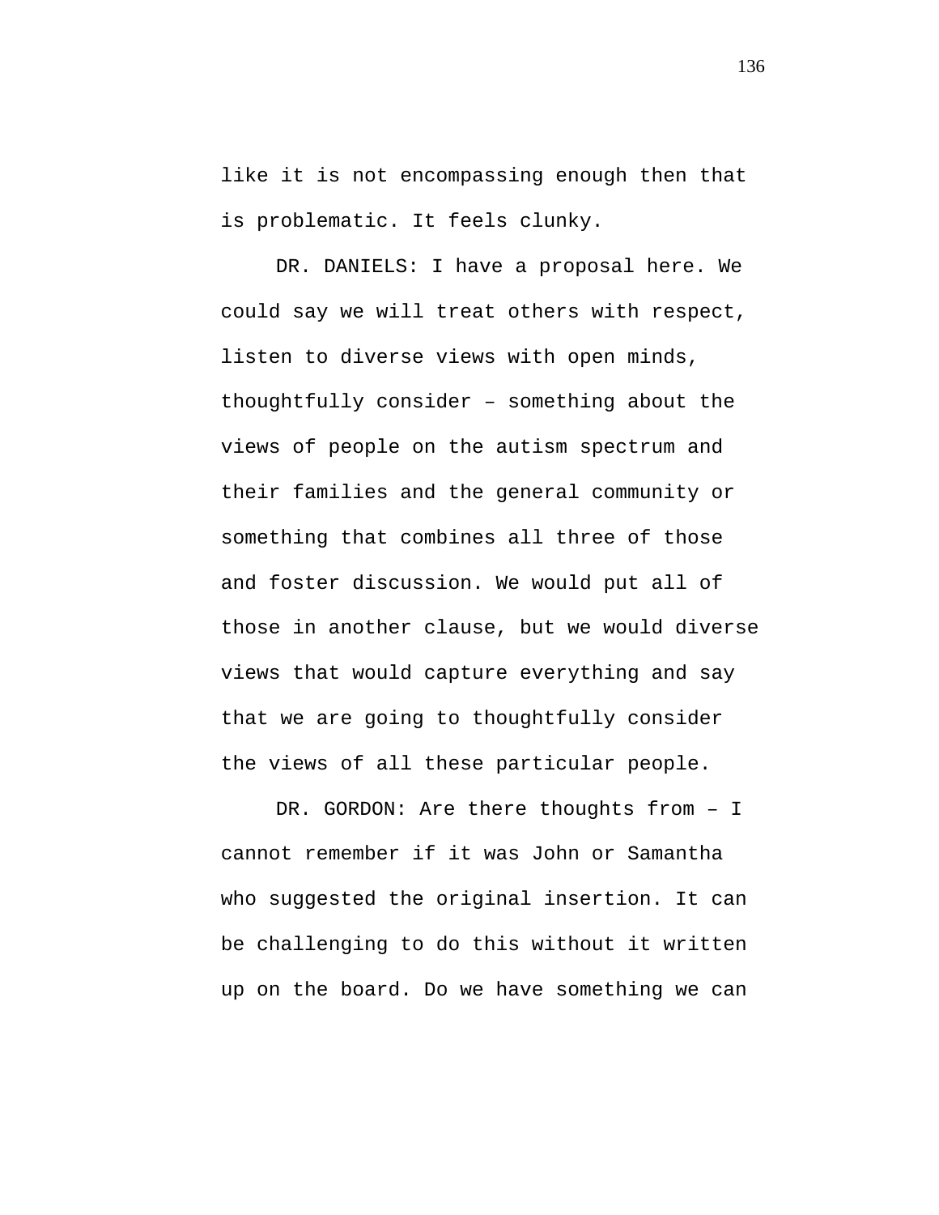like it is not encompassing enough then that is problematic. It feels clunky.

DR. DANIELS: I have a proposal here. We could say we will treat others with respect, listen to diverse views with open minds, thoughtfully consider – something about the views of people on the autism spectrum and their families and the general community or something that combines all three of those and foster discussion. We would put all of those in another clause, but we would diverse views that would capture everything and say that we are going to thoughtfully consider the views of all these particular people.

DR. GORDON: Are there thoughts from – I cannot remember if it was John or Samantha who suggested the original insertion. It can be challenging to do this without it written up on the board. Do we have something we can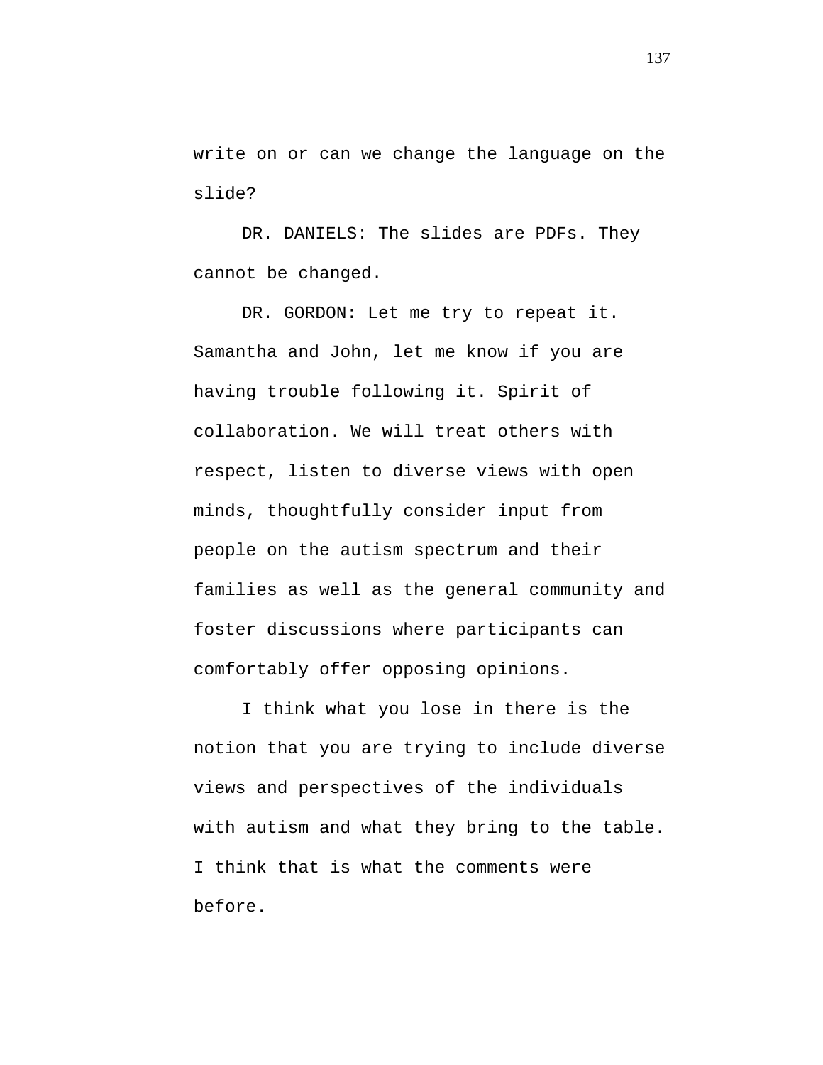write on or can we change the language on the slide?

DR. DANIELS: The slides are PDFs. They cannot be changed.

DR. GORDON: Let me try to repeat it. Samantha and John, let me know if you are having trouble following it. Spirit of collaboration. We will treat others with respect, listen to diverse views with open minds, thoughtfully consider input from people on the autism spectrum and their families as well as the general community and foster discussions where participants can comfortably offer opposing opinions.

I think what you lose in there is the notion that you are trying to include diverse views and perspectives of the individuals with autism and what they bring to the table. I think that is what the comments were before.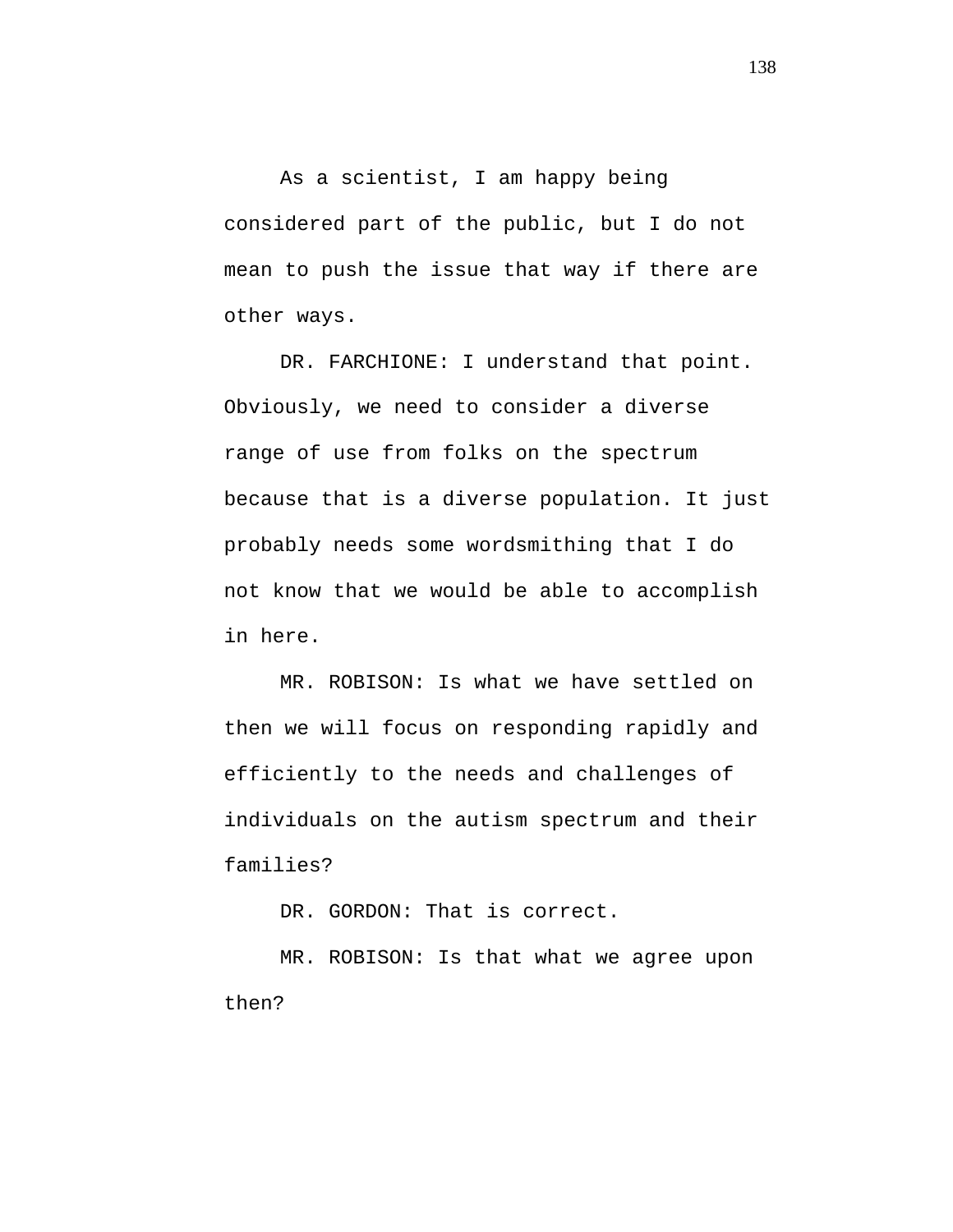As a scientist, I am happy being considered part of the public, but I do not mean to push the issue that way if there are other ways.

DR. FARCHIONE: I understand that point. Obviously, we need to consider a diverse range of use from folks on the spectrum because that is a diverse population. It just probably needs some wordsmithing that I do not know that we would be able to accomplish in here.

MR. ROBISON: Is what we have settled on then we will focus on responding rapidly and efficiently to the needs and challenges of individuals on the autism spectrum and their families?

DR. GORDON: That is correct.

MR. ROBISON: Is that what we agree upon then?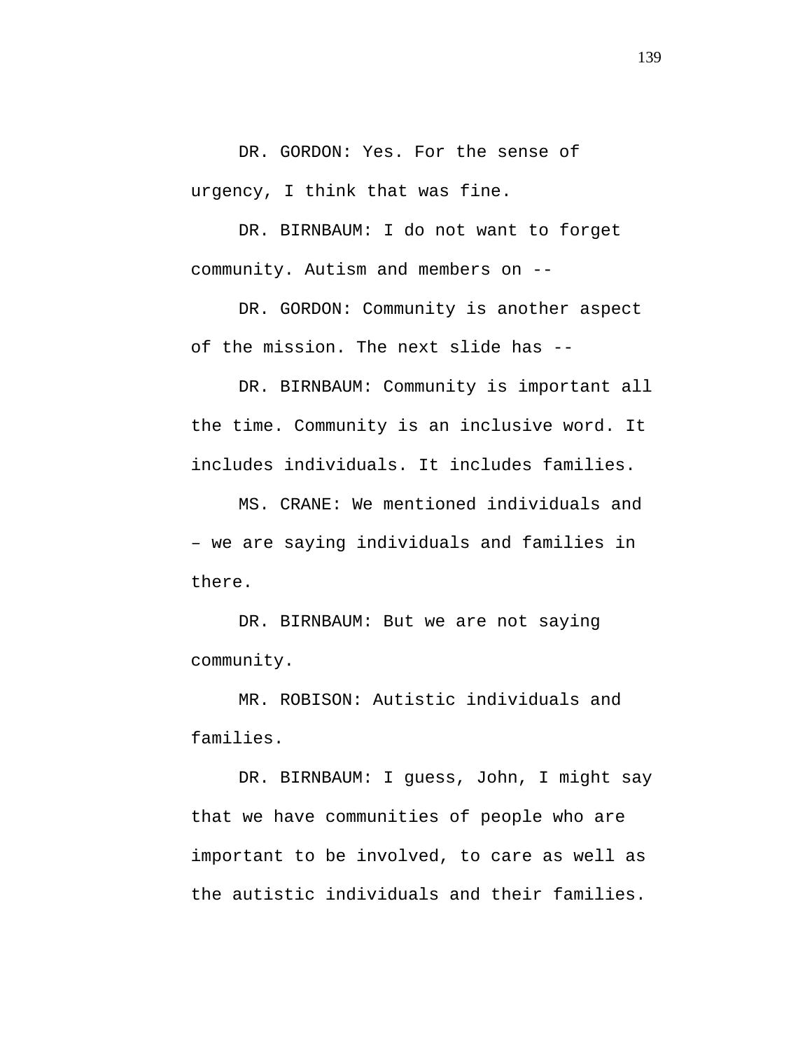DR. GORDON: Yes. For the sense of urgency, I think that was fine.

DR. BIRNBAUM: I do not want to forget community. Autism and members on --

DR. GORDON: Community is another aspect of the mission. The next slide has --

DR. BIRNBAUM: Community is important all the time. Community is an inclusive word. It includes individuals. It includes families.

MS. CRANE: We mentioned individuals and – we are saying individuals and families in there.

DR. BIRNBAUM: But we are not saying community.

MR. ROBISON: Autistic individuals and families.

DR. BIRNBAUM: I guess, John, I might say that we have communities of people who are important to be involved, to care as well as the autistic individuals and their families.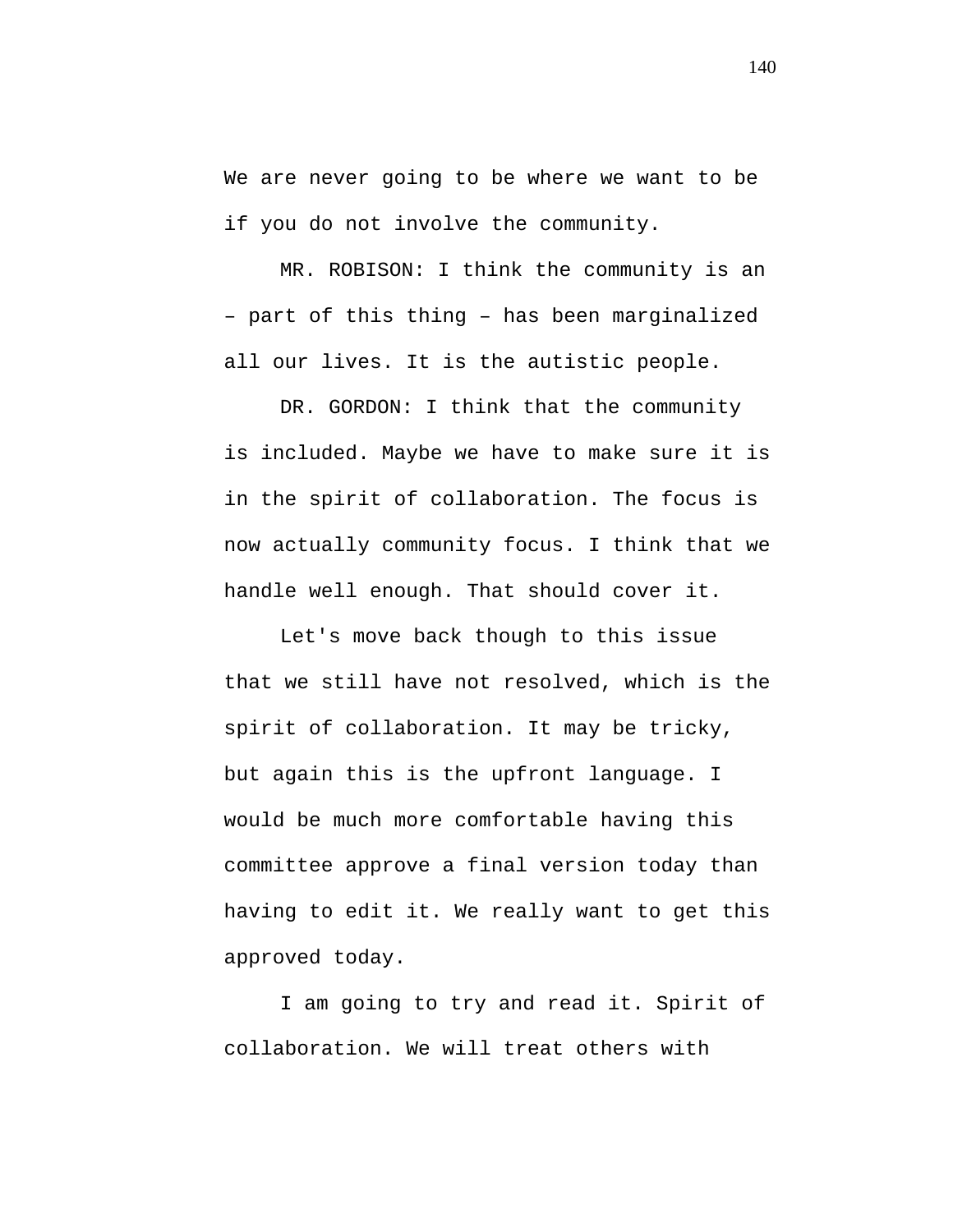We are never going to be where we want to be if you do not involve the community.

MR. ROBISON: I think the community is an – part of this thing – has been marginalized all our lives. It is the autistic people.

DR. GORDON: I think that the community is included. Maybe we have to make sure it is in the spirit of collaboration. The focus is now actually community focus. I think that we handle well enough. That should cover it.

Let's move back though to this issue that we still have not resolved, which is the spirit of collaboration. It may be tricky, but again this is the upfront language. I would be much more comfortable having this committee approve a final version today than having to edit it. We really want to get this approved today.

I am going to try and read it. Spirit of collaboration. We will treat others with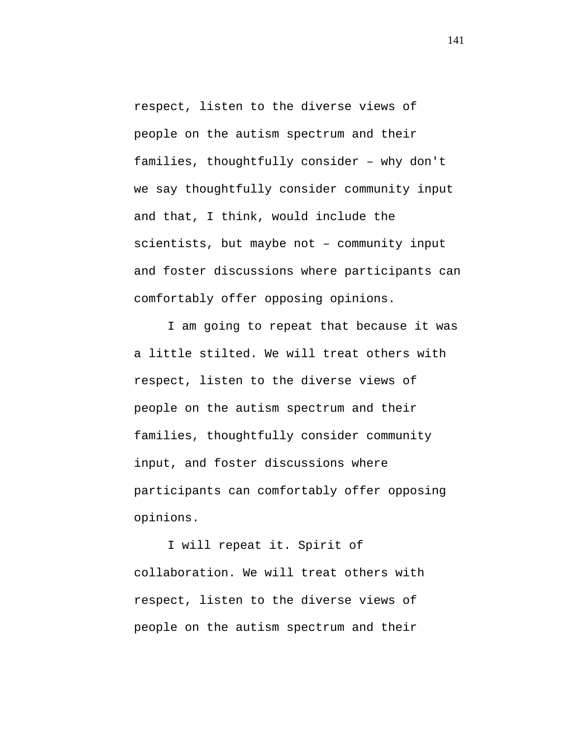respect, listen to the diverse views of people on the autism spectrum and their families, thoughtfully consider – why don't we say thoughtfully consider community input and that, I think, would include the scientists, but maybe not – community input and foster discussions where participants can comfortably offer opposing opinions.

I am going to repeat that because it was a little stilted. We will treat others with respect, listen to the diverse views of people on the autism spectrum and their families, thoughtfully consider community input, and foster discussions where participants can comfortably offer opposing opinions.

I will repeat it. Spirit of collaboration. We will treat others with respect, listen to the diverse views of people on the autism spectrum and their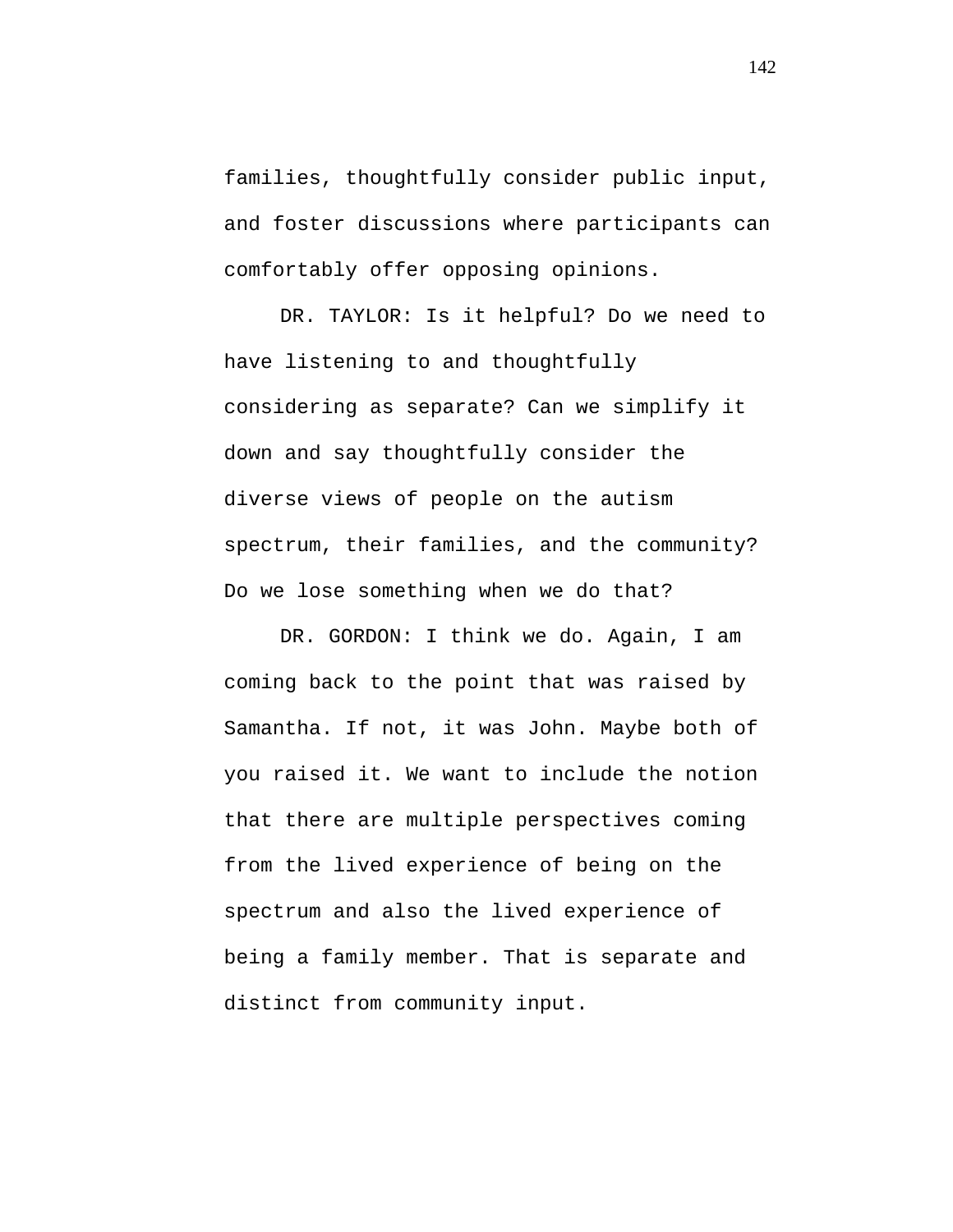families, thoughtfully consider public input, and foster discussions where participants can comfortably offer opposing opinions.

DR. TAYLOR: Is it helpful? Do we need to have listening to and thoughtfully considering as separate? Can we simplify it down and say thoughtfully consider the diverse views of people on the autism spectrum, their families, and the community? Do we lose something when we do that?

DR. GORDON: I think we do. Again, I am coming back to the point that was raised by Samantha. If not, it was John. Maybe both of you raised it. We want to include the notion that there are multiple perspectives coming from the lived experience of being on the spectrum and also the lived experience of being a family member. That is separate and distinct from community input.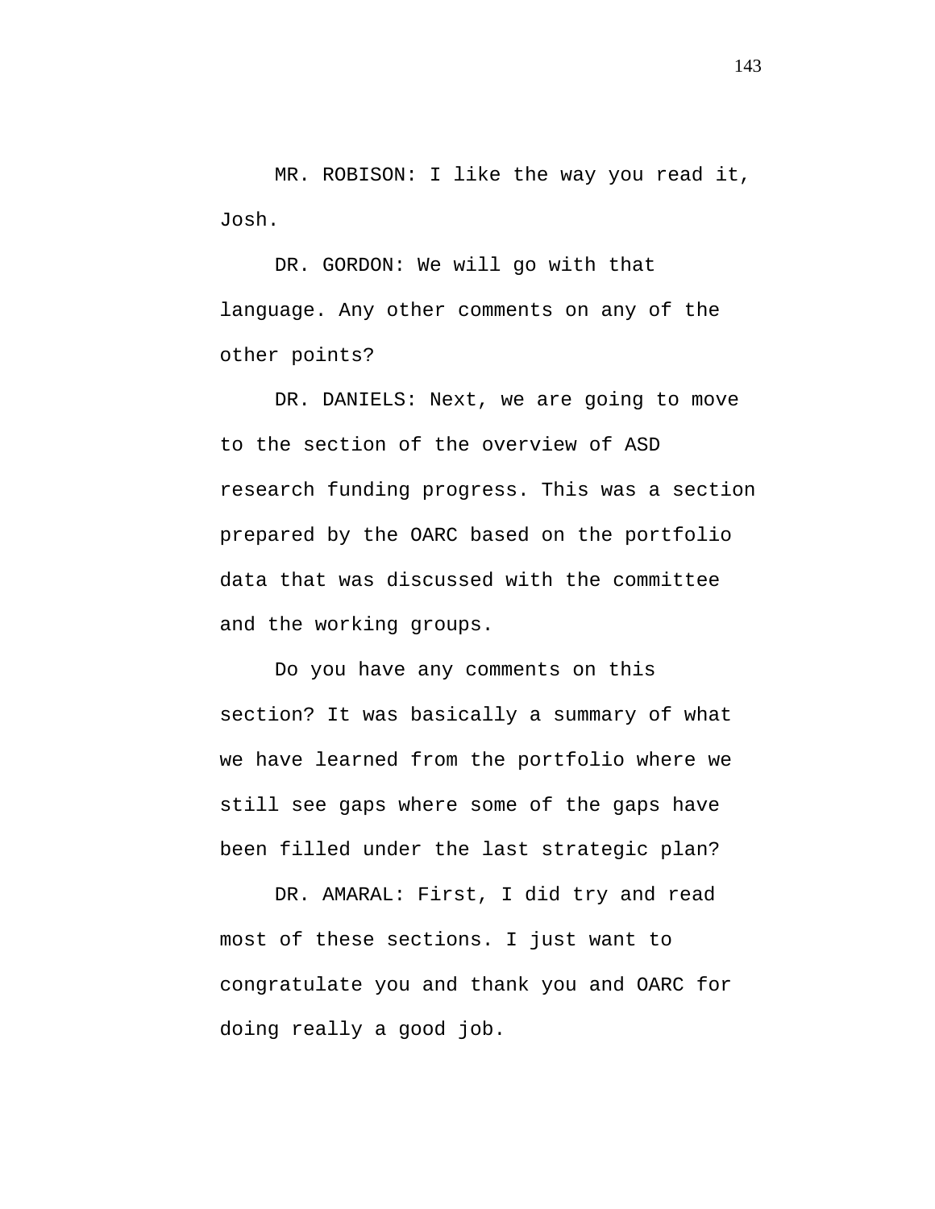MR. ROBISON: I like the way you read it, Josh.

DR. GORDON: We will go with that language. Any other comments on any of the other points?

DR. DANIELS: Next, we are going to move to the section of the overview of ASD research funding progress. This was a section prepared by the OARC based on the portfolio data that was discussed with the committee and the working groups.

Do you have any comments on this section? It was basically a summary of what we have learned from the portfolio where we still see gaps where some of the gaps have been filled under the last strategic plan?

DR. AMARAL: First, I did try and read most of these sections. I just want to congratulate you and thank you and OARC for doing really a good job.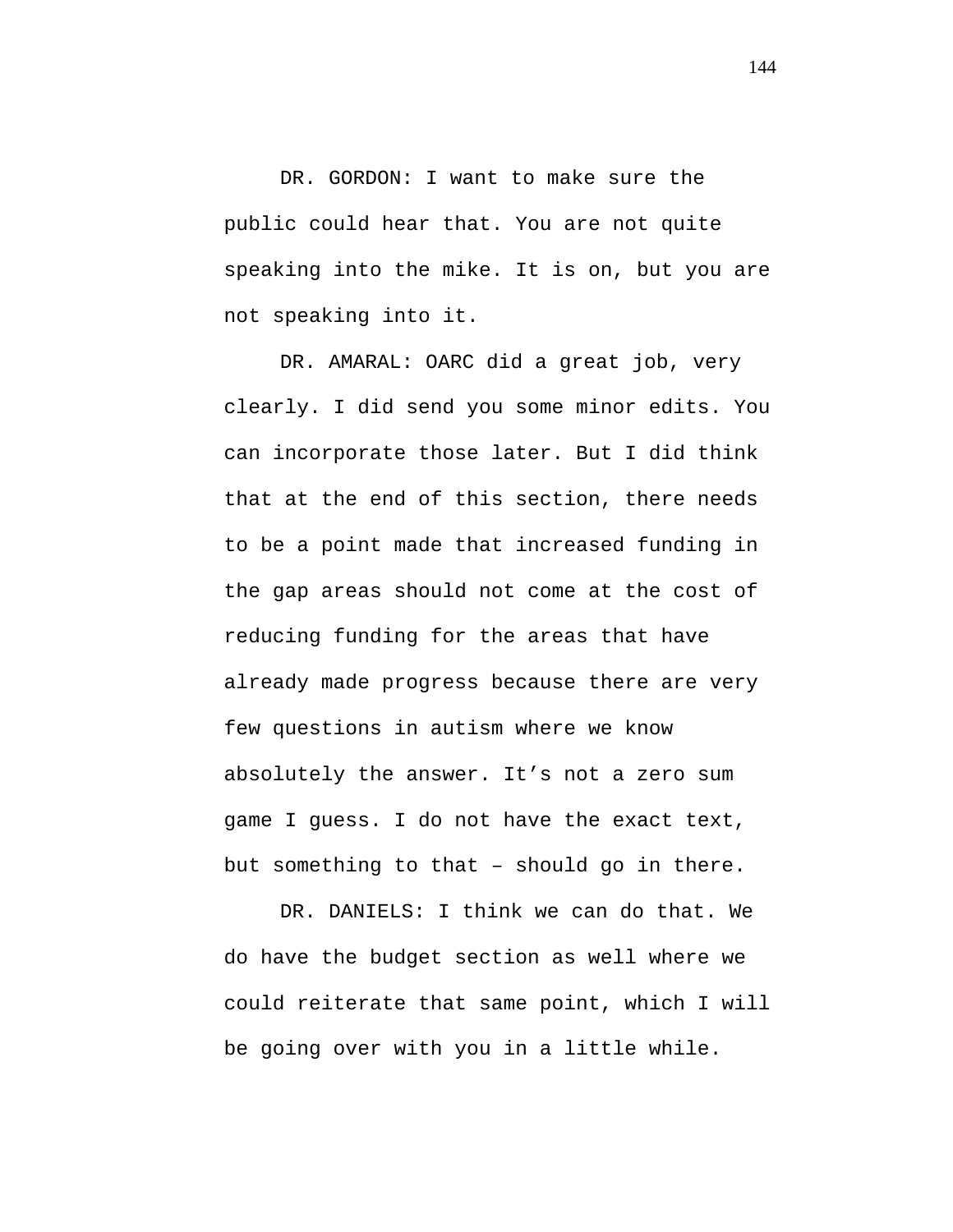DR. GORDON: I want to make sure the public could hear that. You are not quite speaking into the mike. It is on, but you are not speaking into it.

DR. AMARAL: OARC did a great job, very clearly. I did send you some minor edits. You can incorporate those later. But I did think that at the end of this section, there needs to be a point made that increased funding in the gap areas should not come at the cost of reducing funding for the areas that have already made progress because there are very few questions in autism where we know absolutely the answer. It’s not a zero sum game I guess. I do not have the exact text, but something to that – should go in there.

DR. DANIELS: I think we can do that. We do have the budget section as well where we could reiterate that same point, which I will be going over with you in a little while.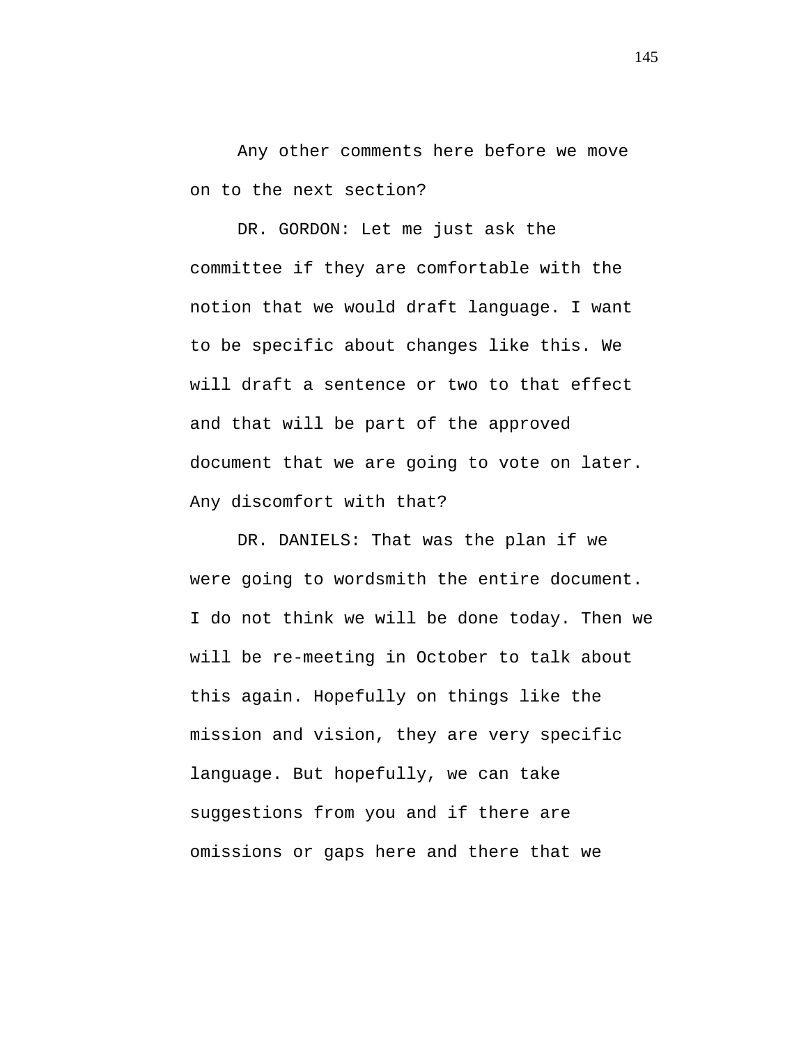Any other comments here before we move on to the next section?

DR. GORDON: Let me just ask the committee if they are comfortable with the notion that we would draft language. I want to be specific about changes like this. We will draft a sentence or two to that effect and that will be part of the approved document that we are going to vote on later. Any discomfort with that?

DR. DANIELS: That was the plan if we were going to wordsmith the entire document. I do not think we will be done today. Then we will be re-meeting in October to talk about this again. Hopefully on things like the mission and vision, they are very specific language. But hopefully, we can take suggestions from you and if there are omissions or gaps here and there that we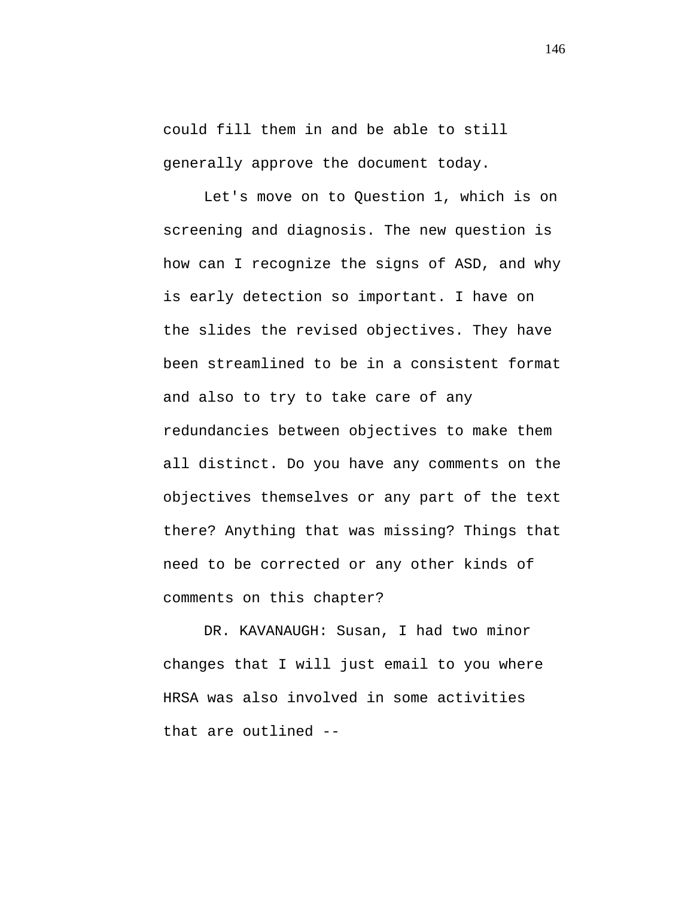could fill them in and be able to still generally approve the document today.

Let's move on to Question 1, which is on screening and diagnosis. The new question is how can I recognize the signs of ASD, and why is early detection so important. I have on the slides the revised objectives. They have been streamlined to be in a consistent format and also to try to take care of any redundancies between objectives to make them all distinct. Do you have any comments on the objectives themselves or any part of the text there? Anything that was missing? Things that need to be corrected or any other kinds of comments on this chapter?

DR. KAVANAUGH: Susan, I had two minor changes that I will just email to you where HRSA was also involved in some activities that are outlined --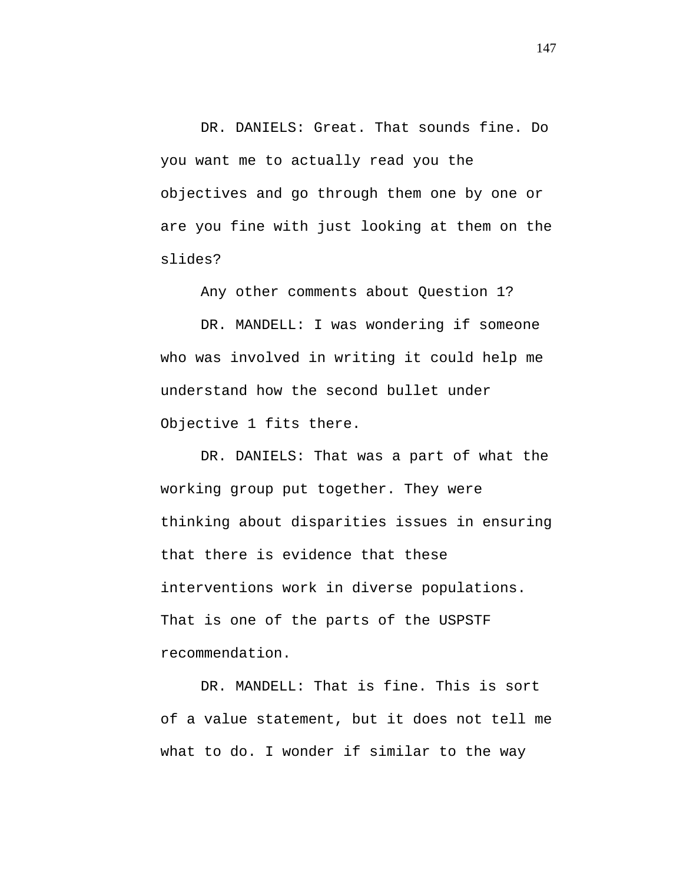DR. DANIELS: Great. That sounds fine. Do you want me to actually read you the objectives and go through them one by one or are you fine with just looking at them on the slides?

Any other comments about Question 1?

DR. MANDELL: I was wondering if someone who was involved in writing it could help me understand how the second bullet under Objective 1 fits there.

DR. DANIELS: That was a part of what the working group put together. They were thinking about disparities issues in ensuring that there is evidence that these interventions work in diverse populations. That is one of the parts of the USPSTF recommendation.

DR. MANDELL: That is fine. This is sort of a value statement, but it does not tell me what to do. I wonder if similar to the way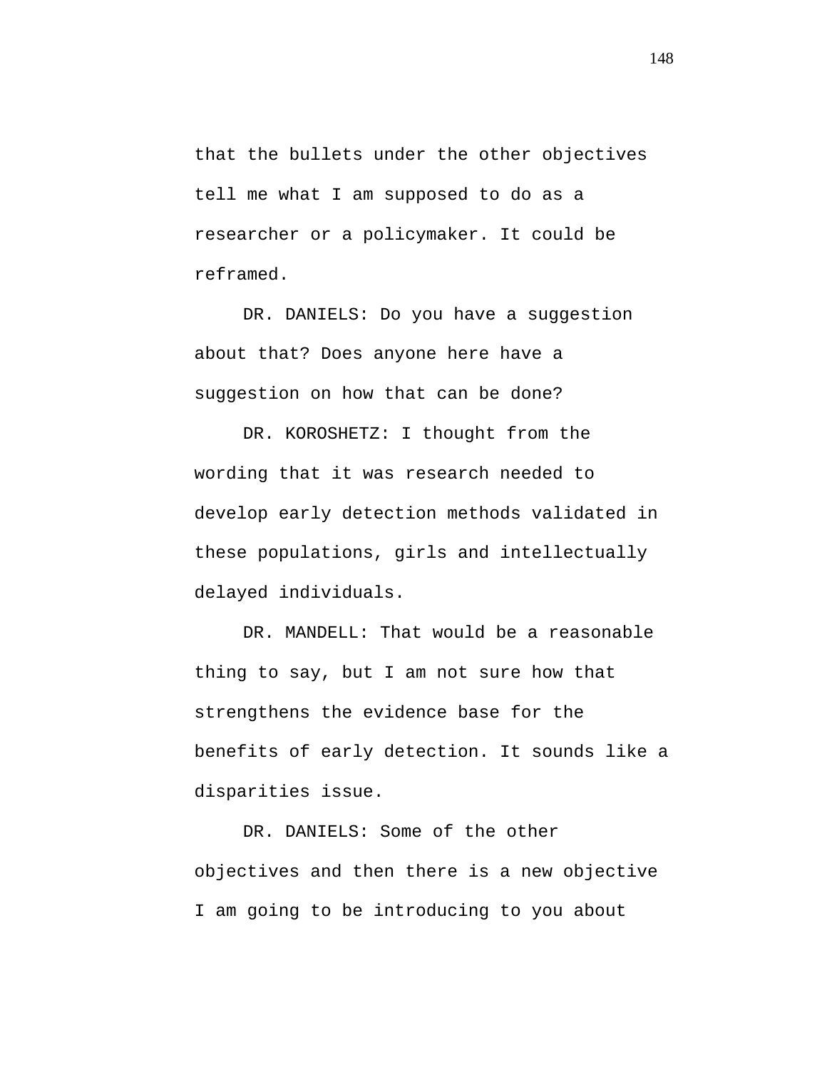that the bullets under the other objectives tell me what I am supposed to do as a researcher or a policymaker. It could be reframed.

DR. DANIELS: Do you have a suggestion about that? Does anyone here have a suggestion on how that can be done?

DR. KOROSHETZ: I thought from the wording that it was research needed to develop early detection methods validated in these populations, girls and intellectually delayed individuals.

DR. MANDELL: That would be a reasonable thing to say, but I am not sure how that strengthens the evidence base for the benefits of early detection. It sounds like a disparities issue.

DR. DANIELS: Some of the other objectives and then there is a new objective I am going to be introducing to you about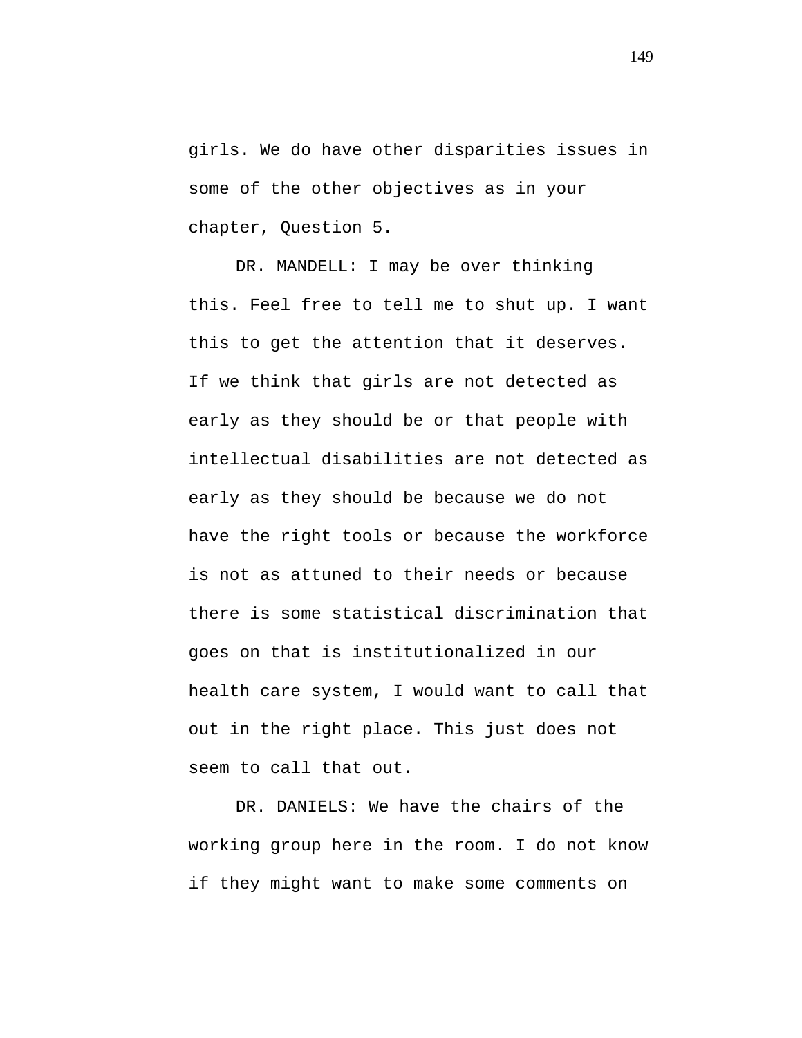girls. We do have other disparities issues in some of the other objectives as in your chapter, Question 5.

DR. MANDELL: I may be over thinking this. Feel free to tell me to shut up. I want this to get the attention that it deserves. If we think that girls are not detected as early as they should be or that people with intellectual disabilities are not detected as early as they should be because we do not have the right tools or because the workforce is not as attuned to their needs or because there is some statistical discrimination that goes on that is institutionalized in our health care system, I would want to call that out in the right place. This just does not seem to call that out.

DR. DANIELS: We have the chairs of the working group here in the room. I do not know if they might want to make some comments on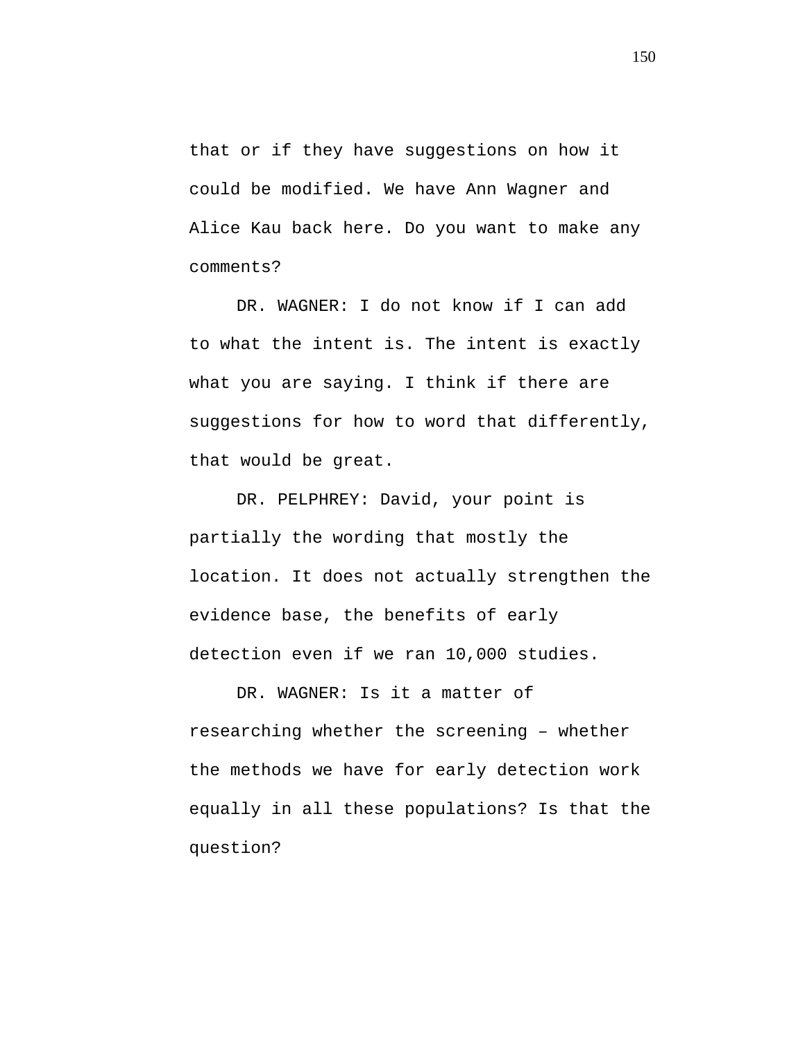that or if they have suggestions on how it could be modified. We have Ann Wagner and Alice Kau back here. Do you want to make any comments?

DR. WAGNER: I do not know if I can add to what the intent is. The intent is exactly what you are saying. I think if there are suggestions for how to word that differently, that would be great.

DR. PELPHREY: David, your point is partially the wording that mostly the location. It does not actually strengthen the evidence base, the benefits of early detection even if we ran 10,000 studies.

DR. WAGNER: Is it a matter of researching whether the screening – whether the methods we have for early detection work equally in all these populations? Is that the question?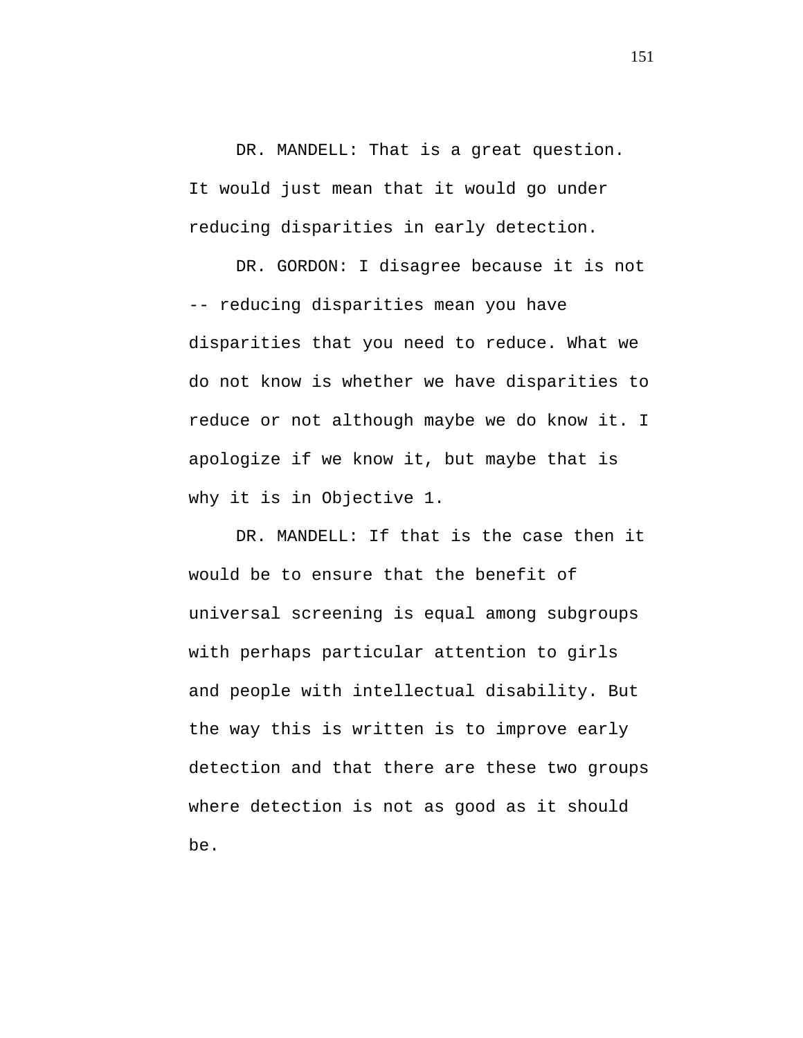DR. MANDELL: That is a great question. It would just mean that it would go under reducing disparities in early detection.

DR. GORDON: I disagree because it is not -- reducing disparities mean you have disparities that you need to reduce. What we do not know is whether we have disparities to reduce or not although maybe we do know it. I apologize if we know it, but maybe that is why it is in Objective 1.

DR. MANDELL: If that is the case then it would be to ensure that the benefit of universal screening is equal among subgroups with perhaps particular attention to girls and people with intellectual disability. But the way this is written is to improve early detection and that there are these two groups where detection is not as good as it should be.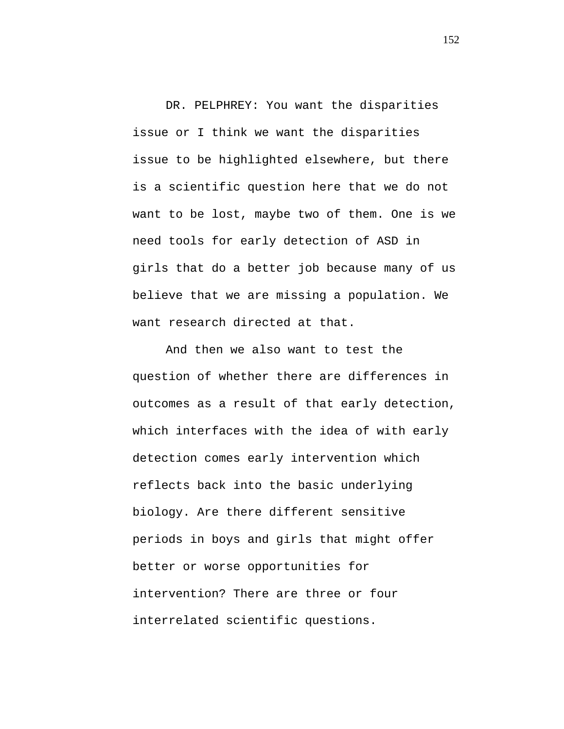DR. PELPHREY: You want the disparities issue or I think we want the disparities issue to be highlighted elsewhere, but there is a scientific question here that we do not want to be lost, maybe two of them. One is we need tools for early detection of ASD in girls that do a better job because many of us believe that we are missing a population. We want research directed at that.

And then we also want to test the question of whether there are differences in outcomes as a result of that early detection, which interfaces with the idea of with early detection comes early intervention which reflects back into the basic underlying biology. Are there different sensitive periods in boys and girls that might offer better or worse opportunities for intervention? There are three or four interrelated scientific questions.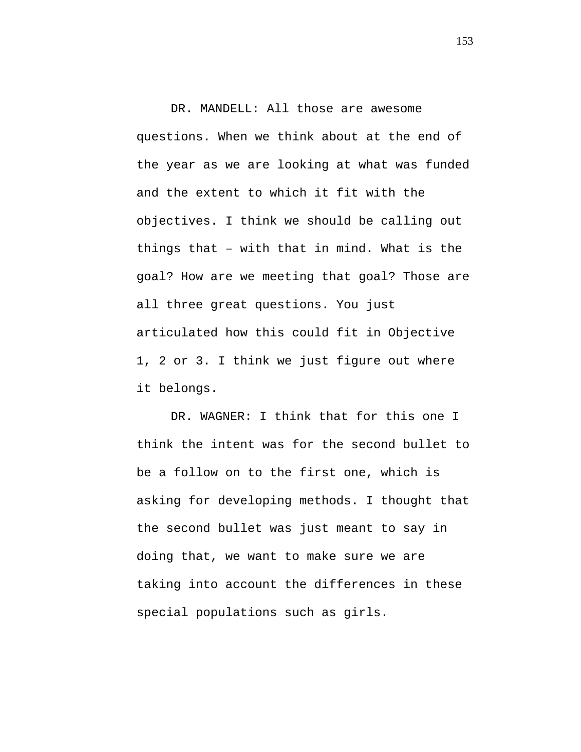DR. MANDELL: All those are awesome questions. When we think about at the end of the year as we are looking at what was funded and the extent to which it fit with the objectives. I think we should be calling out things that – with that in mind. What is the goal? How are we meeting that goal? Those are all three great questions. You just articulated how this could fit in Objective 1, 2 or 3. I think we just figure out where it belongs.

DR. WAGNER: I think that for this one I think the intent was for the second bullet to be a follow on to the first one, which is asking for developing methods. I thought that the second bullet was just meant to say in doing that, we want to make sure we are taking into account the differences in these special populations such as girls.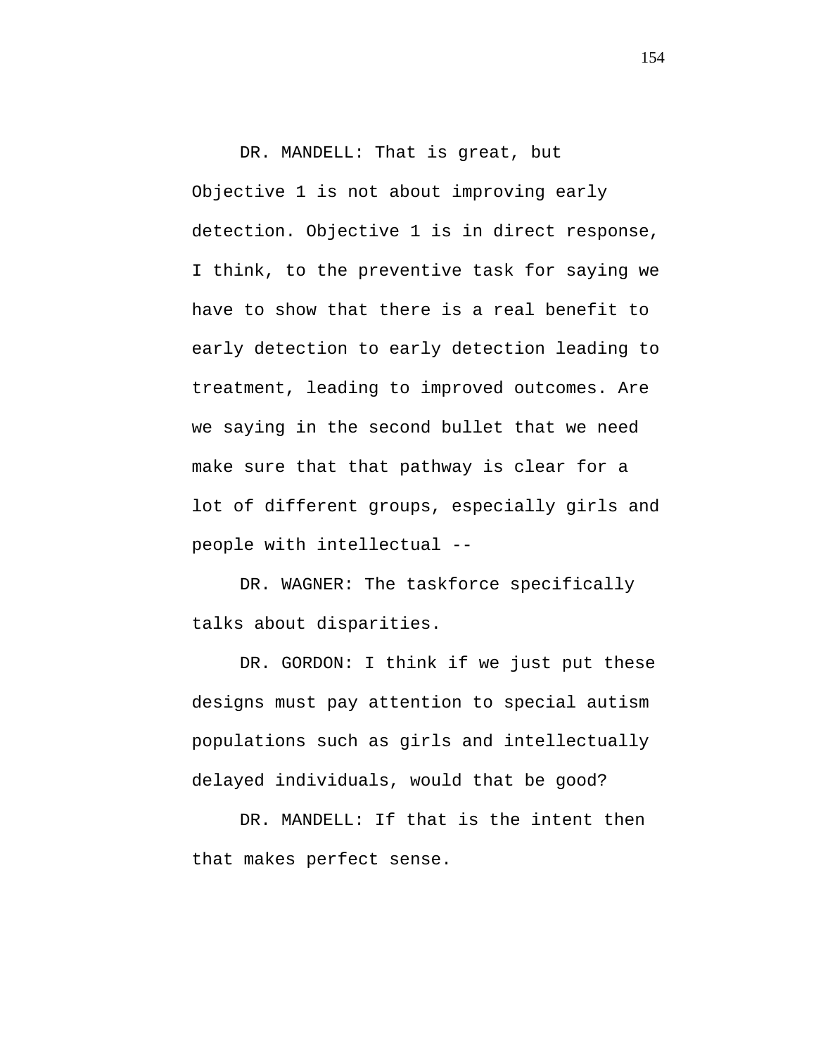DR. MANDELL: That is great, but Objective 1 is not about improving early detection. Objective 1 is in direct response, I think, to the preventive task for saying we have to show that there is a real benefit to early detection to early detection leading to treatment, leading to improved outcomes. Are we saying in the second bullet that we need make sure that that pathway is clear for a lot of different groups, especially girls and people with intellectual --

DR. WAGNER: The taskforce specifically talks about disparities.

DR. GORDON: I think if we just put these designs must pay attention to special autism populations such as girls and intellectually delayed individuals, would that be good?

DR. MANDELL: If that is the intent then that makes perfect sense.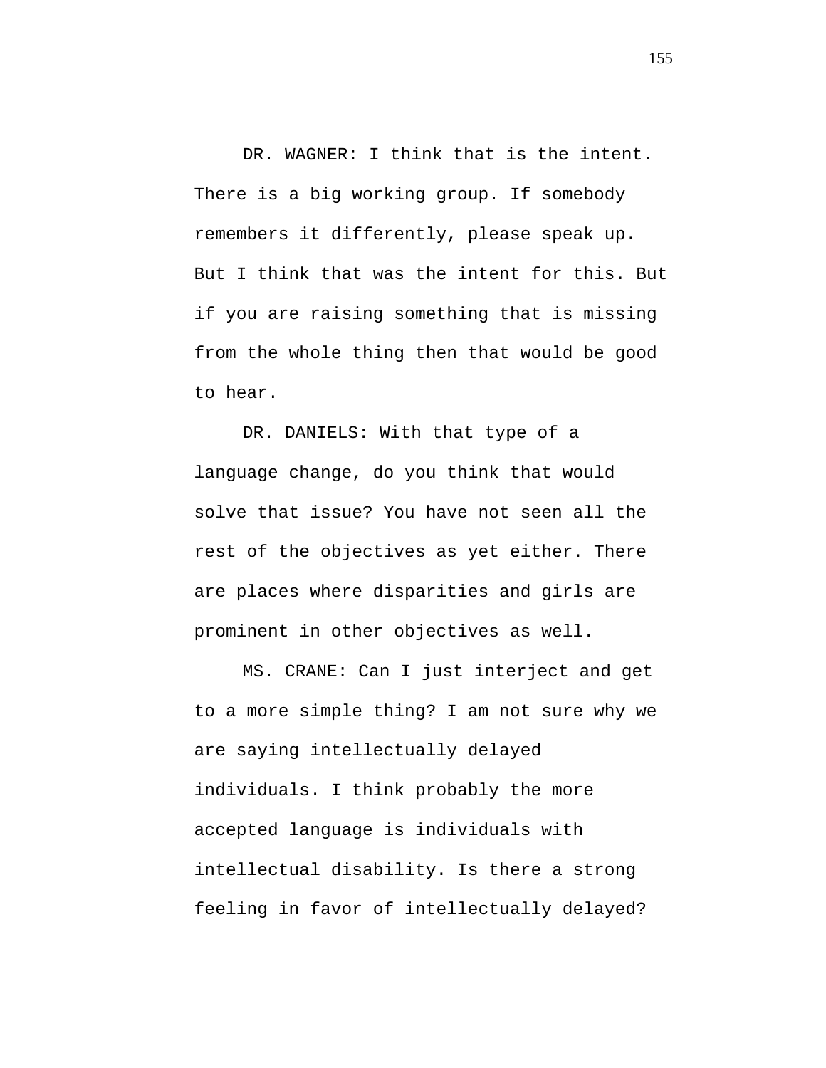DR. WAGNER: I think that is the intent. There is a big working group. If somebody remembers it differently, please speak up. But I think that was the intent for this. But if you are raising something that is missing from the whole thing then that would be good to hear.

DR. DANIELS: With that type of a language change, do you think that would solve that issue? You have not seen all the rest of the objectives as yet either. There are places where disparities and girls are prominent in other objectives as well.

MS. CRANE: Can I just interject and get to a more simple thing? I am not sure why we are saying intellectually delayed individuals. I think probably the more accepted language is individuals with intellectual disability. Is there a strong feeling in favor of intellectually delayed?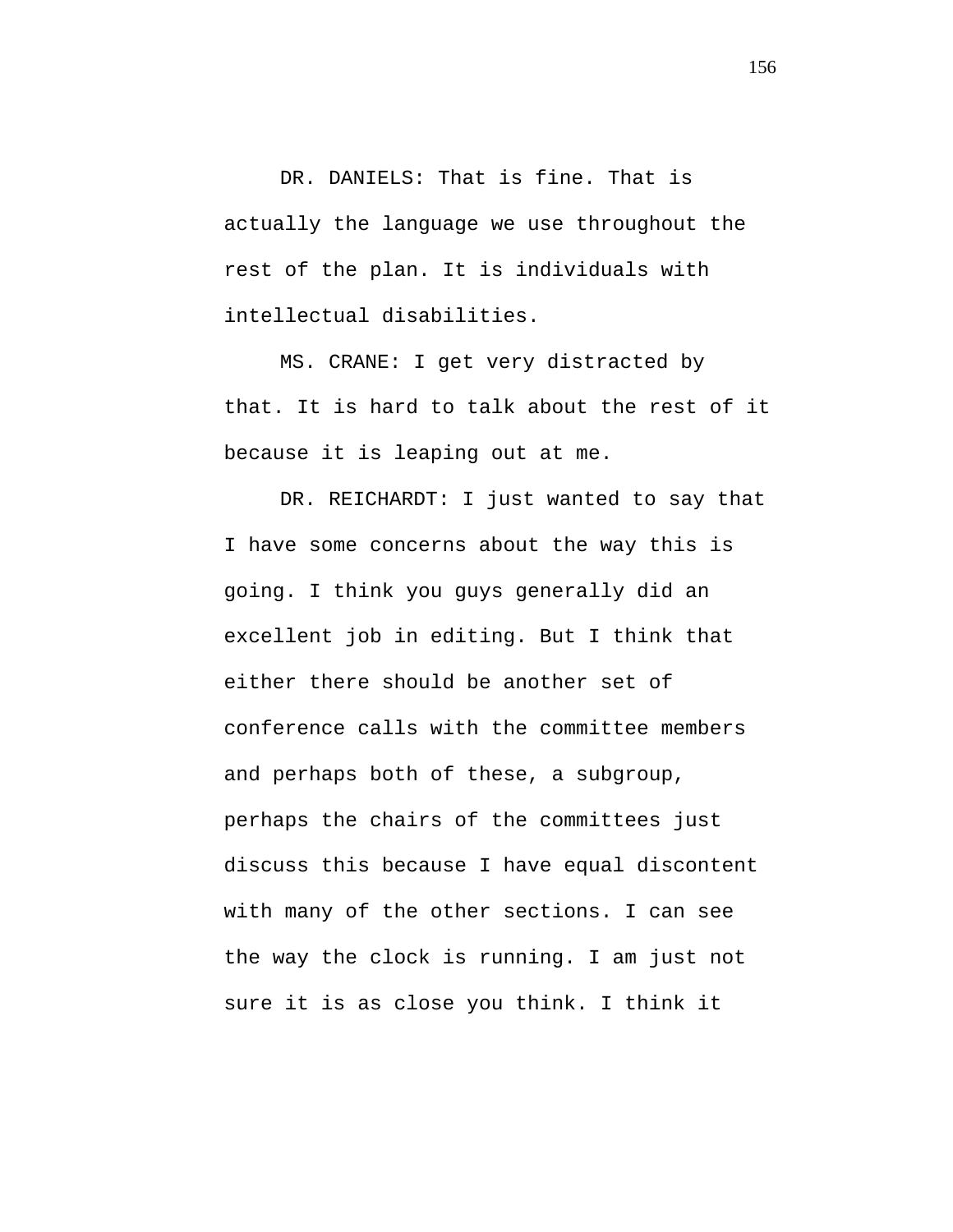DR. DANIELS: That is fine. That is actually the language we use throughout the rest of the plan. It is individuals with intellectual disabilities.

MS. CRANE: I get very distracted by that. It is hard to talk about the rest of it because it is leaping out at me.

DR. REICHARDT: I just wanted to say that I have some concerns about the way this is going. I think you guys generally did an excellent job in editing. But I think that either there should be another set of conference calls with the committee members and perhaps both of these, a subgroup, perhaps the chairs of the committees just discuss this because I have equal discontent with many of the other sections. I can see the way the clock is running. I am just not sure it is as close you think. I think it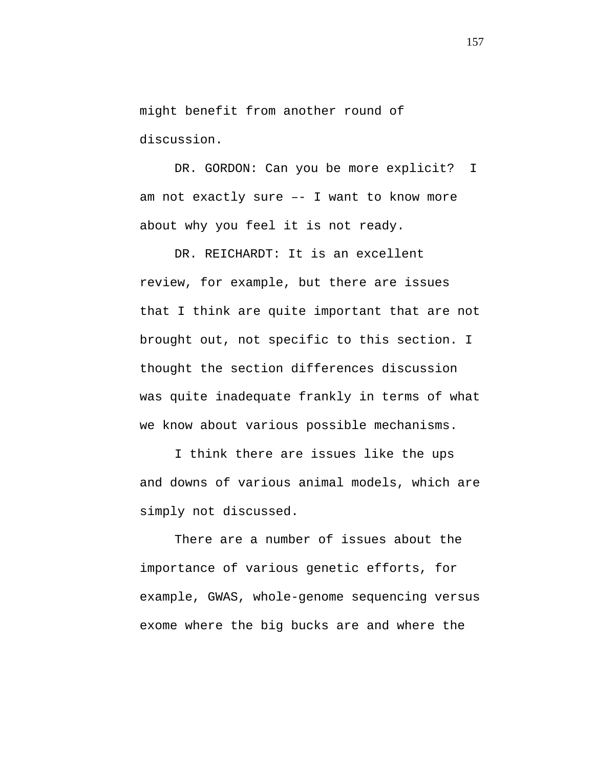might benefit from another round of discussion.

DR. GORDON: Can you be more explicit? I am not exactly sure –- I want to know more about why you feel it is not ready.

DR. REICHARDT: It is an excellent review, for example, but there are issues that I think are quite important that are not brought out, not specific to this section. I thought the section differences discussion was quite inadequate frankly in terms of what we know about various possible mechanisms.

I think there are issues like the ups and downs of various animal models, which are simply not discussed.

There are a number of issues about the importance of various genetic efforts, for example, GWAS, whole-genome sequencing versus exome where the big bucks are and where the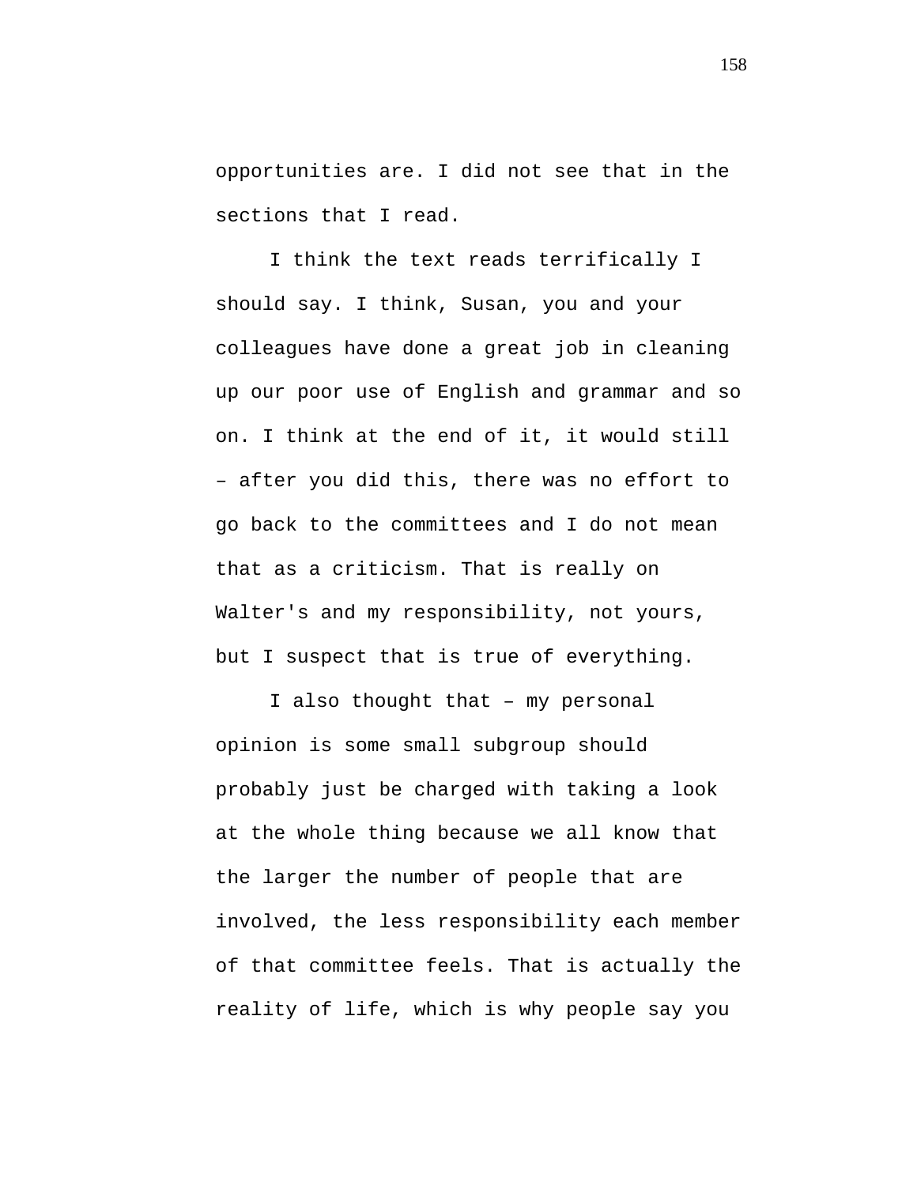opportunities are. I did not see that in the sections that I read.

I think the text reads terrifically I should say. I think, Susan, you and your colleagues have done a great job in cleaning up our poor use of English and grammar and so on. I think at the end of it, it would still – after you did this, there was no effort to go back to the committees and I do not mean that as a criticism. That is really on Walter's and my responsibility, not yours, but I suspect that is true of everything.

I also thought that – my personal opinion is some small subgroup should probably just be charged with taking a look at the whole thing because we all know that the larger the number of people that are involved, the less responsibility each member of that committee feels. That is actually the reality of life, which is why people say you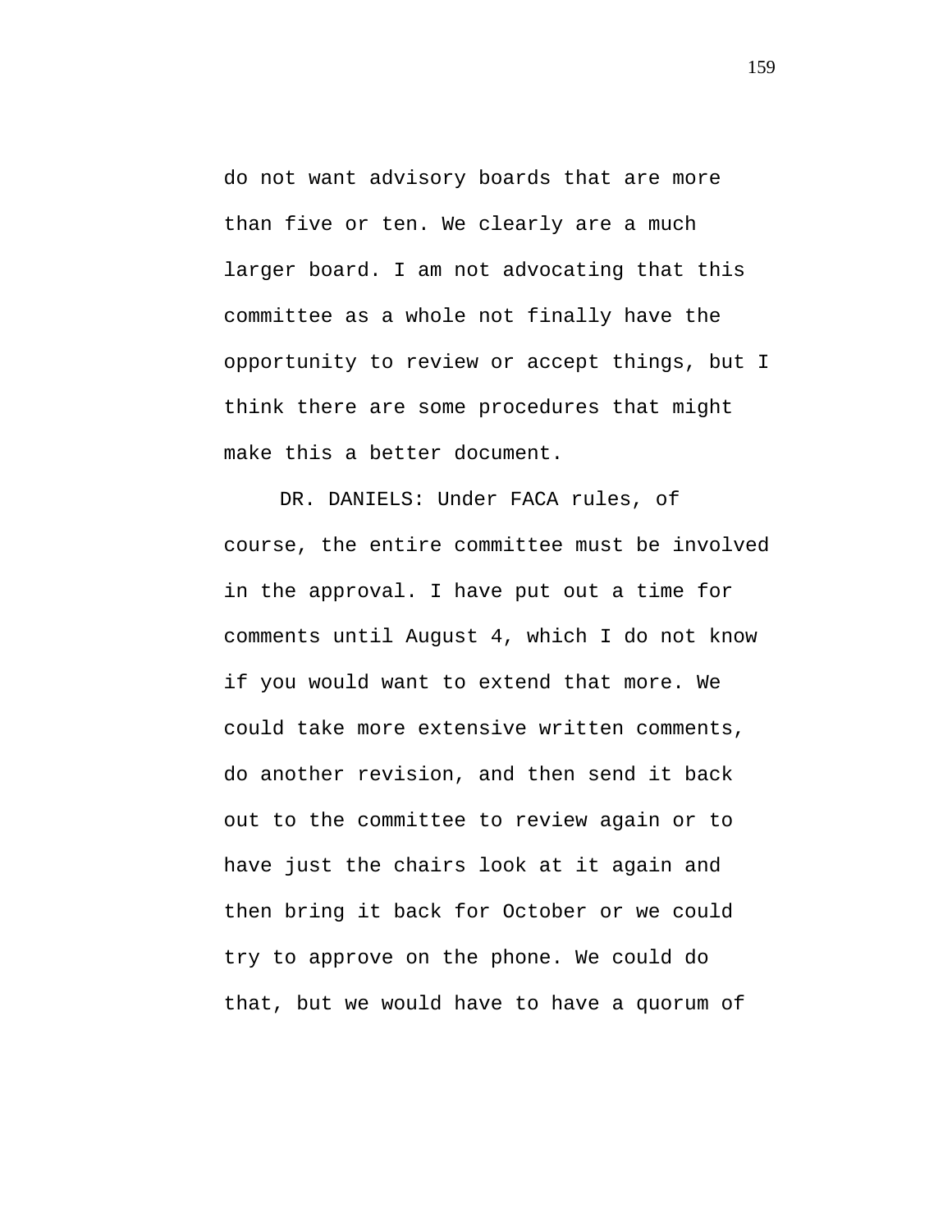do not want advisory boards that are more than five or ten. We clearly are a much larger board. I am not advocating that this committee as a whole not finally have the opportunity to review or accept things, but I think there are some procedures that might make this a better document.

DR. DANIELS: Under FACA rules, of course, the entire committee must be involved in the approval. I have put out a time for comments until August 4, which I do not know if you would want to extend that more. We could take more extensive written comments, do another revision, and then send it back out to the committee to review again or to have just the chairs look at it again and then bring it back for October or we could try to approve on the phone. We could do that, but we would have to have a quorum of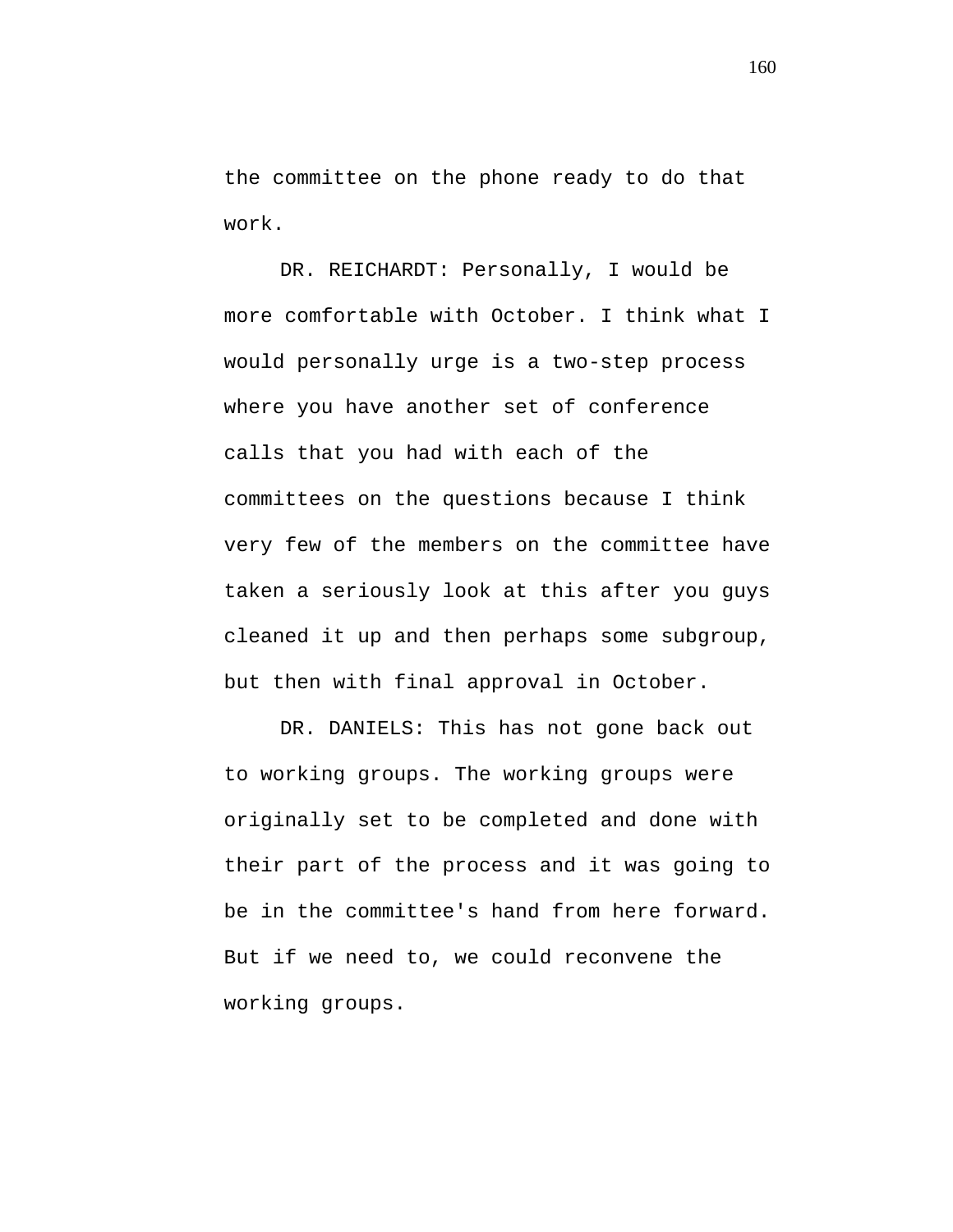the committee on the phone ready to do that work.

DR. REICHARDT: Personally, I would be more comfortable with October. I think what I would personally urge is a two-step process where you have another set of conference calls that you had with each of the committees on the questions because I think very few of the members on the committee have taken a seriously look at this after you guys cleaned it up and then perhaps some subgroup, but then with final approval in October.

DR. DANIELS: This has not gone back out to working groups. The working groups were originally set to be completed and done with their part of the process and it was going to be in the committee's hand from here forward. But if we need to, we could reconvene the working groups.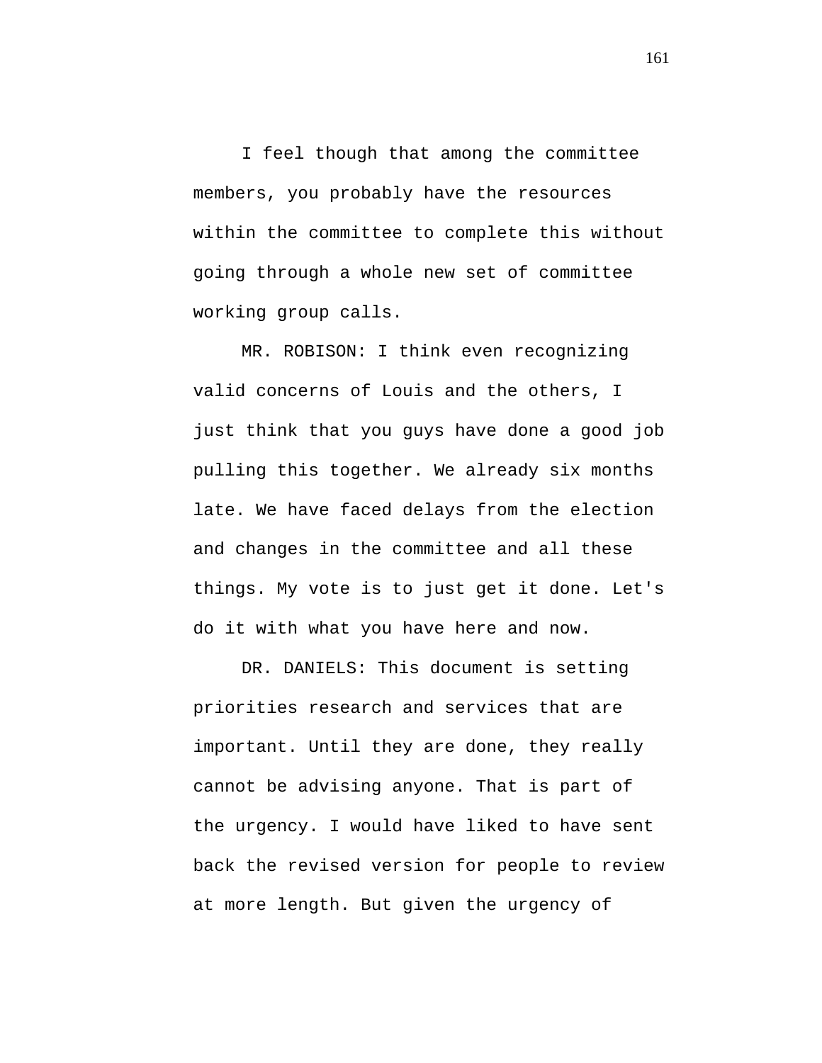I feel though that among the committee members, you probably have the resources within the committee to complete this without going through a whole new set of committee working group calls.

MR. ROBISON: I think even recognizing valid concerns of Louis and the others, I just think that you guys have done a good job pulling this together. We already six months late. We have faced delays from the election and changes in the committee and all these things. My vote is to just get it done. Let's do it with what you have here and now.

DR. DANIELS: This document is setting priorities research and services that are important. Until they are done, they really cannot be advising anyone. That is part of the urgency. I would have liked to have sent back the revised version for people to review at more length. But given the urgency of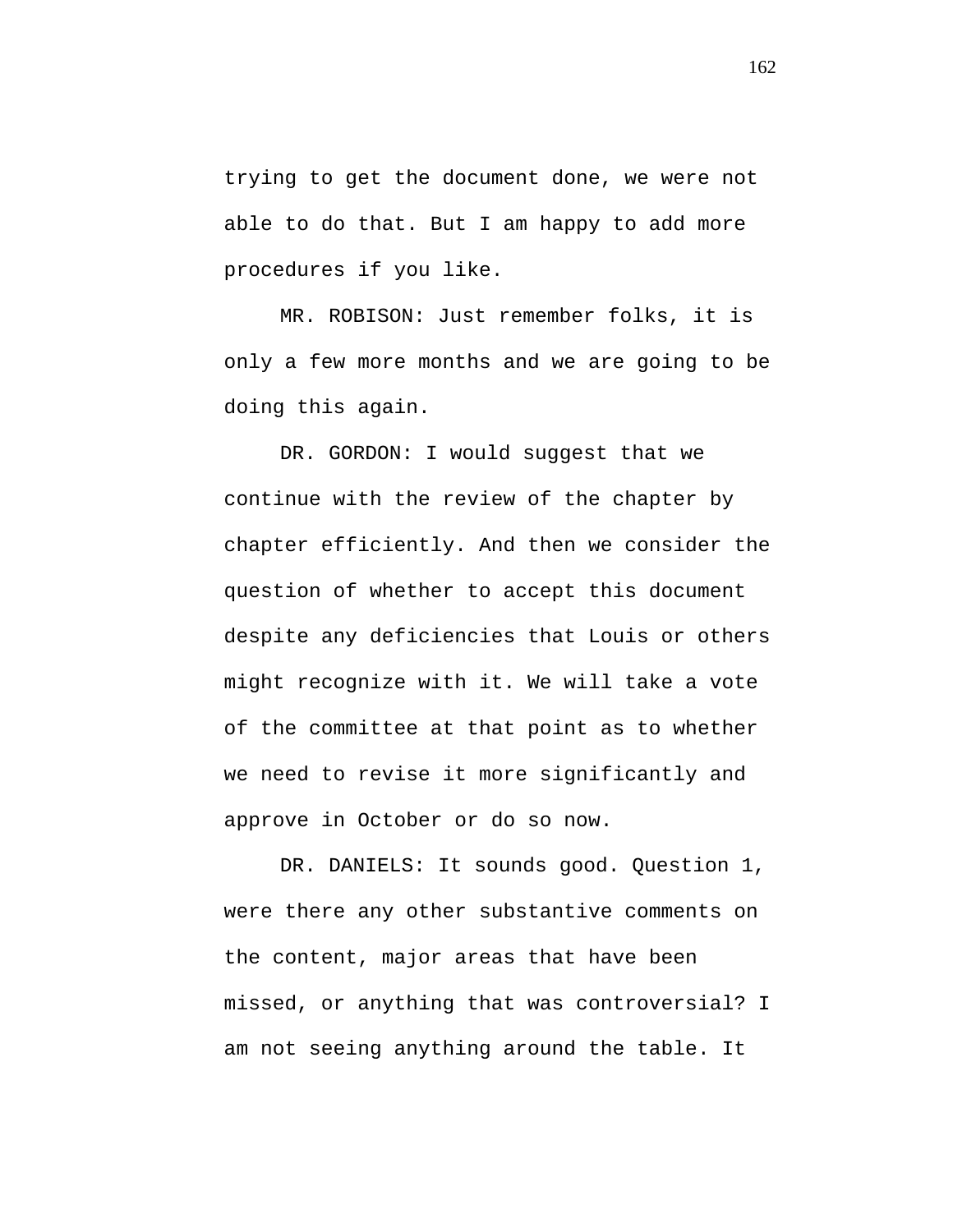trying to get the document done, we were not able to do that. But I am happy to add more procedures if you like.

MR. ROBISON: Just remember folks, it is only a few more months and we are going to be doing this again.

DR. GORDON: I would suggest that we continue with the review of the chapter by chapter efficiently. And then we consider the question of whether to accept this document despite any deficiencies that Louis or others might recognize with it. We will take a vote of the committee at that point as to whether we need to revise it more significantly and approve in October or do so now.

DR. DANIELS: It sounds good. Question 1, were there any other substantive comments on the content, major areas that have been missed, or anything that was controversial? I am not seeing anything around the table. It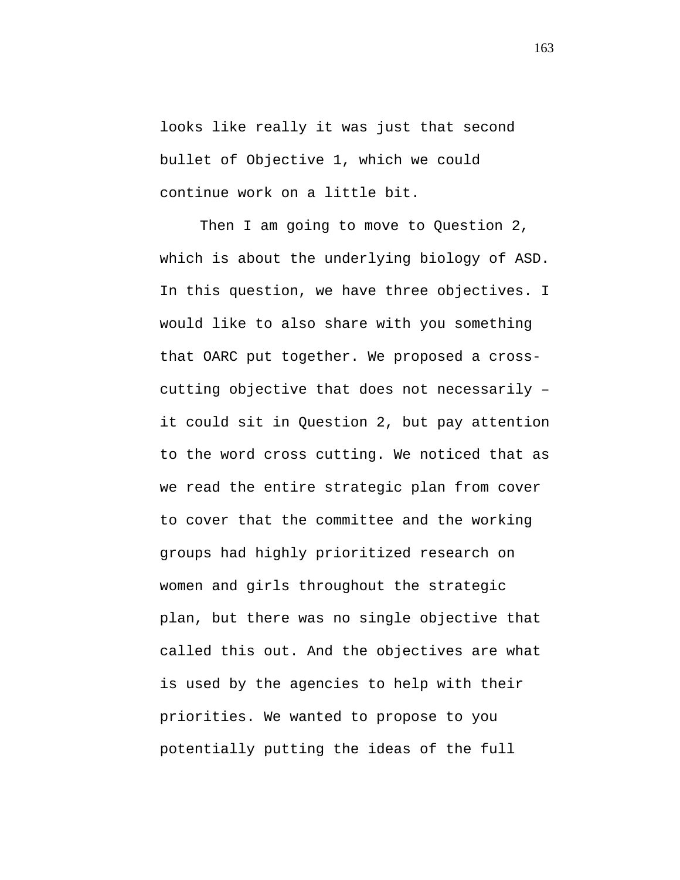looks like really it was just that second bullet of Objective 1, which we could continue work on a little bit.

Then I am going to move to Question 2, which is about the underlying biology of ASD. In this question, we have three objectives. I would like to also share with you something that OARC put together. We proposed a cross-cutting objective that does not necessarily – it could sit in Question 2, but pay attention to the word cross cutting. We noticed that as we read the entire strategic plan from cover to cover that the committee and the working groups had highly prioritized research on women and girls throughout the strategic plan, but there was no single objective that called this out. And the objectives are what is used by the agencies to help with their priorities. We wanted to propose to you potentially putting the ideas of the full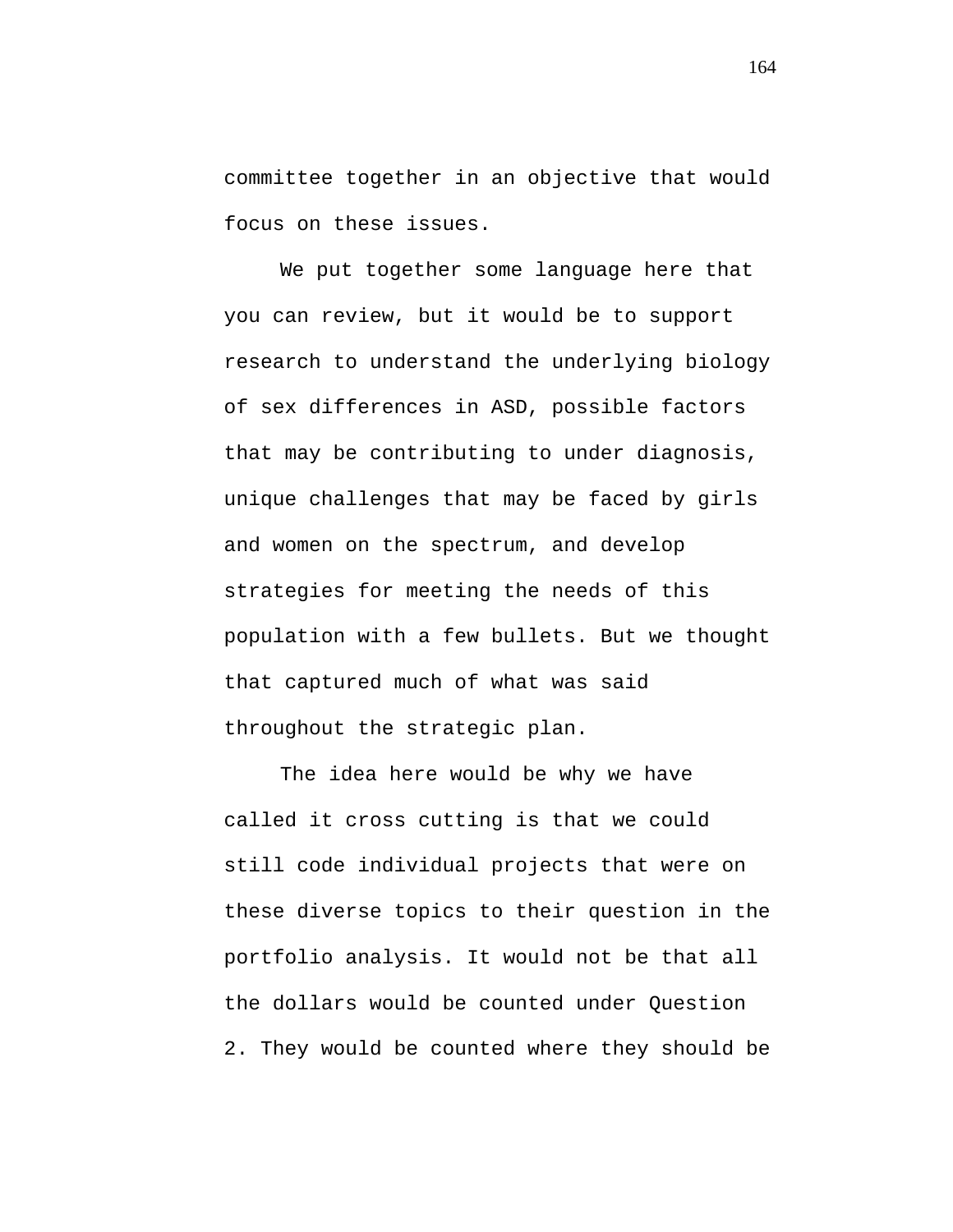committee together in an objective that would focus on these issues.

We put together some language here that you can review, but it would be to support research to understand the underlying biology of sex differences in ASD, possible factors that may be contributing to under diagnosis, unique challenges that may be faced by girls and women on the spectrum, and develop strategies for meeting the needs of this population with a few bullets. But we thought that captured much of what was said throughout the strategic plan.

The idea here would be why we have called it cross cutting is that we could still code individual projects that were on these diverse topics to their question in the portfolio analysis. It would not be that all the dollars would be counted under Question 2. They would be counted where they should be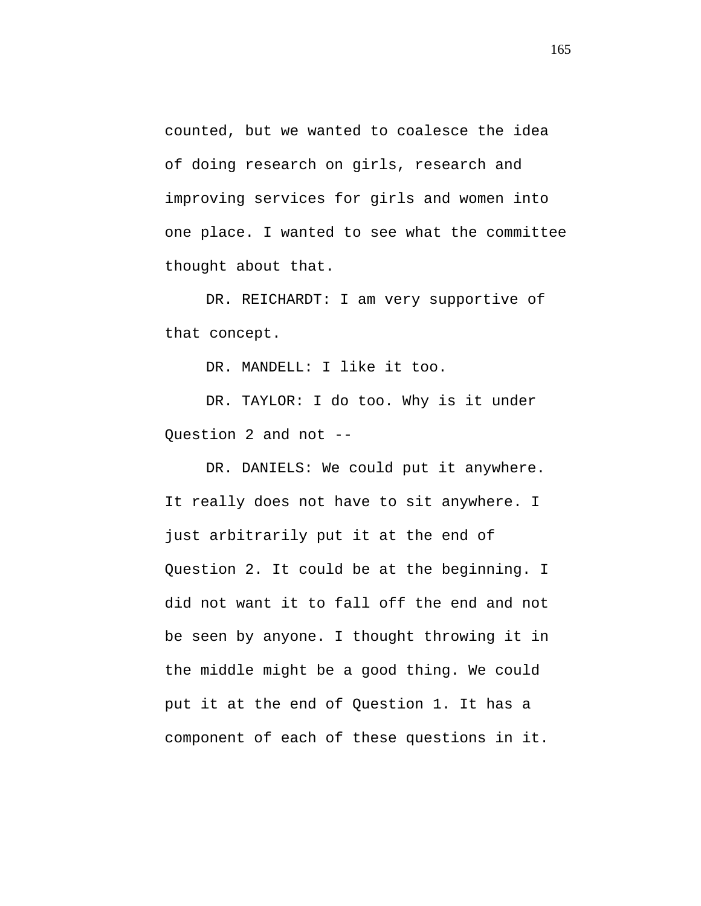counted, but we wanted to coalesce the idea of doing research on girls, research and improving services for girls and women into one place. I wanted to see what the committee thought about that.

DR. REICHARDT: I am very supportive of that concept.

DR. MANDELL: I like it too.

DR. TAYLOR: I do too. Why is it under Question 2 and not --

DR. DANIELS: We could put it anywhere. It really does not have to sit anywhere. I just arbitrarily put it at the end of Question 2. It could be at the beginning. I did not want it to fall off the end and not be seen by anyone. I thought throwing it in the middle might be a good thing. We could put it at the end of Question 1. It has a component of each of these questions in it.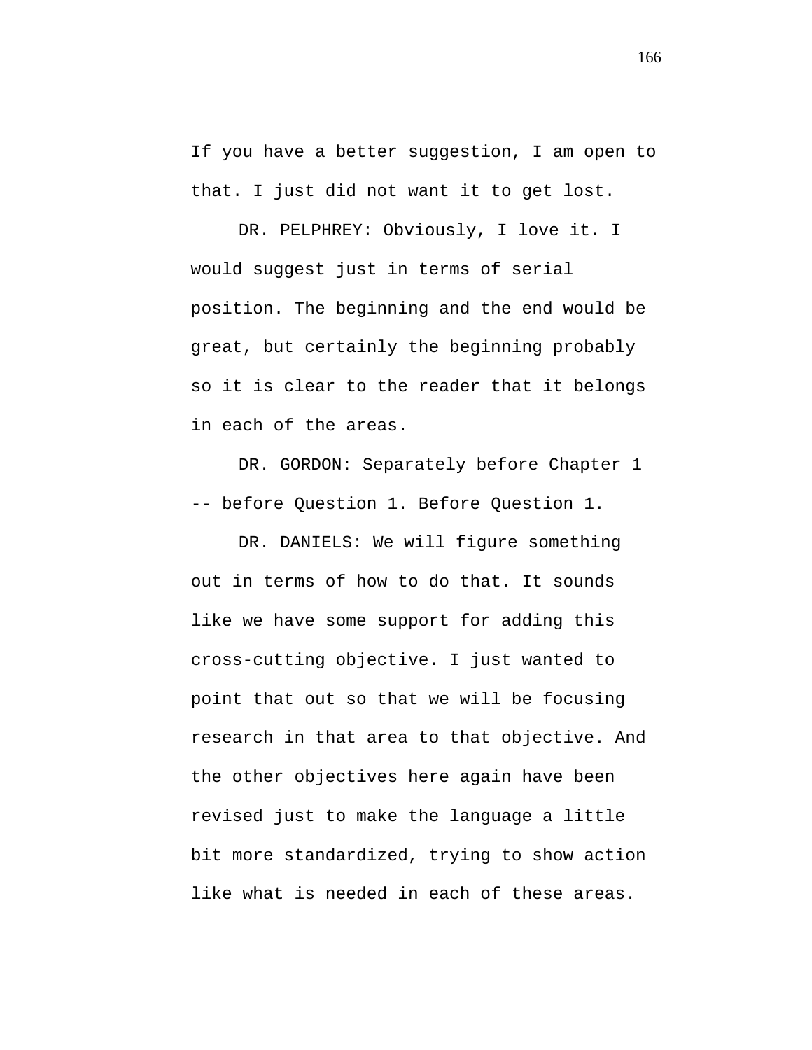If you have a better suggestion, I am open to that. I just did not want it to get lost.

DR. PELPHREY: Obviously, I love it. I would suggest just in terms of serial position. The beginning and the end would be great, but certainly the beginning probably so it is clear to the reader that it belongs in each of the areas.

DR. GORDON: Separately before Chapter 1 -- before Question 1. Before Question 1.

DR. DANIELS: We will figure something out in terms of how to do that. It sounds like we have some support for adding this cross-cutting objective. I just wanted to point that out so that we will be focusing research in that area to that objective. And the other objectives here again have been revised just to make the language a little bit more standardized, trying to show action like what is needed in each of these areas.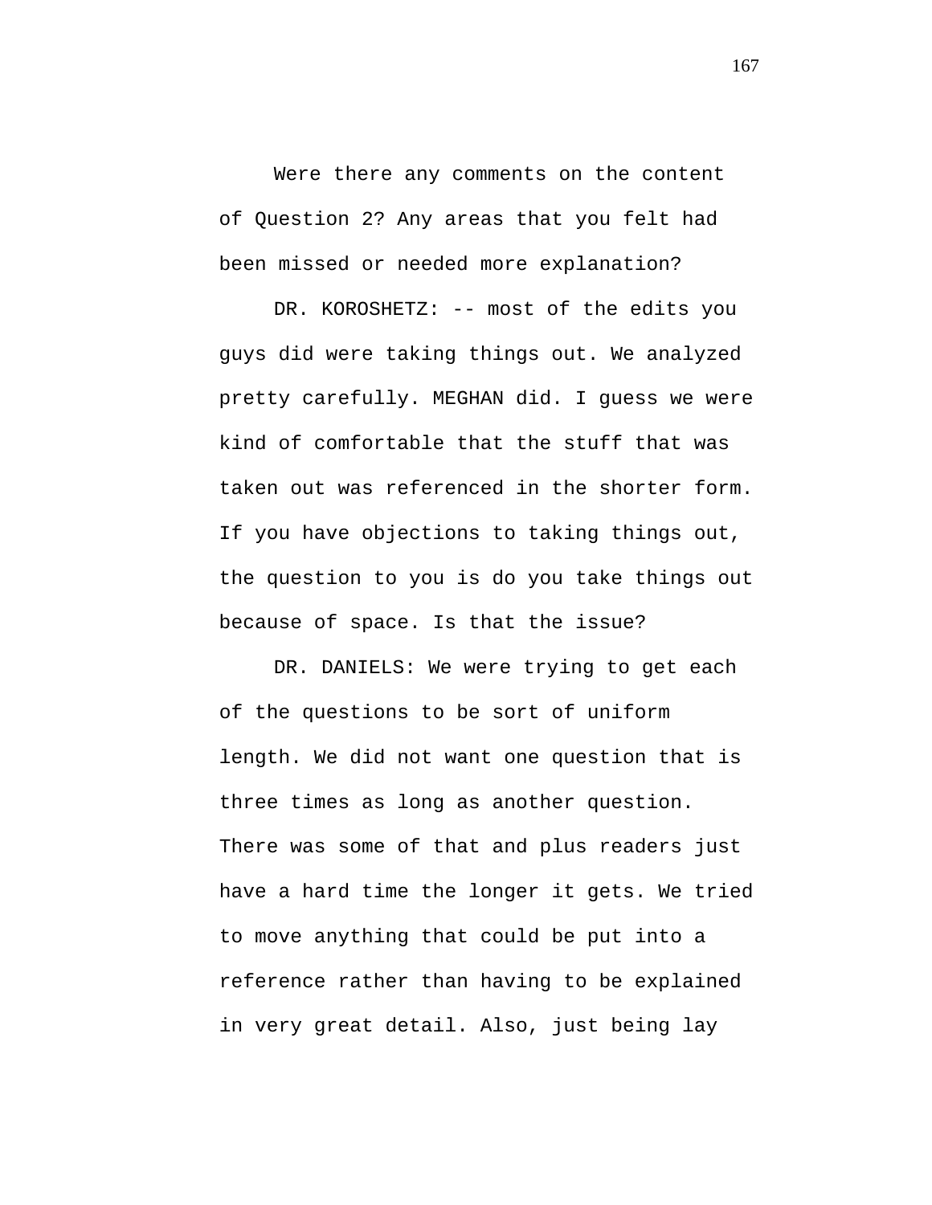Were there any comments on the content of Question 2? Any areas that you felt had been missed or needed more explanation?

DR. KOROSHETZ: -- most of the edits you guys did were taking things out. We analyzed pretty carefully. MEGHAN did. I guess we were kind of comfortable that the stuff that was taken out was referenced in the shorter form. If you have objections to taking things out, the question to you is do you take things out because of space. Is that the issue?

DR. DANIELS: We were trying to get each of the questions to be sort of uniform length. We did not want one question that is three times as long as another question. There was some of that and plus readers just have a hard time the longer it gets. We tried to move anything that could be put into a reference rather than having to be explained in very great detail. Also, just being lay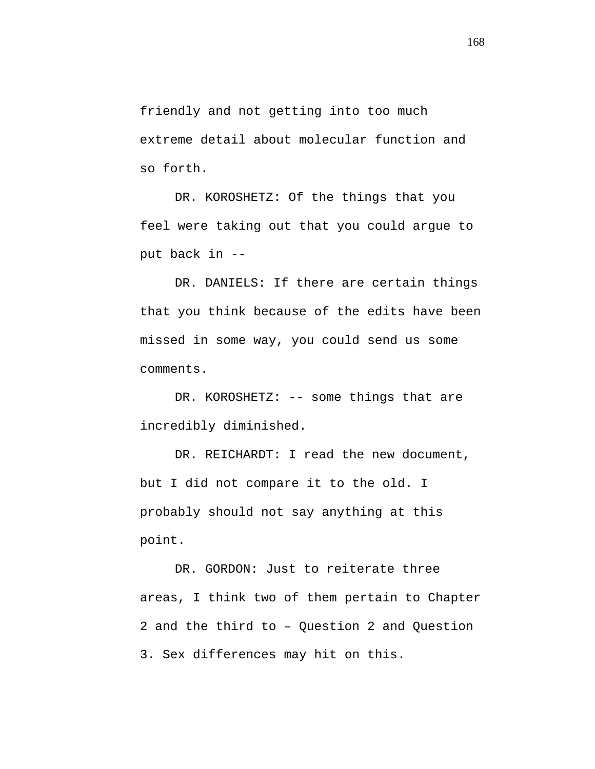friendly and not getting into too much extreme detail about molecular function and so forth.

DR. KOROSHETZ: Of the things that you feel were taking out that you could argue to put back in --

DR. DANIELS: If there are certain things that you think because of the edits have been missed in some way, you could send us some comments.

DR. KOROSHETZ: -- some things that are incredibly diminished.

DR. REICHARDT: I read the new document, but I did not compare it to the old. I probably should not say anything at this point.

DR. GORDON: Just to reiterate three areas, I think two of them pertain to Chapter 2 and the third to – Question 2 and Question 3. Sex differences may hit on this.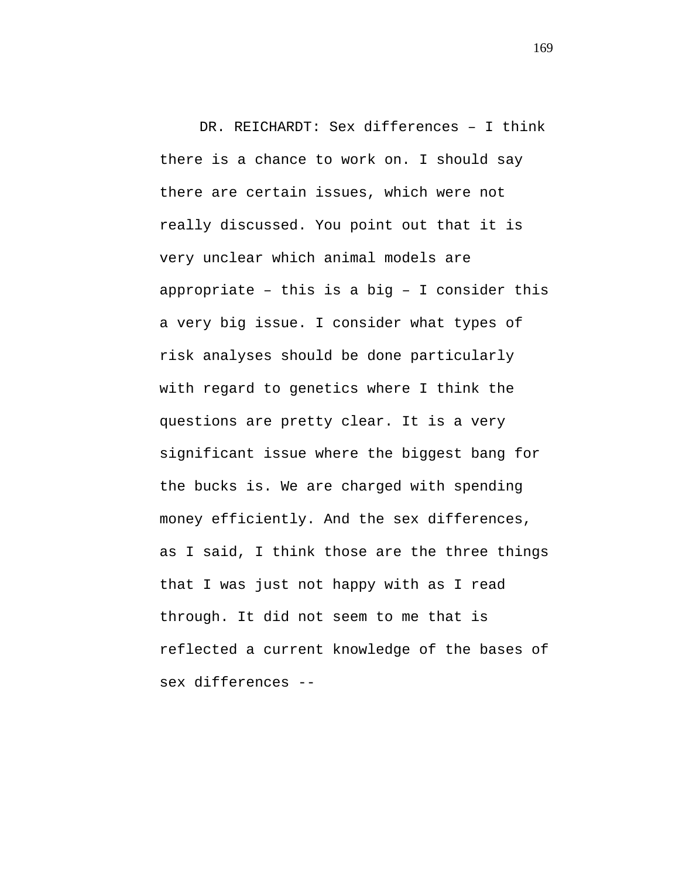DR. REICHARDT: Sex differences – I think there is a chance to work on. I should say there are certain issues, which were not really discussed. You point out that it is very unclear which animal models are appropriate – this is a big – I consider this a very big issue. I consider what types of risk analyses should be done particularly with regard to genetics where I think the questions are pretty clear. It is a very significant issue where the biggest bang for the bucks is. We are charged with spending money efficiently. And the sex differences, as I said, I think those are the three things that I was just not happy with as I read through. It did not seem to me that is reflected a current knowledge of the bases of sex differences --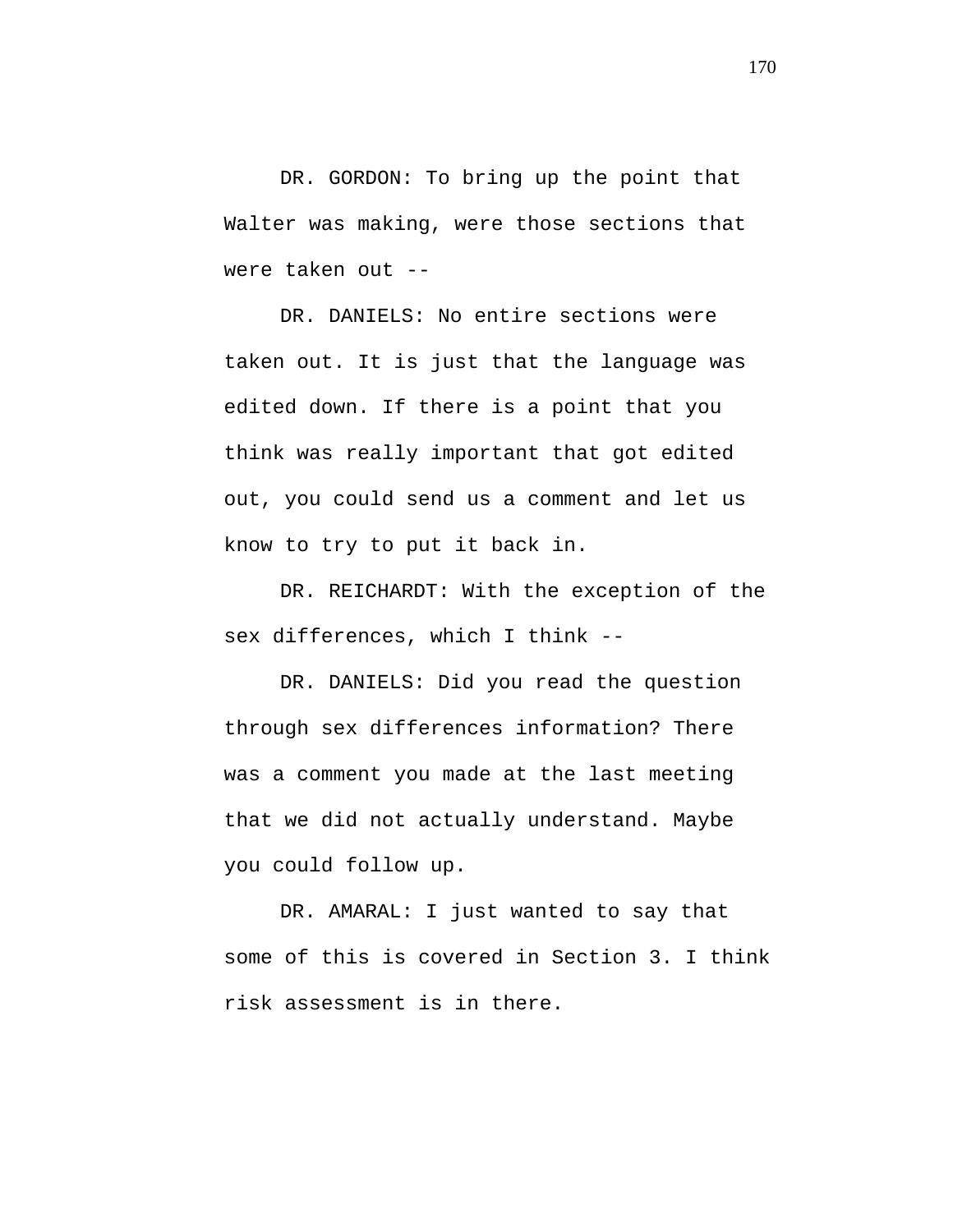DR. GORDON: To bring up the point that Walter was making, were those sections that were taken out --

DR. DANIELS: No entire sections were taken out. It is just that the language was edited down. If there is a point that you think was really important that got edited out, you could send us a comment and let us know to try to put it back in.

DR. REICHARDT: With the exception of the sex differences, which I think --

DR. DANIELS: Did you read the question through sex differences information? There was a comment you made at the last meeting that we did not actually understand. Maybe you could follow up.

DR. AMARAL: I just wanted to say that some of this is covered in Section 3. I think risk assessment is in there.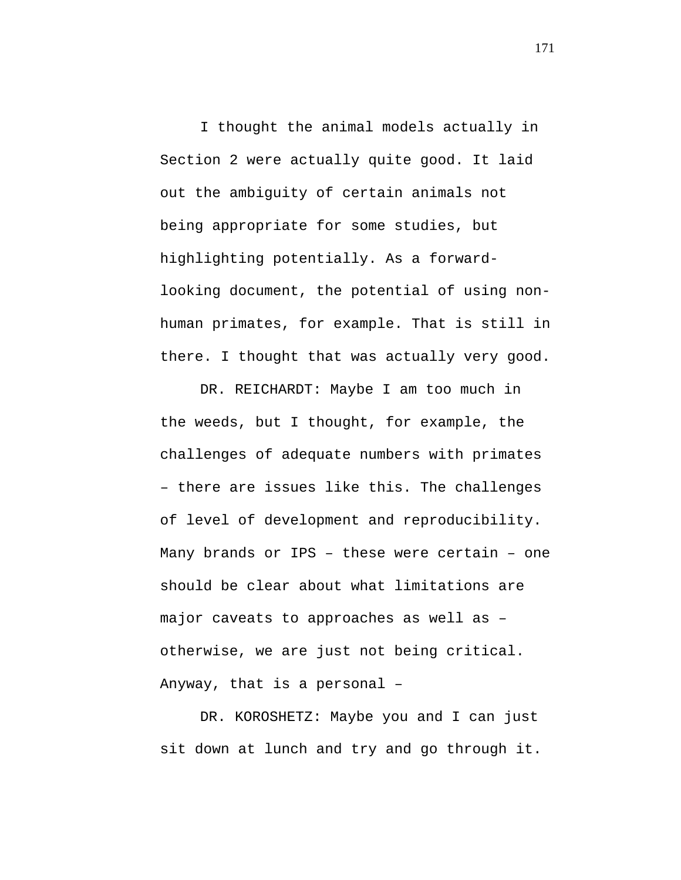I thought the animal models actually in Section 2 were actually quite good. It laid out the ambiguity of certain animals not being appropriate for some studies, but highlighting potentially. As a forward-looking document, the potential of using non-human primates, for example. That is still in there. I thought that was actually very good.

DR. REICHARDT: Maybe I am too much in the weeds, but I thought, for example, the challenges of adequate numbers with primates – there are issues like this. The challenges of level of development and reproducibility. Many brands or IPS – these were certain – one should be clear about what limitations are major caveats to approaches as well as – otherwise, we are just not being critical. Anyway, that is a personal –

DR. KOROSHETZ: Maybe you and I can just sit down at lunch and try and go through it.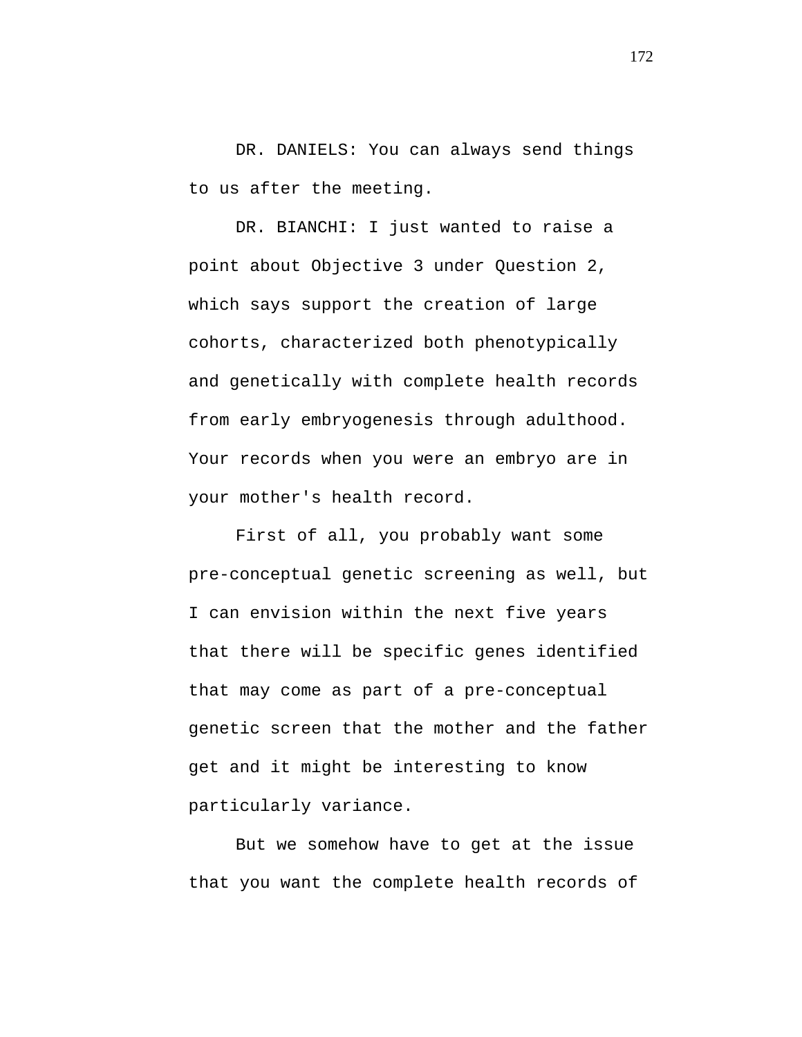DR. DANIELS: You can always send things to us after the meeting.

DR. BIANCHI: I just wanted to raise a point about Objective 3 under Question 2, which says support the creation of large cohorts, characterized both phenotypically and genetically with complete health records from early embryogenesis through adulthood. Your records when you were an embryo are in your mother's health record.

First of all, you probably want some pre-conceptual genetic screening as well, but I can envision within the next five years that there will be specific genes identified that may come as part of a pre-conceptual genetic screen that the mother and the father get and it might be interesting to know particularly variance.

But we somehow have to get at the issue that you want the complete health records of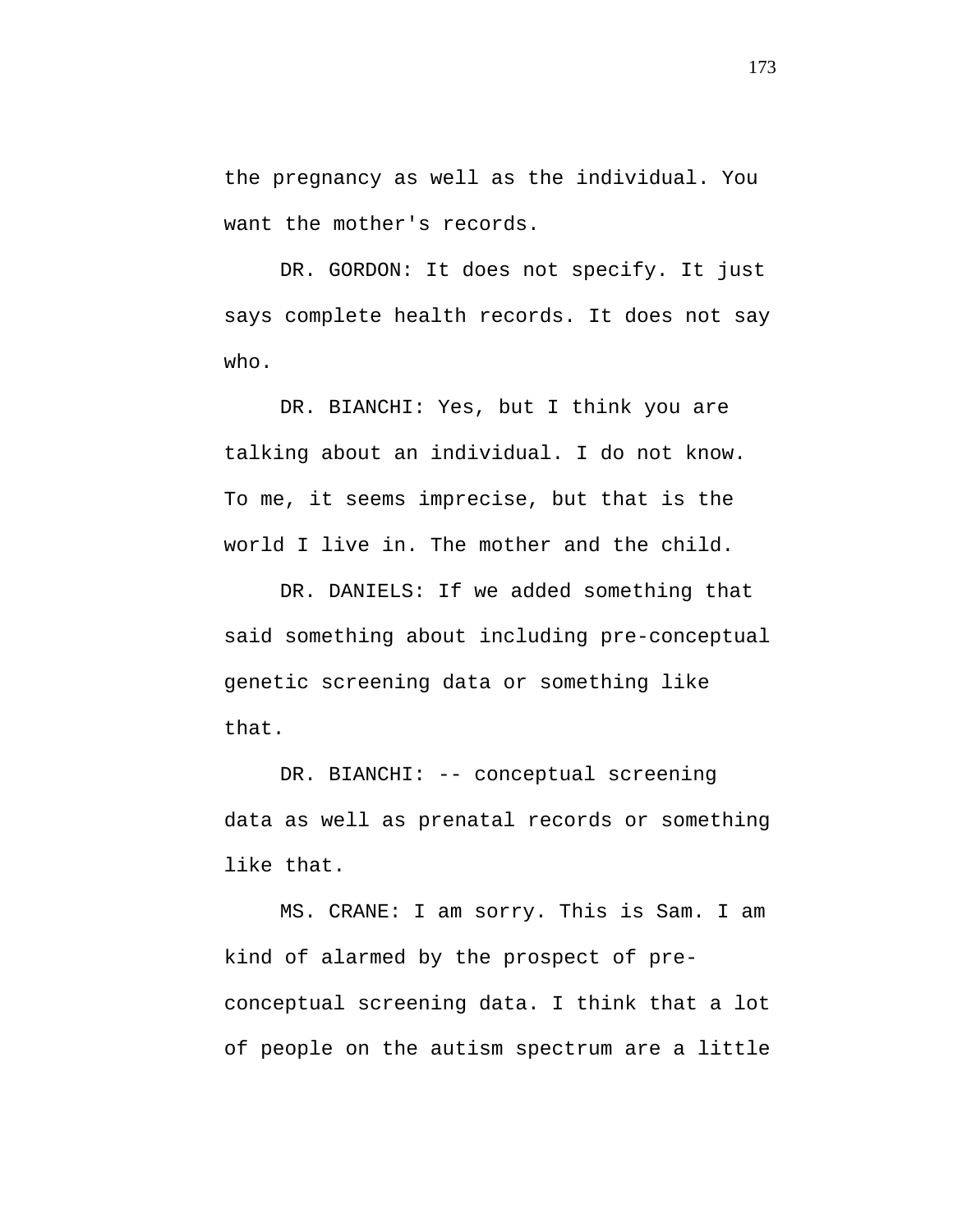the pregnancy as well as the individual. You want the mother's records.

DR. GORDON: It does not specify. It just says complete health records. It does not say who.

DR. BIANCHI: Yes, but I think you are talking about an individual. I do not know. To me, it seems imprecise, but that is the world I live in. The mother and the child.

DR. DANIELS: If we added something that said something about including pre-conceptual genetic screening data or something like that.

DR. BIANCHI: -- conceptual screening data as well as prenatal records or something like that.

MS. CRANE: I am sorry. This is Sam. I am kind of alarmed by the prospect of pre-conceptual screening data. I think that a lot of people on the autism spectrum are a little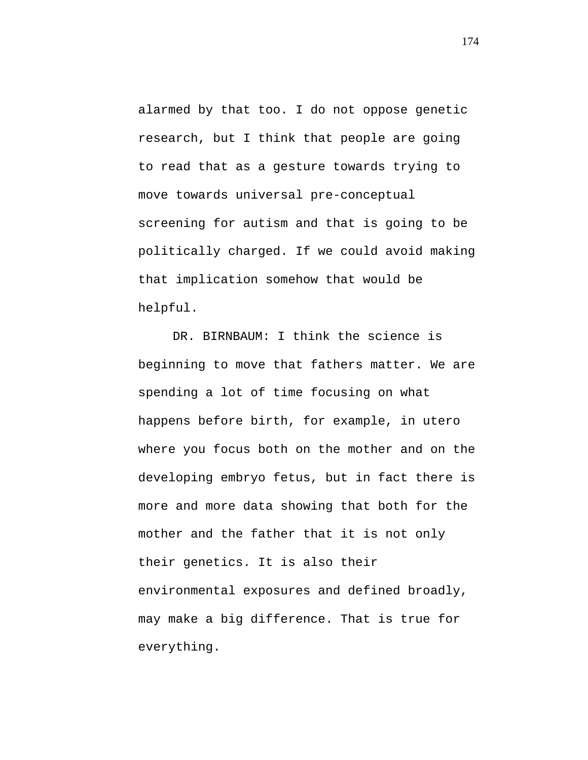alarmed by that too. I do not oppose genetic research, but I think that people are going to read that as a gesture towards trying to move towards universal pre-conceptual screening for autism and that is going to be politically charged. If we could avoid making that implication somehow that would be helpful.

DR. BIRNBAUM: I think the science is beginning to move that fathers matter. We are spending a lot of time focusing on what happens before birth, for example, in utero where you focus both on the mother and on the developing embryo fetus, but in fact there is more and more data showing that both for the mother and the father that it is not only their genetics. It is also their environmental exposures and defined broadly, may make a big difference. That is true for everything.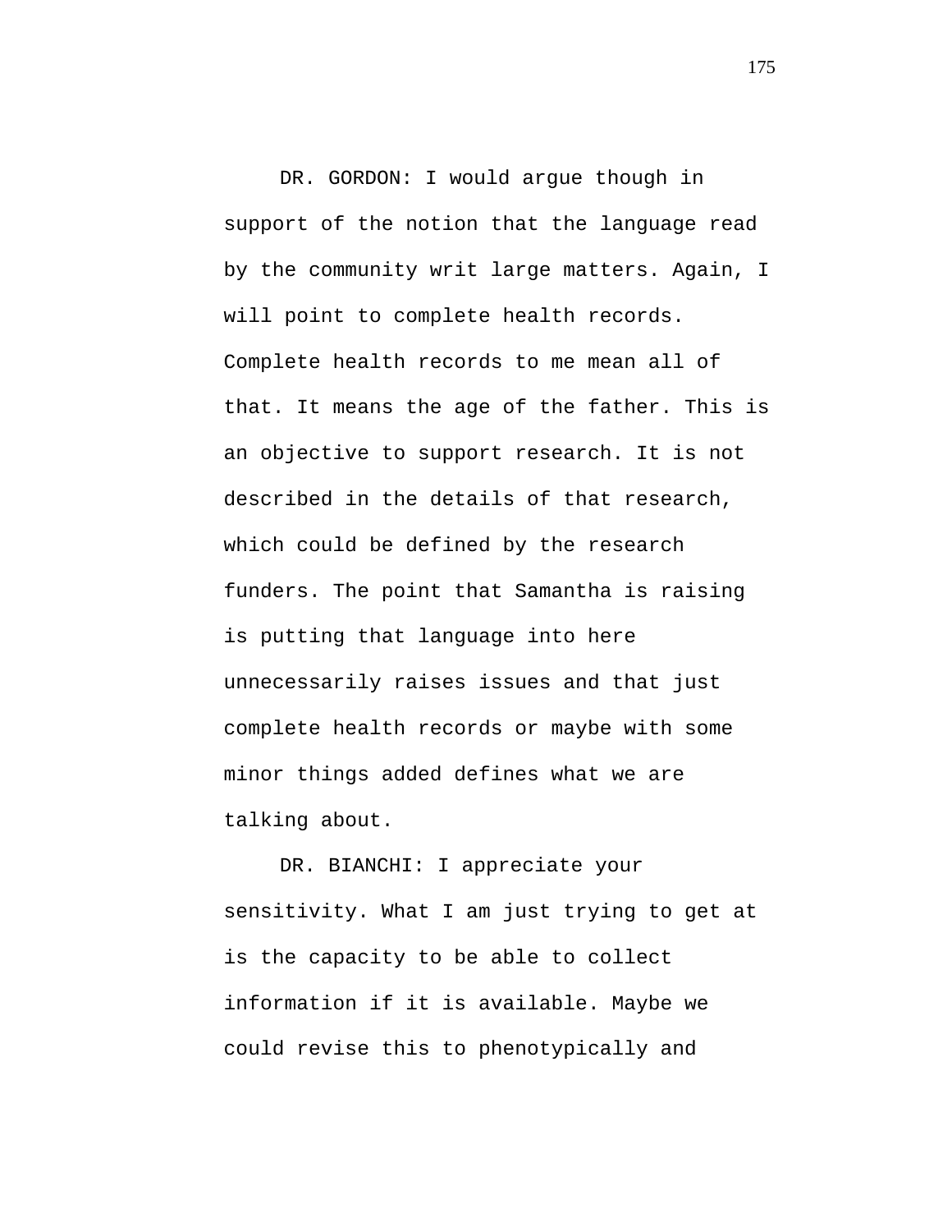DR. GORDON: I would argue though in support of the notion that the language read by the community writ large matters. Again, I will point to complete health records. Complete health records to me mean all of that. It means the age of the father. This is an objective to support research. It is not described in the details of that research, which could be defined by the research funders. The point that Samantha is raising is putting that language into here unnecessarily raises issues and that just complete health records or maybe with some minor things added defines what we are talking about.

DR. BIANCHI: I appreciate your sensitivity. What I am just trying to get at is the capacity to be able to collect information if it is available. Maybe we could revise this to phenotypically and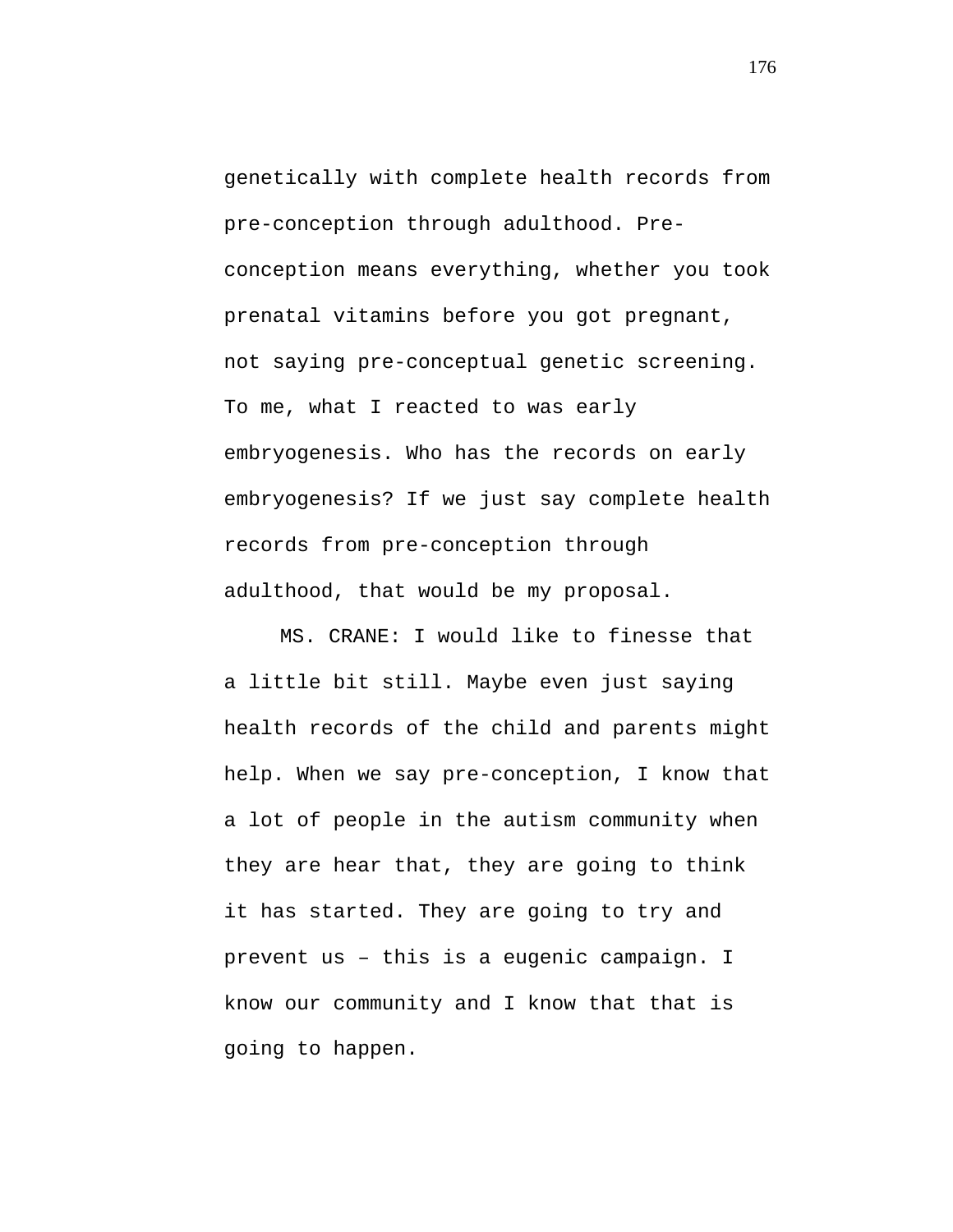genetically with complete health records from pre-conception through adulthood. Pre-conception means everything, whether you took prenatal vitamins before you got pregnant, not saying pre-conceptual genetic screening. To me, what I reacted to was early embryogenesis. Who has the records on early embryogenesis? If we just say complete health records from pre-conception through adulthood, that would be my proposal.

MS. CRANE: I would like to finesse that a little bit still. Maybe even just saying health records of the child and parents might help. When we say pre-conception, I know that a lot of people in the autism community when they are hear that, they are going to think it has started. They are going to try and prevent us – this is a eugenic campaign. I know our community and I know that that is going to happen.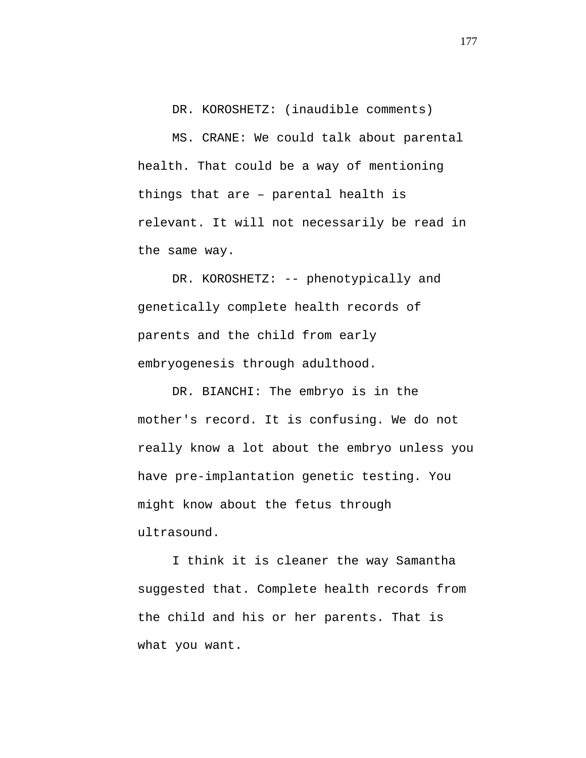DR. KOROSHETZ: (inaudible comments)

MS. CRANE: We could talk about parental health. That could be a way of mentioning things that are – parental health is relevant. It will not necessarily be read in the same way.

DR. KOROSHETZ: -- phenotypically and genetically complete health records of parents and the child from early embryogenesis through adulthood.

DR. BIANCHI: The embryo is in the mother's record. It is confusing. We do not really know a lot about the embryo unless you have pre-implantation genetic testing. You might know about the fetus through ultrasound.

I think it is cleaner the way Samantha suggested that. Complete health records from the child and his or her parents. That is what you want.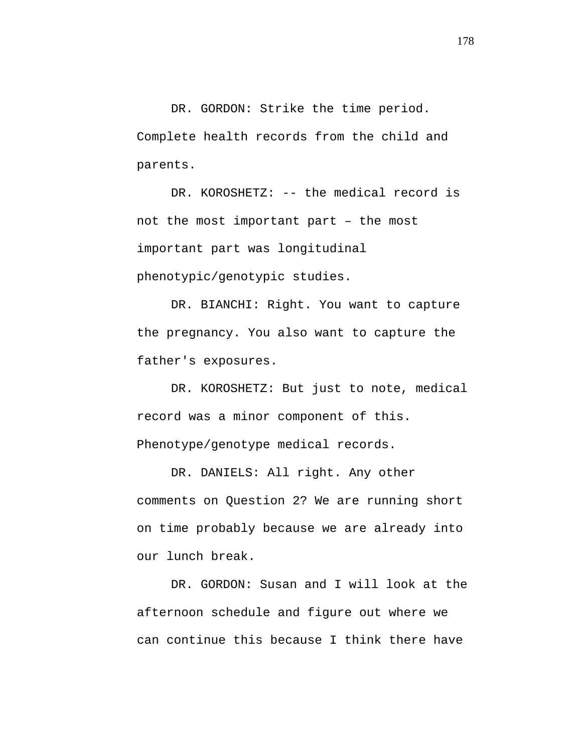DR. GORDON: Strike the time period. Complete health records from the child and parents.

DR. KOROSHETZ: -- the medical record is not the most important part – the most important part was longitudinal phenotypic/genotypic studies.

DR. BIANCHI: Right. You want to capture the pregnancy. You also want to capture the father's exposures.

DR. KOROSHETZ: But just to note, medical record was a minor component of this. Phenotype/genotype medical records.

DR. DANIELS: All right. Any other comments on Question 2? We are running short on time probably because we are already into our lunch break.

DR. GORDON: Susan and I will look at the afternoon schedule and figure out where we can continue this because I think there have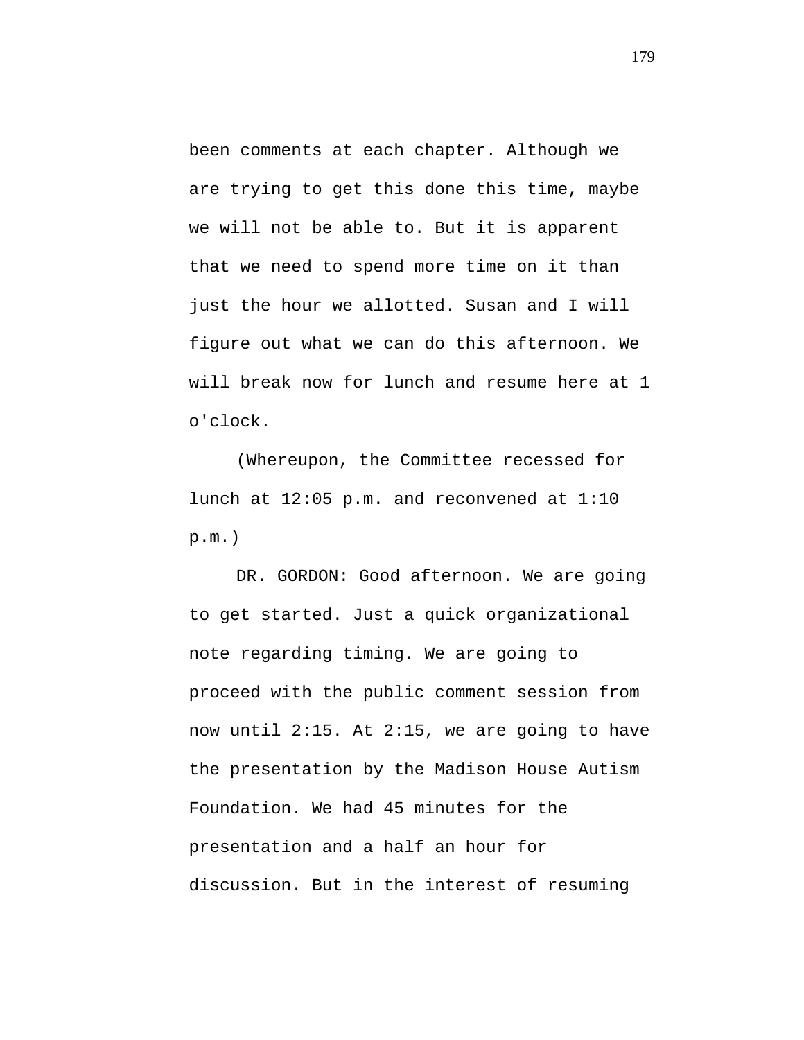been comments at each chapter. Although we are trying to get this done this time, maybe we will not be able to. But it is apparent that we need to spend more time on it than just the hour we allotted. Susan and I will figure out what we can do this afternoon. We will break now for lunch and resume here at 1 o'clock.

(Whereupon, the Committee recessed for lunch at 12:05 p.m. and reconvened at 1:10 p.m.)

DR. GORDON: Good afternoon. We are going to get started. Just a quick organizational note regarding timing. We are going to proceed with the public comment session from now until 2:15. At 2:15, we are going to have the presentation by the Madison House Autism Foundation. We had 45 minutes for the presentation and a half an hour for discussion. But in the interest of resuming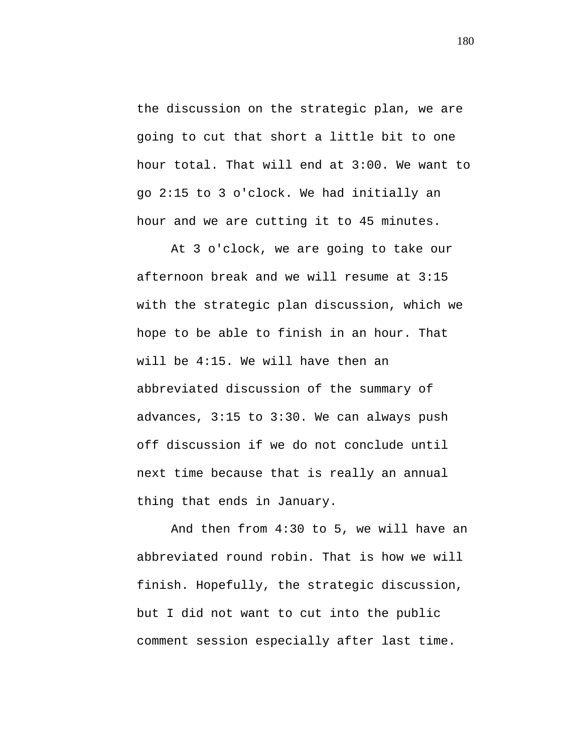the discussion on the strategic plan, we are going to cut that short a little bit to one hour total. That will end at 3:00. We want to go 2:15 to 3 o'clock. We had initially an hour and we are cutting it to 45 minutes.

At 3 o'clock, we are going to take our afternoon break and we will resume at 3:15 with the strategic plan discussion, which we hope to be able to finish in an hour. That will be 4:15. We will have then an abbreviated discussion of the summary of advances, 3:15 to 3:30. We can always push off discussion if we do not conclude until next time because that is really an annual thing that ends in January.

And then from 4:30 to 5, we will have an abbreviated round robin. That is how we will finish. Hopefully, the strategic discussion, but I did not want to cut into the public comment session especially after last time.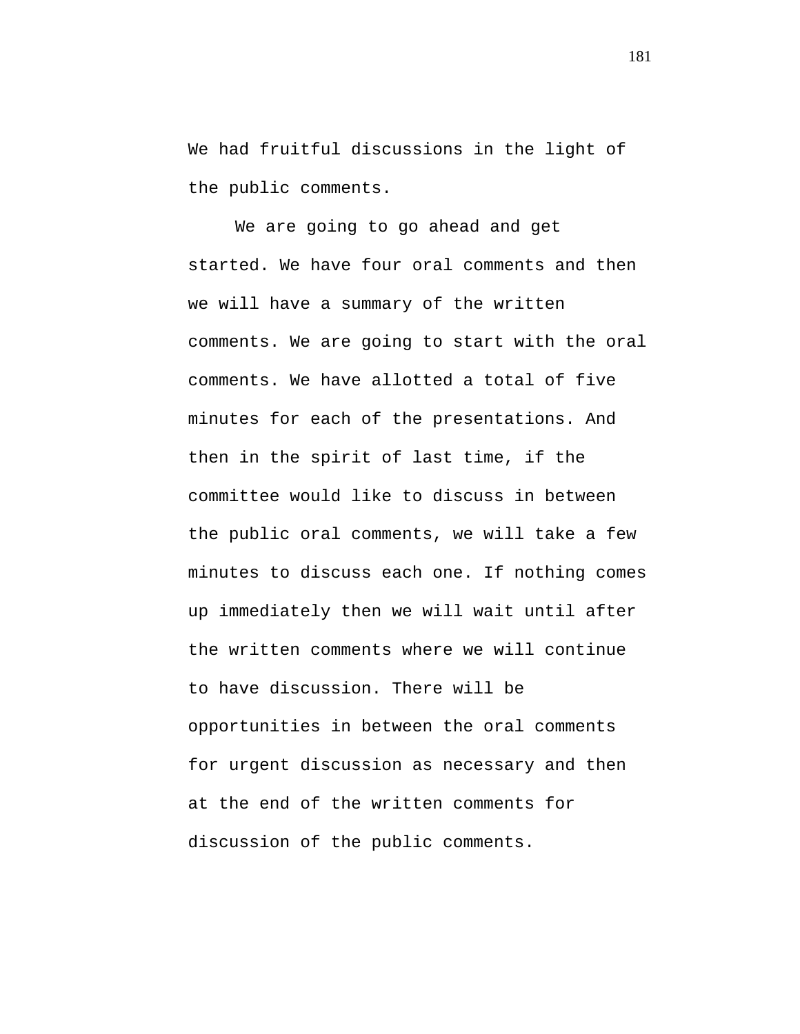We had fruitful discussions in the light of the public comments.

We are going to go ahead and get started. We have four oral comments and then we will have a summary of the written comments. We are going to start with the oral comments. We have allotted a total of five minutes for each of the presentations. And then in the spirit of last time, if the committee would like to discuss in between the public oral comments, we will take a few minutes to discuss each one. If nothing comes up immediately then we will wait until after the written comments where we will continue to have discussion. There will be opportunities in between the oral comments for urgent discussion as necessary and then at the end of the written comments for discussion of the public comments.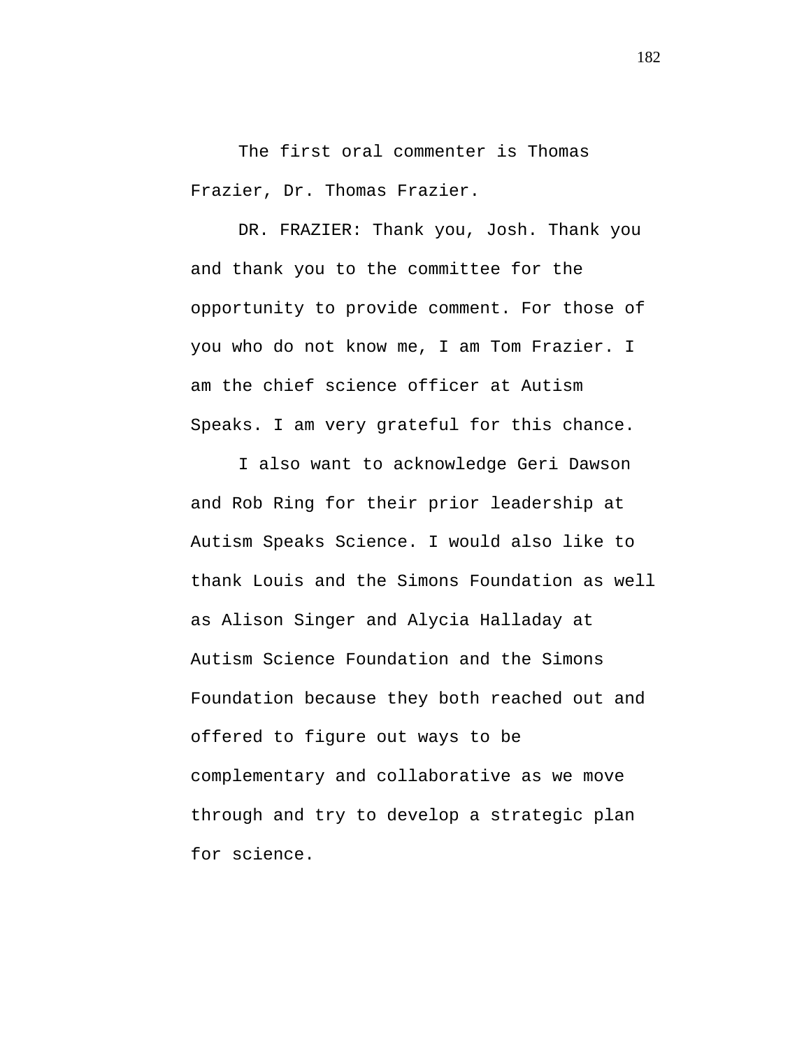The first oral commenter is Thomas Frazier, Dr. Thomas Frazier.

DR. FRAZIER: Thank you, Josh. Thank you and thank you to the committee for the opportunity to provide comment. For those of you who do not know me, I am Tom Frazier. I am the chief science officer at Autism Speaks. I am very grateful for this chance.

I also want to acknowledge Geri Dawson and Rob Ring for their prior leadership at Autism Speaks Science. I would also like to thank Louis and the Simons Foundation as well as Alison Singer and Alycia Halladay at Autism Science Foundation and the Simons Foundation because they both reached out and offered to figure out ways to be complementary and collaborative as we move through and try to develop a strategic plan for science.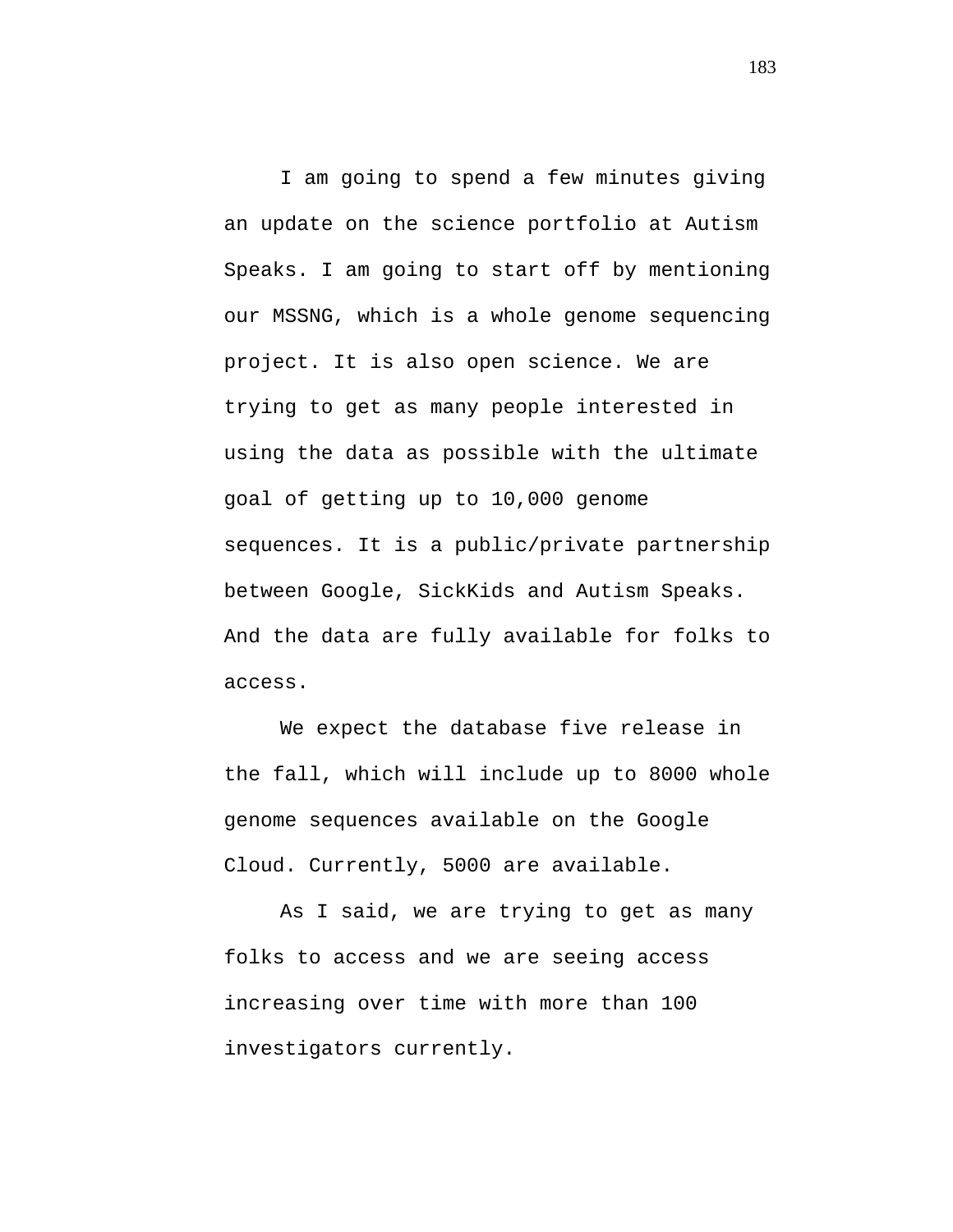I am going to spend a few minutes giving an update on the science portfolio at Autism Speaks. I am going to start off by mentioning our MSSNG, which is a whole genome sequencing project. It is also open science. We are trying to get as many people interested in using the data as possible with the ultimate goal of getting up to 10,000 genome sequences. It is a public/private partnership between Google, SickKids and Autism Speaks. And the data are fully available for folks to access.

We expect the database five release in the fall, which will include up to 8000 whole genome sequences available on the Google Cloud. Currently, 5000 are available.

As I said, we are trying to get as many folks to access and we are seeing access increasing over time with more than 100 investigators currently.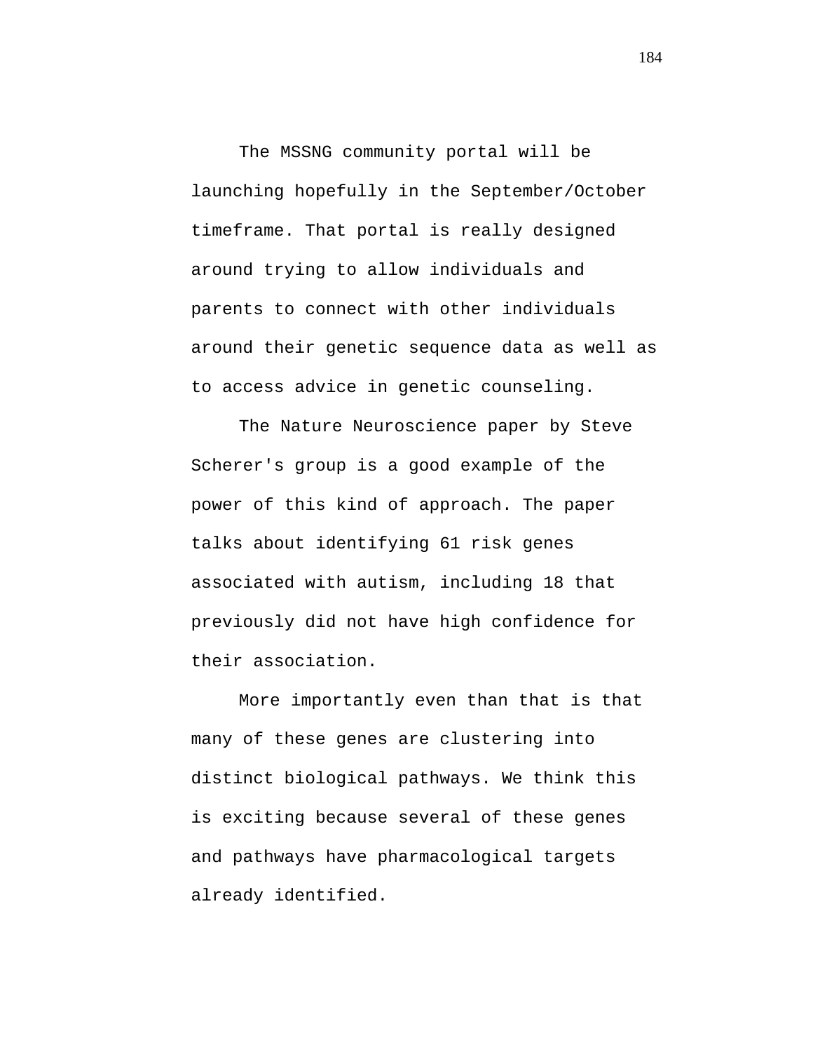The MSSNG community portal will be launching hopefully in the September/October timeframe. That portal is really designed around trying to allow individuals and parents to connect with other individuals around their genetic sequence data as well as to access advice in genetic counseling.

The Nature Neuroscience paper by Steve Scherer's group is a good example of the power of this kind of approach. The paper talks about identifying 61 risk genes associated with autism, including 18 that previously did not have high confidence for their association.

More importantly even than that is that many of these genes are clustering into distinct biological pathways. We think this is exciting because several of these genes and pathways have pharmacological targets already identified.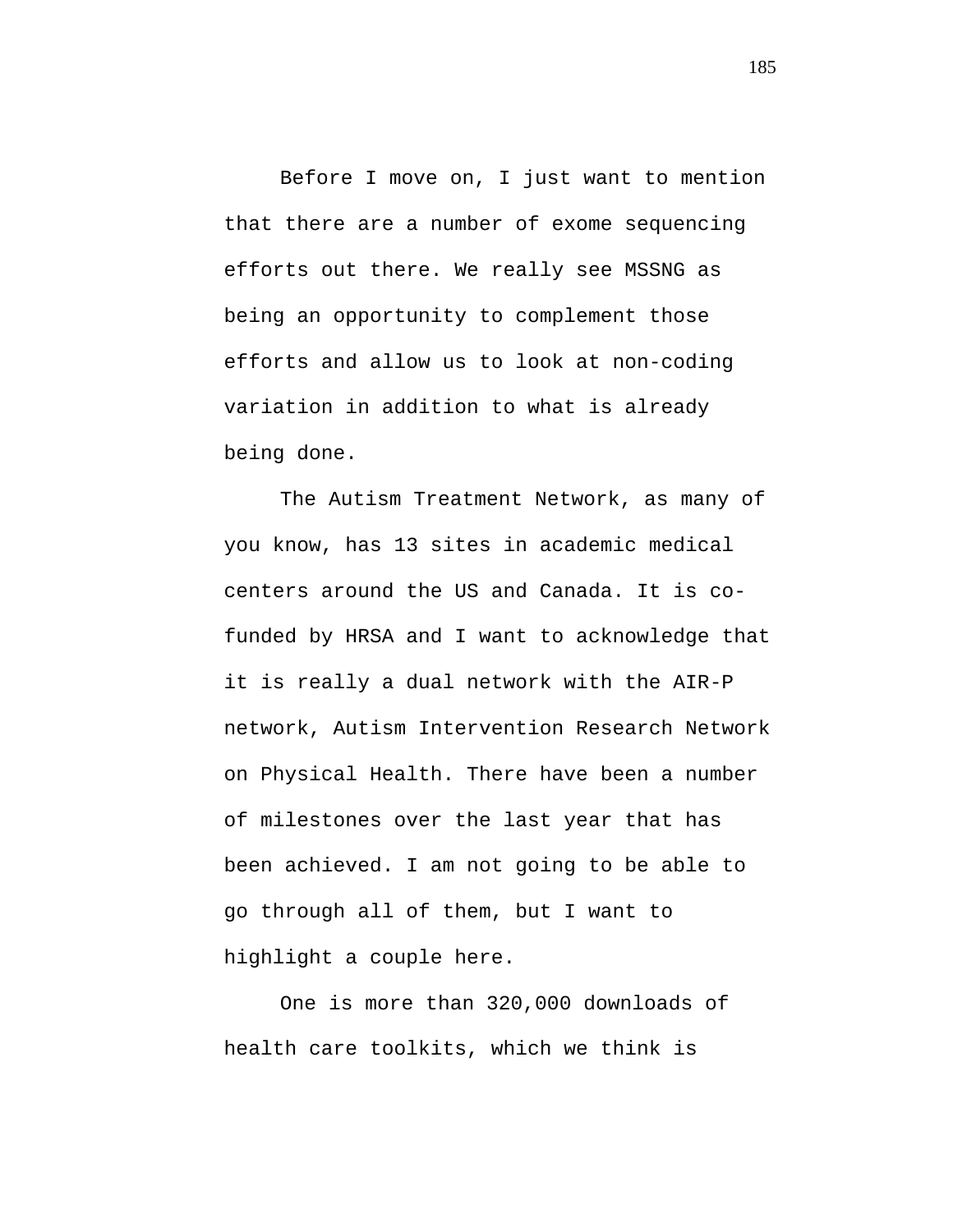Before I move on, I just want to mention that there are a number of exome sequencing efforts out there. We really see MSSNG as being an opportunity to complement those efforts and allow us to look at non-coding variation in addition to what is already being done.

The Autism Treatment Network, as many of you know, has 13 sites in academic medical centers around the US and Canada. It is co-funded by HRSA and I want to acknowledge that it is really a dual network with the AIR-P network, Autism Intervention Research Network on Physical Health. There have been a number of milestones over the last year that has been achieved. I am not going to be able to go through all of them, but I want to highlight a couple here.

One is more than 320,000 downloads of health care toolkits, which we think is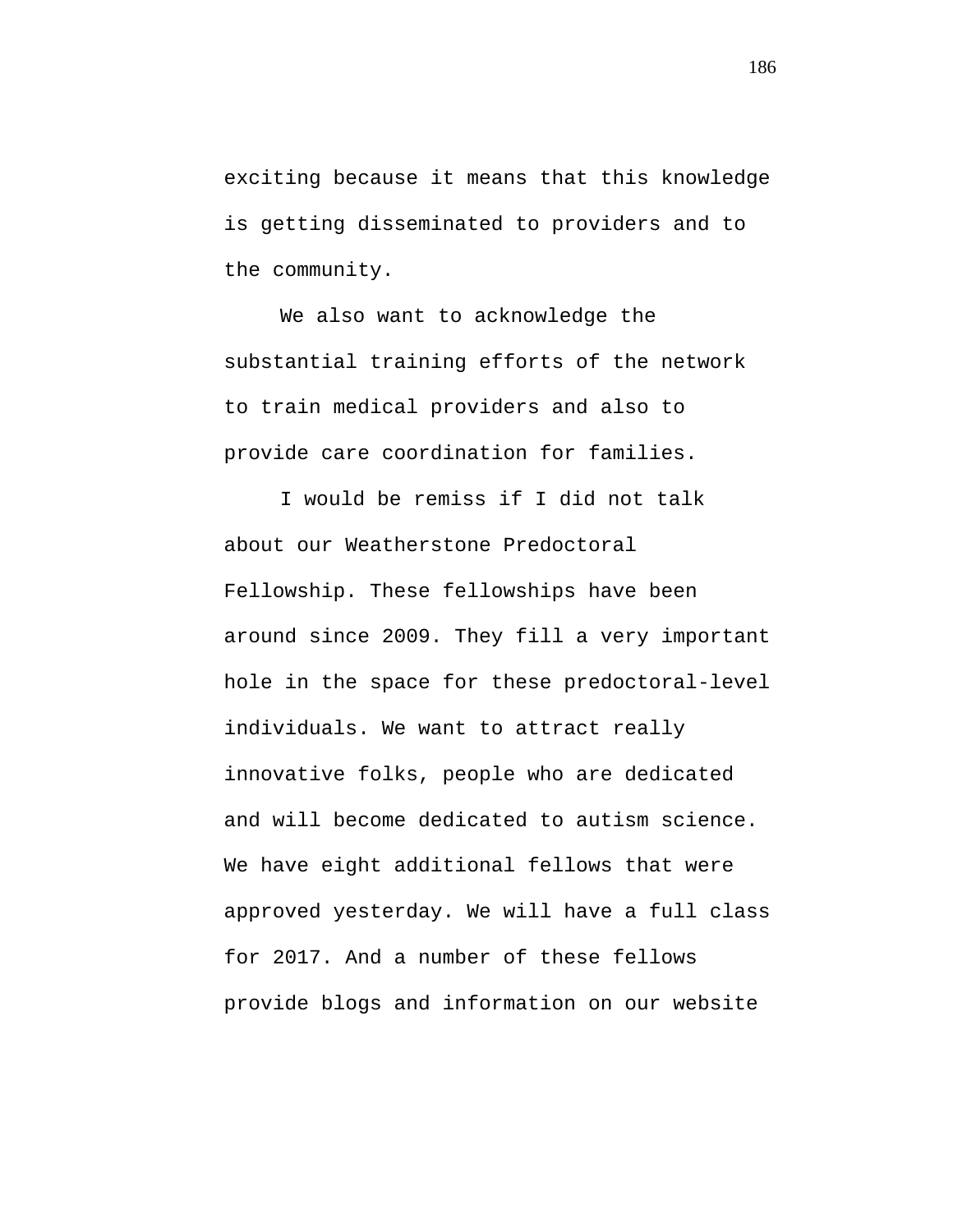exciting because it means that this knowledge is getting disseminated to providers and to the community.

We also want to acknowledge the substantial training efforts of the network to train medical providers and also to provide care coordination for families.

I would be remiss if I did not talk about our Weatherstone Predoctoral Fellowship. These fellowships have been around since 2009. They fill a very important hole in the space for these predoctoral-level individuals. We want to attract really innovative folks, people who are dedicated and will become dedicated to autism science. We have eight additional fellows that were approved yesterday. We will have a full class for 2017. And a number of these fellows provide blogs and information on our website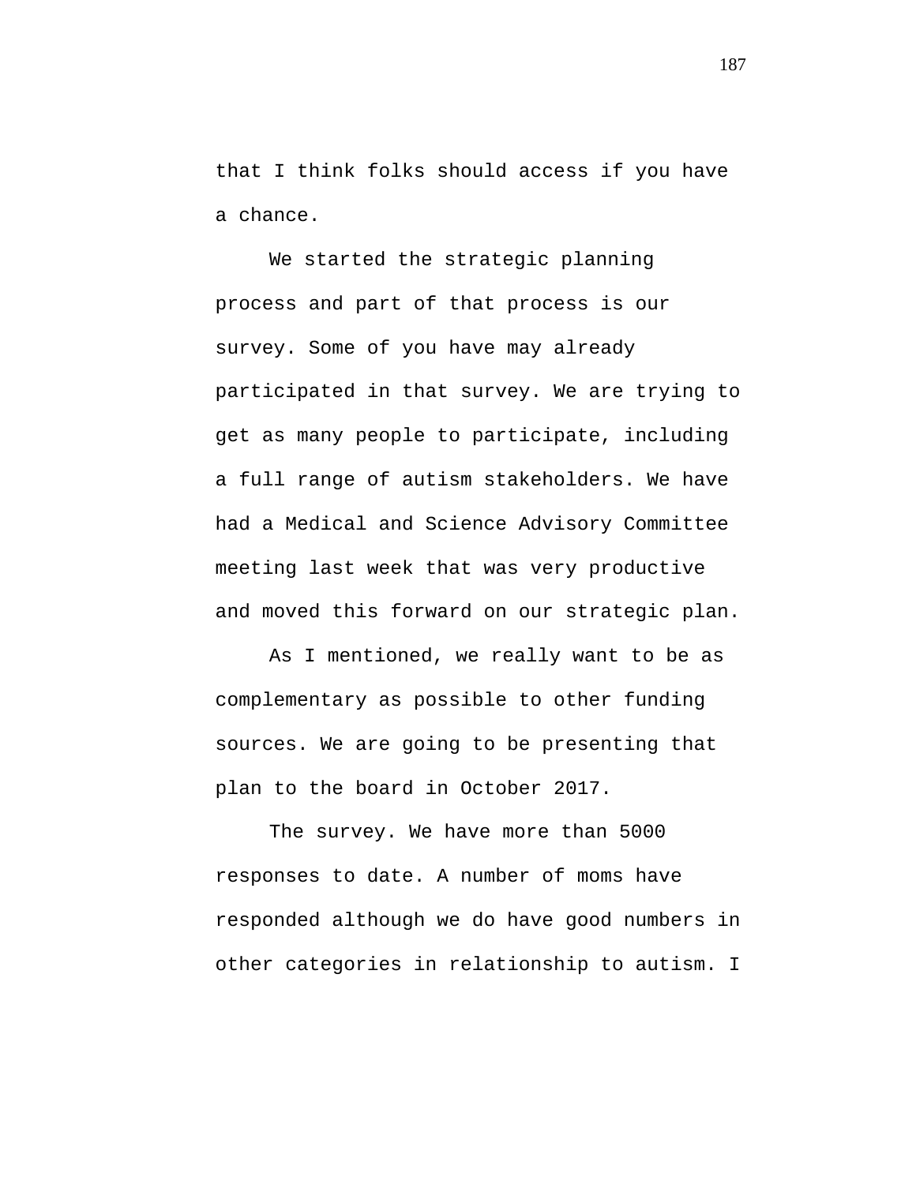that I think folks should access if you have a chance.

We started the strategic planning process and part of that process is our survey. Some of you have may already participated in that survey. We are trying to get as many people to participate, including a full range of autism stakeholders. We have had a Medical and Science Advisory Committee meeting last week that was very productive and moved this forward on our strategic plan.

As I mentioned, we really want to be as complementary as possible to other funding sources. We are going to be presenting that plan to the board in October 2017.

The survey. We have more than 5000 responses to date. A number of moms have responded although we do have good numbers in other categories in relationship to autism. I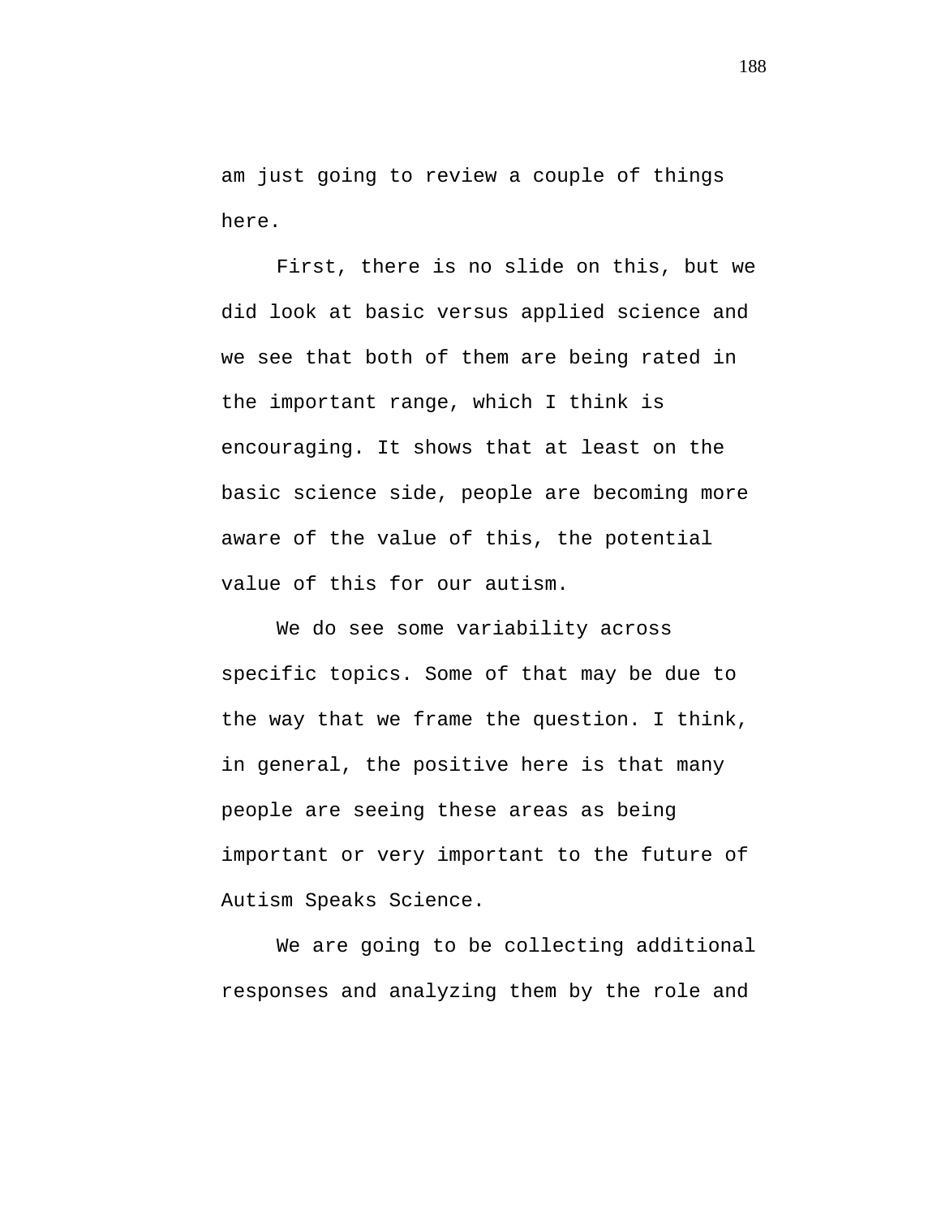am just going to review a couple of things here.

First, there is no slide on this, but we did look at basic versus applied science and we see that both of them are being rated in the important range, which I think is encouraging. It shows that at least on the basic science side, people are becoming more aware of the value of this, the potential value of this for our autism.

We do see some variability across specific topics. Some of that may be due to the way that we frame the question. I think, in general, the positive here is that many people are seeing these areas as being important or very important to the future of Autism Speaks Science.

We are going to be collecting additional responses and analyzing them by the role and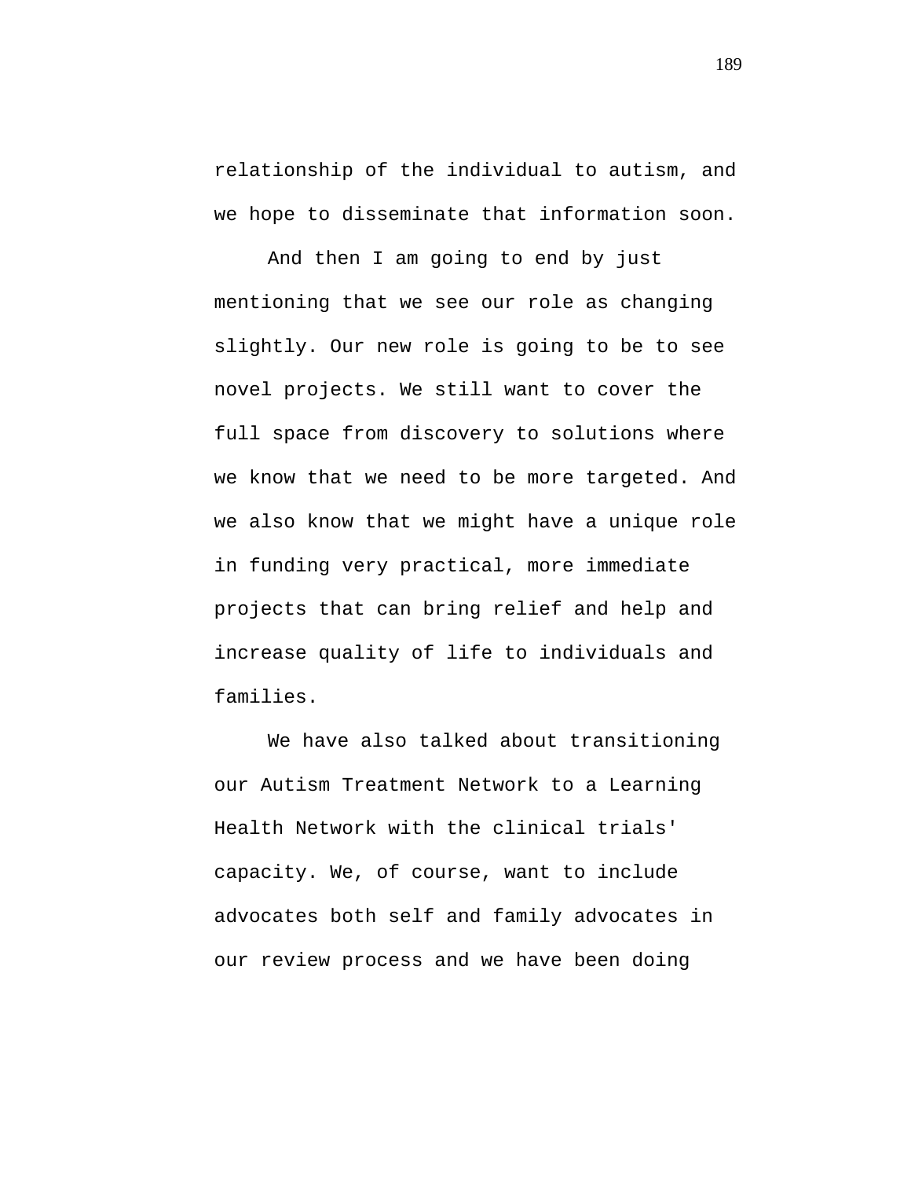relationship of the individual to autism, and we hope to disseminate that information soon.

And then I am going to end by just mentioning that we see our role as changing slightly. Our new role is going to be to see novel projects. We still want to cover the full space from discovery to solutions where we know that we need to be more targeted. And we also know that we might have a unique role in funding very practical, more immediate projects that can bring relief and help and increase quality of life to individuals and families.

We have also talked about transitioning our Autism Treatment Network to a Learning Health Network with the clinical trials' capacity. We, of course, want to include advocates both self and family advocates in our review process and we have been doing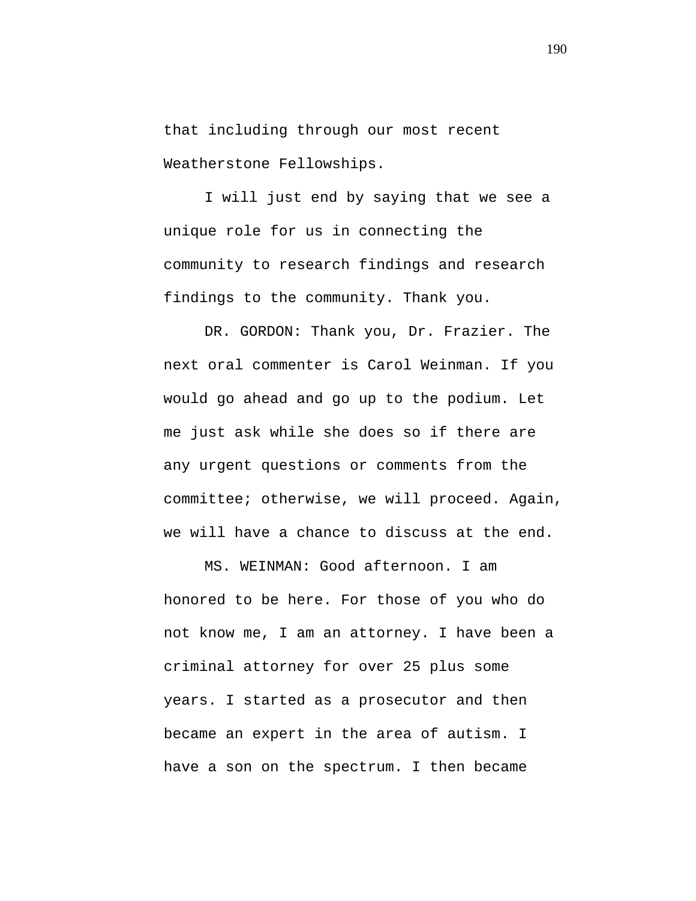that including through our most recent Weatherstone Fellowships.

I will just end by saying that we see a unique role for us in connecting the community to research findings and research findings to the community. Thank you.

DR. GORDON: Thank you, Dr. Frazier. The next oral commenter is Carol Weinman. If you would go ahead and go up to the podium. Let me just ask while she does so if there are any urgent questions or comments from the committee; otherwise, we will proceed. Again, we will have a chance to discuss at the end.

MS. WEINMAN: Good afternoon. I am honored to be here. For those of you who do not know me, I am an attorney. I have been a criminal attorney for over 25 plus some years. I started as a prosecutor and then became an expert in the area of autism. I have a son on the spectrum. I then became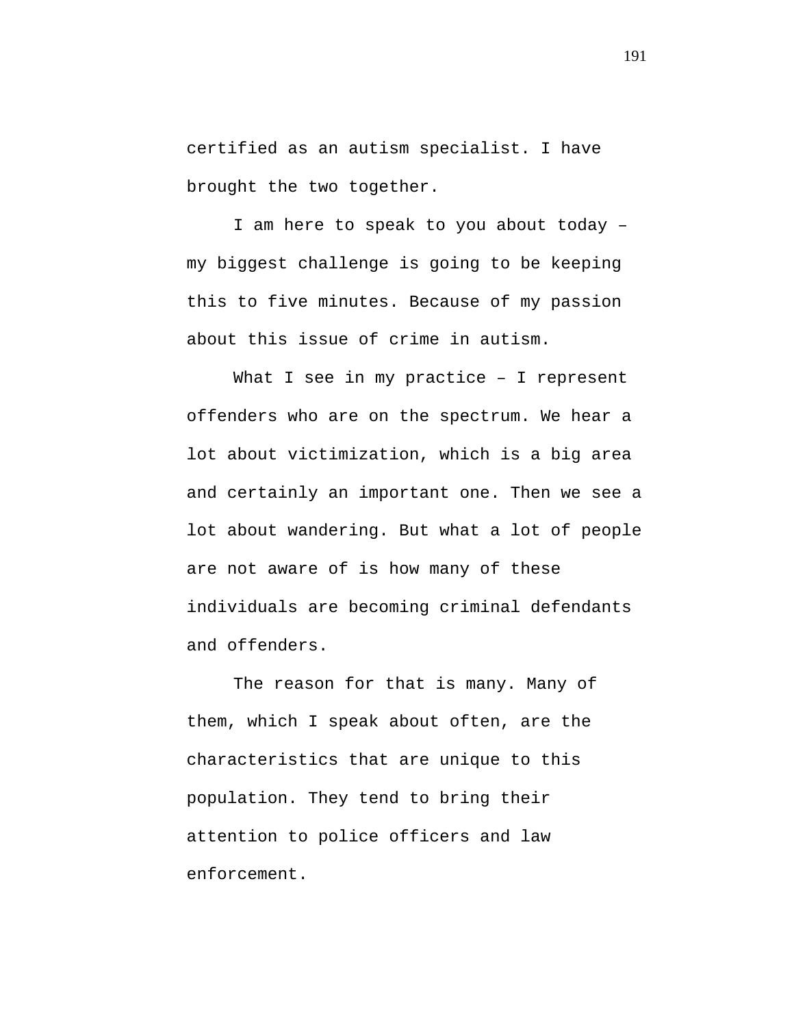certified as an autism specialist. I have brought the two together.

I am here to speak to you about today – my biggest challenge is going to be keeping this to five minutes. Because of my passion about this issue of crime in autism.

What I see in my practice – I represent offenders who are on the spectrum. We hear a lot about victimization, which is a big area and certainly an important one. Then we see a lot about wandering. But what a lot of people are not aware of is how many of these individuals are becoming criminal defendants and offenders.

The reason for that is many. Many of them, which I speak about often, are the characteristics that are unique to this population. They tend to bring their attention to police officers and law enforcement.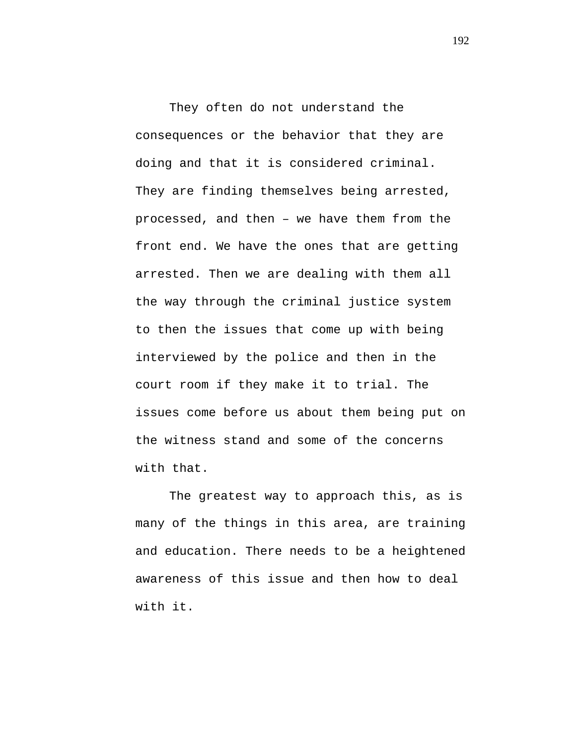They often do not understand the consequences or the behavior that they are doing and that it is considered criminal. They are finding themselves being arrested, processed, and then – we have them from the front end. We have the ones that are getting arrested. Then we are dealing with them all the way through the criminal justice system to then the issues that come up with being interviewed by the police and then in the court room if they make it to trial. The issues come before us about them being put on the witness stand and some of the concerns with that.

The greatest way to approach this, as is many of the things in this area, are training and education. There needs to be a heightened awareness of this issue and then how to deal with it.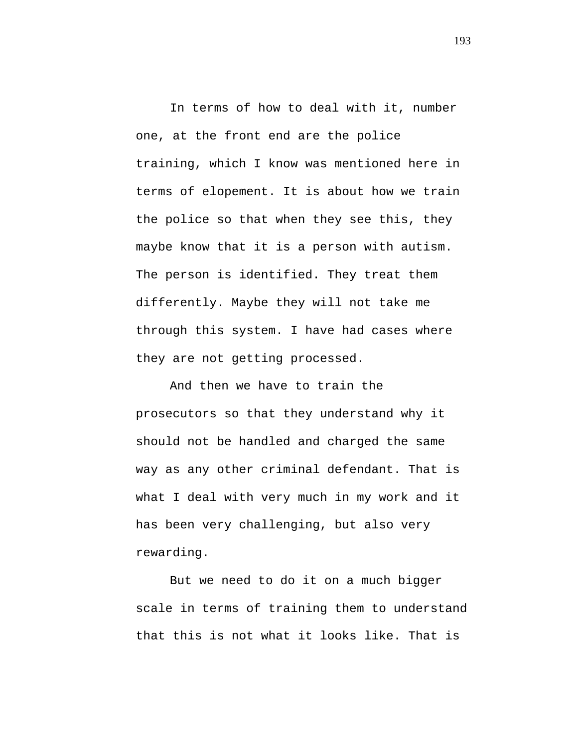In terms of how to deal with it, number one, at the front end are the police training, which I know was mentioned here in terms of elopement. It is about how we train the police so that when they see this, they maybe know that it is a person with autism. The person is identified. They treat them differently. Maybe they will not take me through this system. I have had cases where they are not getting processed.

And then we have to train the prosecutors so that they understand why it should not be handled and charged the same way as any other criminal defendant. That is what I deal with very much in my work and it has been very challenging, but also very rewarding.

But we need to do it on a much bigger scale in terms of training them to understand that this is not what it looks like. That is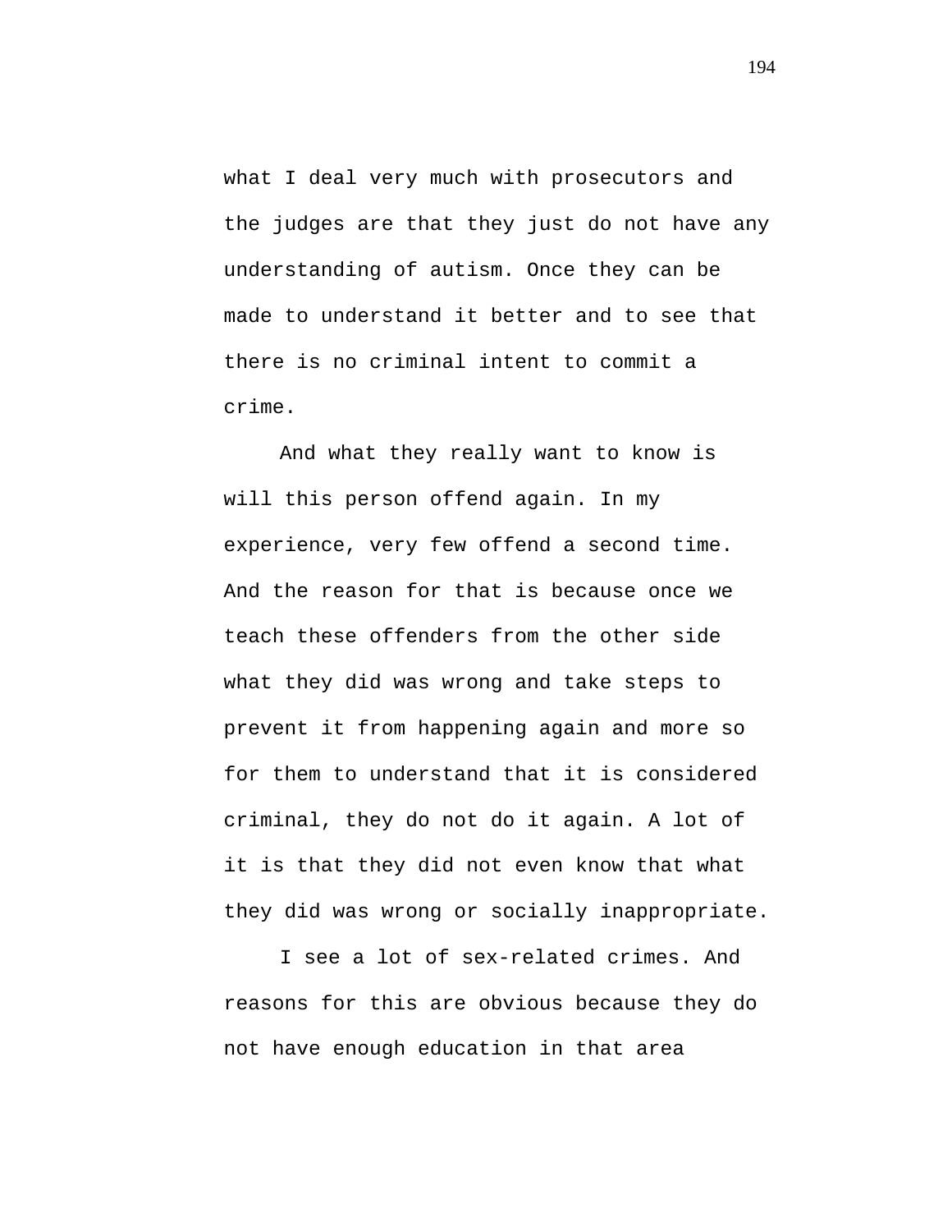what I deal very much with prosecutors and the judges are that they just do not have any understanding of autism. Once they can be made to understand it better and to see that there is no criminal intent to commit a crime.

And what they really want to know is will this person offend again. In my experience, very few offend a second time. And the reason for that is because once we teach these offenders from the other side what they did was wrong and take steps to prevent it from happening again and more so for them to understand that it is considered criminal, they do not do it again. A lot of it is that they did not even know that what they did was wrong or socially inappropriate.

I see a lot of sex-related crimes. And reasons for this are obvious because they do not have enough education in that area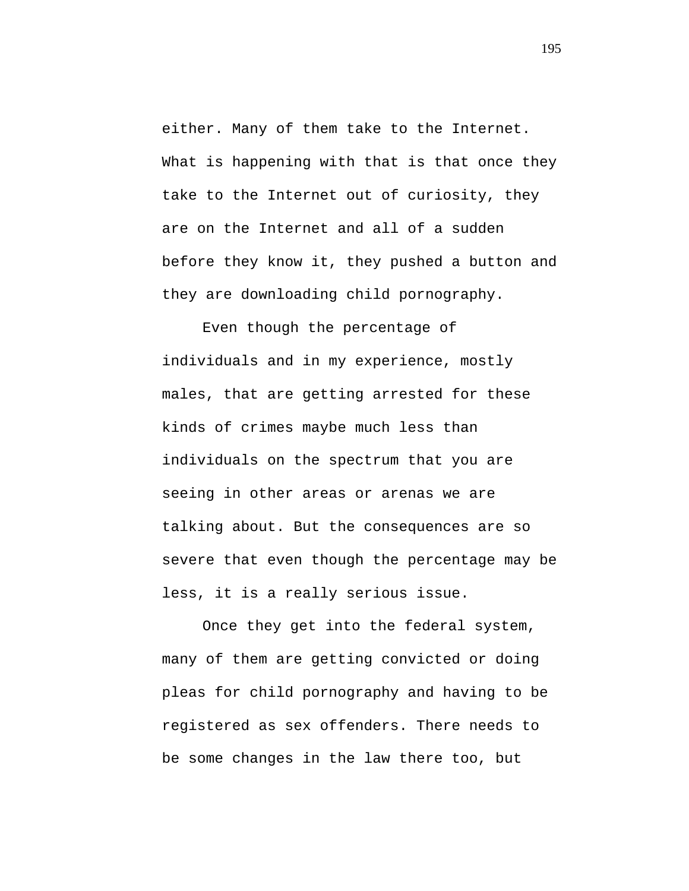either. Many of them take to the Internet. What is happening with that is that once they take to the Internet out of curiosity, they are on the Internet and all of a sudden before they know it, they pushed a button and they are downloading child pornography.

Even though the percentage of individuals and in my experience, mostly males, that are getting arrested for these kinds of crimes maybe much less than individuals on the spectrum that you are seeing in other areas or arenas we are talking about. But the consequences are so severe that even though the percentage may be less, it is a really serious issue.

Once they get into the federal system, many of them are getting convicted or doing pleas for child pornography and having to be registered as sex offenders. There needs to be some changes in the law there too, but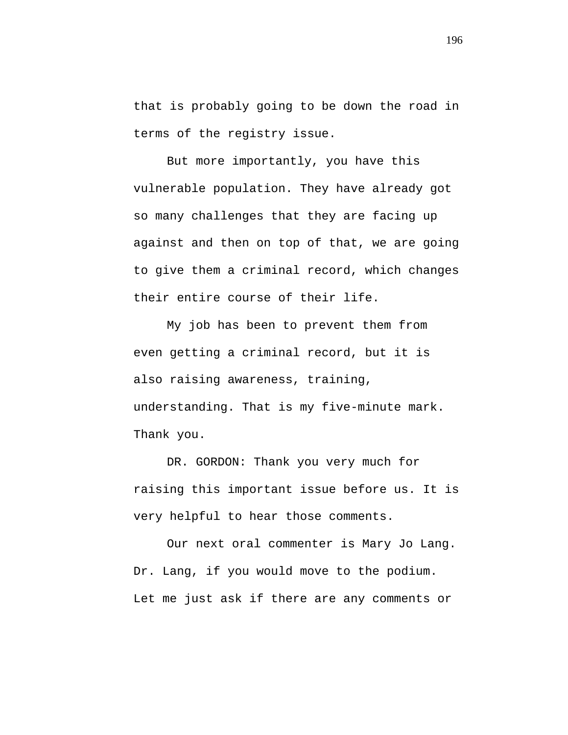that is probably going to be down the road in terms of the registry issue.

But more importantly, you have this vulnerable population. They have already got so many challenges that they are facing up against and then on top of that, we are going to give them a criminal record, which changes their entire course of their life.

My job has been to prevent them from even getting a criminal record, but it is also raising awareness, training, understanding. That is my five-minute mark. Thank you.

DR. GORDON: Thank you very much for raising this important issue before us. It is very helpful to hear those comments.

Our next oral commenter is Mary Jo Lang. Dr. Lang, if you would move to the podium. Let me just ask if there are any comments or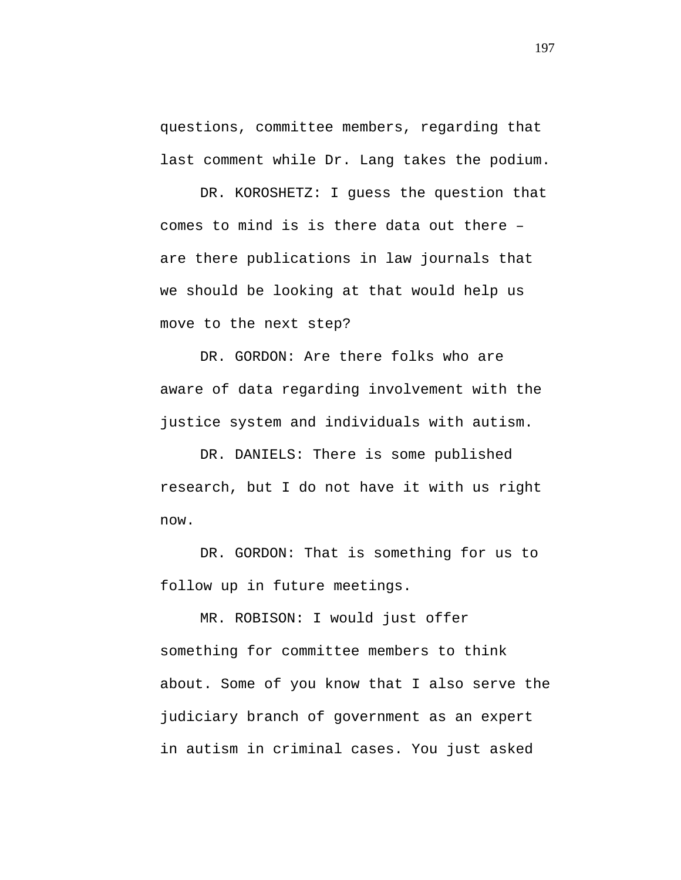questions, committee members, regarding that last comment while Dr. Lang takes the podium.

DR. KOROSHETZ: I guess the question that comes to mind is is there data out there – are there publications in law journals that we should be looking at that would help us move to the next step?

DR. GORDON: Are there folks who are aware of data regarding involvement with the justice system and individuals with autism.

DR. DANIELS: There is some published research, but I do not have it with us right now.

DR. GORDON: That is something for us to follow up in future meetings.

MR. ROBISON: I would just offer something for committee members to think about. Some of you know that I also serve the judiciary branch of government as an expert in autism in criminal cases. You just asked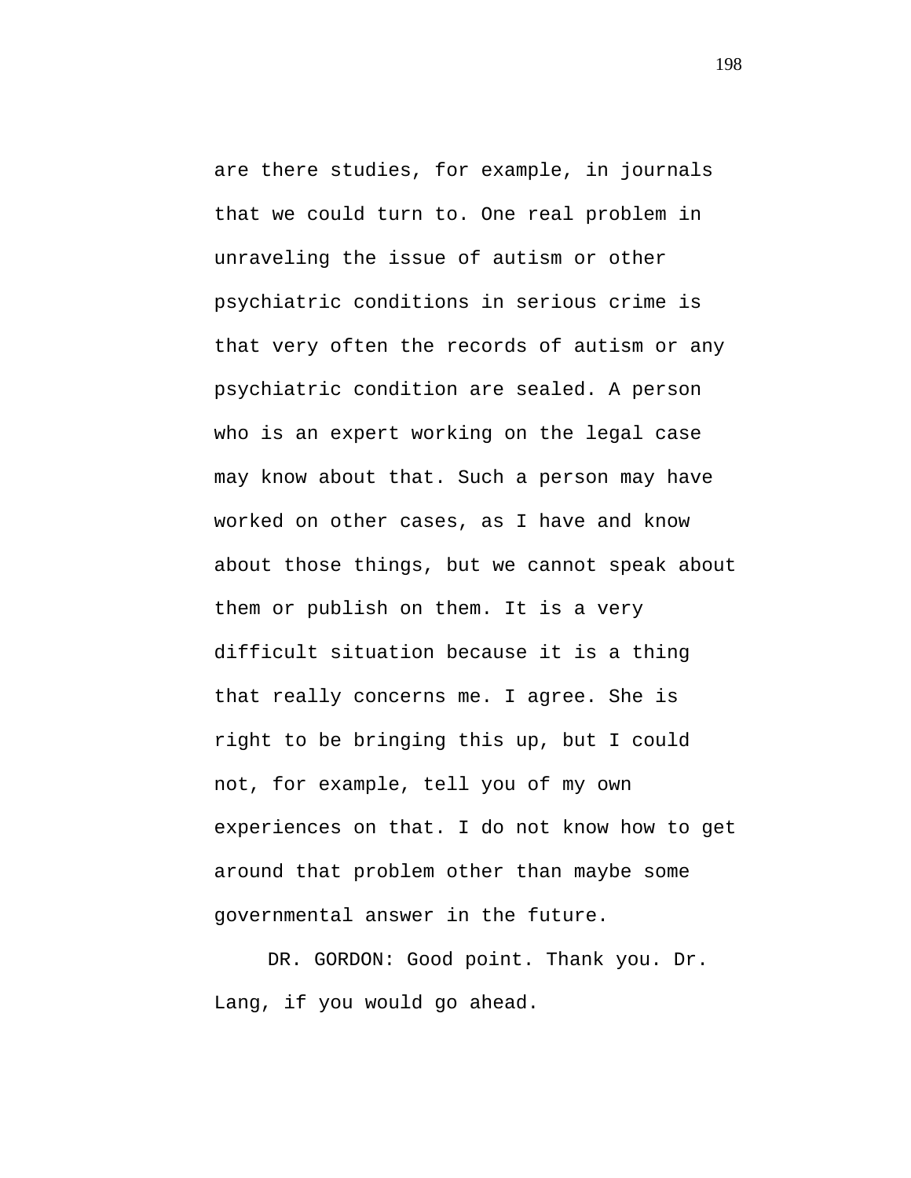are there studies, for example, in journals that we could turn to. One real problem in unraveling the issue of autism or other psychiatric conditions in serious crime is that very often the records of autism or any psychiatric condition are sealed. A person who is an expert working on the legal case may know about that. Such a person may have worked on other cases, as I have and know about those things, but we cannot speak about them or publish on them. It is a very difficult situation because it is a thing that really concerns me. I agree. She is right to be bringing this up, but I could not, for example, tell you of my own experiences on that. I do not know how to get around that problem other than maybe some governmental answer in the future.

DR. GORDON: Good point. Thank you. Dr. Lang, if you would go ahead.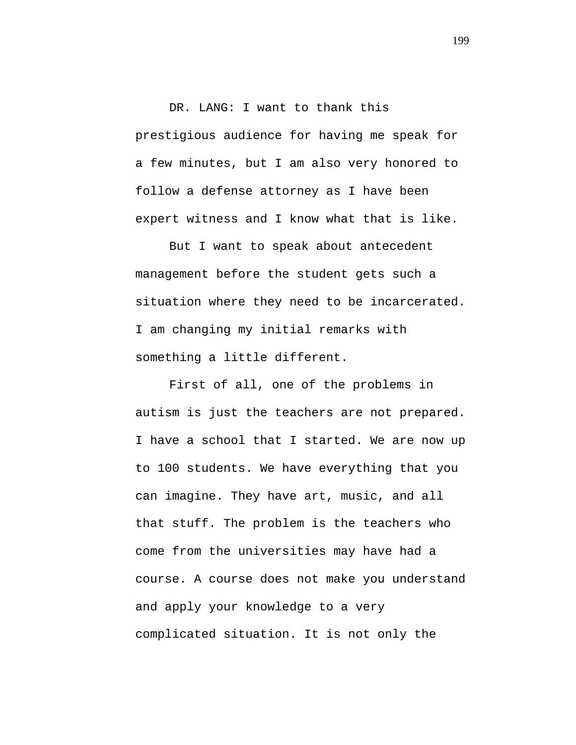DR. LANG: I want to thank this prestigious audience for having me speak for a few minutes, but I am also very honored to follow a defense attorney as I have been expert witness and I know what that is like.

But I want to speak about antecedent management before the student gets such a situation where they need to be incarcerated. I am changing my initial remarks with something a little different.

First of all, one of the problems in autism is just the teachers are not prepared. I have a school that I started. We are now up to 100 students. We have everything that you can imagine. They have art, music, and all that stuff. The problem is the teachers who come from the universities may have had a course. A course does not make you understand and apply your knowledge to a very complicated situation. It is not only the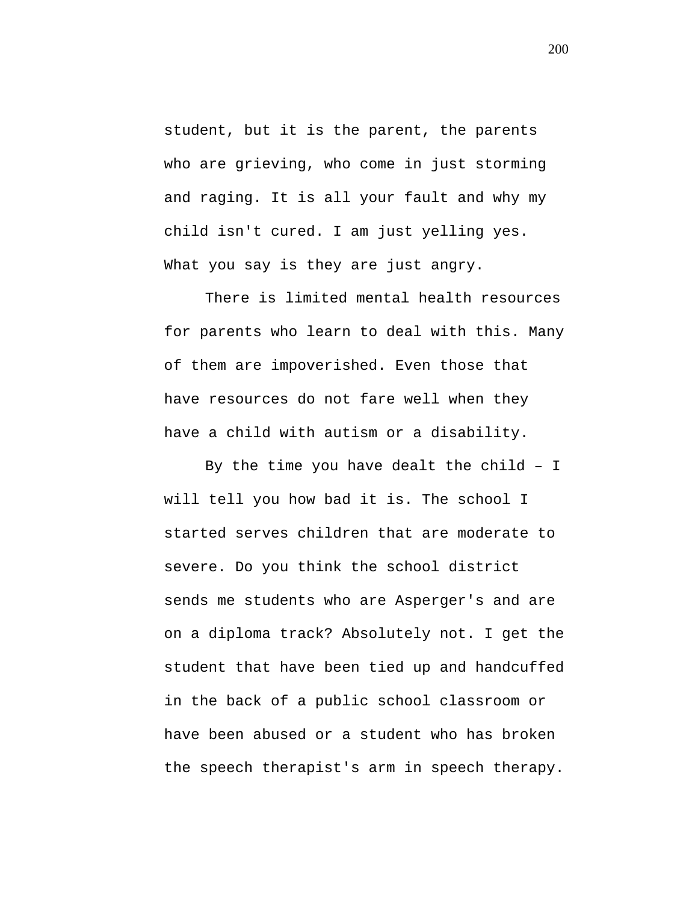student, but it is the parent, the parents who are grieving, who come in just storming and raging. It is all your fault and why my child isn't cured. I am just yelling yes. What you say is they are just angry.

There is limited mental health resources for parents who learn to deal with this. Many of them are impoverished. Even those that have resources do not fare well when they have a child with autism or a disability.

By the time you have dealt the child – I will tell you how bad it is. The school I started serves children that are moderate to severe. Do you think the school district sends me students who are Asperger's and are on a diploma track? Absolutely not. I get the student that have been tied up and handcuffed in the back of a public school classroom or have been abused or a student who has broken the speech therapist's arm in speech therapy.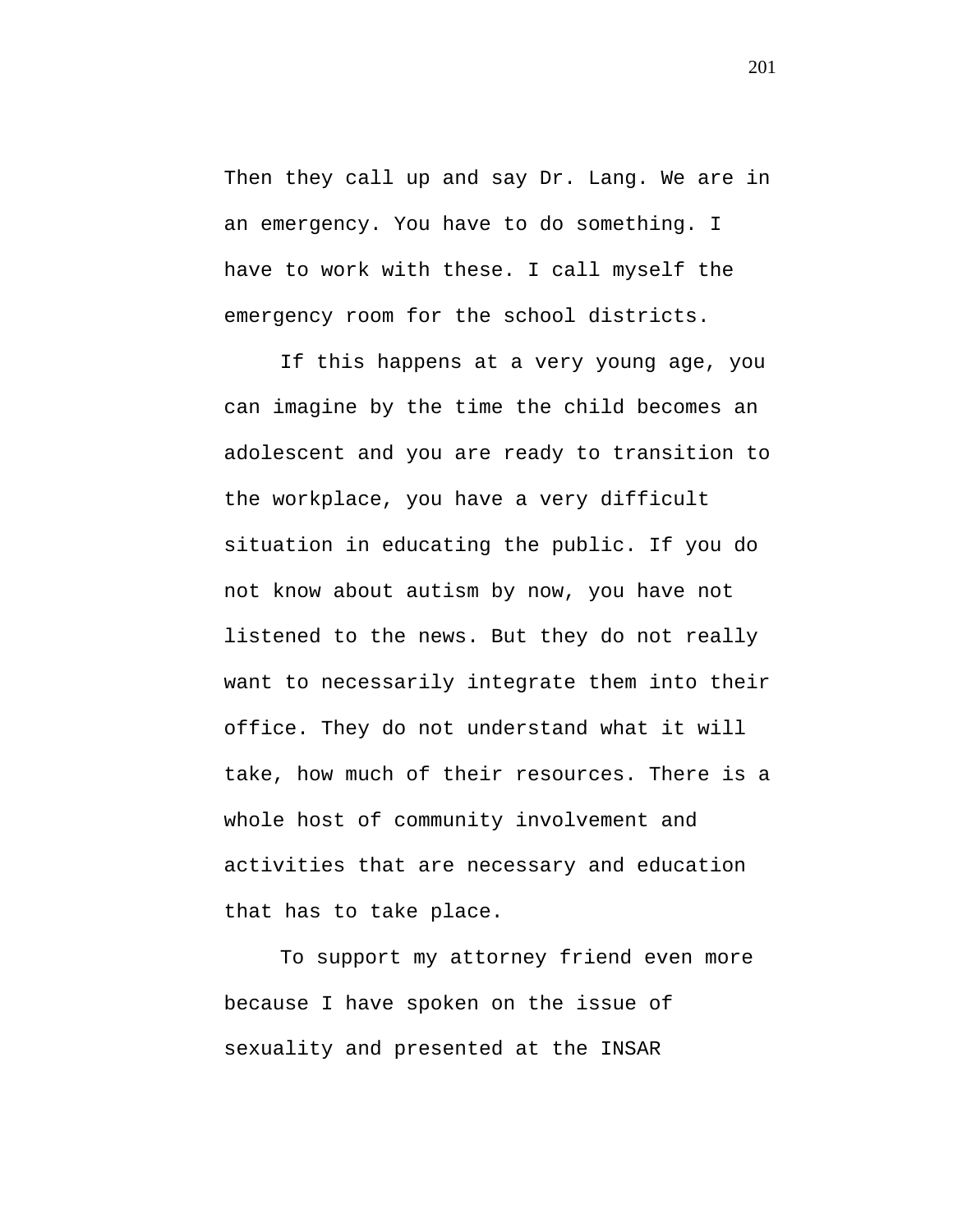Then they call up and say Dr. Lang. We are in an emergency. You have to do something. I have to work with these. I call myself the emergency room for the school districts.

If this happens at a very young age, you can imagine by the time the child becomes an adolescent and you are ready to transition to the workplace, you have a very difficult situation in educating the public. If you do not know about autism by now, you have not listened to the news. But they do not really want to necessarily integrate them into their office. They do not understand what it will take, how much of their resources. There is a whole host of community involvement and activities that are necessary and education that has to take place.

To support my attorney friend even more because I have spoken on the issue of sexuality and presented at the INSAR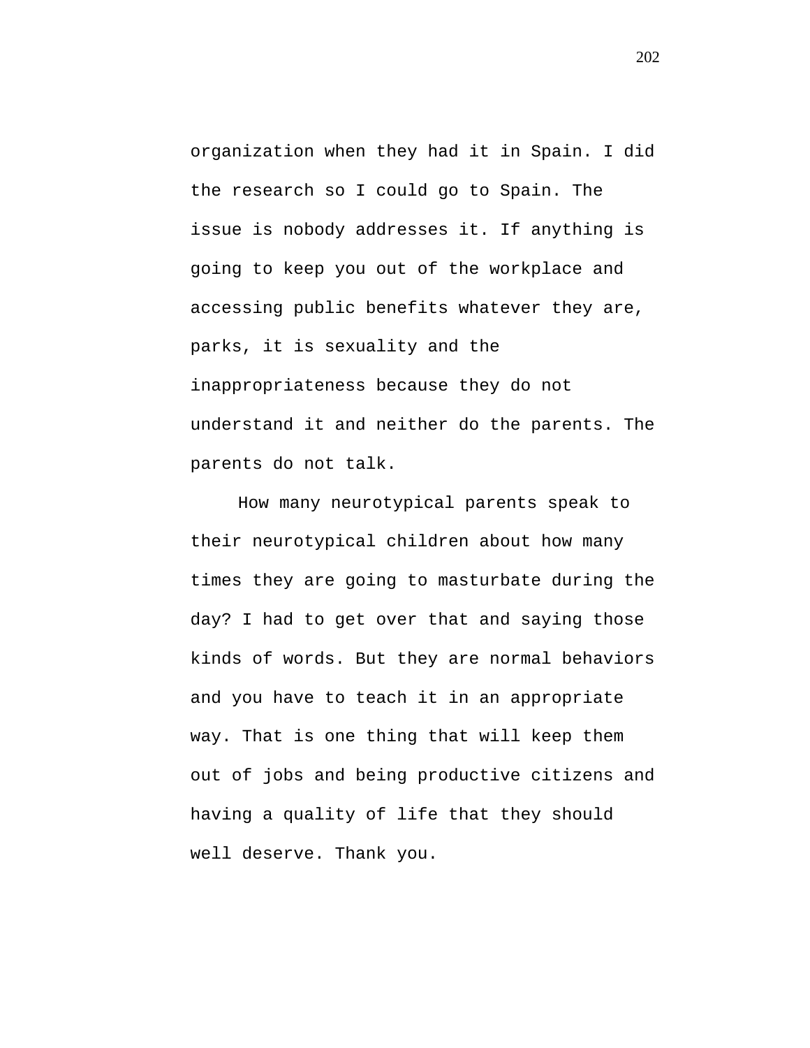organization when they had it in Spain. I did the research so I could go to Spain. The issue is nobody addresses it. If anything is going to keep you out of the workplace and accessing public benefits whatever they are, parks, it is sexuality and the inappropriateness because they do not understand it and neither do the parents. The parents do not talk.

How many neurotypical parents speak to their neurotypical children about how many times they are going to masturbate during the day? I had to get over that and saying those kinds of words. But they are normal behaviors and you have to teach it in an appropriate way. That is one thing that will keep them out of jobs and being productive citizens and having a quality of life that they should well deserve. Thank you.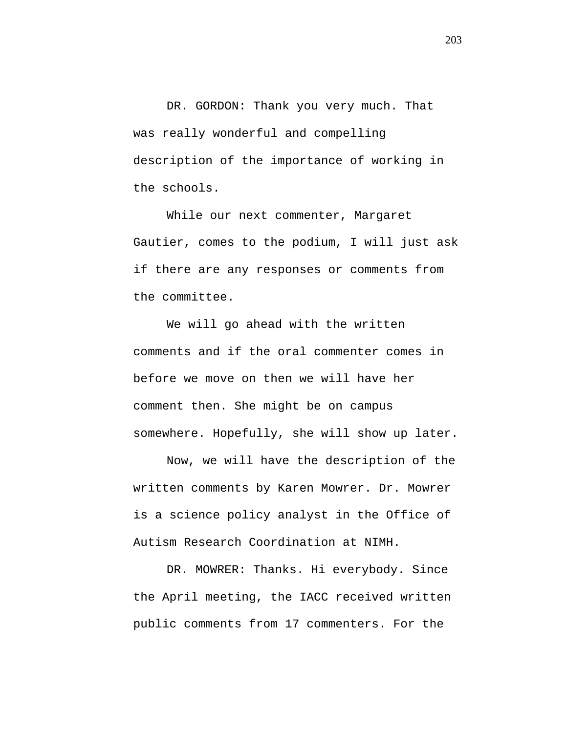DR. GORDON: Thank you very much. That was really wonderful and compelling description of the importance of working in the schools.

While our next commenter, Margaret Gautier, comes to the podium, I will just ask if there are any responses or comments from the committee.

We will go ahead with the written comments and if the oral commenter comes in before we move on then we will have her comment then. She might be on campus somewhere. Hopefully, she will show up later.

Now, we will have the description of the written comments by Karen Mowrer. Dr. Mowrer is a science policy analyst in the Office of Autism Research Coordination at NIMH.

DR. MOWRER: Thanks. Hi everybody. Since the April meeting, the IACC received written public comments from 17 commenters. For the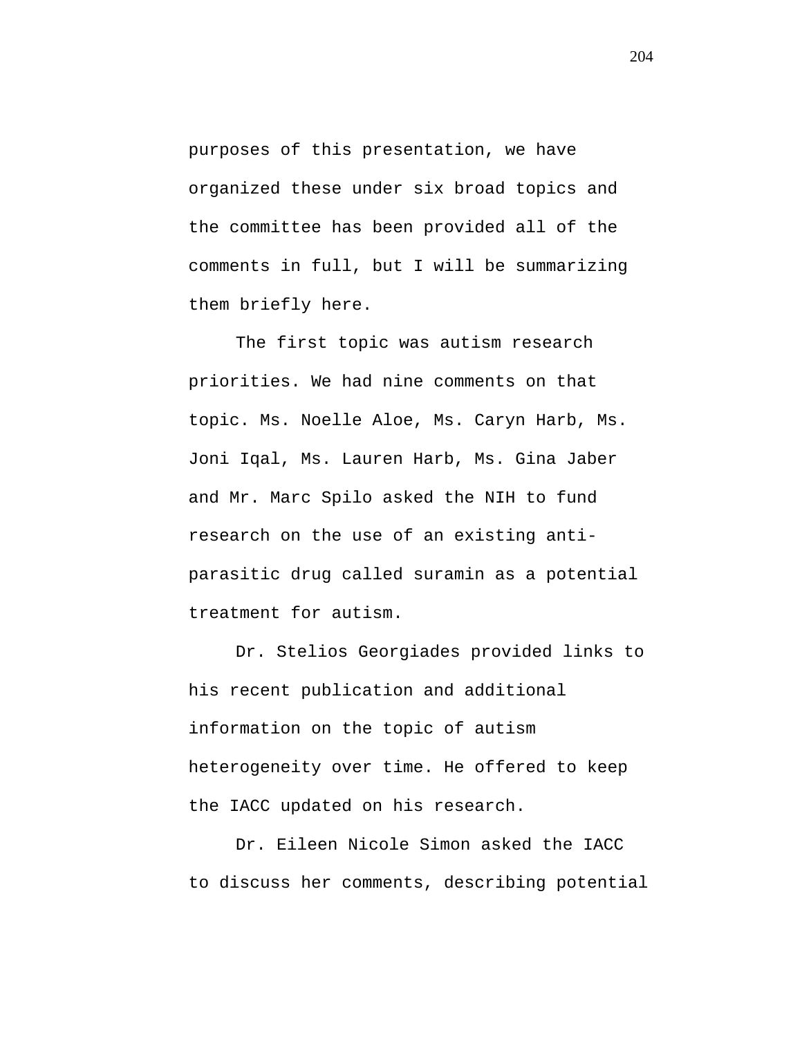purposes of this presentation, we have organized these under six broad topics and the committee has been provided all of the comments in full, but I will be summarizing them briefly here.

The first topic was autism research priorities. We had nine comments on that topic. Ms. Noelle Aloe, Ms. Caryn Harb, Ms. Joni Iqal, Ms. Lauren Harb, Ms. Gina Jaber and Mr. Marc Spilo asked the NIH to fund research on the use of an existing anti-parasitic drug called suramin as a potential treatment for autism.

Dr. Stelios Georgiades provided links to his recent publication and additional information on the topic of autism heterogeneity over time. He offered to keep the IACC updated on his research.

Dr. Eileen Nicole Simon asked the IACC to discuss her comments, describing potential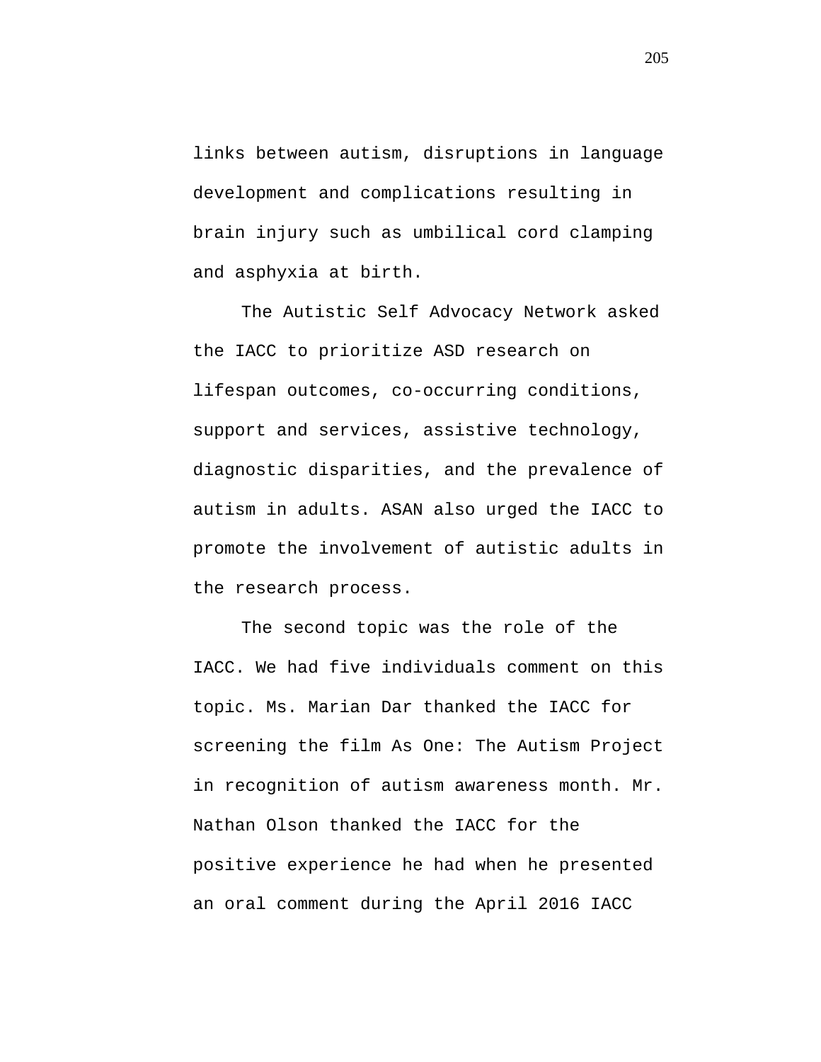links between autism, disruptions in language development and complications resulting in brain injury such as umbilical cord clamping and asphyxia at birth.

The Autistic Self Advocacy Network asked the IACC to prioritize ASD research on lifespan outcomes, co-occurring conditions, support and services, assistive technology, diagnostic disparities, and the prevalence of autism in adults. ASAN also urged the IACC to promote the involvement of autistic adults in the research process.

The second topic was the role of the IACC. We had five individuals comment on this topic. Ms. Marian Dar thanked the IACC for screening the film As One: The Autism Project in recognition of autism awareness month. Mr. Nathan Olson thanked the IACC for the positive experience he had when he presented an oral comment during the April 2016 IACC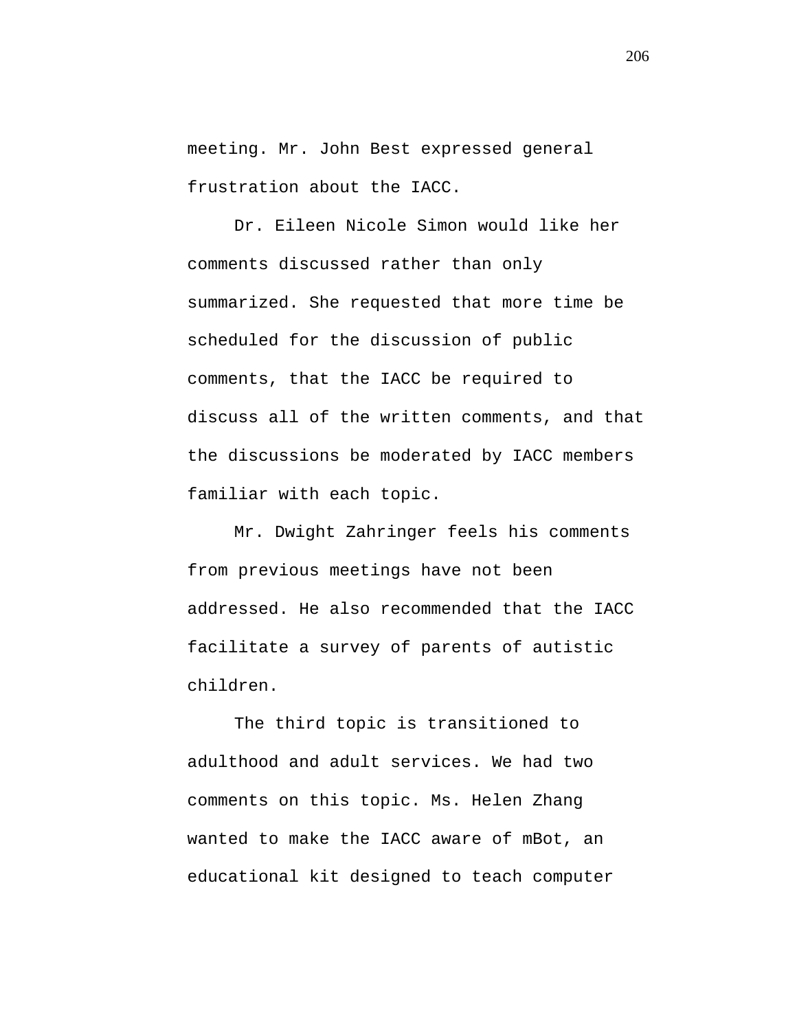meeting. Mr. John Best expressed general frustration about the IACC.

Dr. Eileen Nicole Simon would like her comments discussed rather than only summarized. She requested that more time be scheduled for the discussion of public comments, that the IACC be required to discuss all of the written comments, and that the discussions be moderated by IACC members familiar with each topic.

Mr. Dwight Zahringer feels his comments from previous meetings have not been addressed. He also recommended that the IACC facilitate a survey of parents of autistic children.

The third topic is transitioned to adulthood and adult services. We had two comments on this topic. Ms. Helen Zhang wanted to make the IACC aware of mBot, an educational kit designed to teach computer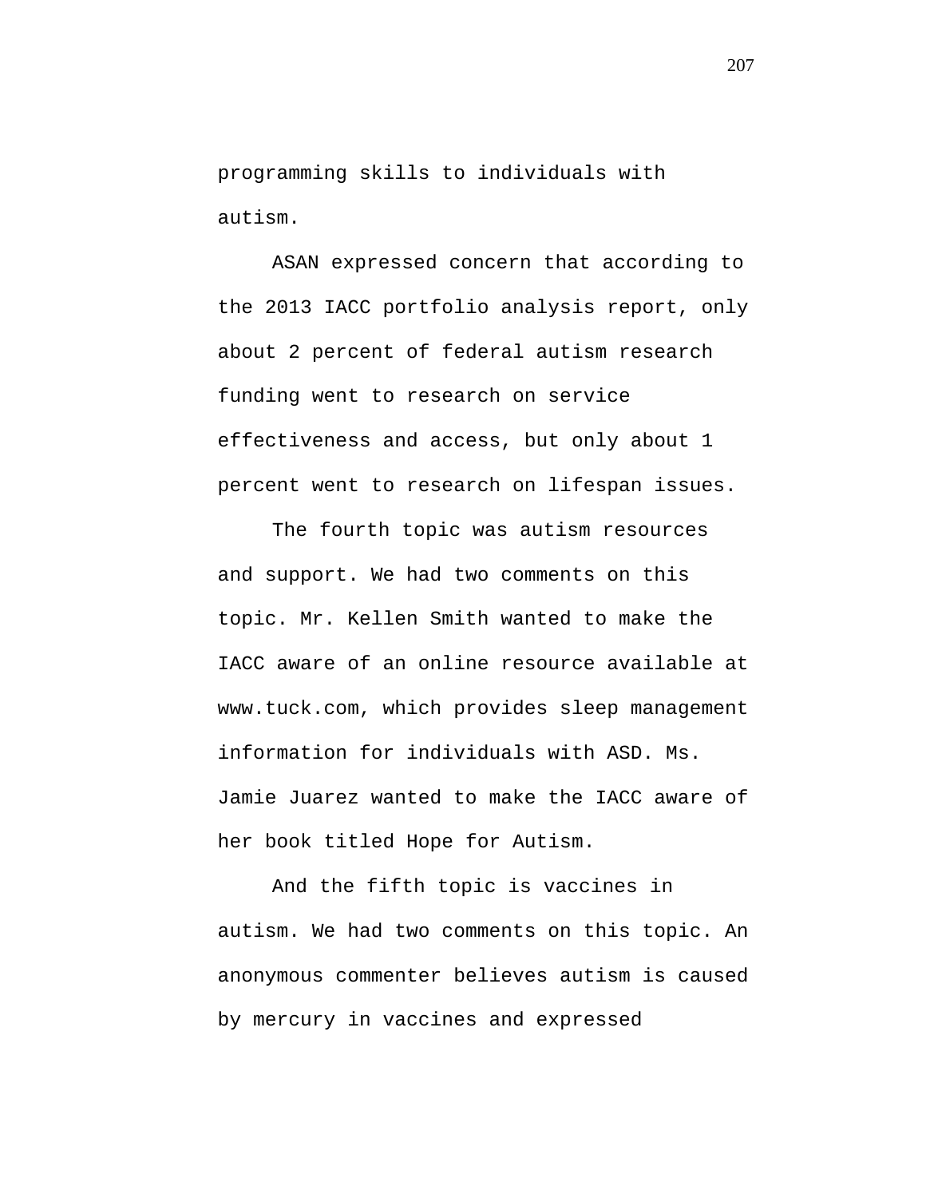programming skills to individuals with autism.

ASAN expressed concern that according to the 2013 IACC portfolio analysis report, only about 2 percent of federal autism research funding went to research on service effectiveness and access, but only about 1 percent went to research on lifespan issues.

The fourth topic was autism resources and support. We had two comments on this topic. Mr. Kellen Smith wanted to make the IACC aware of an online resource available at www.tuck.com, which provides sleep management information for individuals with ASD. Ms. Jamie Juarez wanted to make the IACC aware of her book titled Hope for Autism.

And the fifth topic is vaccines in autism. We had two comments on this topic. An anonymous commenter believes autism is caused by mercury in vaccines and expressed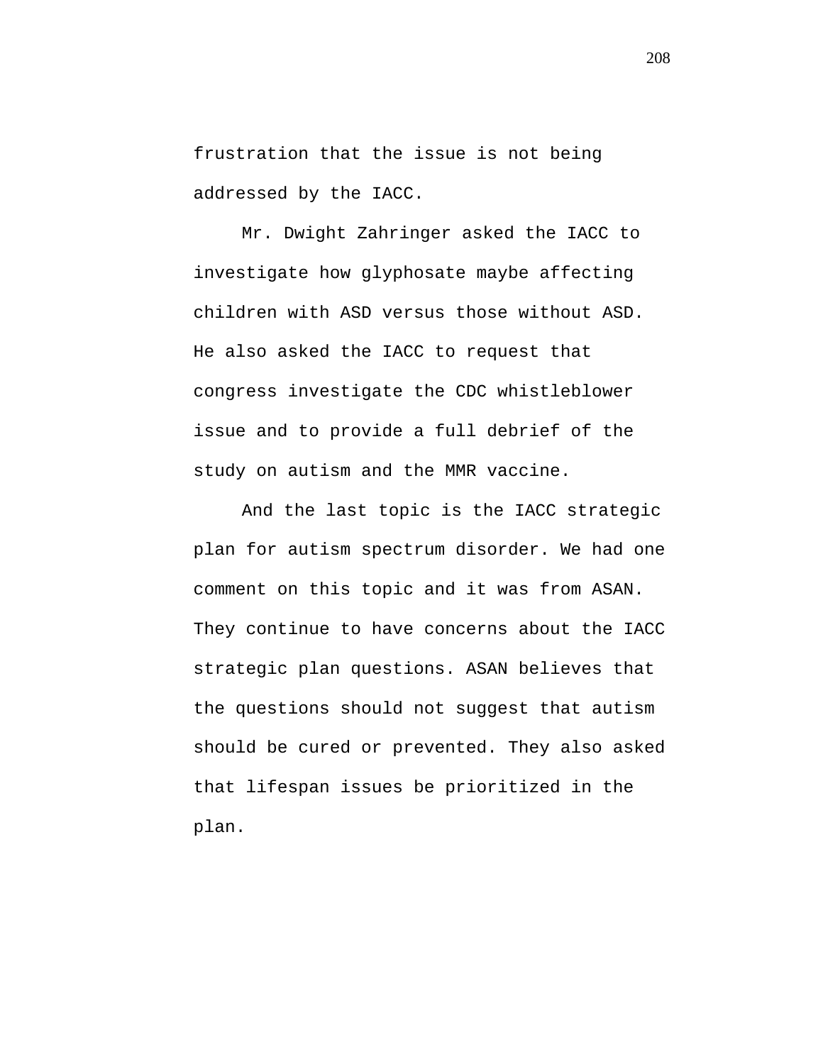frustration that the issue is not being addressed by the IACC.

Mr. Dwight Zahringer asked the IACC to investigate how glyphosate maybe affecting children with ASD versus those without ASD. He also asked the IACC to request that congress investigate the CDC whistleblower issue and to provide a full debrief of the study on autism and the MMR vaccine.

And the last topic is the IACC strategic plan for autism spectrum disorder. We had one comment on this topic and it was from ASAN. They continue to have concerns about the IACC strategic plan questions. ASAN believes that the questions should not suggest that autism should be cured or prevented. They also asked that lifespan issues be prioritized in the plan.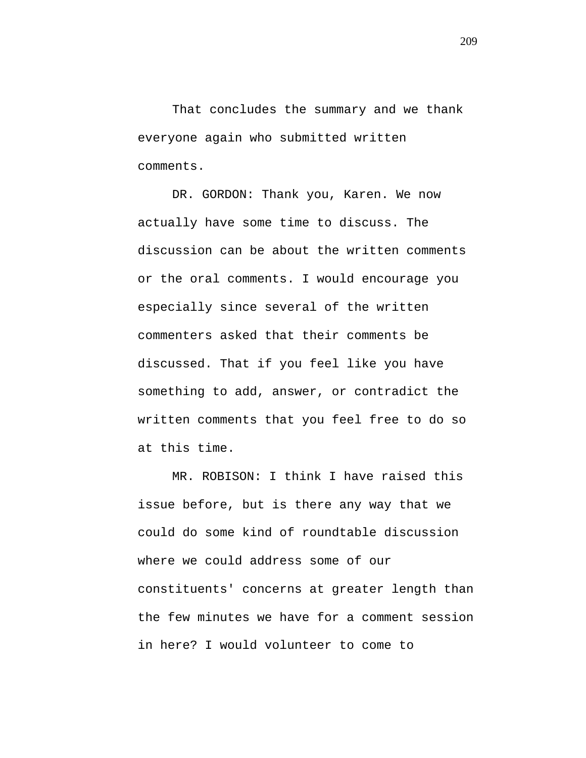That concludes the summary and we thank everyone again who submitted written comments.

DR. GORDON: Thank you, Karen. We now actually have some time to discuss. The discussion can be about the written comments or the oral comments. I would encourage you especially since several of the written commenters asked that their comments be discussed. That if you feel like you have something to add, answer, or contradict the written comments that you feel free to do so at this time.

MR. ROBISON: I think I have raised this issue before, but is there any way that we could do some kind of roundtable discussion where we could address some of our constituents' concerns at greater length than the few minutes we have for a comment session in here? I would volunteer to come to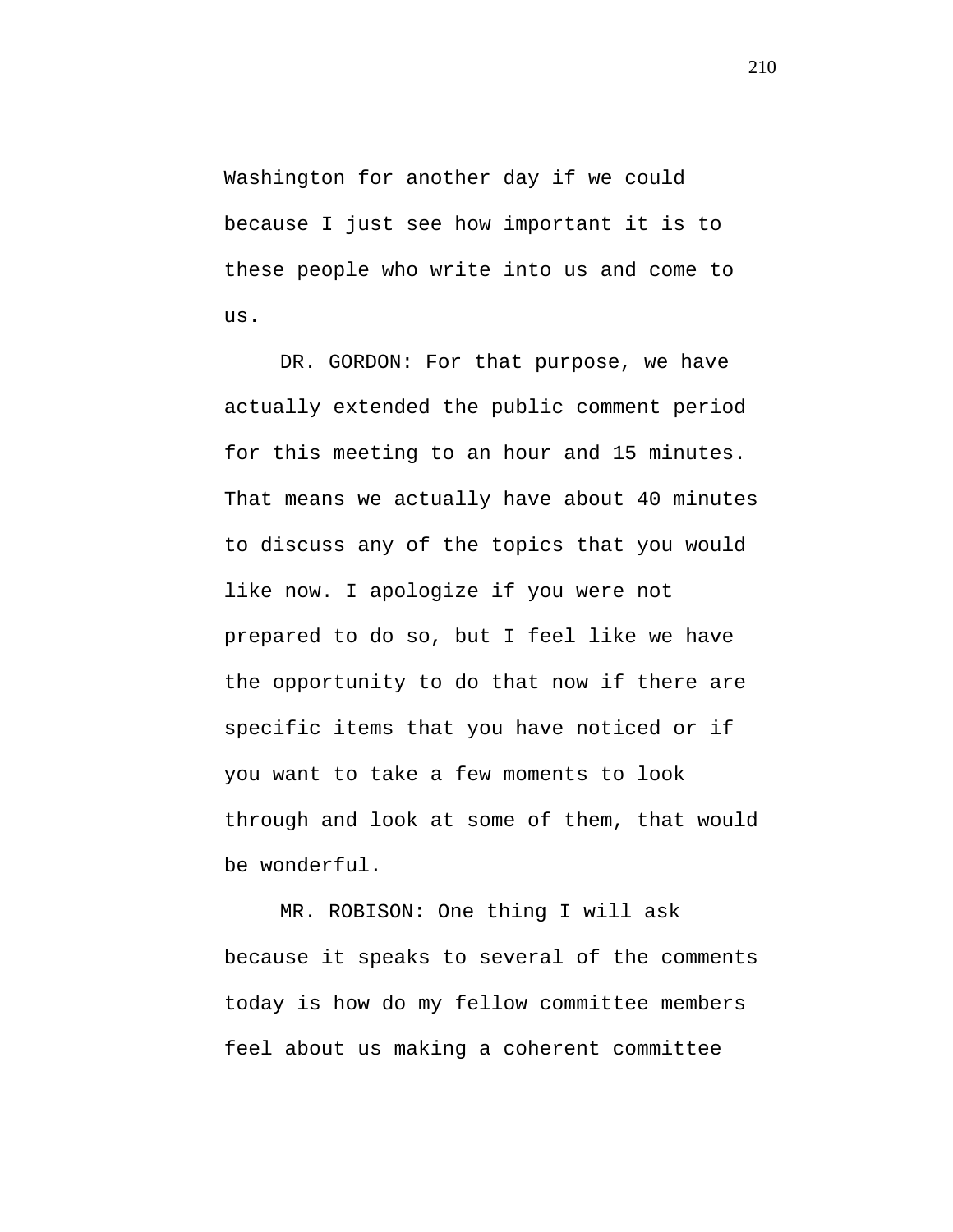Washington for another day if we could because I just see how important it is to these people who write into us and come to us.

DR. GORDON: For that purpose, we have actually extended the public comment period for this meeting to an hour and 15 minutes. That means we actually have about 40 minutes to discuss any of the topics that you would like now. I apologize if you were not prepared to do so, but I feel like we have the opportunity to do that now if there are specific items that you have noticed or if you want to take a few moments to look through and look at some of them, that would be wonderful.

MR. ROBISON: One thing I will ask because it speaks to several of the comments today is how do my fellow committee members feel about us making a coherent committee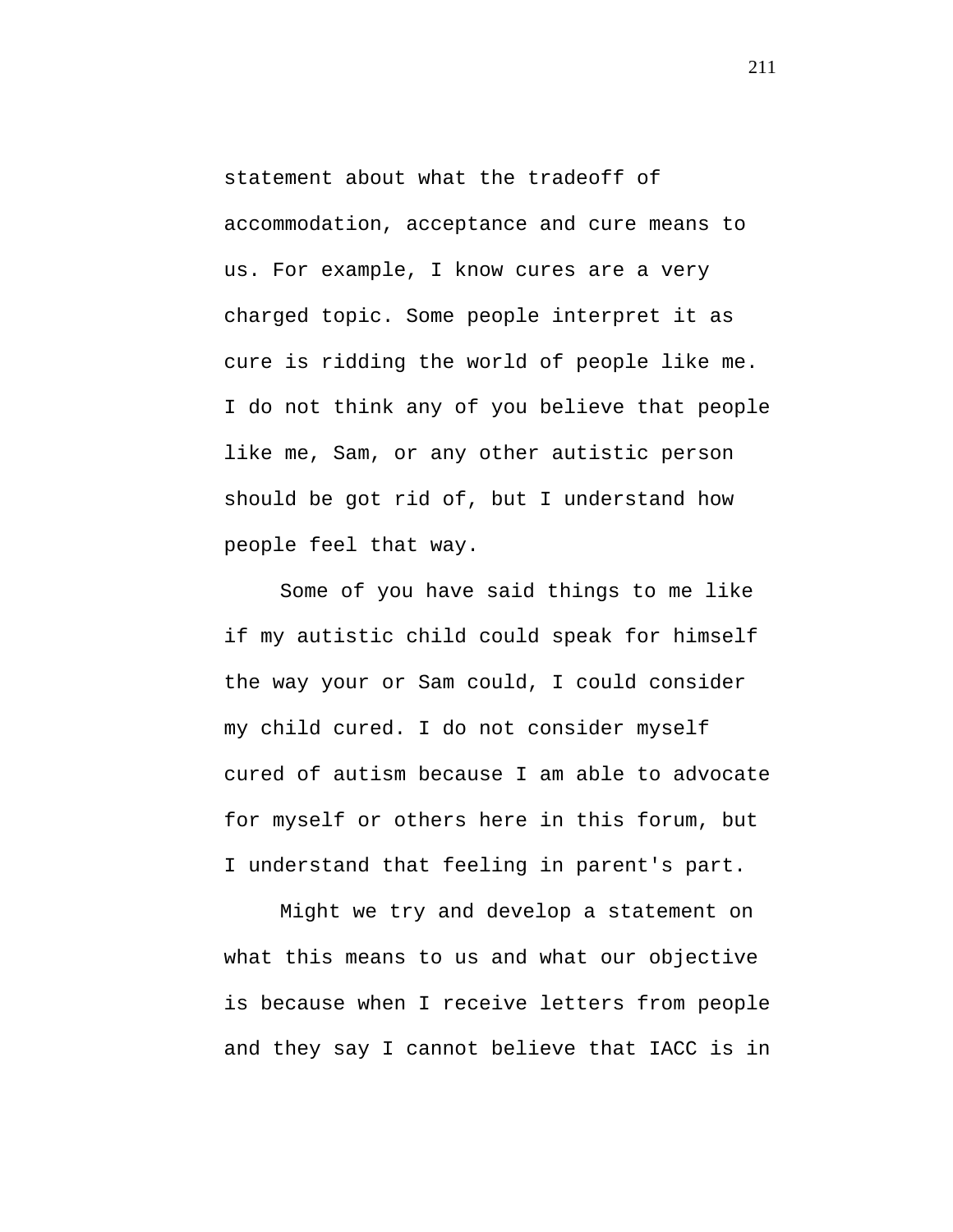statement about what the tradeoff of accommodation, acceptance and cure means to us. For example, I know cures are a very charged topic. Some people interpret it as cure is ridding the world of people like me. I do not think any of you believe that people like me, Sam, or any other autistic person should be got rid of, but I understand how people feel that way.

Some of you have said things to me like if my autistic child could speak for himself the way your or Sam could, I could consider my child cured. I do not consider myself cured of autism because I am able to advocate for myself or others here in this forum, but I understand that feeling in parent's part.

Might we try and develop a statement on what this means to us and what our objective is because when I receive letters from people and they say I cannot believe that IACC is in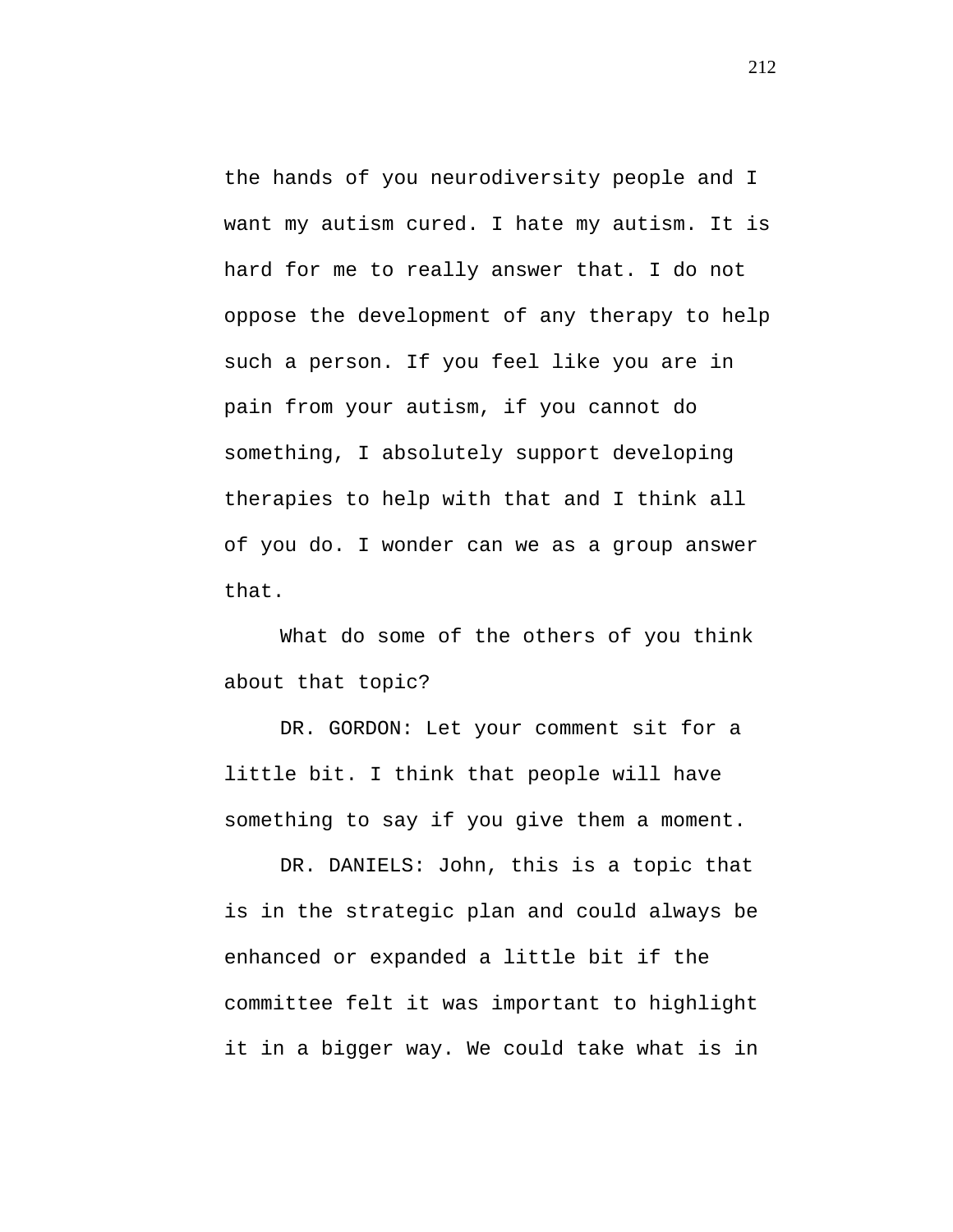the hands of you neurodiversity people and I want my autism cured. I hate my autism. It is hard for me to really answer that. I do not oppose the development of any therapy to help such a person. If you feel like you are in pain from your autism, if you cannot do something, I absolutely support developing therapies to help with that and I think all of you do. I wonder can we as a group answer that.

What do some of the others of you think about that topic?

DR. GORDON: Let your comment sit for a little bit. I think that people will have something to say if you give them a moment.

DR. DANIELS: John, this is a topic that is in the strategic plan and could always be enhanced or expanded a little bit if the committee felt it was important to highlight it in a bigger way. We could take what is in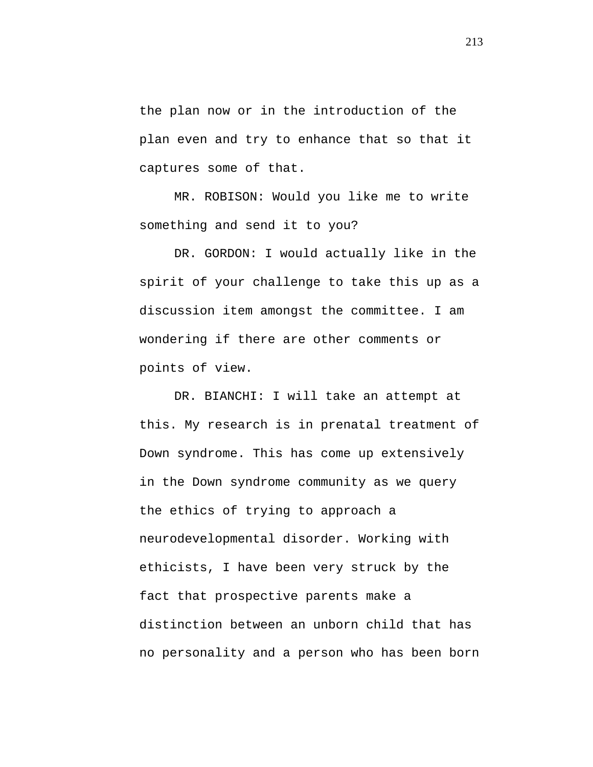the plan now or in the introduction of the plan even and try to enhance that so that it captures some of that.

MR. ROBISON: Would you like me to write something and send it to you?

DR. GORDON: I would actually like in the spirit of your challenge to take this up as a discussion item amongst the committee. I am wondering if there are other comments or points of view.

DR. BIANCHI: I will take an attempt at this. My research is in prenatal treatment of Down syndrome. This has come up extensively in the Down syndrome community as we query the ethics of trying to approach a neurodevelopmental disorder. Working with ethicists, I have been very struck by the fact that prospective parents make a distinction between an unborn child that has no personality and a person who has been born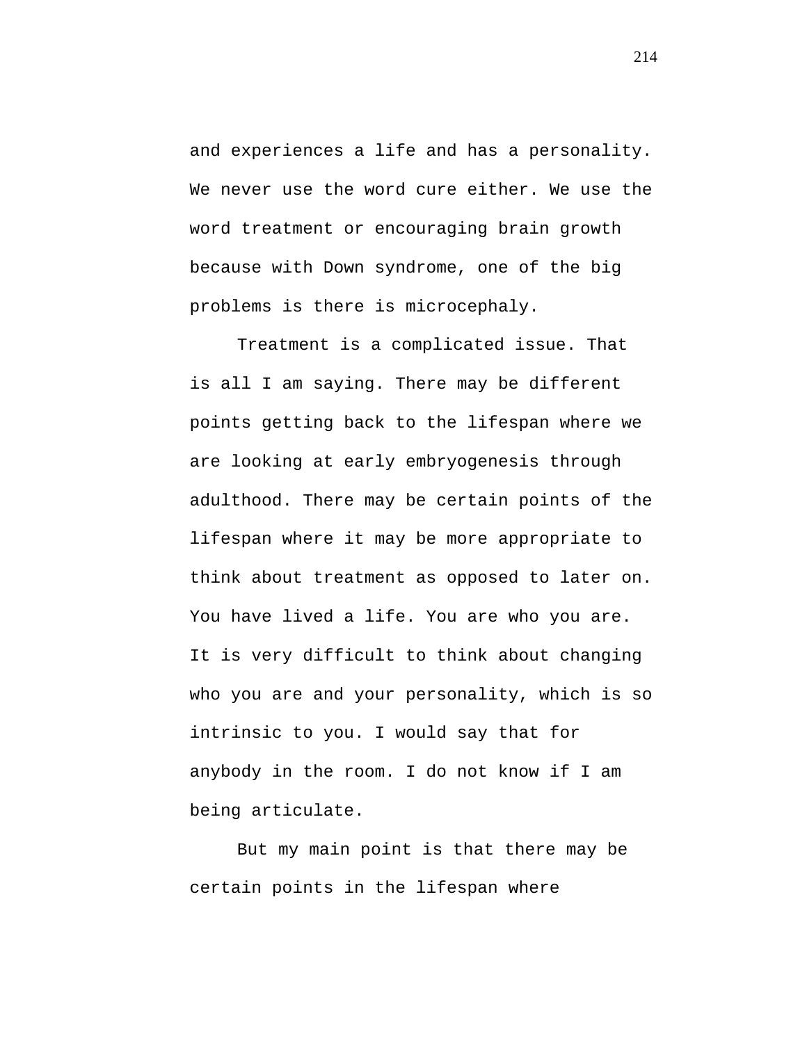and experiences a life and has a personality. We never use the word cure either. We use the word treatment or encouraging brain growth because with Down syndrome, one of the big problems is there is microcephaly.

Treatment is a complicated issue. That is all I am saying. There may be different points getting back to the lifespan where we are looking at early embryogenesis through adulthood. There may be certain points of the lifespan where it may be more appropriate to think about treatment as opposed to later on. You have lived a life. You are who you are. It is very difficult to think about changing who you are and your personality, which is so intrinsic to you. I would say that for anybody in the room. I do not know if I am being articulate.

But my main point is that there may be certain points in the lifespan where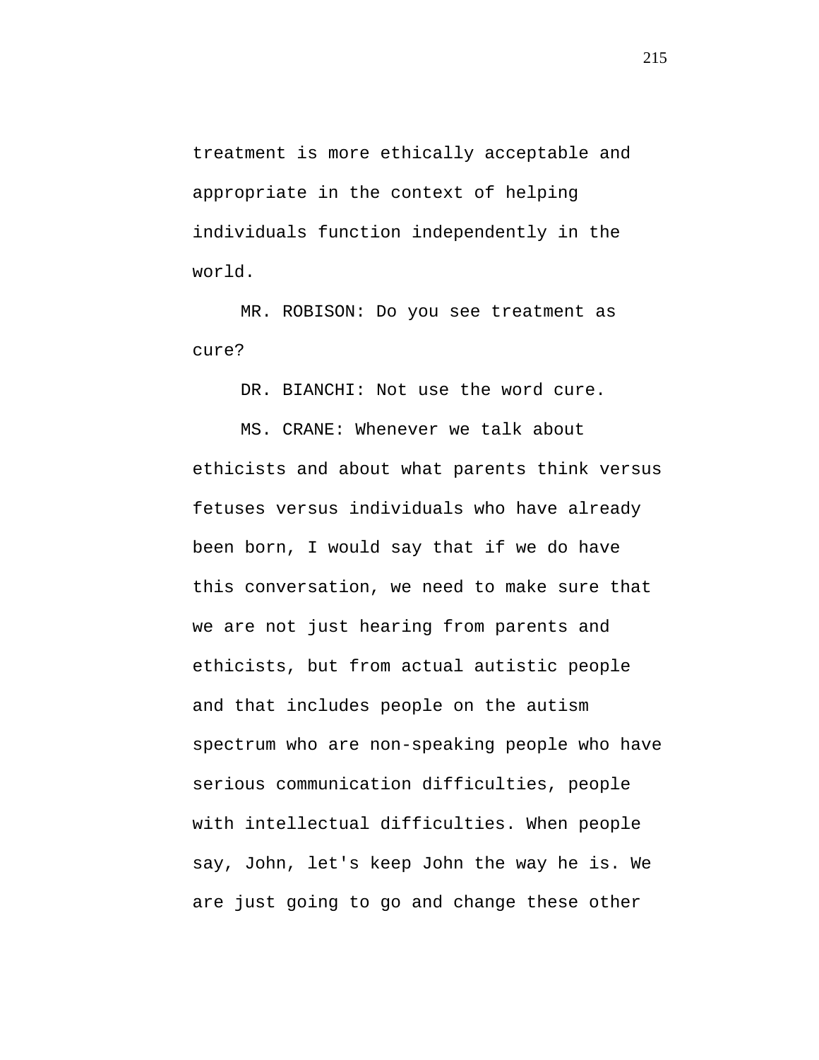treatment is more ethically acceptable and appropriate in the context of helping individuals function independently in the world.

MR. ROBISON: Do you see treatment as cure?

DR. BIANCHI: Not use the word cure.

MS. CRANE: Whenever we talk about ethicists and about what parents think versus fetuses versus individuals who have already been born, I would say that if we do have this conversation, we need to make sure that we are not just hearing from parents and ethicists, but from actual autistic people and that includes people on the autism spectrum who are non-speaking people who have serious communication difficulties, people with intellectual difficulties. When people say, John, let's keep John the way he is. We are just going to go and change these other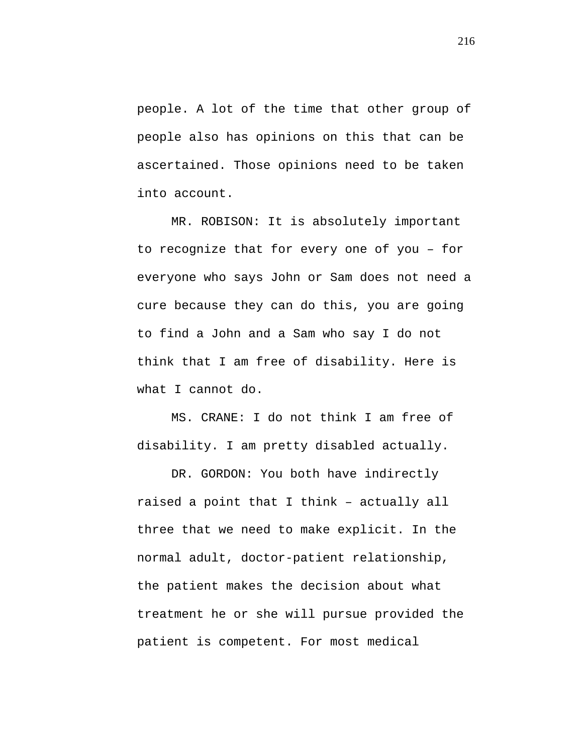people. A lot of the time that other group of people also has opinions on this that can be ascertained. Those opinions need to be taken into account.

MR. ROBISON: It is absolutely important to recognize that for every one of you – for everyone who says John or Sam does not need a cure because they can do this, you are going to find a John and a Sam who say I do not think that I am free of disability. Here is what I cannot do.

MS. CRANE: I do not think I am free of disability. I am pretty disabled actually.

DR. GORDON: You both have indirectly raised a point that I think – actually all three that we need to make explicit. In the normal adult, doctor-patient relationship, the patient makes the decision about what treatment he or she will pursue provided the patient is competent. For most medical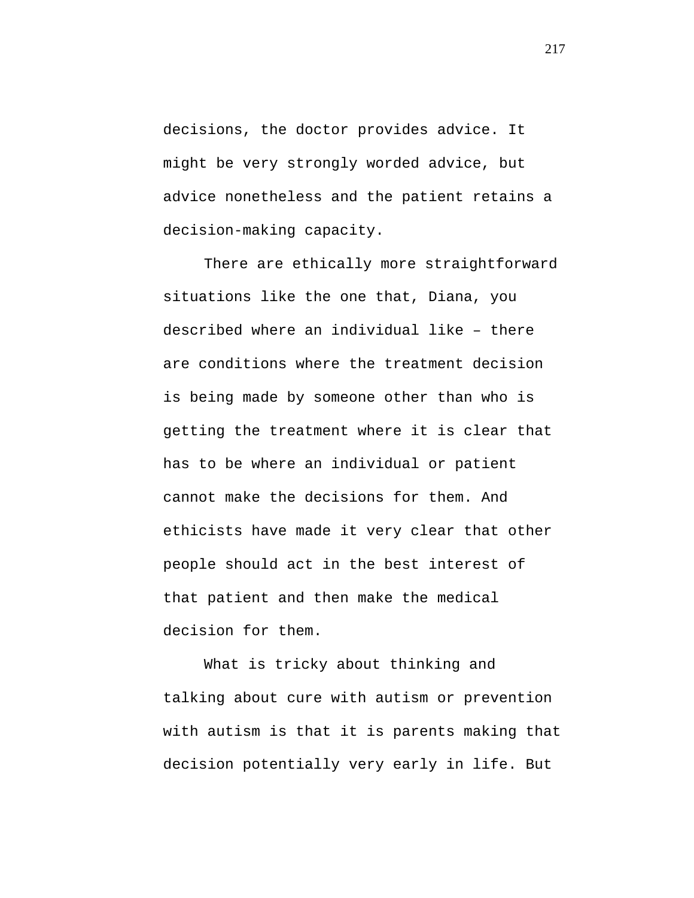decisions, the doctor provides advice. It might be very strongly worded advice, but advice nonetheless and the patient retains a decision-making capacity.

There are ethically more straightforward situations like the one that, Diana, you described where an individual like – there are conditions where the treatment decision is being made by someone other than who is getting the treatment where it is clear that has to be where an individual or patient cannot make the decisions for them. And ethicists have made it very clear that other people should act in the best interest of that patient and then make the medical decision for them.

What is tricky about thinking and talking about cure with autism or prevention with autism is that it is parents making that decision potentially very early in life. But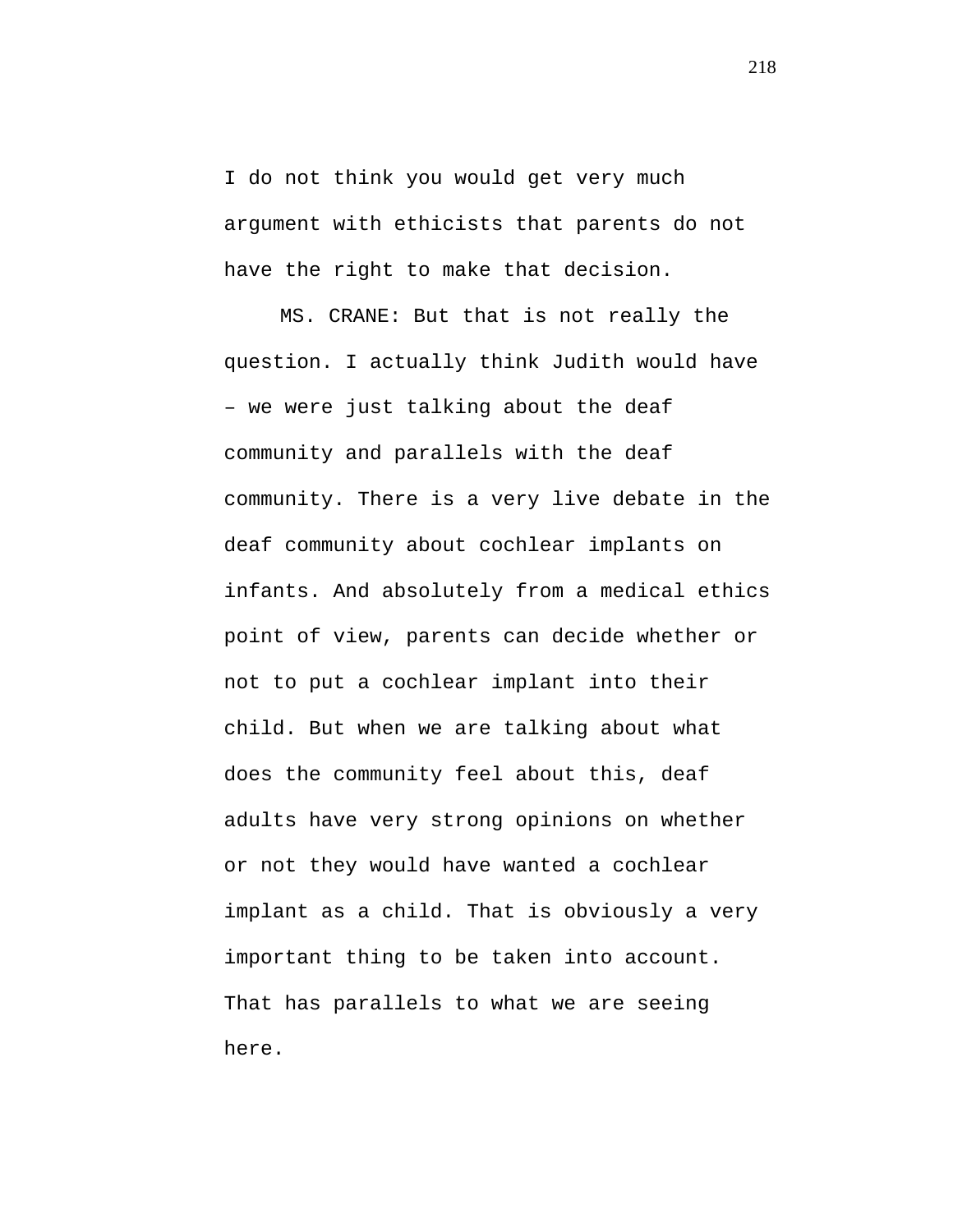I do not think you would get very much argument with ethicists that parents do not have the right to make that decision.

MS. CRANE: But that is not really the question. I actually think Judith would have – we were just talking about the deaf community and parallels with the deaf community. There is a very live debate in the deaf community about cochlear implants on infants. And absolutely from a medical ethics point of view, parents can decide whether or not to put a cochlear implant into their child. But when we are talking about what does the community feel about this, deaf adults have very strong opinions on whether or not they would have wanted a cochlear implant as a child. That is obviously a very important thing to be taken into account. That has parallels to what we are seeing here.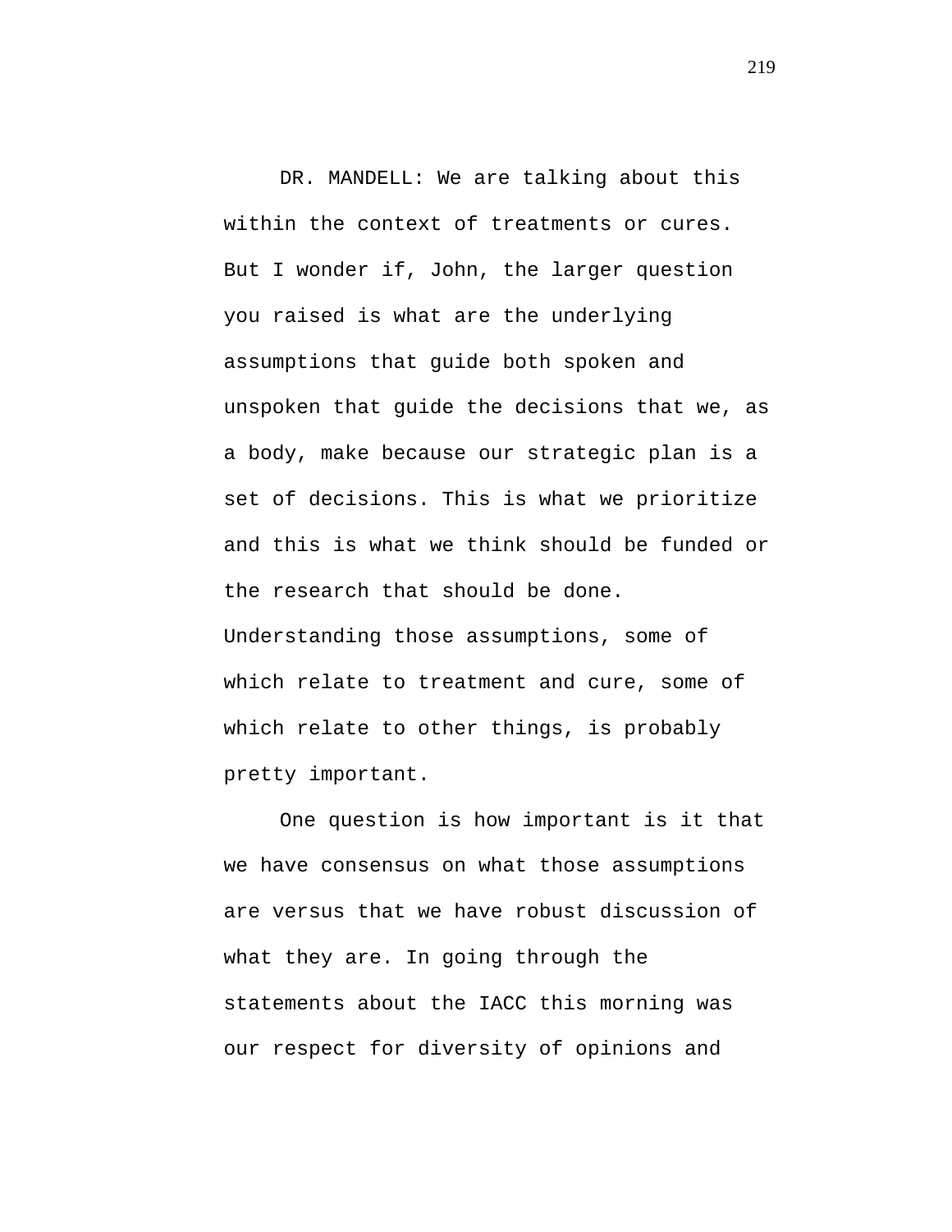DR. MANDELL: We are talking about this within the context of treatments or cures. But I wonder if, John, the larger question you raised is what are the underlying assumptions that guide both spoken and unspoken that guide the decisions that we, as a body, make because our strategic plan is a set of decisions. This is what we prioritize and this is what we think should be funded or the research that should be done. Understanding those assumptions, some of which relate to treatment and cure, some of which relate to other things, is probably pretty important.

One question is how important is it that we have consensus on what those assumptions are versus that we have robust discussion of what they are. In going through the statements about the IACC this morning was our respect for diversity of opinions and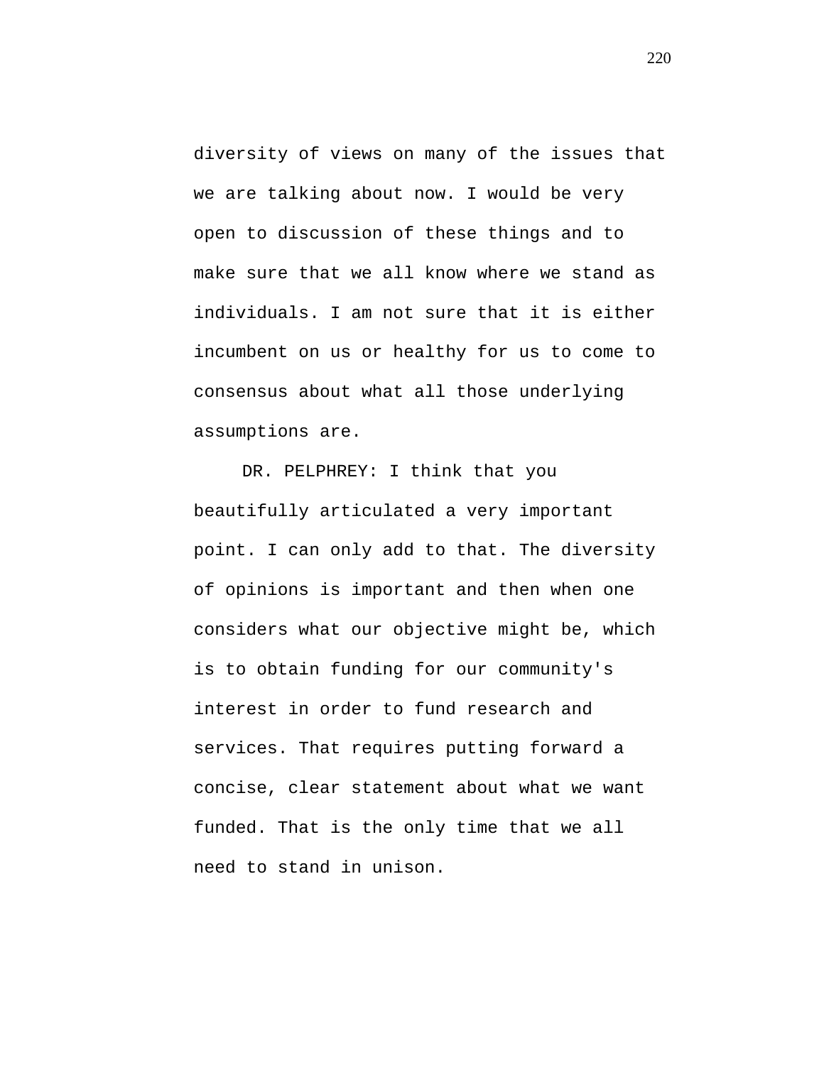diversity of views on many of the issues that we are talking about now. I would be very open to discussion of these things and to make sure that we all know where we stand as individuals. I am not sure that it is either incumbent on us or healthy for us to come to consensus about what all those underlying assumptions are.

DR. PELPHREY: I think that you beautifully articulated a very important point. I can only add to that. The diversity of opinions is important and then when one considers what our objective might be, which is to obtain funding for our community's interest in order to fund research and services. That requires putting forward a concise, clear statement about what we want funded. That is the only time that we all need to stand in unison.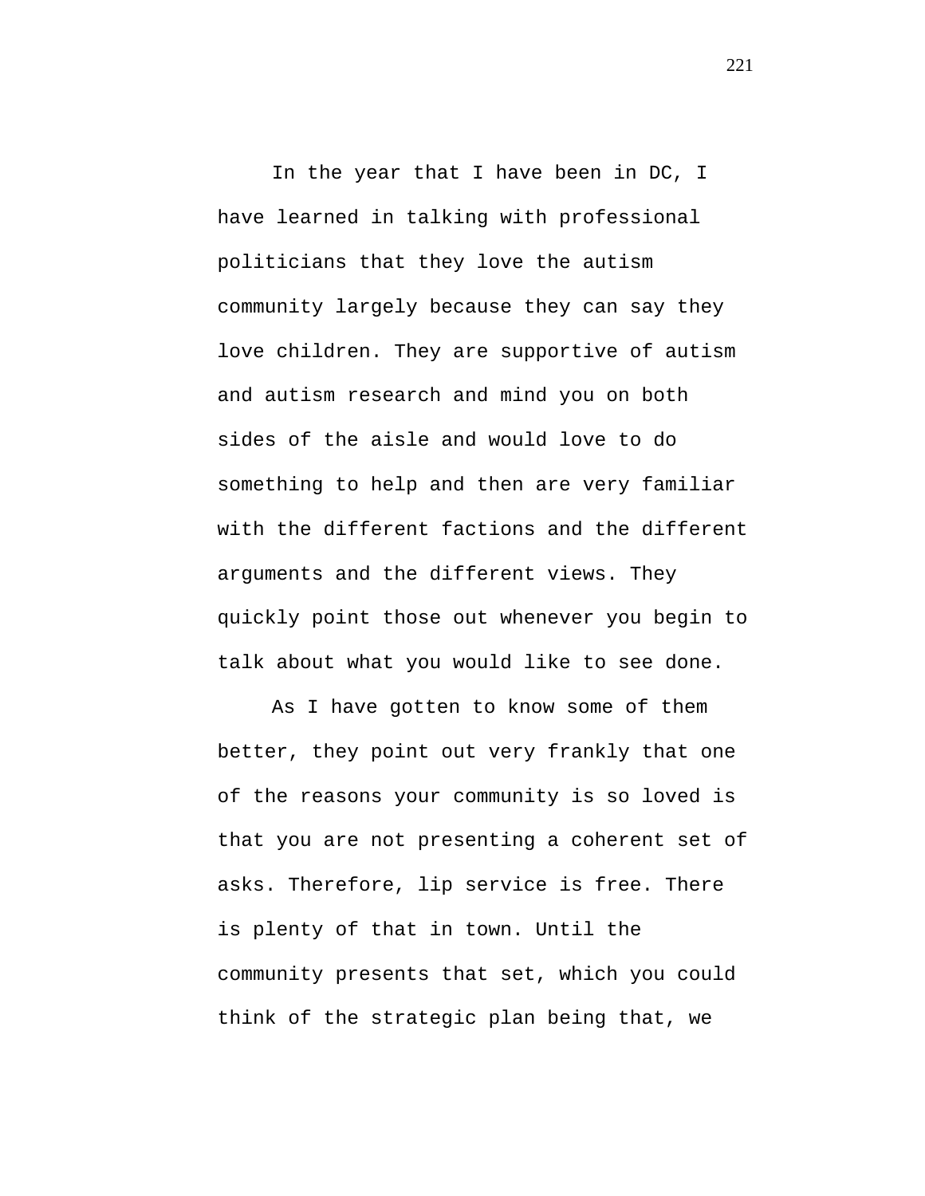In the year that I have been in DC, I have learned in talking with professional politicians that they love the autism community largely because they can say they love children. They are supportive of autism and autism research and mind you on both sides of the aisle and would love to do something to help and then are very familiar with the different factions and the different arguments and the different views. They quickly point those out whenever you begin to talk about what you would like to see done.

As I have gotten to know some of them better, they point out very frankly that one of the reasons your community is so loved is that you are not presenting a coherent set of asks. Therefore, lip service is free. There is plenty of that in town. Until the community presents that set, which you could think of the strategic plan being that, we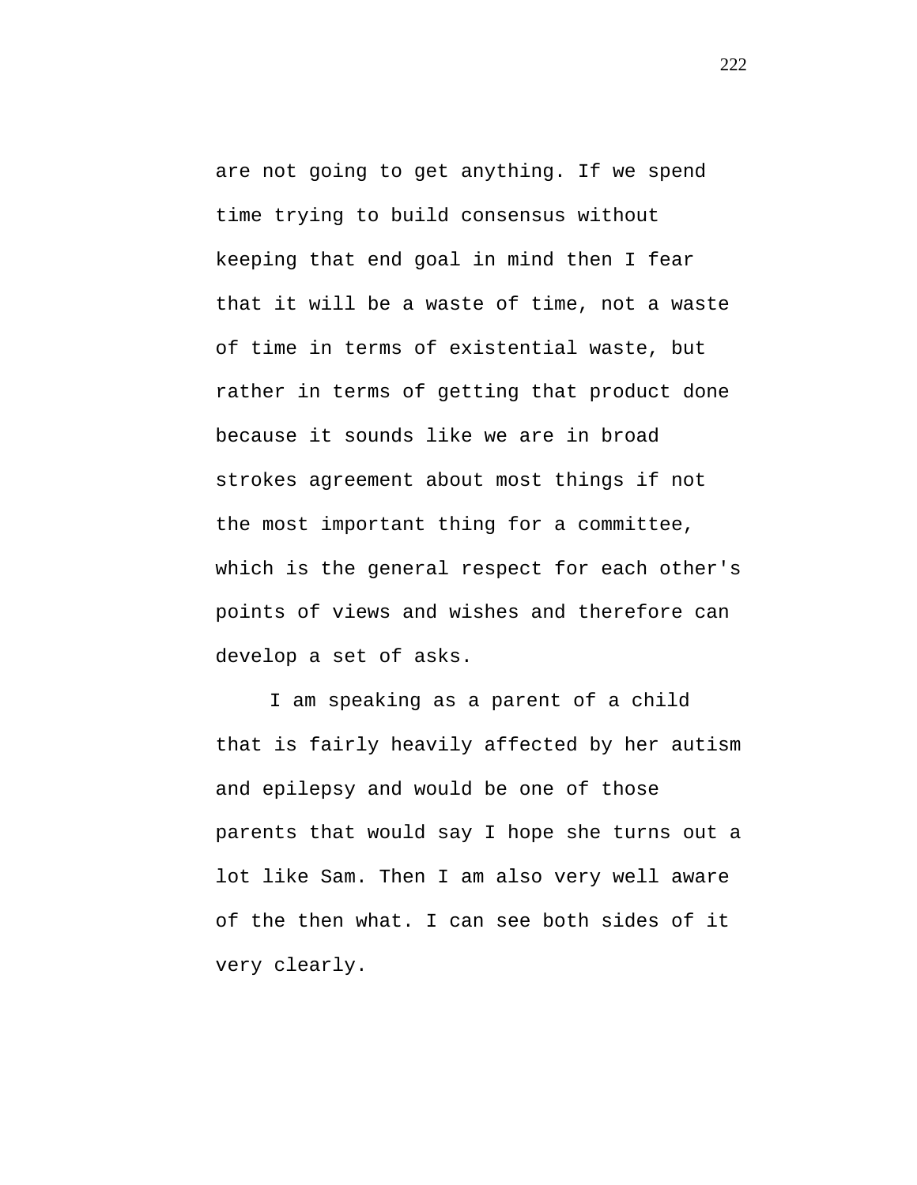are not going to get anything. If we spend time trying to build consensus without keeping that end goal in mind then I fear that it will be a waste of time, not a waste of time in terms of existential waste, but rather in terms of getting that product done because it sounds like we are in broad strokes agreement about most things if not the most important thing for a committee, which is the general respect for each other's points of views and wishes and therefore can develop a set of asks.

I am speaking as a parent of a child that is fairly heavily affected by her autism and epilepsy and would be one of those parents that would say I hope she turns out a lot like Sam. Then I am also very well aware of the then what. I can see both sides of it very clearly.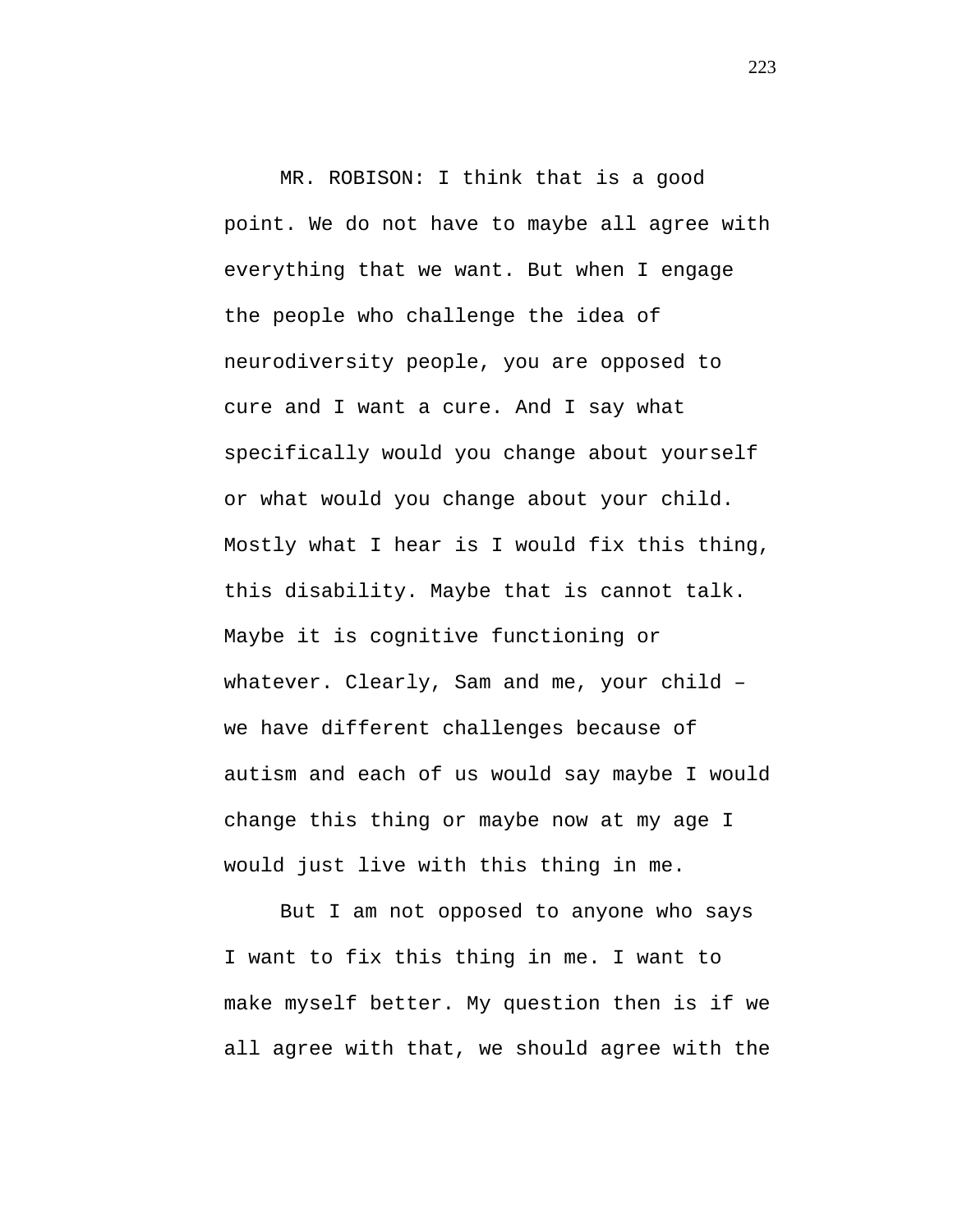MR. ROBISON: I think that is a good point. We do not have to maybe all agree with everything that we want. But when I engage the people who challenge the idea of neurodiversity people, you are opposed to cure and I want a cure. And I say what specifically would you change about yourself or what would you change about your child. Mostly what I hear is I would fix this thing, this disability. Maybe that is cannot talk. Maybe it is cognitive functioning or whatever. Clearly, Sam and me, your child – we have different challenges because of autism and each of us would say maybe I would change this thing or maybe now at my age I would just live with this thing in me.

But I am not opposed to anyone who says I want to fix this thing in me. I want to make myself better. My question then is if we all agree with that, we should agree with the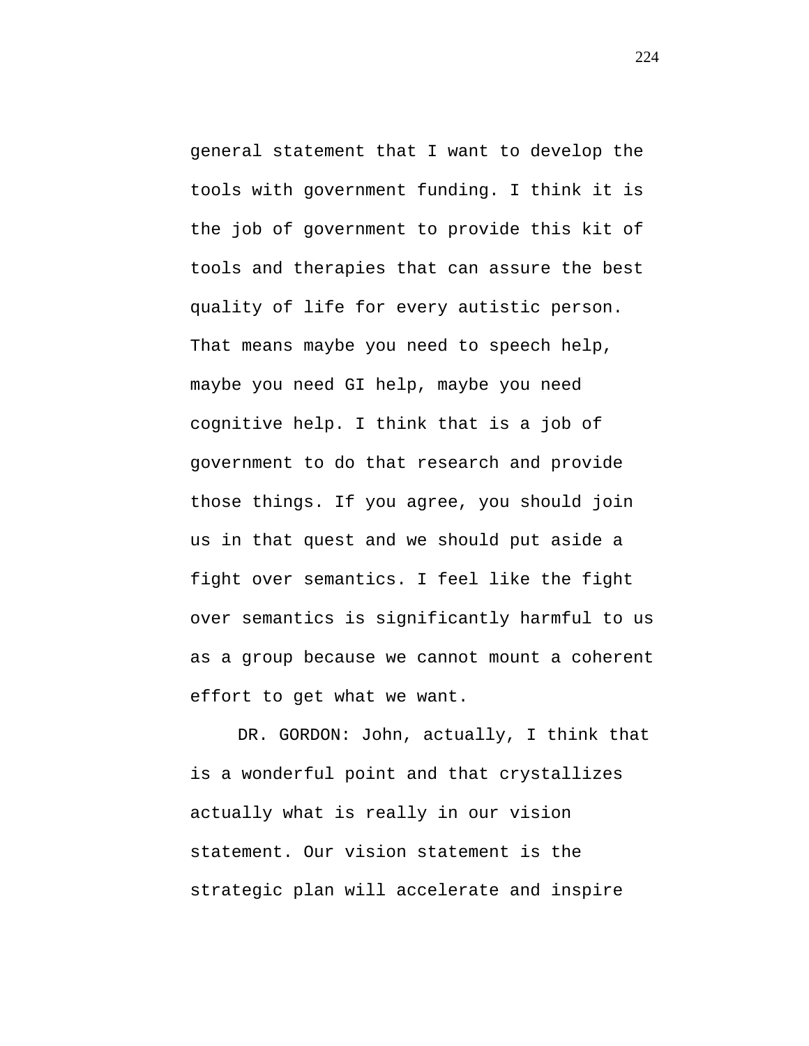general statement that I want to develop the tools with government funding. I think it is the job of government to provide this kit of tools and therapies that can assure the best quality of life for every autistic person. That means maybe you need to speech help, maybe you need GI help, maybe you need cognitive help. I think that is a job of government to do that research and provide those things. If you agree, you should join us in that quest and we should put aside a fight over semantics. I feel like the fight over semantics is significantly harmful to us as a group because we cannot mount a coherent effort to get what we want.

DR. GORDON: John, actually, I think that is a wonderful point and that crystallizes actually what is really in our vision statement. Our vision statement is the strategic plan will accelerate and inspire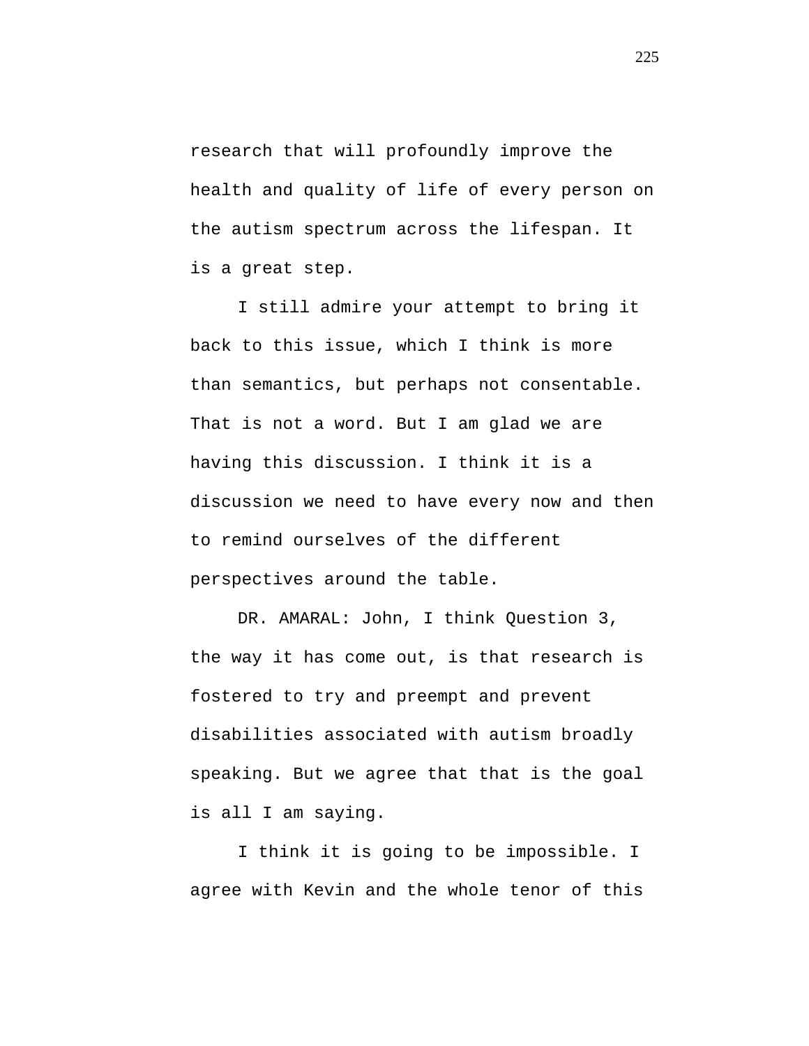research that will profoundly improve the health and quality of life of every person on the autism spectrum across the lifespan. It is a great step.

I still admire your attempt to bring it back to this issue, which I think is more than semantics, but perhaps not consentable. That is not a word. But I am glad we are having this discussion. I think it is a discussion we need to have every now and then to remind ourselves of the different perspectives around the table.

DR. AMARAL: John, I think Question 3, the way it has come out, is that research is fostered to try and preempt and prevent disabilities associated with autism broadly speaking. But we agree that that is the goal is all I am saying.

I think it is going to be impossible. I agree with Kevin and the whole tenor of this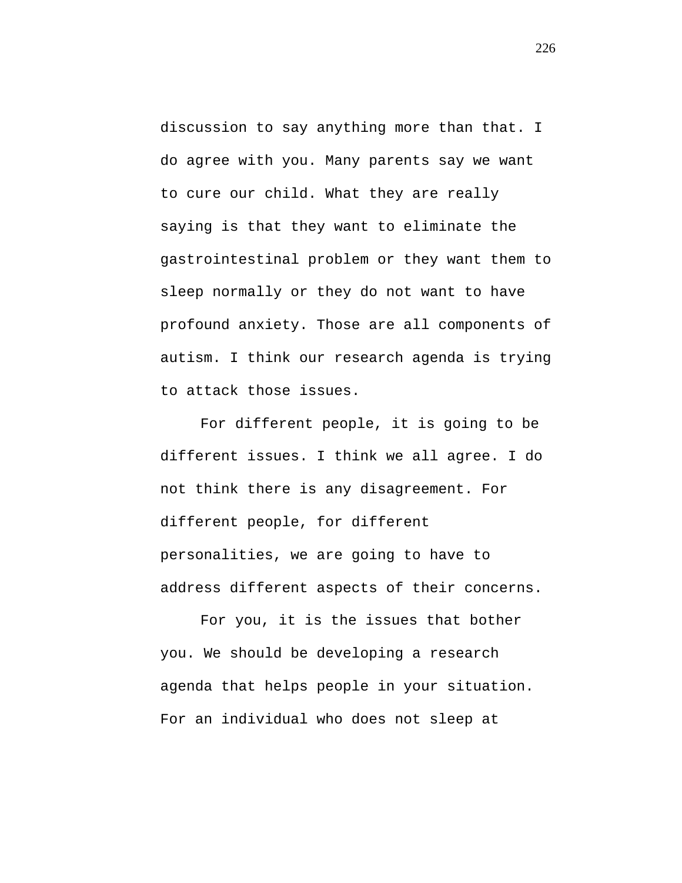discussion to say anything more than that. I do agree with you. Many parents say we want to cure our child. What they are really saying is that they want to eliminate the gastrointestinal problem or they want them to sleep normally or they do not want to have profound anxiety. Those are all components of autism. I think our research agenda is trying to attack those issues.

For different people, it is going to be different issues. I think we all agree. I do not think there is any disagreement. For different people, for different personalities, we are going to have to address different aspects of their concerns.

For you, it is the issues that bother you. We should be developing a research agenda that helps people in your situation. For an individual who does not sleep at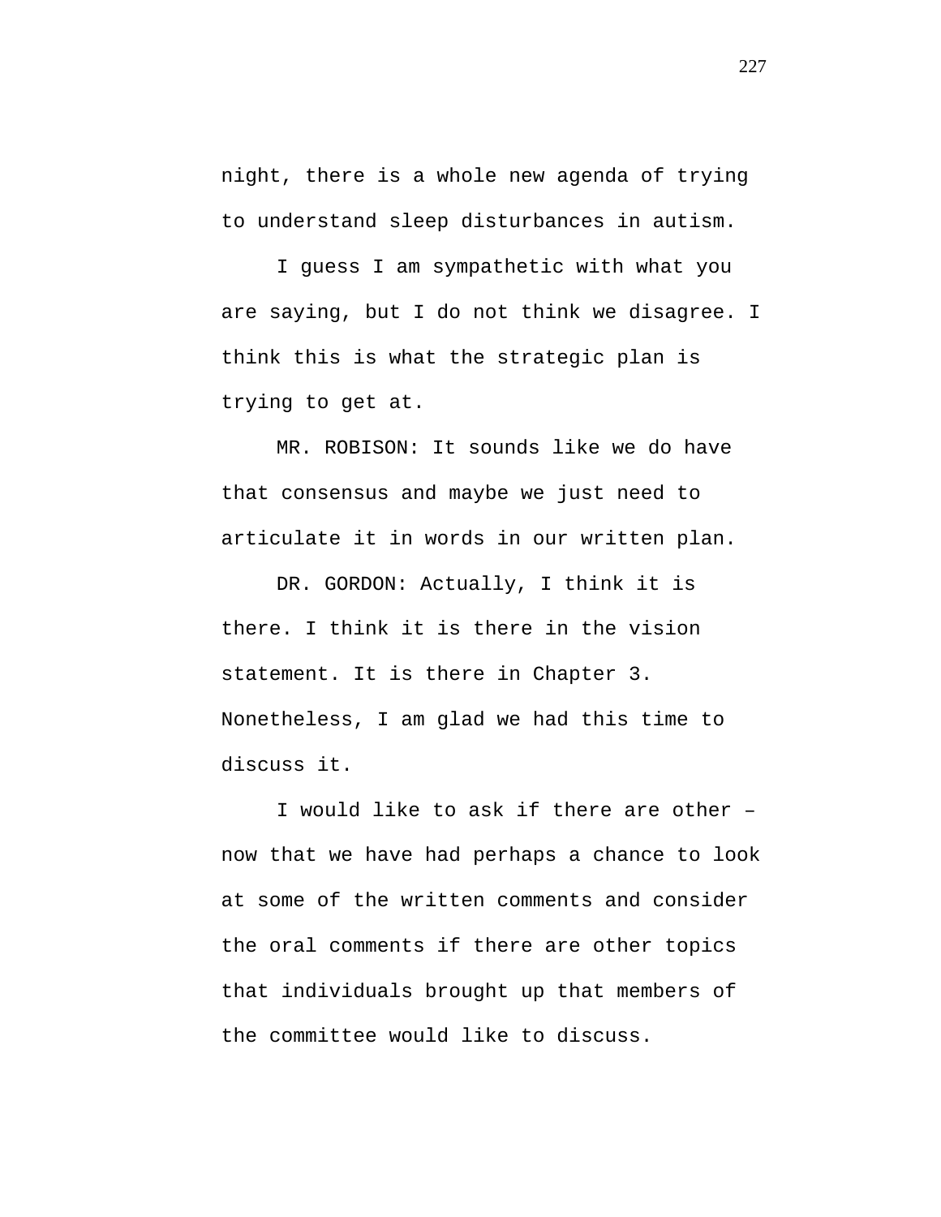night, there is a whole new agenda of trying to understand sleep disturbances in autism.

I guess I am sympathetic with what you are saying, but I do not think we disagree. I think this is what the strategic plan is trying to get at.

MR. ROBISON: It sounds like we do have that consensus and maybe we just need to articulate it in words in our written plan.

DR. GORDON: Actually, I think it is there. I think it is there in the vision statement. It is there in Chapter 3. Nonetheless, I am glad we had this time to discuss it.

I would like to ask if there are other – now that we have had perhaps a chance to look at some of the written comments and consider the oral comments if there are other topics that individuals brought up that members of the committee would like to discuss.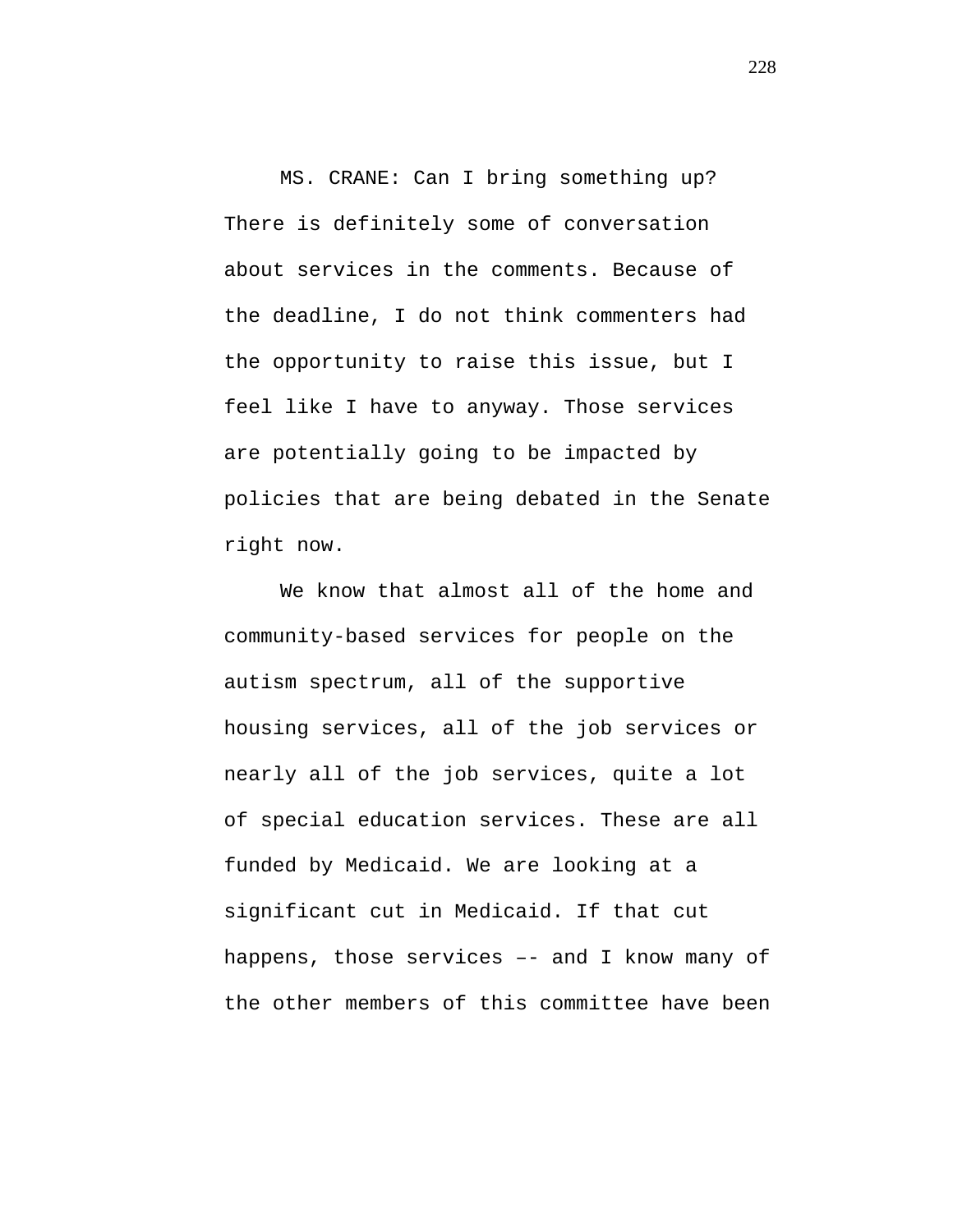MS. CRANE: Can I bring something up? There is definitely some of conversation about services in the comments. Because of the deadline, I do not think commenters had the opportunity to raise this issue, but I feel like I have to anyway. Those services are potentially going to be impacted by policies that are being debated in the Senate right now.

We know that almost all of the home and community-based services for people on the autism spectrum, all of the supportive housing services, all of the job services or nearly all of the job services, quite a lot of special education services. These are all funded by Medicaid. We are looking at a significant cut in Medicaid. If that cut happens, those services –- and I know many of the other members of this committee have been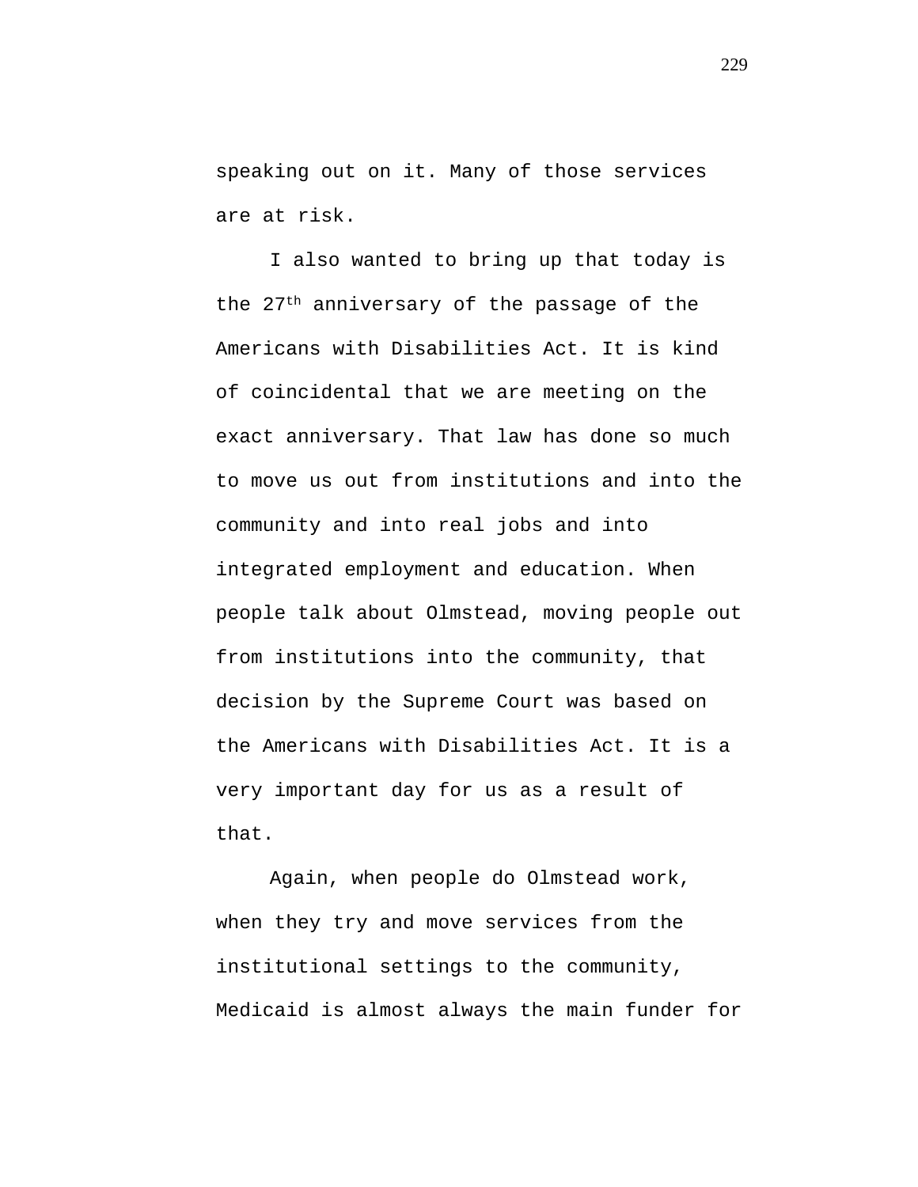speaking out on it. Many of those services are at risk.

I also wanted to bring up that today is the 27th anniversary of the passage of the Americans with Disabilities Act. It is kind of coincidental that we are meeting on the exact anniversary. That law has done so much to move us out from institutions and into the community and into real jobs and into integrated employment and education. When people talk about Olmstead, moving people out from institutions into the community, that decision by the Supreme Court was based on the Americans with Disabilities Act. It is a very important day for us as a result of that.

Again, when people do Olmstead work, when they try and move services from the institutional settings to the community, Medicaid is almost always the main funder for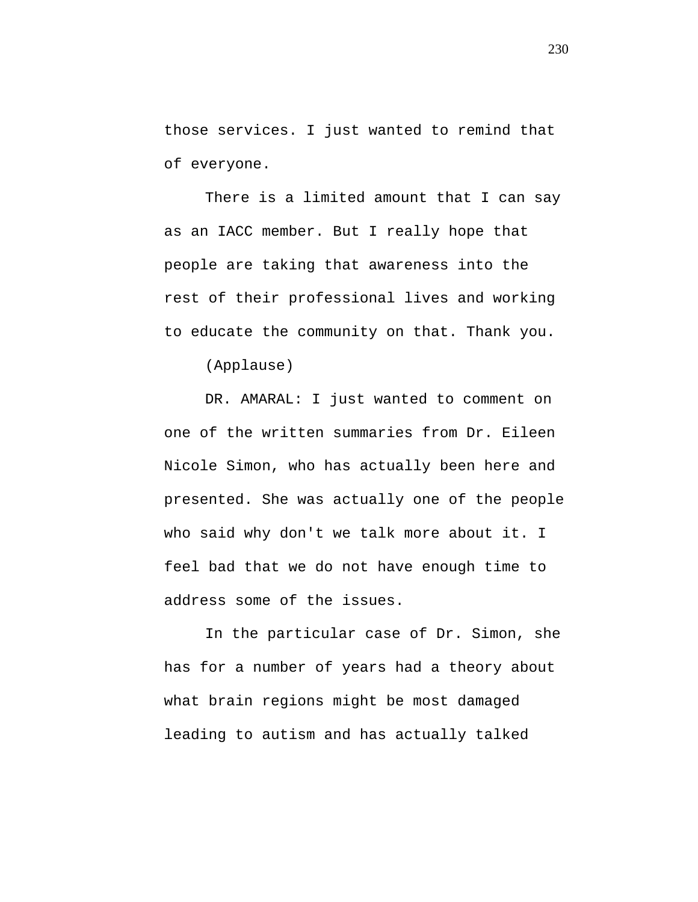those services. I just wanted to remind that of everyone.

There is a limited amount that I can say as an IACC member. But I really hope that people are taking that awareness into the rest of their professional lives and working to educate the community on that. Thank you.

(Applause)

DR. AMARAL: I just wanted to comment on one of the written summaries from Dr. Eileen Nicole Simon, who has actually been here and presented. She was actually one of the people who said why don't we talk more about it. I feel bad that we do not have enough time to address some of the issues.

In the particular case of Dr. Simon, she has for a number of years had a theory about what brain regions might be most damaged leading to autism and has actually talked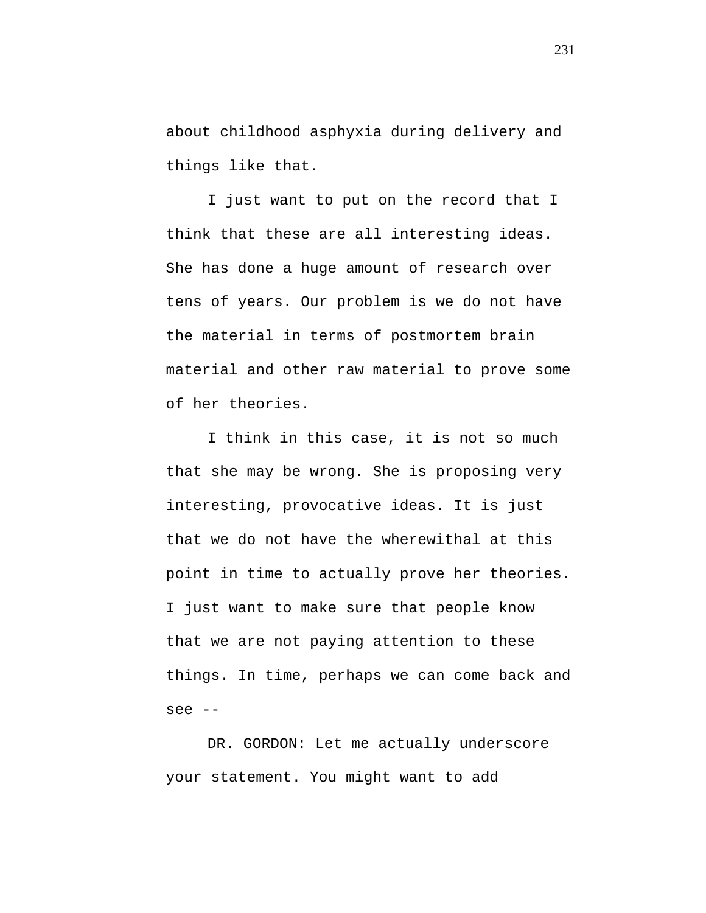about childhood asphyxia during delivery and things like that.

I just want to put on the record that I think that these are all interesting ideas. She has done a huge amount of research over tens of years. Our problem is we do not have the material in terms of postmortem brain material and other raw material to prove some of her theories.

I think in this case, it is not so much that she may be wrong. She is proposing very interesting, provocative ideas. It is just that we do not have the wherewithal at this point in time to actually prove her theories. I just want to make sure that people know that we are not paying attention to these things. In time, perhaps we can come back and see --

DR. GORDON: Let me actually underscore your statement. You might want to add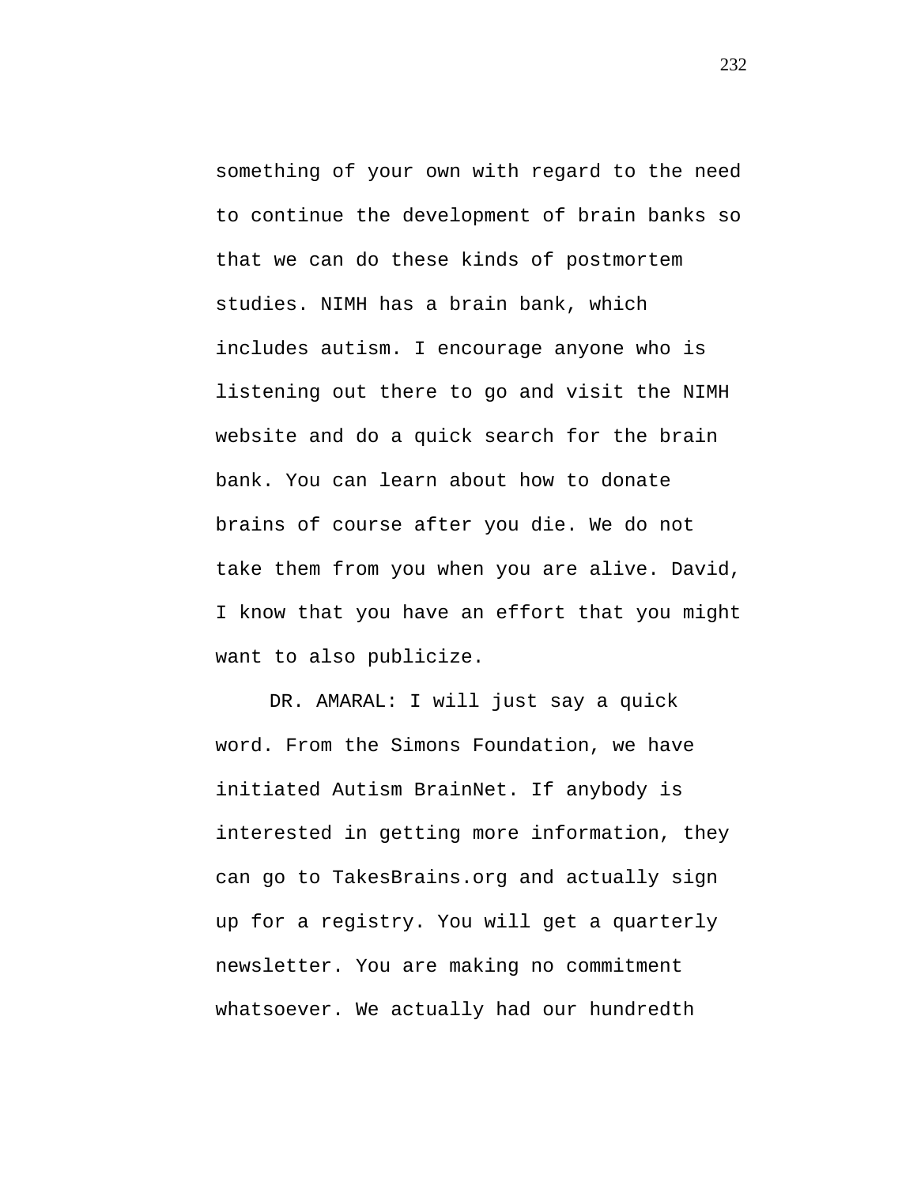something of your own with regard to the need to continue the development of brain banks so that we can do these kinds of postmortem studies. NIMH has a brain bank, which includes autism. I encourage anyone who is listening out there to go and visit the NIMH website and do a quick search for the brain bank. You can learn about how to donate brains of course after you die. We do not take them from you when you are alive. David, I know that you have an effort that you might want to also publicize.

DR. AMARAL: I will just say a quick word. From the Simons Foundation, we have initiated Autism BrainNet. If anybody is interested in getting more information, they can go to TakesBrains.org and actually sign up for a registry. You will get a quarterly newsletter. You are making no commitment whatsoever. We actually had our hundredth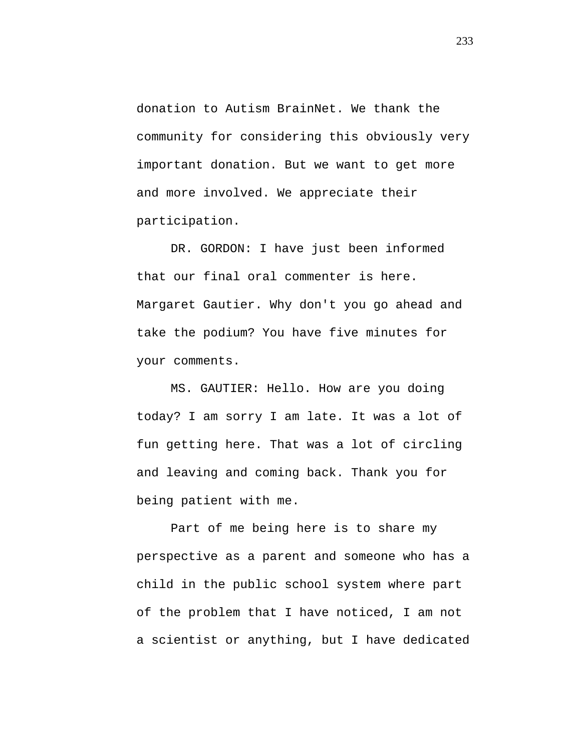donation to Autism BrainNet. We thank the community for considering this obviously very important donation. But we want to get more and more involved. We appreciate their participation.

DR. GORDON: I have just been informed that our final oral commenter is here. Margaret Gautier. Why don't you go ahead and take the podium? You have five minutes for your comments.

MS. GAUTIER: Hello. How are you doing today? I am sorry I am late. It was a lot of fun getting here. That was a lot of circling and leaving and coming back. Thank you for being patient with me.

Part of me being here is to share my perspective as a parent and someone who has a child in the public school system where part of the problem that I have noticed, I am not a scientist or anything, but I have dedicated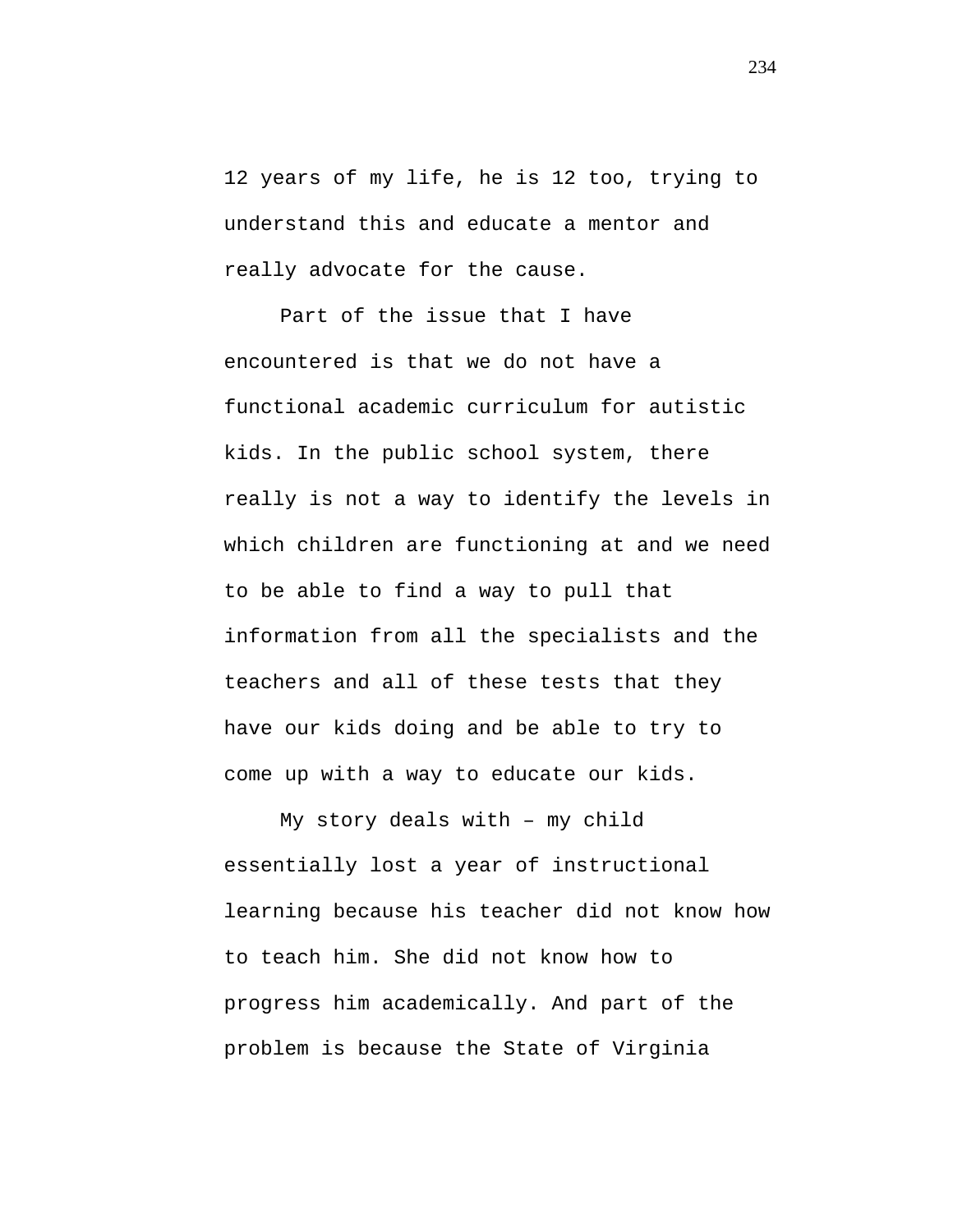12 years of my life, he is 12 too, trying to understand this and educate a mentor and really advocate for the cause.

Part of the issue that I have encountered is that we do not have a functional academic curriculum for autistic kids. In the public school system, there really is not a way to identify the levels in which children are functioning at and we need to be able to find a way to pull that information from all the specialists and the teachers and all of these tests that they have our kids doing and be able to try to come up with a way to educate our kids.

My story deals with – my child essentially lost a year of instructional learning because his teacher did not know how to teach him. She did not know how to progress him academically. And part of the problem is because the State of Virginia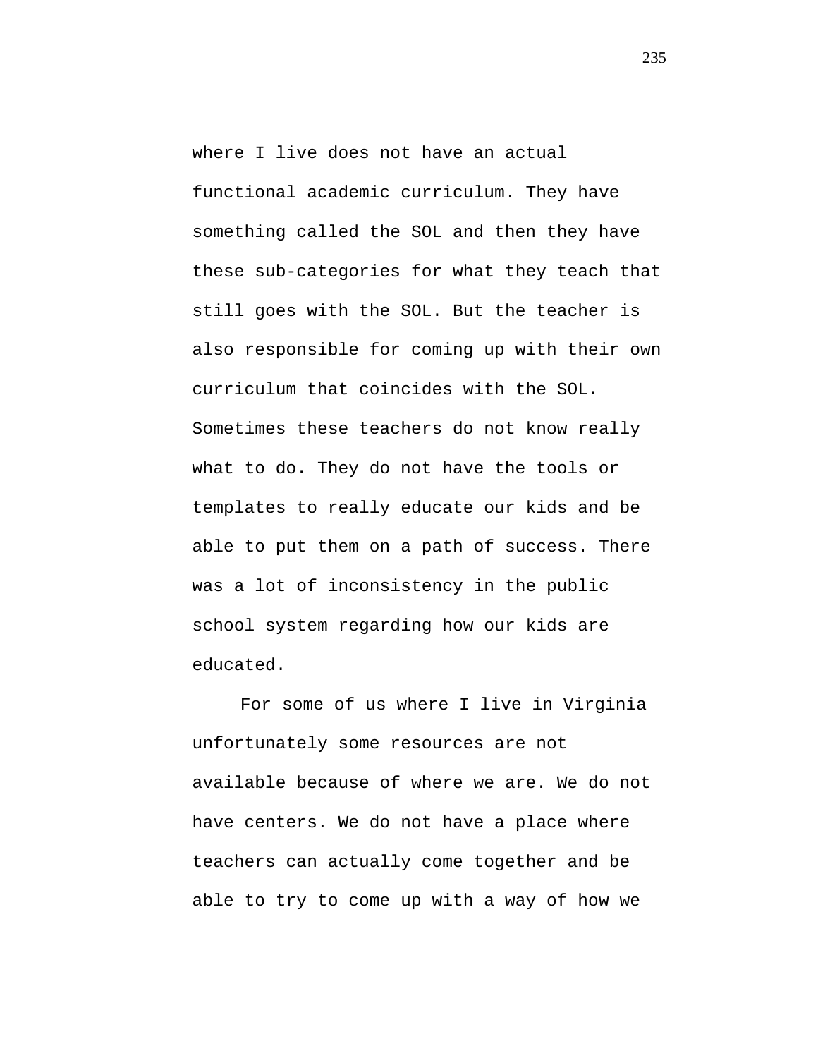where I live does not have an actual functional academic curriculum. They have something called the SOL and then they have these sub-categories for what they teach that still goes with the SOL. But the teacher is also responsible for coming up with their own curriculum that coincides with the SOL. Sometimes these teachers do not know really what to do. They do not have the tools or templates to really educate our kids and be able to put them on a path of success. There was a lot of inconsistency in the public school system regarding how our kids are educated.

For some of us where I live in Virginia unfortunately some resources are not available because of where we are. We do not have centers. We do not have a place where teachers can actually come together and be able to try to come up with a way of how we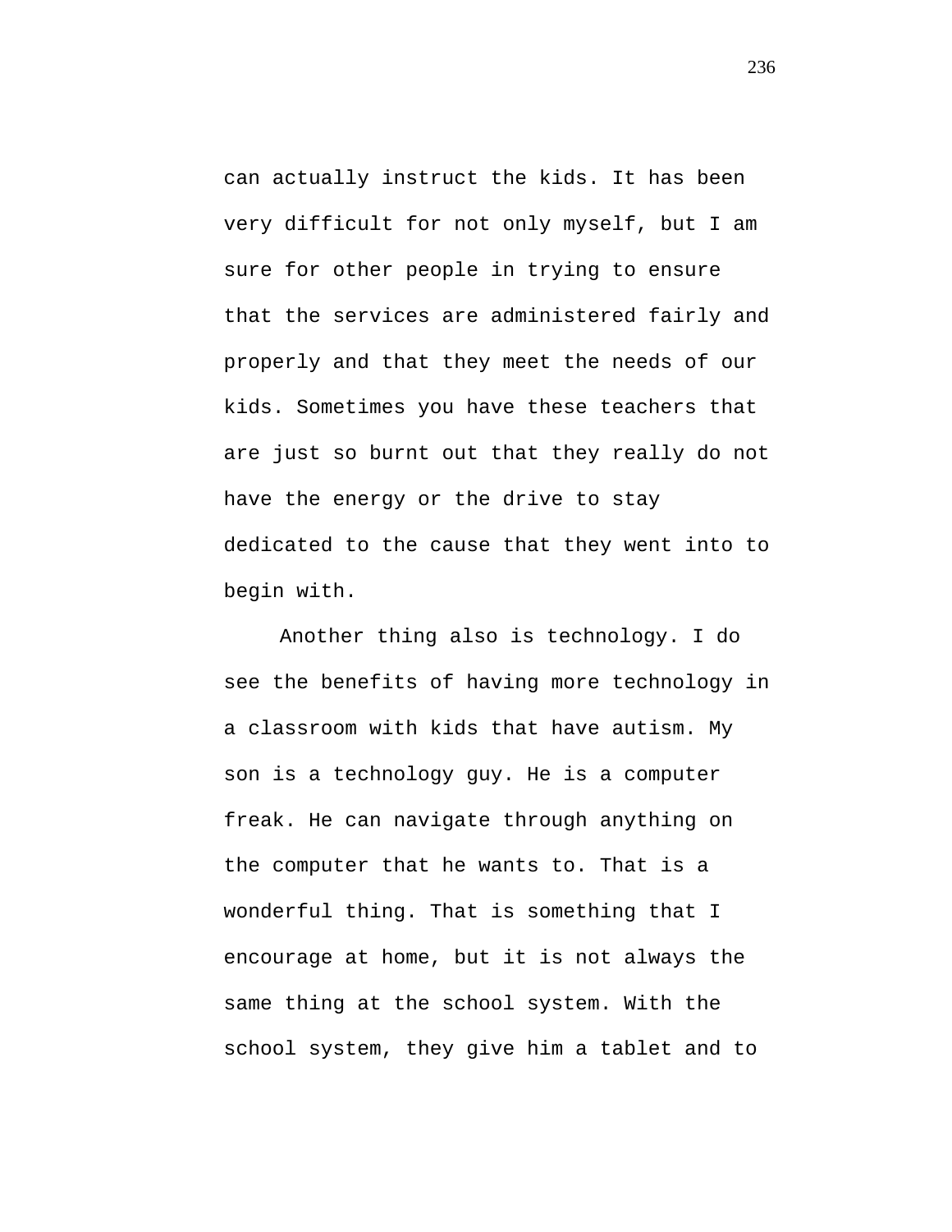can actually instruct the kids. It has been very difficult for not only myself, but I am sure for other people in trying to ensure that the services are administered fairly and properly and that they meet the needs of our kids. Sometimes you have these teachers that are just so burnt out that they really do not have the energy or the drive to stay dedicated to the cause that they went into to begin with.

Another thing also is technology. I do see the benefits of having more technology in a classroom with kids that have autism. My son is a technology guy. He is a computer freak. He can navigate through anything on the computer that he wants to. That is a wonderful thing. That is something that I encourage at home, but it is not always the same thing at the school system. With the school system, they give him a tablet and to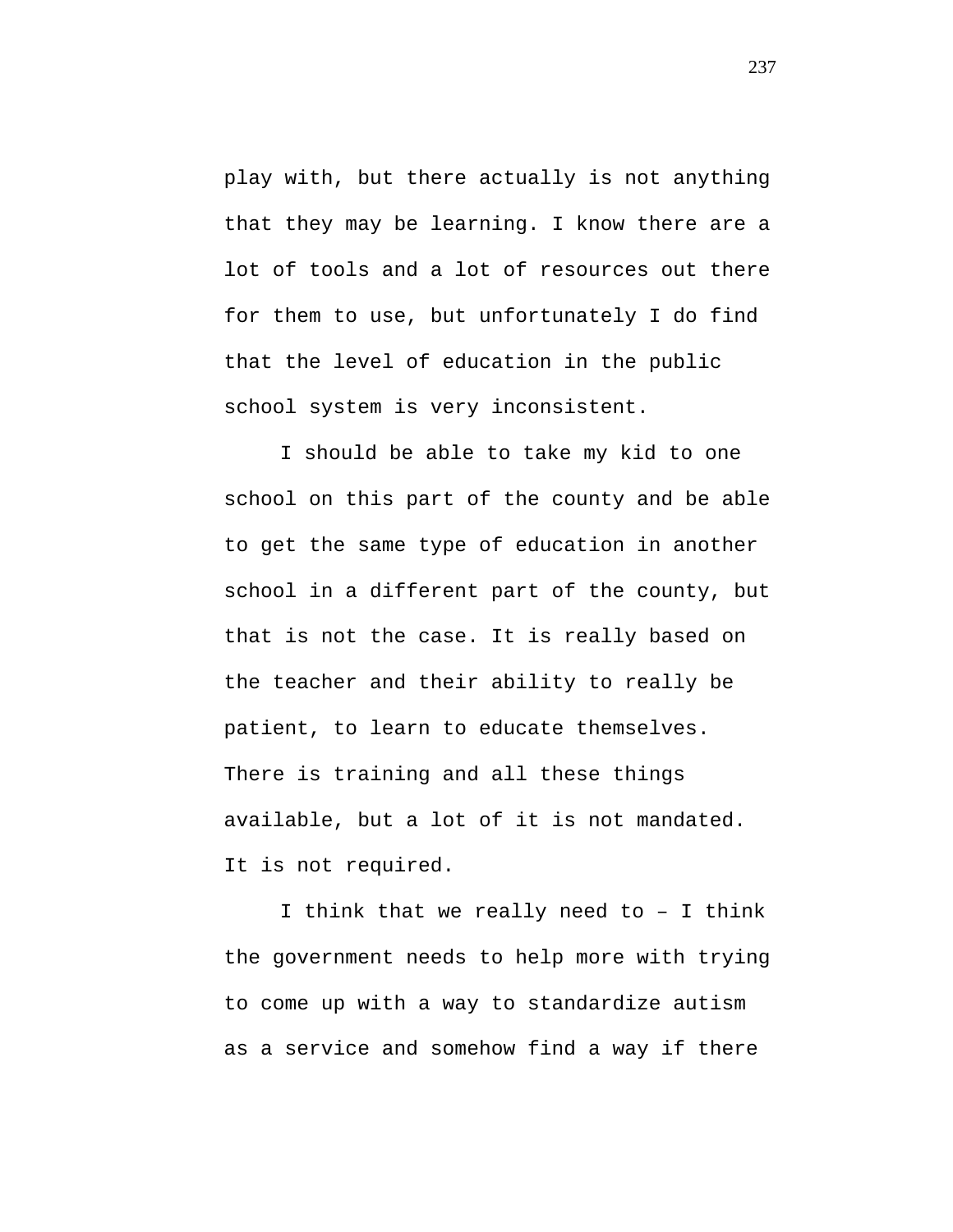play with, but there actually is not anything that they may be learning. I know there are a lot of tools and a lot of resources out there for them to use, but unfortunately I do find that the level of education in the public school system is very inconsistent.

I should be able to take my kid to one school on this part of the county and be able to get the same type of education in another school in a different part of the county, but that is not the case. It is really based on the teacher and their ability to really be patient, to learn to educate themselves. There is training and all these things available, but a lot of it is not mandated. It is not required.

I think that we really need to – I think the government needs to help more with trying to come up with a way to standardize autism as a service and somehow find a way if there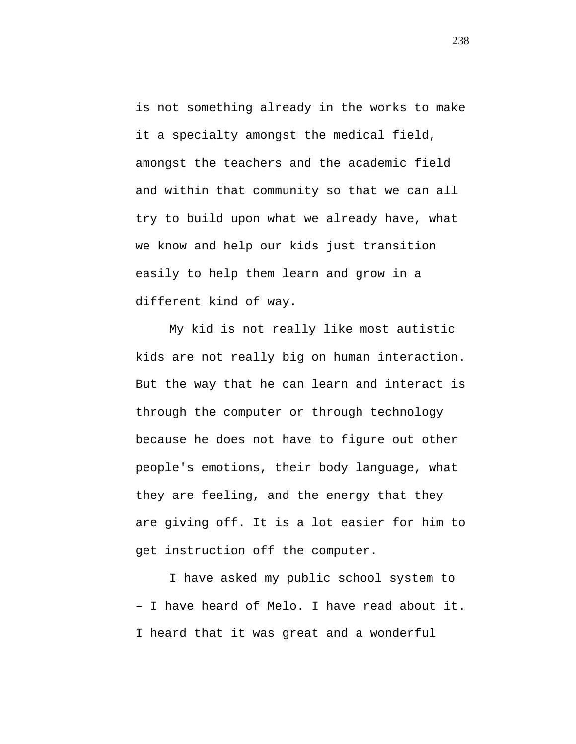is not something already in the works to make it a specialty amongst the medical field, amongst the teachers and the academic field and within that community so that we can all try to build upon what we already have, what we know and help our kids just transition easily to help them learn and grow in a different kind of way.

My kid is not really like most autistic kids are not really big on human interaction. But the way that he can learn and interact is through the computer or through technology because he does not have to figure out other people's emotions, their body language, what they are feeling, and the energy that they are giving off. It is a lot easier for him to get instruction off the computer.

I have asked my public school system to – I have heard of Melo. I have read about it. I heard that it was great and a wonderful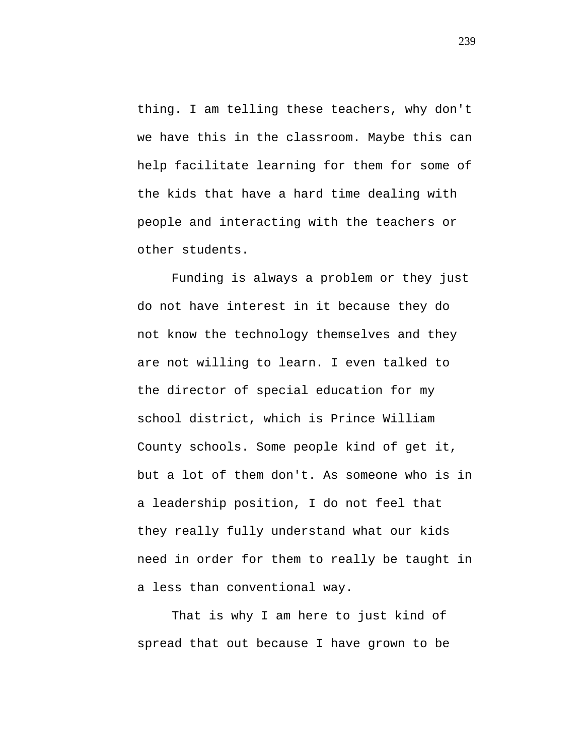thing. I am telling these teachers, why don't we have this in the classroom. Maybe this can help facilitate learning for them for some of the kids that have a hard time dealing with people and interacting with the teachers or other students.

Funding is always a problem or they just do not have interest in it because they do not know the technology themselves and they are not willing to learn. I even talked to the director of special education for my school district, which is Prince William County schools. Some people kind of get it, but a lot of them don't. As someone who is in a leadership position, I do not feel that they really fully understand what our kids need in order for them to really be taught in a less than conventional way.

That is why I am here to just kind of spread that out because I have grown to be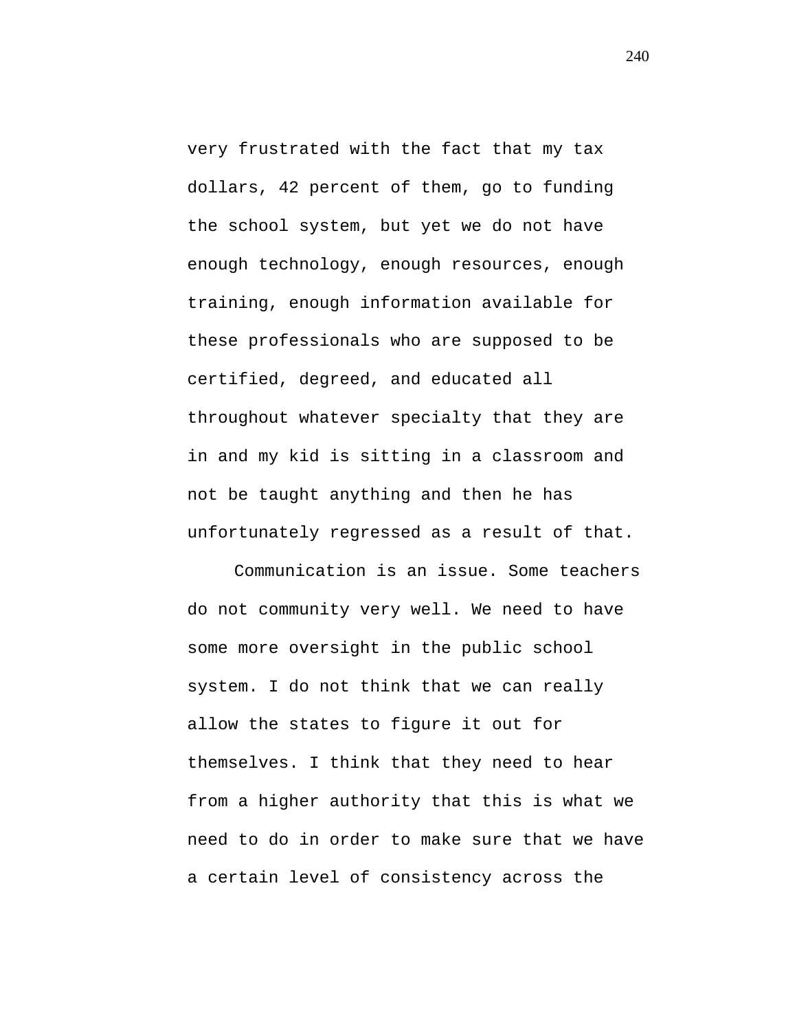very frustrated with the fact that my tax dollars, 42 percent of them, go to funding the school system, but yet we do not have enough technology, enough resources, enough training, enough information available for these professionals who are supposed to be certified, degreed, and educated all throughout whatever specialty that they are in and my kid is sitting in a classroom and not be taught anything and then he has unfortunately regressed as a result of that.

Communication is an issue. Some teachers do not community very well. We need to have some more oversight in the public school system. I do not think that we can really allow the states to figure it out for themselves. I think that they need to hear from a higher authority that this is what we need to do in order to make sure that we have a certain level of consistency across the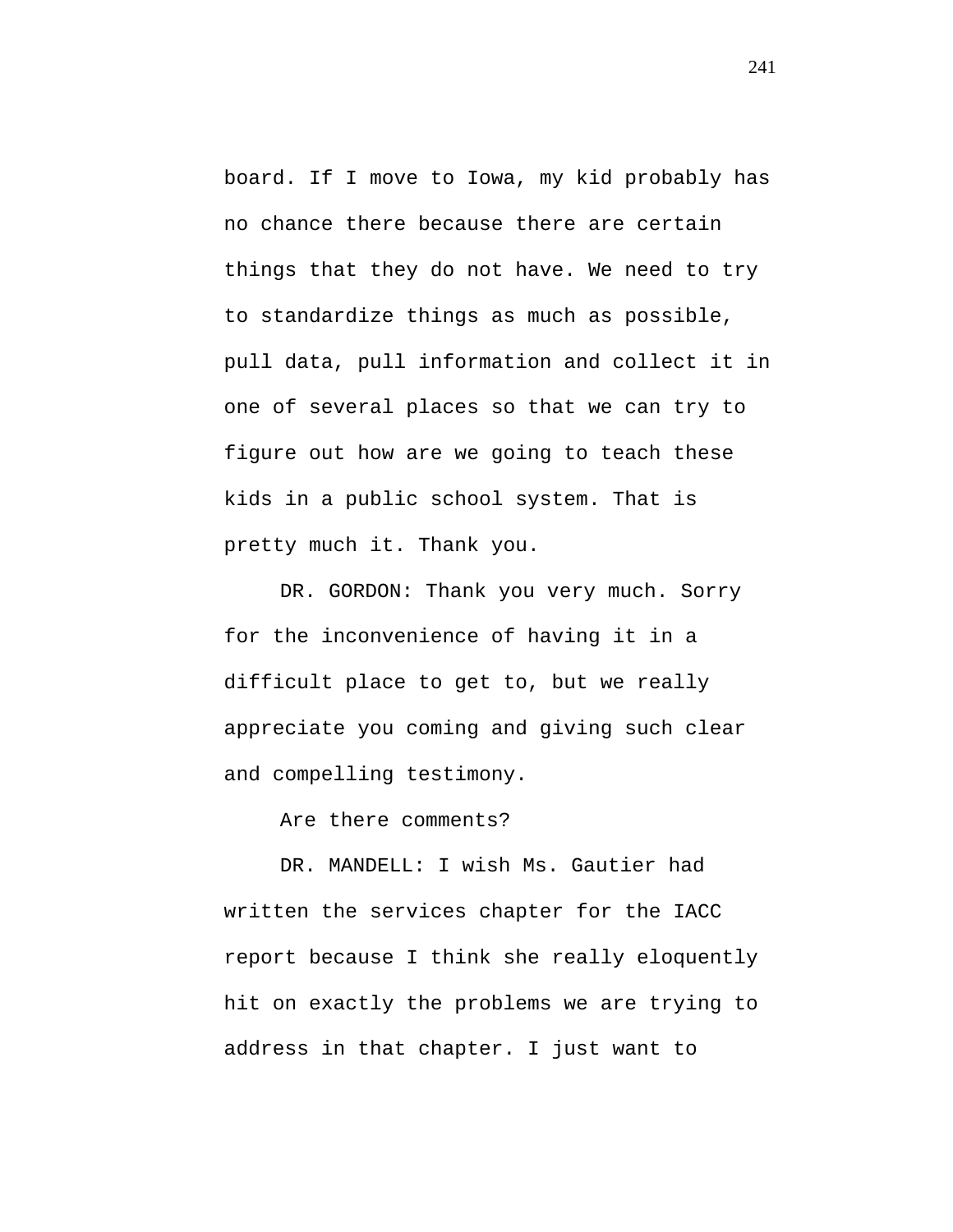board. If I move to Iowa, my kid probably has no chance there because there are certain things that they do not have. We need to try to standardize things as much as possible, pull data, pull information and collect it in one of several places so that we can try to figure out how are we going to teach these kids in a public school system. That is pretty much it. Thank you.

DR. GORDON: Thank you very much. Sorry for the inconvenience of having it in a difficult place to get to, but we really appreciate you coming and giving such clear and compelling testimony.

Are there comments?

DR. MANDELL: I wish Ms. Gautier had written the services chapter for the IACC report because I think she really eloquently hit on exactly the problems we are trying to address in that chapter. I just want to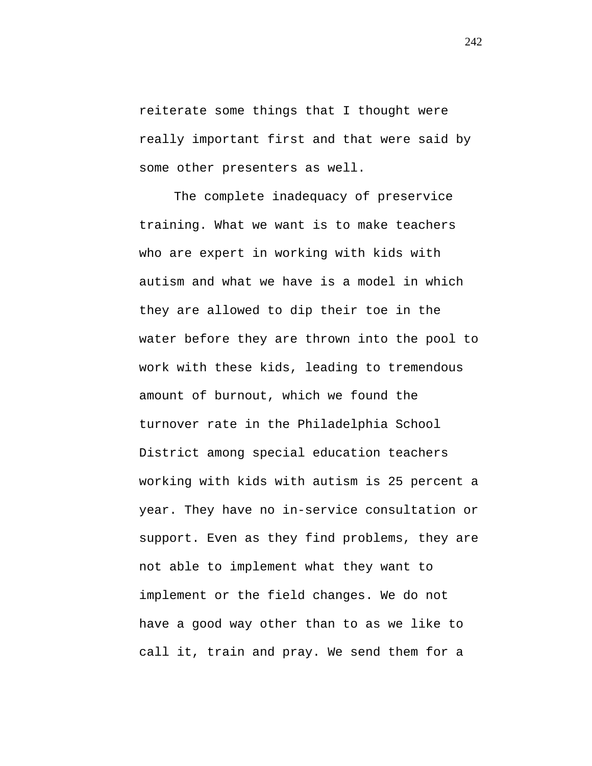reiterate some things that I thought were really important first and that were said by some other presenters as well.

The complete inadequacy of preservice training. What we want is to make teachers who are expert in working with kids with autism and what we have is a model in which they are allowed to dip their toe in the water before they are thrown into the pool to work with these kids, leading to tremendous amount of burnout, which we found the turnover rate in the Philadelphia School District among special education teachers working with kids with autism is 25 percent a year. They have no in-service consultation or support. Even as they find problems, they are not able to implement what they want to implement or the field changes. We do not have a good way other than to as we like to call it, train and pray. We send them for a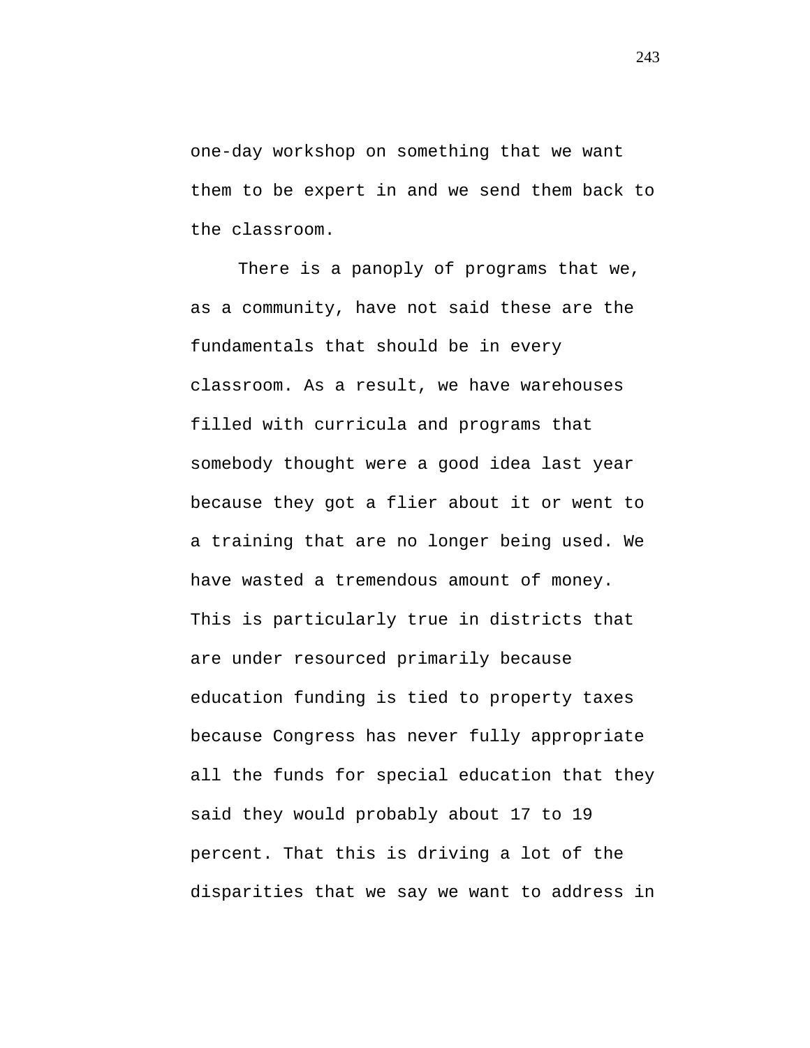one-day workshop on something that we want them to be expert in and we send them back to the classroom.

There is a panoply of programs that we, as a community, have not said these are the fundamentals that should be in every classroom. As a result, we have warehouses filled with curricula and programs that somebody thought were a good idea last year because they got a flier about it or went to a training that are no longer being used. We have wasted a tremendous amount of money. This is particularly true in districts that are under resourced primarily because education funding is tied to property taxes because Congress has never fully appropriate all the funds for special education that they said they would probably about 17 to 19 percent. That this is driving a lot of the disparities that we say we want to address in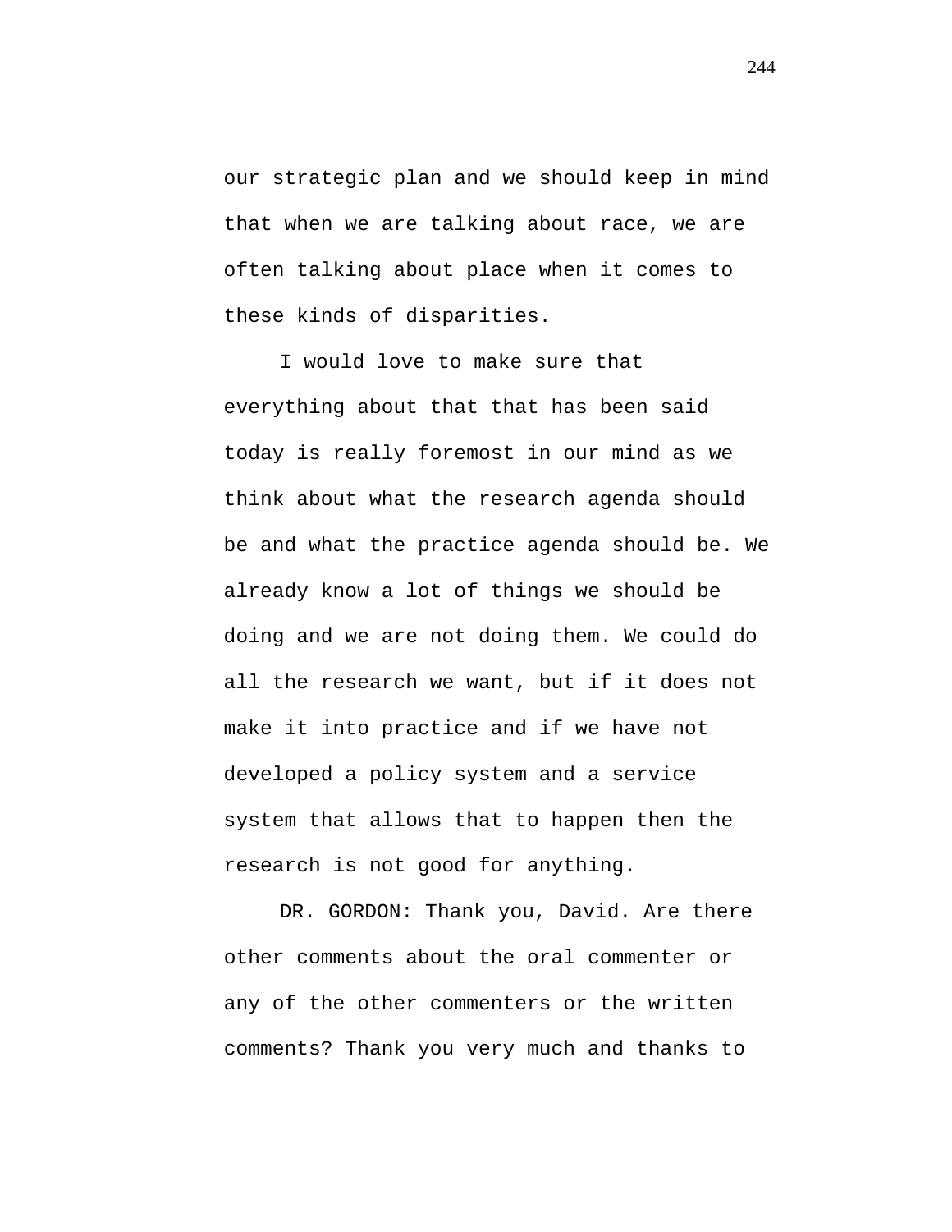our strategic plan and we should keep in mind that when we are talking about race, we are often talking about place when it comes to these kinds of disparities.

I would love to make sure that everything about that that has been said today is really foremost in our mind as we think about what the research agenda should be and what the practice agenda should be. We already know a lot of things we should be doing and we are not doing them. We could do all the research we want, but if it does not make it into practice and if we have not developed a policy system and a service system that allows that to happen then the research is not good for anything.

DR. GORDON: Thank you, David. Are there other comments about the oral commenter or any of the other commenters or the written comments? Thank you very much and thanks to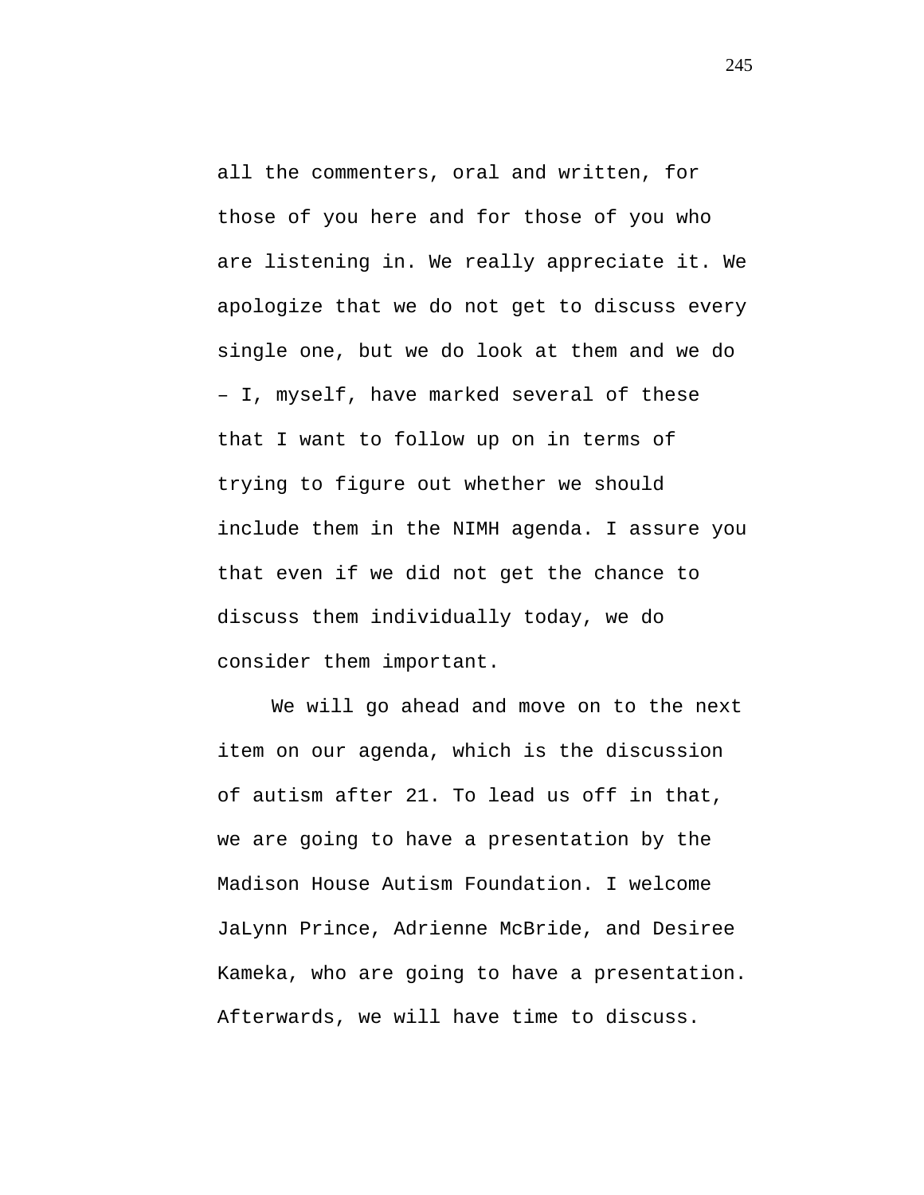all the commenters, oral and written, for those of you here and for those of you who are listening in. We really appreciate it. We apologize that we do not get to discuss every single one, but we do look at them and we do – I, myself, have marked several of these that I want to follow up on in terms of trying to figure out whether we should include them in the NIMH agenda. I assure you that even if we did not get the chance to discuss them individually today, we do consider them important.

We will go ahead and move on to the next item on our agenda, which is the discussion of autism after 21. To lead us off in that, we are going to have a presentation by the Madison House Autism Foundation. I welcome JaLynn Prince, Adrienne McBride, and Desiree Kameka, who are going to have a presentation. Afterwards, we will have time to discuss.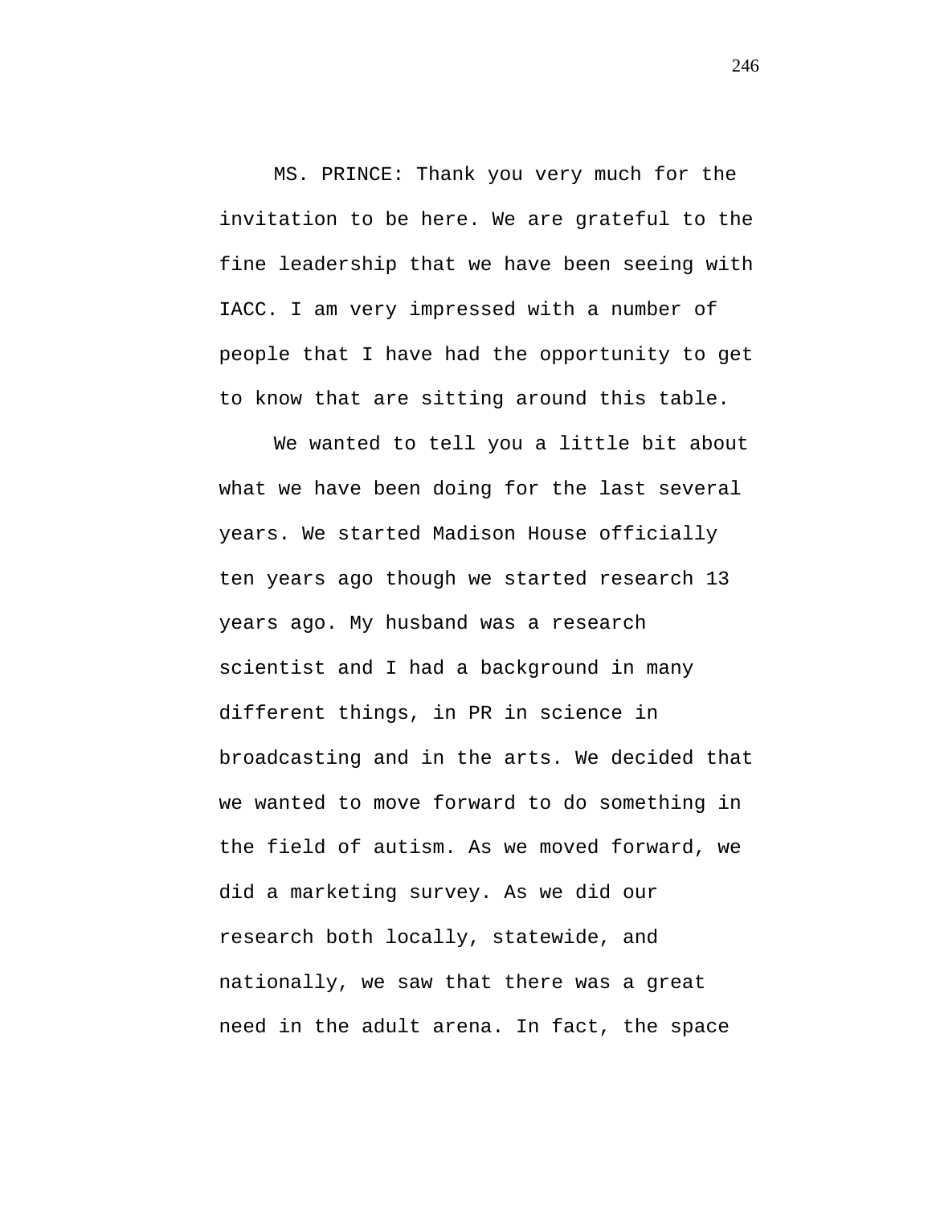MS. PRINCE: Thank you very much for the invitation to be here. We are grateful to the fine leadership that we have been seeing with IACC. I am very impressed with a number of people that I have had the opportunity to get to know that are sitting around this table.

We wanted to tell you a little bit about what we have been doing for the last several years. We started Madison House officially ten years ago though we started research 13 years ago. My husband was a research scientist and I had a background in many different things, in PR in science in broadcasting and in the arts. We decided that we wanted to move forward to do something in the field of autism. As we moved forward, we did a marketing survey. As we did our research both locally, statewide, and nationally, we saw that there was a great need in the adult arena. In fact, the space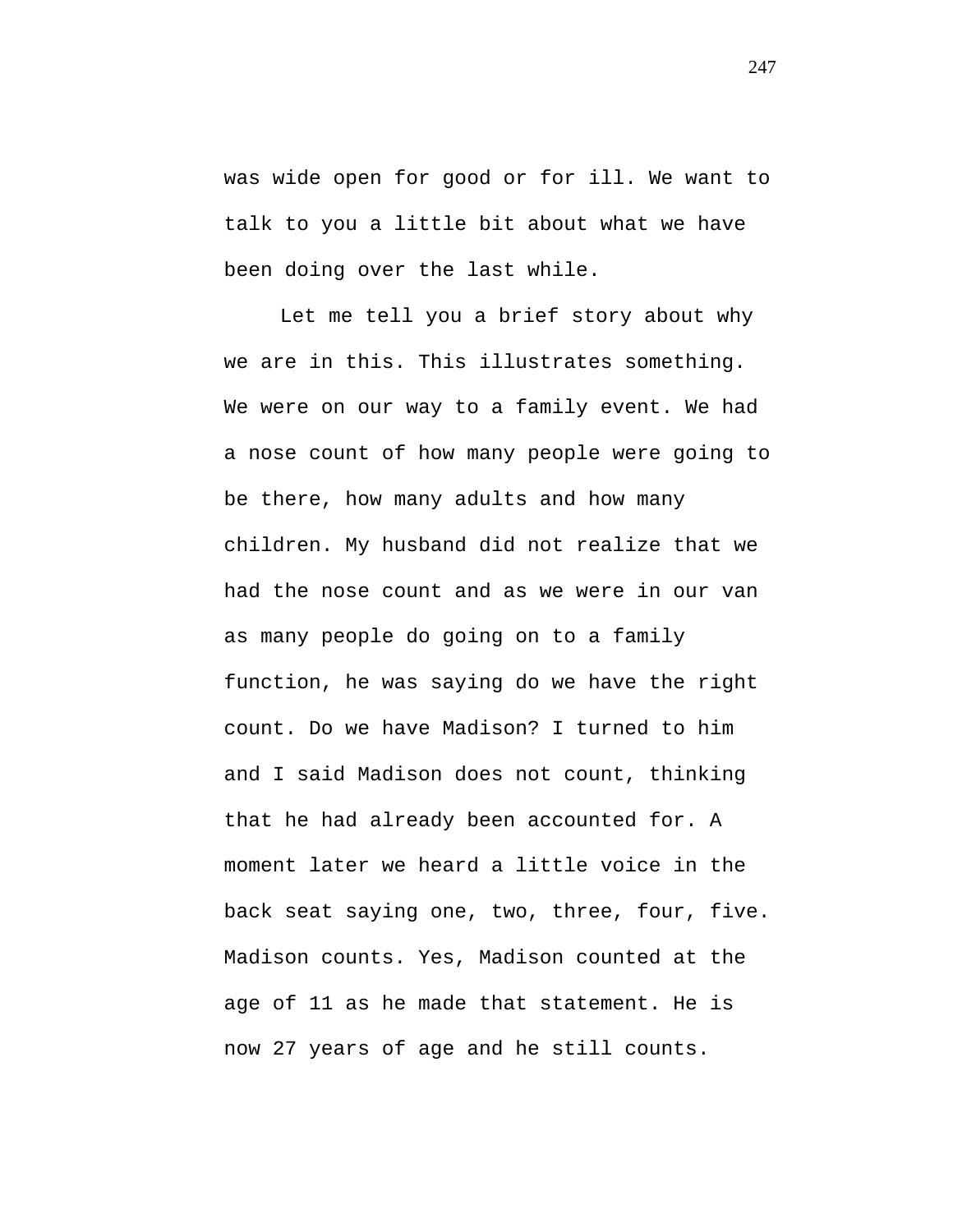was wide open for good or for ill. We want to talk to you a little bit about what we have been doing over the last while.

Let me tell you a brief story about why we are in this. This illustrates something. We were on our way to a family event. We had a nose count of how many people were going to be there, how many adults and how many children. My husband did not realize that we had the nose count and as we were in our van as many people do going on to a family function, he was saying do we have the right count. Do we have Madison? I turned to him and I said Madison does not count, thinking that he had already been accounted for. A moment later we heard a little voice in the back seat saying one, two, three, four, five. Madison counts. Yes, Madison counted at the age of 11 as he made that statement. He is now 27 years of age and he still counts.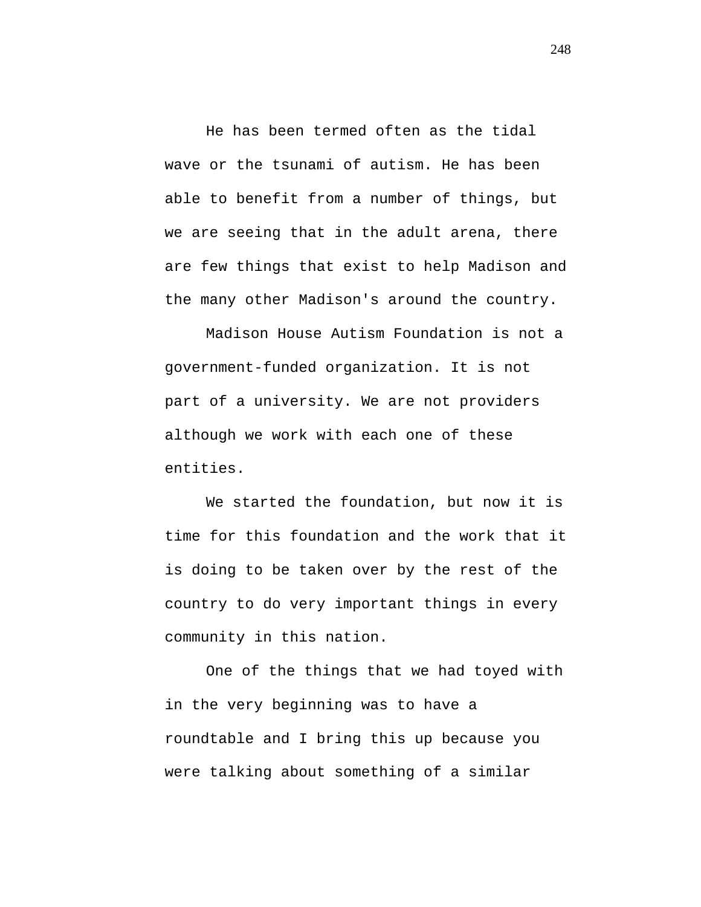He has been termed often as the tidal wave or the tsunami of autism. He has been able to benefit from a number of things, but we are seeing that in the adult arena, there are few things that exist to help Madison and the many other Madison's around the country.

Madison House Autism Foundation is not a government-funded organization. It is not part of a university. We are not providers although we work with each one of these entities.

We started the foundation, but now it is time for this foundation and the work that it is doing to be taken over by the rest of the country to do very important things in every community in this nation.

One of the things that we had toyed with in the very beginning was to have a roundtable and I bring this up because you were talking about something of a similar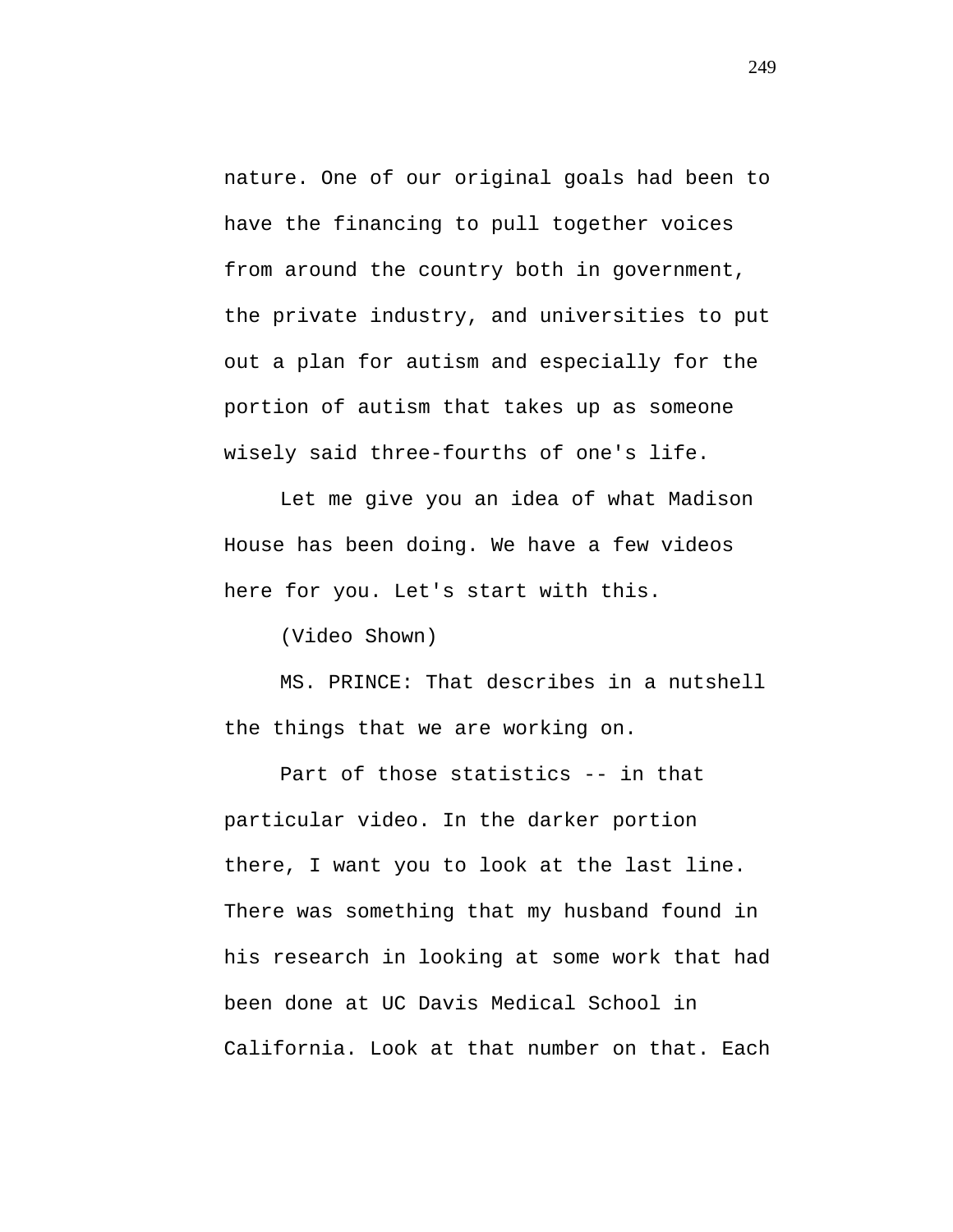nature. One of our original goals had been to have the financing to pull together voices from around the country both in government, the private industry, and universities to put out a plan for autism and especially for the portion of autism that takes up as someone wisely said three-fourths of one's life.

Let me give you an idea of what Madison House has been doing. We have a few videos here for you. Let's start with this.

(Video Shown)

MS. PRINCE: That describes in a nutshell the things that we are working on.

Part of those statistics -- in that particular video. In the darker portion there, I want you to look at the last line. There was something that my husband found in his research in looking at some work that had been done at UC Davis Medical School in California. Look at that number on that. Each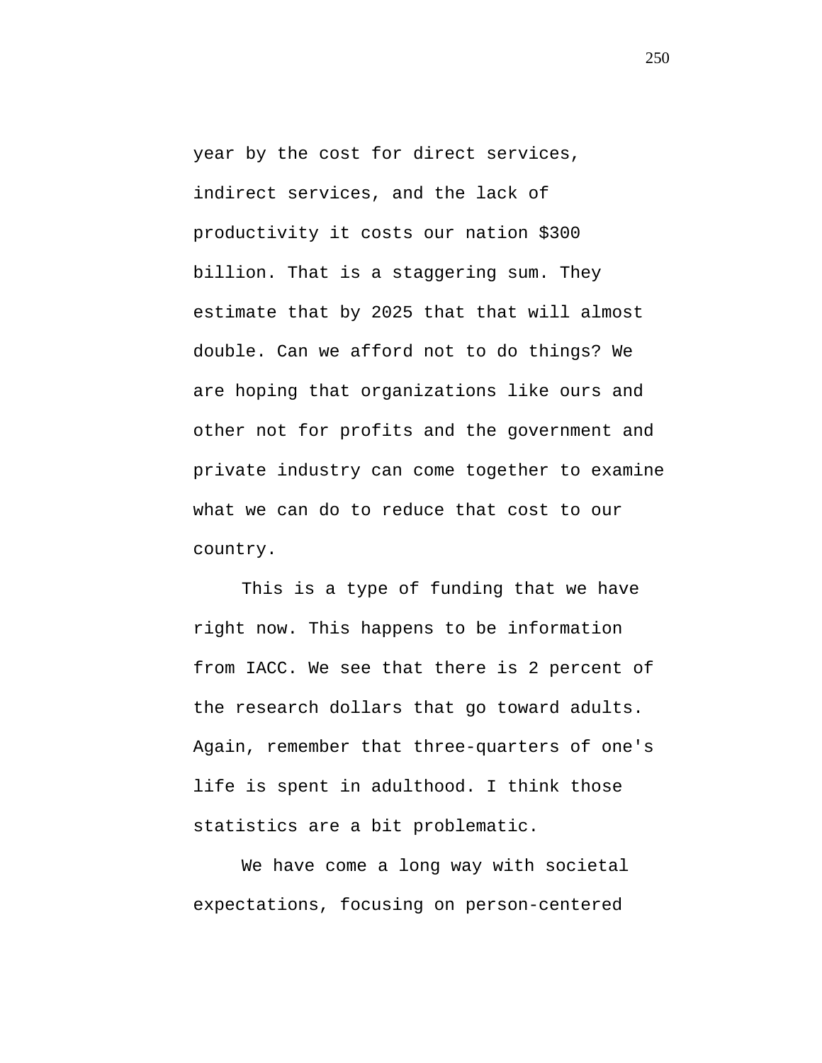year by the cost for direct services, indirect services, and the lack of productivity it costs our nation $300 billion. That is a staggering sum. They estimate that by 2025 that that will almost double. Can we afford not to do things? We are hoping that organizations like ours and other not for profits and the government and private industry can come together to examine what we can do to reduce that cost to our country.

This is a type of funding that we have right now. This happens to be information from IACC. We see that there is 2 percent of the research dollars that go toward adults. Again, remember that three-quarters of one's life is spent in adulthood. I think those statistics are a bit problematic.

We have come a long way with societal expectations, focusing on person-centered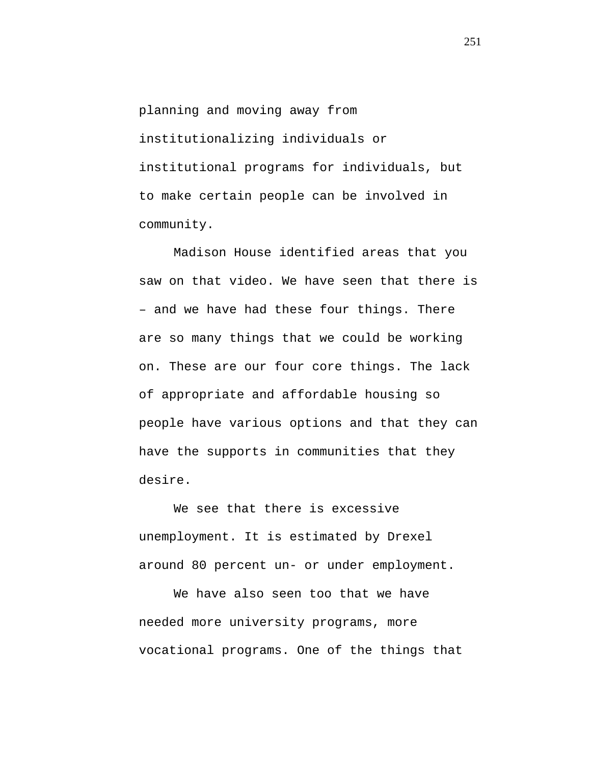planning and moving away from institutionalizing individuals or institutional programs for individuals, but to make certain people can be involved in community.

Madison House identified areas that you saw on that video. We have seen that there is – and we have had these four things. There are so many things that we could be working on. These are our four core things. The lack of appropriate and affordable housing so people have various options and that they can have the supports in communities that they desire.

We see that there is excessive unemployment. It is estimated by Drexel around 80 percent un- or under employment.

We have also seen too that we have needed more university programs, more vocational programs. One of the things that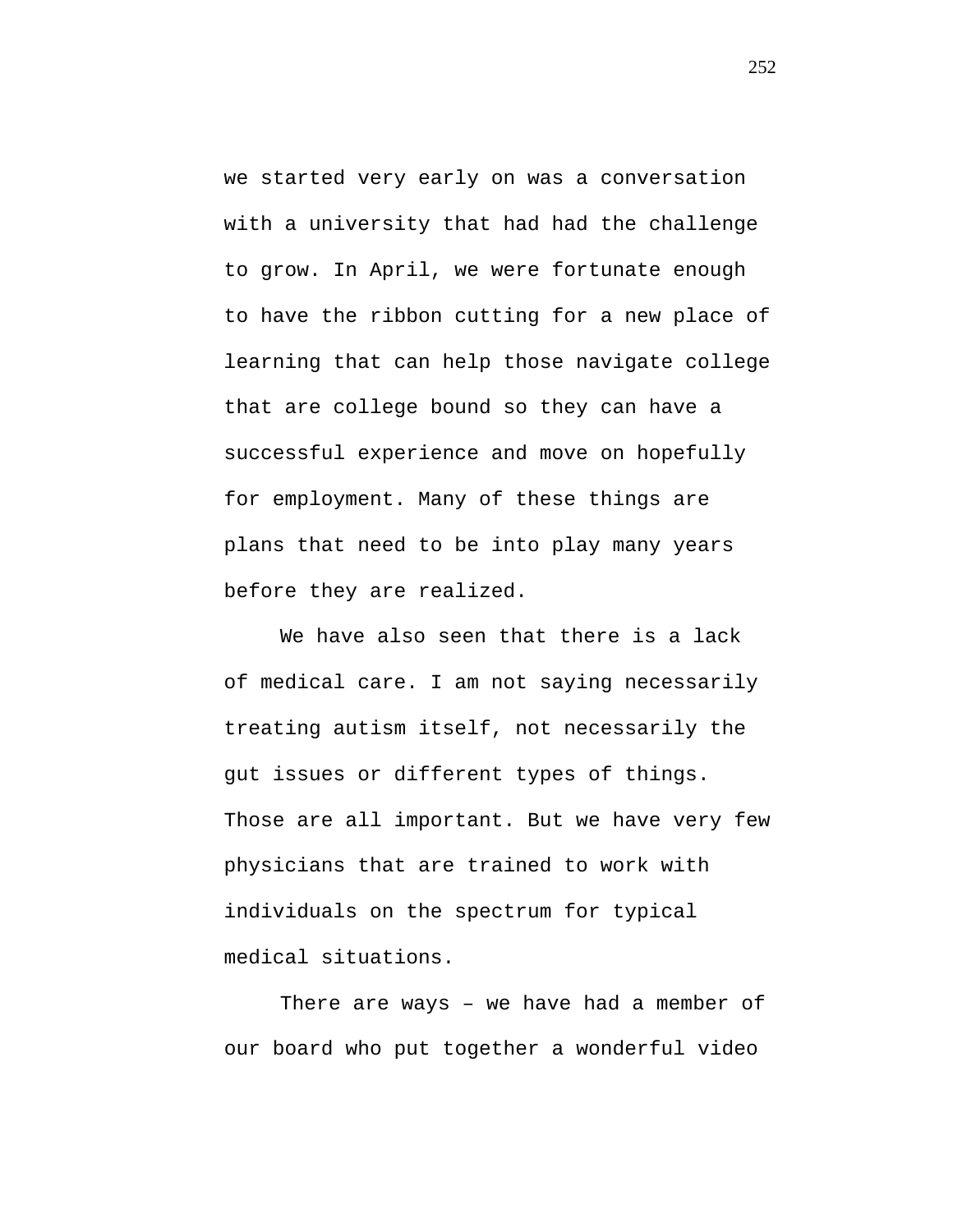we started very early on was a conversation with a university that had had the challenge to grow. In April, we were fortunate enough to have the ribbon cutting for a new place of learning that can help those navigate college that are college bound so they can have a successful experience and move on hopefully for employment. Many of these things are plans that need to be into play many years before they are realized.

We have also seen that there is a lack of medical care. I am not saying necessarily treating autism itself, not necessarily the gut issues or different types of things. Those are all important. But we have very few physicians that are trained to work with individuals on the spectrum for typical medical situations.

There are ways – we have had a member of our board who put together a wonderful video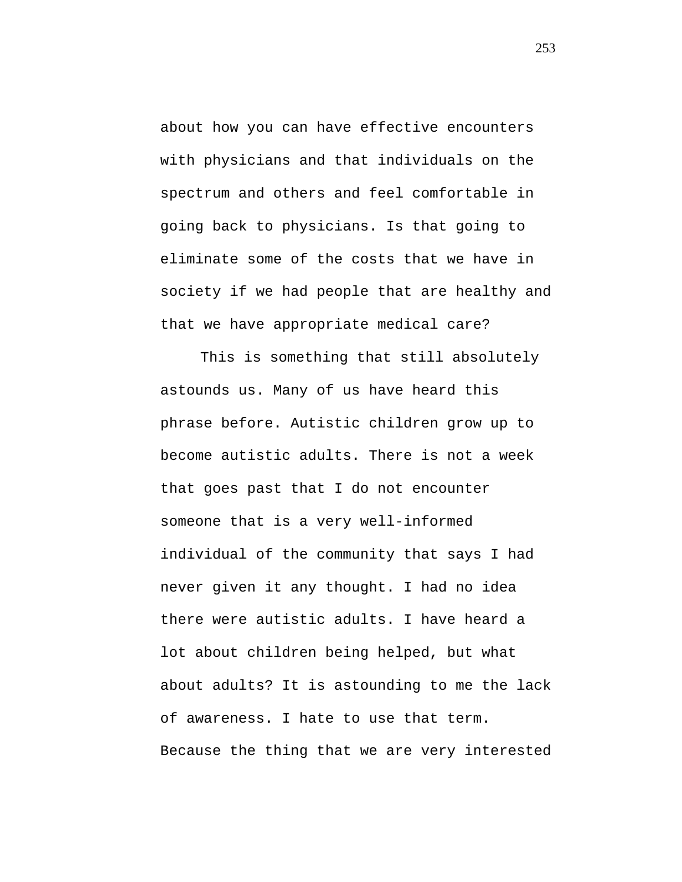about how you can have effective encounters with physicians and that individuals on the spectrum and others and feel comfortable in going back to physicians. Is that going to eliminate some of the costs that we have in society if we had people that are healthy and that we have appropriate medical care?

This is something that still absolutely astounds us. Many of us have heard this phrase before. Autistic children grow up to become autistic adults. There is not a week that goes past that I do not encounter someone that is a very well-informed individual of the community that says I had never given it any thought. I had no idea there were autistic adults. I have heard a lot about children being helped, but what about adults? It is astounding to me the lack of awareness. I hate to use that term. Because the thing that we are very interested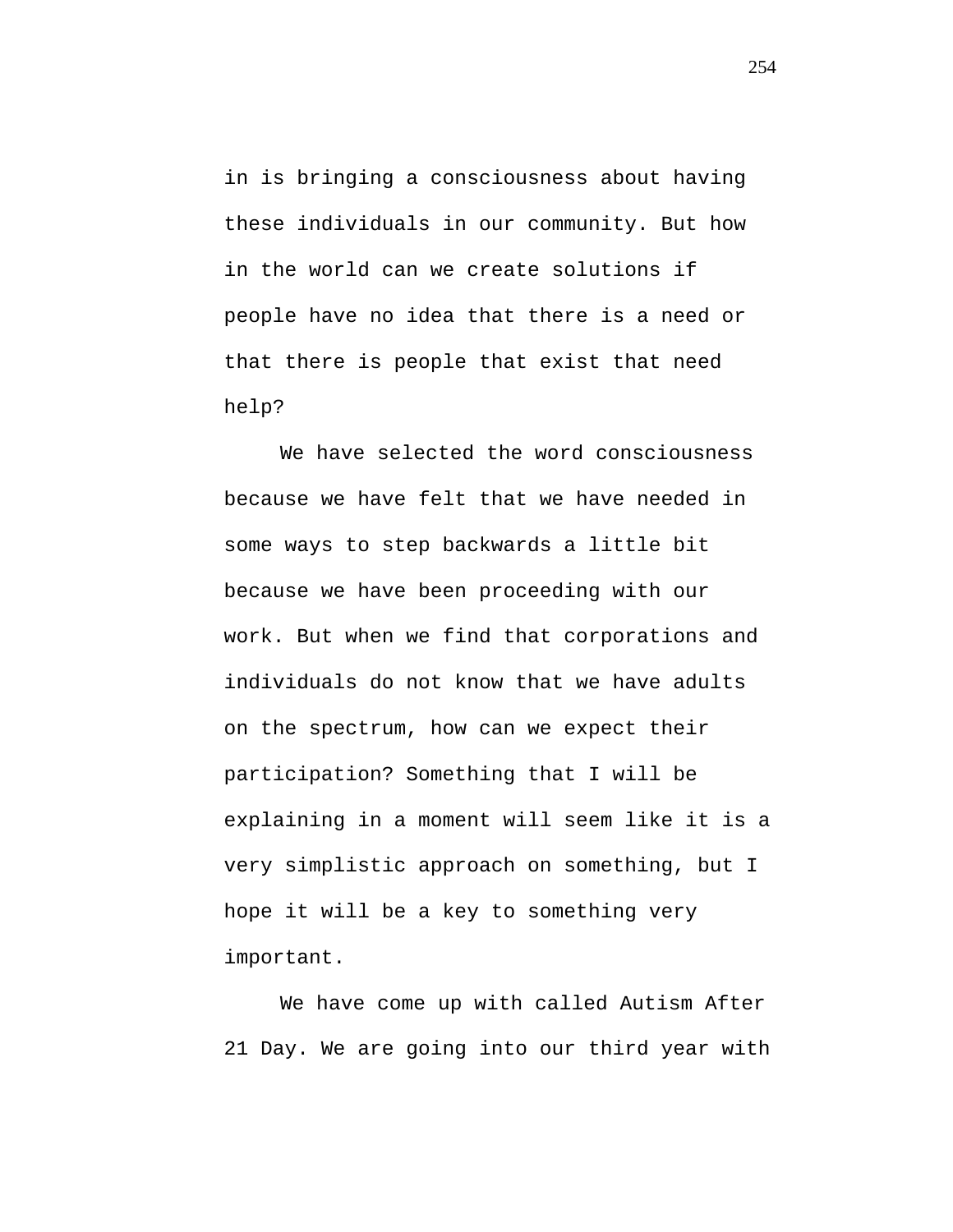in is bringing a consciousness about having these individuals in our community. But how in the world can we create solutions if people have no idea that there is a need or that there is people that exist that need help?

We have selected the word consciousness because we have felt that we have needed in some ways to step backwards a little bit because we have been proceeding with our work. But when we find that corporations and individuals do not know that we have adults on the spectrum, how can we expect their participation? Something that I will be explaining in a moment will seem like it is a very simplistic approach on something, but I hope it will be a key to something very important.

We have come up with called Autism After 21 Day. We are going into our third year with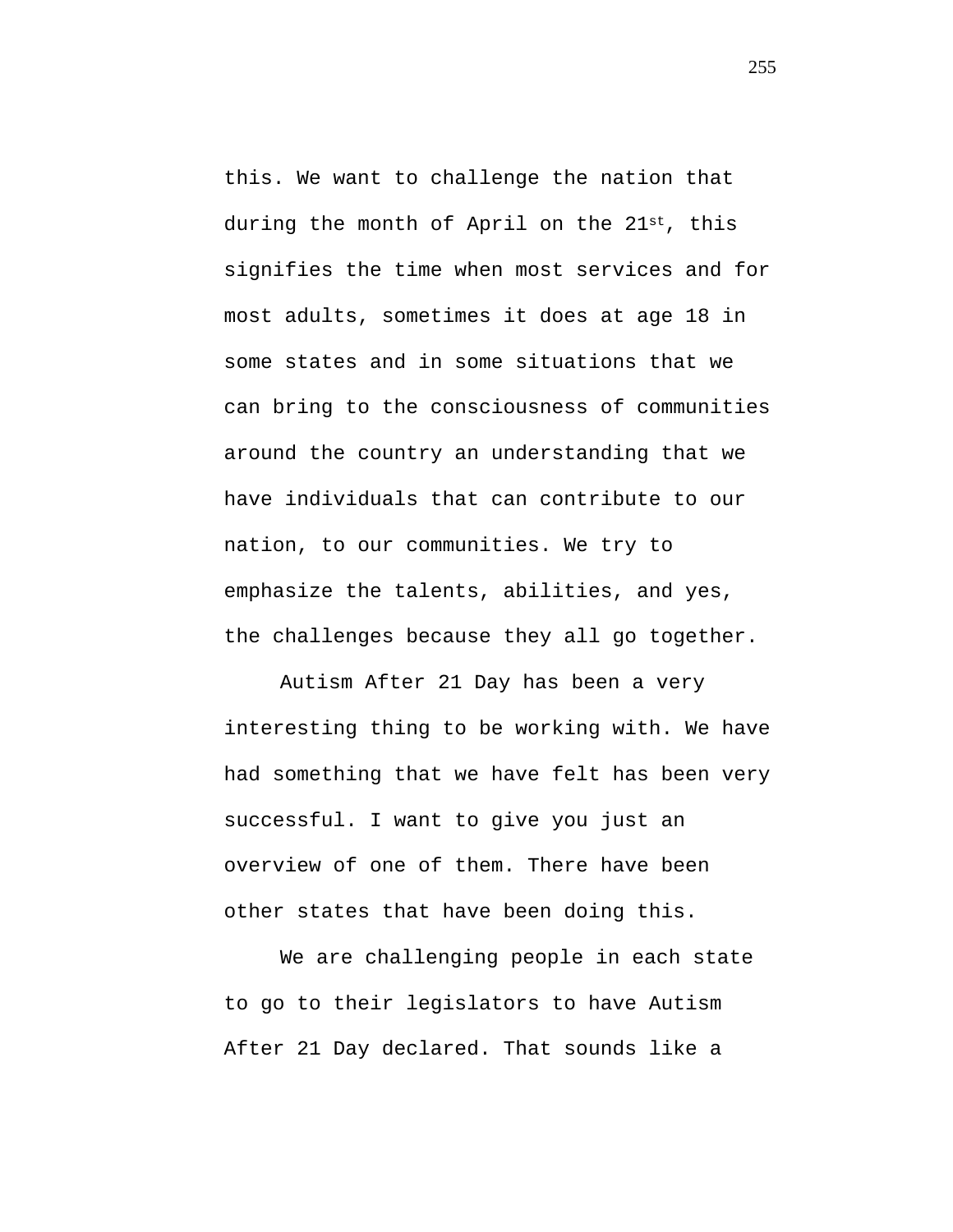this. We want to challenge the nation that during the month of April on the 21st, this signifies the time when most services and for most adults, sometimes it does at age 18 in some states and in some situations that we can bring to the consciousness of communities around the country an understanding that we have individuals that can contribute to our nation, to our communities. We try to emphasize the talents, abilities, and yes, the challenges because they all go together.

Autism After 21 Day has been a very interesting thing to be working with. We have had something that we have felt has been very successful. I want to give you just an overview of one of them. There have been other states that have been doing this.

We are challenging people in each state to go to their legislators to have Autism After 21 Day declared. That sounds like a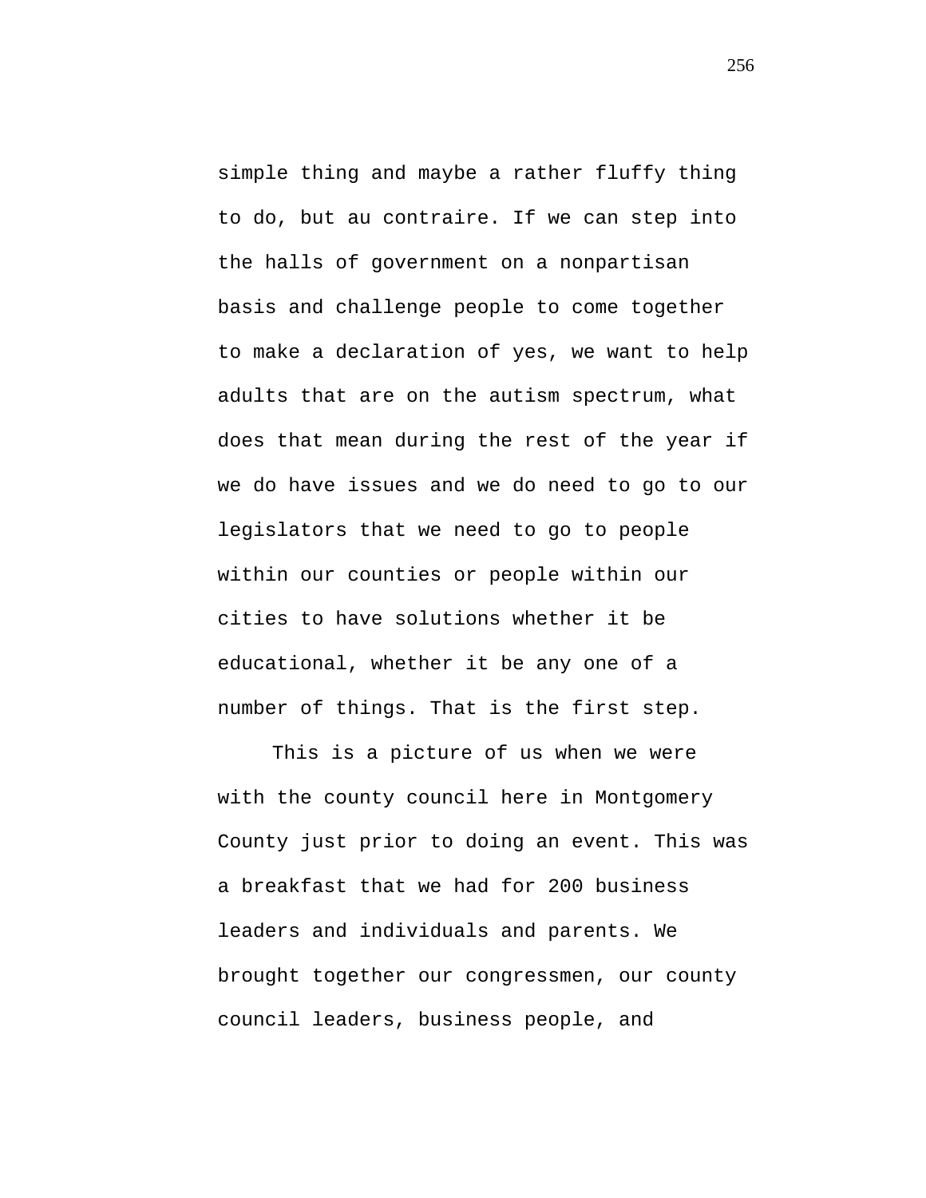simple thing and maybe a rather fluffy thing to do, but au contraire. If we can step into the halls of government on a nonpartisan basis and challenge people to come together to make a declaration of yes, we want to help adults that are on the autism spectrum, what does that mean during the rest of the year if we do have issues and we do need to go to our legislators that we need to go to people within our counties or people within our cities to have solutions whether it be educational, whether it be any one of a number of things. That is the first step.

This is a picture of us when we were with the county council here in Montgomery County just prior to doing an event. This was a breakfast that we had for 200 business leaders and individuals and parents. We brought together our congressmen, our county council leaders, business people, and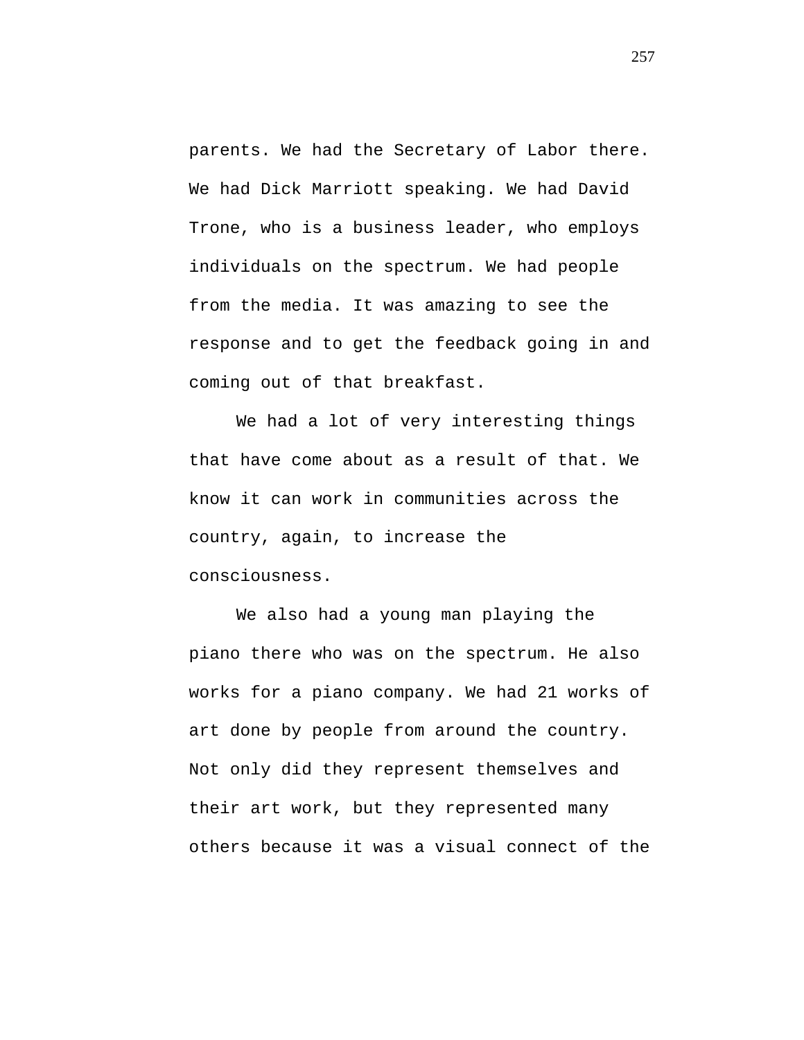parents. We had the Secretary of Labor there. We had Dick Marriott speaking. We had David Trone, who is a business leader, who employs individuals on the spectrum. We had people from the media. It was amazing to see the response and to get the feedback going in and coming out of that breakfast.

We had a lot of very interesting things that have come about as a result of that. We know it can work in communities across the country, again, to increase the consciousness.

We also had a young man playing the piano there who was on the spectrum. He also works for a piano company. We had 21 works of art done by people from around the country. Not only did they represent themselves and their art work, but they represented many others because it was a visual connect of the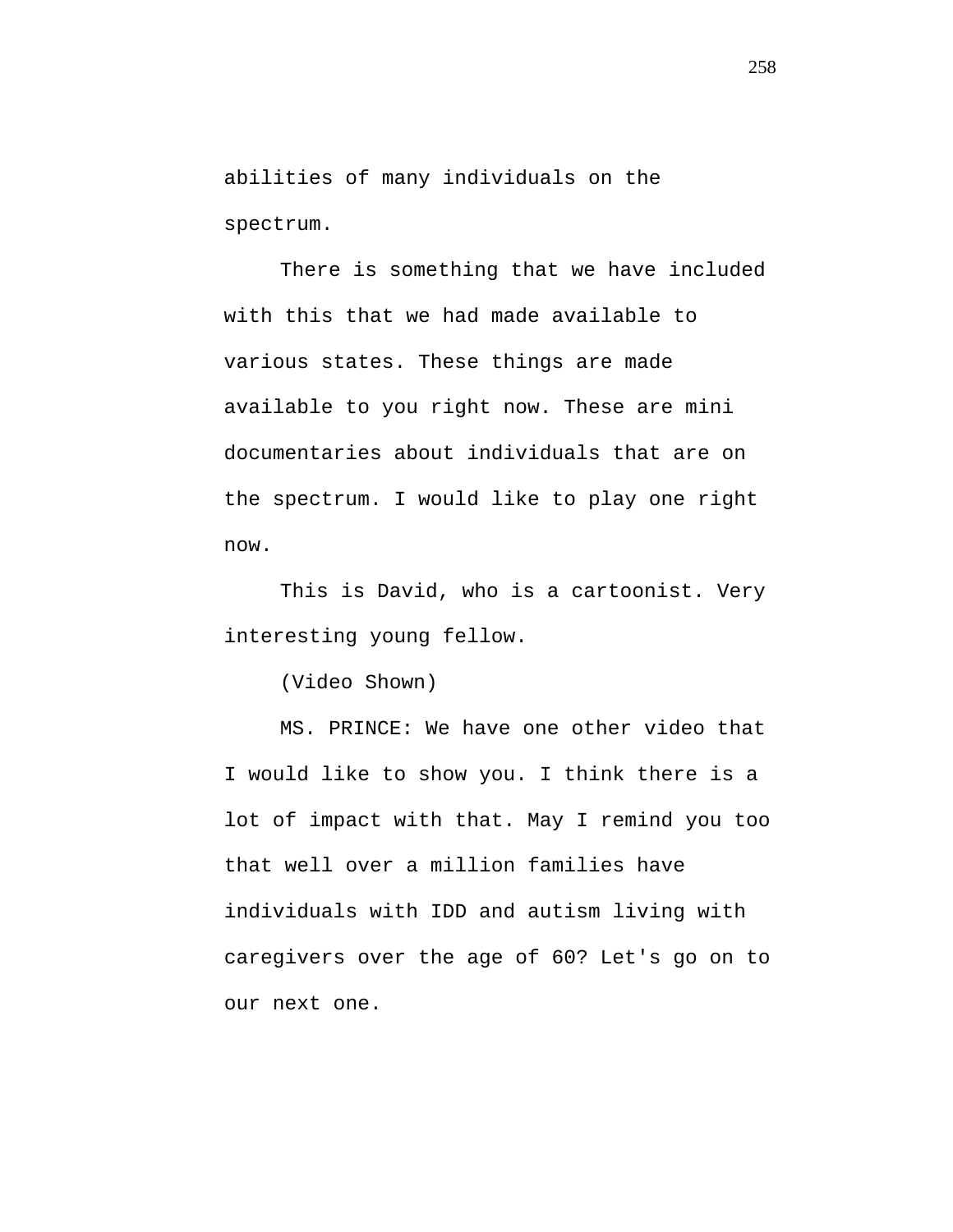abilities of many individuals on the spectrum.

There is something that we have included with this that we had made available to various states. These things are made available to you right now. These are mini documentaries about individuals that are on the spectrum. I would like to play one right now.

This is David, who is a cartoonist. Very interesting young fellow.

(Video Shown)

MS. PRINCE: We have one other video that I would like to show you. I think there is a lot of impact with that. May I remind you too that well over a million families have individuals with IDD and autism living with caregivers over the age of 60? Let's go on to our next one.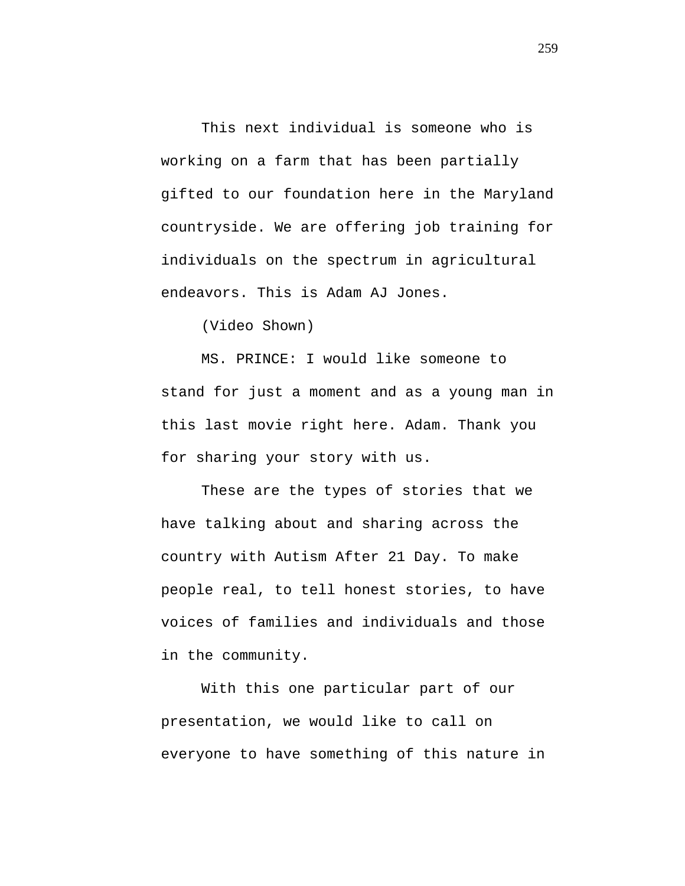This next individual is someone who is working on a farm that has been partially gifted to our foundation here in the Maryland countryside. We are offering job training for individuals on the spectrum in agricultural endeavors. This is Adam AJ Jones.

(Video Shown)

MS. PRINCE: I would like someone to stand for just a moment and as a young man in this last movie right here. Adam. Thank you for sharing your story with us.

These are the types of stories that we have talking about and sharing across the country with Autism After 21 Day. To make people real, to tell honest stories, to have voices of families and individuals and those in the community.

With this one particular part of our presentation, we would like to call on everyone to have something of this nature in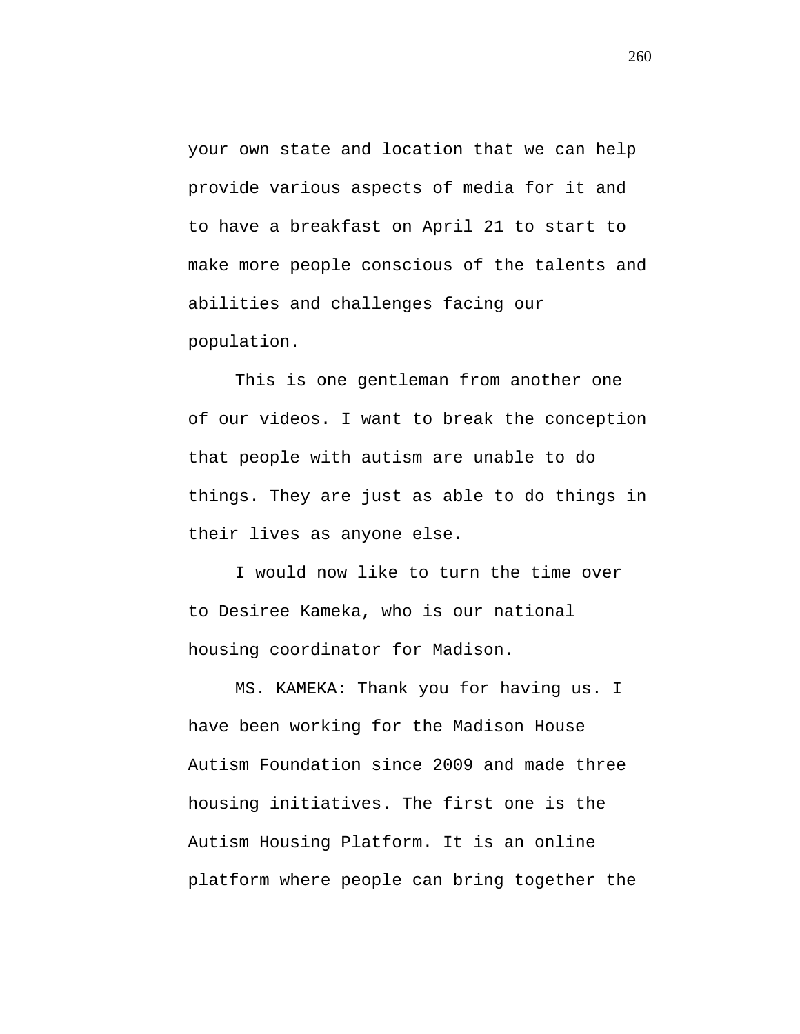your own state and location that we can help provide various aspects of media for it and to have a breakfast on April 21 to start to make more people conscious of the talents and abilities and challenges facing our population.

This is one gentleman from another one of our videos. I want to break the conception that people with autism are unable to do things. They are just as able to do things in their lives as anyone else.

I would now like to turn the time over to Desiree Kameka, who is our national housing coordinator for Madison.

MS. KAMEKA: Thank you for having us. I have been working for the Madison House Autism Foundation since 2009 and made three housing initiatives. The first one is the Autism Housing Platform. It is an online platform where people can bring together the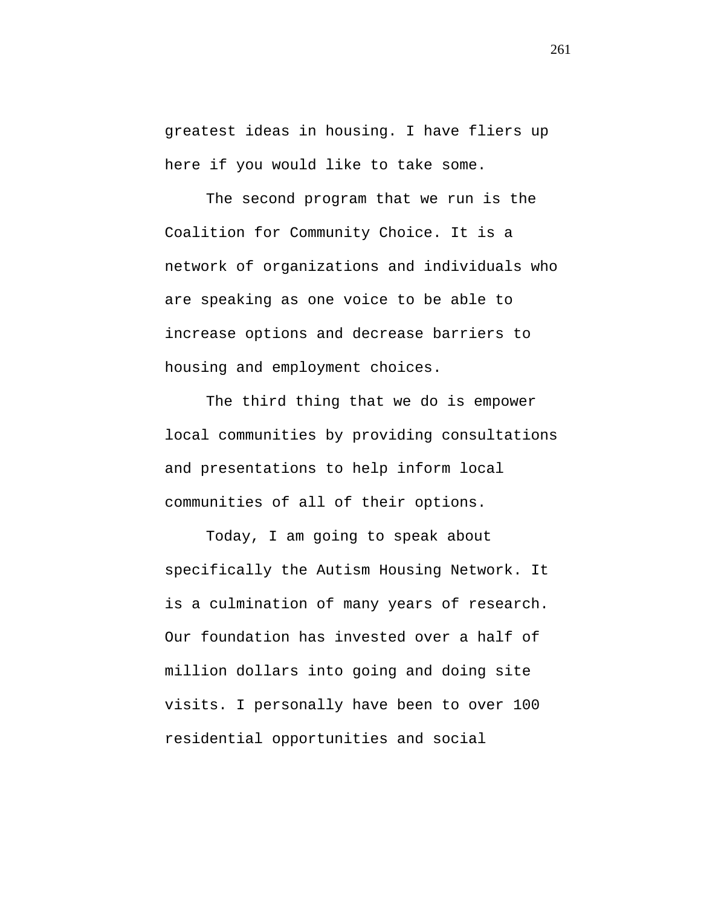greatest ideas in housing. I have fliers up here if you would like to take some.

The second program that we run is the Coalition for Community Choice. It is a network of organizations and individuals who are speaking as one voice to be able to increase options and decrease barriers to housing and employment choices.

The third thing that we do is empower local communities by providing consultations and presentations to help inform local communities of all of their options.

Today, I am going to speak about specifically the Autism Housing Network. It is a culmination of many years of research. Our foundation has invested over a half of million dollars into going and doing site visits. I personally have been to over 100 residential opportunities and social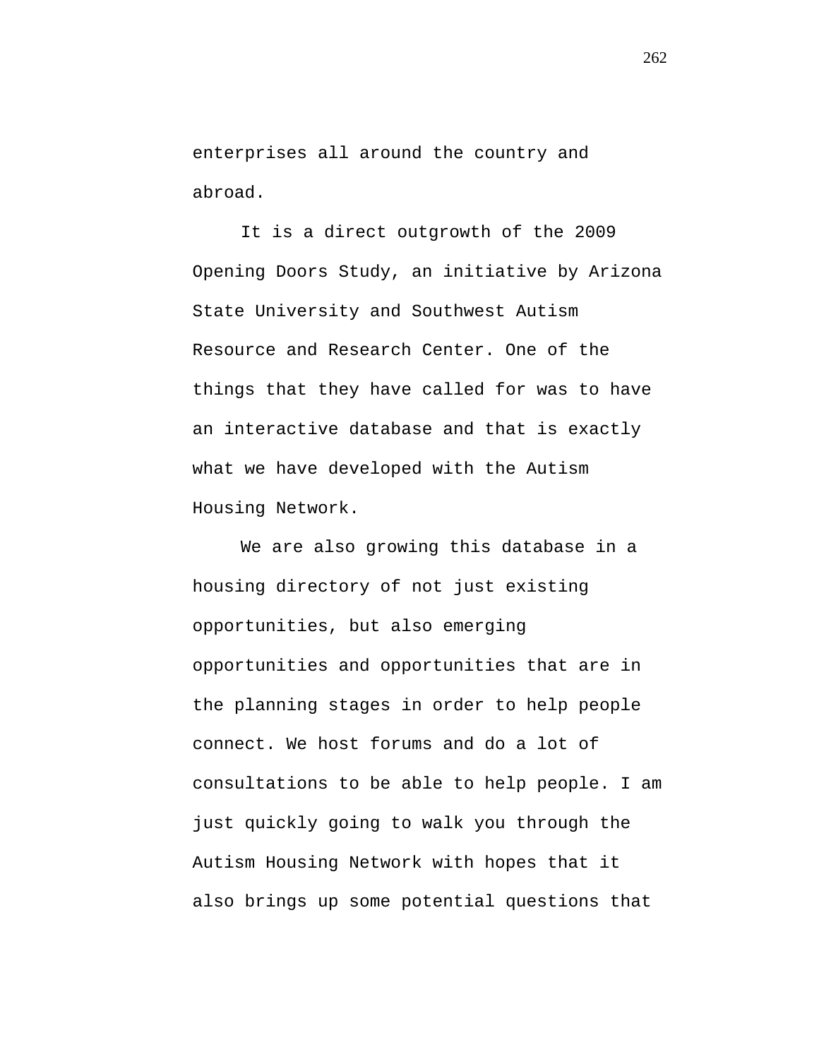enterprises all around the country and abroad.

It is a direct outgrowth of the 2009 Opening Doors Study, an initiative by Arizona State University and Southwest Autism Resource and Research Center. One of the things that they have called for was to have an interactive database and that is exactly what we have developed with the Autism Housing Network.

We are also growing this database in a housing directory of not just existing opportunities, but also emerging opportunities and opportunities that are in the planning stages in order to help people connect. We host forums and do a lot of consultations to be able to help people. I am just quickly going to walk you through the Autism Housing Network with hopes that it also brings up some potential questions that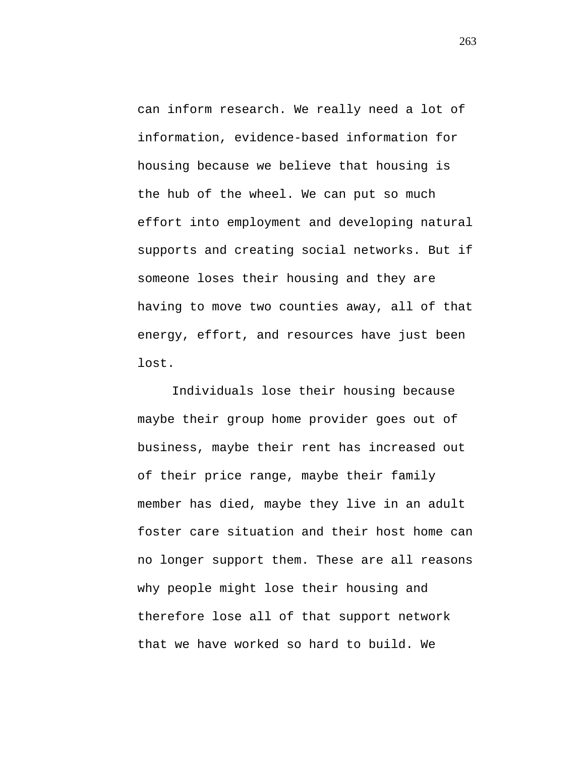can inform research. We really need a lot of information, evidence-based information for housing because we believe that housing is the hub of the wheel. We can put so much effort into employment and developing natural supports and creating social networks. But if someone loses their housing and they are having to move two counties away, all of that energy, effort, and resources have just been lost.

Individuals lose their housing because maybe their group home provider goes out of business, maybe their rent has increased out of their price range, maybe their family member has died, maybe they live in an adult foster care situation and their host home can no longer support them. These are all reasons why people might lose their housing and therefore lose all of that support network that we have worked so hard to build. We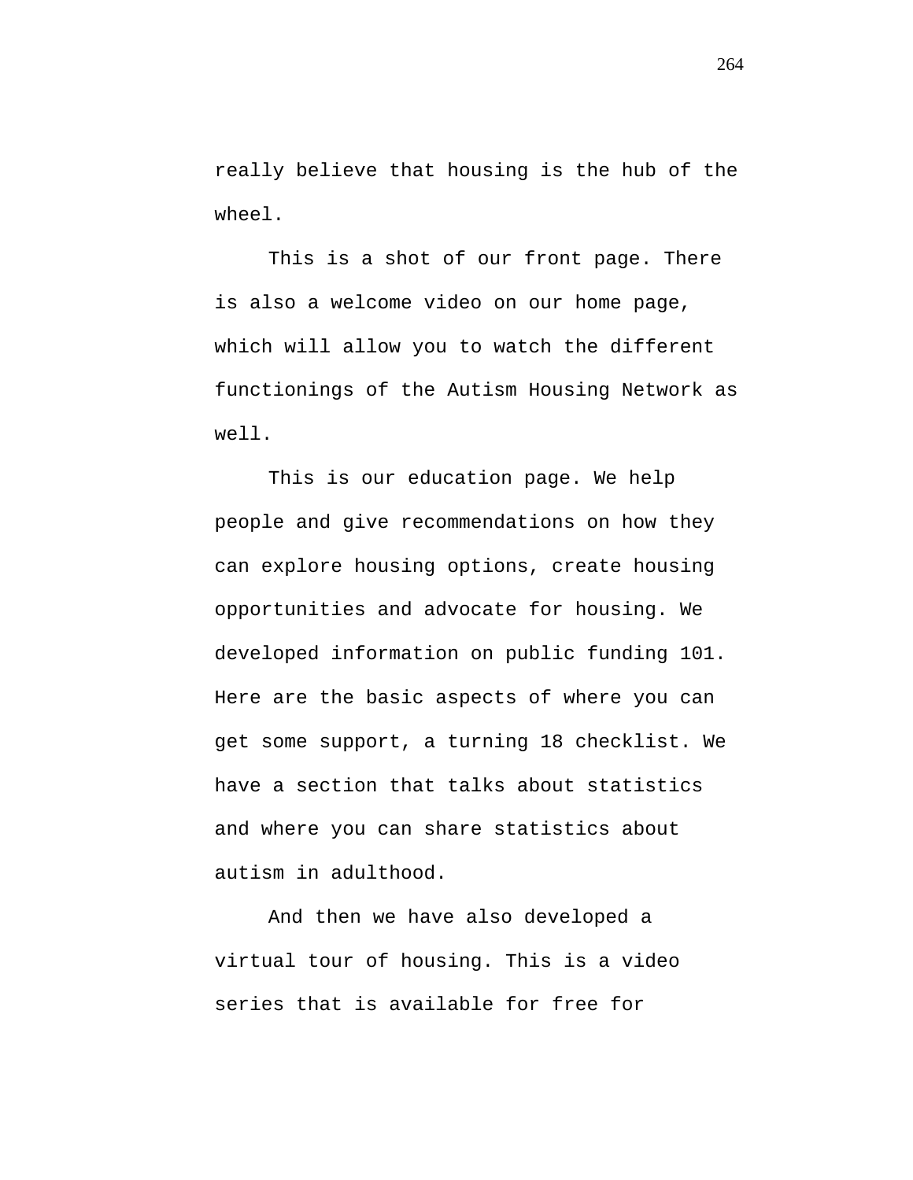really believe that housing is the hub of the wheel.

This is a shot of our front page. There is also a welcome video on our home page, which will allow you to watch the different functionings of the Autism Housing Network as well.

This is our education page. We help people and give recommendations on how they can explore housing options, create housing opportunities and advocate for housing. We developed information on public funding 101. Here are the basic aspects of where you can get some support, a turning 18 checklist. We have a section that talks about statistics and where you can share statistics about autism in adulthood.

And then we have also developed a virtual tour of housing. This is a video series that is available for free for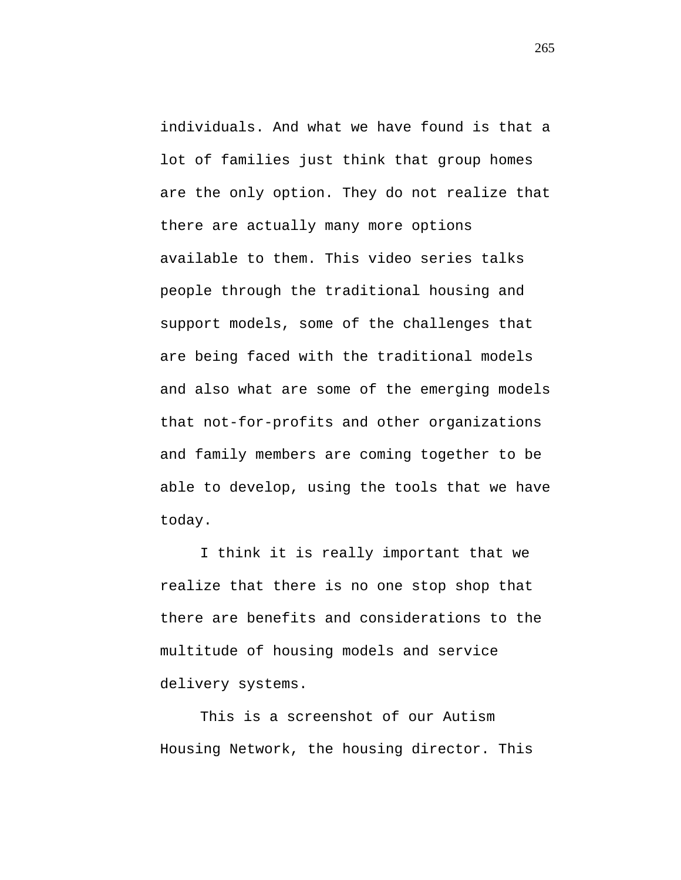individuals. And what we have found is that a lot of families just think that group homes are the only option. They do not realize that there are actually many more options available to them. This video series talks people through the traditional housing and support models, some of the challenges that are being faced with the traditional models and also what are some of the emerging models that not-for-profits and other organizations and family members are coming together to be able to develop, using the tools that we have today.

I think it is really important that we realize that there is no one stop shop that there are benefits and considerations to the multitude of housing models and service delivery systems.

This is a screenshot of our Autism Housing Network, the housing director. This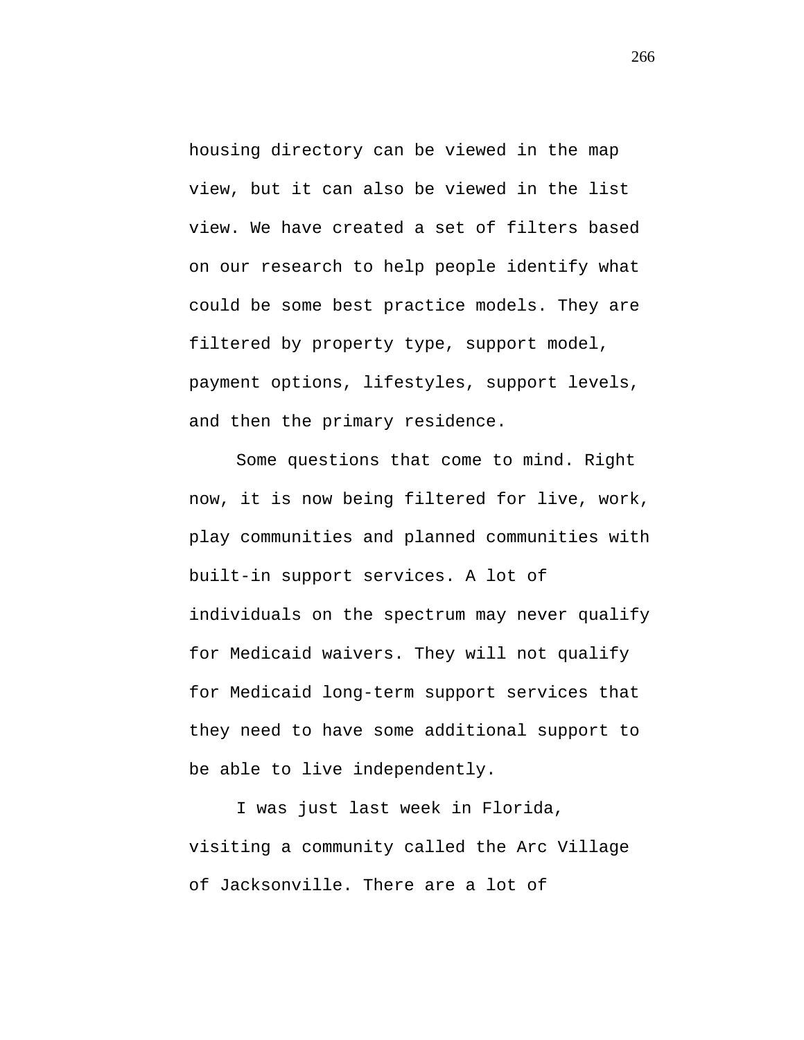housing directory can be viewed in the map view, but it can also be viewed in the list view. We have created a set of filters based on our research to help people identify what could be some best practice models. They are filtered by property type, support model, payment options, lifestyles, support levels, and then the primary residence.

Some questions that come to mind. Right now, it is now being filtered for live, work, play communities and planned communities with built-in support services. A lot of individuals on the spectrum may never qualify for Medicaid waivers. They will not qualify for Medicaid long-term support services that they need to have some additional support to be able to live independently.

I was just last week in Florida, visiting a community called the Arc Village of Jacksonville. There are a lot of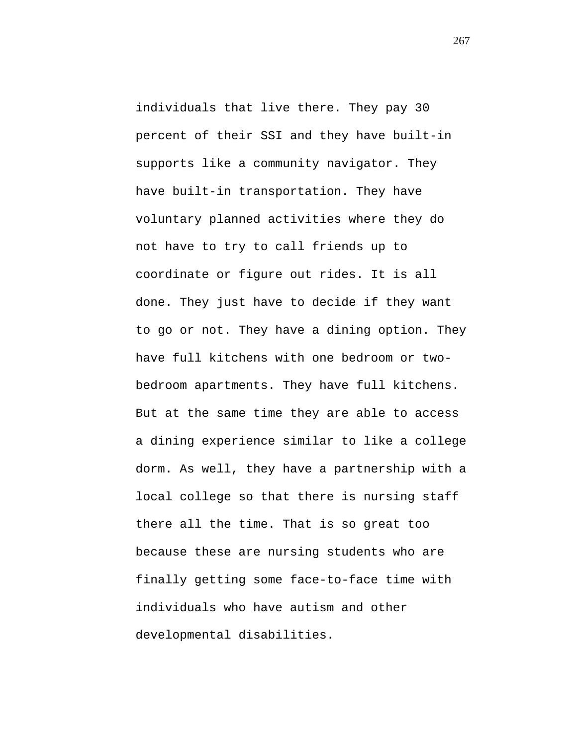individuals that live there. They pay 30 percent of their SSI and they have built-in supports like a community navigator. They have built-in transportation. They have voluntary planned activities where they do not have to try to call friends up to coordinate or figure out rides. It is all done. They just have to decide if they want to go or not. They have a dining option. They have full kitchens with one bedroom or two-bedroom apartments. They have full kitchens. But at the same time they are able to access a dining experience similar to like a college dorm. As well, they have a partnership with a local college so that there is nursing staff there all the time. That is so great too because these are nursing students who are finally getting some face-to-face time with individuals who have autism and other developmental disabilities.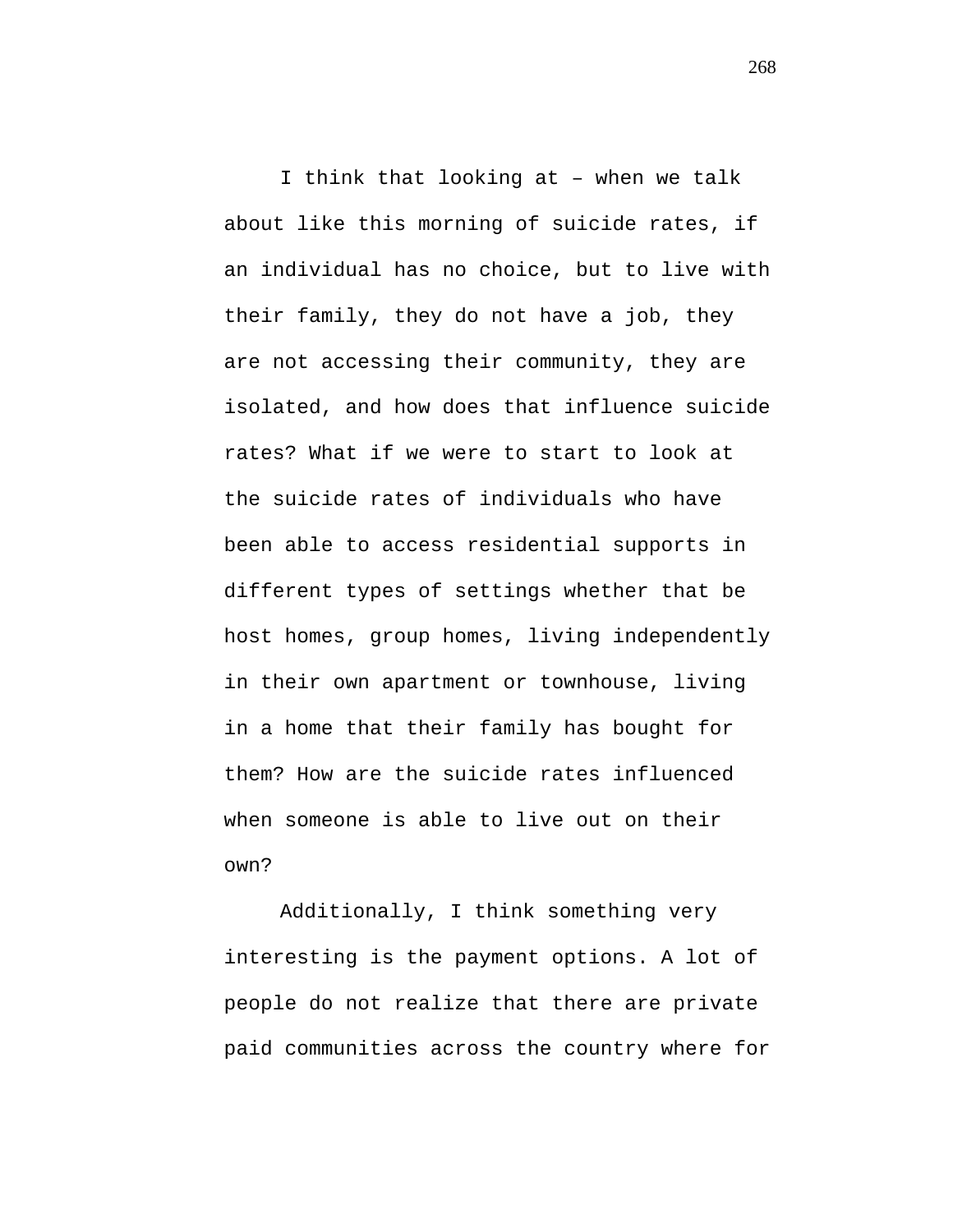I think that looking at – when we talk about like this morning of suicide rates, if an individual has no choice, but to live with their family, they do not have a job, they are not accessing their community, they are isolated, and how does that influence suicide rates? What if we were to start to look at the suicide rates of individuals who have been able to access residential supports in different types of settings whether that be host homes, group homes, living independently in their own apartment or townhouse, living in a home that their family has bought for them? How are the suicide rates influenced when someone is able to live out on their own?

Additionally, I think something very interesting is the payment options. A lot of people do not realize that there are private paid communities across the country where for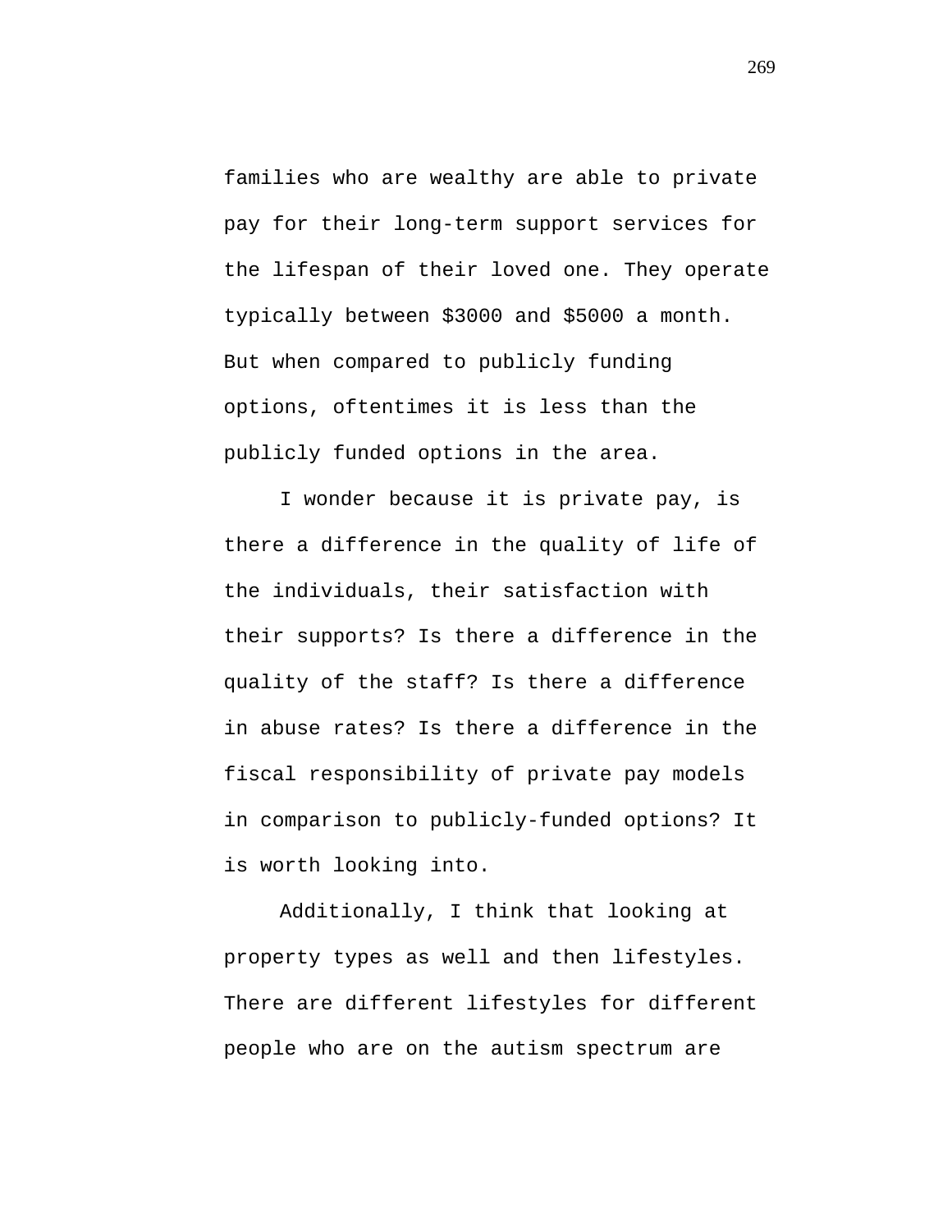families who are wealthy are able to private pay for their long-term support services for the lifespan of their loved one. They operate typically between $3000 and $5000 a month. But when compared to publicly funding options, oftentimes it is less than the publicly funded options in the area.

I wonder because it is private pay, is there a difference in the quality of life of the individuals, their satisfaction with their supports? Is there a difference in the quality of the staff? Is there a difference in abuse rates? Is there a difference in the fiscal responsibility of private pay models in comparison to publicly-funded options? It is worth looking into.

Additionally, I think that looking at property types as well and then lifestyles. There are different lifestyles for different people who are on the autism spectrum are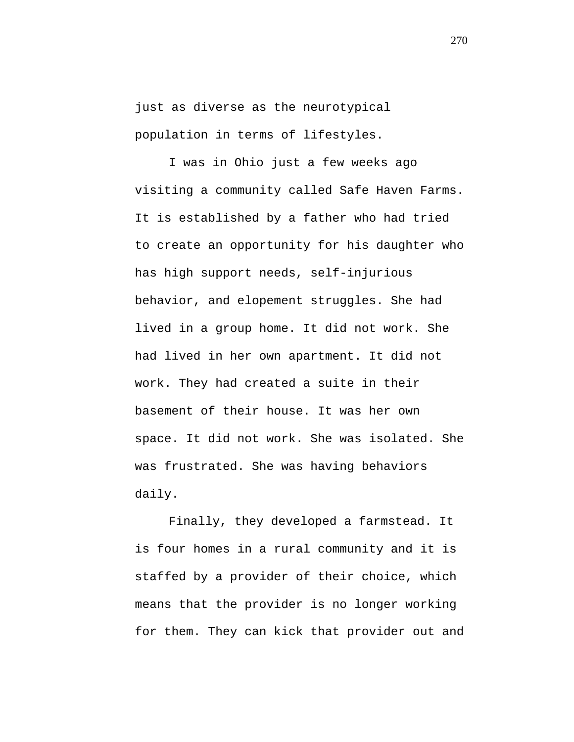just as diverse as the neurotypical population in terms of lifestyles.

I was in Ohio just a few weeks ago visiting a community called Safe Haven Farms. It is established by a father who had tried to create an opportunity for his daughter who has high support needs, self-injurious behavior, and elopement struggles. She had lived in a group home. It did not work. She had lived in her own apartment. It did not work. They had created a suite in their basement of their house. It was her own space. It did not work. She was isolated. She was frustrated. She was having behaviors daily.

Finally, they developed a farmstead. It is four homes in a rural community and it is staffed by a provider of their choice, which means that the provider is no longer working for them. They can kick that provider out and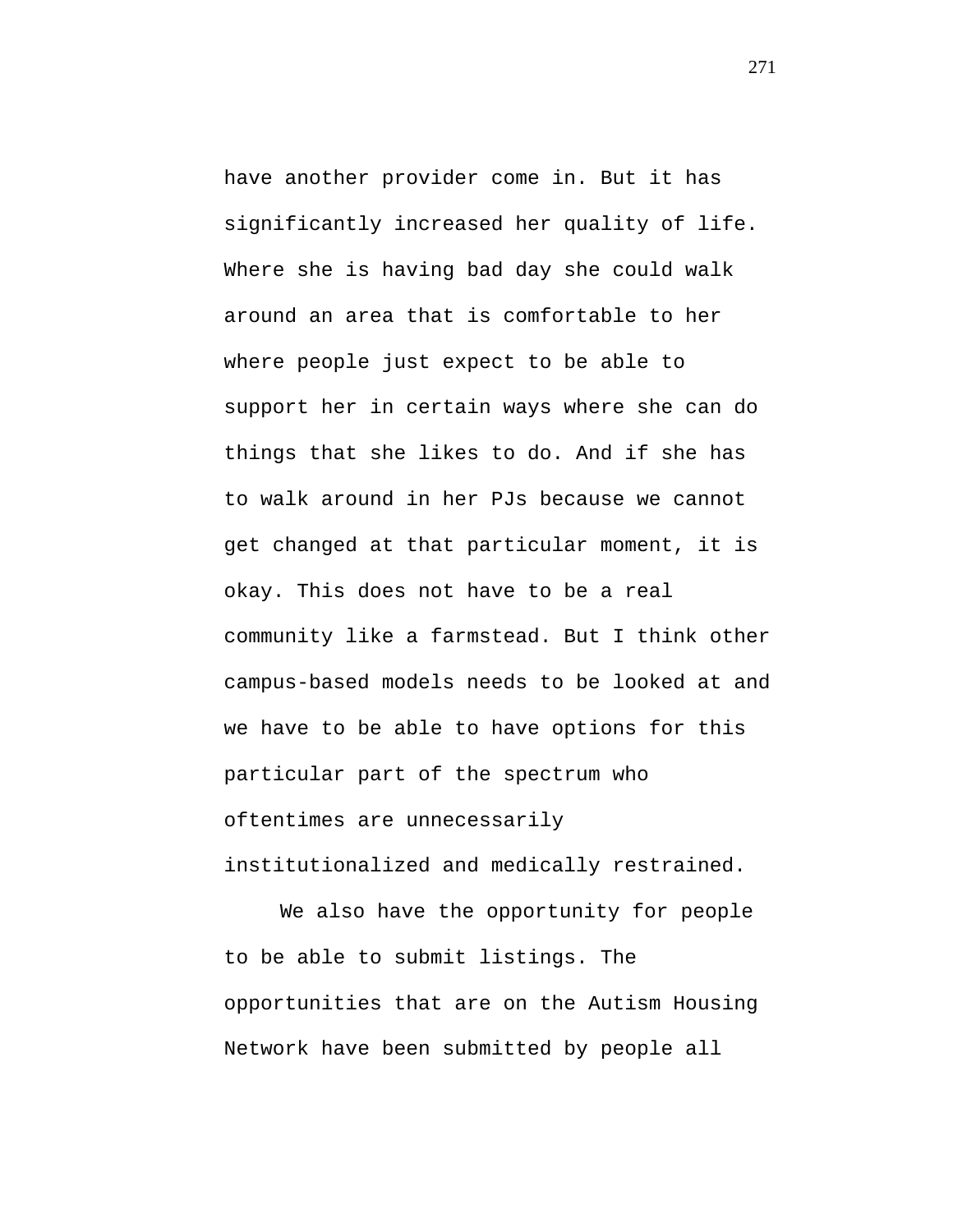have another provider come in. But it has significantly increased her quality of life. Where she is having bad day she could walk around an area that is comfortable to her where people just expect to be able to support her in certain ways where she can do things that she likes to do. And if she has to walk around in her PJs because we cannot get changed at that particular moment, it is okay. This does not have to be a real community like a farmstead. But I think other campus-based models needs to be looked at and we have to be able to have options for this particular part of the spectrum who oftentimes are unnecessarily institutionalized and medically restrained.

We also have the opportunity for people to be able to submit listings. The opportunities that are on the Autism Housing Network have been submitted by people all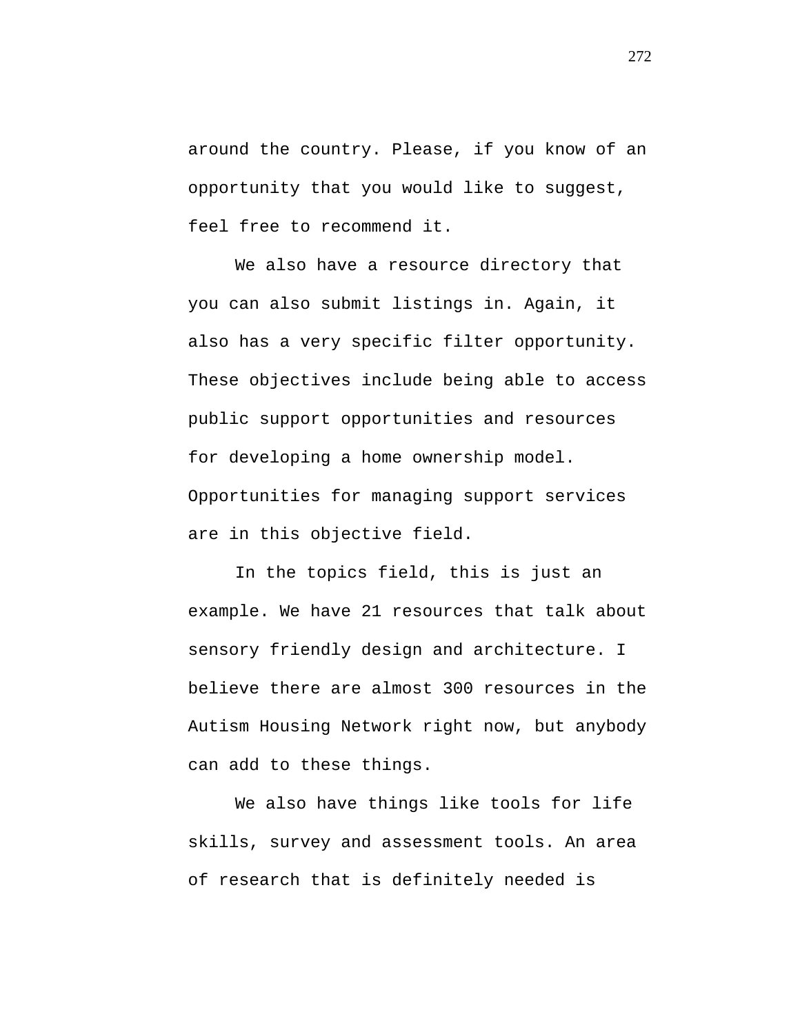around the country. Please, if you know of an opportunity that you would like to suggest, feel free to recommend it.

We also have a resource directory that you can also submit listings in. Again, it also has a very specific filter opportunity. These objectives include being able to access public support opportunities and resources for developing a home ownership model. Opportunities for managing support services are in this objective field.

In the topics field, this is just an example. We have 21 resources that talk about sensory friendly design and architecture. I believe there are almost 300 resources in the Autism Housing Network right now, but anybody can add to these things.

We also have things like tools for life skills, survey and assessment tools. An area of research that is definitely needed is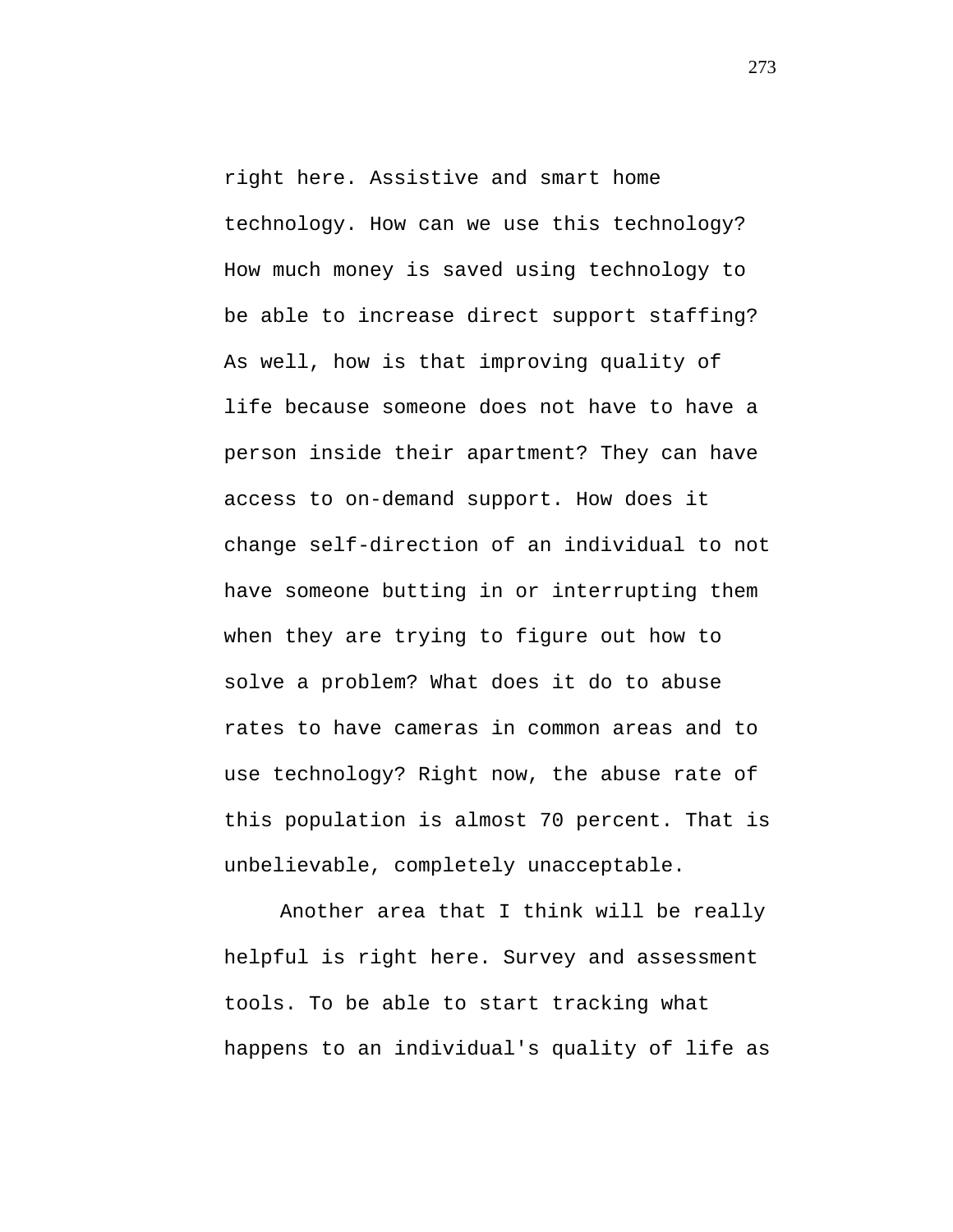right here. Assistive and smart home technology. How can we use this technology? How much money is saved using technology to be able to increase direct support staffing? As well, how is that improving quality of life because someone does not have to have a person inside their apartment? They can have access to on-demand support. How does it change self-direction of an individual to not have someone butting in or interrupting them when they are trying to figure out how to solve a problem? What does it do to abuse rates to have cameras in common areas and to use technology? Right now, the abuse rate of this population is almost 70 percent. That is unbelievable, completely unacceptable.

Another area that I think will be really helpful is right here. Survey and assessment tools. To be able to start tracking what happens to an individual's quality of life as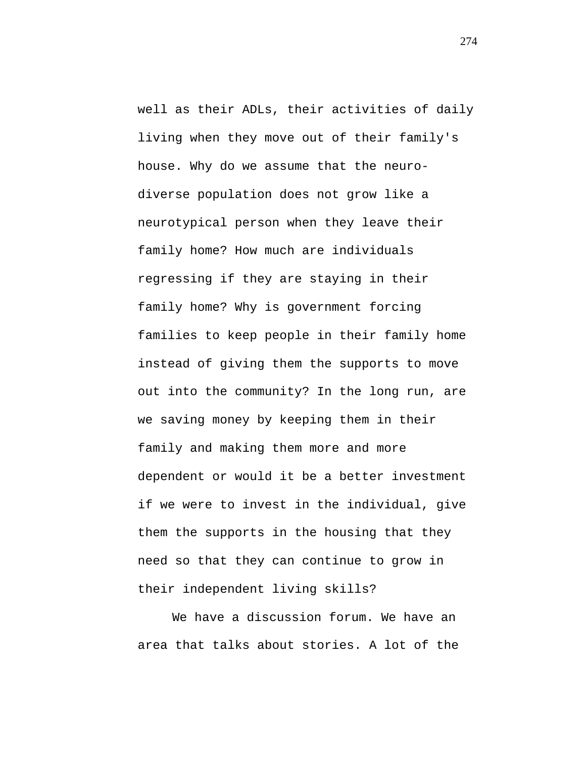well as their ADLs, their activities of daily living when they move out of their family's house. Why do we assume that the neuro-diverse population does not grow like a neurotypical person when they leave their family home? How much are individuals regressing if they are staying in their family home? Why is government forcing families to keep people in their family home instead of giving them the supports to move out into the community? In the long run, are we saving money by keeping them in their family and making them more and more dependent or would it be a better investment if we were to invest in the individual, give them the supports in the housing that they need so that they can continue to grow in their independent living skills?

We have a discussion forum. We have an area that talks about stories. A lot of the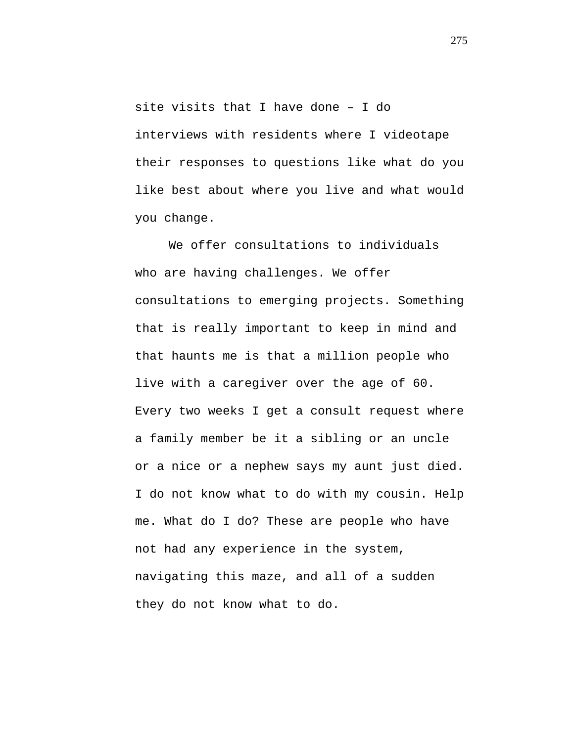site visits that I have done – I do interviews with residents where I videotape their responses to questions like what do you like best about where you live and what would you change.

We offer consultations to individuals who are having challenges. We offer consultations to emerging projects. Something that is really important to keep in mind and that haunts me is that a million people who live with a caregiver over the age of 60. Every two weeks I get a consult request where a family member be it a sibling or an uncle or a nice or a nephew says my aunt just died. I do not know what to do with my cousin. Help me. What do I do? These are people who have not had any experience in the system, navigating this maze, and all of a sudden they do not know what to do.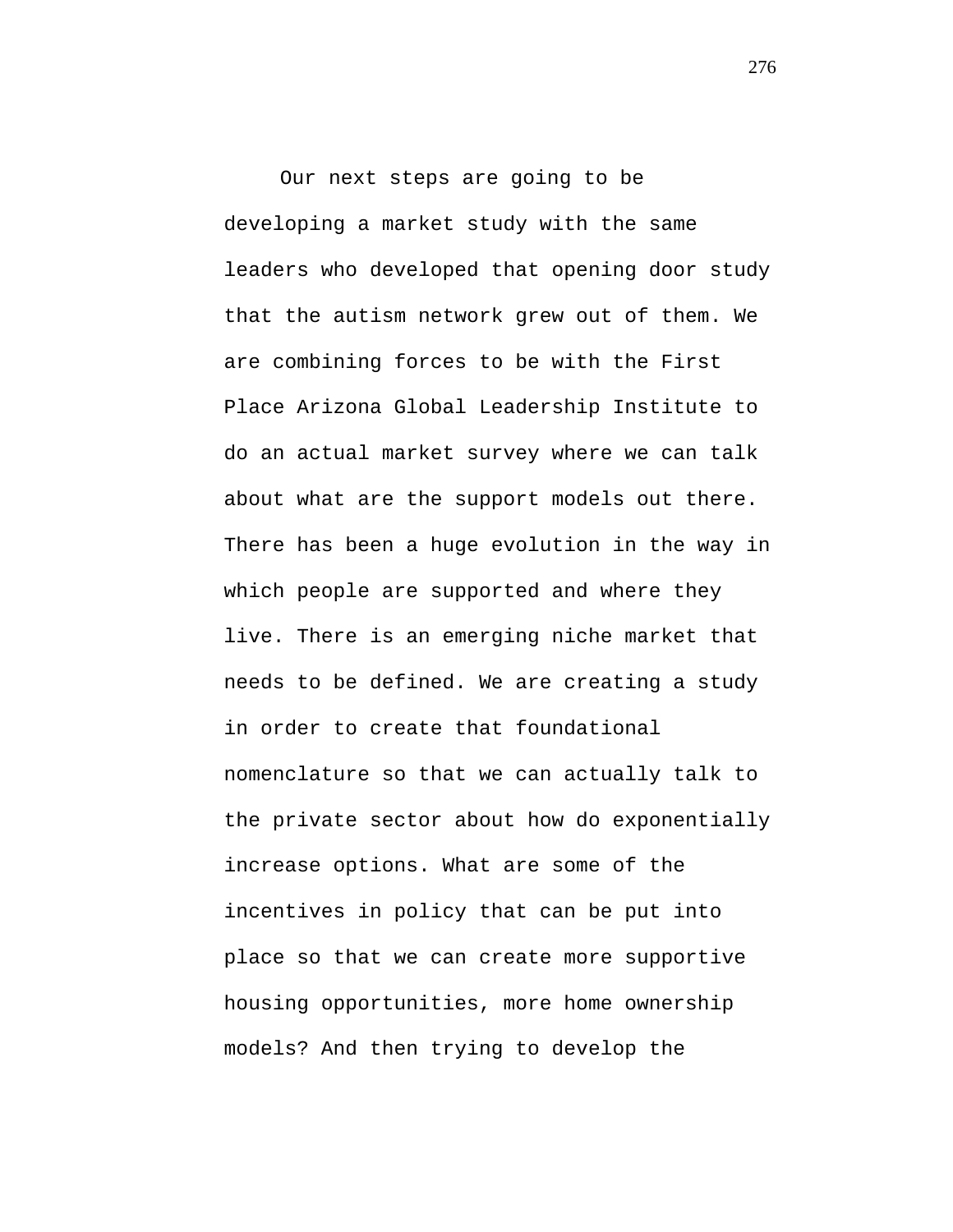Our next steps are going to be developing a market study with the same leaders who developed that opening door study that the autism network grew out of them. We are combining forces to be with the First Place Arizona Global Leadership Institute to do an actual market survey where we can talk about what are the support models out there. There has been a huge evolution in the way in which people are supported and where they live. There is an emerging niche market that needs to be defined. We are creating a study in order to create that foundational nomenclature so that we can actually talk to the private sector about how do exponentially increase options. What are some of the incentives in policy that can be put into place so that we can create more supportive housing opportunities, more home ownership models? And then trying to develop the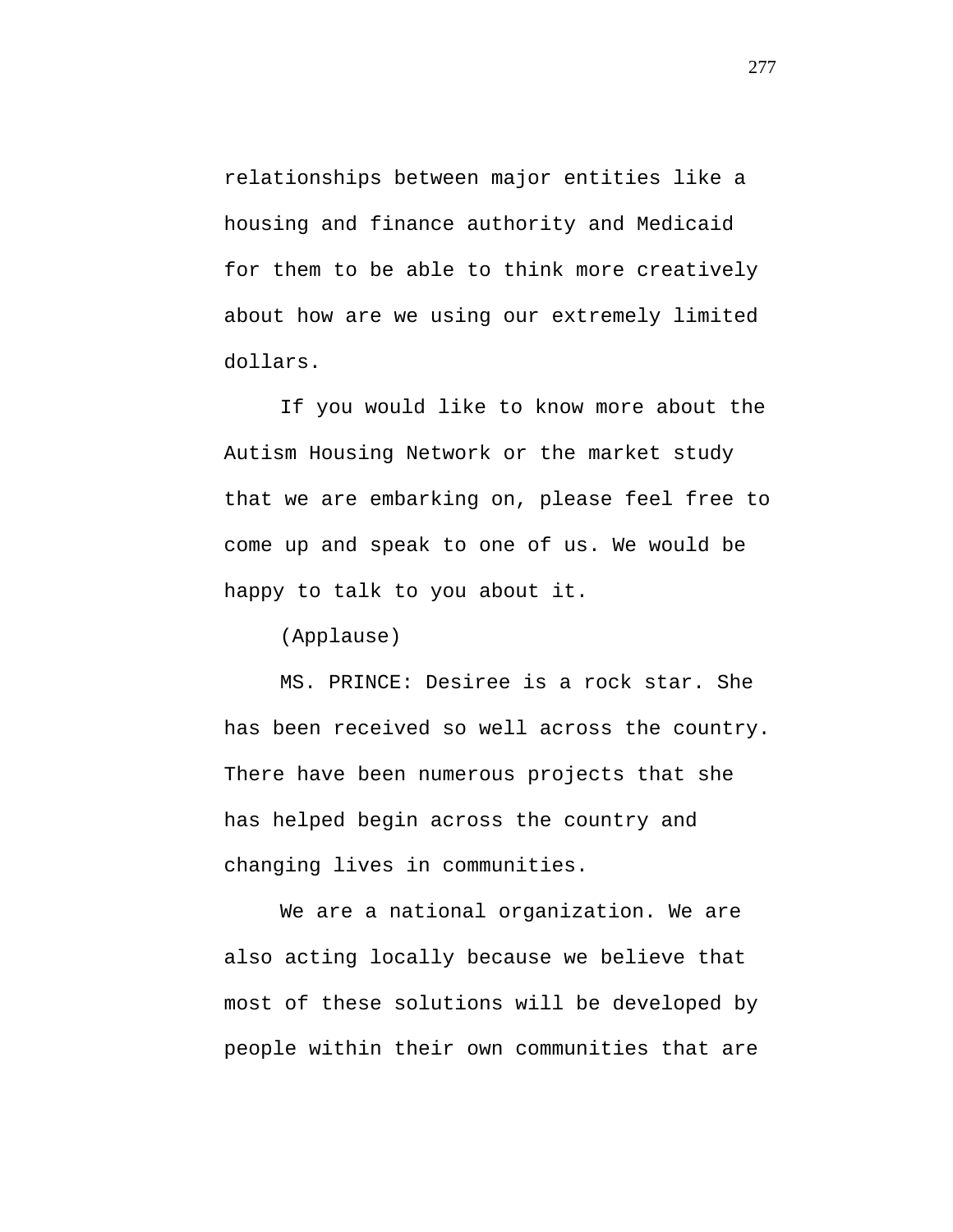relationships between major entities like a housing and finance authority and Medicaid for them to be able to think more creatively about how are we using our extremely limited dollars.

If you would like to know more about the Autism Housing Network or the market study that we are embarking on, please feel free to come up and speak to one of us. We would be happy to talk to you about it.

(Applause)

MS. PRINCE: Desiree is a rock star. She has been received so well across the country. There have been numerous projects that she has helped begin across the country and changing lives in communities.

We are a national organization. We are also acting locally because we believe that most of these solutions will be developed by people within their own communities that are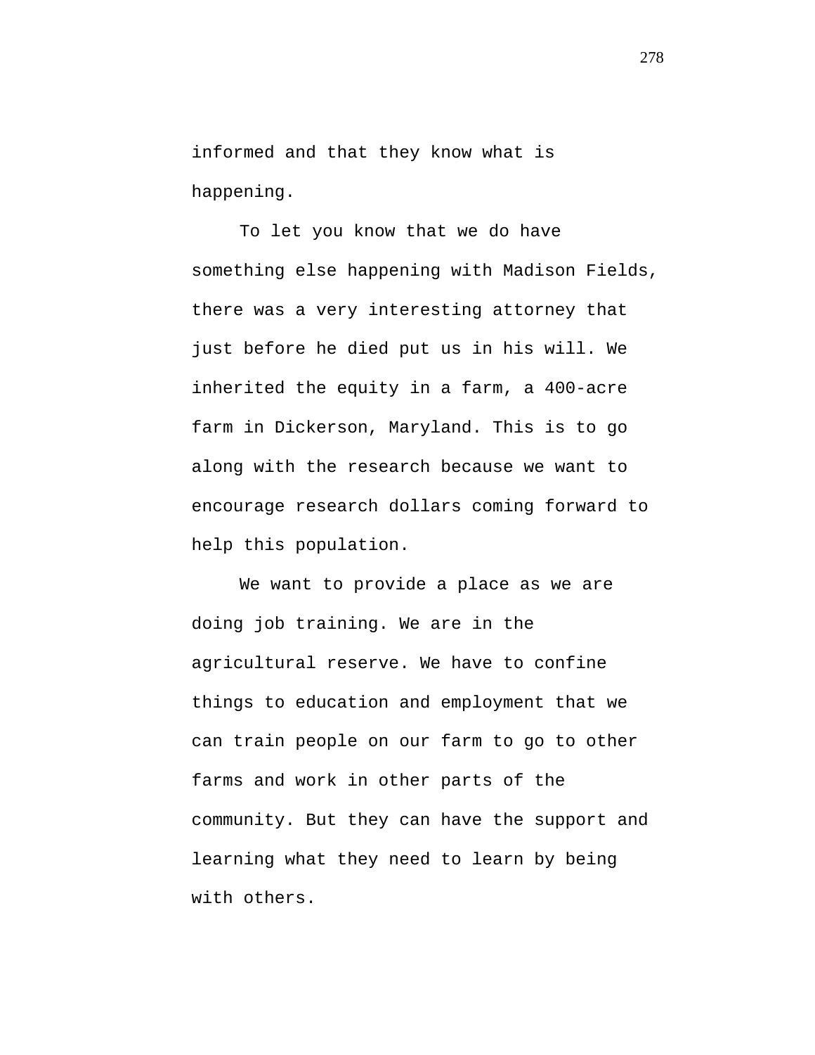informed and that they know what is happening.

To let you know that we do have something else happening with Madison Fields, there was a very interesting attorney that just before he died put us in his will. We inherited the equity in a farm, a 400-acre farm in Dickerson, Maryland. This is to go along with the research because we want to encourage research dollars coming forward to help this population.

We want to provide a place as we are doing job training. We are in the agricultural reserve. We have to confine things to education and employment that we can train people on our farm to go to other farms and work in other parts of the community. But they can have the support and learning what they need to learn by being with others.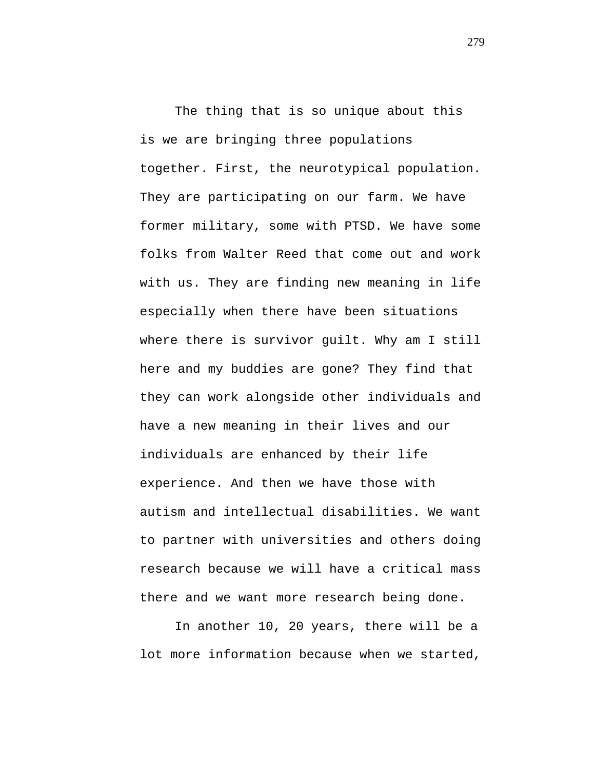The thing that is so unique about this is we are bringing three populations together. First, the neurotypical population. They are participating on our farm. We have former military, some with PTSD. We have some folks from Walter Reed that come out and work with us. They are finding new meaning in life especially when there have been situations where there is survivor guilt. Why am I still here and my buddies are gone? They find that they can work alongside other individuals and have a new meaning in their lives and our individuals are enhanced by their life experience. And then we have those with autism and intellectual disabilities. We want to partner with universities and others doing research because we will have a critical mass there and we want more research being done.

In another 10, 20 years, there will be a lot more information because when we started,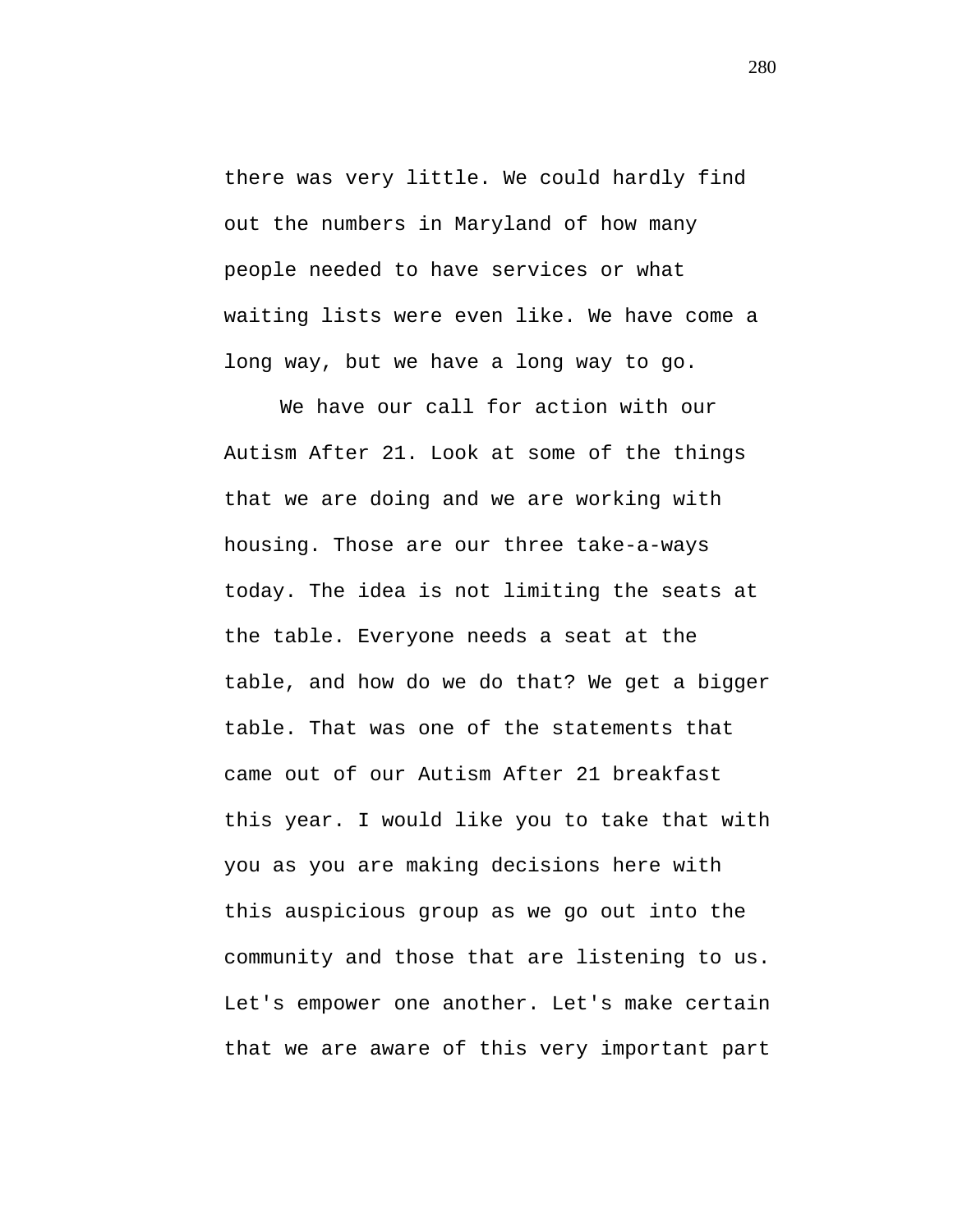there was very little. We could hardly find out the numbers in Maryland of how many people needed to have services or what waiting lists were even like. We have come a long way, but we have a long way to go.

We have our call for action with our Autism After 21. Look at some of the things that we are doing and we are working with housing. Those are our three take-a-ways today. The idea is not limiting the seats at the table. Everyone needs a seat at the table, and how do we do that? We get a bigger table. That was one of the statements that came out of our Autism After 21 breakfast this year. I would like you to take that with you as you are making decisions here with this auspicious group as we go out into the community and those that are listening to us. Let's empower one another. Let's make certain that we are aware of this very important part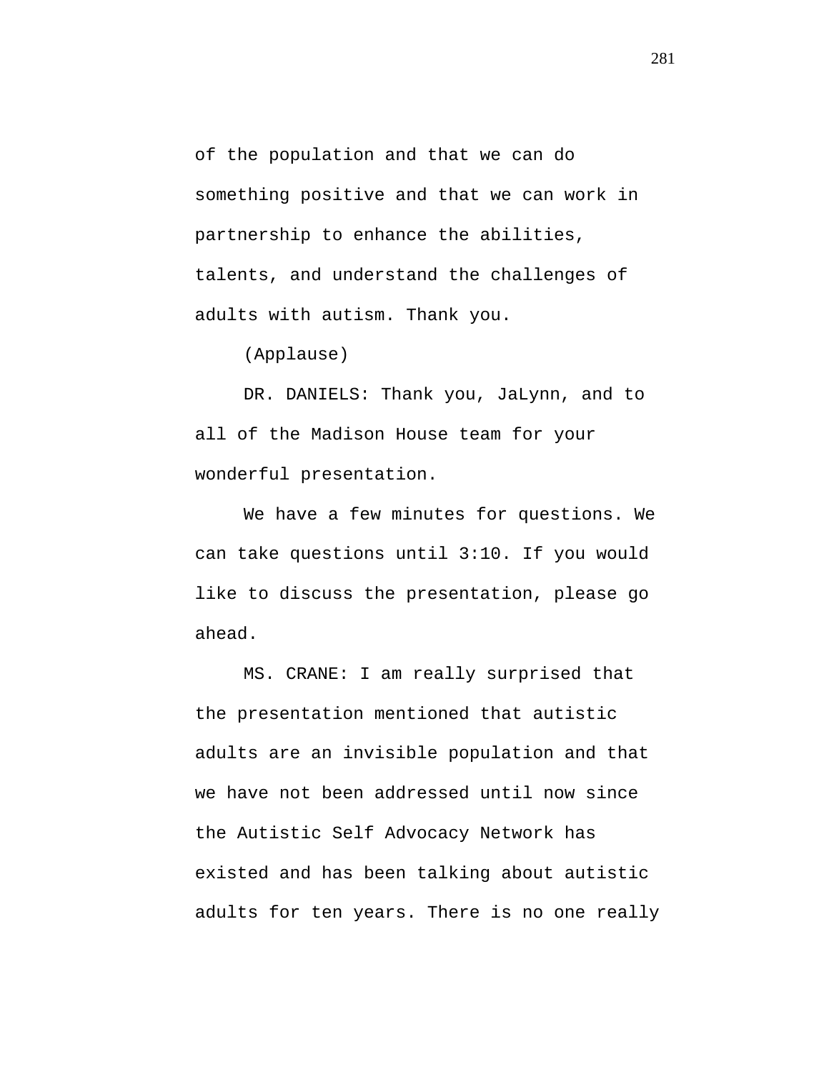of the population and that we can do something positive and that we can work in partnership to enhance the abilities, talents, and understand the challenges of adults with autism. Thank you.

(Applause)

DR. DANIELS: Thank you, JaLynn, and to all of the Madison House team for your wonderful presentation.

We have a few minutes for questions. We can take questions until 3:10. If you would like to discuss the presentation, please go ahead.

MS. CRANE: I am really surprised that the presentation mentioned that autistic adults are an invisible population and that we have not been addressed until now since the Autistic Self Advocacy Network has existed and has been talking about autistic adults for ten years. There is no one really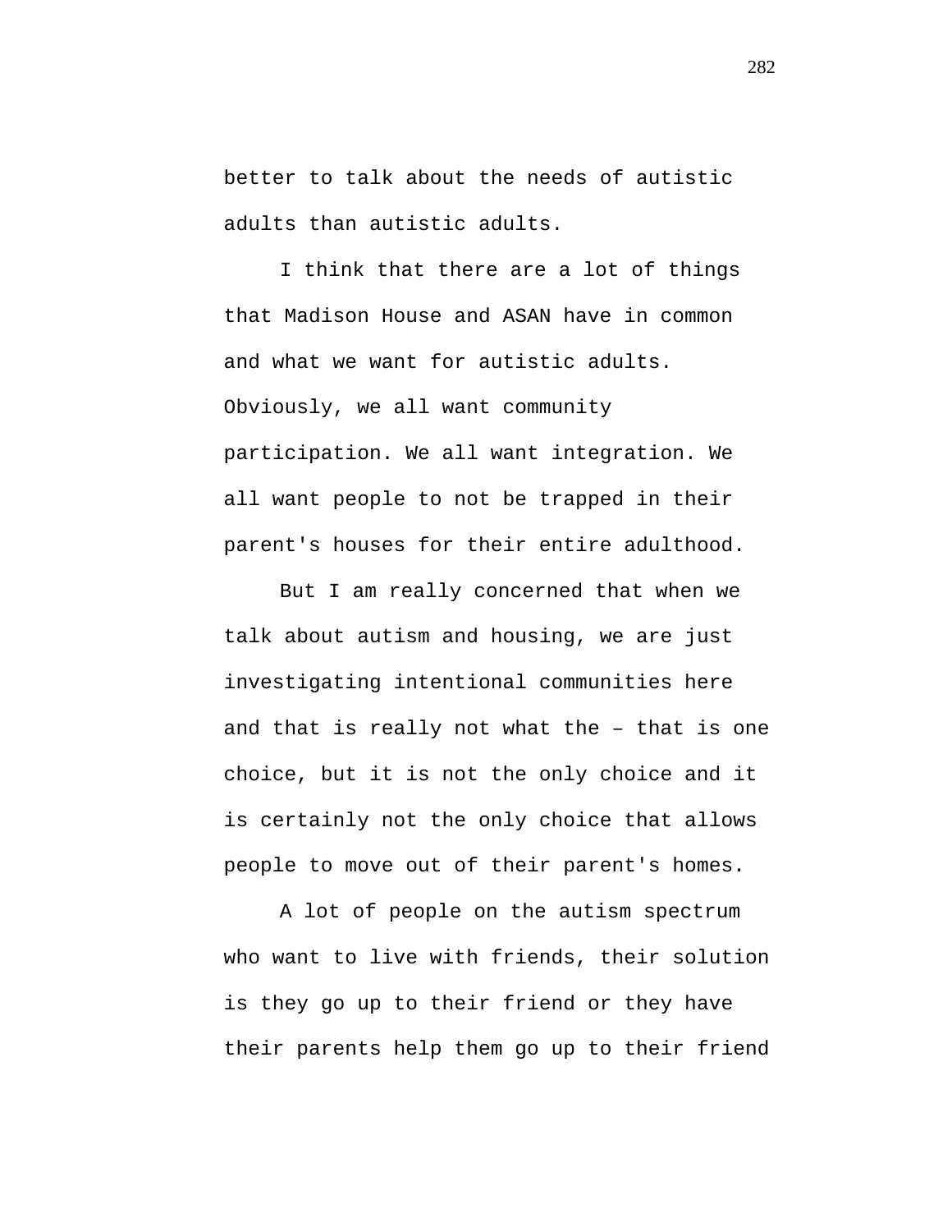better to talk about the needs of autistic adults than autistic adults.

I think that there are a lot of things that Madison House and ASAN have in common and what we want for autistic adults. Obviously, we all want community participation. We all want integration. We all want people to not be trapped in their parent's houses for their entire adulthood.

But I am really concerned that when we talk about autism and housing, we are just investigating intentional communities here and that is really not what the – that is one choice, but it is not the only choice and it is certainly not the only choice that allows people to move out of their parent's homes.

A lot of people on the autism spectrum who want to live with friends, their solution is they go up to their friend or they have their parents help them go up to their friend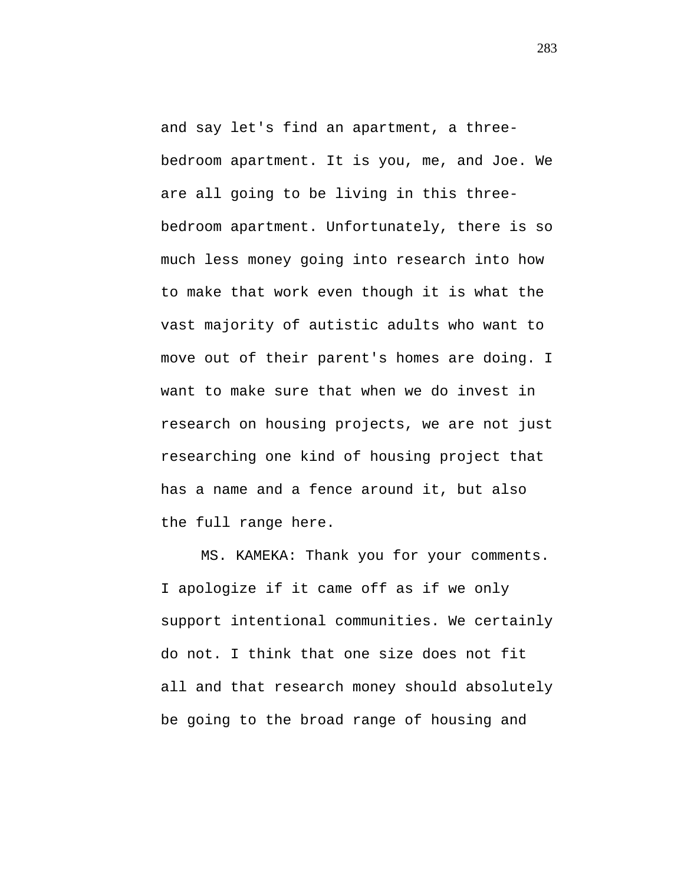and say let's find an apartment, a three-bedroom apartment. It is you, me, and Joe. We are all going to be living in this three-bedroom apartment. Unfortunately, there is so much less money going into research into how to make that work even though it is what the vast majority of autistic adults who want to move out of their parent's homes are doing. I want to make sure that when we do invest in research on housing projects, we are not just researching one kind of housing project that has a name and a fence around it, but also the full range here.

MS. KAMEKA: Thank you for your comments. I apologize if it came off as if we only support intentional communities. We certainly do not. I think that one size does not fit all and that research money should absolutely be going to the broad range of housing and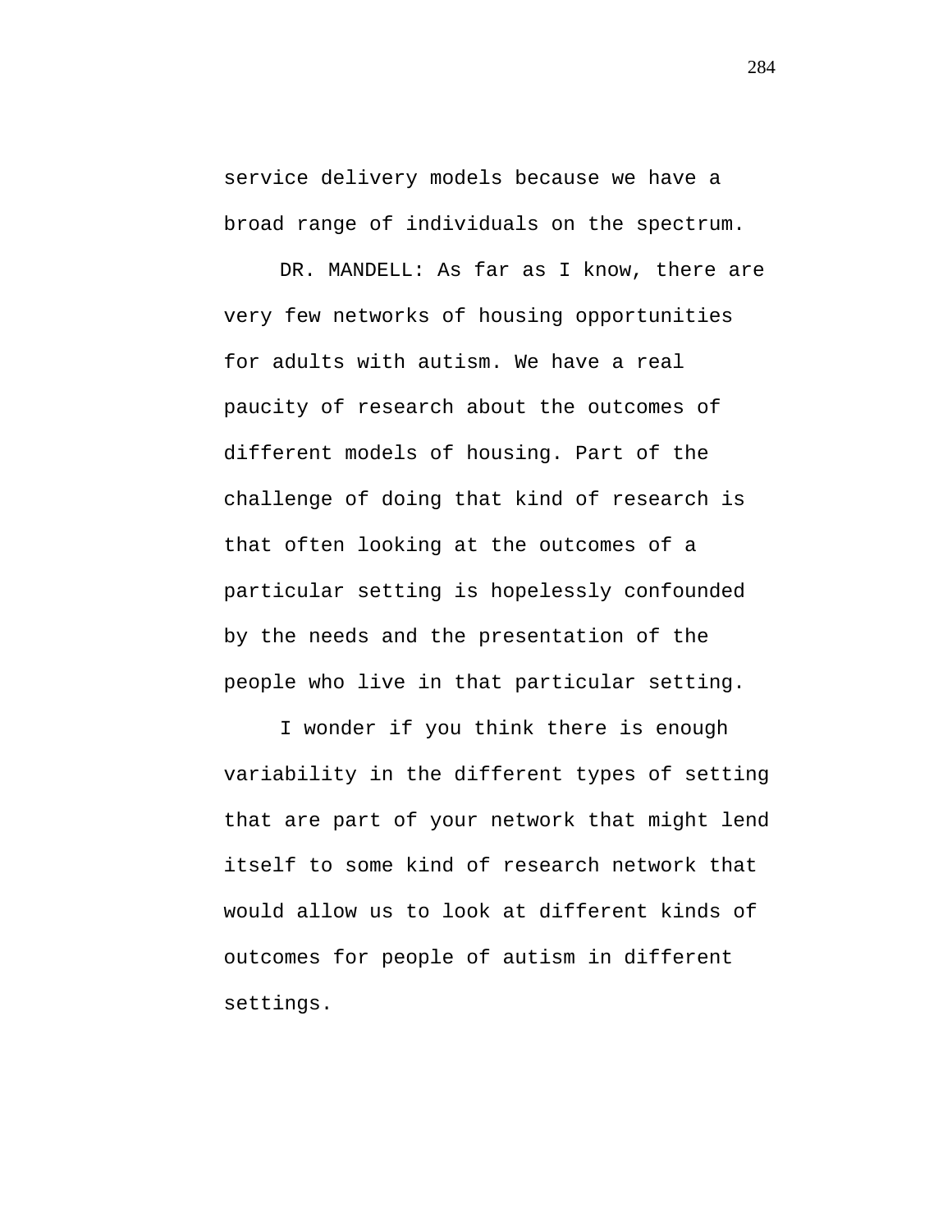service delivery models because we have a broad range of individuals on the spectrum.

DR. MANDELL: As far as I know, there are very few networks of housing opportunities for adults with autism. We have a real paucity of research about the outcomes of different models of housing. Part of the challenge of doing that kind of research is that often looking at the outcomes of a particular setting is hopelessly confounded by the needs and the presentation of the people who live in that particular setting.

I wonder if you think there is enough variability in the different types of setting that are part of your network that might lend itself to some kind of research network that would allow us to look at different kinds of outcomes for people of autism in different settings.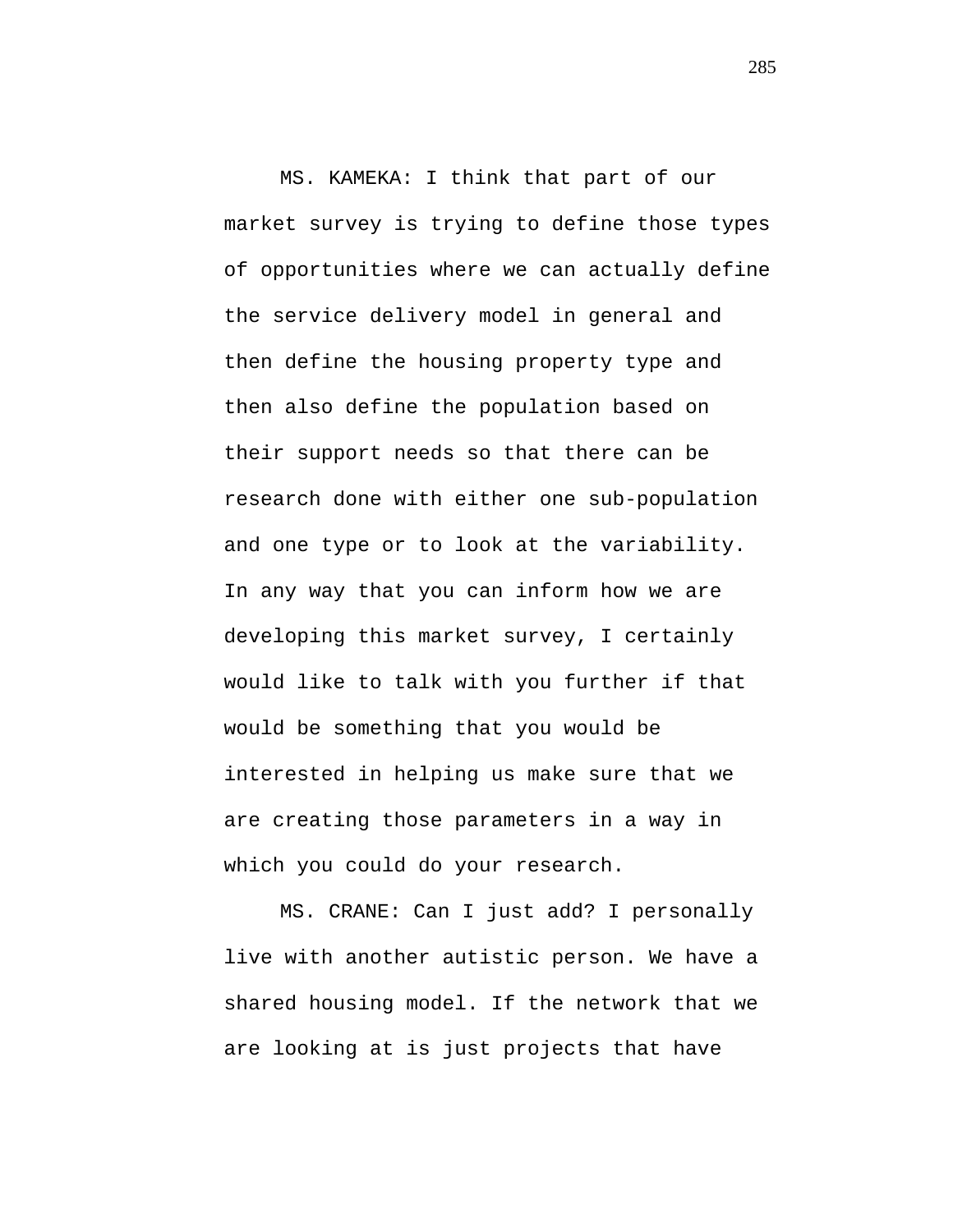MS. KAMEKA: I think that part of our market survey is trying to define those types of opportunities where we can actually define the service delivery model in general and then define the housing property type and then also define the population based on their support needs so that there can be research done with either one sub-population and one type or to look at the variability. In any way that you can inform how we are developing this market survey, I certainly would like to talk with you further if that would be something that you would be interested in helping us make sure that we are creating those parameters in a way in which you could do your research.

MS. CRANE: Can I just add? I personally live with another autistic person. We have a shared housing model. If the network that we are looking at is just projects that have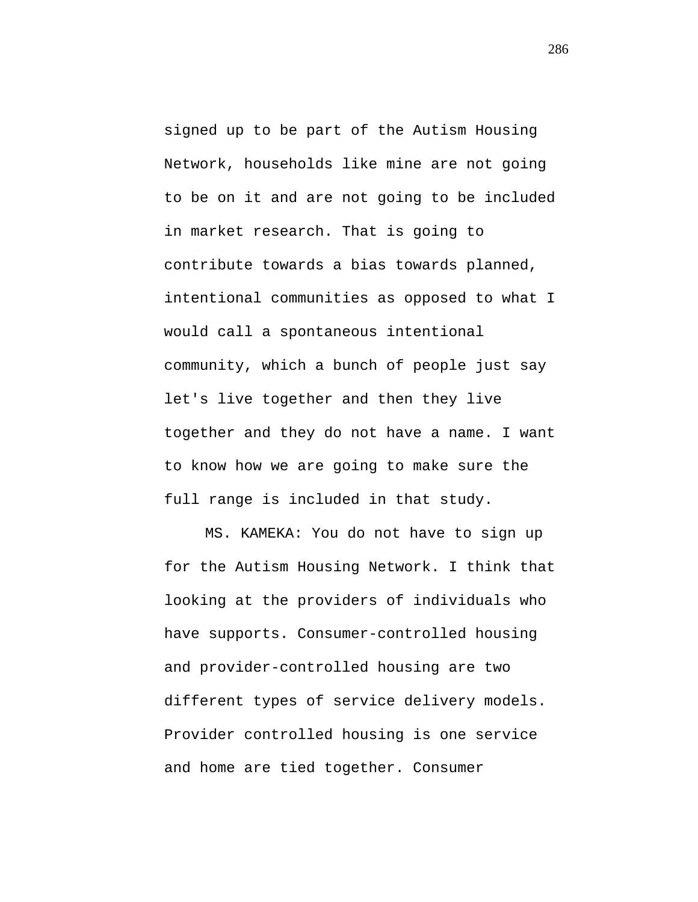signed up to be part of the Autism Housing Network, households like mine are not going to be on it and are not going to be included in market research. That is going to contribute towards a bias towards planned, intentional communities as opposed to what I would call a spontaneous intentional community, which a bunch of people just say let's live together and then they live together and they do not have a name. I want to know how we are going to make sure the full range is included in that study.

MS. KAMEKA: You do not have to sign up for the Autism Housing Network. I think that looking at the providers of individuals who have supports. Consumer-controlled housing and provider-controlled housing are two different types of service delivery models. Provider controlled housing is one service and home are tied together. Consumer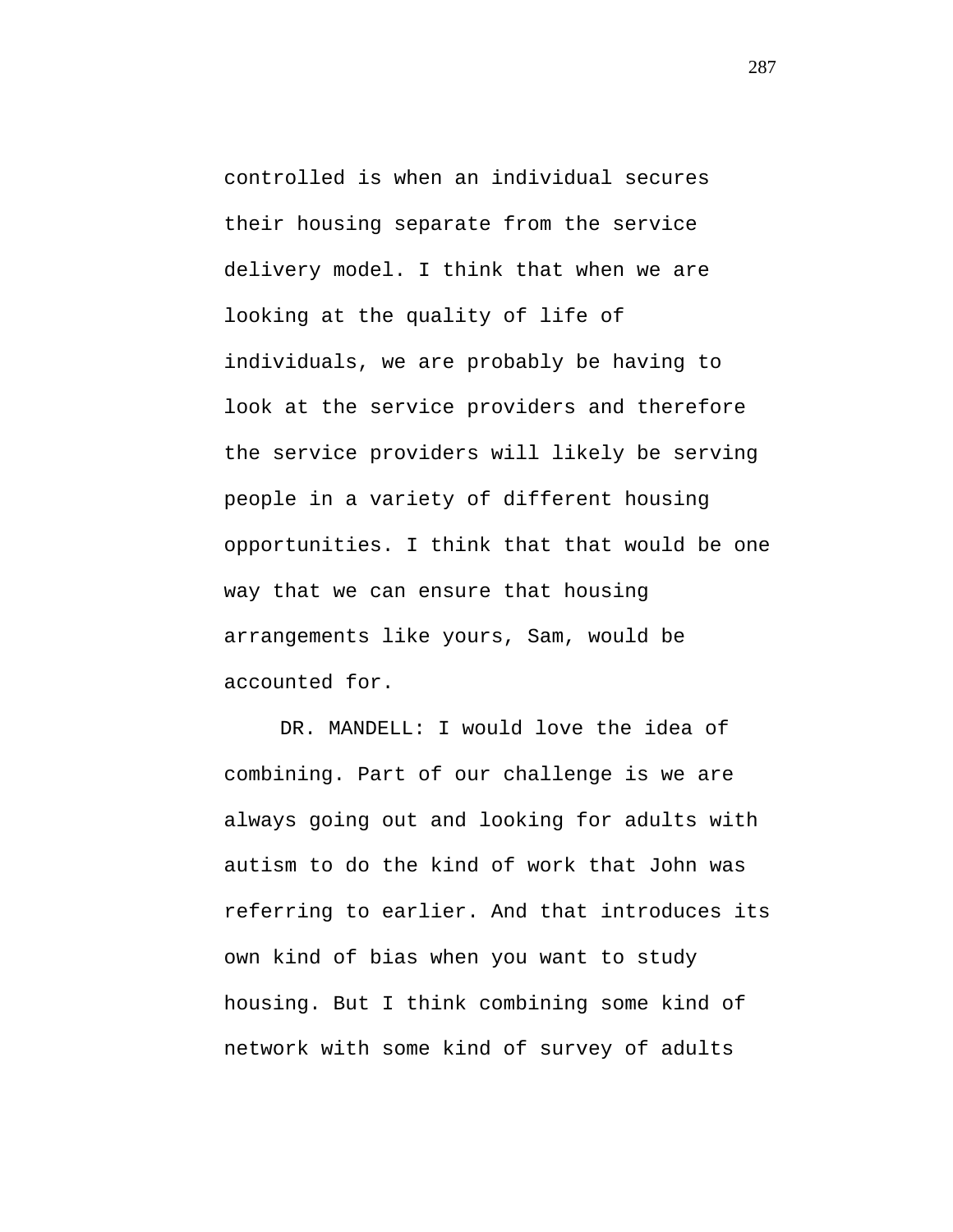controlled is when an individual secures their housing separate from the service delivery model. I think that when we are looking at the quality of life of individuals, we are probably be having to look at the service providers and therefore the service providers will likely be serving people in a variety of different housing opportunities. I think that that would be one way that we can ensure that housing arrangements like yours, Sam, would be accounted for.

DR. MANDELL: I would love the idea of combining. Part of our challenge is we are always going out and looking for adults with autism to do the kind of work that John was referring to earlier. And that introduces its own kind of bias when you want to study housing. But I think combining some kind of network with some kind of survey of adults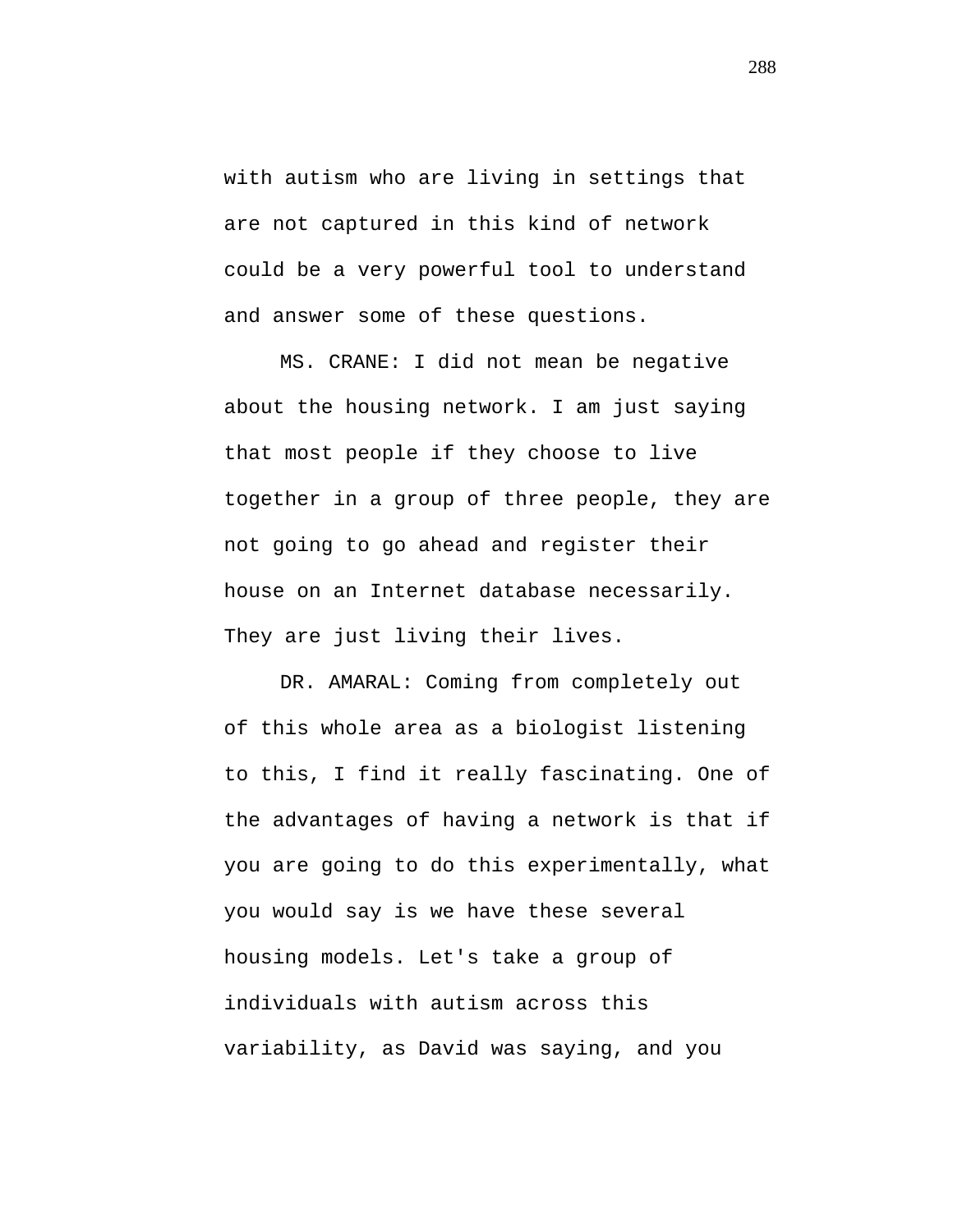with autism who are living in settings that are not captured in this kind of network could be a very powerful tool to understand and answer some of these questions.

MS. CRANE: I did not mean be negative about the housing network. I am just saying that most people if they choose to live together in a group of three people, they are not going to go ahead and register their house on an Internet database necessarily. They are just living their lives.

DR. AMARAL: Coming from completely out of this whole area as a biologist listening to this, I find it really fascinating. One of the advantages of having a network is that if you are going to do this experimentally, what you would say is we have these several housing models. Let's take a group of individuals with autism across this variability, as David was saying, and you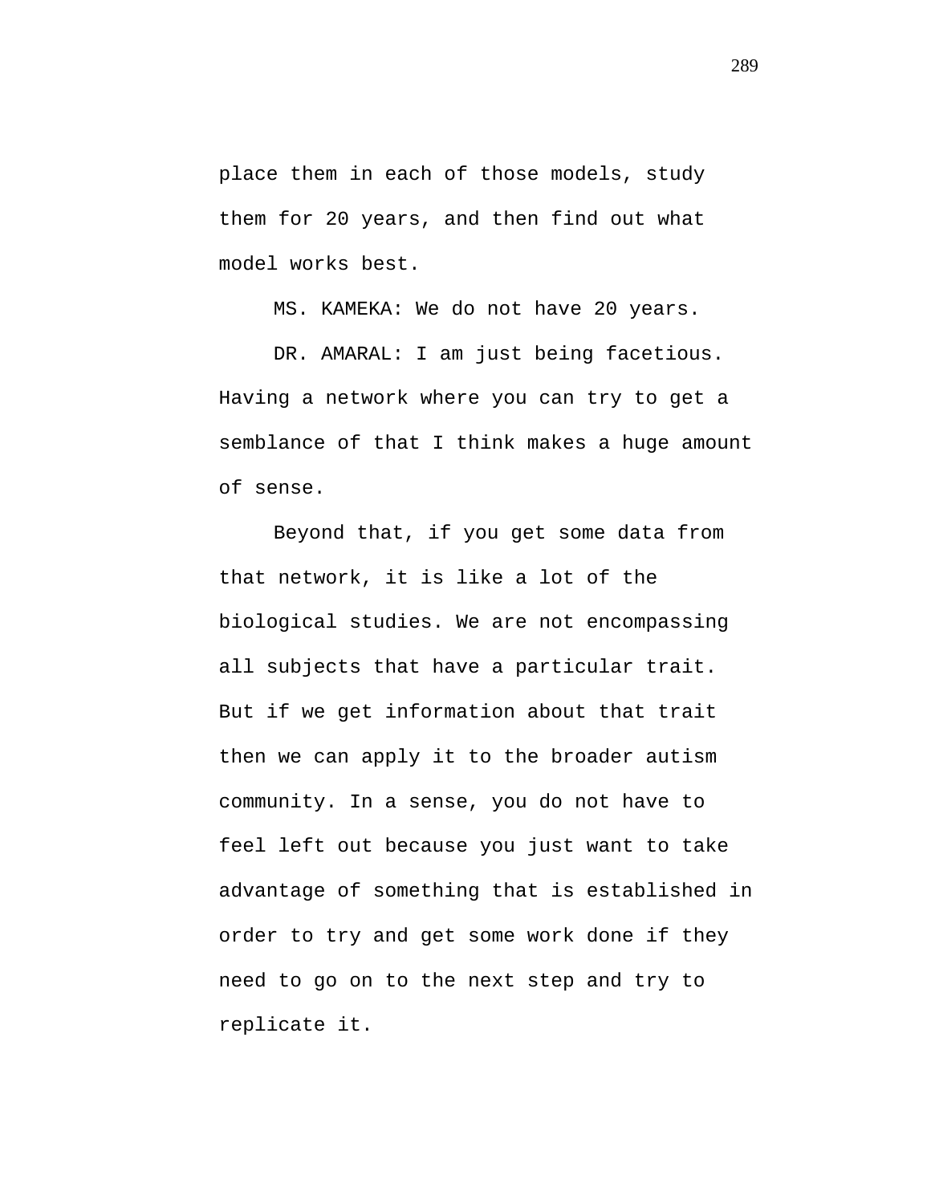place them in each of those models, study them for 20 years, and then find out what model works best.

MS. KAMEKA: We do not have 20 years.

DR. AMARAL: I am just being facetious. Having a network where you can try to get a semblance of that I think makes a huge amount of sense.

Beyond that, if you get some data from that network, it is like a lot of the biological studies. We are not encompassing all subjects that have a particular trait. But if we get information about that trait then we can apply it to the broader autism community. In a sense, you do not have to feel left out because you just want to take advantage of something that is established in order to try and get some work done if they need to go on to the next step and try to replicate it.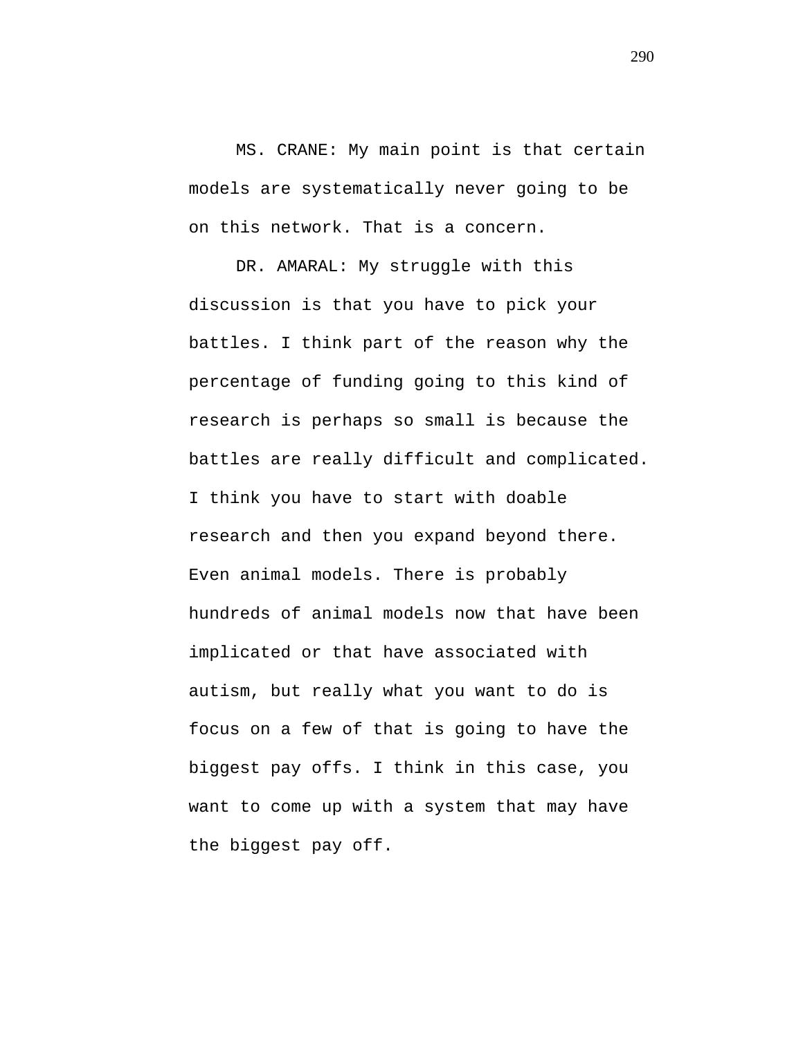MS. CRANE: My main point is that certain models are systematically never going to be on this network. That is a concern.

DR. AMARAL: My struggle with this discussion is that you have to pick your battles. I think part of the reason why the percentage of funding going to this kind of research is perhaps so small is because the battles are really difficult and complicated. I think you have to start with doable research and then you expand beyond there. Even animal models. There is probably hundreds of animal models now that have been implicated or that have associated with autism, but really what you want to do is focus on a few of that is going to have the biggest pay offs. I think in this case, you want to come up with a system that may have the biggest pay off.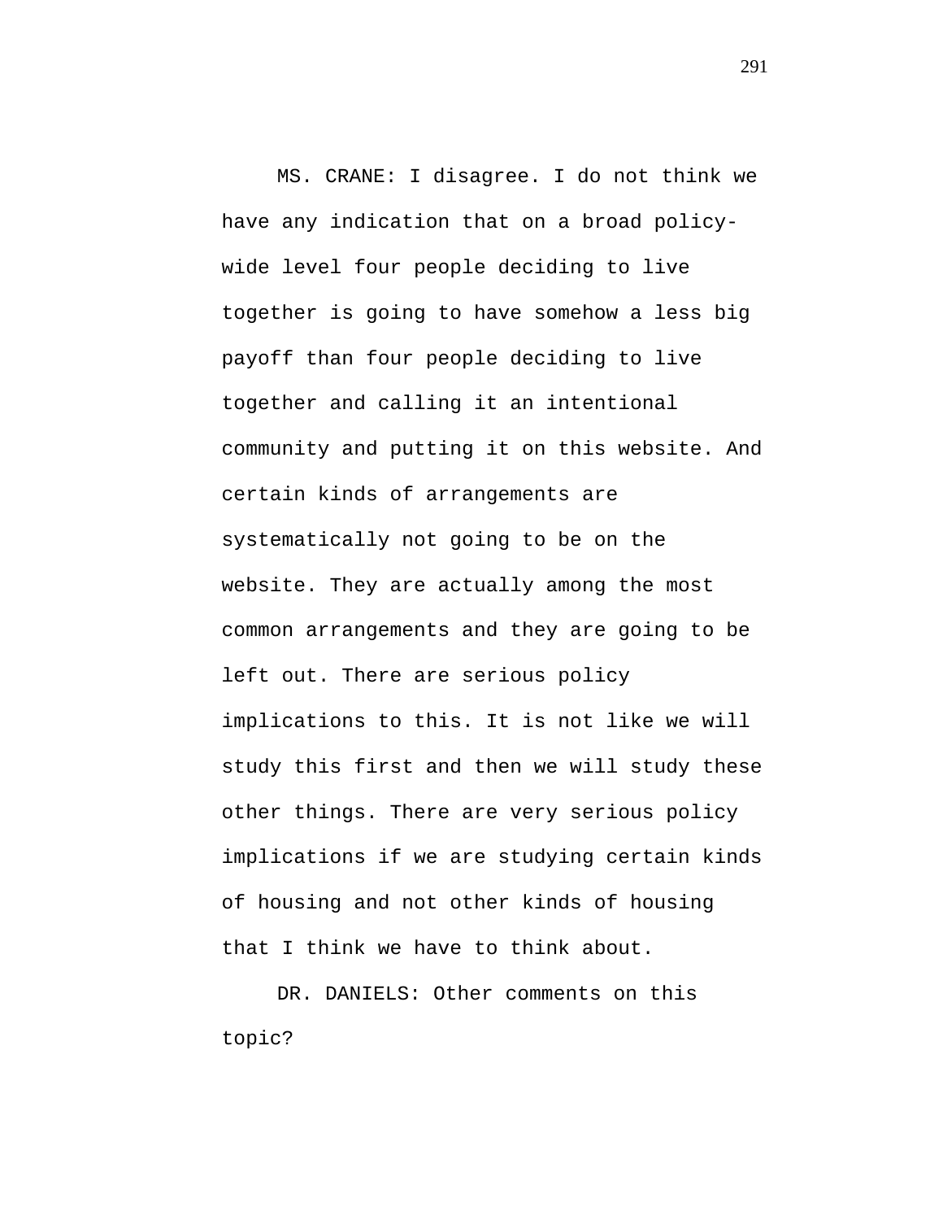MS. CRANE: I disagree. I do not think we have any indication that on a broad policy-wide level four people deciding to live together is going to have somehow a less big payoff than four people deciding to live together and calling it an intentional community and putting it on this website. And certain kinds of arrangements are systematically not going to be on the website. They are actually among the most common arrangements and they are going to be left out. There are serious policy implications to this. It is not like we will study this first and then we will study these other things. There are very serious policy implications if we are studying certain kinds of housing and not other kinds of housing that I think we have to think about.

DR. DANIELS: Other comments on this topic?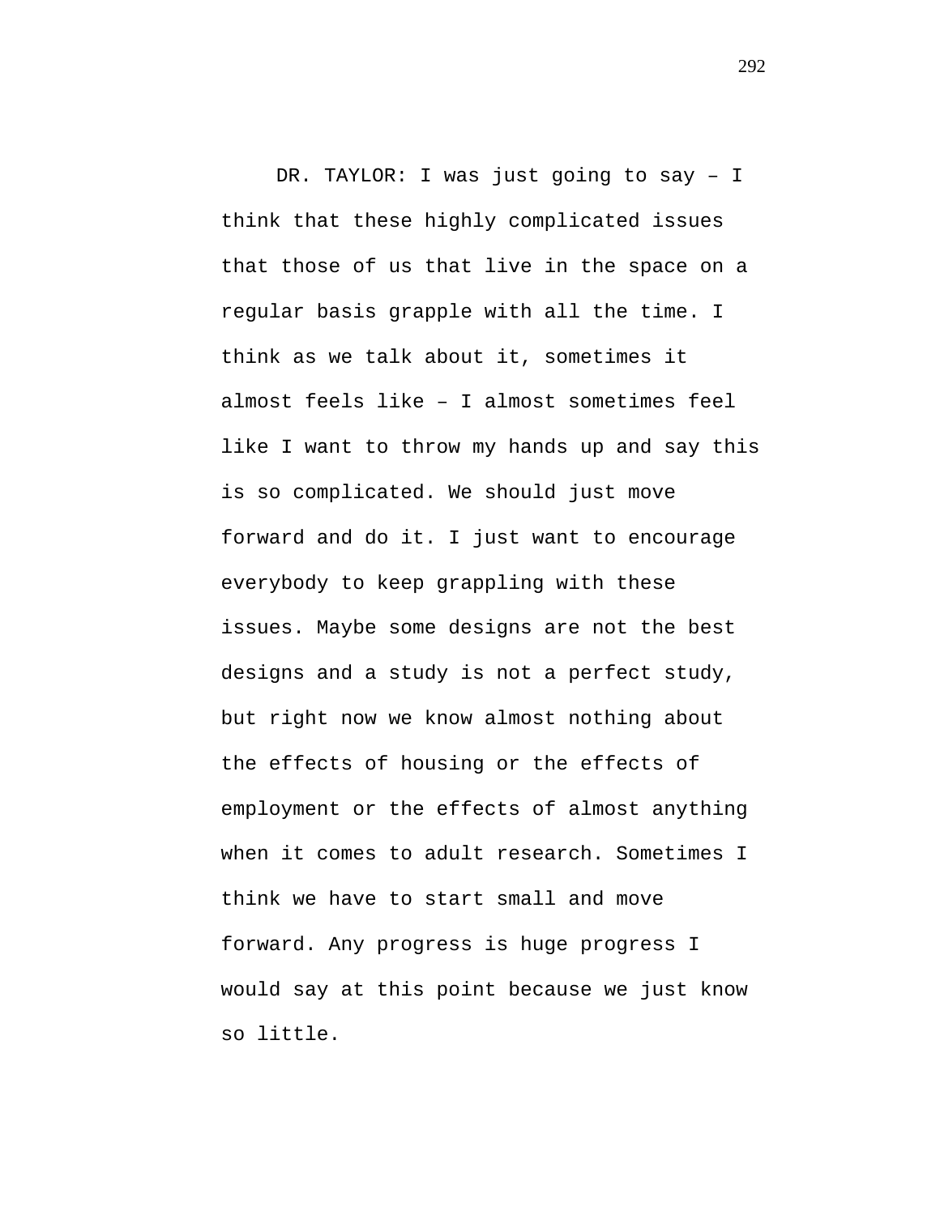DR. TAYLOR: I was just going to say – I think that these highly complicated issues that those of us that live in the space on a regular basis grapple with all the time. I think as we talk about it, sometimes it almost feels like – I almost sometimes feel like I want to throw my hands up and say this is so complicated. We should just move forward and do it. I just want to encourage everybody to keep grappling with these issues. Maybe some designs are not the best designs and a study is not a perfect study, but right now we know almost nothing about the effects of housing or the effects of employment or the effects of almost anything when it comes to adult research. Sometimes I think we have to start small and move forward. Any progress is huge progress I would say at this point because we just know so little.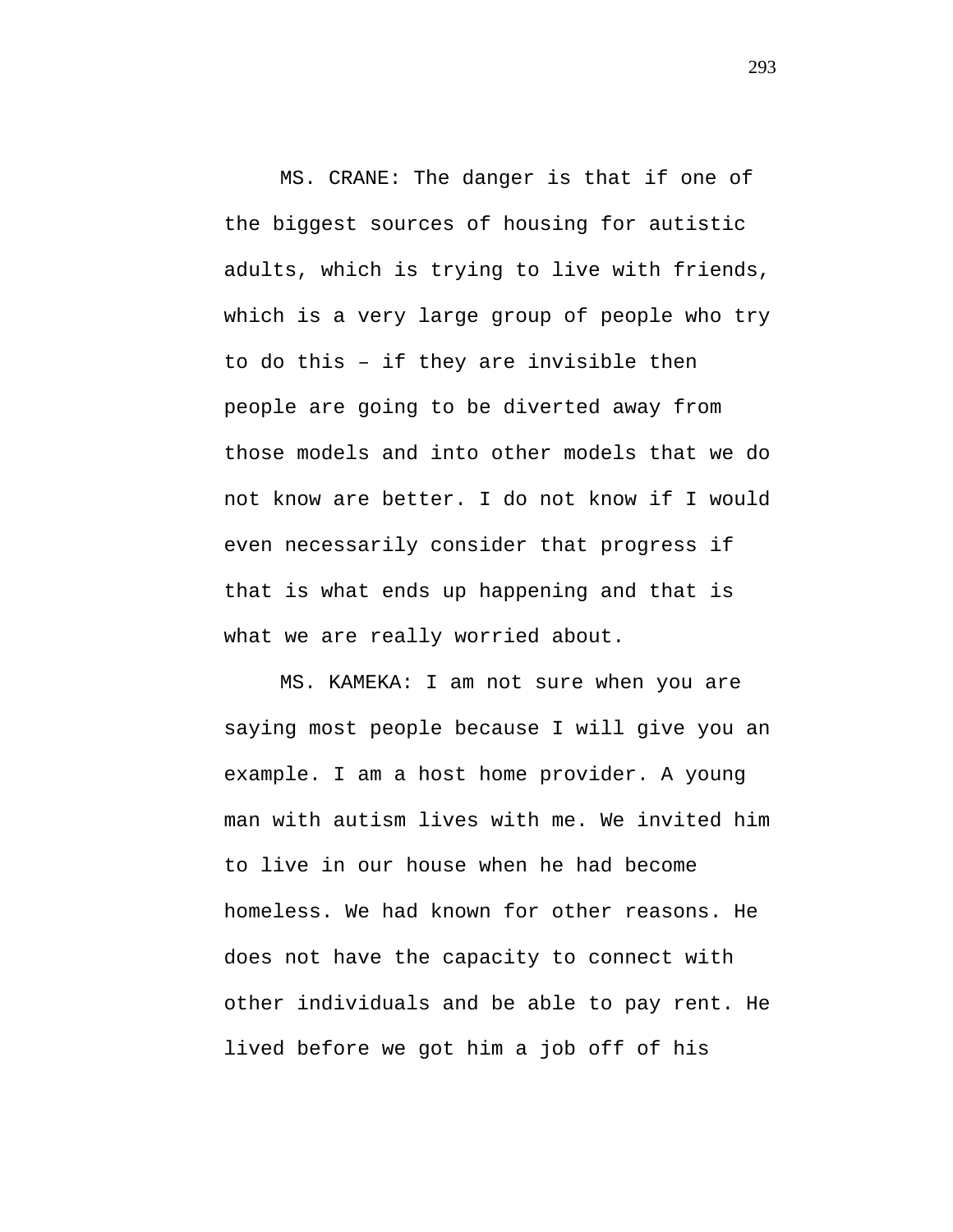MS. CRANE: The danger is that if one of the biggest sources of housing for autistic adults, which is trying to live with friends, which is a very large group of people who try to do this – if they are invisible then people are going to be diverted away from those models and into other models that we do not know are better. I do not know if I would even necessarily consider that progress if that is what ends up happening and that is what we are really worried about.

MS. KAMEKA: I am not sure when you are saying most people because I will give you an example. I am a host home provider. A young man with autism lives with me. We invited him to live in our house when he had become homeless. We had known for other reasons. He does not have the capacity to connect with other individuals and be able to pay rent. He lived before we got him a job off of his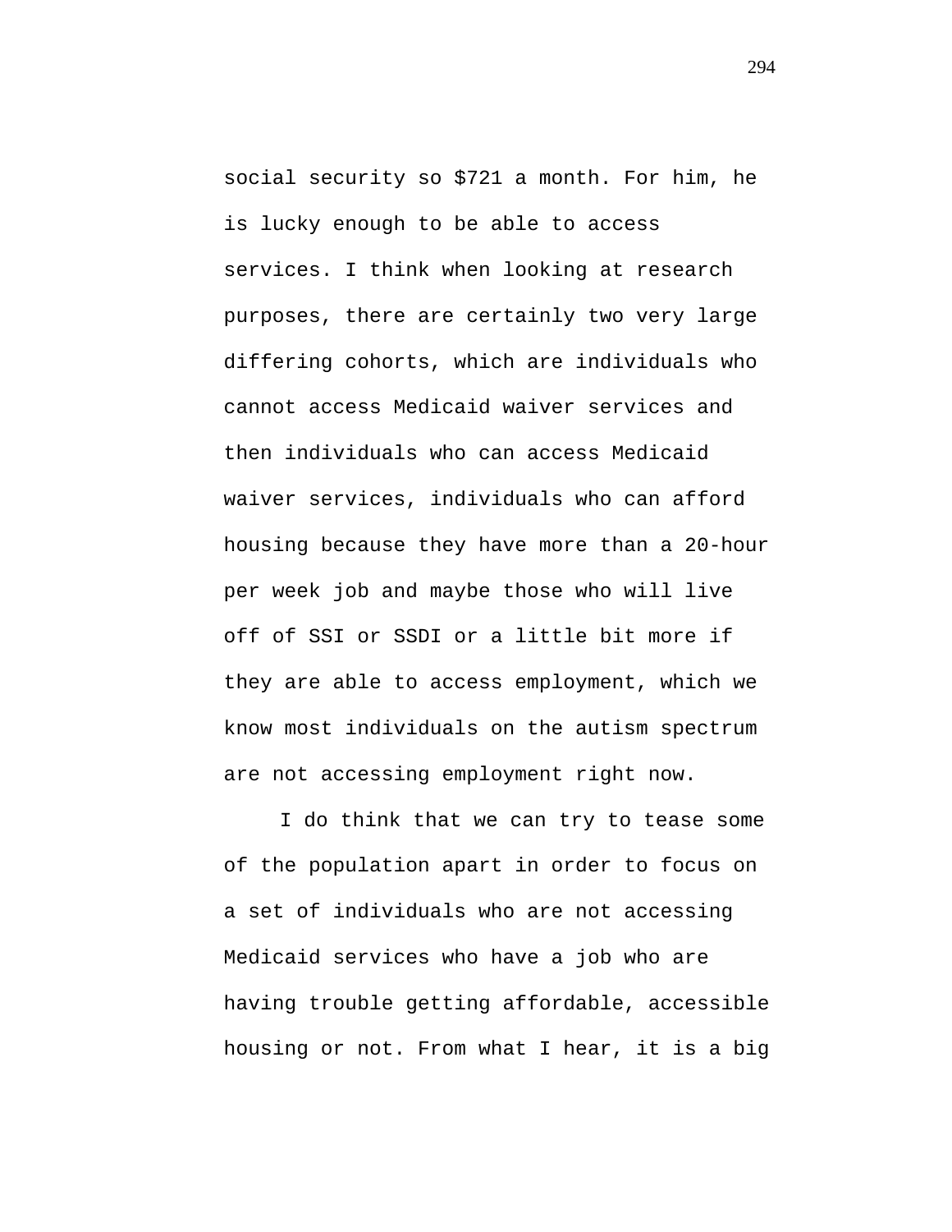social security so $721 a month. For him, he is lucky enough to be able to access services. I think when looking at research purposes, there are certainly two very large differing cohorts, which are individuals who cannot access Medicaid waiver services and then individuals who can access Medicaid waiver services, individuals who can afford housing because they have more than a 20-hour per week job and maybe those who will live off of SSI or SSDI or a little bit more if they are able to access employment, which we know most individuals on the autism spectrum are not accessing employment right now.

I do think that we can try to tease some of the population apart in order to focus on a set of individuals who are not accessing Medicaid services who have a job who are having trouble getting affordable, accessible housing or not. From what I hear, it is a big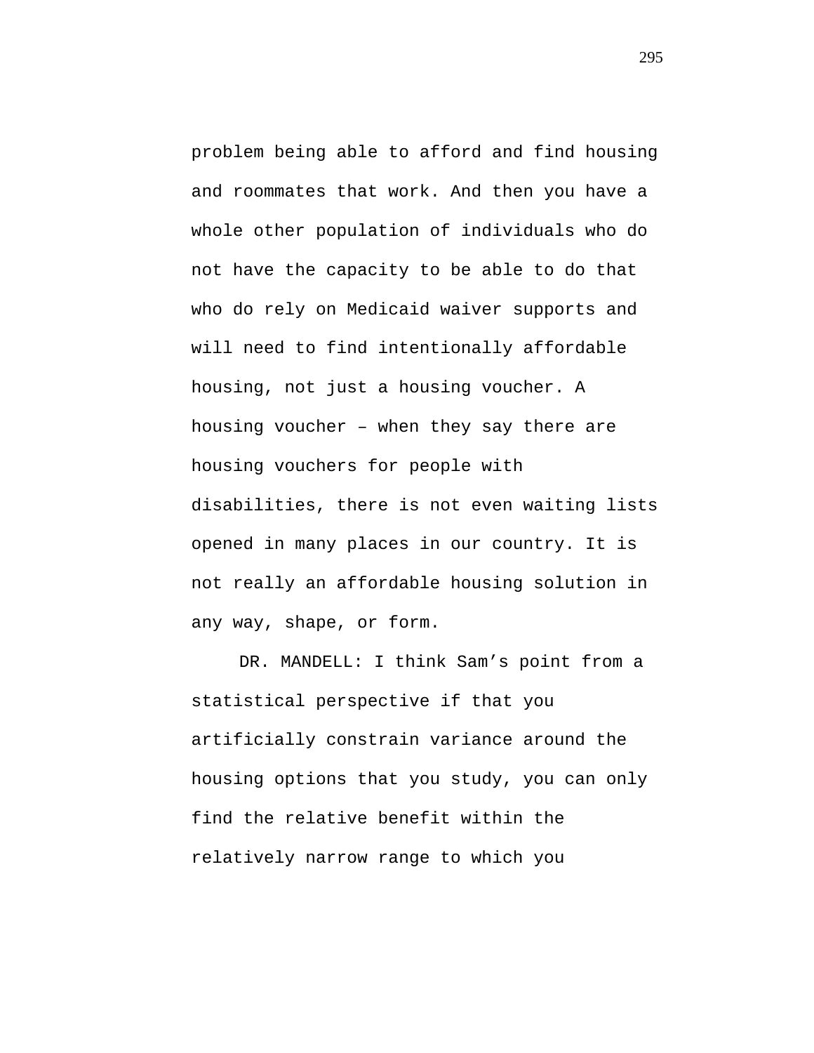problem being able to afford and find housing and roommates that work. And then you have a whole other population of individuals who do not have the capacity to be able to do that who do rely on Medicaid waiver supports and will need to find intentionally affordable housing, not just a housing voucher. A housing voucher – when they say there are housing vouchers for people with disabilities, there is not even waiting lists opened in many places in our country. It is not really an affordable housing solution in any way, shape, or form.

DR. MANDELL: I think Sam's point from a statistical perspective if that you artificially constrain variance around the housing options that you study, you can only find the relative benefit within the relatively narrow range to which you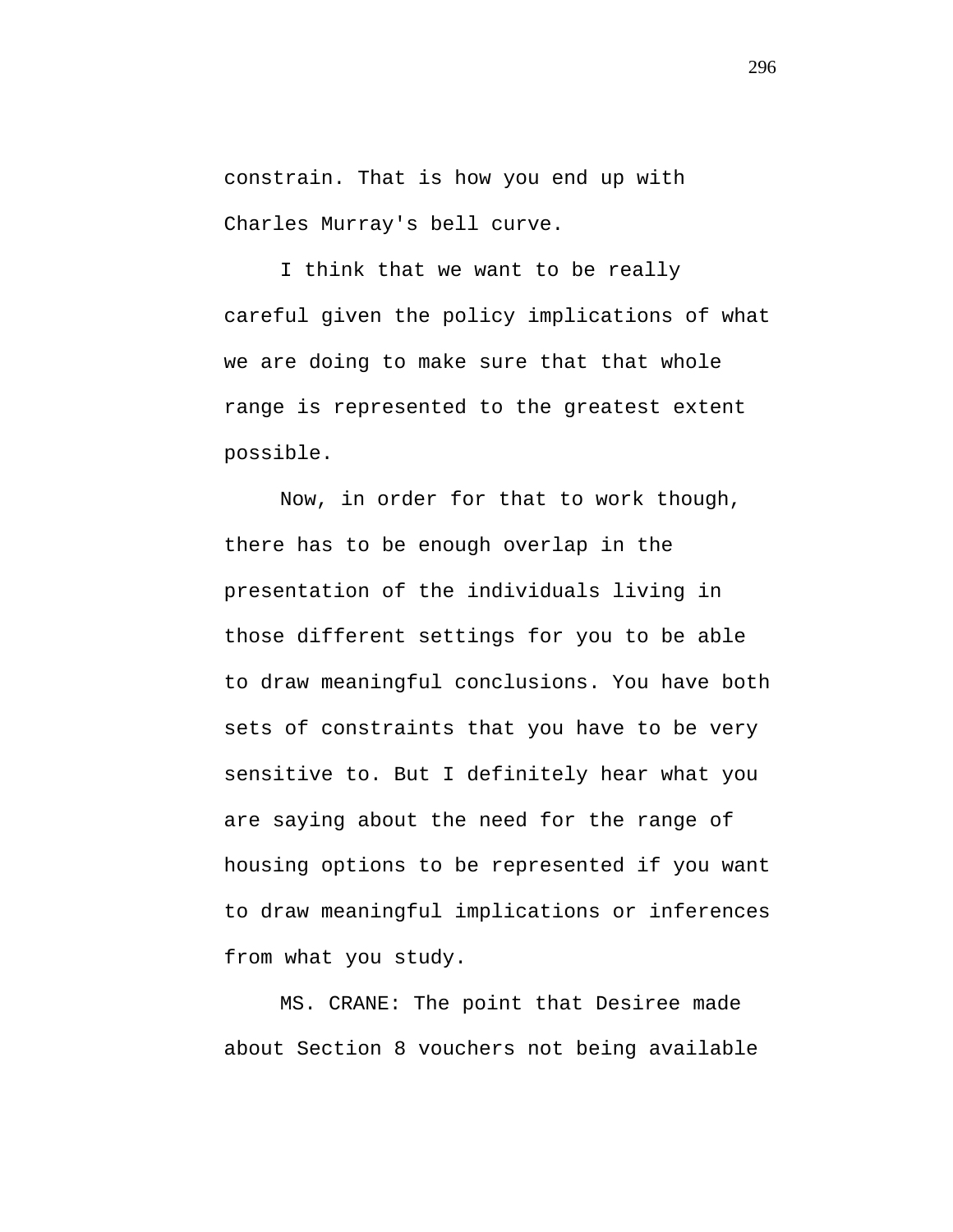constrain. That is how you end up with Charles Murray's bell curve.

I think that we want to be really careful given the policy implications of what we are doing to make sure that that whole range is represented to the greatest extent possible.

Now, in order for that to work though, there has to be enough overlap in the presentation of the individuals living in those different settings for you to be able to draw meaningful conclusions. You have both sets of constraints that you have to be very sensitive to. But I definitely hear what you are saying about the need for the range of housing options to be represented if you want to draw meaningful implications or inferences from what you study.

MS. CRANE: The point that Desiree made about Section 8 vouchers not being available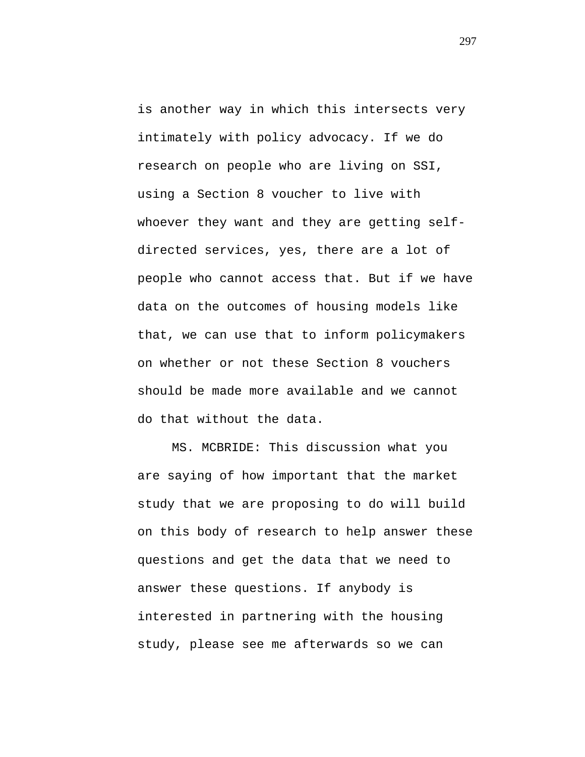is another way in which this intersects very intimately with policy advocacy. If we do research on people who are living on SSI, using a Section 8 voucher to live with whoever they want and they are getting self-directed services, yes, there are a lot of people who cannot access that. But if we have data on the outcomes of housing models like that, we can use that to inform policymakers on whether or not these Section 8 vouchers should be made more available and we cannot do that without the data.

MS. MCBRIDE: This discussion what you are saying of how important that the market study that we are proposing to do will build on this body of research to help answer these questions and get the data that we need to answer these questions. If anybody is interested in partnering with the housing study, please see me afterwards so we can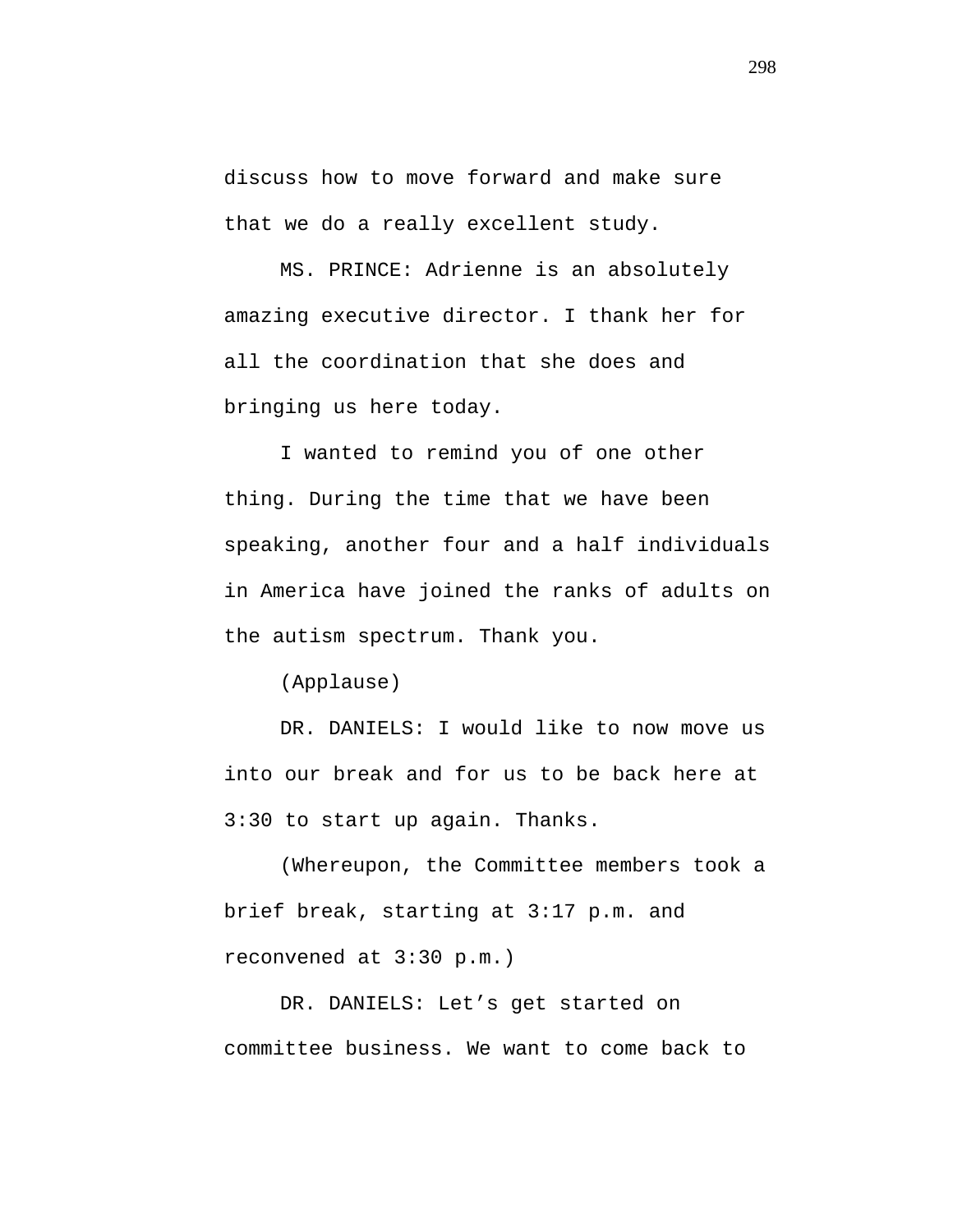discuss how to move forward and make sure that we do a really excellent study.

MS. PRINCE: Adrienne is an absolutely amazing executive director. I thank her for all the coordination that she does and bringing us here today.

I wanted to remind you of one other thing. During the time that we have been speaking, another four and a half individuals in America have joined the ranks of adults on the autism spectrum. Thank you.

(Applause)

DR. DANIELS: I would like to now move us into our break and for us to be back here at 3:30 to start up again. Thanks.

(Whereupon, the Committee members took a brief break, starting at 3:17 p.m. and reconvened at 3:30 p.m.)

DR. DANIELS: Let's get started on committee business. We want to come back to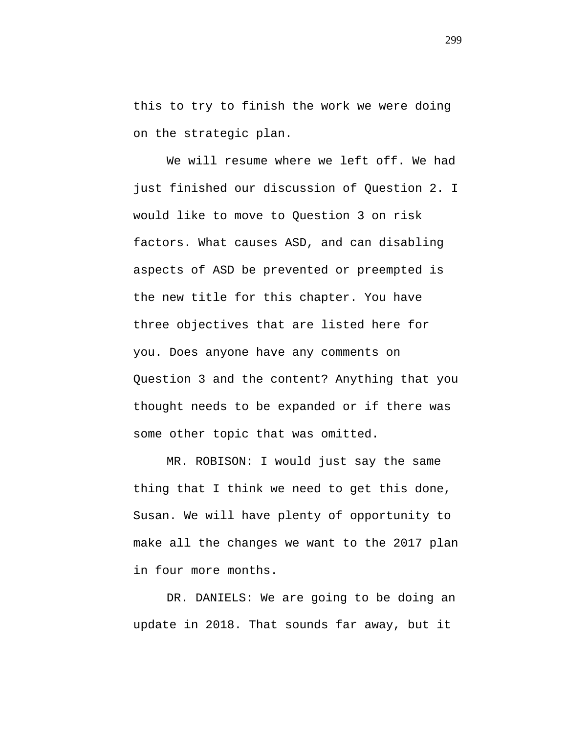this to try to finish the work we were doing on the strategic plan.

We will resume where we left off. We had just finished our discussion of Question 2. I would like to move to Question 3 on risk factors. What causes ASD, and can disabling aspects of ASD be prevented or preempted is the new title for this chapter. You have three objectives that are listed here for you. Does anyone have any comments on Question 3 and the content? Anything that you thought needs to be expanded or if there was some other topic that was omitted.

MR. ROBISON: I would just say the same thing that I think we need to get this done, Susan. We will have plenty of opportunity to make all the changes we want to the 2017 plan in four more months.

DR. DANIELS: We are going to be doing an update in 2018. That sounds far away, but it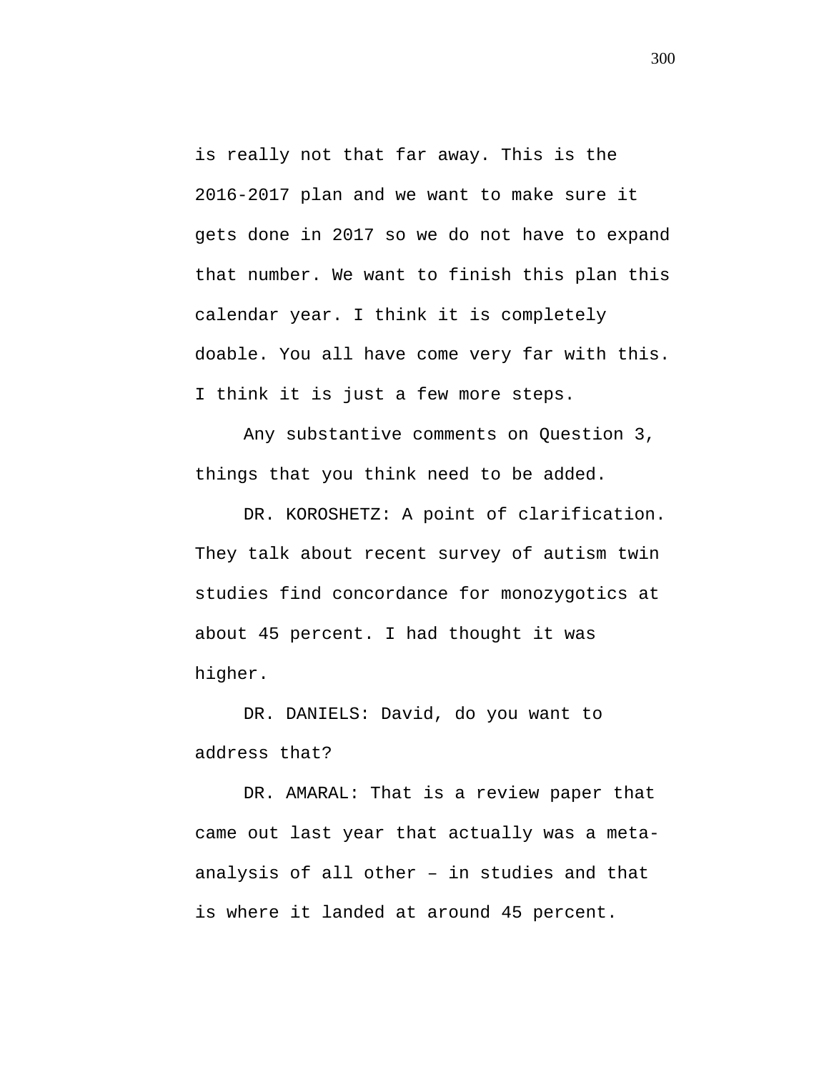is really not that far away. This is the 2016-2017 plan and we want to make sure it gets done in 2017 so we do not have to expand that number. We want to finish this plan this calendar year. I think it is completely doable. You all have come very far with this. I think it is just a few more steps.

Any substantive comments on Question 3, things that you think need to be added.

DR. KOROSHETZ: A point of clarification. They talk about recent survey of autism twin studies find concordance for monozygotics at about 45 percent. I had thought it was higher.

DR. DANIELS: David, do you want to address that?

DR. AMARAL: That is a review paper that came out last year that actually was a meta-analysis of all other – in studies and that is where it landed at around 45 percent.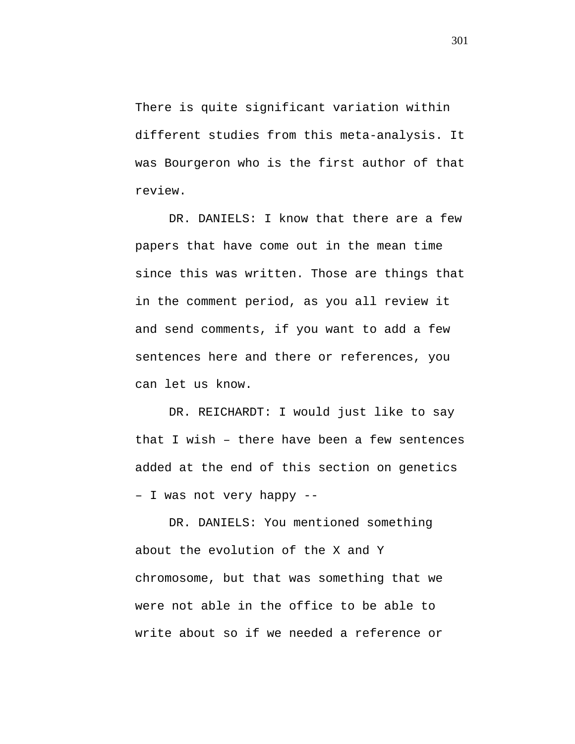There is quite significant variation within different studies from this meta-analysis. It was Bourgeron who is the first author of that review.

DR. DANIELS: I know that there are a few papers that have come out in the mean time since this was written. Those are things that in the comment period, as you all review it and send comments, if you want to add a few sentences here and there or references, you can let us know.

DR. REICHARDT: I would just like to say that I wish – there have been a few sentences added at the end of this section on genetics – I was not very happy --

DR. DANIELS: You mentioned something about the evolution of the X and Y chromosome, but that was something that we were not able in the office to be able to write about so if we needed a reference or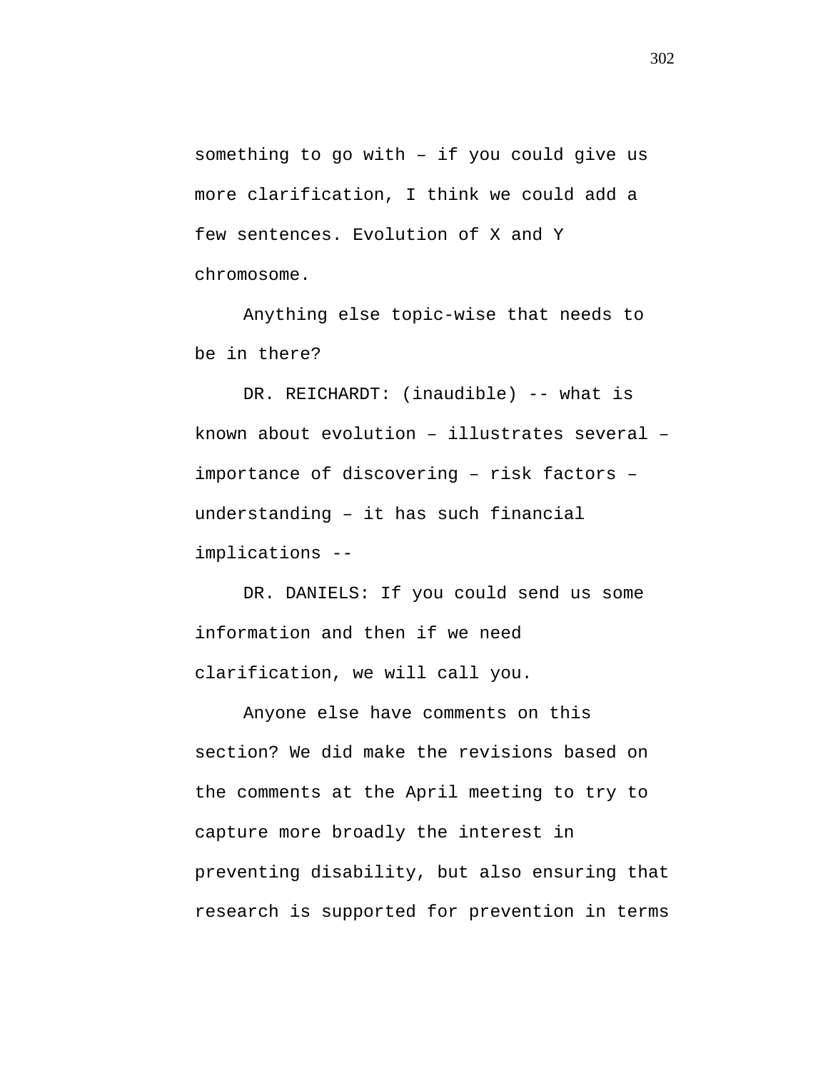something to go with – if you could give us more clarification, I think we could add a few sentences. Evolution of X and Y chromosome.

Anything else topic-wise that needs to be in there?

DR. REICHARDT: (inaudible) -- what is known about evolution – illustrates several – importance of discovering – risk factors – understanding – it has such financial implications --

DR. DANIELS: If you could send us some information and then if we need clarification, we will call you.

Anyone else have comments on this section? We did make the revisions based on the comments at the April meeting to try to capture more broadly the interest in preventing disability, but also ensuring that research is supported for prevention in terms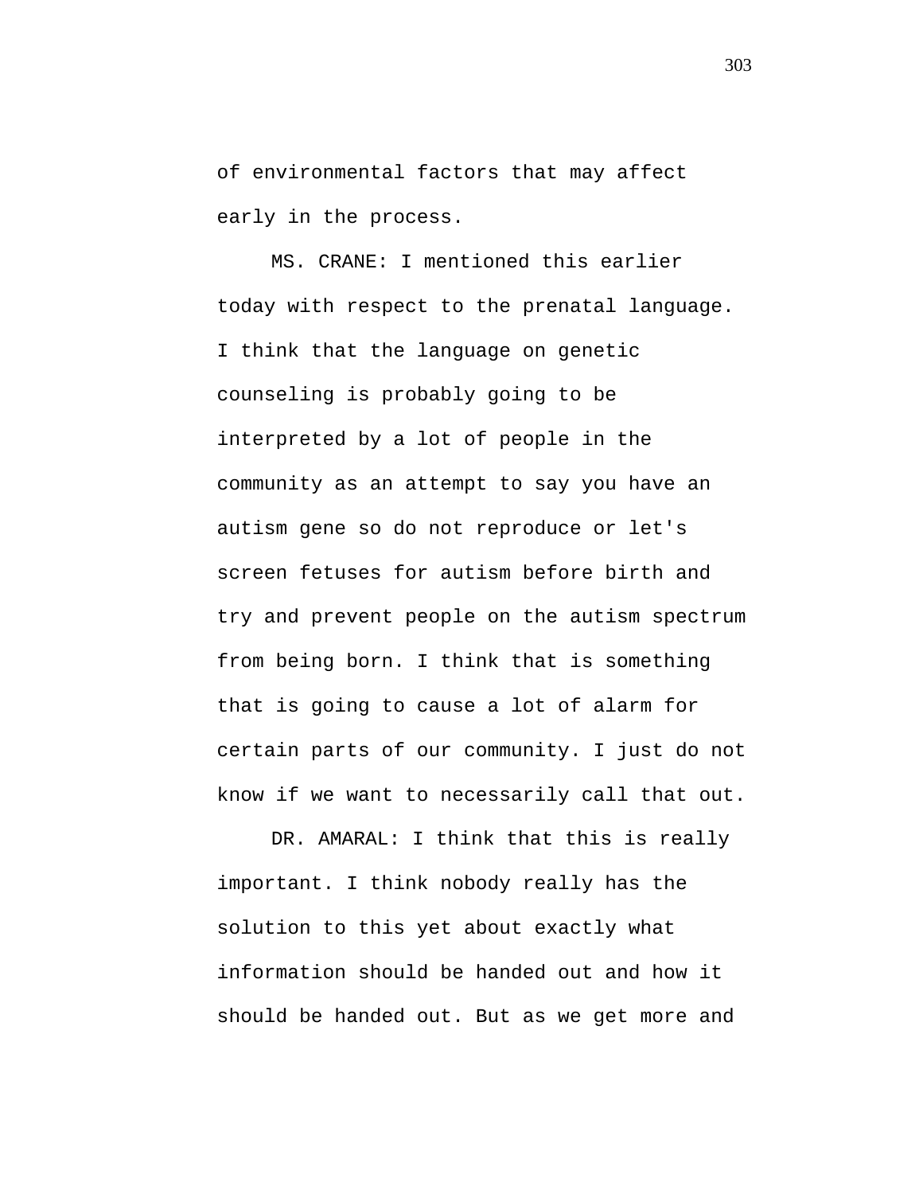of environmental factors that may affect early in the process.

MS. CRANE: I mentioned this earlier today with respect to the prenatal language. I think that the language on genetic counseling is probably going to be interpreted by a lot of people in the community as an attempt to say you have an autism gene so do not reproduce or let's screen fetuses for autism before birth and try and prevent people on the autism spectrum from being born. I think that is something that is going to cause a lot of alarm for certain parts of our community. I just do not know if we want to necessarily call that out.

DR. AMARAL: I think that this is really important. I think nobody really has the solution to this yet about exactly what information should be handed out and how it should be handed out. But as we get more and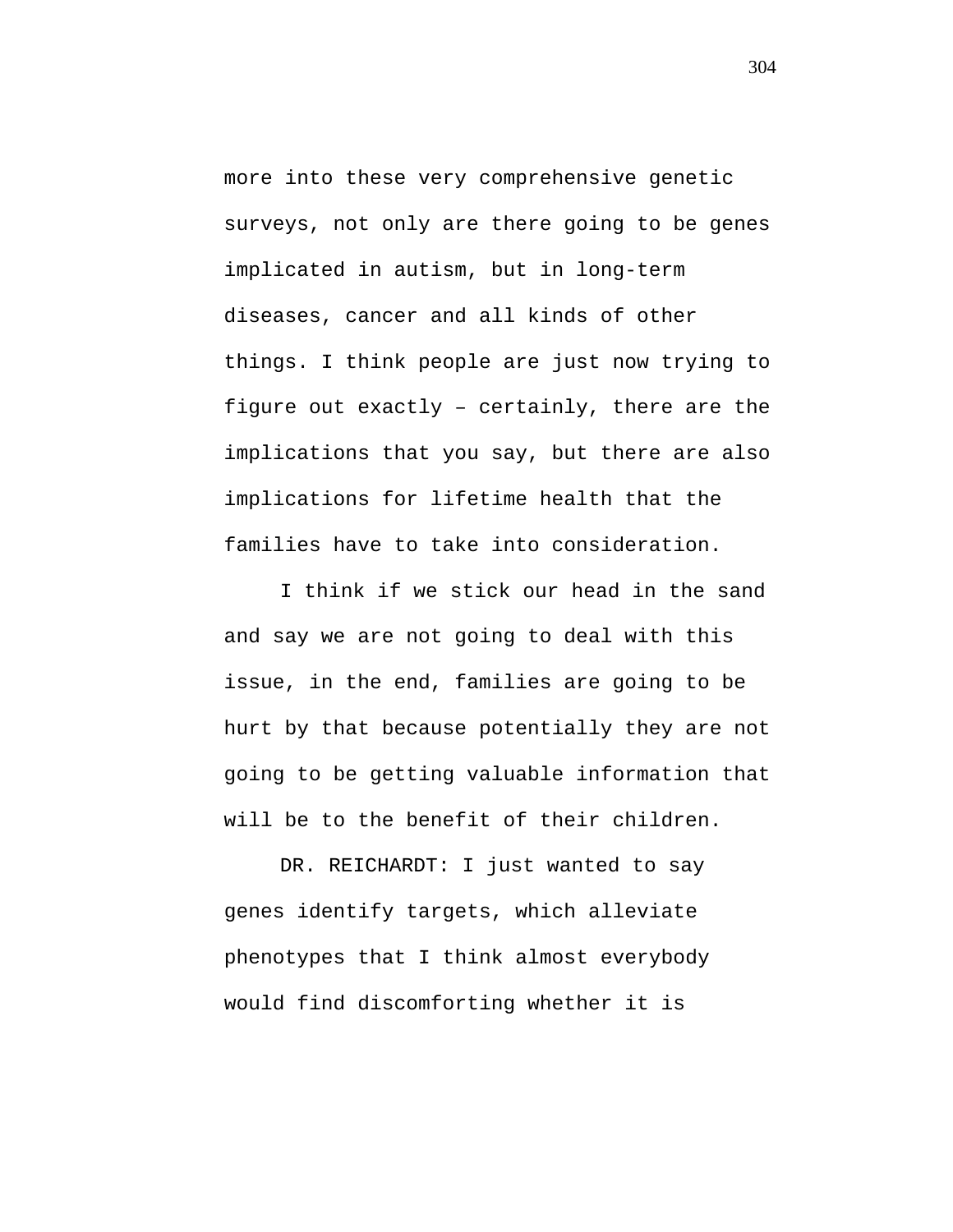more into these very comprehensive genetic surveys, not only are there going to be genes implicated in autism, but in long-term diseases, cancer and all kinds of other things. I think people are just now trying to figure out exactly – certainly, there are the implications that you say, but there are also implications for lifetime health that the families have to take into consideration.

I think if we stick our head in the sand and say we are not going to deal with this issue, in the end, families are going to be hurt by that because potentially they are not going to be getting valuable information that will be to the benefit of their children.

DR. REICHARDT: I just wanted to say genes identify targets, which alleviate phenotypes that I think almost everybody would find discomforting whether it is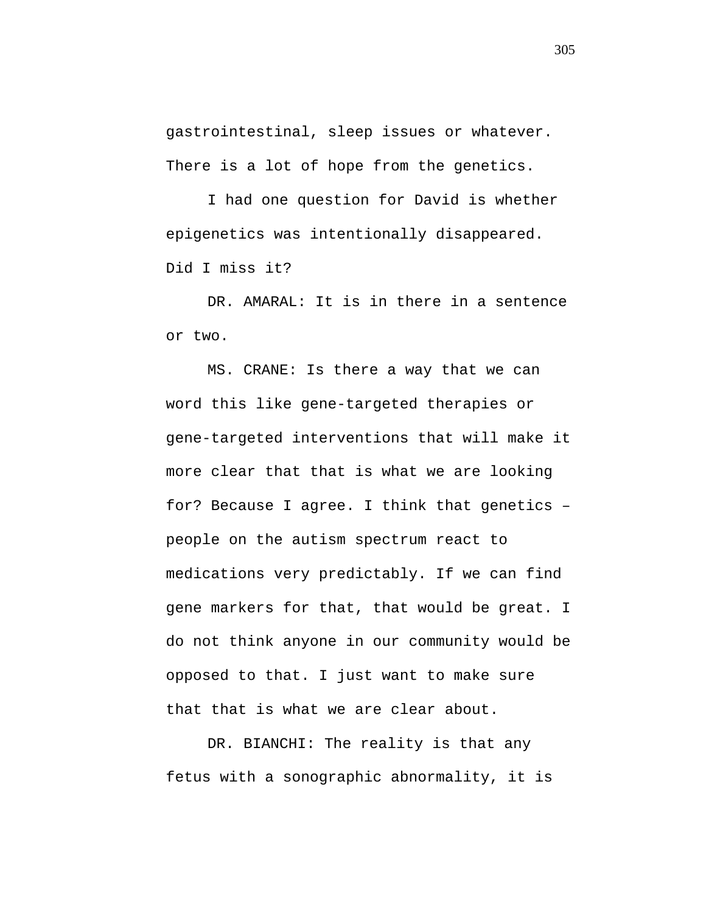gastrointestinal, sleep issues or whatever. There is a lot of hope from the genetics.

I had one question for David is whether epigenetics was intentionally disappeared. Did I miss it?

DR. AMARAL: It is in there in a sentence or two.

MS. CRANE: Is there a way that we can word this like gene-targeted therapies or gene-targeted interventions that will make it more clear that that is what we are looking for? Because I agree. I think that genetics – people on the autism spectrum react to medications very predictably. If we can find gene markers for that, that would be great. I do not think anyone in our community would be opposed to that. I just want to make sure that that is what we are clear about.

DR. BIANCHI: The reality is that any fetus with a sonographic abnormality, it is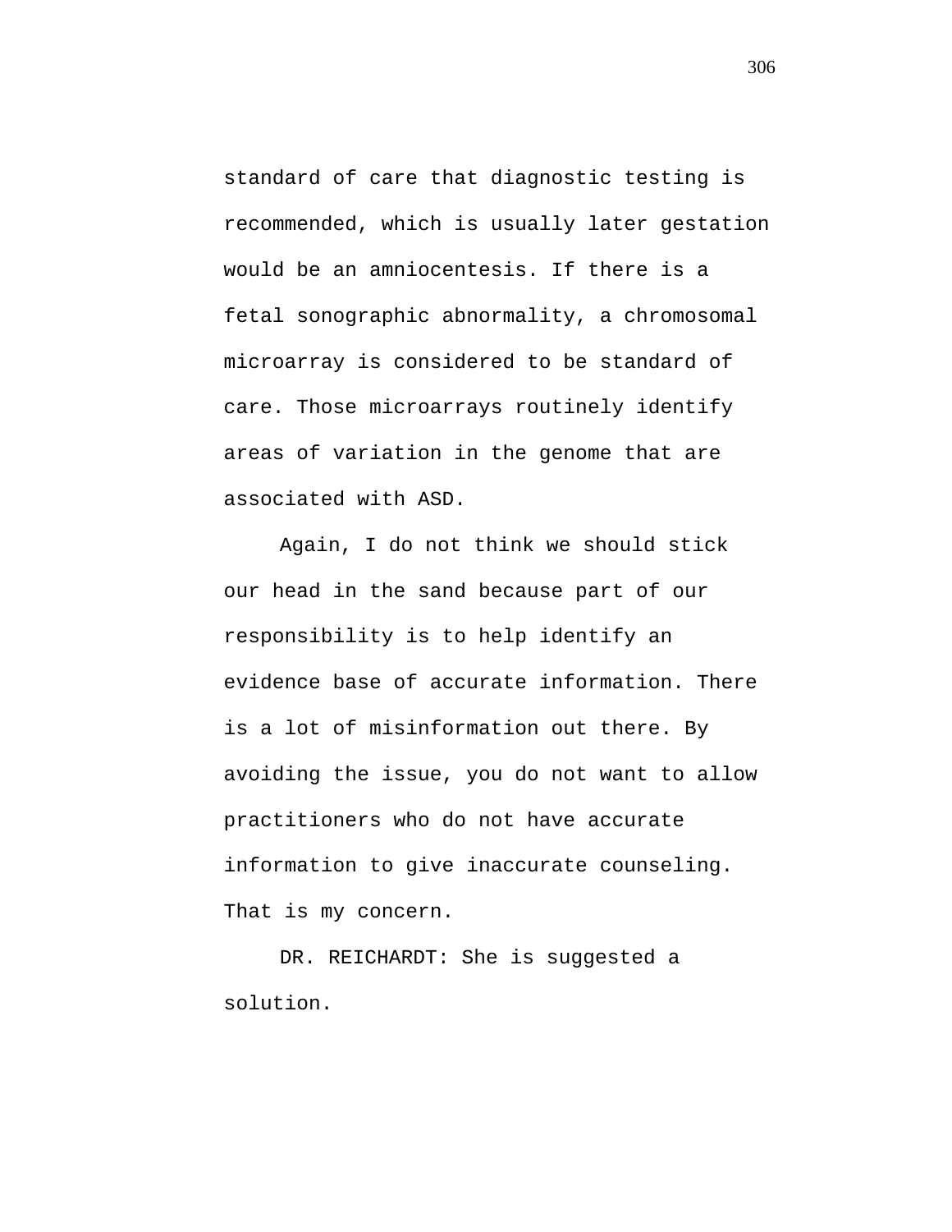standard of care that diagnostic testing is recommended, which is usually later gestation would be an amniocentesis. If there is a fetal sonographic abnormality, a chromosomal microarray is considered to be standard of care. Those microarrays routinely identify areas of variation in the genome that are associated with ASD.

Again, I do not think we should stick our head in the sand because part of our responsibility is to help identify an evidence base of accurate information. There is a lot of misinformation out there. By avoiding the issue, you do not want to allow practitioners who do not have accurate information to give inaccurate counseling. That is my concern.

DR. REICHARDT: She is suggested a solution.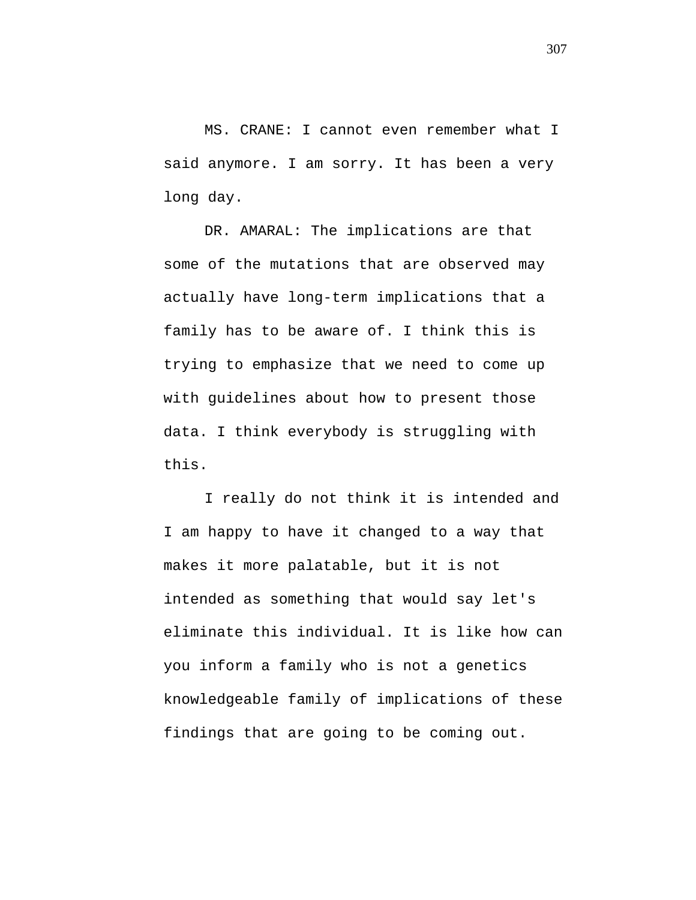MS. CRANE: I cannot even remember what I said anymore. I am sorry. It has been a very long day.

DR. AMARAL: The implications are that some of the mutations that are observed may actually have long-term implications that a family has to be aware of. I think this is trying to emphasize that we need to come up with guidelines about how to present those data. I think everybody is struggling with this.

I really do not think it is intended and I am happy to have it changed to a way that makes it more palatable, but it is not intended as something that would say let's eliminate this individual. It is like how can you inform a family who is not a genetics knowledgeable family of implications of these findings that are going to be coming out.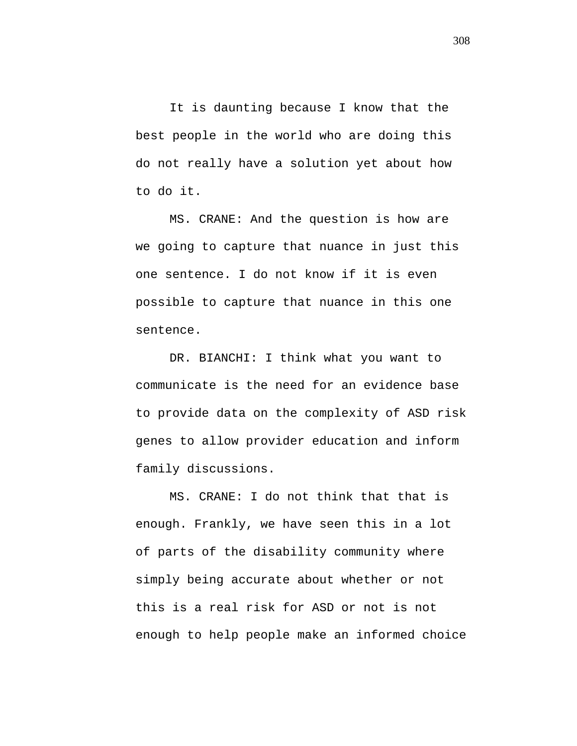It is daunting because I know that the best people in the world who are doing this do not really have a solution yet about how to do it.

MS. CRANE: And the question is how are we going to capture that nuance in just this one sentence. I do not know if it is even possible to capture that nuance in this one sentence.

DR. BIANCHI: I think what you want to communicate is the need for an evidence base to provide data on the complexity of ASD risk genes to allow provider education and inform family discussions.

MS. CRANE: I do not think that that is enough. Frankly, we have seen this in a lot of parts of the disability community where simply being accurate about whether or not this is a real risk for ASD or not is not enough to help people make an informed choice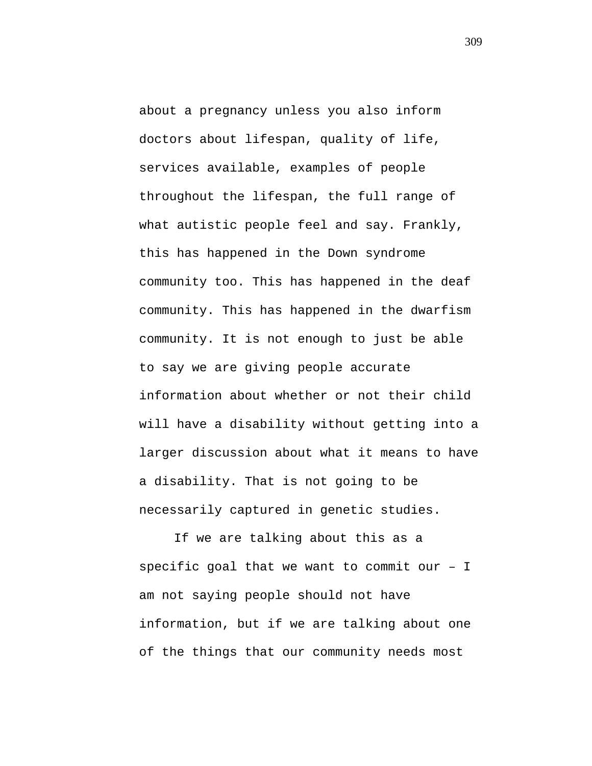about a pregnancy unless you also inform doctors about lifespan, quality of life, services available, examples of people throughout the lifespan, the full range of what autistic people feel and say. Frankly, this has happened in the Down syndrome community too. This has happened in the deaf community. This has happened in the dwarfism community. It is not enough to just be able to say we are giving people accurate information about whether or not their child will have a disability without getting into a larger discussion about what it means to have a disability. That is not going to be necessarily captured in genetic studies.

If we are talking about this as a specific goal that we want to commit our – I am not saying people should not have information, but if we are talking about one of the things that our community needs most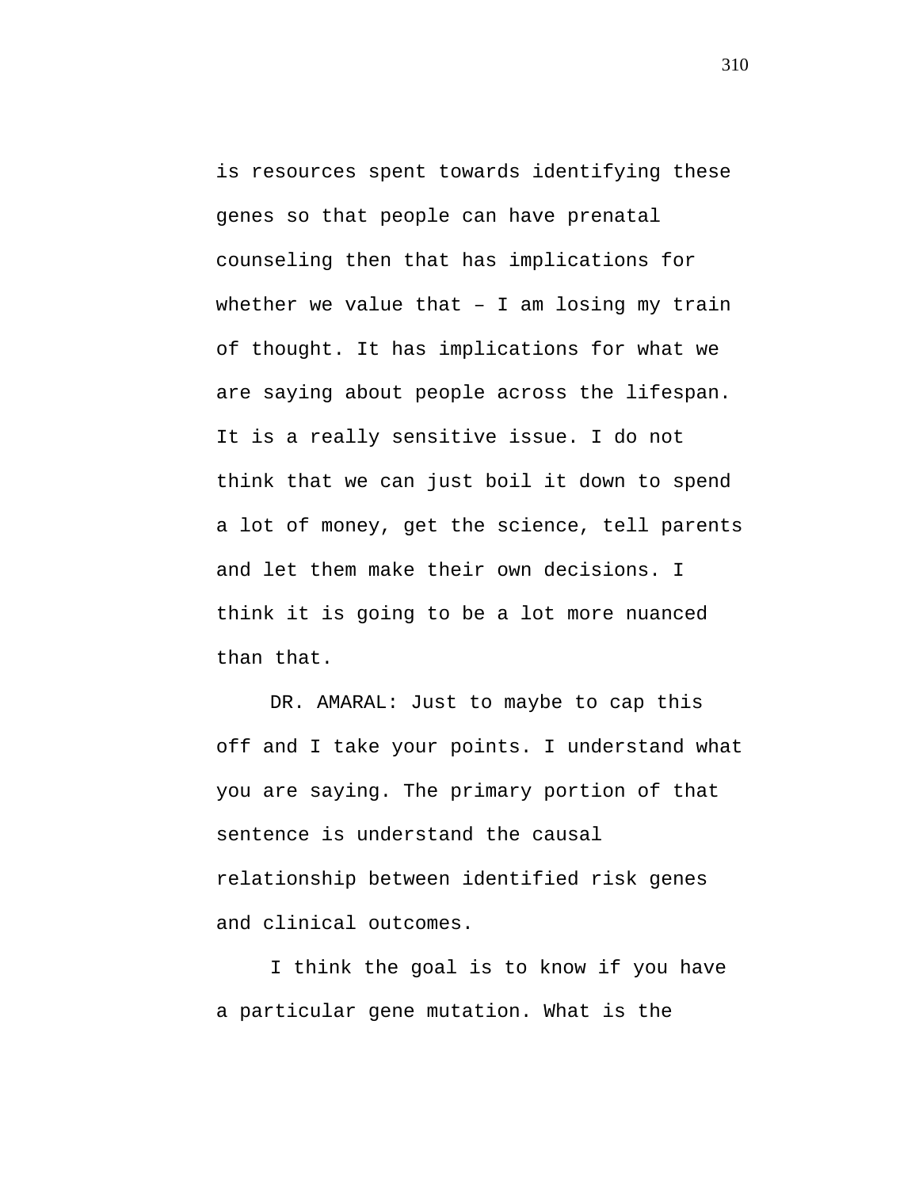is resources spent towards identifying these genes so that people can have prenatal counseling then that has implications for whether we value that – I am losing my train of thought. It has implications for what we are saying about people across the lifespan. It is a really sensitive issue. I do not think that we can just boil it down to spend a lot of money, get the science, tell parents and let them make their own decisions. I think it is going to be a lot more nuanced than that.

DR. AMARAL: Just to maybe to cap this off and I take your points. I understand what you are saying. The primary portion of that sentence is understand the causal relationship between identified risk genes and clinical outcomes.

I think the goal is to know if you have a particular gene mutation. What is the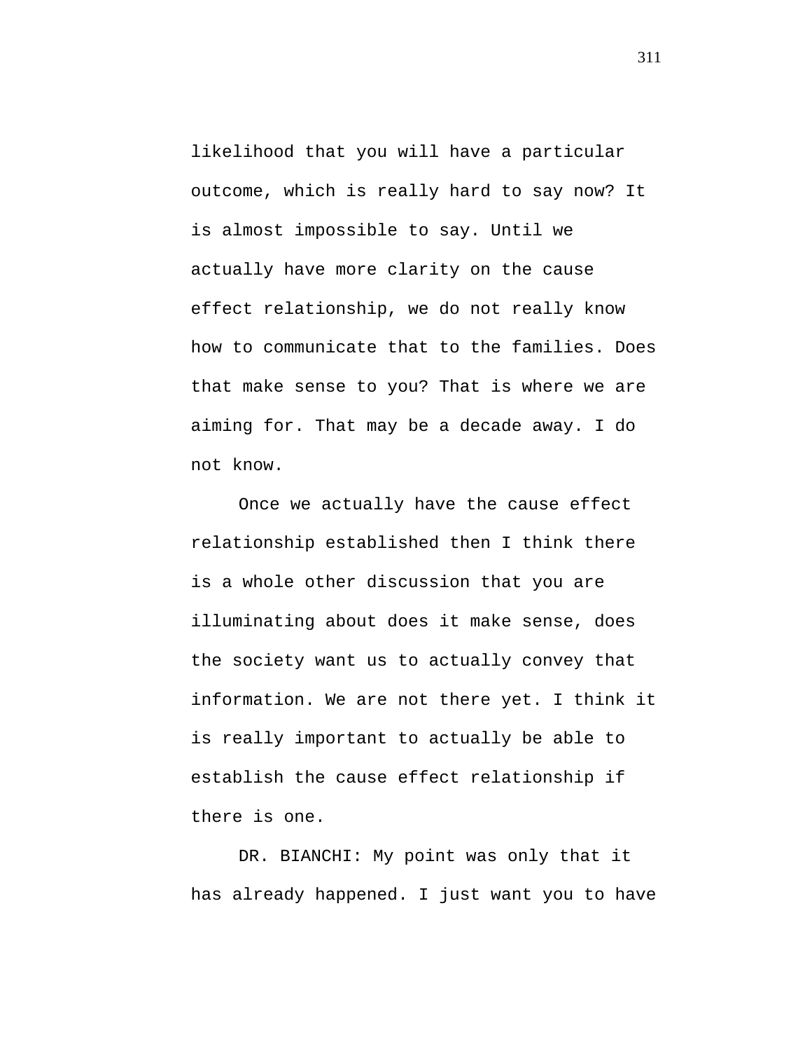likelihood that you will have a particular outcome, which is really hard to say now? It is almost impossible to say. Until we actually have more clarity on the cause effect relationship, we do not really know how to communicate that to the families. Does that make sense to you? That is where we are aiming for. That may be a decade away. I do not know.

Once we actually have the cause effect relationship established then I think there is a whole other discussion that you are illuminating about does it make sense, does the society want us to actually convey that information. We are not there yet. I think it is really important to actually be able to establish the cause effect relationship if there is one.

DR. BIANCHI: My point was only that it has already happened. I just want you to have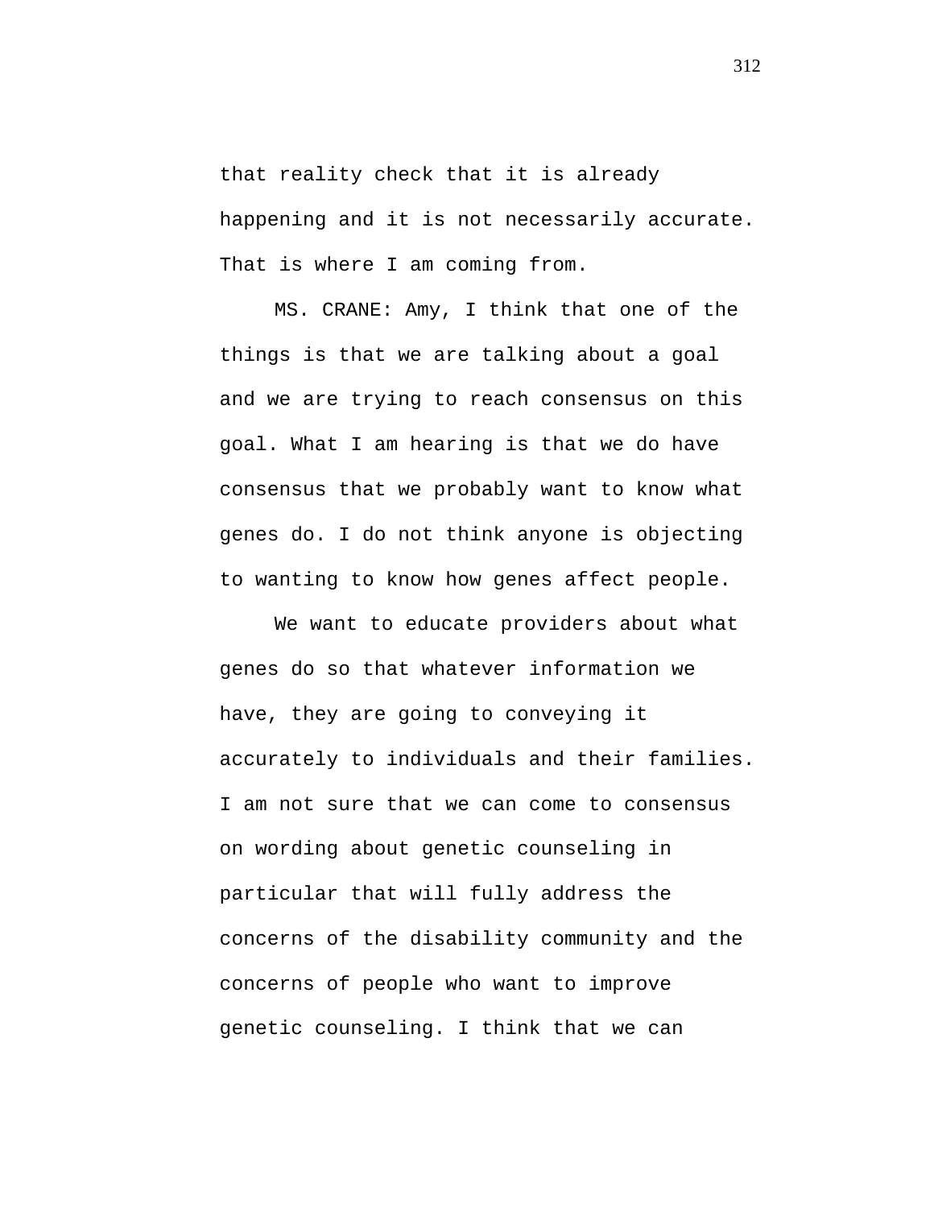that reality check that it is already happening and it is not necessarily accurate. That is where I am coming from.

MS. CRANE: Amy, I think that one of the things is that we are talking about a goal and we are trying to reach consensus on this goal. What I am hearing is that we do have consensus that we probably want to know what genes do. I do not think anyone is objecting to wanting to know how genes affect people.

We want to educate providers about what genes do so that whatever information we have, they are going to conveying it accurately to individuals and their families. I am not sure that we can come to consensus on wording about genetic counseling in particular that will fully address the concerns of the disability community and the concerns of people who want to improve genetic counseling. I think that we can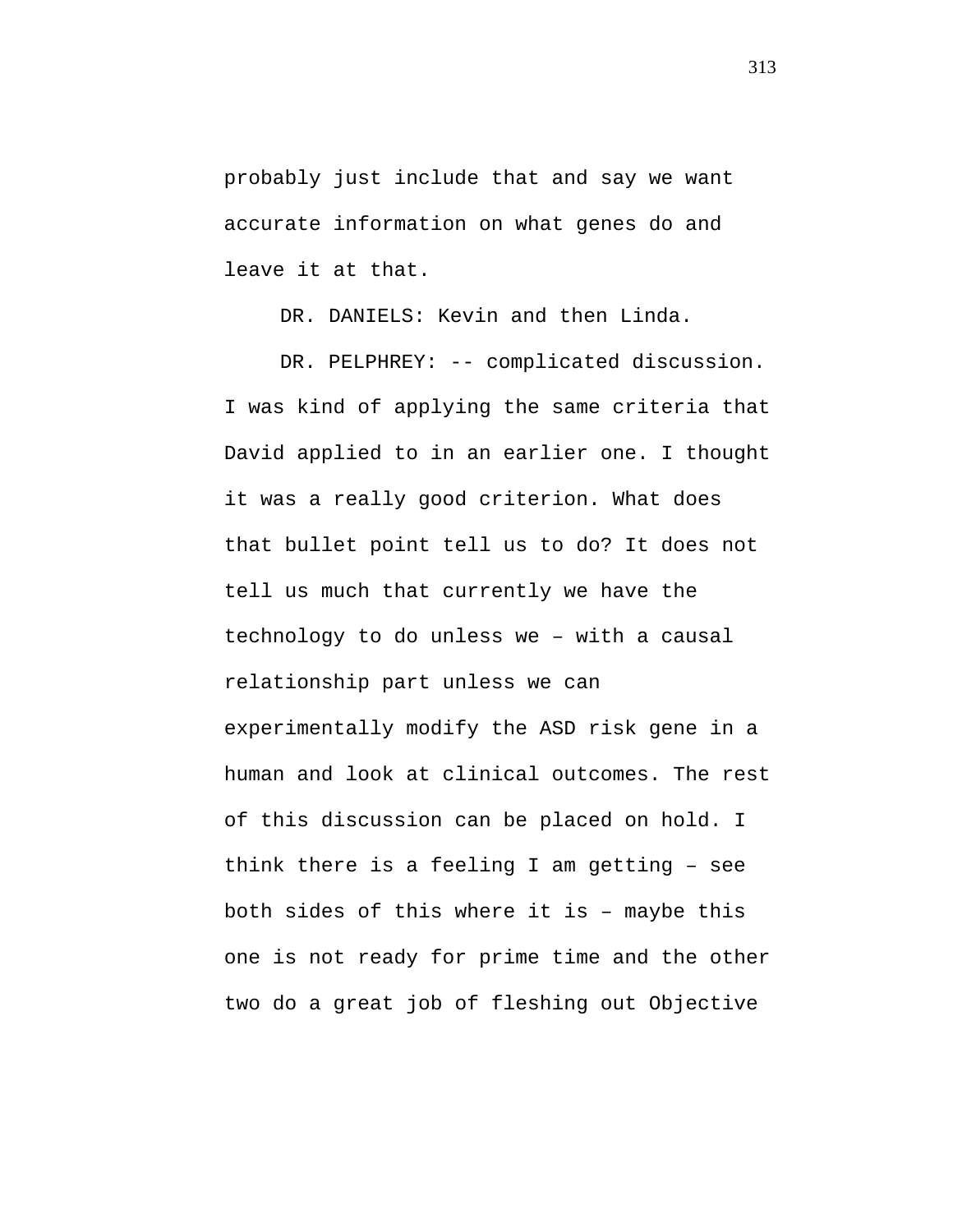probably just include that and say we want accurate information on what genes do and leave it at that.

DR. DANIELS: Kevin and then Linda.

DR. PELPHREY: -- complicated discussion. I was kind of applying the same criteria that David applied to in an earlier one. I thought it was a really good criterion. What does that bullet point tell us to do? It does not tell us much that currently we have the technology to do unless we – with a causal relationship part unless we can experimentally modify the ASD risk gene in a human and look at clinical outcomes. The rest of this discussion can be placed on hold. I think there is a feeling I am getting – see both sides of this where it is – maybe this one is not ready for prime time and the other two do a great job of fleshing out Objective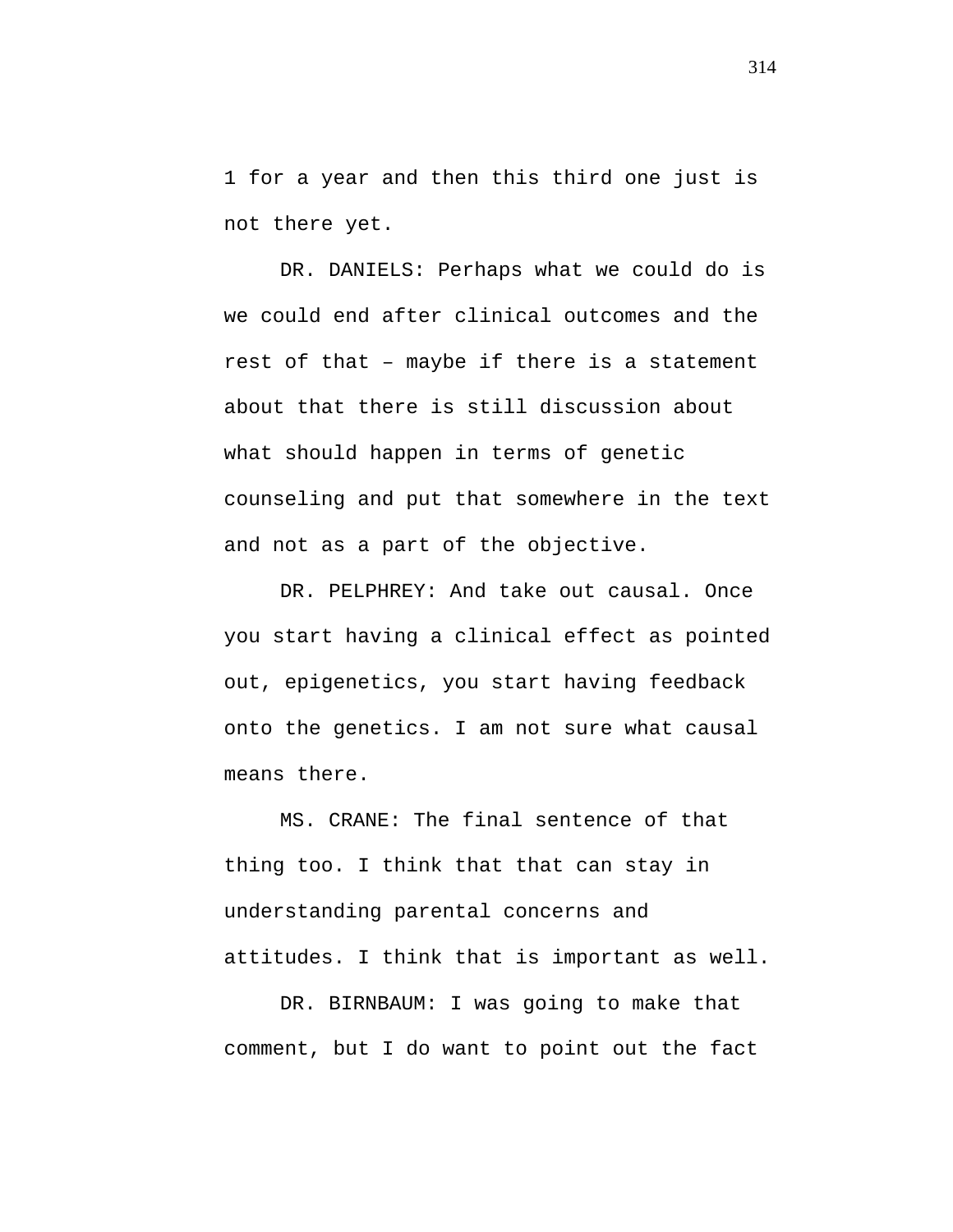1 for a year and then this third one just is not there yet.

DR. DANIELS: Perhaps what we could do is we could end after clinical outcomes and the rest of that – maybe if there is a statement about that there is still discussion about what should happen in terms of genetic counseling and put that somewhere in the text and not as a part of the objective.

DR. PELPHREY: And take out causal. Once you start having a clinical effect as pointed out, epigenetics, you start having feedback onto the genetics. I am not sure what causal means there.

MS. CRANE: The final sentence of that thing too. I think that that can stay in understanding parental concerns and attitudes. I think that is important as well.

DR. BIRNBAUM: I was going to make that comment, but I do want to point out the fact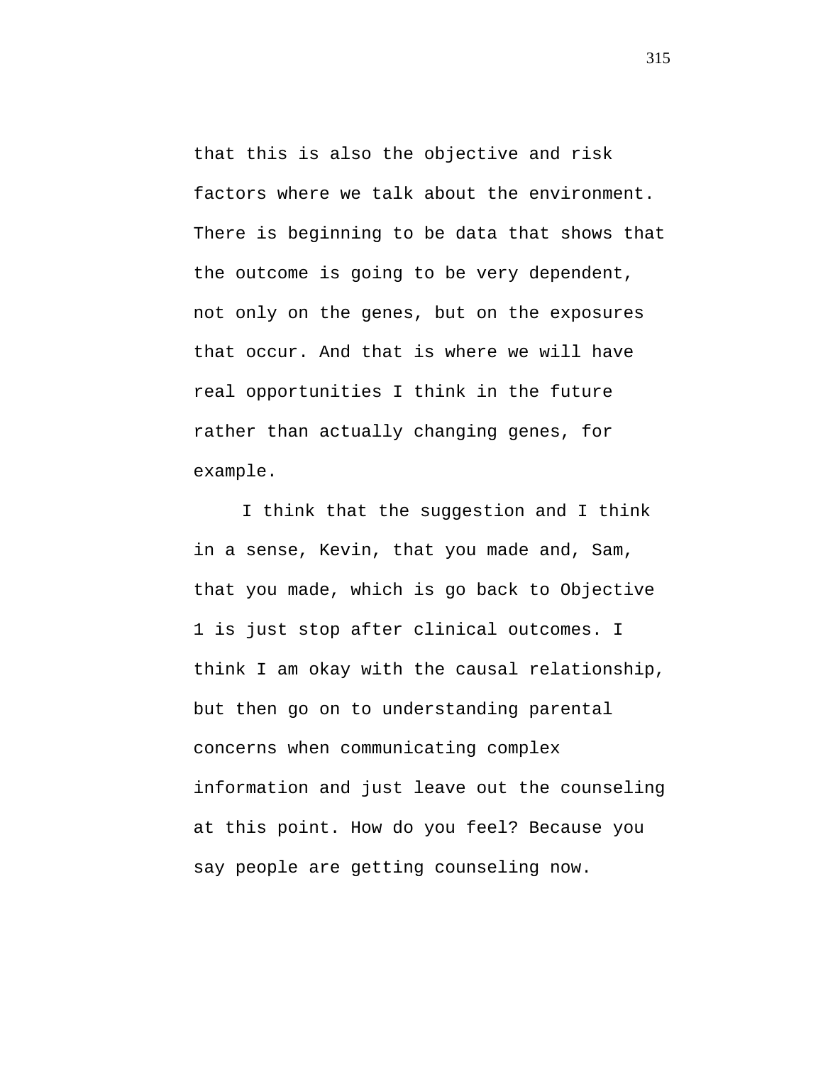that this is also the objective and risk factors where we talk about the environment. There is beginning to be data that shows that the outcome is going to be very dependent, not only on the genes, but on the exposures that occur. And that is where we will have real opportunities I think in the future rather than actually changing genes, for example.

I think that the suggestion and I think in a sense, Kevin, that you made and, Sam, that you made, which is go back to Objective 1 is just stop after clinical outcomes. I think I am okay with the causal relationship, but then go on to understanding parental concerns when communicating complex information and just leave out the counseling at this point. How do you feel? Because you say people are getting counseling now.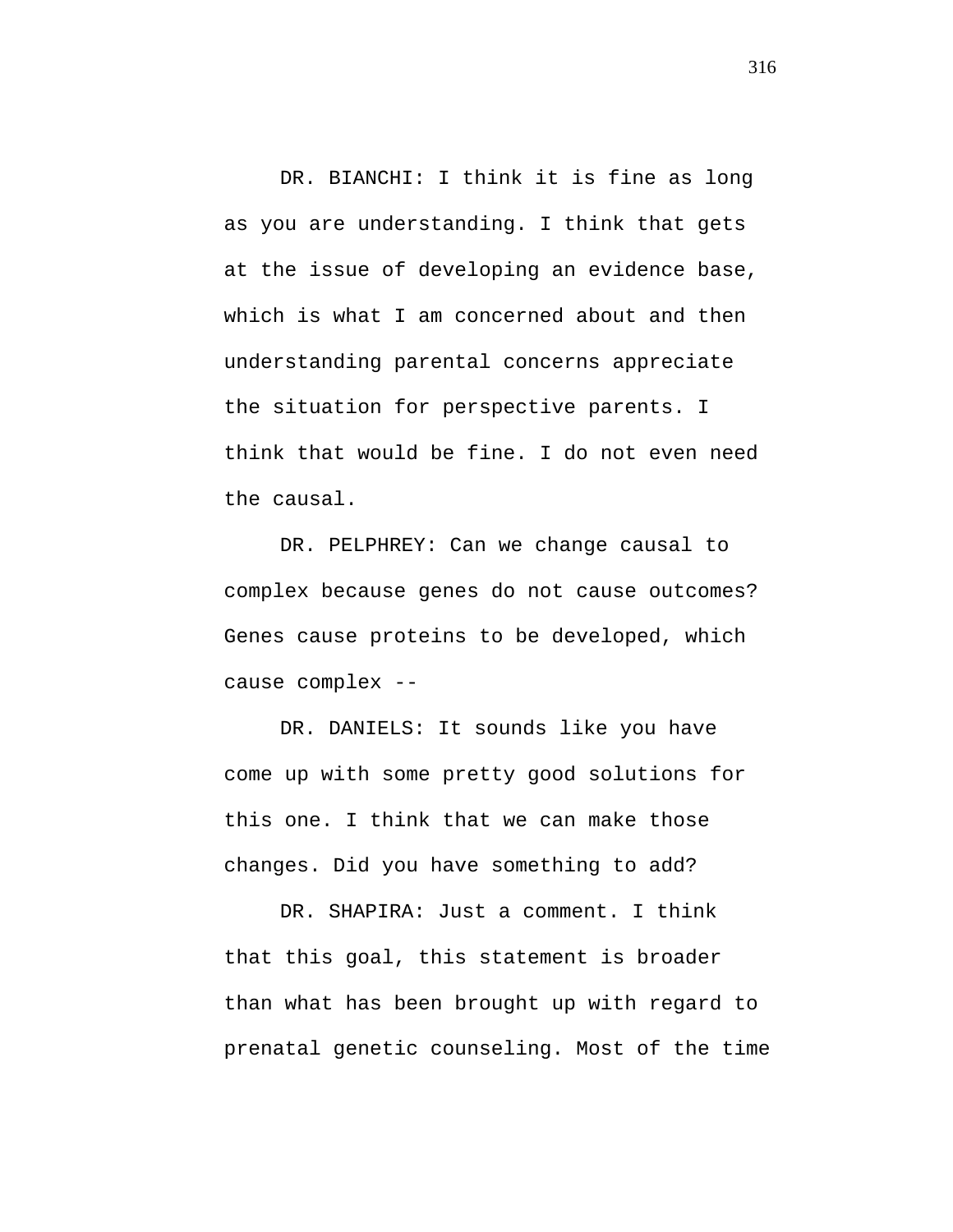DR. BIANCHI: I think it is fine as long as you are understanding. I think that gets at the issue of developing an evidence base, which is what I am concerned about and then understanding parental concerns appreciate the situation for perspective parents. I think that would be fine. I do not even need the causal.

DR. PELPHREY: Can we change causal to complex because genes do not cause outcomes? Genes cause proteins to be developed, which cause complex --

DR. DANIELS: It sounds like you have come up with some pretty good solutions for this one. I think that we can make those changes. Did you have something to add?

DR. SHAPIRA: Just a comment. I think that this goal, this statement is broader than what has been brought up with regard to prenatal genetic counseling. Most of the time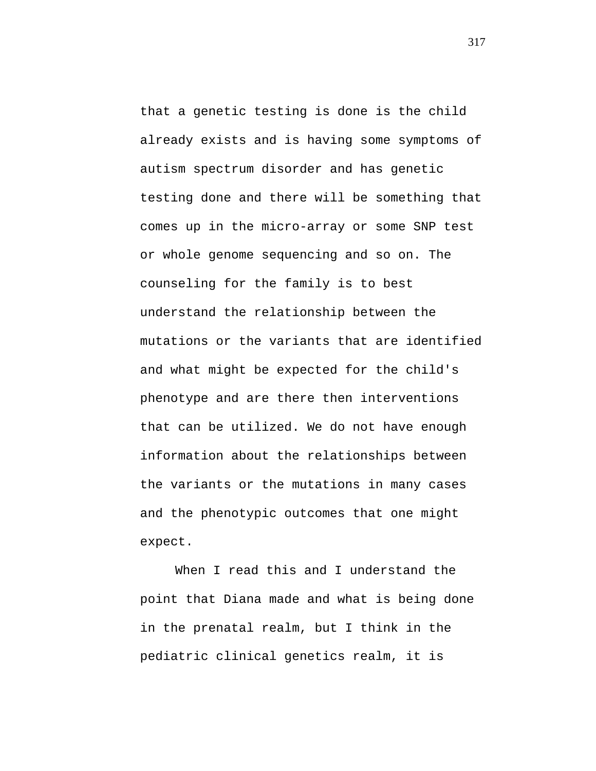that a genetic testing is done is the child already exists and is having some symptoms of autism spectrum disorder and has genetic testing done and there will be something that comes up in the micro-array or some SNP test or whole genome sequencing and so on. The counseling for the family is to best understand the relationship between the mutations or the variants that are identified and what might be expected for the child's phenotype and are there then interventions that can be utilized. We do not have enough information about the relationships between the variants or the mutations in many cases and the phenotypic outcomes that one might expect.

When I read this and I understand the point that Diana made and what is being done in the prenatal realm, but I think in the pediatric clinical genetics realm, it is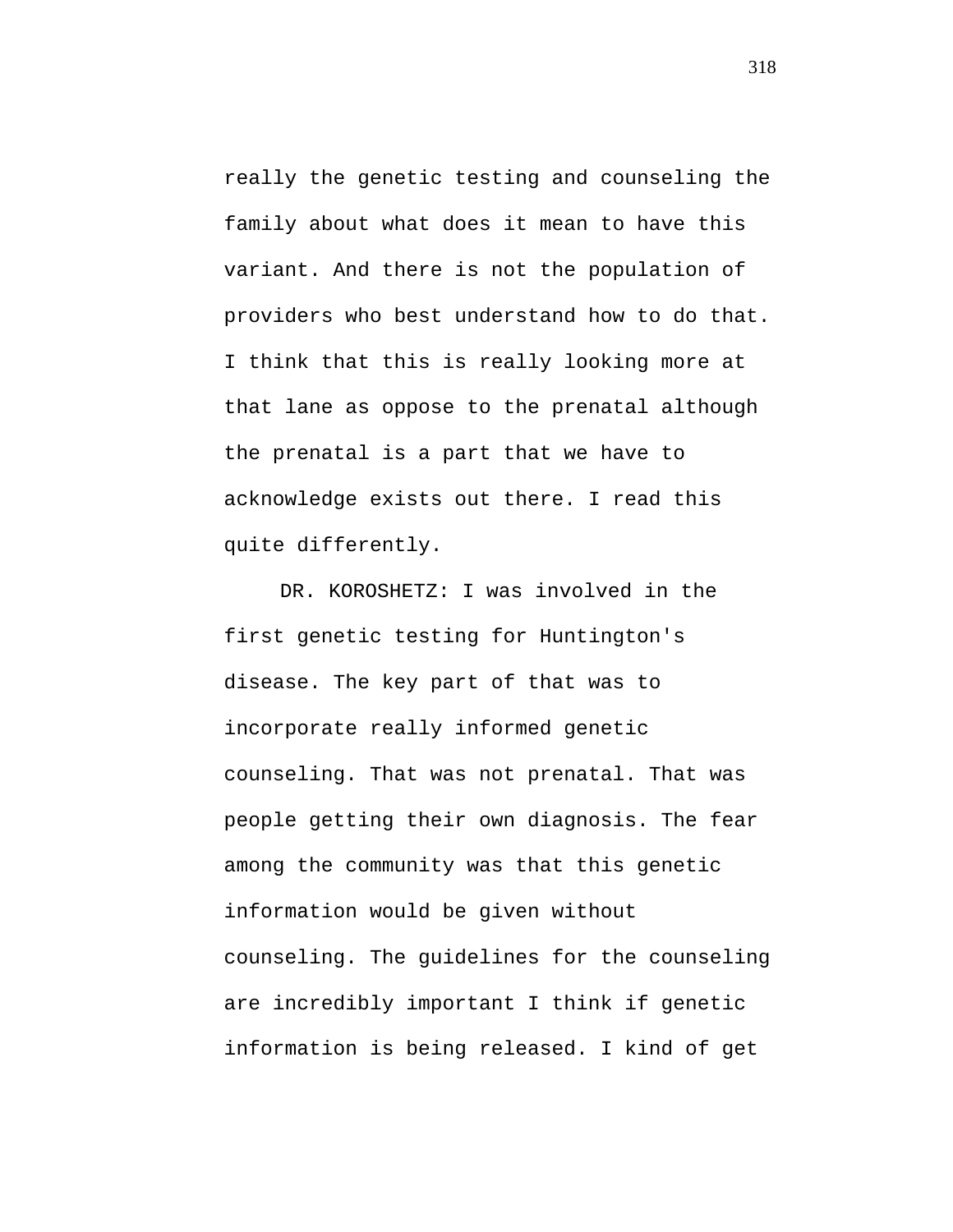really the genetic testing and counseling the family about what does it mean to have this variant. And there is not the population of providers who best understand how to do that. I think that this is really looking more at that lane as oppose to the prenatal although the prenatal is a part that we have to acknowledge exists out there. I read this quite differently.

DR. KOROSHETZ: I was involved in the first genetic testing for Huntington's disease. The key part of that was to incorporate really informed genetic counseling. That was not prenatal. That was people getting their own diagnosis. The fear among the community was that this genetic information would be given without counseling. The guidelines for the counseling are incredibly important I think if genetic information is being released. I kind of get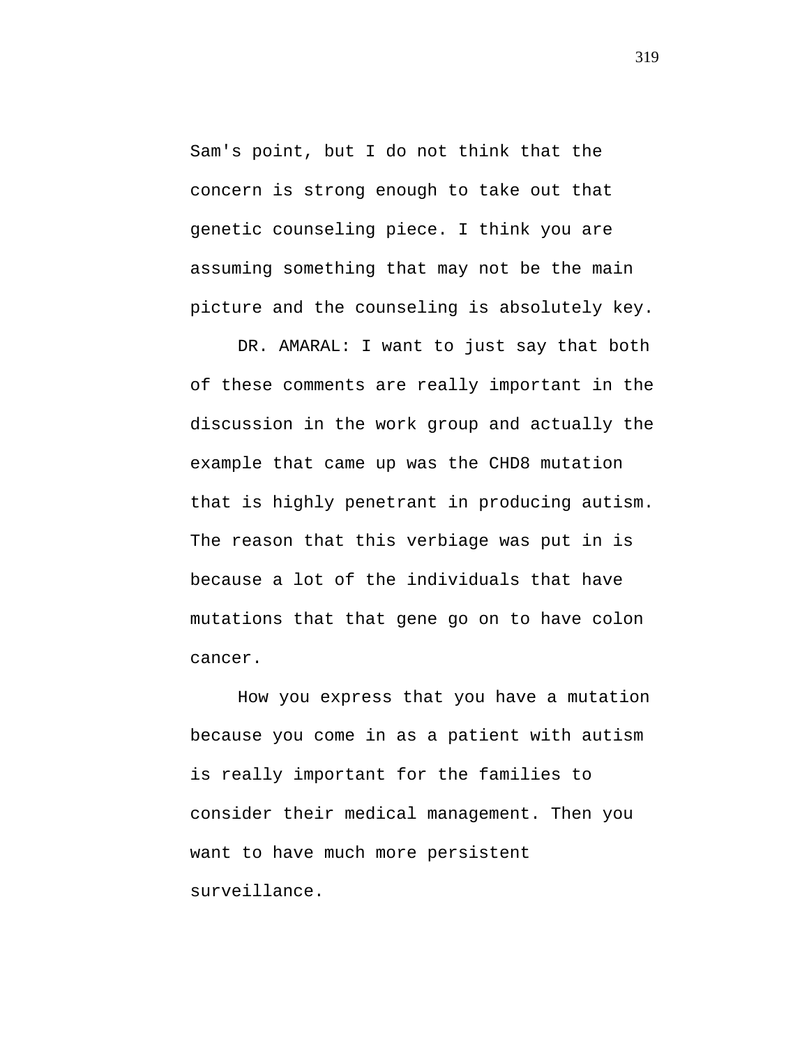Sam's point, but I do not think that the concern is strong enough to take out that genetic counseling piece. I think you are assuming something that may not be the main picture and the counseling is absolutely key.

DR. AMARAL: I want to just say that both of these comments are really important in the discussion in the work group and actually the example that came up was the CHD8 mutation that is highly penetrant in producing autism. The reason that this verbiage was put in is because a lot of the individuals that have mutations that that gene go on to have colon cancer.

How you express that you have a mutation because you come in as a patient with autism is really important for the families to consider their medical management. Then you want to have much more persistent surveillance.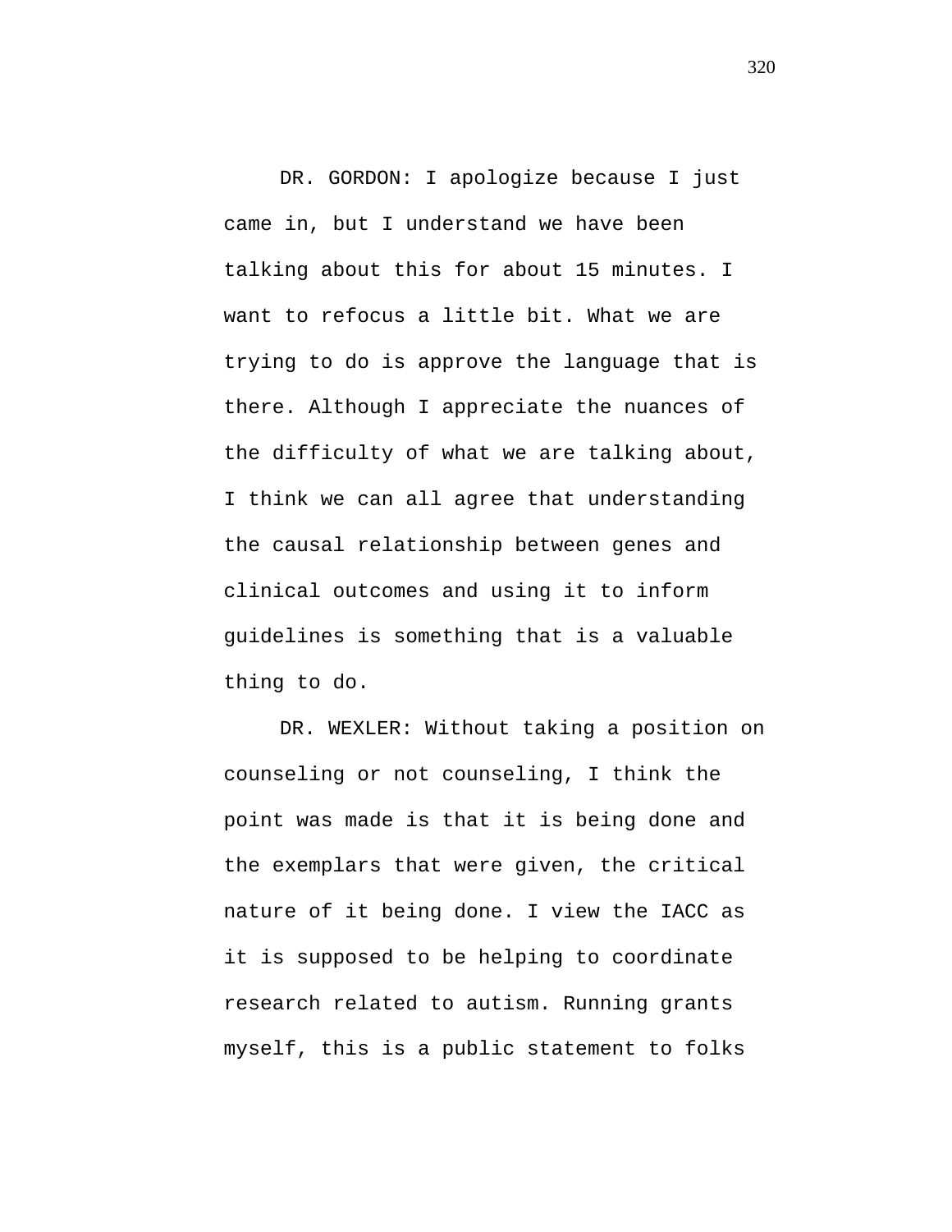DR. GORDON: I apologize because I just came in, but I understand we have been talking about this for about 15 minutes. I want to refocus a little bit. What we are trying to do is approve the language that is there. Although I appreciate the nuances of the difficulty of what we are talking about, I think we can all agree that understanding the causal relationship between genes and clinical outcomes and using it to inform guidelines is something that is a valuable thing to do.

DR. WEXLER: Without taking a position on counseling or not counseling, I think the point was made is that it is being done and the exemplars that were given, the critical nature of it being done. I view the IACC as it is supposed to be helping to coordinate research related to autism. Running grants myself, this is a public statement to folks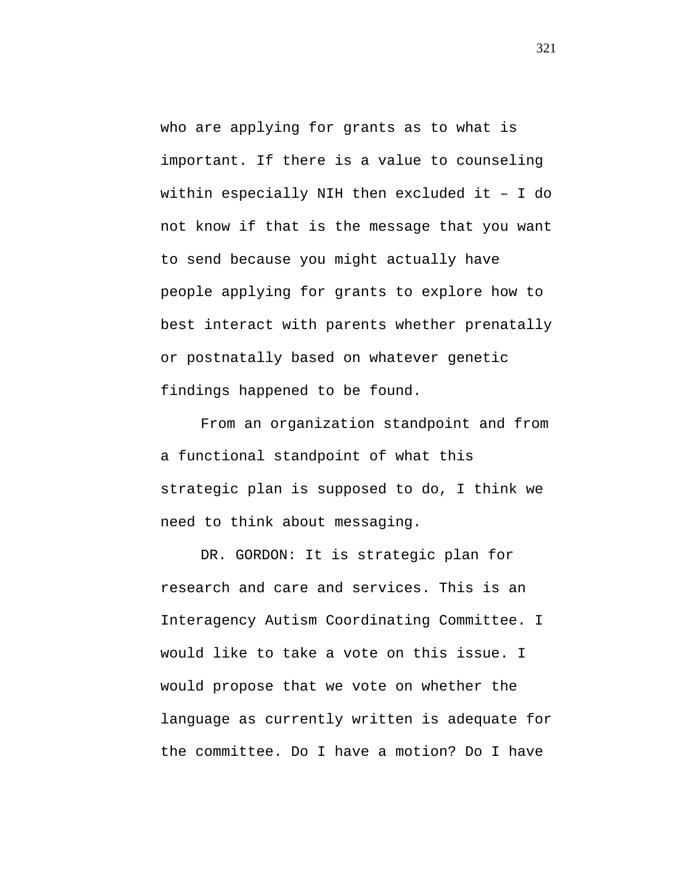who are applying for grants as to what is important. If there is a value to counseling within especially NIH then excluded it – I do not know if that is the message that you want to send because you might actually have people applying for grants to explore how to best interact with parents whether prenatally or postnatally based on whatever genetic findings happened to be found.

From an organization standpoint and from a functional standpoint of what this strategic plan is supposed to do, I think we need to think about messaging.

DR. GORDON: It is strategic plan for research and care and services. This is an Interagency Autism Coordinating Committee. I would like to take a vote on this issue. I would propose that we vote on whether the language as currently written is adequate for the committee. Do I have a motion? Do I have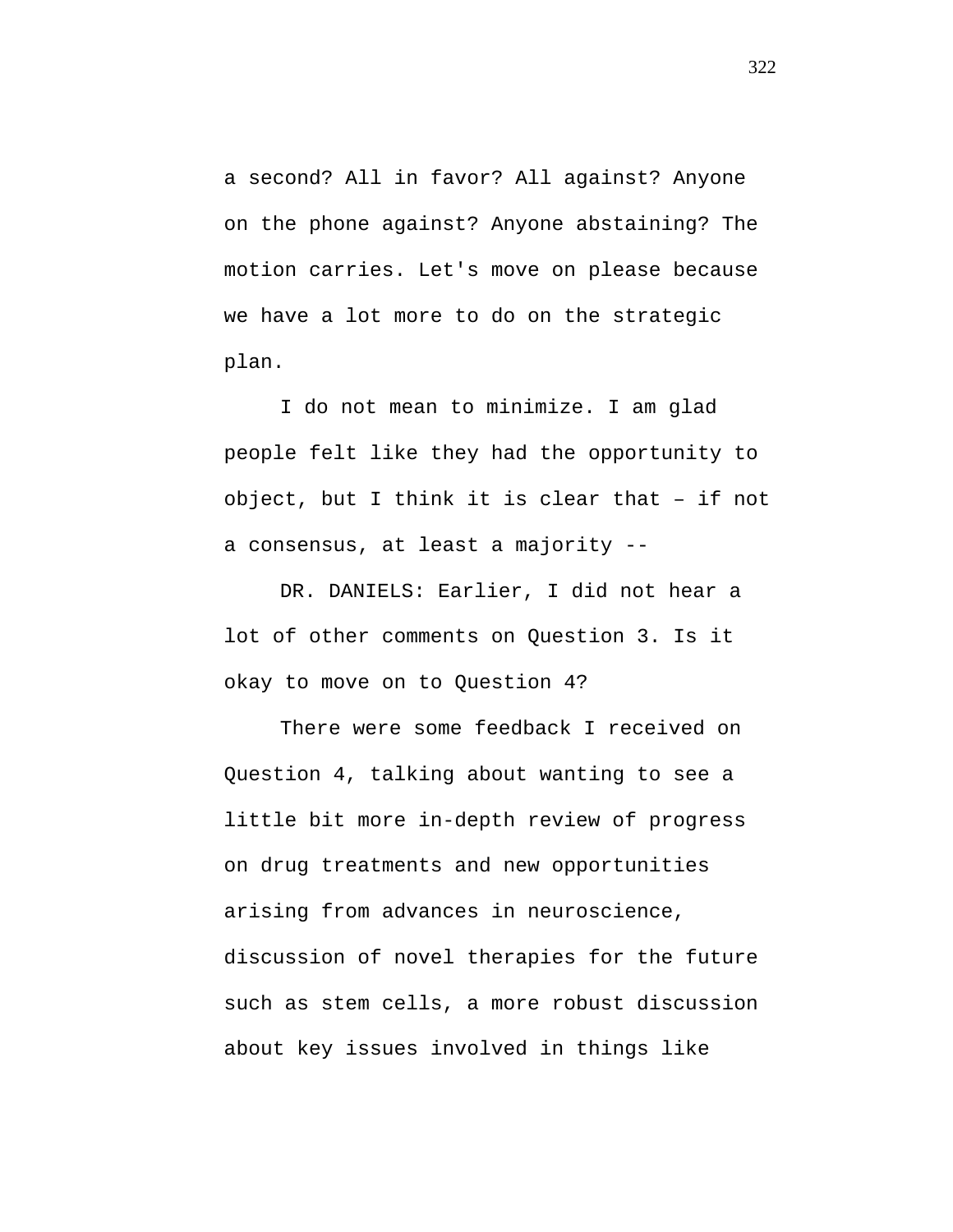a second? All in favor? All against? Anyone on the phone against? Anyone abstaining? The motion carries. Let's move on please because we have a lot more to do on the strategic plan.

I do not mean to minimize. I am glad people felt like they had the opportunity to object, but I think it is clear that – if not a consensus, at least a majority --

DR. DANIELS: Earlier, I did not hear a lot of other comments on Question 3. Is it okay to move on to Question 4?

There were some feedback I received on Question 4, talking about wanting to see a little bit more in-depth review of progress on drug treatments and new opportunities arising from advances in neuroscience, discussion of novel therapies for the future such as stem cells, a more robust discussion about key issues involved in things like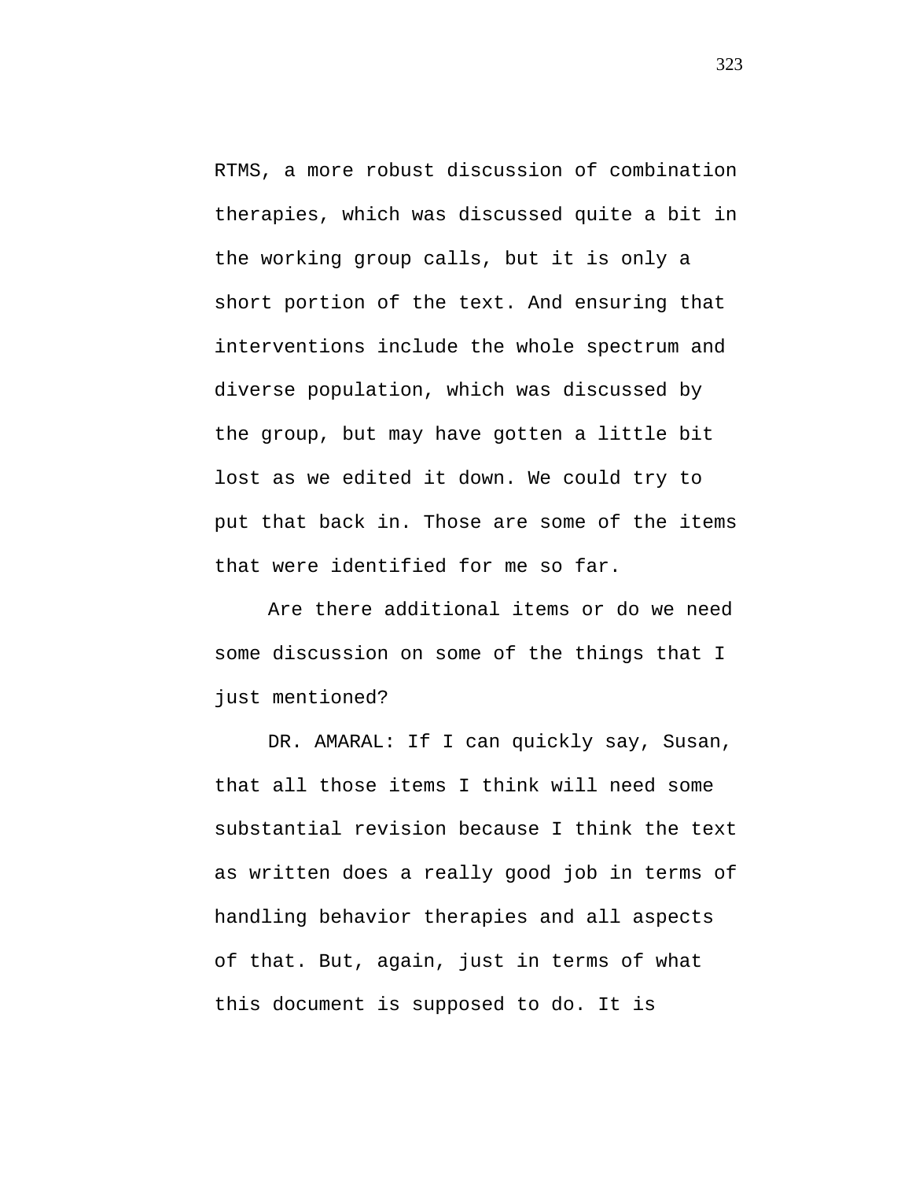RTMS, a more robust discussion of combination therapies, which was discussed quite a bit in the working group calls, but it is only a short portion of the text. And ensuring that interventions include the whole spectrum and diverse population, which was discussed by the group, but may have gotten a little bit lost as we edited it down. We could try to put that back in. Those are some of the items that were identified for me so far.

Are there additional items or do we need some discussion on some of the things that I just mentioned?

DR. AMARAL: If I can quickly say, Susan, that all those items I think will need some substantial revision because I think the text as written does a really good job in terms of handling behavior therapies and all aspects of that. But, again, just in terms of what this document is supposed to do. It is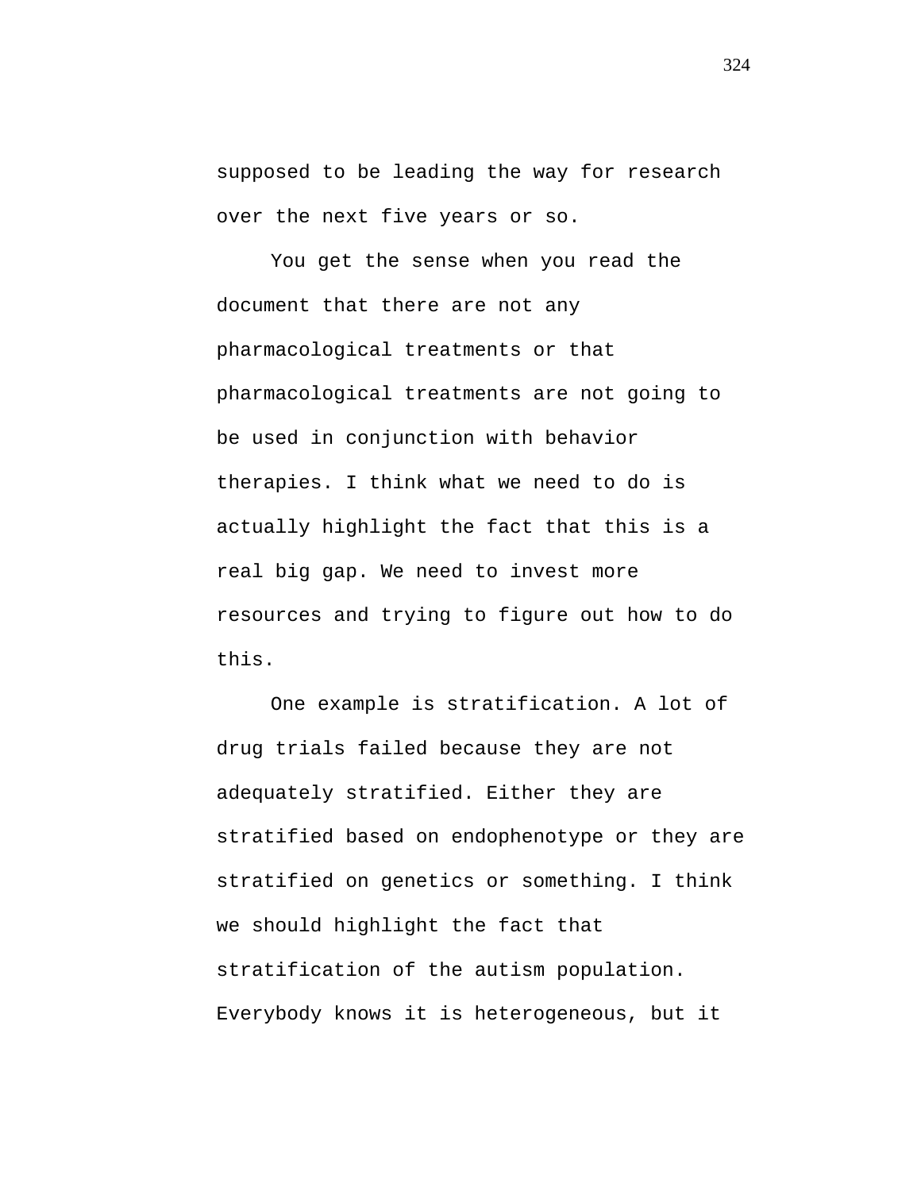supposed to be leading the way for research over the next five years or so.

You get the sense when you read the document that there are not any pharmacological treatments or that pharmacological treatments are not going to be used in conjunction with behavior therapies. I think what we need to do is actually highlight the fact that this is a real big gap. We need to invest more resources and trying to figure out how to do this.

One example is stratification. A lot of drug trials failed because they are not adequately stratified. Either they are stratified based on endophenotype or they are stratified on genetics or something. I think we should highlight the fact that stratification of the autism population. Everybody knows it is heterogeneous, but it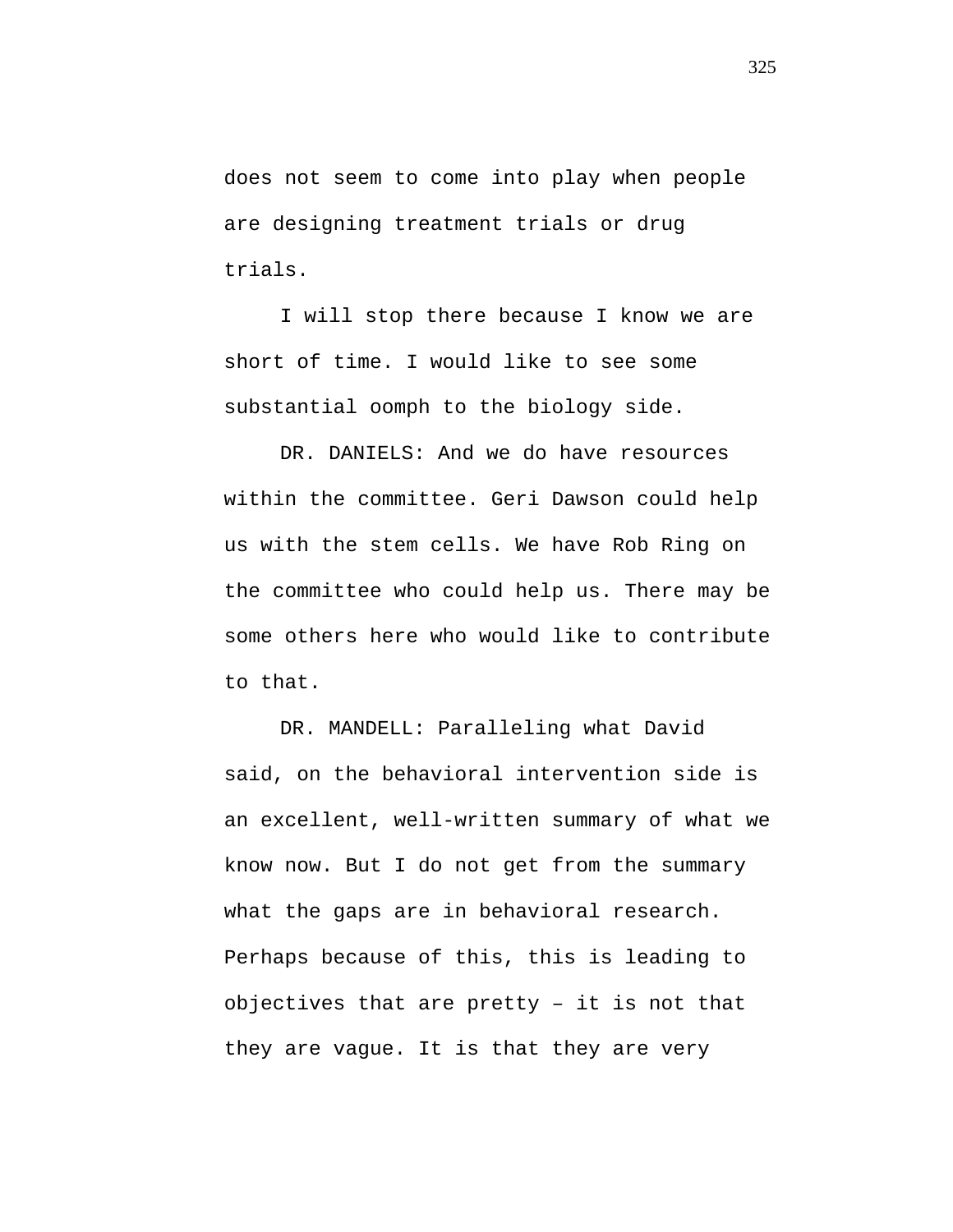does not seem to come into play when people are designing treatment trials or drug trials.

I will stop there because I know we are short of time. I would like to see some substantial oomph to the biology side.

DR. DANIELS: And we do have resources within the committee. Geri Dawson could help us with the stem cells. We have Rob Ring on the committee who could help us. There may be some others here who would like to contribute to that.

DR. MANDELL: Paralleling what David said, on the behavioral intervention side is an excellent, well-written summary of what we know now. But I do not get from the summary what the gaps are in behavioral research. Perhaps because of this, this is leading to objectives that are pretty – it is not that they are vague. It is that they are very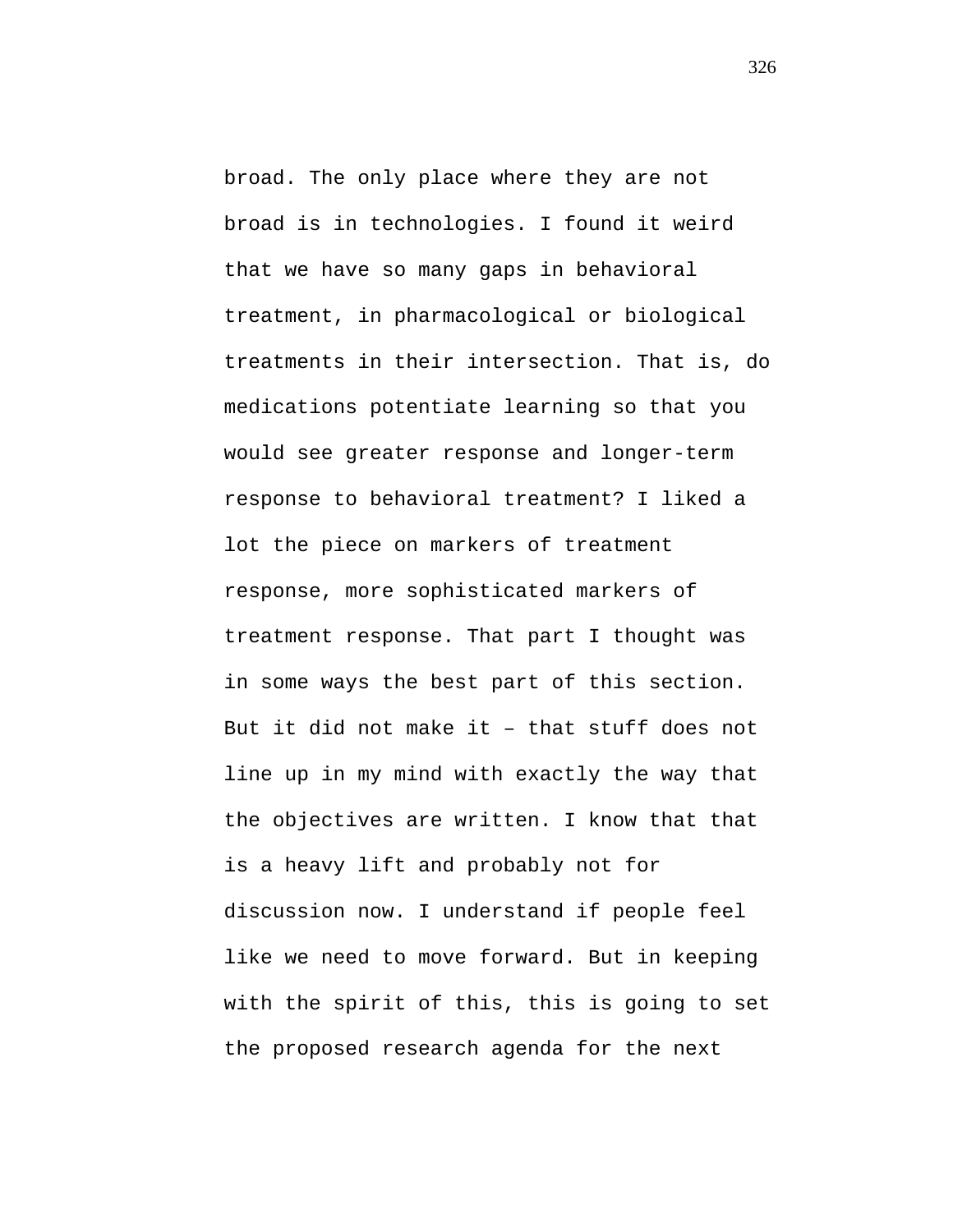broad. The only place where they are not broad is in technologies. I found it weird that we have so many gaps in behavioral treatment, in pharmacological or biological treatments in their intersection. That is, do medications potentiate learning so that you would see greater response and longer-term response to behavioral treatment? I liked a lot the piece on markers of treatment response, more sophisticated markers of treatment response. That part I thought was in some ways the best part of this section. But it did not make it – that stuff does not line up in my mind with exactly the way that the objectives are written. I know that that is a heavy lift and probably not for discussion now. I understand if people feel like we need to move forward. But in keeping with the spirit of this, this is going to set the proposed research agenda for the next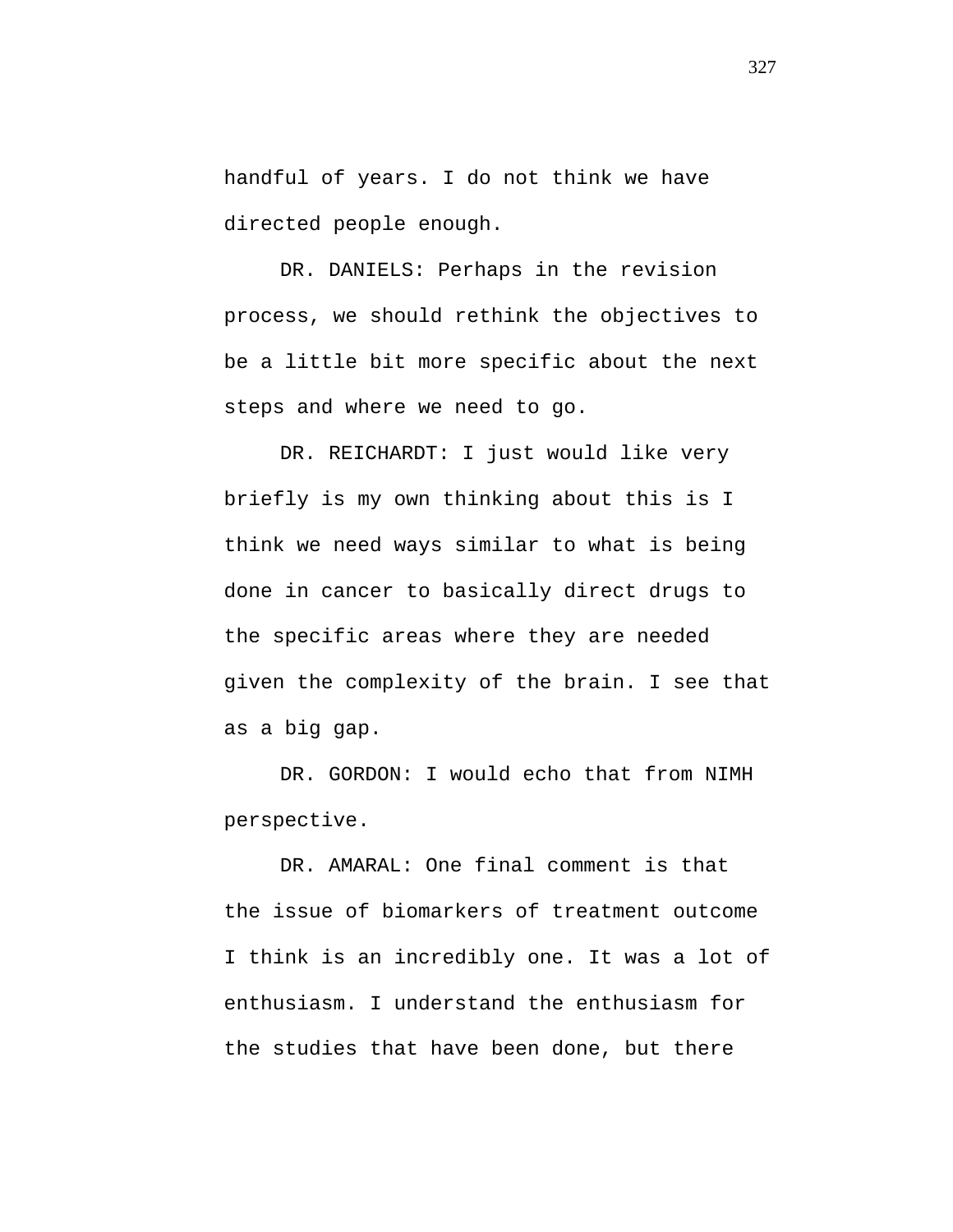handful of years. I do not think we have directed people enough.

DR. DANIELS: Perhaps in the revision process, we should rethink the objectives to be a little bit more specific about the next steps and where we need to go.

DR. REICHARDT: I just would like very briefly is my own thinking about this is I think we need ways similar to what is being done in cancer to basically direct drugs to the specific areas where they are needed given the complexity of the brain. I see that as a big gap.

DR. GORDON: I would echo that from NIMH perspective.

DR. AMARAL: One final comment is that the issue of biomarkers of treatment outcome I think is an incredibly one. It was a lot of enthusiasm. I understand the enthusiasm for the studies that have been done, but there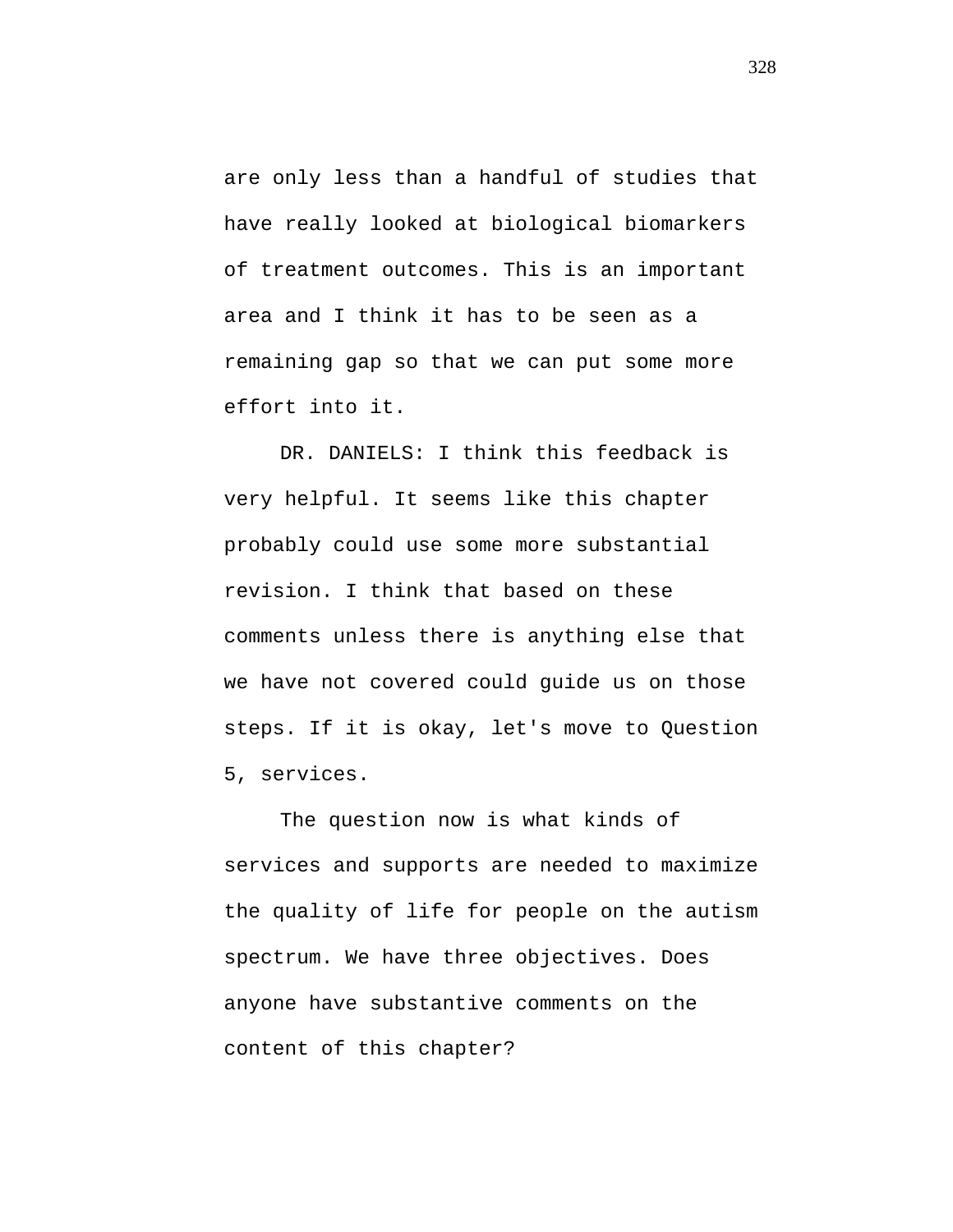are only less than a handful of studies that have really looked at biological biomarkers of treatment outcomes. This is an important area and I think it has to be seen as a remaining gap so that we can put some more effort into it.

DR. DANIELS: I think this feedback is very helpful. It seems like this chapter probably could use some more substantial revision. I think that based on these comments unless there is anything else that we have not covered could guide us on those steps. If it is okay, let's move to Question 5, services.

The question now is what kinds of services and supports are needed to maximize the quality of life for people on the autism spectrum. We have three objectives. Does anyone have substantive comments on the content of this chapter?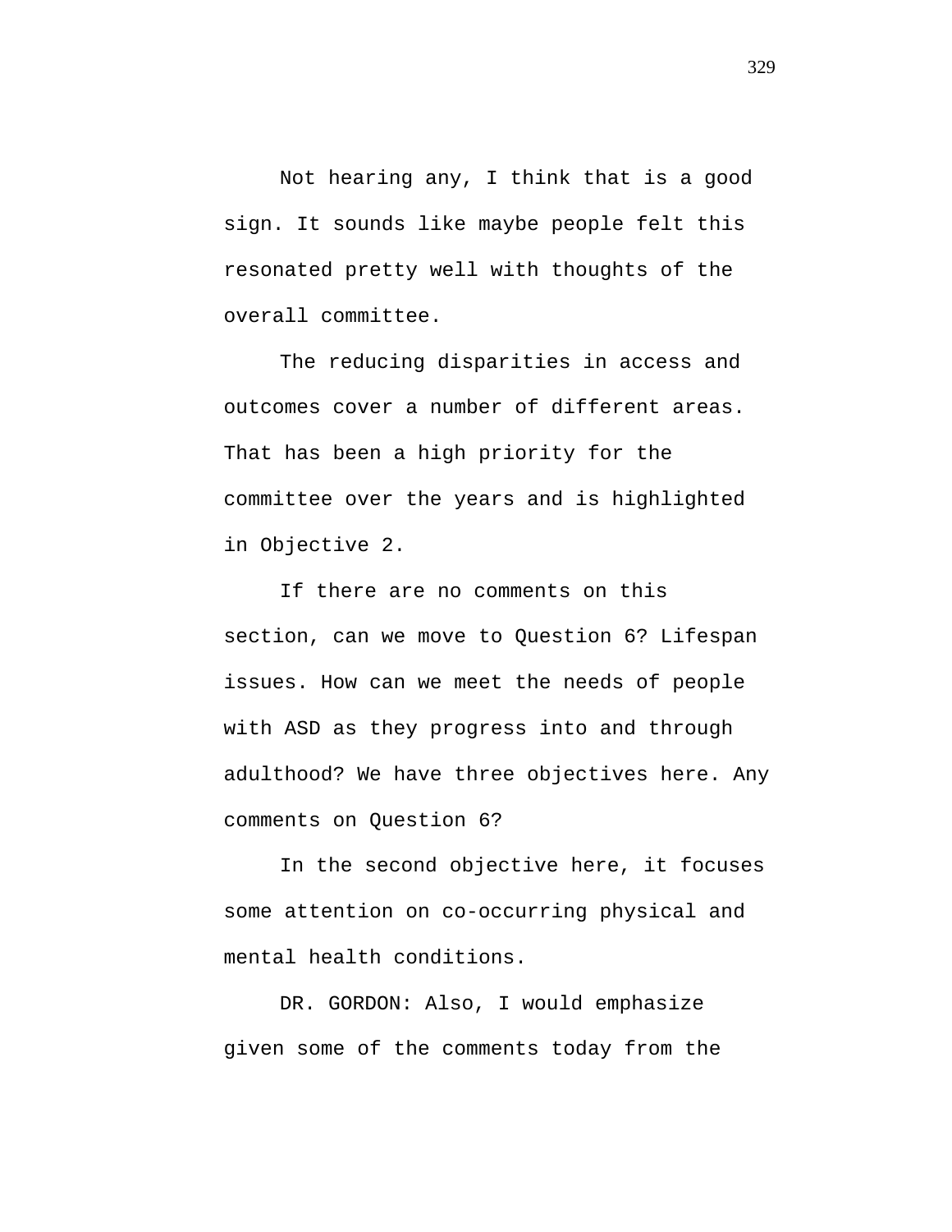Not hearing any, I think that is a good sign. It sounds like maybe people felt this resonated pretty well with thoughts of the overall committee.

The reducing disparities in access and outcomes cover a number of different areas. That has been a high priority for the committee over the years and is highlighted in Objective 2.

If there are no comments on this section, can we move to Question 6? Lifespan issues. How can we meet the needs of people with ASD as they progress into and through adulthood? We have three objectives here. Any comments on Question 6?

In the second objective here, it focuses some attention on co-occurring physical and mental health conditions.

DR. GORDON: Also, I would emphasize given some of the comments today from the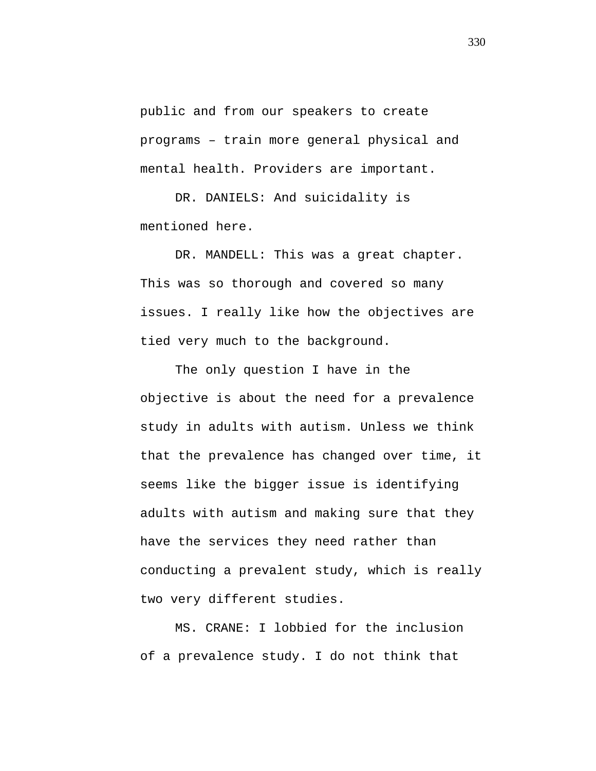public and from our speakers to create programs – train more general physical and mental health. Providers are important.

DR. DANIELS: And suicidality is mentioned here.

DR. MANDELL: This was a great chapter. This was so thorough and covered so many issues. I really like how the objectives are tied very much to the background.

The only question I have in the objective is about the need for a prevalence study in adults with autism. Unless we think that the prevalence has changed over time, it seems like the bigger issue is identifying adults with autism and making sure that they have the services they need rather than conducting a prevalent study, which is really two very different studies.

MS. CRANE: I lobbied for the inclusion of a prevalence study. I do not think that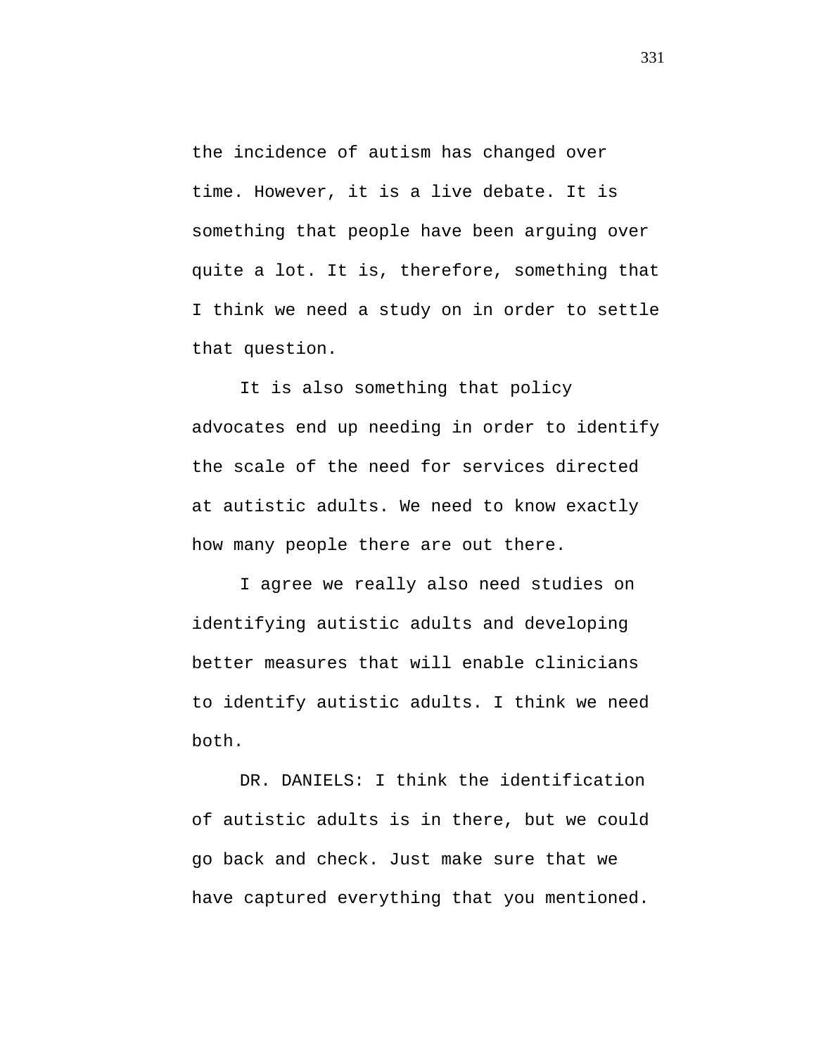the incidence of autism has changed over time. However, it is a live debate. It is something that people have been arguing over quite a lot. It is, therefore, something that I think we need a study on in order to settle that question.

It is also something that policy advocates end up needing in order to identify the scale of the need for services directed at autistic adults. We need to know exactly how many people there are out there.

I agree we really also need studies on identifying autistic adults and developing better measures that will enable clinicians to identify autistic adults. I think we need both.

DR. DANIELS: I think the identification of autistic adults is in there, but we could go back and check. Just make sure that we have captured everything that you mentioned.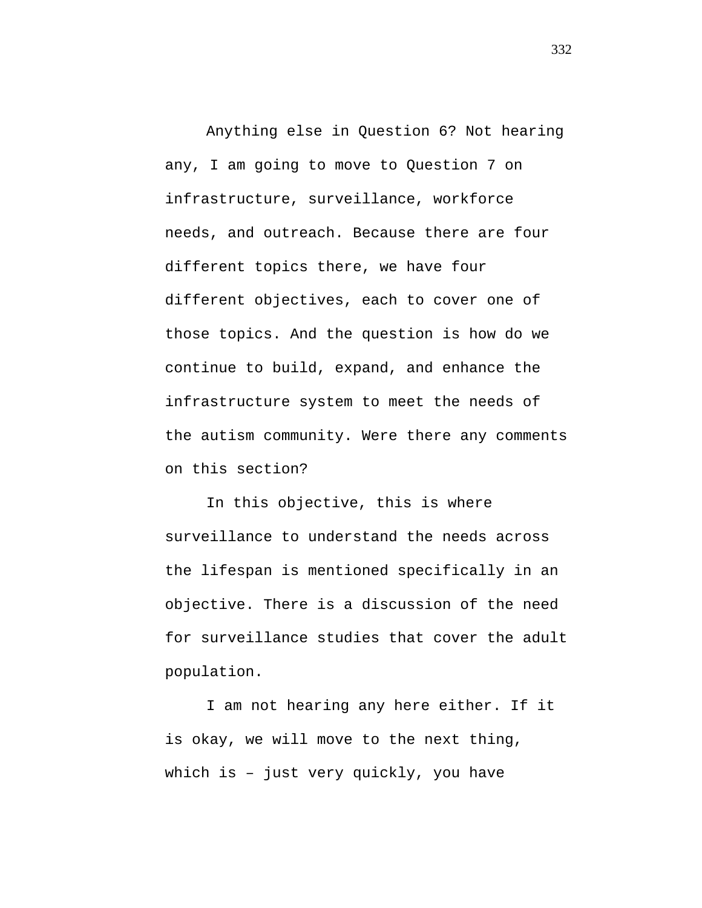Anything else in Question 6? Not hearing any, I am going to move to Question 7 on infrastructure, surveillance, workforce needs, and outreach. Because there are four different topics there, we have four different objectives, each to cover one of those topics. And the question is how do we continue to build, expand, and enhance the infrastructure system to meet the needs of the autism community. Were there any comments on this section?

In this objective, this is where surveillance to understand the needs across the lifespan is mentioned specifically in an objective. There is a discussion of the need for surveillance studies that cover the adult population.

I am not hearing any here either. If it is okay, we will move to the next thing, which is – just very quickly, you have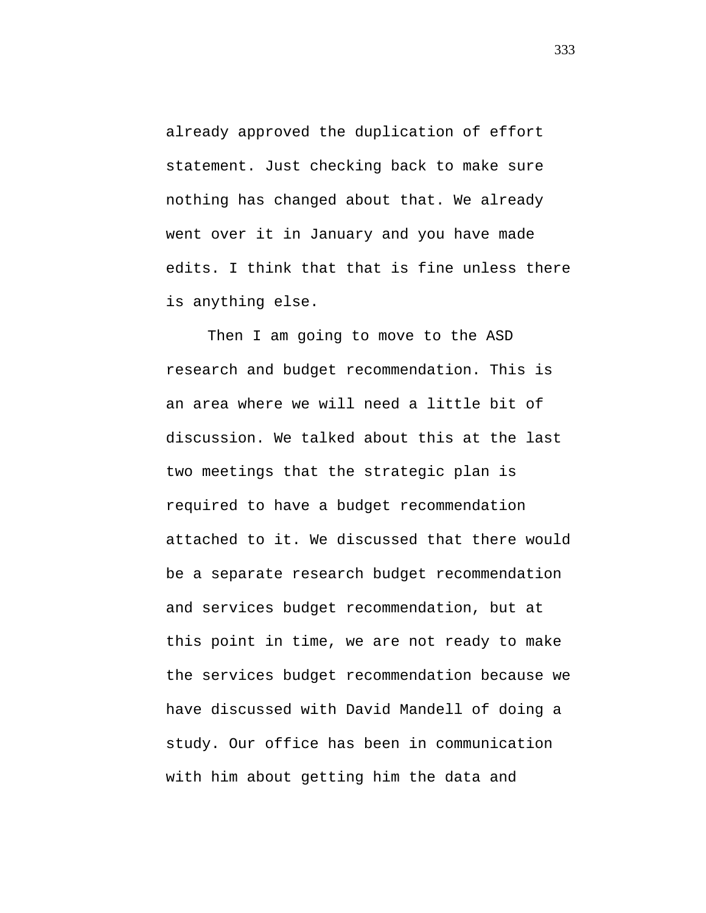already approved the duplication of effort statement. Just checking back to make sure nothing has changed about that. We already went over it in January and you have made edits. I think that that is fine unless there is anything else.

Then I am going to move to the ASD research and budget recommendation. This is an area where we will need a little bit of discussion. We talked about this at the last two meetings that the strategic plan is required to have a budget recommendation attached to it. We discussed that there would be a separate research budget recommendation and services budget recommendation, but at this point in time, we are not ready to make the services budget recommendation because we have discussed with David Mandell of doing a study. Our office has been in communication with him about getting him the data and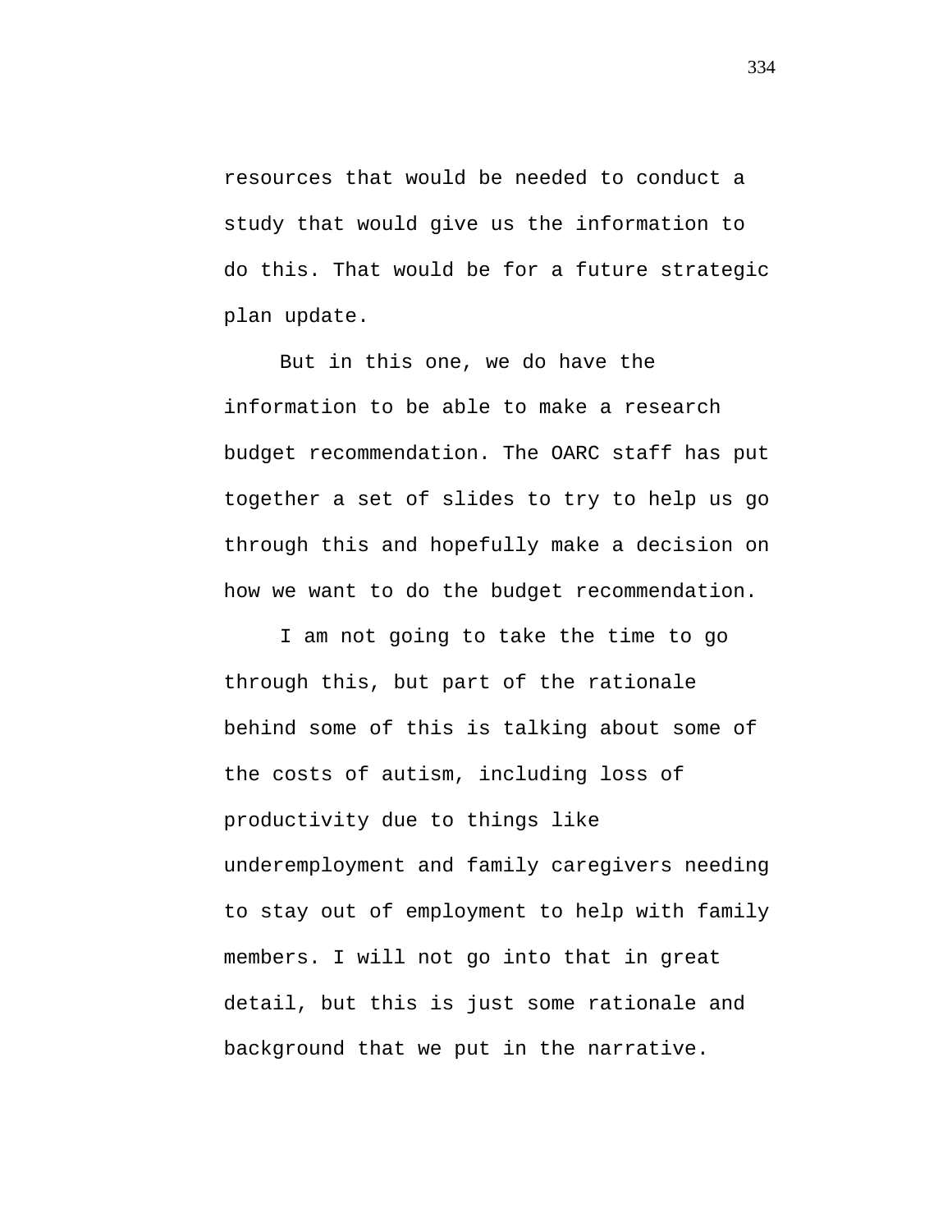resources that would be needed to conduct a study that would give us the information to do this. That would be for a future strategic plan update.

But in this one, we do have the information to be able to make a research budget recommendation. The OARC staff has put together a set of slides to try to help us go through this and hopefully make a decision on how we want to do the budget recommendation.

I am not going to take the time to go through this, but part of the rationale behind some of this is talking about some of the costs of autism, including loss of productivity due to things like underemployment and family caregivers needing to stay out of employment to help with family members. I will not go into that in great detail, but this is just some rationale and background that we put in the narrative.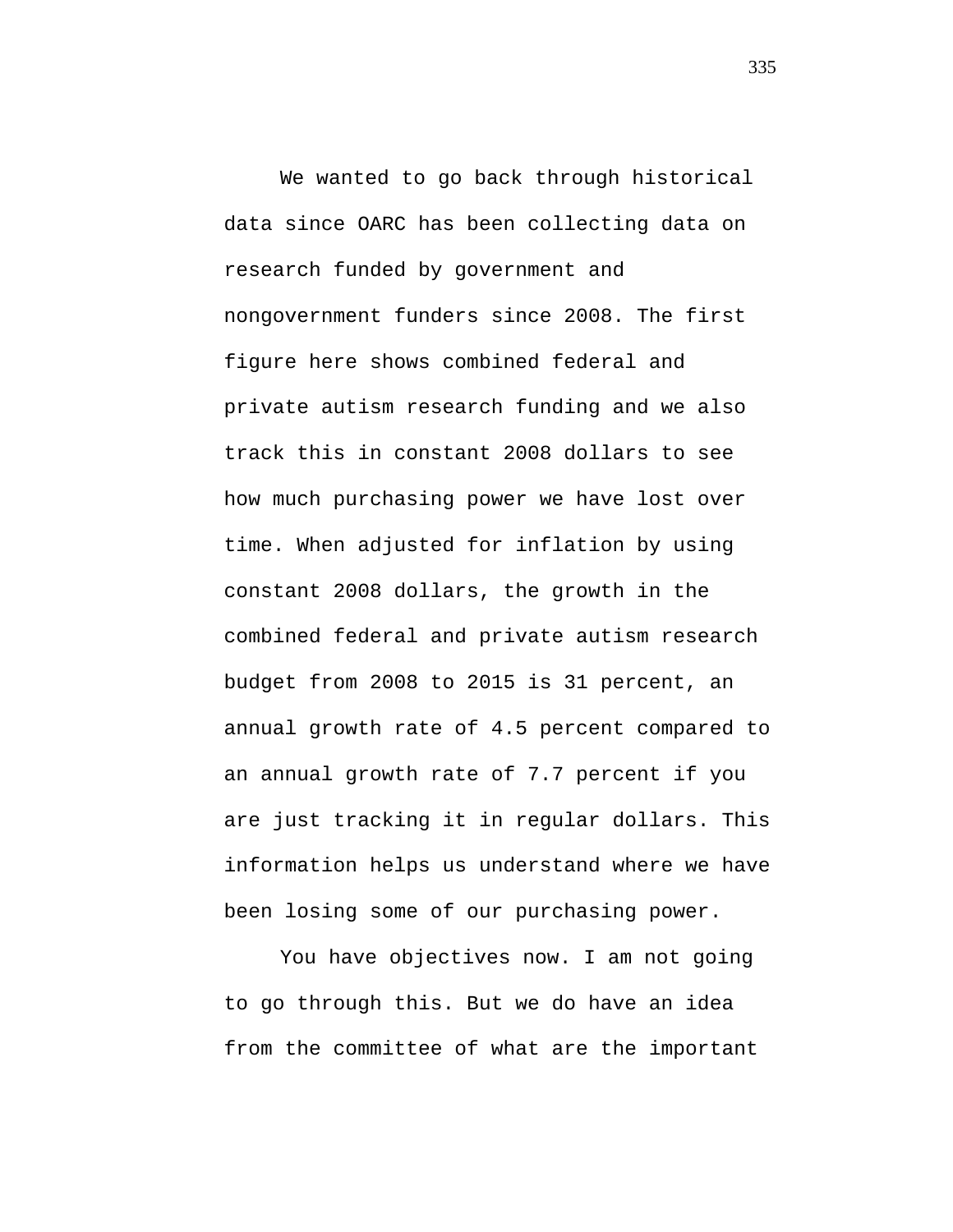We wanted to go back through historical data since OARC has been collecting data on research funded by government and nongovernment funders since 2008. The first figure here shows combined federal and private autism research funding and we also track this in constant 2008 dollars to see how much purchasing power we have lost over time. When adjusted for inflation by using constant 2008 dollars, the growth in the combined federal and private autism research budget from 2008 to 2015 is 31 percent, an annual growth rate of 4.5 percent compared to an annual growth rate of 7.7 percent if you are just tracking it in regular dollars. This information helps us understand where we have been losing some of our purchasing power.

You have objectives now. I am not going to go through this. But we do have an idea from the committee of what are the important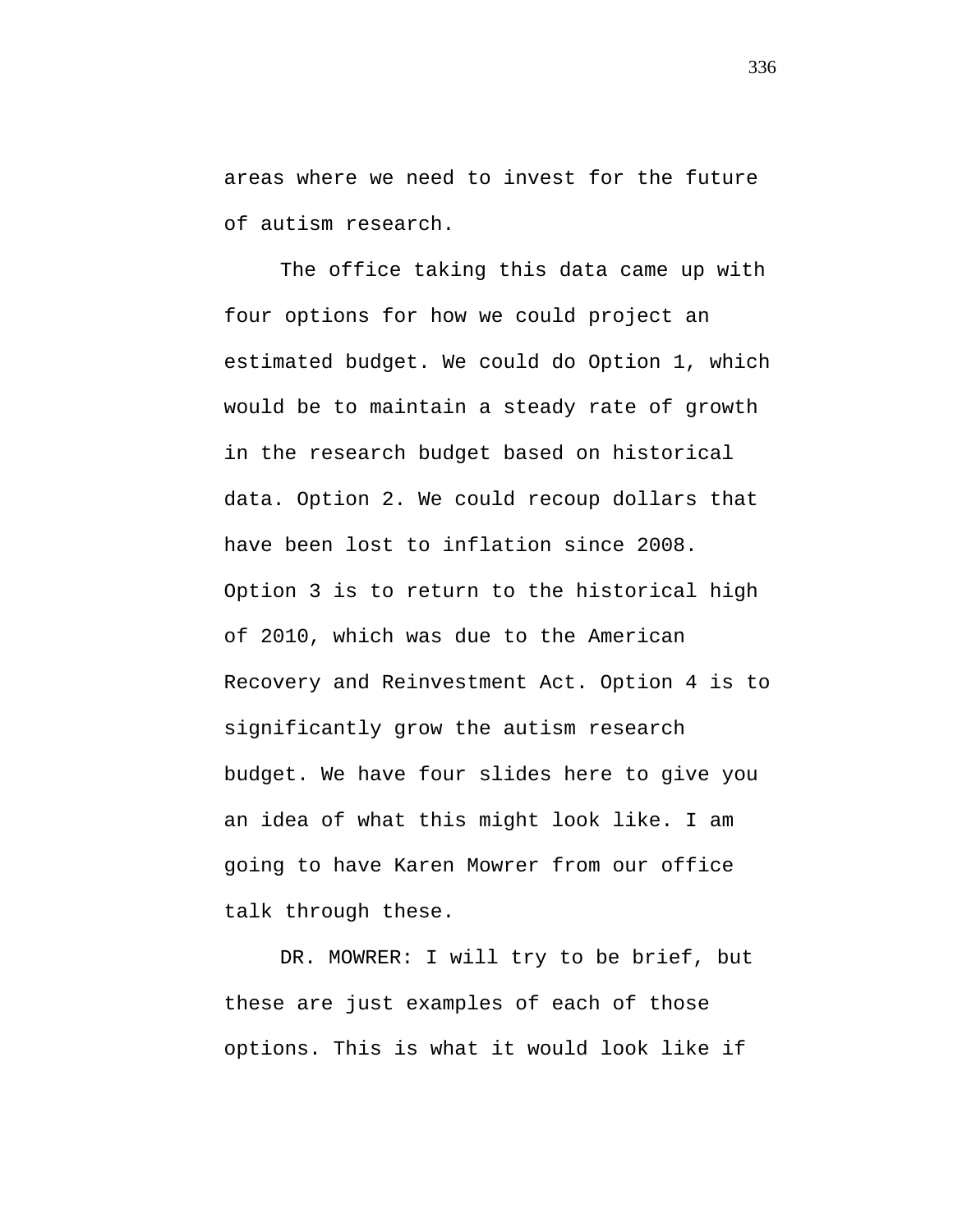areas where we need to invest for the future of autism research.

The office taking this data came up with four options for how we could project an estimated budget. We could do Option 1, which would be to maintain a steady rate of growth in the research budget based on historical data. Option 2. We could recoup dollars that have been lost to inflation since 2008. Option 3 is to return to the historical high of 2010, which was due to the American Recovery and Reinvestment Act. Option 4 is to significantly grow the autism research budget. We have four slides here to give you an idea of what this might look like. I am going to have Karen Mowrer from our office talk through these.

DR. MOWRER: I will try to be brief, but these are just examples of each of those options. This is what it would look like if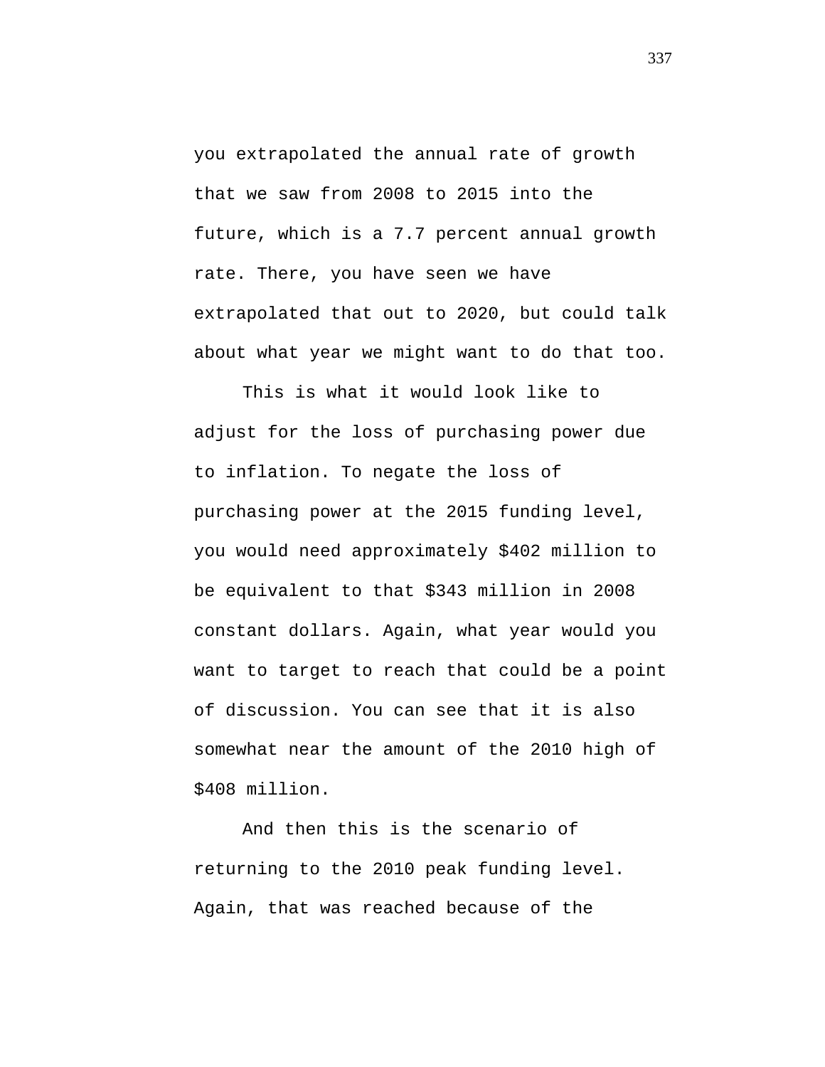you extrapolated the annual rate of growth that we saw from 2008 to 2015 into the future, which is a 7.7 percent annual growth rate. There, you have seen we have extrapolated that out to 2020, but could talk about what year we might want to do that too.

This is what it would look like to adjust for the loss of purchasing power due to inflation. To negate the loss of purchasing power at the 2015 funding level, you would need approximately $402 million to be equivalent to that $343 million in 2008 constant dollars. Again, what year would you want to target to reach that could be a point of discussion. You can see that it is also somewhat near the amount of the 2010 high of $408 million.

And then this is the scenario of returning to the 2010 peak funding level. Again, that was reached because of the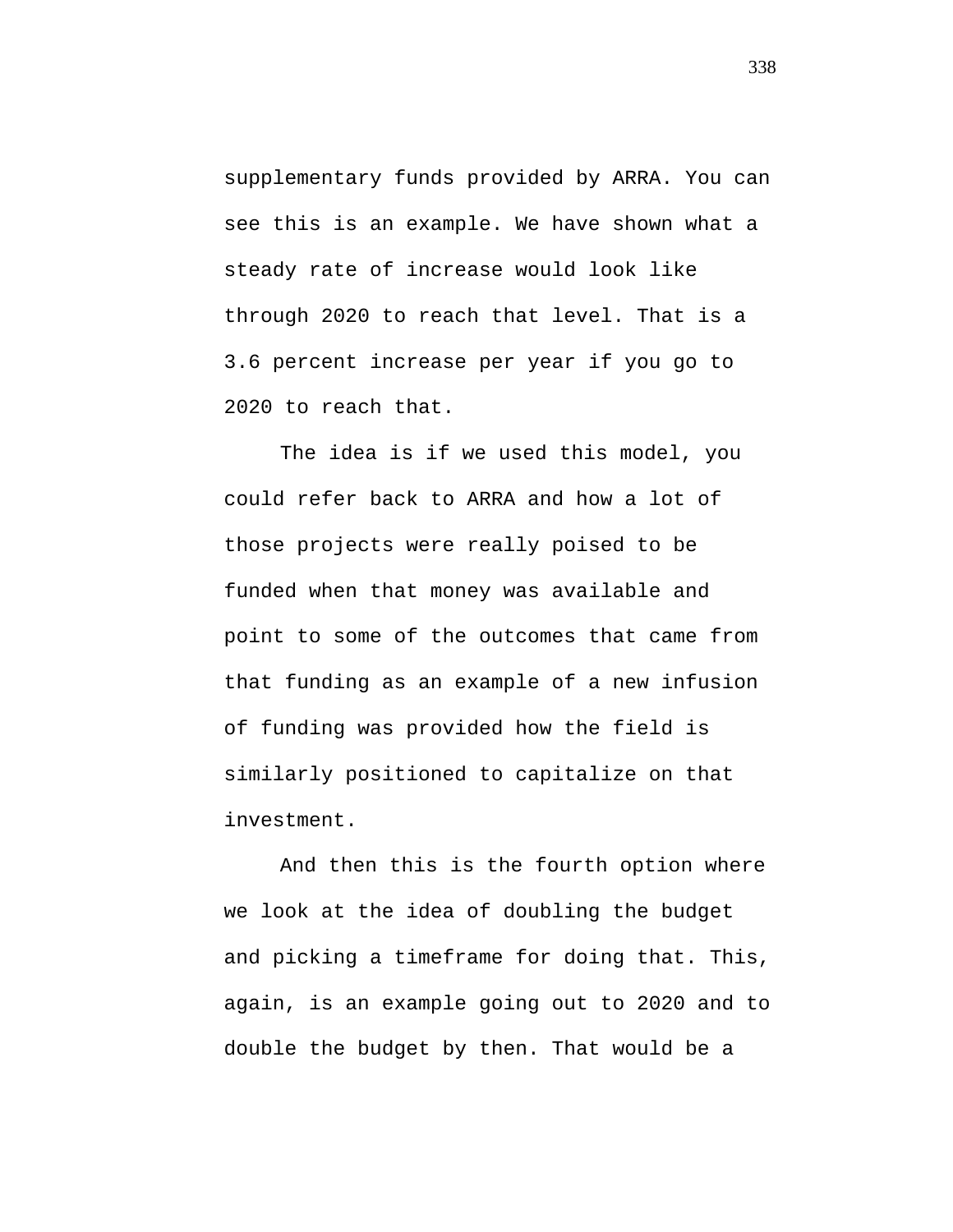supplementary funds provided by ARRA. You can see this is an example. We have shown what a steady rate of increase would look like through 2020 to reach that level. That is a 3.6 percent increase per year if you go to 2020 to reach that.

The idea is if we used this model, you could refer back to ARRA and how a lot of those projects were really poised to be funded when that money was available and point to some of the outcomes that came from that funding as an example of a new infusion of funding was provided how the field is similarly positioned to capitalize on that investment.

And then this is the fourth option where we look at the idea of doubling the budget and picking a timeframe for doing that. This, again, is an example going out to 2020 and to double the budget by then. That would be a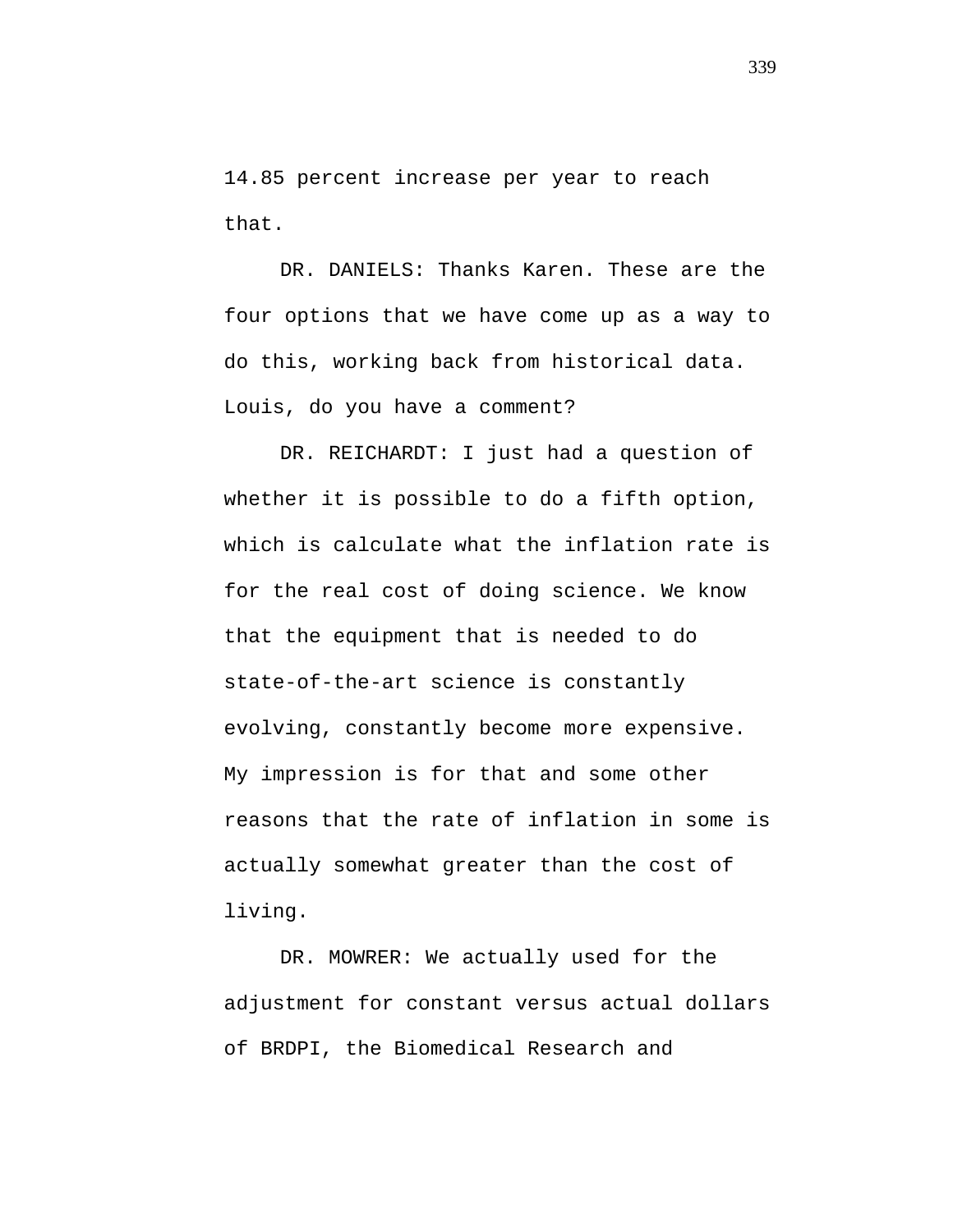14.85 percent increase per year to reach that.

DR. DANIELS: Thanks Karen. These are the four options that we have come up as a way to do this, working back from historical data. Louis, do you have a comment?

DR. REICHARDT: I just had a question of whether it is possible to do a fifth option, which is calculate what the inflation rate is for the real cost of doing science. We know that the equipment that is needed to do state-of-the-art science is constantly evolving, constantly become more expensive. My impression is for that and some other reasons that the rate of inflation in some is actually somewhat greater than the cost of living.

DR. MOWRER: We actually used for the adjustment for constant versus actual dollars of BRDPI, the Biomedical Research and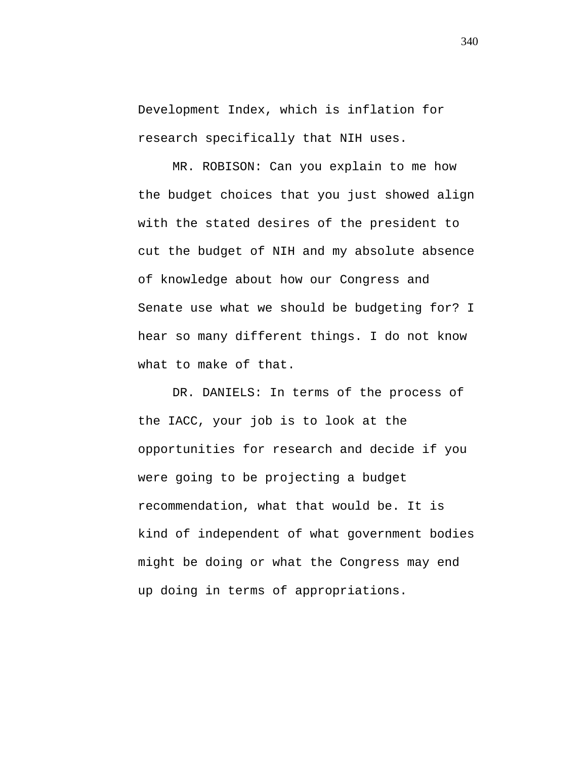Development Index, which is inflation for research specifically that NIH uses.

MR. ROBISON: Can you explain to me how the budget choices that you just showed align with the stated desires of the president to cut the budget of NIH and my absolute absence of knowledge about how our Congress and Senate use what we should be budgeting for? I hear so many different things. I do not know what to make of that.

DR. DANIELS: In terms of the process of the IACC, your job is to look at the opportunities for research and decide if you were going to be projecting a budget recommendation, what that would be. It is kind of independent of what government bodies might be doing or what the Congress may end up doing in terms of appropriations.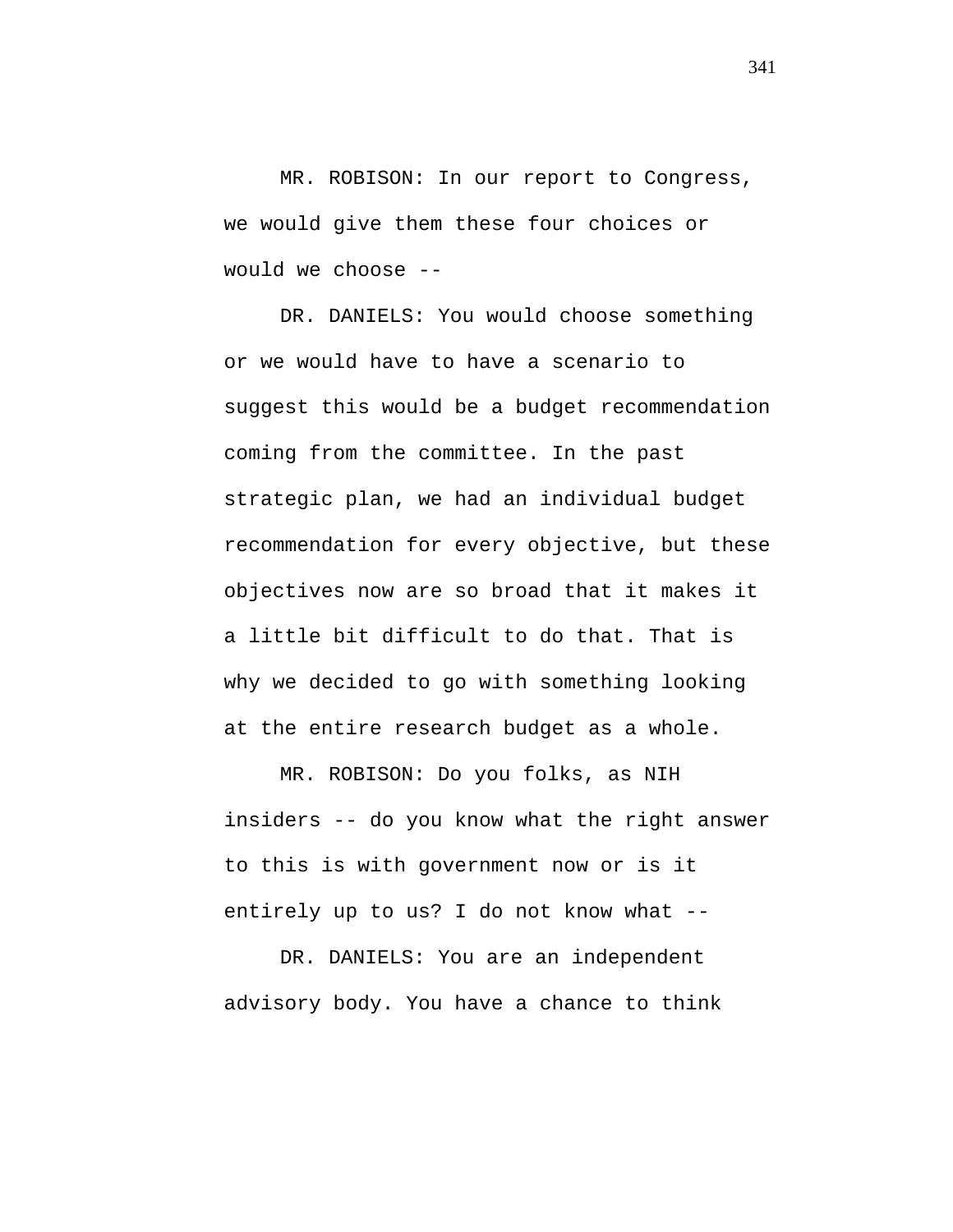MR. ROBISON: In our report to Congress, we would give them these four choices or would we choose --

DR. DANIELS: You would choose something or we would have to have a scenario to suggest this would be a budget recommendation coming from the committee. In the past strategic plan, we had an individual budget recommendation for every objective, but these objectives now are so broad that it makes it a little bit difficult to do that. That is why we decided to go with something looking at the entire research budget as a whole.

MR. ROBISON: Do you folks, as NIH insiders -- do you know what the right answer to this is with government now or is it entirely up to us? I do not know what --

DR. DANIELS: You are an independent advisory body. You have a chance to think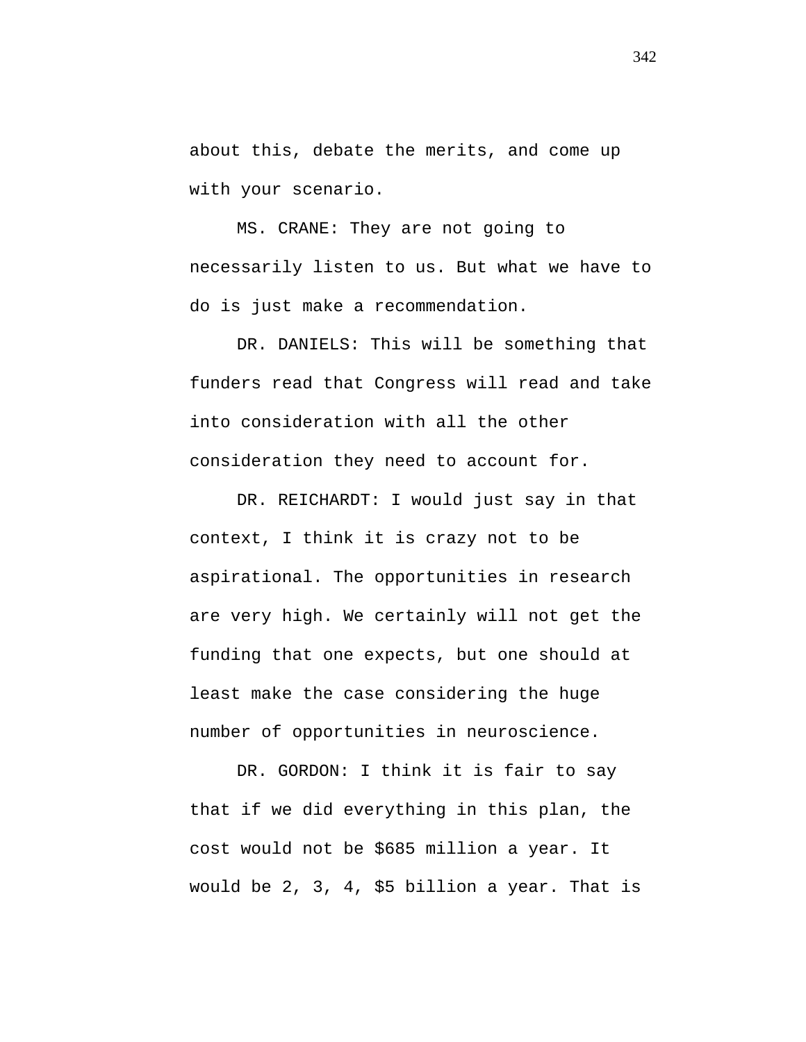about this, debate the merits, and come up with your scenario.

MS. CRANE: They are not going to necessarily listen to us. But what we have to do is just make a recommendation.

DR. DANIELS: This will be something that funders read that Congress will read and take into consideration with all the other consideration they need to account for.

DR. REICHARDT: I would just say in that context, I think it is crazy not to be aspirational. The opportunities in research are very high. We certainly will not get the funding that one expects, but one should at least make the case considering the huge number of opportunities in neuroscience.

DR. GORDON: I think it is fair to say that if we did everything in this plan, the cost would not be $685 million a year. It would be 2, 3, 4, $5 billion a year. That is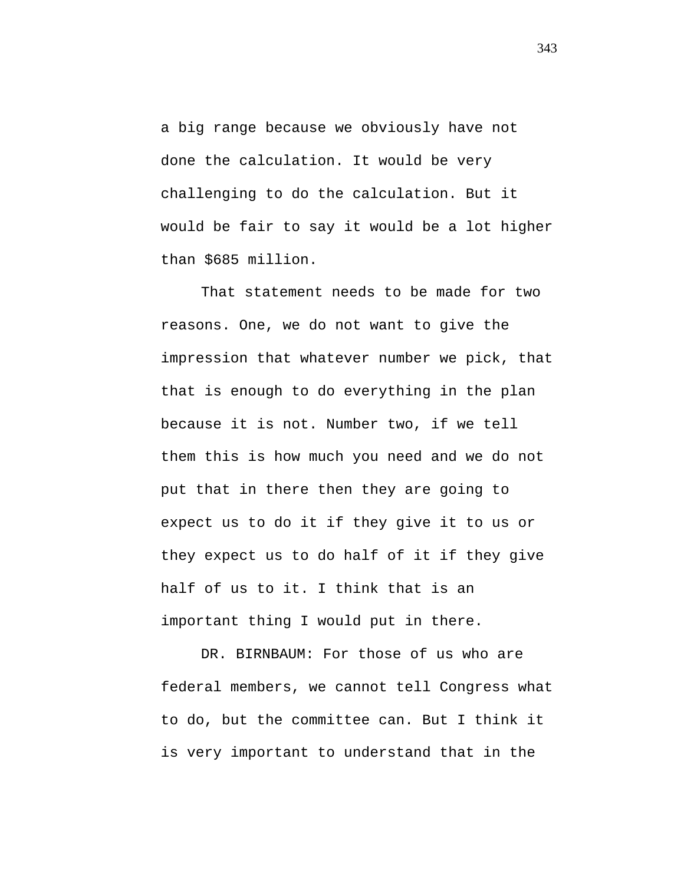a big range because we obviously have not done the calculation. It would be very challenging to do the calculation. But it would be fair to say it would be a lot higher than $685 million.

That statement needs to be made for two reasons. One, we do not want to give the impression that whatever number we pick, that that is enough to do everything in the plan because it is not. Number two, if we tell them this is how much you need and we do not put that in there then they are going to expect us to do it if they give it to us or they expect us to do half of it if they give half of us to it. I think that is an important thing I would put in there.

DR. BIRNBAUM: For those of us who are federal members, we cannot tell Congress what to do, but the committee can. But I think it is very important to understand that in the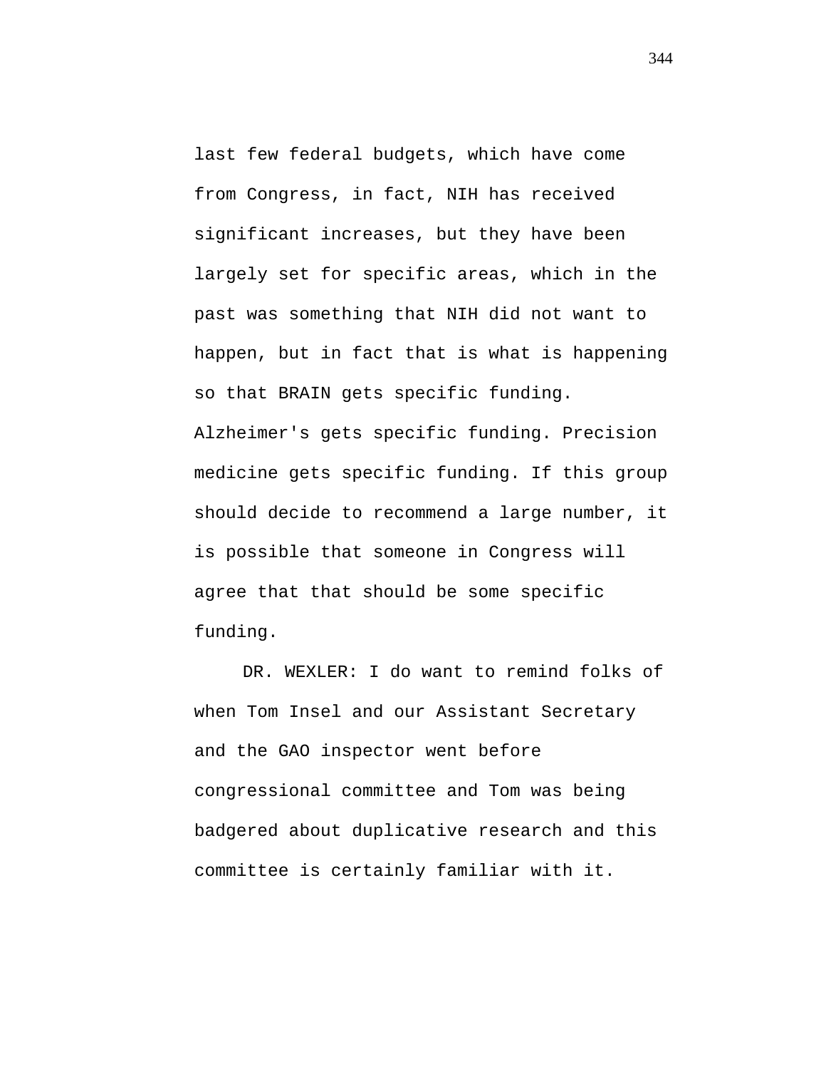last few federal budgets, which have come from Congress, in fact, NIH has received significant increases, but they have been largely set for specific areas, which in the past was something that NIH did not want to happen, but in fact that is what is happening so that BRAIN gets specific funding. Alzheimer's gets specific funding. Precision medicine gets specific funding. If this group should decide to recommend a large number, it is possible that someone in Congress will agree that that should be some specific funding.

DR. WEXLER: I do want to remind folks of when Tom Insel and our Assistant Secretary and the GAO inspector went before congressional committee and Tom was being badgered about duplicative research and this committee is certainly familiar with it.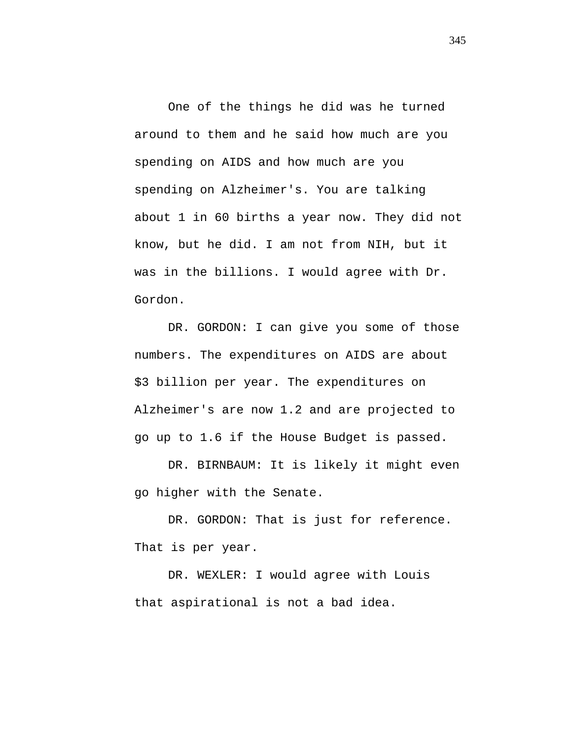One of the things he did was he turned around to them and he said how much are you spending on AIDS and how much are you spending on Alzheimer's. You are talking about 1 in 60 births a year now. They did not know, but he did. I am not from NIH, but it was in the billions. I would agree with Dr. Gordon.

DR. GORDON: I can give you some of those numbers. The expenditures on AIDS are about $3 billion per year. The expenditures on Alzheimer's are now 1.2 and are projected to go up to 1.6 if the House Budget is passed.

DR. BIRNBAUM: It is likely it might even go higher with the Senate.

DR. GORDON: That is just for reference. That is per year.

DR. WEXLER: I would agree with Louis that aspirational is not a bad idea.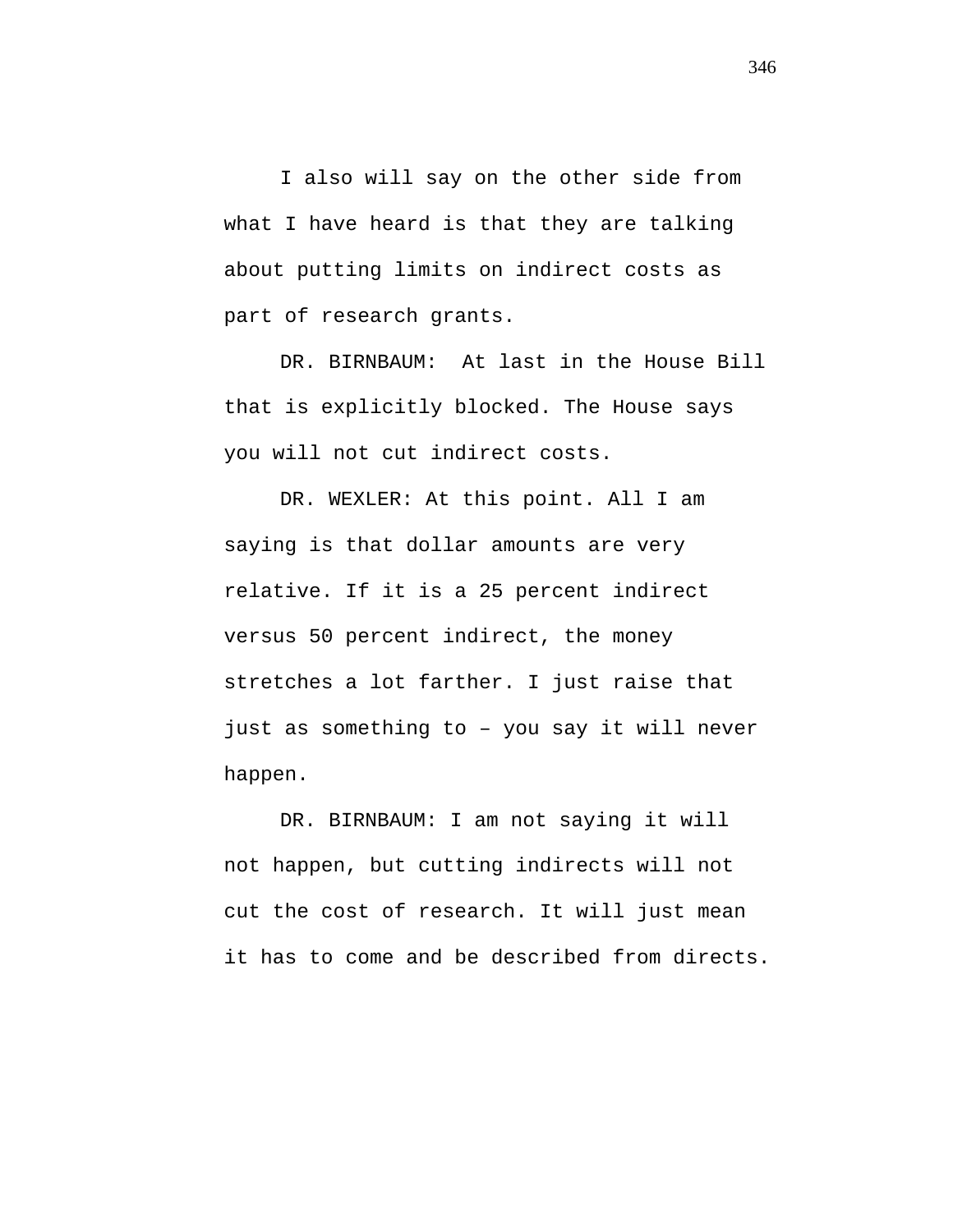I also will say on the other side from what I have heard is that they are talking about putting limits on indirect costs as part of research grants.

DR. BIRNBAUM: At last in the House Bill that is explicitly blocked. The House says you will not cut indirect costs.

DR. WEXLER: At this point. All I am saying is that dollar amounts are very relative. If it is a 25 percent indirect versus 50 percent indirect, the money stretches a lot farther. I just raise that just as something to – you say it will never happen.

DR. BIRNBAUM: I am not saying it will not happen, but cutting indirects will not cut the cost of research. It will just mean it has to come and be described from directs.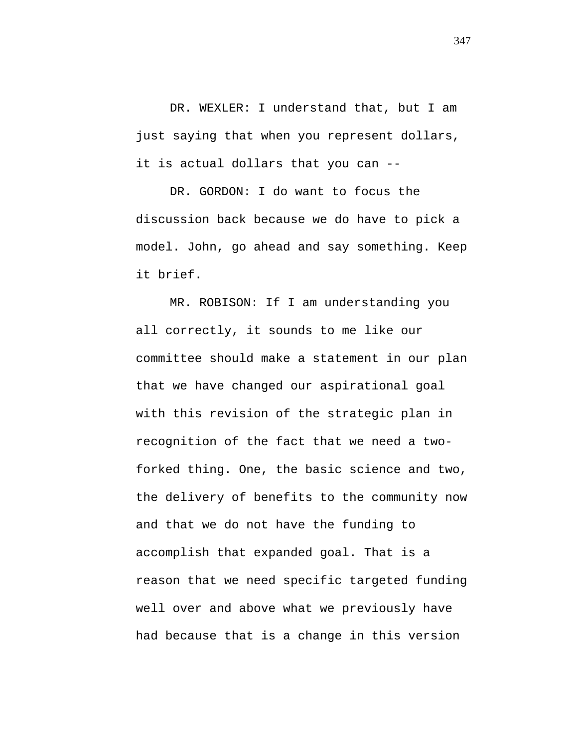DR. WEXLER: I understand that, but I am just saying that when you represent dollars, it is actual dollars that you can --

DR. GORDON: I do want to focus the discussion back because we do have to pick a model. John, go ahead and say something. Keep it brief.

MR. ROBISON: If I am understanding you all correctly, it sounds to me like our committee should make a statement in our plan that we have changed our aspirational goal with this revision of the strategic plan in recognition of the fact that we need a two-forked thing. One, the basic science and two, the delivery of benefits to the community now and that we do not have the funding to accomplish that expanded goal. That is a reason that we need specific targeted funding well over and above what we previously have had because that is a change in this version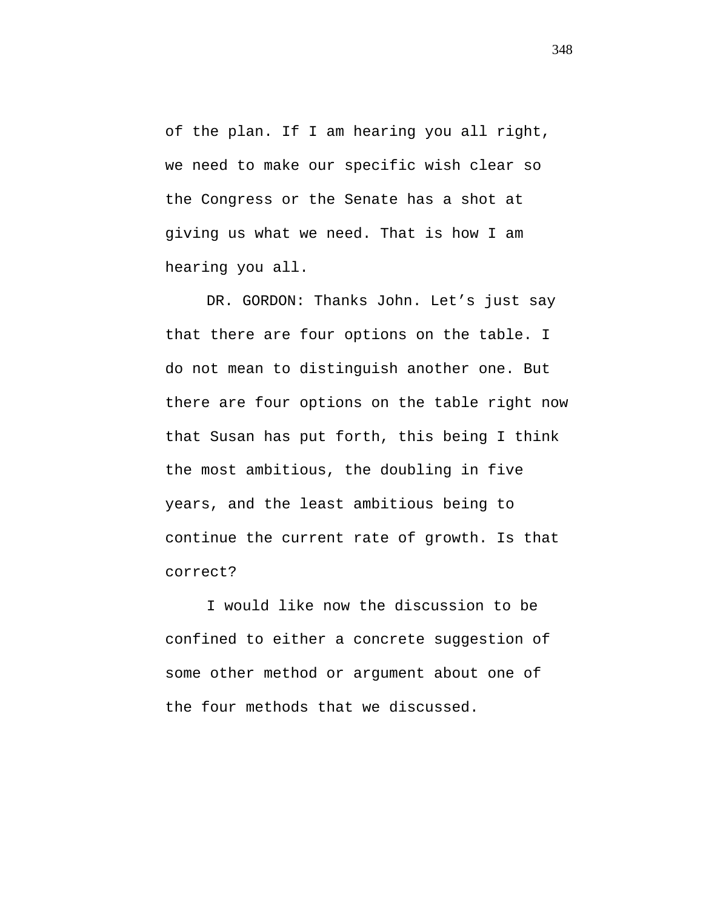of the plan. If I am hearing you all right, we need to make our specific wish clear so the Congress or the Senate has a shot at giving us what we need. That is how I am hearing you all.

DR. GORDON: Thanks John. Let's just say that there are four options on the table. I do not mean to distinguish another one. But there are four options on the table right now that Susan has put forth, this being I think the most ambitious, the doubling in five years, and the least ambitious being to continue the current rate of growth. Is that correct?

I would like now the discussion to be confined to either a concrete suggestion of some other method or argument about one of the four methods that we discussed.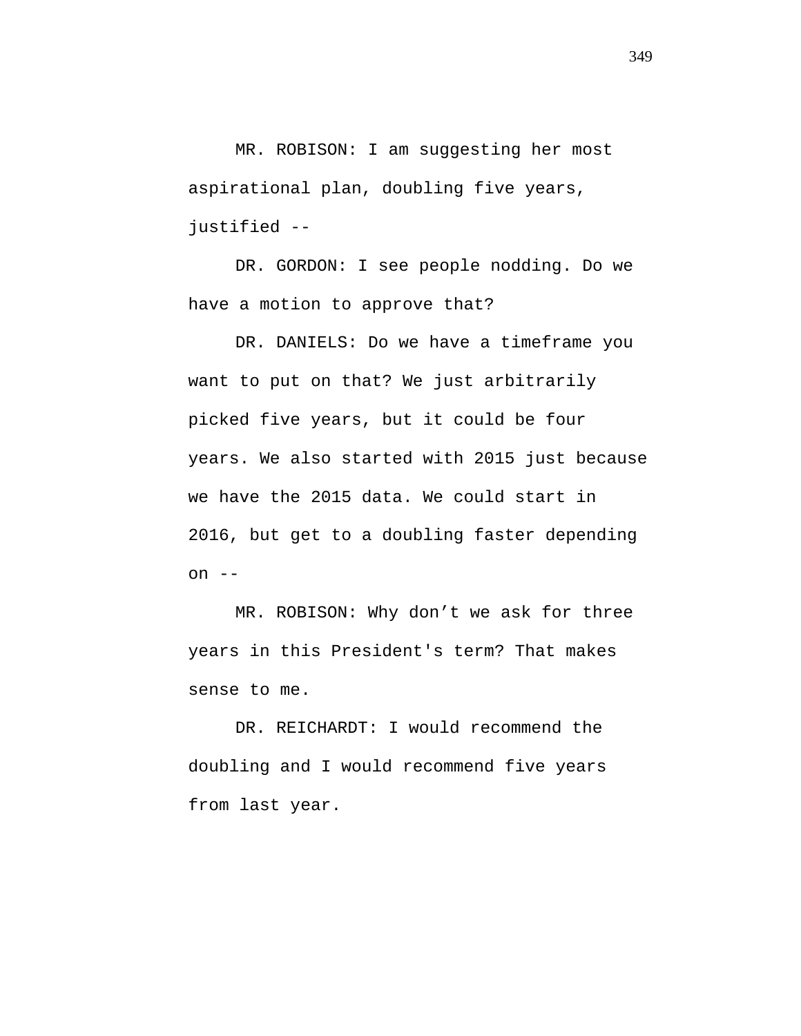MR. ROBISON: I am suggesting her most aspirational plan, doubling five years, justified --

DR. GORDON: I see people nodding. Do we have a motion to approve that?

DR. DANIELS: Do we have a timeframe you want to put on that? We just arbitrarily picked five years, but it could be four years. We also started with 2015 just because we have the 2015 data. We could start in 2016, but get to a doubling faster depending on --

MR. ROBISON: Why don’t we ask for three years in this President's term? That makes sense to me.

DR. REICHARDT: I would recommend the doubling and I would recommend five years from last year.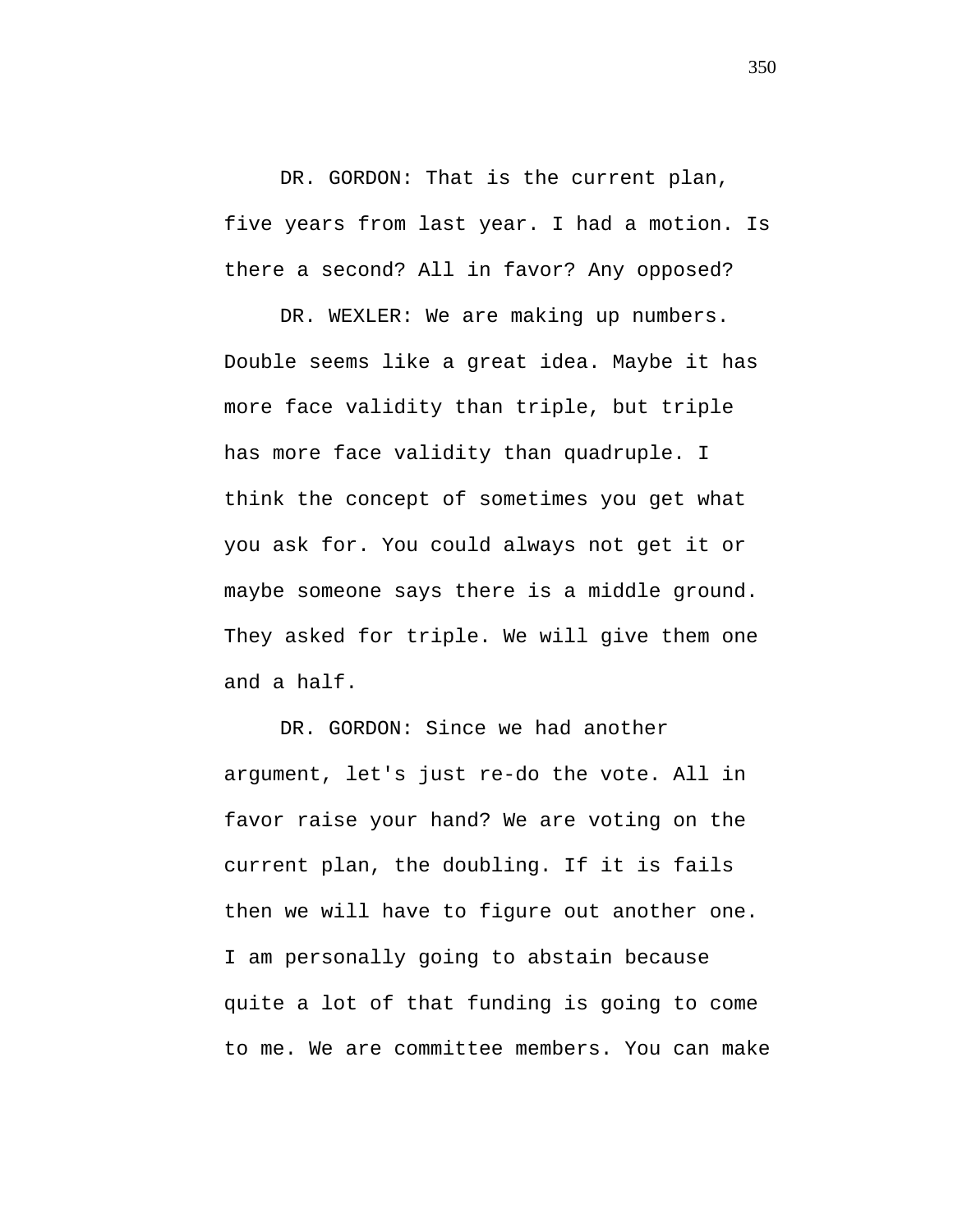DR. GORDON: That is the current plan, five years from last year. I had a motion. Is there a second? All in favor? Any opposed?

DR. WEXLER: We are making up numbers. Double seems like a great idea. Maybe it has more face validity than triple, but triple has more face validity than quadruple. I think the concept of sometimes you get what you ask for. You could always not get it or maybe someone says there is a middle ground. They asked for triple. We will give them one and a half.

DR. GORDON: Since we had another argument, let's just re-do the vote. All in favor raise your hand? We are voting on the current plan, the doubling. If it is fails then we will have to figure out another one. I am personally going to abstain because quite a lot of that funding is going to come to me. We are committee members. You can make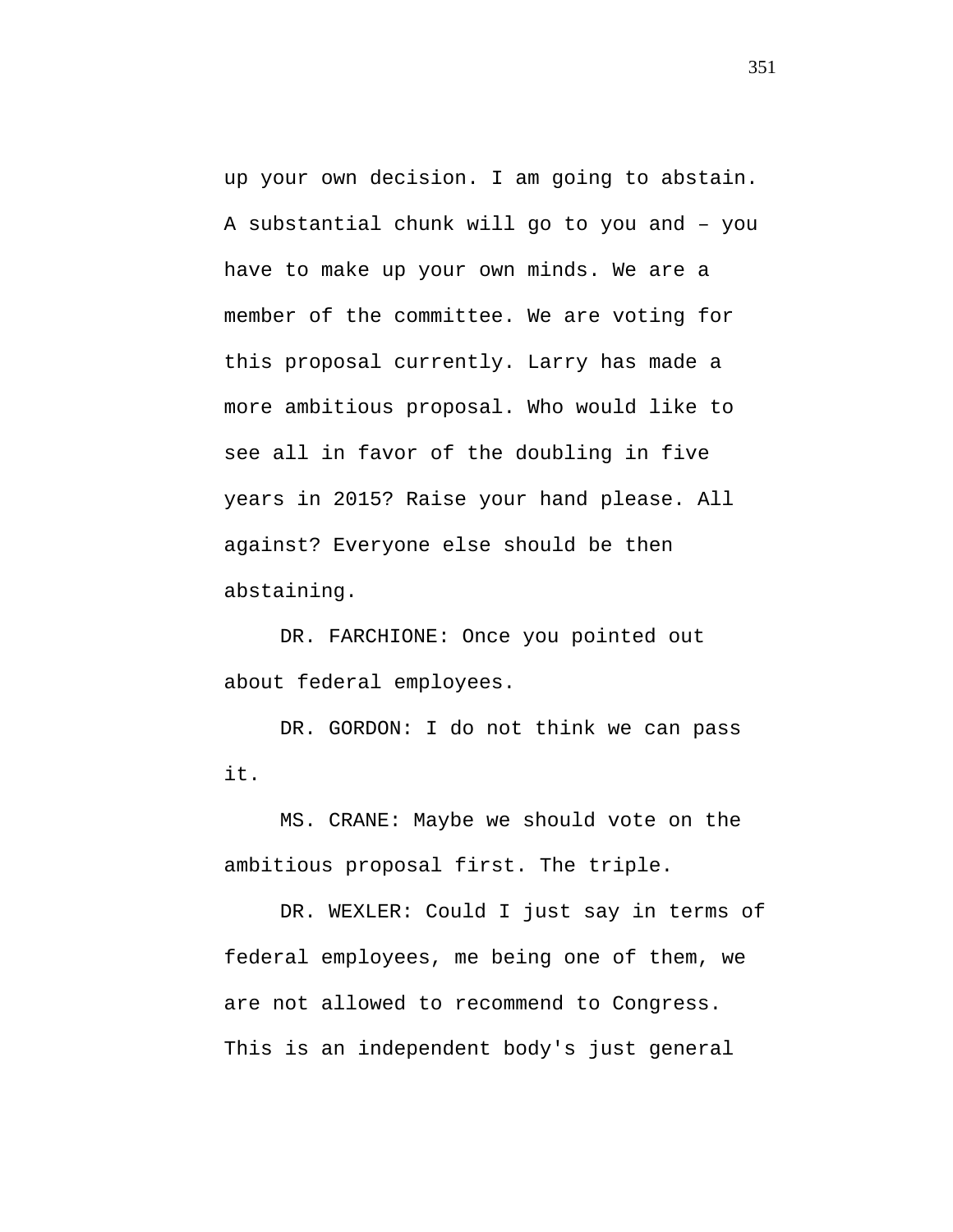up your own decision. I am going to abstain. A substantial chunk will go to you and – you have to make up your own minds. We are a member of the committee. We are voting for this proposal currently. Larry has made a more ambitious proposal. Who would like to see all in favor of the doubling in five years in 2015? Raise your hand please. All against? Everyone else should be then abstaining.

DR. FARCHIONE: Once you pointed out about federal employees.

DR. GORDON: I do not think we can pass it.

MS. CRANE: Maybe we should vote on the ambitious proposal first. The triple.

DR. WEXLER: Could I just say in terms of federal employees, me being one of them, we are not allowed to recommend to Congress. This is an independent body's just general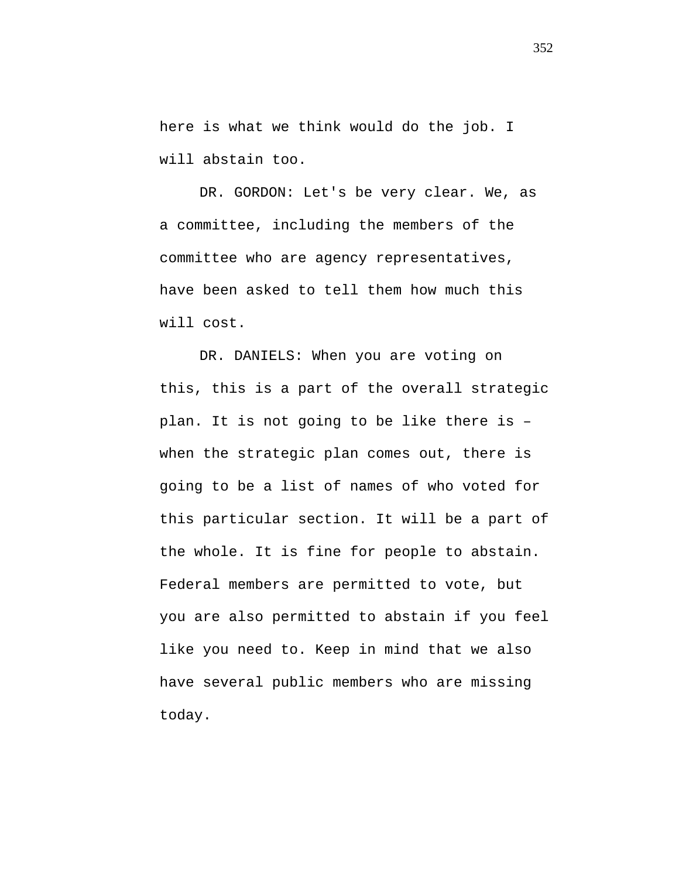here is what we think would do the job. I will abstain too.

DR. GORDON: Let's be very clear. We, as a committee, including the members of the committee who are agency representatives, have been asked to tell them how much this will cost.

DR. DANIELS: When you are voting on this, this is a part of the overall strategic plan. It is not going to be like there is – when the strategic plan comes out, there is going to be a list of names of who voted for this particular section. It will be a part of the whole. It is fine for people to abstain. Federal members are permitted to vote, but you are also permitted to abstain if you feel like you need to. Keep in mind that we also have several public members who are missing today.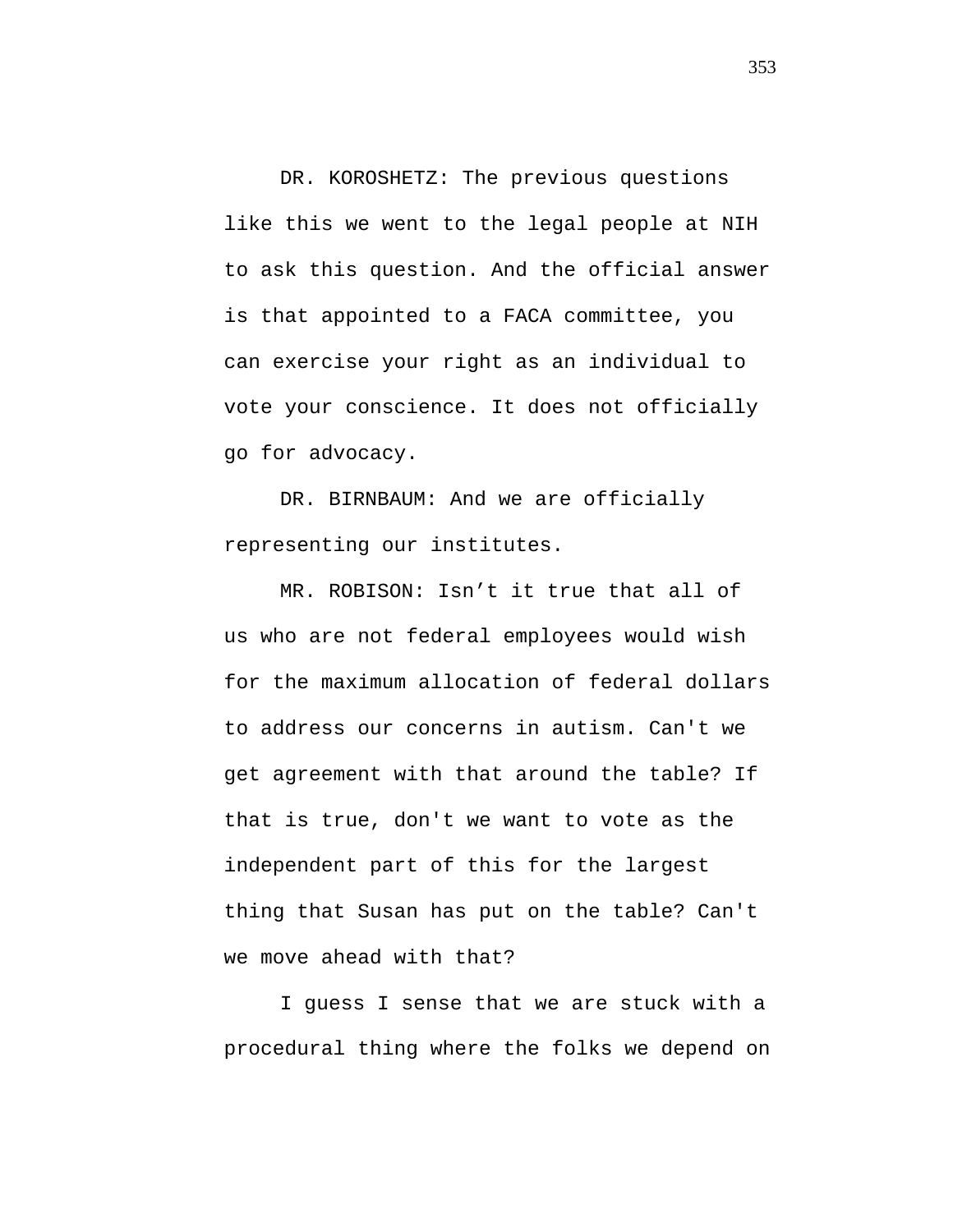DR. KOROSHETZ: The previous questions like this we went to the legal people at NIH to ask this question. And the official answer is that appointed to a FACA committee, you can exercise your right as an individual to vote your conscience. It does not officially go for advocacy.

DR. BIRNBAUM: And we are officially representing our institutes.

MR. ROBISON: Isn't it true that all of us who are not federal employees would wish for the maximum allocation of federal dollars to address our concerns in autism. Can't we get agreement with that around the table? If that is true, don't we want to vote as the independent part of this for the largest thing that Susan has put on the table? Can't we move ahead with that?

I guess I sense that we are stuck with a procedural thing where the folks we depend on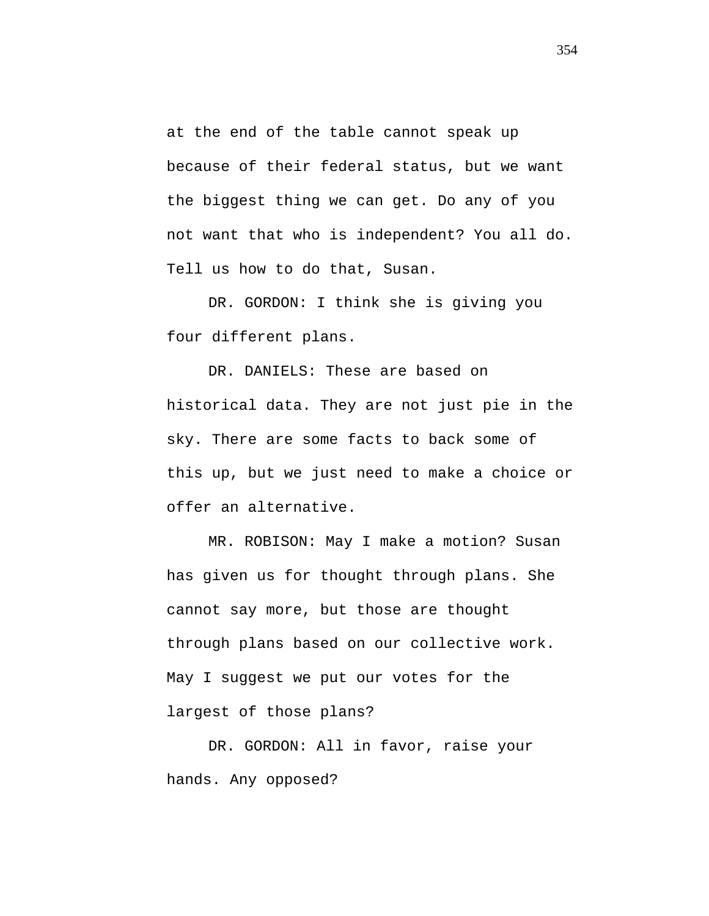at the end of the table cannot speak up because of their federal status, but we want the biggest thing we can get. Do any of you not want that who is independent? You all do. Tell us how to do that, Susan.

DR. GORDON: I think she is giving you four different plans.

DR. DANIELS: These are based on historical data. They are not just pie in the sky. There are some facts to back some of this up, but we just need to make a choice or offer an alternative.

MR. ROBISON: May I make a motion? Susan has given us for thought through plans. She cannot say more, but those are thought through plans based on our collective work. May I suggest we put our votes for the largest of those plans?

DR. GORDON: All in favor, raise your hands. Any opposed?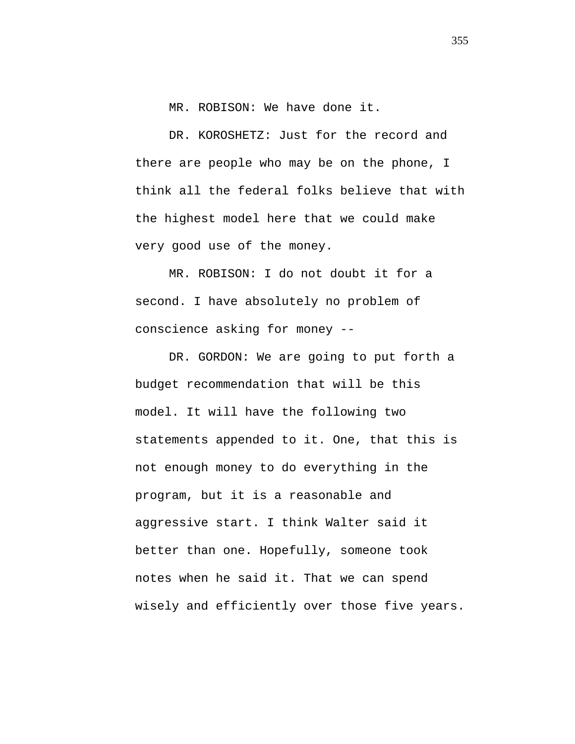MR. ROBISON: We have done it.

DR. KOROSHETZ: Just for the record and there are people who may be on the phone, I think all the federal folks believe that with the highest model here that we could make very good use of the money.

MR. ROBISON: I do not doubt it for a second. I have absolutely no problem of conscience asking for money --

DR. GORDON: We are going to put forth a budget recommendation that will be this model. It will have the following two statements appended to it. One, that this is not enough money to do everything in the program, but it is a reasonable and aggressive start. I think Walter said it better than one. Hopefully, someone took notes when he said it. That we can spend wisely and efficiently over those five years.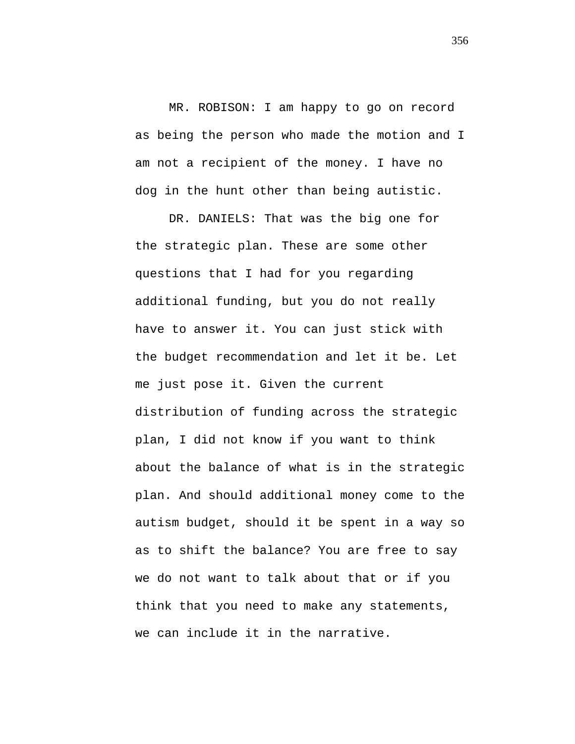MR. ROBISON: I am happy to go on record as being the person who made the motion and I am not a recipient of the money. I have no dog in the hunt other than being autistic.

DR. DANIELS: That was the big one for the strategic plan. These are some other questions that I had for you regarding additional funding, but you do not really have to answer it. You can just stick with the budget recommendation and let it be. Let me just pose it. Given the current distribution of funding across the strategic plan, I did not know if you want to think about the balance of what is in the strategic plan. And should additional money come to the autism budget, should it be spent in a way so as to shift the balance? You are free to say we do not want to talk about that or if you think that you need to make any statements, we can include it in the narrative.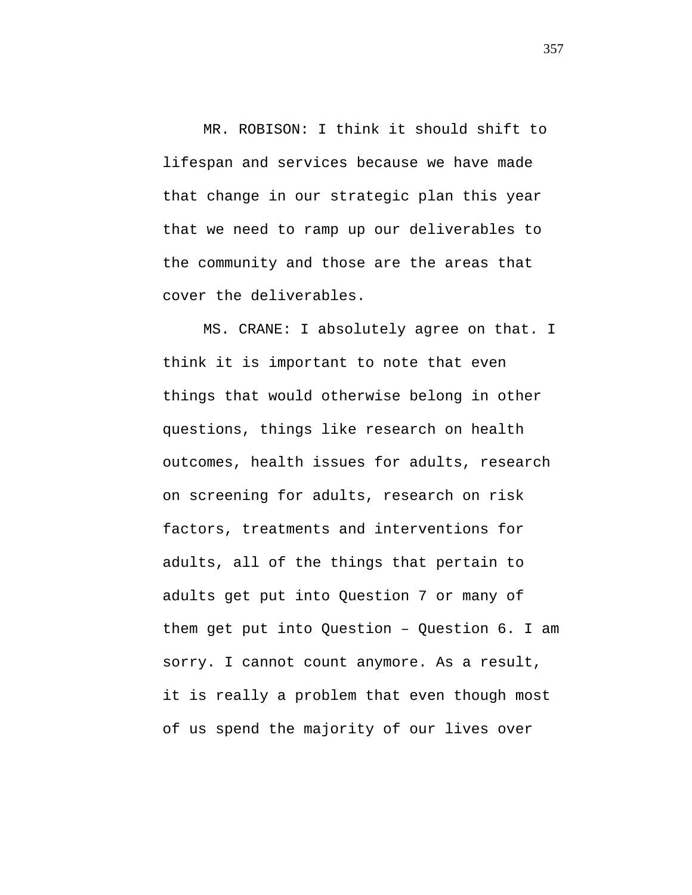MR. ROBISON: I think it should shift to lifespan and services because we have made that change in our strategic plan this year that we need to ramp up our deliverables to the community and those are the areas that cover the deliverables.

MS. CRANE: I absolutely agree on that. I think it is important to note that even things that would otherwise belong in other questions, things like research on health outcomes, health issues for adults, research on screening for adults, research on risk factors, treatments and interventions for adults, all of the things that pertain to adults get put into Question 7 or many of them get put into Question – Question 6. I am sorry. I cannot count anymore. As a result, it is really a problem that even though most of us spend the majority of our lives over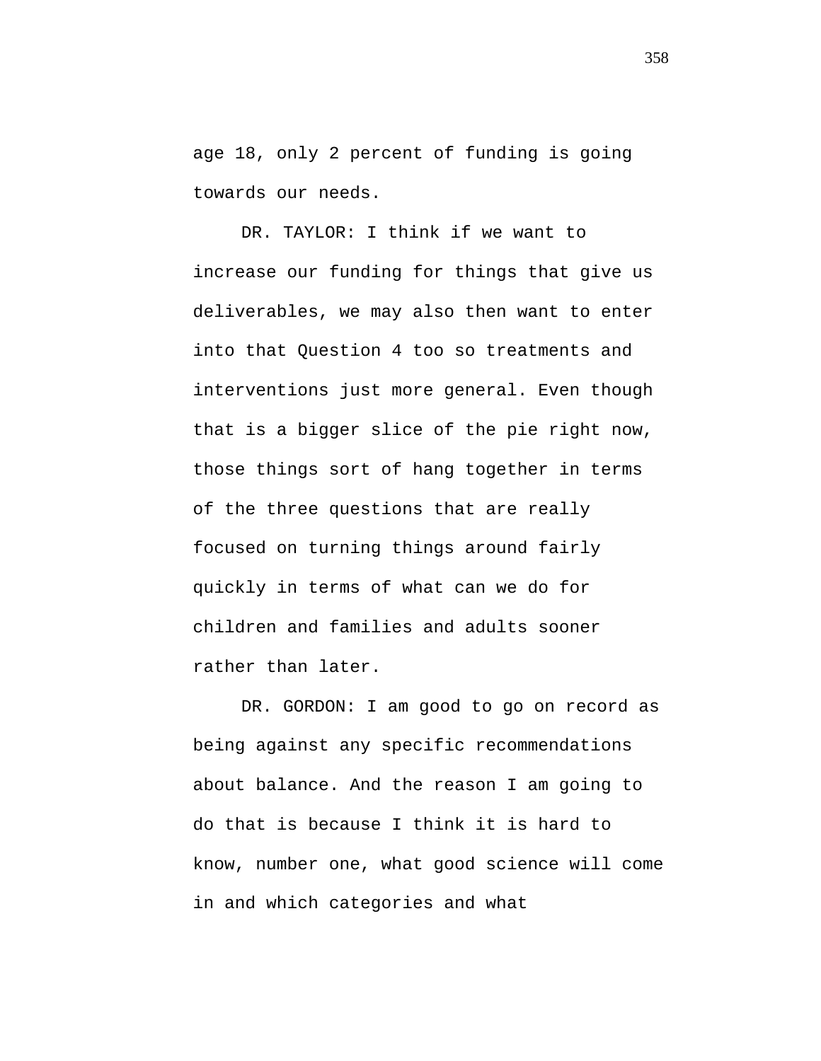age 18, only 2 percent of funding is going towards our needs.

DR. TAYLOR: I think if we want to increase our funding for things that give us deliverables, we may also then want to enter into that Question 4 too so treatments and interventions just more general. Even though that is a bigger slice of the pie right now, those things sort of hang together in terms of the three questions that are really focused on turning things around fairly quickly in terms of what can we do for children and families and adults sooner rather than later.

DR. GORDON: I am good to go on record as being against any specific recommendations about balance. And the reason I am going to do that is because I think it is hard to know, number one, what good science will come in and which categories and what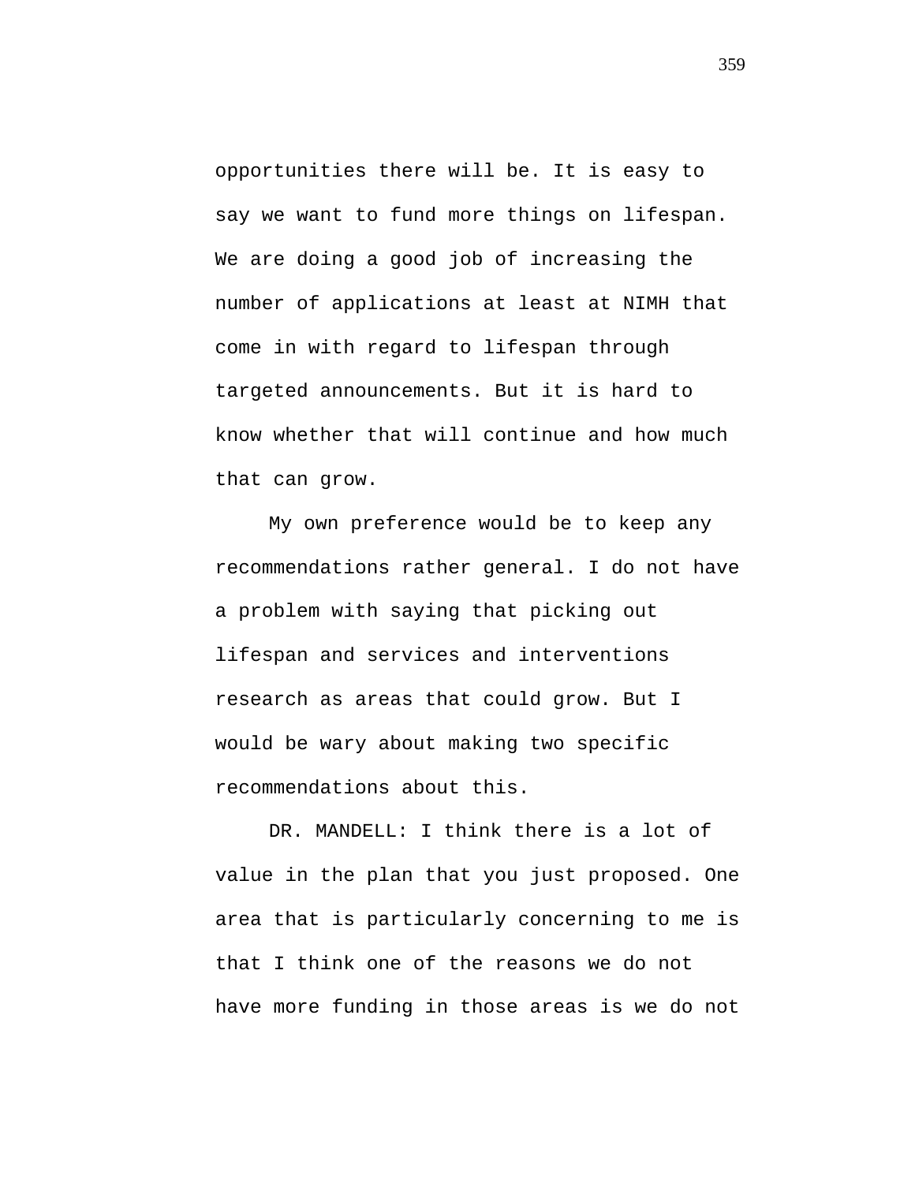opportunities there will be. It is easy to say we want to fund more things on lifespan. We are doing a good job of increasing the number of applications at least at NIMH that come in with regard to lifespan through targeted announcements. But it is hard to know whether that will continue and how much that can grow.

My own preference would be to keep any recommendations rather general. I do not have a problem with saying that picking out lifespan and services and interventions research as areas that could grow. But I would be wary about making two specific recommendations about this.

DR. MANDELL: I think there is a lot of value in the plan that you just proposed. One area that is particularly concerning to me is that I think one of the reasons we do not have more funding in those areas is we do not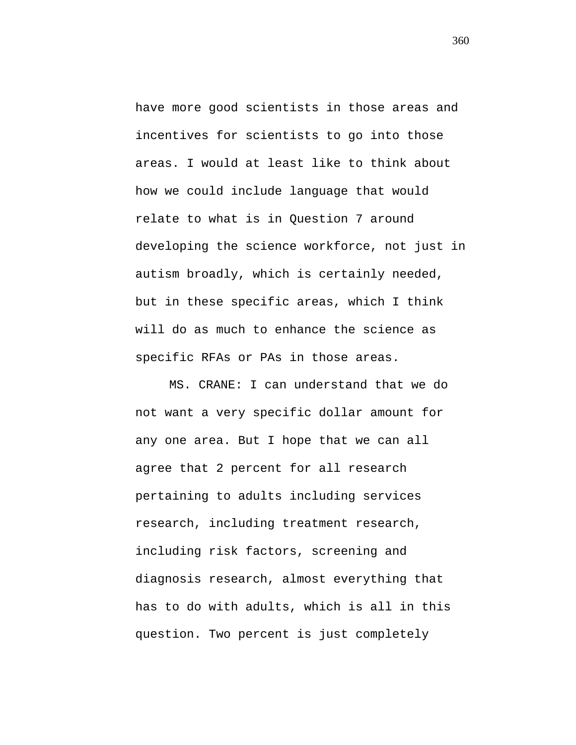have more good scientists in those areas and incentives for scientists to go into those areas. I would at least like to think about how we could include language that would relate to what is in Question 7 around developing the science workforce, not just in autism broadly, which is certainly needed, but in these specific areas, which I think will do as much to enhance the science as specific RFAs or PAs in those areas.

MS. CRANE: I can understand that we do not want a very specific dollar amount for any one area. But I hope that we can all agree that 2 percent for all research pertaining to adults including services research, including treatment research, including risk factors, screening and diagnosis research, almost everything that has to do with adults, which is all in this question. Two percent is just completely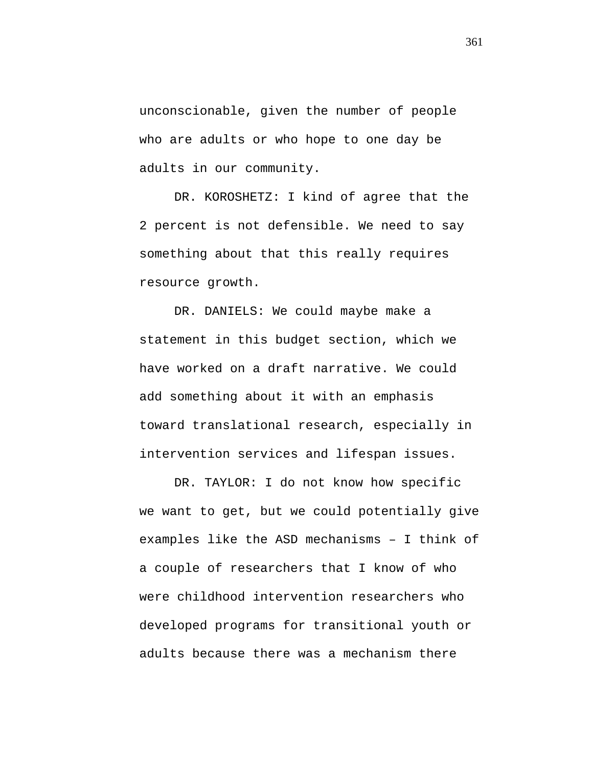unconscionable, given the number of people who are adults or who hope to one day be adults in our community.

DR. KOROSHETZ: I kind of agree that the 2 percent is not defensible. We need to say something about that this really requires resource growth.

DR. DANIELS: We could maybe make a statement in this budget section, which we have worked on a draft narrative. We could add something about it with an emphasis toward translational research, especially in intervention services and lifespan issues.

DR. TAYLOR: I do not know how specific we want to get, but we could potentially give examples like the ASD mechanisms – I think of a couple of researchers that I know of who were childhood intervention researchers who developed programs for transitional youth or adults because there was a mechanism there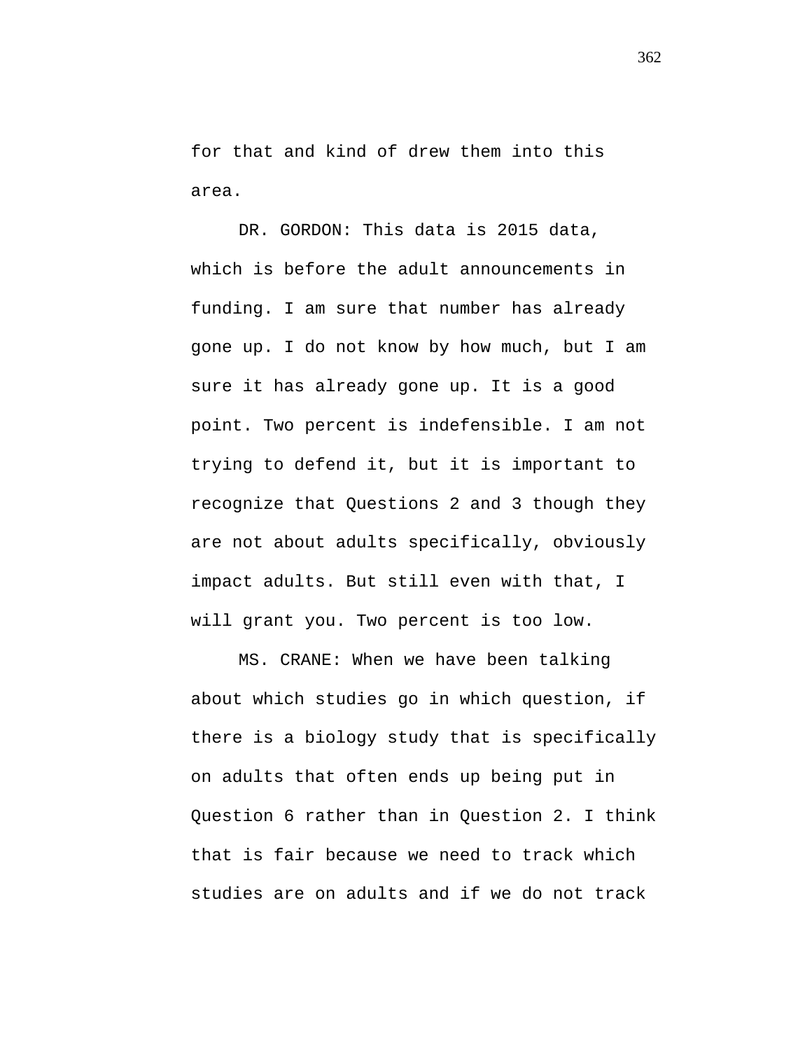for that and kind of drew them into this area.

DR. GORDON: This data is 2015 data, which is before the adult announcements in funding. I am sure that number has already gone up. I do not know by how much, but I am sure it has already gone up. It is a good point. Two percent is indefensible. I am not trying to defend it, but it is important to recognize that Questions 2 and 3 though they are not about adults specifically, obviously impact adults. But still even with that, I will grant you. Two percent is too low.

MS. CRANE: When we have been talking about which studies go in which question, if there is a biology study that is specifically on adults that often ends up being put in Question 6 rather than in Question 2. I think that is fair because we need to track which studies are on adults and if we do not track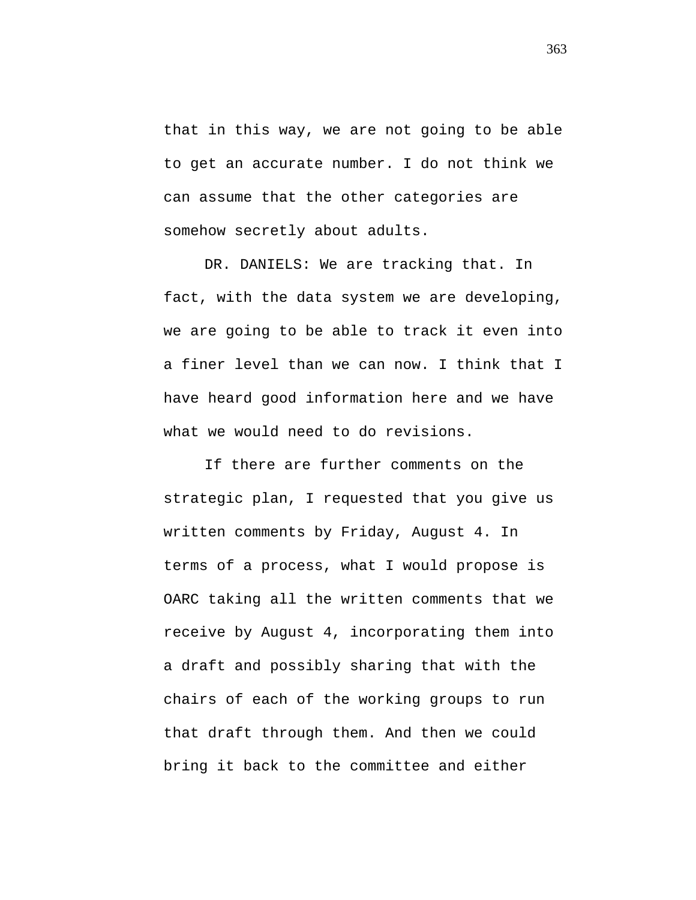that in this way, we are not going to be able to get an accurate number. I do not think we can assume that the other categories are somehow secretly about adults.

DR. DANIELS: We are tracking that. In fact, with the data system we are developing, we are going to be able to track it even into a finer level than we can now. I think that I have heard good information here and we have what we would need to do revisions.

If there are further comments on the strategic plan, I requested that you give us written comments by Friday, August 4. In terms of a process, what I would propose is OARC taking all the written comments that we receive by August 4, incorporating them into a draft and possibly sharing that with the chairs of each of the working groups to run that draft through them. And then we could bring it back to the committee and either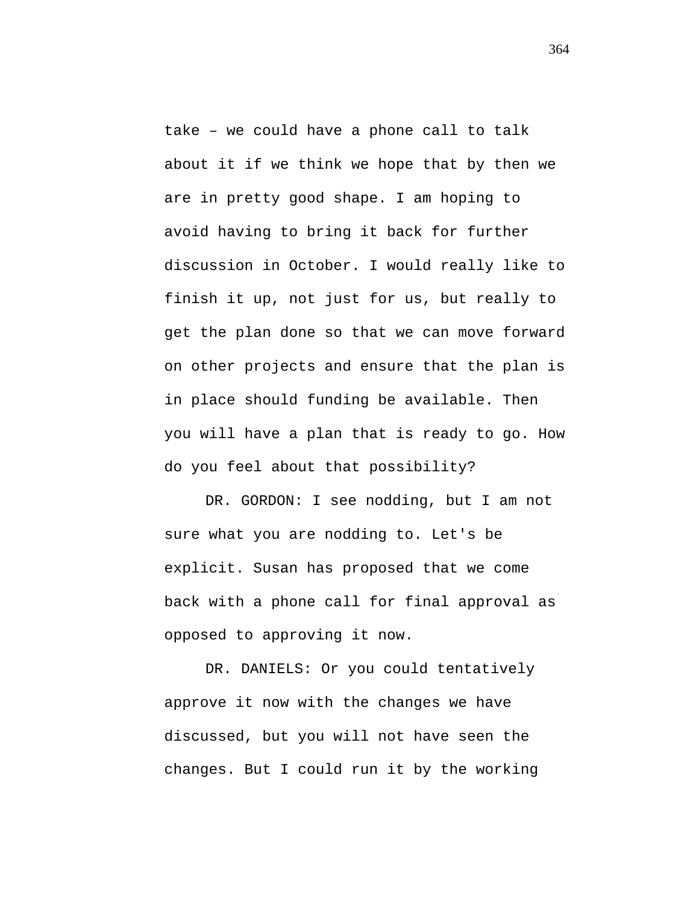take – we could have a phone call to talk about it if we think we hope that by then we are in pretty good shape. I am hoping to avoid having to bring it back for further discussion in October. I would really like to finish it up, not just for us, but really to get the plan done so that we can move forward on other projects and ensure that the plan is in place should funding be available. Then you will have a plan that is ready to go. How do you feel about that possibility?

DR. GORDON: I see nodding, but I am not sure what you are nodding to. Let's be explicit. Susan has proposed that we come back with a phone call for final approval as opposed to approving it now.

DR. DANIELS: Or you could tentatively approve it now with the changes we have discussed, but you will not have seen the changes. But I could run it by the working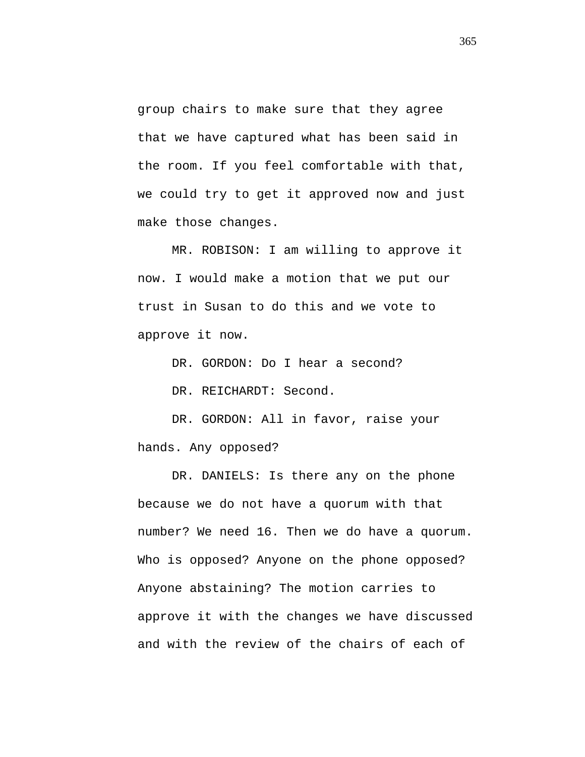group chairs to make sure that they agree that we have captured what has been said in the room. If you feel comfortable with that, we could try to get it approved now and just make those changes.

MR. ROBISON: I am willing to approve it now. I would make a motion that we put our trust in Susan to do this and we vote to approve it now.

DR. GORDON: Do I hear a second?

DR. REICHARDT: Second.

DR. GORDON: All in favor, raise your hands. Any opposed?

DR. DANIELS: Is there any on the phone because we do not have a quorum with that number? We need 16. Then we do have a quorum. Who is opposed? Anyone on the phone opposed? Anyone abstaining? The motion carries to approve it with the changes we have discussed and with the review of the chairs of each of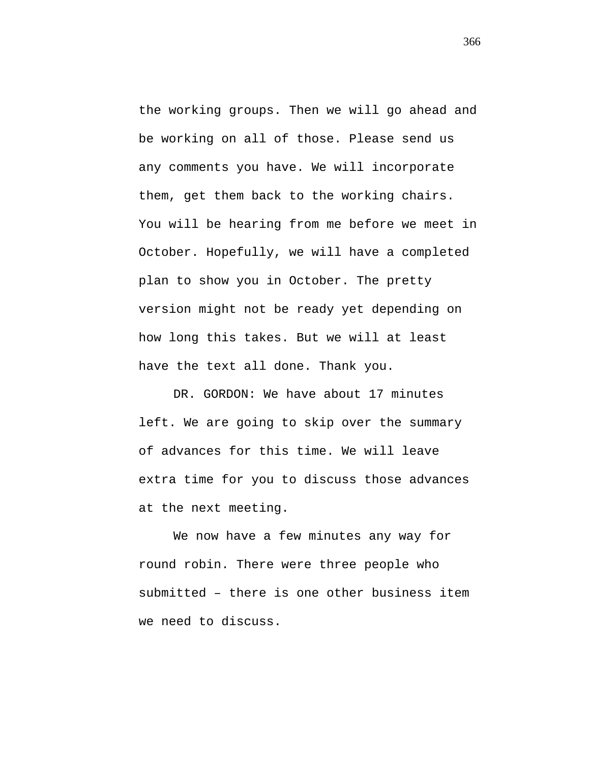the working groups. Then we will go ahead and be working on all of those. Please send us any comments you have. We will incorporate them, get them back to the working chairs. You will be hearing from me before we meet in October. Hopefully, we will have a completed plan to show you in October. The pretty version might not be ready yet depending on how long this takes. But we will at least have the text all done. Thank you.

DR. GORDON: We have about 17 minutes left. We are going to skip over the summary of advances for this time. We will leave extra time for you to discuss those advances at the next meeting.

We now have a few minutes any way for round robin. There were three people who submitted – there is one other business item we need to discuss.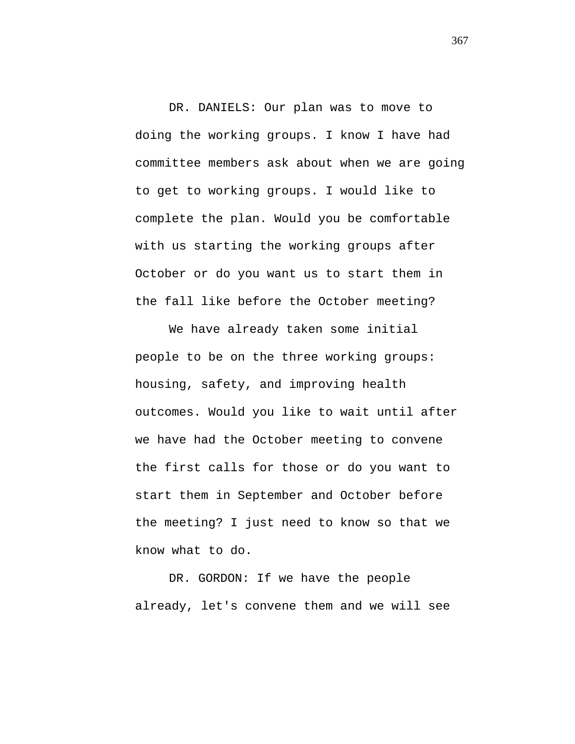DR. DANIELS: Our plan was to move to doing the working groups. I know I have had committee members ask about when we are going to get to working groups. I would like to complete the plan. Would you be comfortable with us starting the working groups after October or do you want us to start them in the fall like before the October meeting?

We have already taken some initial people to be on the three working groups: housing, safety, and improving health outcomes. Would you like to wait until after we have had the October meeting to convene the first calls for those or do you want to start them in September and October before the meeting? I just need to know so that we know what to do.

DR. GORDON: If we have the people already, let's convene them and we will see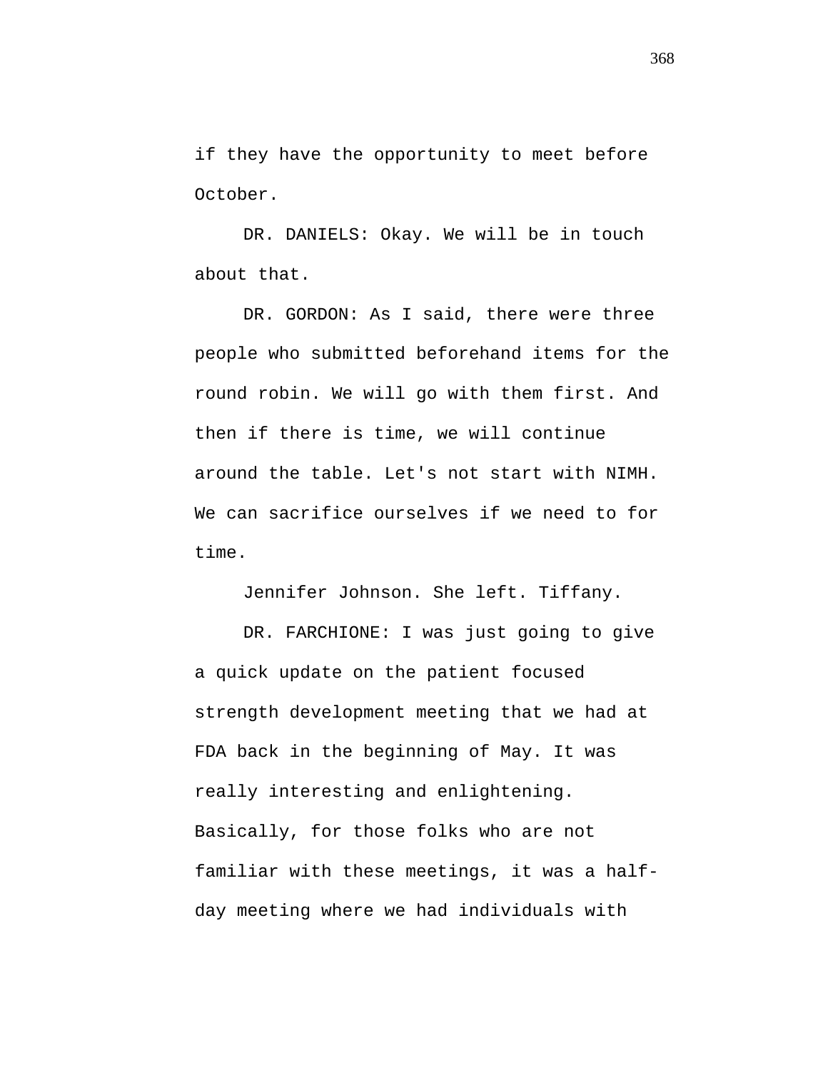if they have the opportunity to meet before October.

DR. DANIELS: Okay. We will be in touch about that.

DR. GORDON: As I said, there were three people who submitted beforehand items for the round robin. We will go with them first. And then if there is time, we will continue around the table. Let's not start with NIMH. We can sacrifice ourselves if we need to for time.

Jennifer Johnson. She left. Tiffany.

DR. FARCHIONE: I was just going to give a quick update on the patient focused strength development meeting that we had at FDA back in the beginning of May. It was really interesting and enlightening. Basically, for those folks who are not familiar with these meetings, it was a half-day meeting where we had individuals with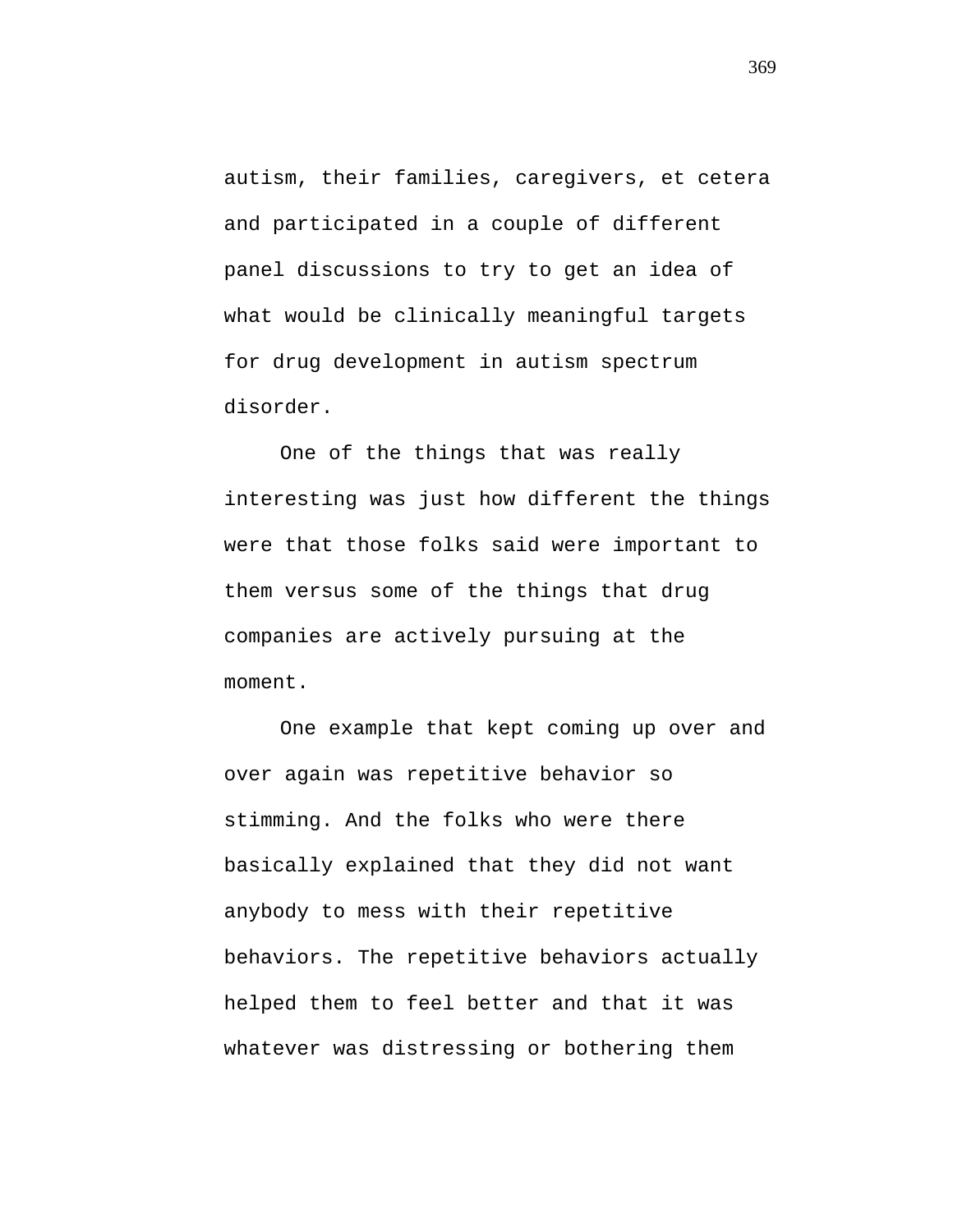autism, their families, caregivers, et cetera and participated in a couple of different panel discussions to try to get an idea of what would be clinically meaningful targets for drug development in autism spectrum disorder.

One of the things that was really interesting was just how different the things were that those folks said were important to them versus some of the things that drug companies are actively pursuing at the moment.

One example that kept coming up over and over again was repetitive behavior so stimming. And the folks who were there basically explained that they did not want anybody to mess with their repetitive behaviors. The repetitive behaviors actually helped them to feel better and that it was whatever was distressing or bothering them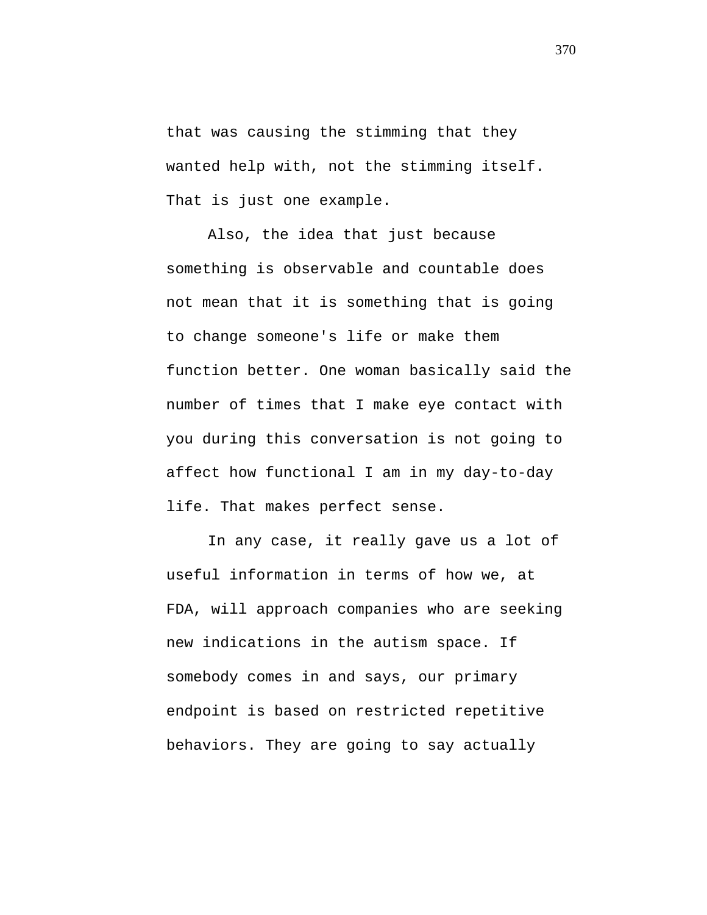that was causing the stimming that they wanted help with, not the stimming itself. That is just one example.

Also, the idea that just because something is observable and countable does not mean that it is something that is going to change someone's life or make them function better. One woman basically said the number of times that I make eye contact with you during this conversation is not going to affect how functional I am in my day-to-day life. That makes perfect sense.

In any case, it really gave us a lot of useful information in terms of how we, at FDA, will approach companies who are seeking new indications in the autism space. If somebody comes in and says, our primary endpoint is based on restricted repetitive behaviors. They are going to say actually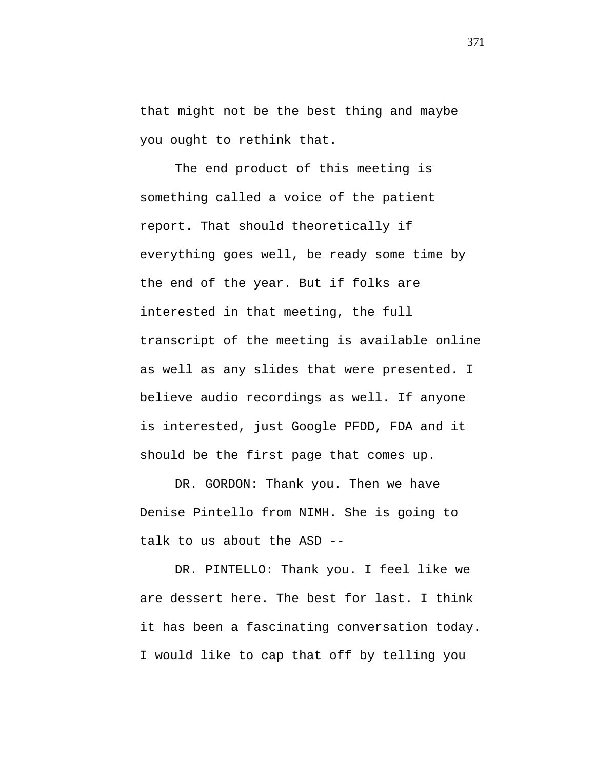that might not be the best thing and maybe you ought to rethink that.

The end product of this meeting is something called a voice of the patient report. That should theoretically if everything goes well, be ready some time by the end of the year. But if folks are interested in that meeting, the full transcript of the meeting is available online as well as any slides that were presented. I believe audio recordings as well. If anyone is interested, just Google PFDD, FDA and it should be the first page that comes up.

DR. GORDON: Thank you. Then we have Denise Pintello from NIMH. She is going to talk to us about the ASD --

DR. PINTELLO: Thank you. I feel like we are dessert here. The best for last. I think it has been a fascinating conversation today. I would like to cap that off by telling you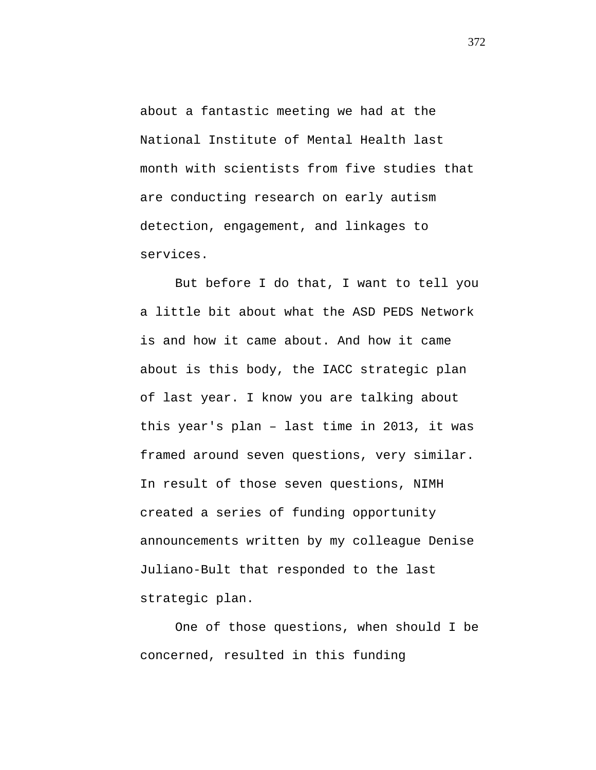about a fantastic meeting we had at the National Institute of Mental Health last month with scientists from five studies that are conducting research on early autism detection, engagement, and linkages to services.

But before I do that, I want to tell you a little bit about what the ASD PEDS Network is and how it came about. And how it came about is this body, the IACC strategic plan of last year. I know you are talking about this year's plan – last time in 2013, it was framed around seven questions, very similar. In result of those seven questions, NIMH created a series of funding opportunity announcements written by my colleague Denise Juliano-Bult that responded to the last strategic plan.

One of those questions, when should I be concerned, resulted in this funding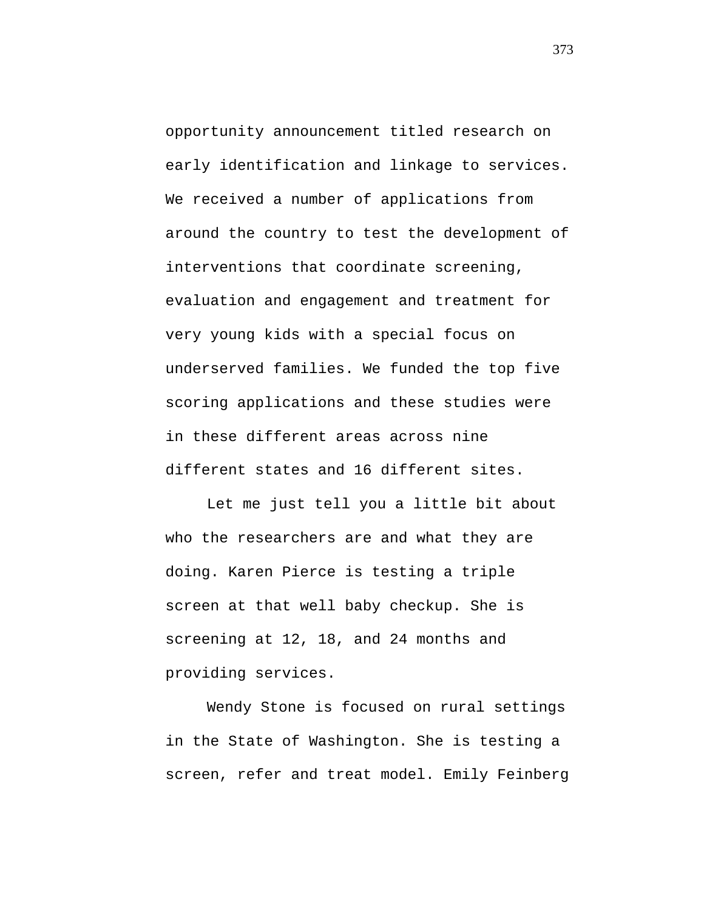opportunity announcement titled research on early identification and linkage to services. We received a number of applications from around the country to test the development of interventions that coordinate screening, evaluation and engagement and treatment for very young kids with a special focus on underserved families. We funded the top five scoring applications and these studies were in these different areas across nine different states and 16 different sites.

Let me just tell you a little bit about who the researchers are and what they are doing. Karen Pierce is testing a triple screen at that well baby checkup. She is screening at 12, 18, and 24 months and providing services.

Wendy Stone is focused on rural settings in the State of Washington. She is testing a screen, refer and treat model. Emily Feinberg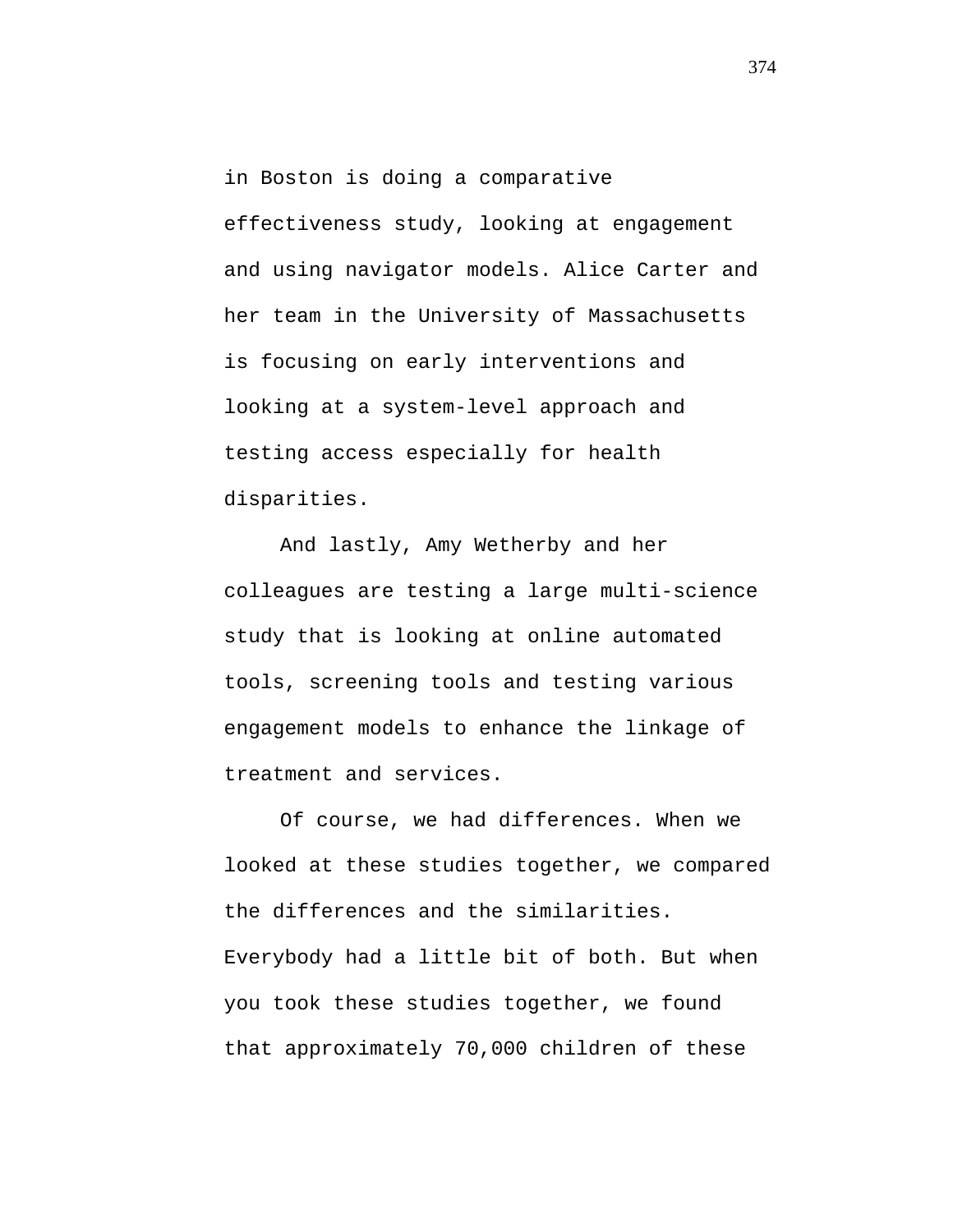in Boston is doing a comparative effectiveness study, looking at engagement and using navigator models. Alice Carter and her team in the University of Massachusetts is focusing on early interventions and looking at a system-level approach and testing access especially for health disparities.

And lastly, Amy Wetherby and her colleagues are testing a large multi-science study that is looking at online automated tools, screening tools and testing various engagement models to enhance the linkage of treatment and services.

Of course, we had differences. When we looked at these studies together, we compared the differences and the similarities. Everybody had a little bit of both. But when you took these studies together, we found that approximately 70,000 children of these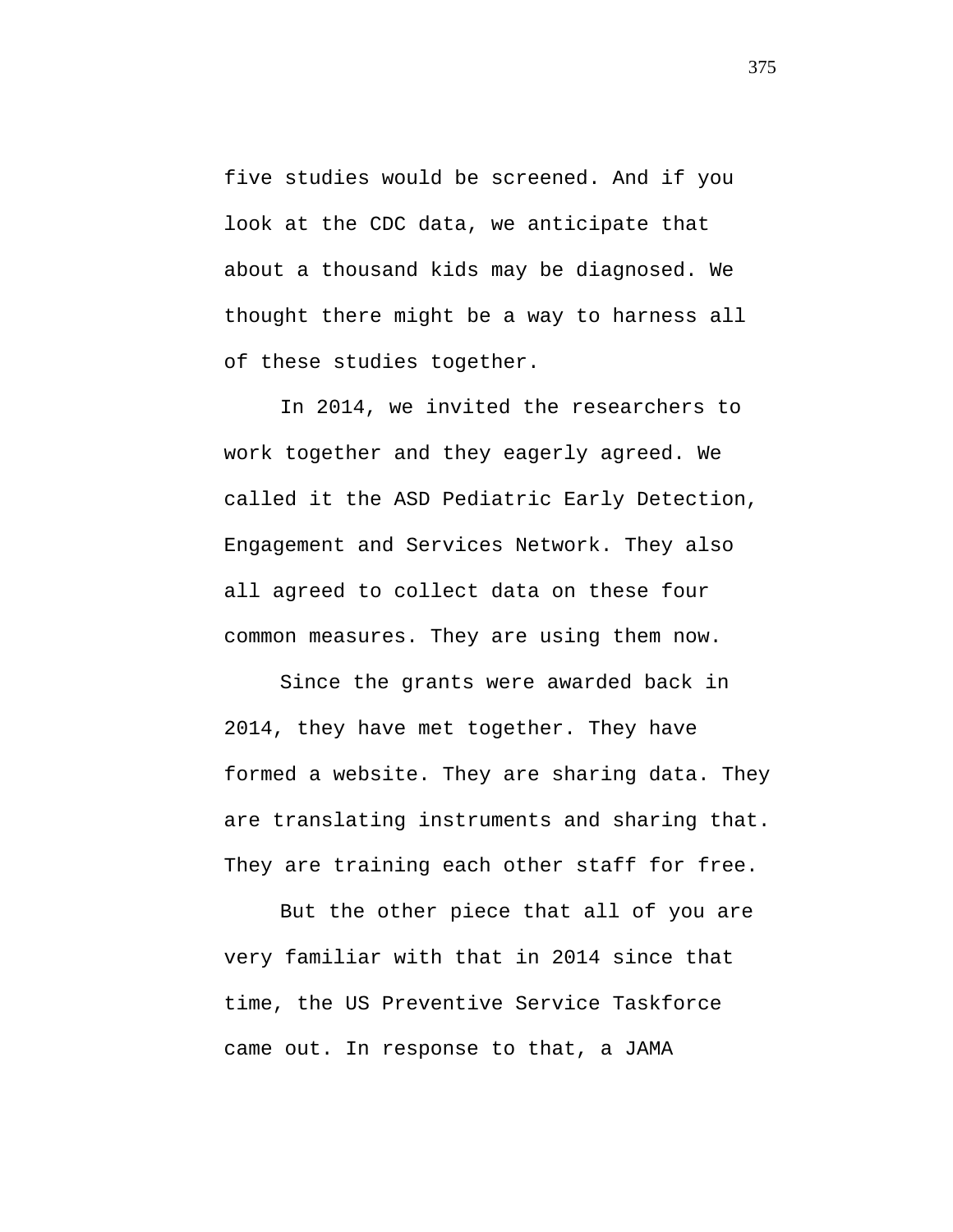five studies would be screened. And if you look at the CDC data, we anticipate that about a thousand kids may be diagnosed. We thought there might be a way to harness all of these studies together.

In 2014, we invited the researchers to work together and they eagerly agreed. We called it the ASD Pediatric Early Detection, Engagement and Services Network. They also all agreed to collect data on these four common measures. They are using them now.

Since the grants were awarded back in 2014, they have met together. They have formed a website. They are sharing data. They are translating instruments and sharing that. They are training each other staff for free.

But the other piece that all of you are very familiar with that in 2014 since that time, the US Preventive Service Taskforce came out. In response to that, a JAMA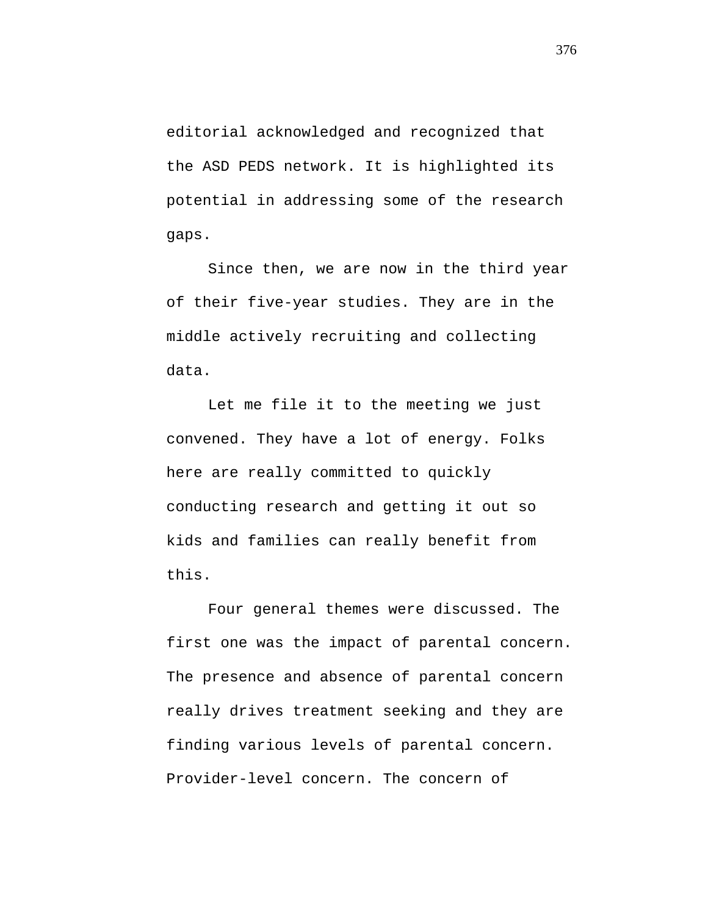editorial acknowledged and recognized that the ASD PEDS network. It is highlighted its potential in addressing some of the research gaps.

Since then, we are now in the third year of their five-year studies. They are in the middle actively recruiting and collecting data.

Let me file it to the meeting we just convened. They have a lot of energy. Folks here are really committed to quickly conducting research and getting it out so kids and families can really benefit from this.

Four general themes were discussed. The first one was the impact of parental concern. The presence and absence of parental concern really drives treatment seeking and they are finding various levels of parental concern. Provider-level concern. The concern of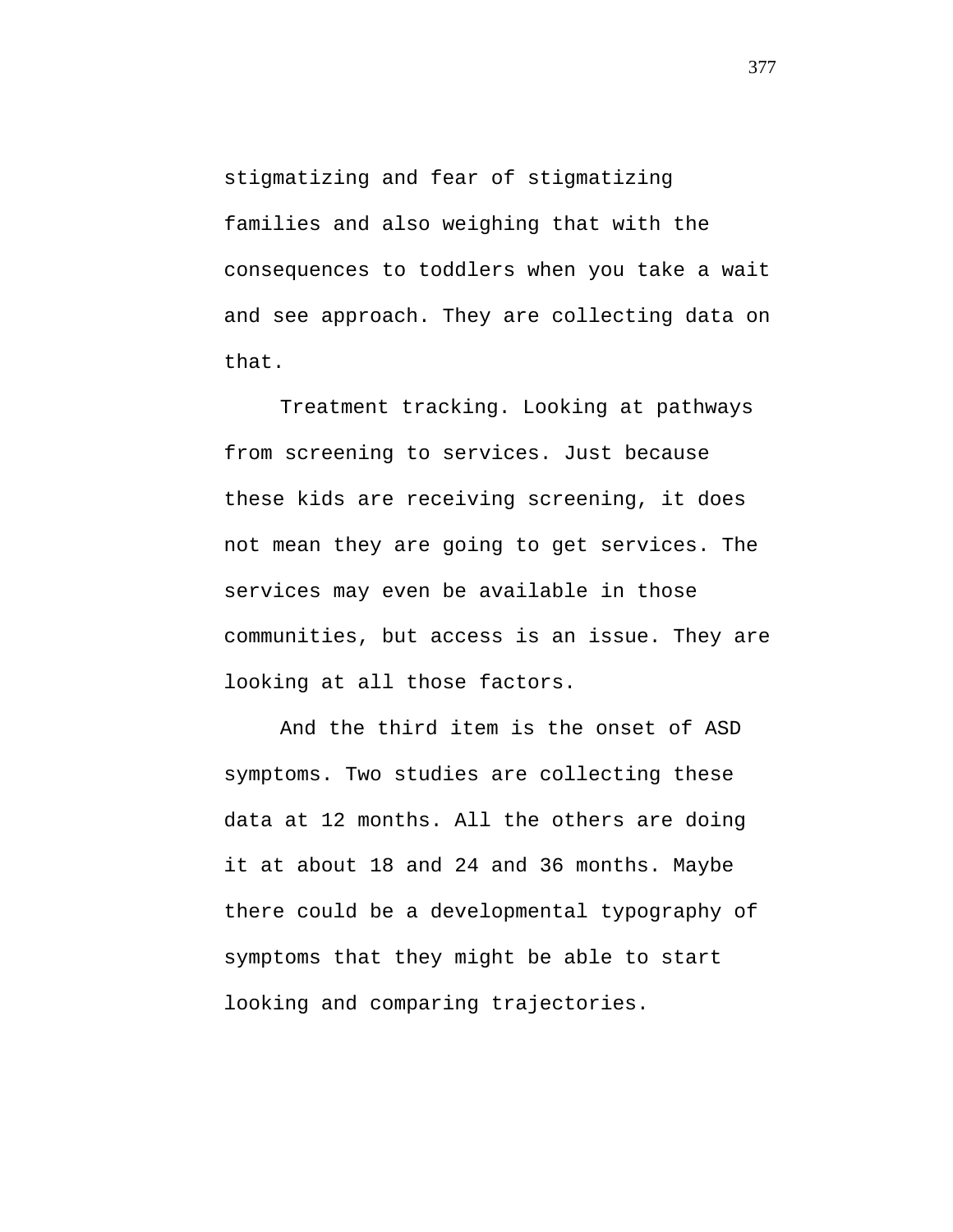stigmatizing and fear of stigmatizing families and also weighing that with the consequences to toddlers when you take a wait and see approach. They are collecting data on that.

Treatment tracking. Looking at pathways from screening to services. Just because these kids are receiving screening, it does not mean they are going to get services. The services may even be available in those communities, but access is an issue. They are looking at all those factors.

And the third item is the onset of ASD symptoms. Two studies are collecting these data at 12 months. All the others are doing it at about 18 and 24 and 36 months. Maybe there could be a developmental typography of symptoms that they might be able to start looking and comparing trajectories.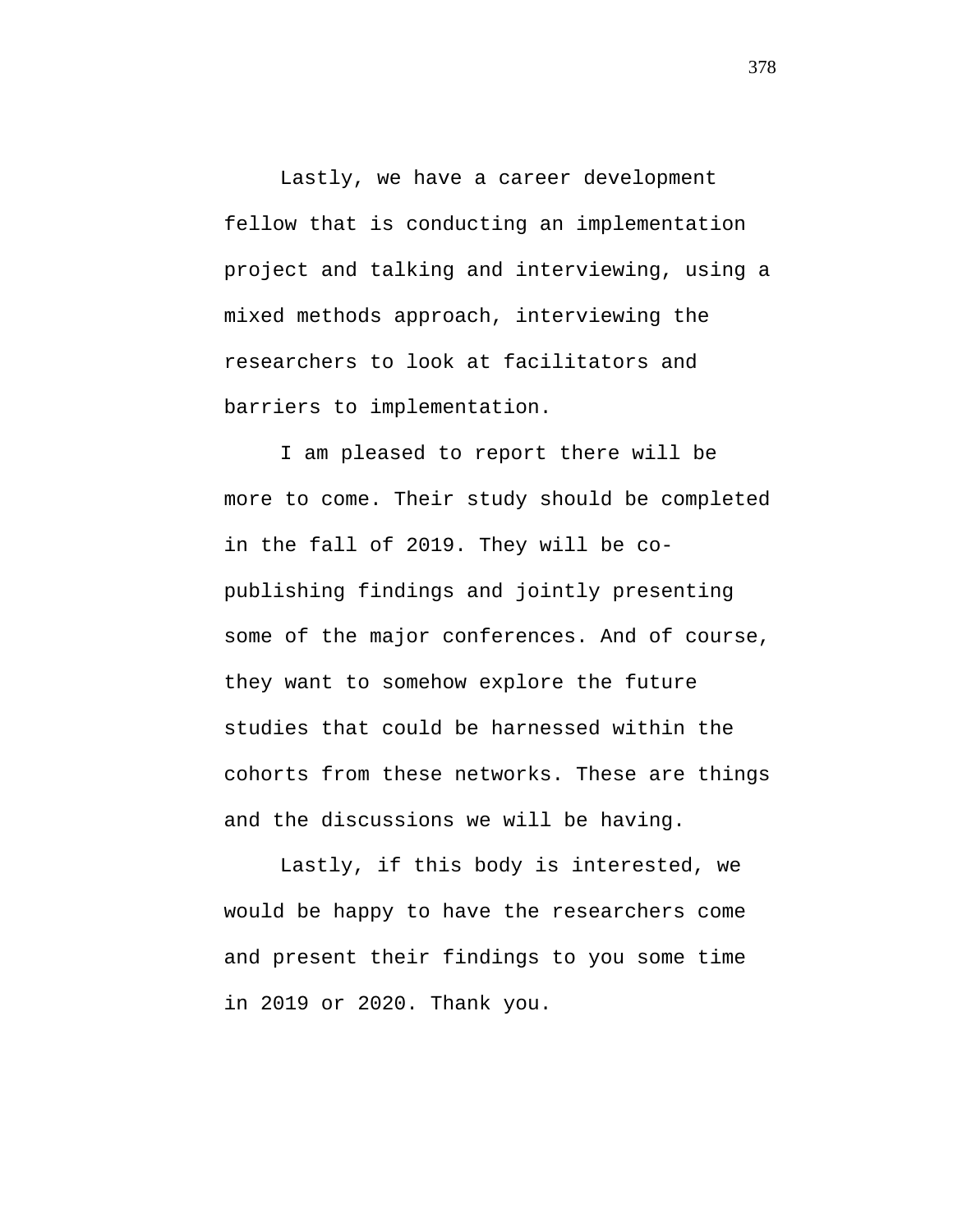Lastly, we have a career development fellow that is conducting an implementation project and talking and interviewing, using a mixed methods approach, interviewing the researchers to look at facilitators and barriers to implementation.

I am pleased to report there will be more to come. Their study should be completed in the fall of 2019. They will be co-publishing findings and jointly presenting some of the major conferences. And of course, they want to somehow explore the future studies that could be harnessed within the cohorts from these networks. These are things and the discussions we will be having.

Lastly, if this body is interested, we would be happy to have the researchers come and present their findings to you some time in 2019 or 2020. Thank you.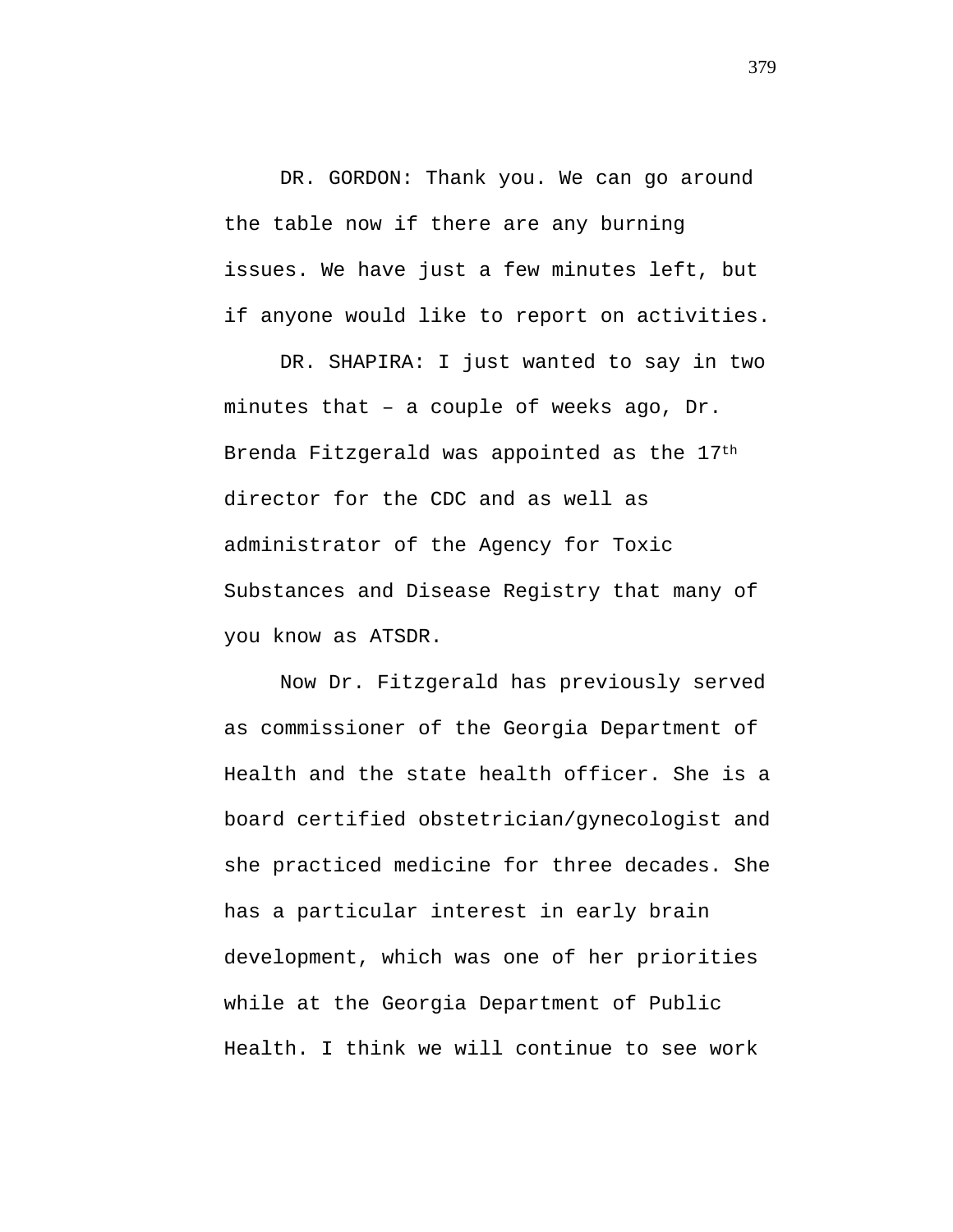DR. GORDON: Thank you. We can go around the table now if there are any burning issues. We have just a few minutes left, but if anyone would like to report on activities.

DR. SHAPIRA: I just wanted to say in two minutes that – a couple of weeks ago, Dr. Brenda Fitzgerald was appointed as the 17th director for the CDC and as well as administrator of the Agency for Toxic Substances and Disease Registry that many of you know as ATSDR.

Now Dr. Fitzgerald has previously served as commissioner of the Georgia Department of Health and the state health officer. She is a board certified obstetrician/gynecologist and she practiced medicine for three decades. She has a particular interest in early brain development, which was one of her priorities while at the Georgia Department of Public Health. I think we will continue to see work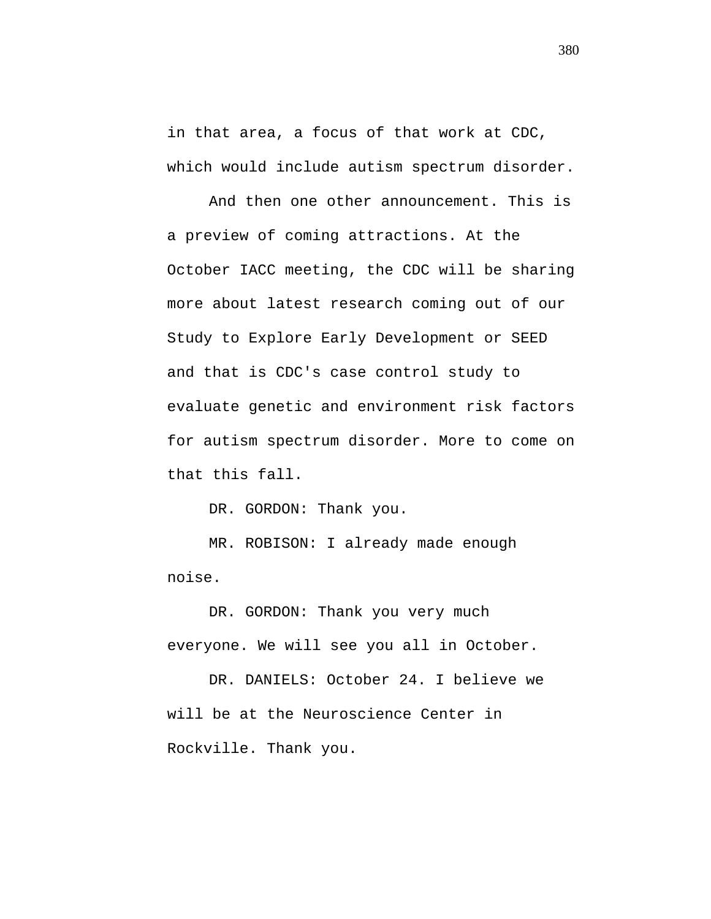in that area, a focus of that work at CDC, which would include autism spectrum disorder.

And then one other announcement. This is a preview of coming attractions. At the October IACC meeting, the CDC will be sharing more about latest research coming out of our Study to Explore Early Development or SEED and that is CDC's case control study to evaluate genetic and environment risk factors for autism spectrum disorder. More to come on that this fall.

DR. GORDON: Thank you.

MR. ROBISON: I already made enough noise.

DR. GORDON: Thank you very much everyone. We will see you all in October.

DR. DANIELS: October 24. I believe we will be at the Neuroscience Center in Rockville. Thank you.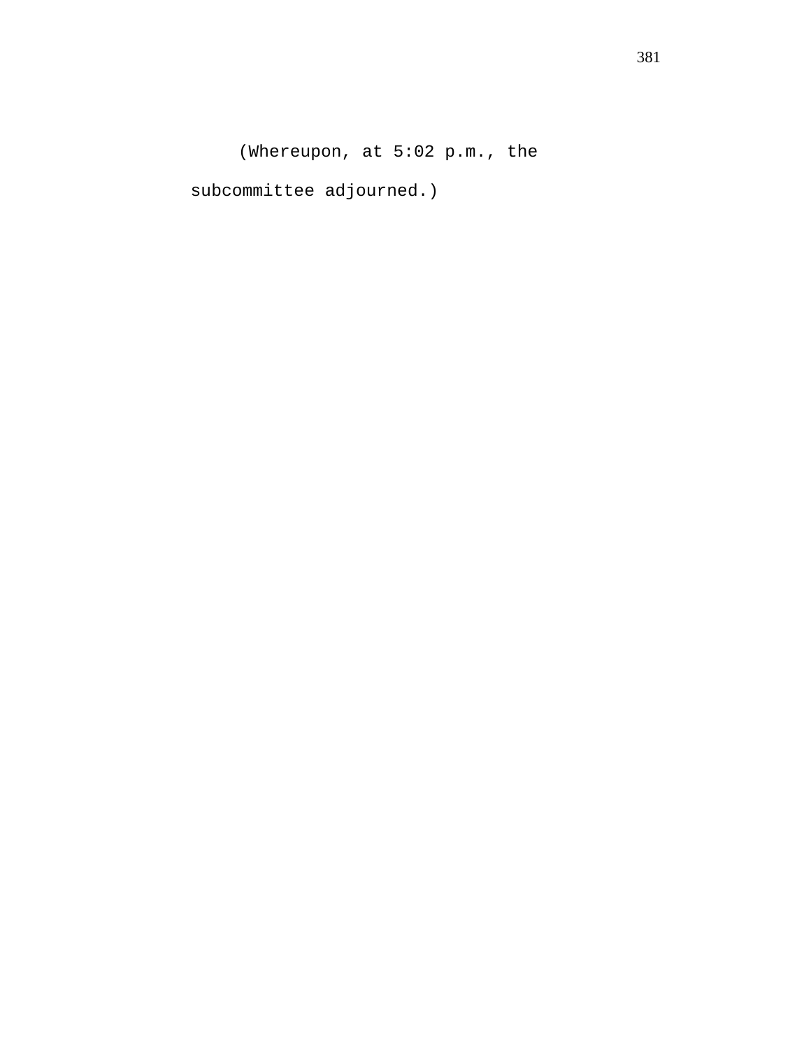(Whereupon, at 5:02 p.m., the subcommittee adjourned.)